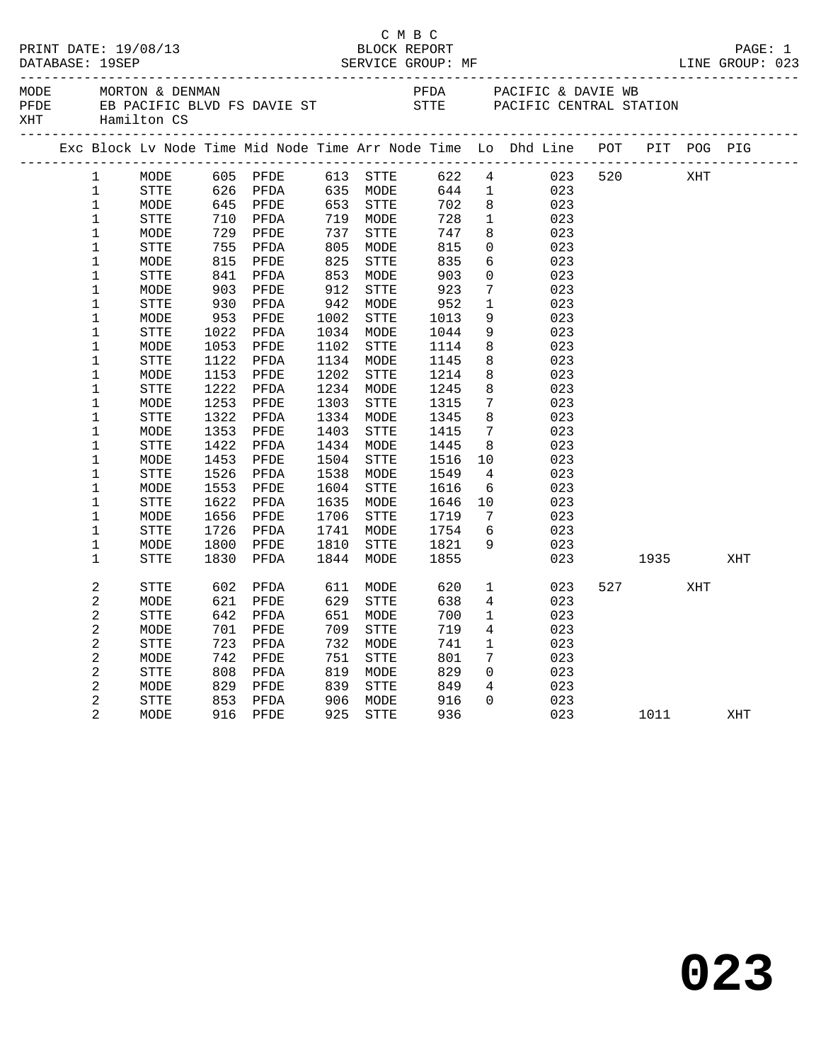C M B C

PRINT DATE: 19/08/13 BLOCK REPORT PAGE: 1
DATABASE: 19SEP SERVICE GROUP: MF LINE GROUP: 023

MODE MORTON & DENMAN
PFDE EB PACIFIC BLVD FS DAVIE ST
XHT Hamilton CS

PFDA PACIFIC & DAVIE WB
STTE PACIFIC CENTRAL STATION

| Exc | Block | Lv Node | Time | Mid Node | Time | Arr Node | Time | Lo | Dhd Line | POT | PIT | POG | PIG |
|---|---|---|---|---|---|---|---|---|---|---|---|---|---|
| | 1 | MODE | 605 | PFDE | 613 | STTE | 622 | 4 | 023 | 520 | | XHT | |
| | 1 | STTE | 626 | PFDA | 635 | MODE | 644 | 1 | 023 | | | | |
| | 1 | MODE | 645 | PFDE | 653 | STTE | 702 | 8 | 023 | | | | |
| | 1 | STTE | 710 | PFDA | 719 | MODE | 728 | 1 | 023 | | | | |
| | 1 | MODE | 729 | PFDE | 737 | STTE | 747 | 8 | 023 | | | | |
| | 1 | STTE | 755 | PFDA | 805 | MODE | 815 | 0 | 023 | | | | |
| | 1 | MODE | 815 | PFDE | 825 | STTE | 835 | 6 | 023 | | | | |
| | 1 | STTE | 841 | PFDA | 853 | MODE | 903 | 0 | 023 | | | | |
| | 1 | MODE | 903 | PFDE | 912 | STTE | 923 | 7 | 023 | | | | |
| | 1 | STTE | 930 | PFDA | 942 | MODE | 952 | 1 | 023 | | | | |
| | 1 | MODE | 953 | PFDE | 1002 | STTE | 1013 | 9 | 023 | | | | |
| | 1 | STTE | 1022 | PFDA | 1034 | MODE | 1044 | 9 | 023 | | | | |
| | 1 | MODE | 1053 | PFDE | 1102 | STTE | 1114 | 8 | 023 | | | | |
| | 1 | STTE | 1122 | PFDA | 1134 | MODE | 1145 | 8 | 023 | | | | |
| | 1 | MODE | 1153 | PFDE | 1202 | STTE | 1214 | 8 | 023 | | | | |
| | 1 | STTE | 1222 | PFDA | 1234 | MODE | 1245 | 8 | 023 | | | | |
| | 1 | MODE | 1253 | PFDE | 1303 | STTE | 1315 | 7 | 023 | | | | |
| | 1 | STTE | 1322 | PFDA | 1334 | MODE | 1345 | 8 | 023 | | | | |
| | 1 | MODE | 1353 | PFDE | 1403 | STTE | 1415 | 7 | 023 | | | | |
| | 1 | STTE | 1422 | PFDA | 1434 | MODE | 1445 | 8 | 023 | | | | |
| | 1 | MODE | 1453 | PFDE | 1504 | STTE | 1516 | 10 | 023 | | | | |
| | 1 | STTE | 1526 | PFDA | 1538 | MODE | 1549 | 4 | 023 | | | | |
| | 1 | MODE | 1553 | PFDE | 1604 | STTE | 1616 | 6 | 023 | | | | |
| | 1 | STTE | 1622 | PFDA | 1635 | MODE | 1646 | 10 | 023 | | | | |
| | 1 | MODE | 1656 | PFDE | 1706 | STTE | 1719 | 7 | 023 | | | | |
| | 1 | STTE | 1726 | PFDA | 1741 | MODE | 1754 | 6 | 023 | | | | |
| | 1 | MODE | 1800 | PFDE | 1810 | STTE | 1821 | 9 | 023 | | | | |
| | 1 | STTE | 1830 | PFDA | 1844 | MODE | 1855 | | 023 | | 1935 | | XHT |
| | 2 | STTE | 602 | PFDA | 611 | MODE | 620 | 1 | 023 | 527 | | XHT | |
| | 2 | MODE | 621 | PFDE | 629 | STTE | 638 | 4 | 023 | | | | |
| | 2 | STTE | 642 | PFDA | 651 | MODE | 700 | 1 | 023 | | | | |
| | 2 | MODE | 701 | PFDE | 709 | STTE | 719 | 4 | 023 | | | | |
| | 2 | STTE | 723 | PFDA | 732 | MODE | 741 | 1 | 023 | | | | |
| | 2 | MODE | 742 | PFDE | 751 | STTE | 801 | 7 | 023 | | | | |
| | 2 | STTE | 808 | PFDA | 819 | MODE | 829 | 0 | 023 | | | | |
| | 2 | MODE | 829 | PFDE | 839 | STTE | 849 | 4 | 023 | | | | |
| | 2 | STTE | 853 | PFDA | 906 | MODE | 916 | 0 | 023 | | | | |
| | 2 | MODE | 916 | PFDE | 925 | STTE | 936 | | 023 | | 1011 | | XHT |

# 023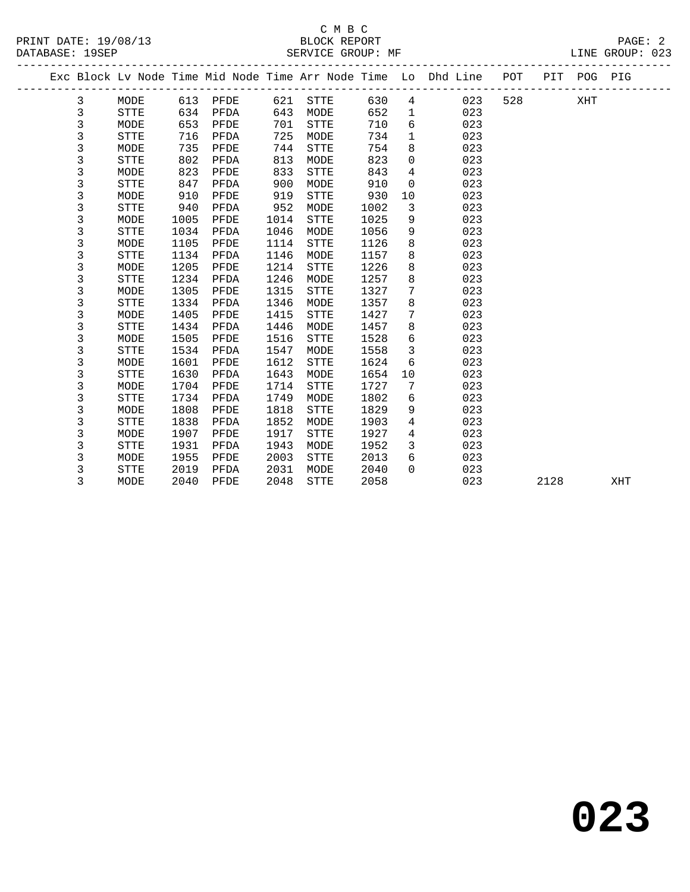C M B C
BLOCK REPORT
SERVICE GROUP: MF

PRINT DATE: 19/08/13
DATABASE: 19SEP
LINE GROUP: 023

| Exc | Block | Lv Node | Time | Mid Node | Time | Arr Node | Time | Lo | Dhd Line | POT | PIT | POG | PIG |
|---|---|---|---|---|---|---|---|---|---|---|---|---|---|
| | 3 | MODE | 613 | PFDE | 621 | STTE | 630 | 4 | 023 | 528 | | XHT | |
| | 3 | STTE | 634 | PFDA | 643 | MODE | 652 | 1 | 023 | | | | |
| | 3 | MODE | 653 | PFDE | 701 | STTE | 710 | 6 | 023 | | | | |
| | 3 | STTE | 716 | PFDA | 725 | MODE | 734 | 1 | 023 | | | | |
| | 3 | MODE | 735 | PFDE | 744 | STTE | 754 | 8 | 023 | | | | |
| | 3 | STTE | 802 | PFDA | 813 | MODE | 823 | 0 | 023 | | | | |
| | 3 | MODE | 823 | PFDE | 833 | STTE | 843 | 4 | 023 | | | | |
| | 3 | STTE | 847 | PFDA | 900 | MODE | 910 | 0 | 023 | | | | |
| | 3 | MODE | 910 | PFDE | 919 | STTE | 930 | 10 | 023 | | | | |
| | 3 | STTE | 940 | PFDA | 952 | MODE | 1002 | 3 | 023 | | | | |
| | 3 | MODE | 1005 | PFDE | 1014 | STTE | 1025 | 9 | 023 | | | | |
| | 3 | STTE | 1034 | PFDA | 1046 | MODE | 1056 | 9 | 023 | | | | |
| | 3 | MODE | 1105 | PFDE | 1114 | STTE | 1126 | 8 | 023 | | | | |
| | 3 | STTE | 1134 | PFDA | 1146 | MODE | 1157 | 8 | 023 | | | | |
| | 3 | MODE | 1205 | PFDE | 1214 | STTE | 1226 | 8 | 023 | | | | |
| | 3 | STTE | 1234 | PFDA | 1246 | MODE | 1257 | 8 | 023 | | | | |
| | 3 | MODE | 1305 | PFDE | 1315 | STTE | 1327 | 7 | 023 | | | | |
| | 3 | STTE | 1334 | PFDA | 1346 | MODE | 1357 | 8 | 023 | | | | |
| | 3 | MODE | 1405 | PFDE | 1415 | STTE | 1427 | 7 | 023 | | | | |
| | 3 | STTE | 1434 | PFDA | 1446 | MODE | 1457 | 8 | 023 | | | | |
| | 3 | MODE | 1505 | PFDE | 1516 | STTE | 1528 | 6 | 023 | | | | |
| | 3 | STTE | 1534 | PFDA | 1547 | MODE | 1558 | 3 | 023 | | | | |
| | 3 | MODE | 1601 | PFDE | 1612 | STTE | 1624 | 6 | 023 | | | | |
| | 3 | STTE | 1630 | PFDA | 1643 | MODE | 1654 | 10 | 023 | | | | |
| | 3 | MODE | 1704 | PFDE | 1714 | STTE | 1727 | 7 | 023 | | | | |
| | 3 | STTE | 1734 | PFDA | 1749 | MODE | 1802 | 6 | 023 | | | | |
| | 3 | MODE | 1808 | PFDE | 1818 | STTE | 1829 | 9 | 023 | | | | |
| | 3 | STTE | 1838 | PFDA | 1852 | MODE | 1903 | 4 | 023 | | | | |
| | 3 | MODE | 1907 | PFDE | 1917 | STTE | 1927 | 4 | 023 | | | | |
| | 3 | STTE | 1931 | PFDA | 1943 | MODE | 1952 | 3 | 023 | | | | |
| | 3 | MODE | 1955 | PFDE | 2003 | STTE | 2013 | 6 | 023 | | | | |
| | 3 | STTE | 2019 | PFDA | 2031 | MODE | 2040 | 0 | 023 | | | | |
| | 3 | MODE | 2040 | PFDE | 2048 | STTE | 2058 | | 023 | | 2128 | | XHT |

# 023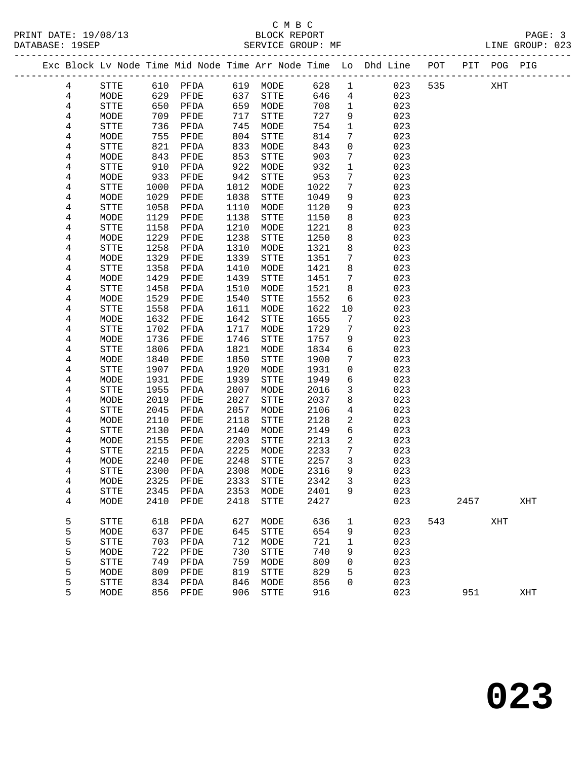C M B C
BLOCK REPORT
SERVICE GROUP: MF

PRINT DATE: 19/08/13
DATABASE: 19SEP
LINE GROUP: 023

| Exc | Block | Lv | Node | Time | Mid Node | Time | Arr Node | Time | Lo | Dhd Line | POT | PIT | POG | PIG |
|---|---|---|---|---|---|---|---|---|---|---|---|---|---|---|
| | 4 | | STTE | 610 | PFDA | 619 | MODE | 628 | 1 | 023 | 535 | | XHT | |
| | 4 | | MODE | 629 | PFDE | 637 | STTE | 646 | 4 | 023 | | | | |
| | 4 | | STTE | 650 | PFDA | 659 | MODE | 708 | 1 | 023 | | | | |
| | 4 | | MODE | 709 | PFDE | 717 | STTE | 727 | 9 | 023 | | | | |
| | 4 | | STTE | 736 | PFDA | 745 | MODE | 754 | 1 | 023 | | | | |
| | 4 | | MODE | 755 | PFDE | 804 | STTE | 814 | 7 | 023 | | | | |
| | 4 | | STTE | 821 | PFDA | 833 | MODE | 843 | 0 | 023 | | | | |
| | 4 | | MODE | 843 | PFDE | 853 | STTE | 903 | 7 | 023 | | | | |
| | 4 | | STTE | 910 | PFDA | 922 | MODE | 932 | 1 | 023 | | | | |
| | 4 | | MODE | 933 | PFDE | 942 | STTE | 953 | 7 | 023 | | | | |
| | 4 | | STTE | 1000 | PFDA | 1012 | MODE | 1022 | 7 | 023 | | | | |
| | 4 | | MODE | 1029 | PFDE | 1038 | STTE | 1049 | 9 | 023 | | | | |
| | 4 | | STTE | 1058 | PFDA | 1110 | MODE | 1120 | 9 | 023 | | | | |
| | 4 | | MODE | 1129 | PFDE | 1138 | STTE | 1150 | 8 | 023 | | | | |
| | 4 | | STTE | 1158 | PFDA | 1210 | MODE | 1221 | 8 | 023 | | | | |
| | 4 | | MODE | 1229 | PFDE | 1238 | STTE | 1250 | 8 | 023 | | | | |
| | 4 | | STTE | 1258 | PFDA | 1310 | MODE | 1321 | 8 | 023 | | | | |
| | 4 | | MODE | 1329 | PFDE | 1339 | STTE | 1351 | 7 | 023 | | | | |
| | 4 | | STTE | 1358 | PFDA | 1410 | MODE | 1421 | 8 | 023 | | | | |
| | 4 | | MODE | 1429 | PFDE | 1439 | STTE | 1451 | 7 | 023 | | | | |
| | 4 | | STTE | 1458 | PFDA | 1510 | MODE | 1521 | 8 | 023 | | | | |
| | 4 | | MODE | 1529 | PFDE | 1540 | STTE | 1552 | 6 | 023 | | | | |
| | 4 | | STTE | 1558 | PFDA | 1611 | MODE | 1622 | 10 | 023 | | | | |
| | 4 | | MODE | 1632 | PFDE | 1642 | STTE | 1655 | 7 | 023 | | | | |
| | 4 | | STTE | 1702 | PFDA | 1717 | MODE | 1729 | 7 | 023 | | | | |
| | 4 | | MODE | 1736 | PFDE | 1746 | STTE | 1757 | 9 | 023 | | | | |
| | 4 | | STTE | 1806 | PFDA | 1821 | MODE | 1834 | 6 | 023 | | | | |
| | 4 | | MODE | 1840 | PFDE | 1850 | STTE | 1900 | 7 | 023 | | | | |
| | 4 | | STTE | 1907 | PFDA | 1920 | MODE | 1931 | 0 | 023 | | | | |
| | 4 | | MODE | 1931 | PFDE | 1939 | STTE | 1949 | 6 | 023 | | | | |
| | 4 | | STTE | 1955 | PFDA | 2007 | MODE | 2016 | 3 | 023 | | | | |
| | 4 | | MODE | 2019 | PFDE | 2027 | STTE | 2037 | 8 | 023 | | | | |
| | 4 | | STTE | 2045 | PFDA | 2057 | MODE | 2106 | 4 | 023 | | | | |
| | 4 | | MODE | 2110 | PFDE | 2118 | STTE | 2128 | 2 | 023 | | | | |
| | 4 | | STTE | 2130 | PFDA | 2140 | MODE | 2149 | 6 | 023 | | | | |
| | 4 | | MODE | 2155 | PFDE | 2203 | STTE | 2213 | 2 | 023 | | | | |
| | 4 | | STTE | 2215 | PFDA | 2225 | MODE | 2233 | 7 | 023 | | | | |
| | 4 | | MODE | 2240 | PFDE | 2248 | STTE | 2257 | 3 | 023 | | | | |
| | 4 | | STTE | 2300 | PFDA | 2308 | MODE | 2316 | 9 | 023 | | | | |
| | 4 | | MODE | 2325 | PFDE | 2333 | STTE | 2342 | 3 | 023 | | | | |
| | 4 | | STTE | 2345 | PFDA | 2353 | MODE | 2401 | 9 | 023 | | | | |
| | 4 | | MODE | 2410 | PFDE | 2418 | STTE | 2427 | | 023 | | 2457 | | XHT |
| | 5 | | STTE | 618 | PFDA | 627 | MODE | 636 | 1 | 023 | 543 | | XHT | |
| | 5 | | MODE | 637 | PFDE | 645 | STTE | 654 | 9 | 023 | | | | |
| | 5 | | STTE | 703 | PFDA | 712 | MODE | 721 | 1 | 023 | | | | |
| | 5 | | MODE | 722 | PFDE | 730 | STTE | 740 | 9 | 023 | | | | |
| | 5 | | STTE | 749 | PFDA | 759 | MODE | 809 | 0 | 023 | | | | |
| | 5 | | MODE | 809 | PFDE | 819 | STTE | 829 | 5 | 023 | | | | |
| | 5 | | STTE | 834 | PFDA | 846 | MODE | 856 | 0 | 023 | | | | |
| | 5 | | MODE | 856 | PFDE | 906 | STTE | 916 | | 023 | | 951 | | XHT |

# 023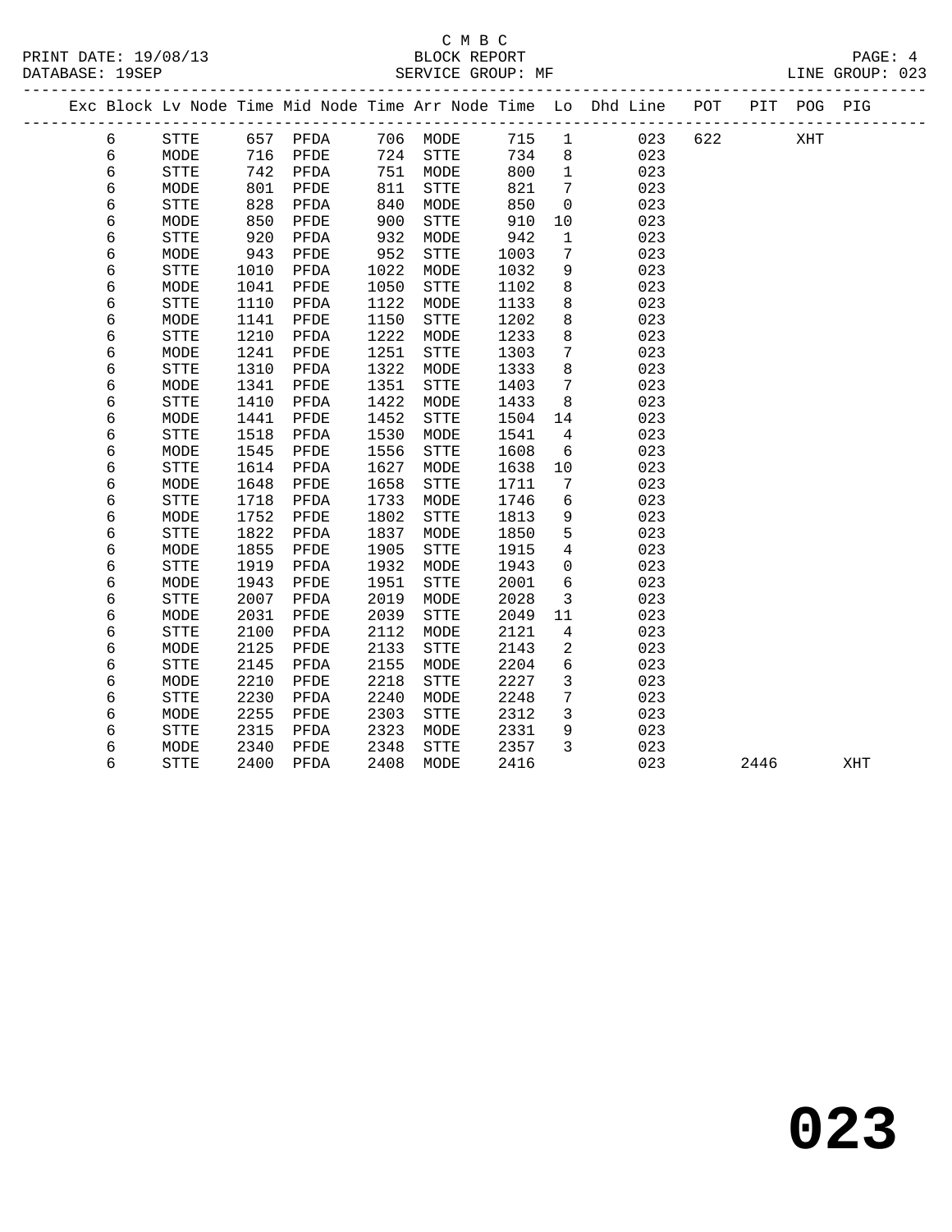C M B C

PRINT DATE: 19/08/13 BLOCK REPORT

DATABASE: 19SEP SERVICE GROUP: MF LINE GROUP: 023

| Exc | Block | Lv | Node | Time | Mid Node | Time | Arr Node | Time | Lo | Dhd Line | POT | PIT | POG | PIG |
|---|---|---|---|---|---|---|---|---|---|---|---|---|---|---|
| | 6 | | STTE | 657 | PFDA | 706 | MODE | 715 | 1 | 023 | 622 | | XHT | |
| | 6 | | MODE | 716 | PFDE | 724 | STTE | 734 | 8 | 023 | | | | |
| | 6 | | STTE | 742 | PFDA | 751 | MODE | 800 | 1 | 023 | | | | |
| | 6 | | MODE | 801 | PFDE | 811 | STTE | 821 | 7 | 023 | | | | |
| | 6 | | STTE | 828 | PFDA | 840 | MODE | 850 | 0 | 023 | | | | |
| | 6 | | MODE | 850 | PFDE | 900 | STTE | 910 | 10 | 023 | | | | |
| | 6 | | STTE | 920 | PFDA | 932 | MODE | 942 | 1 | 023 | | | | |
| | 6 | | MODE | 943 | PFDE | 952 | STTE | 1003 | 7 | 023 | | | | |
| | 6 | | STTE | 1010 | PFDA | 1022 | MODE | 1032 | 9 | 023 | | | | |
| | 6 | | MODE | 1041 | PFDE | 1050 | STTE | 1102 | 8 | 023 | | | | |
| | 6 | | STTE | 1110 | PFDA | 1122 | MODE | 1133 | 8 | 023 | | | | |
| | 6 | | MODE | 1141 | PFDE | 1150 | STTE | 1202 | 8 | 023 | | | | |
| | 6 | | STTE | 1210 | PFDA | 1222 | MODE | 1233 | 8 | 023 | | | | |
| | 6 | | MODE | 1241 | PFDE | 1251 | STTE | 1303 | 7 | 023 | | | | |
| | 6 | | STTE | 1310 | PFDA | 1322 | MODE | 1333 | 8 | 023 | | | | |
| | 6 | | MODE | 1341 | PFDE | 1351 | STTE | 1403 | 7 | 023 | | | | |
| | 6 | | STTE | 1410 | PFDA | 1422 | MODE | 1433 | 8 | 023 | | | | |
| | 6 | | MODE | 1441 | PFDE | 1452 | STTE | 1504 | 14 | 023 | | | | |
| | 6 | | STTE | 1518 | PFDA | 1530 | MODE | 1541 | 4 | 023 | | | | |
| | 6 | | MODE | 1545 | PFDE | 1556 | STTE | 1608 | 6 | 023 | | | | |
| | 6 | | STTE | 1614 | PFDA | 1627 | MODE | 1638 | 10 | 023 | | | | |
| | 6 | | MODE | 1648 | PFDE | 1658 | STTE | 1711 | 7 | 023 | | | | |
| | 6 | | STTE | 1718 | PFDA | 1733 | MODE | 1746 | 6 | 023 | | | | |
| | 6 | | MODE | 1752 | PFDE | 1802 | STTE | 1813 | 9 | 023 | | | | |
| | 6 | | STTE | 1822 | PFDA | 1837 | MODE | 1850 | 5 | 023 | | | | |
| | 6 | | MODE | 1855 | PFDE | 1905 | STTE | 1915 | 4 | 023 | | | | |
| | 6 | | STTE | 1919 | PFDA | 1932 | MODE | 1943 | 0 | 023 | | | | |
| | 6 | | MODE | 1943 | PFDE | 1951 | STTE | 2001 | 6 | 023 | | | | |
| | 6 | | STTE | 2007 | PFDA | 2019 | MODE | 2028 | 3 | 023 | | | | |
| | 6 | | MODE | 2031 | PFDE | 2039 | STTE | 2049 | 11 | 023 | | | | |
| | 6 | | STTE | 2100 | PFDA | 2112 | MODE | 2121 | 4 | 023 | | | | |
| | 6 | | MODE | 2125 | PFDE | 2133 | STTE | 2143 | 2 | 023 | | | | |
| | 6 | | STTE | 2145 | PFDA | 2155 | MODE | 2204 | 6 | 023 | | | | |
| | 6 | | MODE | 2210 | PFDE | 2218 | STTE | 2227 | 3 | 023 | | | | |
| | 6 | | STTE | 2230 | PFDA | 2240 | MODE | 2248 | 7 | 023 | | | | |
| | 6 | | MODE | 2255 | PFDE | 2303 | STTE | 2312 | 3 | 023 | | | | |
| | 6 | | STTE | 2315 | PFDA | 2323 | MODE | 2331 | 9 | 023 | | | | |
| | 6 | | MODE | 2340 | PFDE | 2348 | STTE | 2357 | 3 | 023 | | | | |
| | 6 | | STTE | 2400 | PFDA | 2408 | MODE | 2416 | | 023 | | 2446 | | XHT |

**023**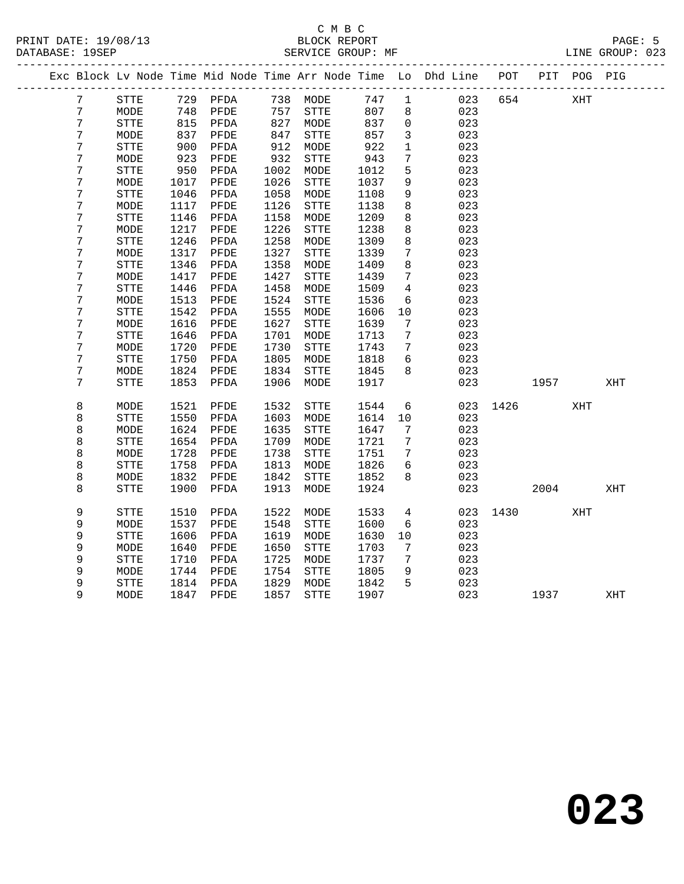C M B C
BLOCK REPORT
SERVICE GROUP: MF

PRINT DATE: 19/08/13
DATABASE: 19SEP
LINE GROUP: 023

| Exc | Block | Lv | Node | Time | Mid | Node | Time | Arr | Node | Time | Lo | Dhd | Line | POT | PIT | POG | PIG |
|---|---|---|---|---|---|---|---|---|---|---|---|---|---|---|---|---|---|
| | 7 | | STTE | 729 | | PFDA | 738 | | MODE | 747 | 1 | | 023 | 654 | | XHT | |
| | 7 | | MODE | 748 | | PFDE | 757 | | STTE | 807 | 8 | | 023 | | | | |
| | 7 | | STTE | 815 | | PFDA | 827 | | MODE | 837 | 0 | | 023 | | | | |
| | 7 | | MODE | 837 | | PFDE | 847 | | STTE | 857 | 3 | | 023 | | | | |
| | 7 | | STTE | 900 | | PFDA | 912 | | MODE | 922 | 1 | | 023 | | | | |
| | 7 | | MODE | 923 | | PFDE | 932 | | STTE | 943 | 7 | | 023 | | | | |
| | 7 | | STTE | 950 | | PFDA | 1002 | | MODE | 1012 | 5 | | 023 | | | | |
| | 7 | | MODE | 1017 | | PFDE | 1026 | | STTE | 1037 | 9 | | 023 | | | | |
| | 7 | | STTE | 1046 | | PFDA | 1058 | | MODE | 1108 | 9 | | 023 | | | | |
| | 7 | | MODE | 1117 | | PFDE | 1126 | | STTE | 1138 | 8 | | 023 | | | | |
| | 7 | | STTE | 1146 | | PFDA | 1158 | | MODE | 1209 | 8 | | 023 | | | | |
| | 7 | | MODE | 1217 | | PFDE | 1226 | | STTE | 1238 | 8 | | 023 | | | | |
| | 7 | | STTE | 1246 | | PFDA | 1258 | | MODE | 1309 | 8 | | 023 | | | | |
| | 7 | | MODE | 1317 | | PFDE | 1327 | | STTE | 1339 | 7 | | 023 | | | | |
| | 7 | | STTE | 1346 | | PFDA | 1358 | | MODE | 1409 | 8 | | 023 | | | | |
| | 7 | | MODE | 1417 | | PFDE | 1427 | | STTE | 1439 | 7 | | 023 | | | | |
| | 7 | | STTE | 1446 | | PFDA | 1458 | | MODE | 1509 | 4 | | 023 | | | | |
| | 7 | | MODE | 1513 | | PFDE | 1524 | | STTE | 1536 | 6 | | 023 | | | | |
| | 7 | | STTE | 1542 | | PFDA | 1555 | | MODE | 1606 | 10 | | 023 | | | | |
| | 7 | | MODE | 1616 | | PFDE | 1627 | | STTE | 1639 | 7 | | 023 | | | | |
| | 7 | | STTE | 1646 | | PFDA | 1701 | | MODE | 1713 | 7 | | 023 | | | | |
| | 7 | | MODE | 1720 | | PFDE | 1730 | | STTE | 1743 | 7 | | 023 | | | | |
| | 7 | | STTE | 1750 | | PFDA | 1805 | | MODE | 1818 | 6 | | 023 | | | | |
| | 7 | | MODE | 1824 | | PFDE | 1834 | | STTE | 1845 | 8 | | 023 | | | | |
| | 7 | | STTE | 1853 | | PFDA | 1906 | | MODE | 1917 | | | 023 | | 1957 | | XHT |
| | 8 | | MODE | 1521 | | PFDE | 1532 | | STTE | 1544 | 6 | | 023 | 1426 | | XHT | |
| | 8 | | STTE | 1550 | | PFDA | 1603 | | MODE | 1614 | 10 | | 023 | | | | |
| | 8 | | MODE | 1624 | | PFDE | 1635 | | STTE | 1647 | 7 | | 023 | | | | |
| | 8 | | STTE | 1654 | | PFDA | 1709 | | MODE | 1721 | 7 | | 023 | | | | |
| | 8 | | MODE | 1728 | | PFDE | 1738 | | STTE | 1751 | 7 | | 023 | | | | |
| | 8 | | STTE | 1758 | | PFDA | 1813 | | MODE | 1826 | 6 | | 023 | | | | |
| | 8 | | MODE | 1832 | | PFDE | 1842 | | STTE | 1852 | 8 | | 023 | | | | |
| | 8 | | STTE | 1900 | | PFDA | 1913 | | MODE | 1924 | | | 023 | | 2004 | | XHT |
| | 9 | | STTE | 1510 | | PFDA | 1522 | | MODE | 1533 | 4 | | 023 | 1430 | | XHT | |
| | 9 | | MODE | 1537 | | PFDE | 1548 | | STTE | 1600 | 6 | | 023 | | | | |
| | 9 | | STTE | 1606 | | PFDA | 1619 | | MODE | 1630 | 10 | | 023 | | | | |
| | 9 | | MODE | 1640 | | PFDE | 1650 | | STTE | 1703 | 7 | | 023 | | | | |
| | 9 | | STTE | 1710 | | PFDA | 1725 | | MODE | 1737 | 7 | | 023 | | | | |
| | 9 | | MODE | 1744 | | PFDE | 1754 | | STTE | 1805 | 9 | | 023 | | | | |
| | 9 | | STTE | 1814 | | PFDA | 1829 | | MODE | 1842 | 5 | | 023 | | | | |
| | 9 | | MODE | 1847 | | PFDE | 1857 | | STTE | 1907 | | | 023 | | 1937 | | XHT |

**023**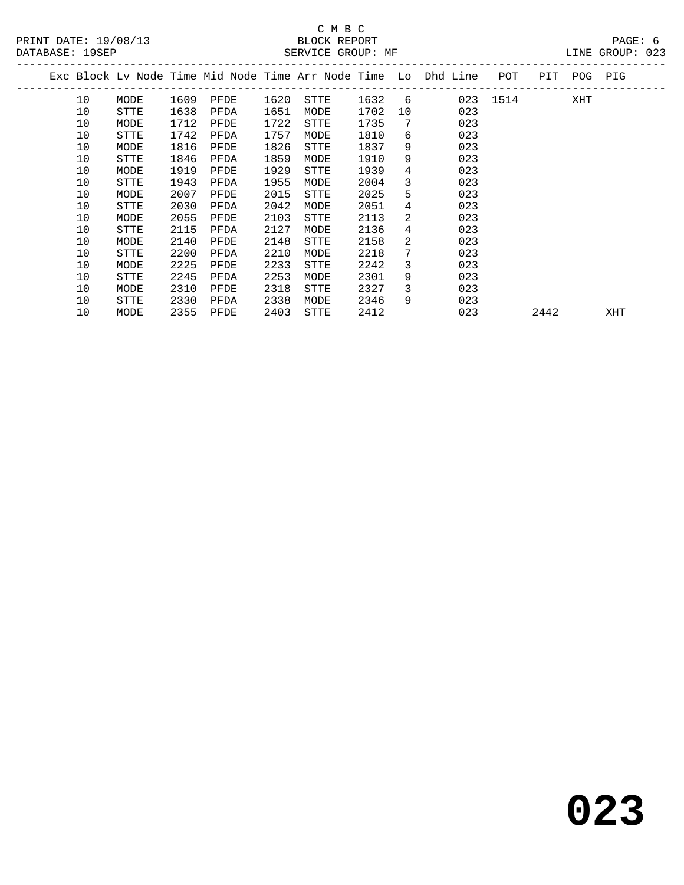C M B C

BLOCK REPORT

SERVICE GROUP: MF

PRINT DATE: 19/08/13

DATABASE: 19SEP

LINE GROUP: 023

| Exc | Block | Lv | Node | Time | Mid Node | Time | Arr Node | Time | Lo | Dhd Line | POT | PIT | POG | PIG |
|---|---|---|---|---|---|---|---|---|---|---|---|---|---|---|
| | 10 | | MODE | 1609 | PFDE | 1620 | STTE | 1632 | 6 | 023 | 1514 | | XHT | |
| | 10 | | STTE | 1638 | PFDA | 1651 | MODE | 1702 | 10 | 023 | | | | |
| | 10 | | MODE | 1712 | PFDE | 1722 | STTE | 1735 | 7 | 023 | | | | |
| | 10 | | STTE | 1742 | PFDA | 1757 | MODE | 1810 | 6 | 023 | | | | |
| | 10 | | MODE | 1816 | PFDE | 1826 | STTE | 1837 | 9 | 023 | | | | |
| | 10 | | STTE | 1846 | PFDA | 1859 | MODE | 1910 | 9 | 023 | | | | |
| | 10 | | MODE | 1919 | PFDE | 1929 | STTE | 1939 | 4 | 023 | | | | |
| | 10 | | STTE | 1943 | PFDA | 1955 | MODE | 2004 | 3 | 023 | | | | |
| | 10 | | MODE | 2007 | PFDE | 2015 | STTE | 2025 | 5 | 023 | | | | |
| | 10 | | STTE | 2030 | PFDA | 2042 | MODE | 2051 | 4 | 023 | | | | |
| | 10 | | MODE | 2055 | PFDE | 2103 | STTE | 2113 | 2 | 023 | | | | |
| | 10 | | STTE | 2115 | PFDA | 2127 | MODE | 2136 | 4 | 023 | | | | |
| | 10 | | MODE | 2140 | PFDE | 2148 | STTE | 2158 | 2 | 023 | | | | |
| | 10 | | STTE | 2200 | PFDA | 2210 | MODE | 2218 | 7 | 023 | | | | |
| | 10 | | MODE | 2225 | PFDE | 2233 | STTE | 2242 | 3 | 023 | | | | |
| | 10 | | STTE | 2245 | PFDA | 2253 | MODE | 2301 | 9 | 023 | | | | |
| | 10 | | MODE | 2310 | PFDE | 2318 | STTE | 2327 | 3 | 023 | | | | |
| | 10 | | STTE | 2330 | PFDA | 2338 | MODE | 2346 | 9 | 023 | | | | |
| | 10 | | MODE | 2355 | PFDE | 2403 | STTE | 2412 | | 023 | | 2442 | | XHT |

**023**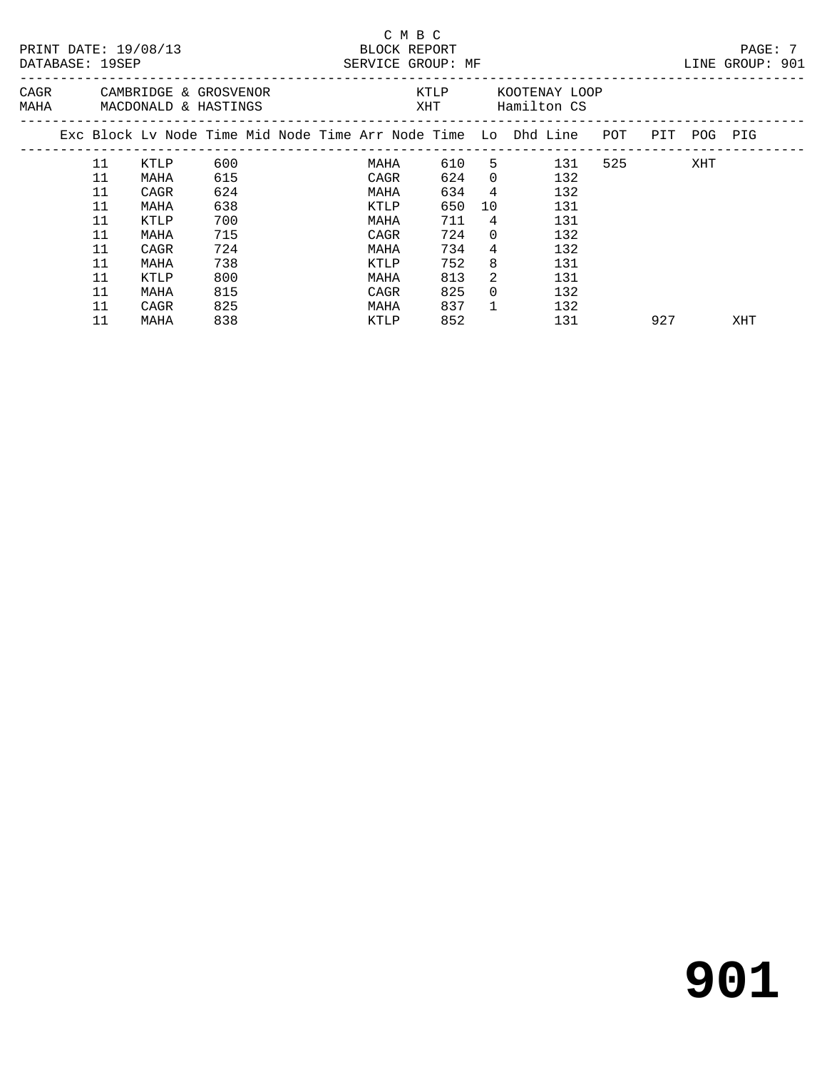C M B C

PRINT DATE: 19/08/13 BLOCK REPORT
DATABASE: 19SEP SERVICE GROUP: MF LINE GROUP: 901

| CAGR | CAMBRIDGE & GROSVENOR | KTLP | KOOTENAY LOOP |
|---|---|---|---|
| MAHA | MACDONALD & HASTINGS | XHT | Hamilton CS |

| Exc | Block | Lv Node | Time | Mid Node | Time | Arr Node | Time | Lo | Dhd Line | POT | PIT | POG | PIG |
|---|---|---|---|---|---|---|---|---|---|---|---|---|---|
| | 11 | KTLP | 600 | | | MAHA | 610 | 5 | 131 | 525 | | XHT | |
| | 11 | MAHA | 615 | | | CAGR | 624 | 0 | 132 | | | | |
| | 11 | CAGR | 624 | | | MAHA | 634 | 4 | 132 | | | | |
| | 11 | MAHA | 638 | | | KTLP | 650 | 10 | 131 | | | | |
| | 11 | KTLP | 700 | | | MAHA | 711 | 4 | 131 | | | | |
| | 11 | MAHA | 715 | | | CAGR | 724 | 0 | 132 | | | | |
| | 11 | CAGR | 724 | | | MAHA | 734 | 4 | 132 | | | | |
| | 11 | MAHA | 738 | | | KTLP | 752 | 8 | 131 | | | | |
| | 11 | KTLP | 800 | | | MAHA | 813 | 2 | 131 | | | | |
| | 11 | MAHA | 815 | | | CAGR | 825 | 0 | 132 | | | | |
| | 11 | CAGR | 825 | | | MAHA | 837 | 1 | 132 | | | | |
| | 11 | MAHA | 838 | | | KTLP | 852 | | 131 | | 927 | | XHT |

# 901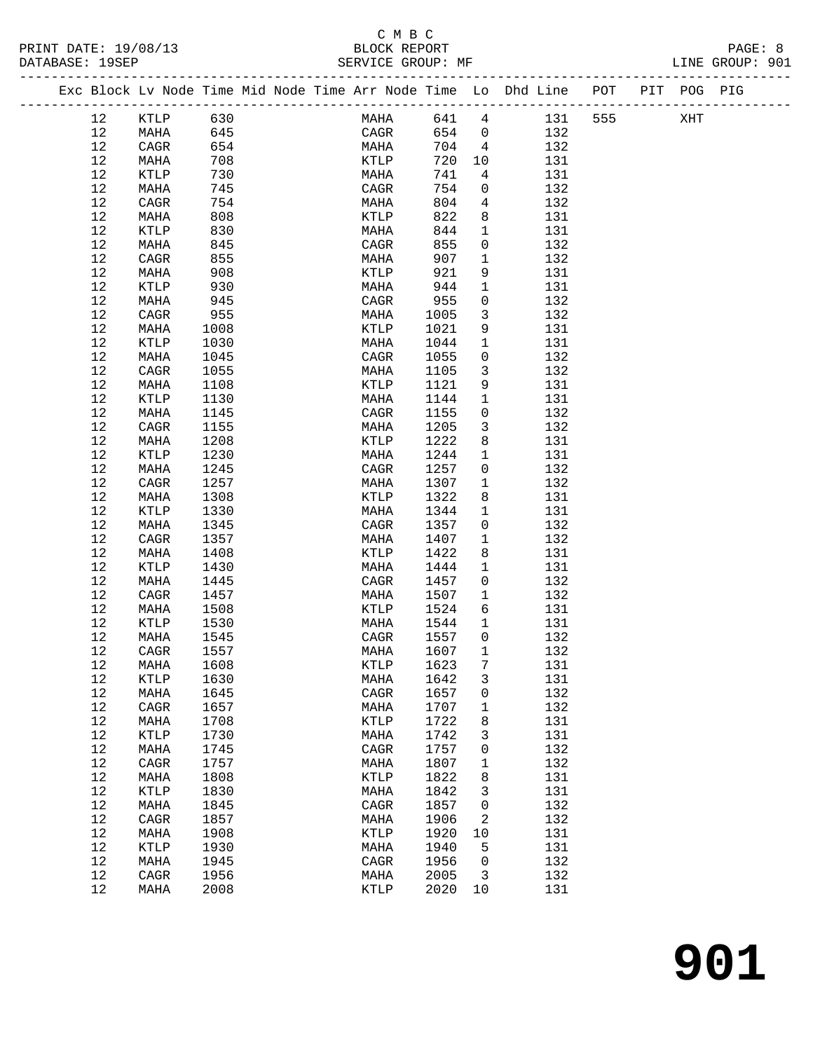C M B C

BLOCK REPORT

SERVICE GROUP: MF

PRINT DATE: 19/08/13
DATABASE: 19SEP
LINE GROUP: 901

| Exc | Block | Lv | Node | Time | Mid | Node | Time | Arr | Node | Time | Lo | Dhd | Line | POT | PIT | POG | PIG |
|---|---|---|---|---|---|---|---|---|---|---|---|---|---|---|---|---|---|
| | 12 | | KTLP | 630 | | | | | MAHA | 641 | 4 | | 131 | 555 | | XHT | |
| | 12 | | MAHA | 645 | | | | | CAGR | 654 | 0 | | 132 | | | | |
| | 12 | | CAGR | 654 | | | | | MAHA | 704 | 4 | | 132 | | | | |
| | 12 | | MAHA | 708 | | | | | KTLP | 720 | 10 | | 131 | | | | |
| | 12 | | KTLP | 730 | | | | | MAHA | 741 | 4 | | 131 | | | | |
| | 12 | | MAHA | 745 | | | | | CAGR | 754 | 0 | | 132 | | | | |
| | 12 | | CAGR | 754 | | | | | MAHA | 804 | 4 | | 132 | | | | |
| | 12 | | MAHA | 808 | | | | | KTLP | 822 | 8 | | 131 | | | | |
| | 12 | | KTLP | 830 | | | | | MAHA | 844 | 1 | | 131 | | | | |
| | 12 | | MAHA | 845 | | | | | CAGR | 855 | 0 | | 132 | | | | |
| | 12 | | CAGR | 855 | | | | | MAHA | 907 | 1 | | 132 | | | | |
| | 12 | | MAHA | 908 | | | | | KTLP | 921 | 9 | | 131 | | | | |
| | 12 | | KTLP | 930 | | | | | MAHA | 944 | 1 | | 131 | | | | |
| | 12 | | MAHA | 945 | | | | | CAGR | 955 | 0 | | 132 | | | | |
| | 12 | | CAGR | 955 | | | | | MAHA | 1005 | 3 | | 132 | | | | |
| | 12 | | MAHA | 1008 | | | | | KTLP | 1021 | 9 | | 131 | | | | |
| | 12 | | KTLP | 1030 | | | | | MAHA | 1044 | 1 | | 131 | | | | |
| | 12 | | MAHA | 1045 | | | | | CAGR | 1055 | 0 | | 132 | | | | |
| | 12 | | CAGR | 1055 | | | | | MAHA | 1105 | 3 | | 132 | | | | |
| | 12 | | MAHA | 1108 | | | | | KTLP | 1121 | 9 | | 131 | | | | |
| | 12 | | KTLP | 1130 | | | | | MAHA | 1144 | 1 | | 131 | | | | |
| | 12 | | MAHA | 1145 | | | | | CAGR | 1155 | 0 | | 132 | | | | |
| | 12 | | CAGR | 1155 | | | | | MAHA | 1205 | 3 | | 132 | | | | |
| | 12 | | MAHA | 1208 | | | | | KTLP | 1222 | 8 | | 131 | | | | |
| | 12 | | KTLP | 1230 | | | | | MAHA | 1244 | 1 | | 131 | | | | |
| | 12 | | MAHA | 1245 | | | | | CAGR | 1257 | 0 | | 132 | | | | |
| | 12 | | CAGR | 1257 | | | | | MAHA | 1307 | 1 | | 132 | | | | |
| | 12 | | MAHA | 1308 | | | | | KTLP | 1322 | 8 | | 131 | | | | |
| | 12 | | KTLP | 1330 | | | | | MAHA | 1344 | 1 | | 131 | | | | |
| | 12 | | MAHA | 1345 | | | | | CAGR | 1357 | 0 | | 132 | | | | |
| | 12 | | CAGR | 1357 | | | | | MAHA | 1407 | 1 | | 132 | | | | |
| | 12 | | MAHA | 1408 | | | | | KTLP | 1422 | 8 | | 131 | | | | |
| | 12 | | KTLP | 1430 | | | | | MAHA | 1444 | 1 | | 131 | | | | |
| | 12 | | MAHA | 1445 | | | | | CAGR | 1457 | 0 | | 132 | | | | |
| | 12 | | CAGR | 1457 | | | | | MAHA | 1507 | 1 | | 132 | | | | |
| | 12 | | MAHA | 1508 | | | | | KTLP | 1524 | 6 | | 131 | | | | |
| | 12 | | KTLP | 1530 | | | | | MAHA | 1544 | 1 | | 131 | | | | |
| | 12 | | MAHA | 1545 | | | | | CAGR | 1557 | 0 | | 132 | | | | |
| | 12 | | CAGR | 1557 | | | | | MAHA | 1607 | 1 | | 132 | | | | |
| | 12 | | MAHA | 1608 | | | | | KTLP | 1623 | 7 | | 131 | | | | |
| | 12 | | KTLP | 1630 | | | | | MAHA | 1642 | 3 | | 131 | | | | |
| | 12 | | MAHA | 1645 | | | | | CAGR | 1657 | 0 | | 132 | | | | |
| | 12 | | CAGR | 1657 | | | | | MAHA | 1707 | 1 | | 132 | | | | |
| | 12 | | MAHA | 1708 | | | | | KTLP | 1722 | 8 | | 131 | | | | |
| | 12 | | KTLP | 1730 | | | | | MAHA | 1742 | 3 | | 131 | | | | |
| | 12 | | MAHA | 1745 | | | | | CAGR | 1757 | 0 | | 132 | | | | |
| | 12 | | CAGR | 1757 | | | | | MAHA | 1807 | 1 | | 132 | | | | |
| | 12 | | MAHA | 1808 | | | | | KTLP | 1822 | 8 | | 131 | | | | |
| | 12 | | KTLP | 1830 | | | | | MAHA | 1842 | 3 | | 131 | | | | |
| | 12 | | MAHA | 1845 | | | | | CAGR | 1857 | 0 | | 132 | | | | |
| | 12 | | CAGR | 1857 | | | | | MAHA | 1906 | 2 | | 132 | | | | |
| | 12 | | MAHA | 1908 | | | | | KTLP | 1920 | 10 | | 131 | | | | |
| | 12 | | KTLP | 1930 | | | | | MAHA | 1940 | 5 | | 131 | | | | |
| | 12 | | MAHA | 1945 | | | | | CAGR | 1956 | 0 | | 132 | | | | |
| | 12 | | CAGR | 1956 | | | | | MAHA | 2005 | 3 | | 132 | | | | |
| | 12 | | MAHA | 2008 | | | | | KTLP | 2020 | 10 | | 131 | | | | |

# 901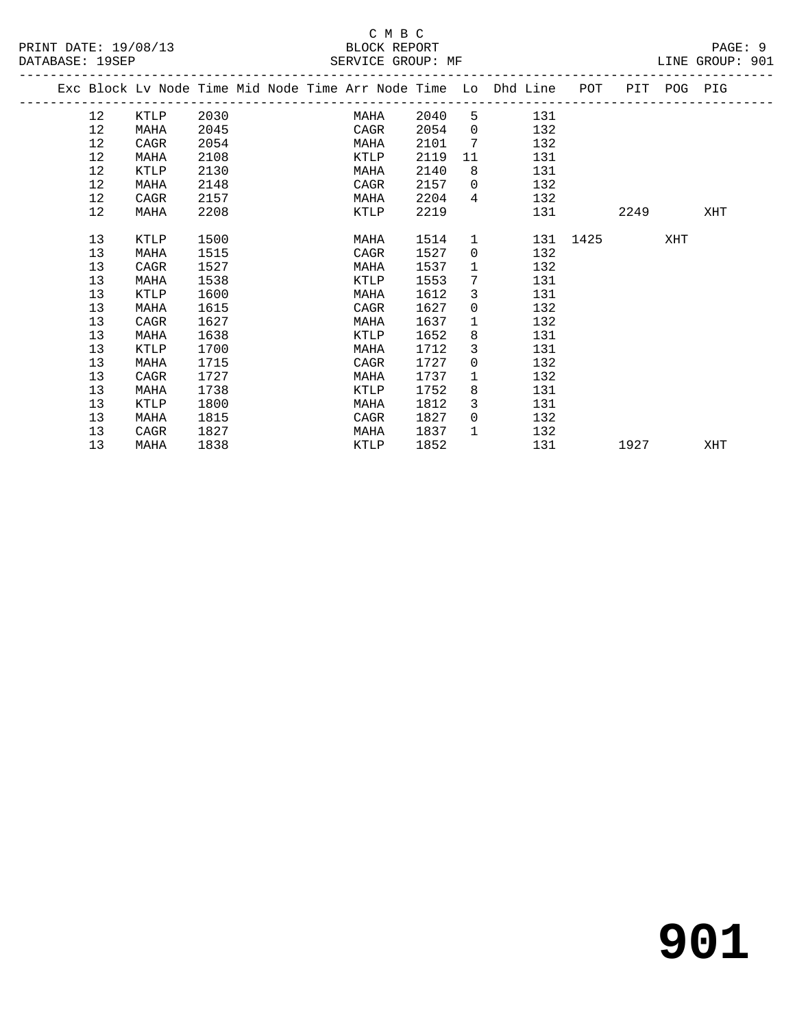C M B C
BLOCK REPORT
SERVICE GROUP: MF

PRINT DATE: 19/08/13
DATABASE: 19SEP
LINE GROUP: 901

| Exc | Block | Lv Node | Time | Mid Node | Time | Arr Node | Time | Lo | Dhd Line | POT | PIT | POG | PIG |
|---|---|---|---|---|---|---|---|---|---|---|---|---|---|
| | 12 | KTLP | 2030 | | | MAHA | 2040 | 5 | 131 | | | | |
| | 12 | MAHA | 2045 | | | CAGR | 2054 | 0 | 132 | | | | |
| | 12 | CAGR | 2054 | | | MAHA | 2101 | 7 | 132 | | | | |
| | 12 | MAHA | 2108 | | | KTLP | 2119 | 11 | 131 | | | | |
| | 12 | KTLP | 2130 | | | MAHA | 2140 | 8 | 131 | | | | |
| | 12 | MAHA | 2148 | | | CAGR | 2157 | 0 | 132 | | | | |
| | 12 | CAGR | 2157 | | | MAHA | 2204 | 4 | 132 | | | | |
| | 12 | MAHA | 2208 | | | KTLP | 2219 | | 131 | | 2249 | | XHT |
| | 13 | KTLP | 1500 | | | MAHA | 1514 | 1 | 131 | 1425 | | XHT | |
| | 13 | MAHA | 1515 | | | CAGR | 1527 | 0 | 132 | | | | |
| | 13 | CAGR | 1527 | | | MAHA | 1537 | 1 | 132 | | | | |
| | 13 | MAHA | 1538 | | | KTLP | 1553 | 7 | 131 | | | | |
| | 13 | KTLP | 1600 | | | MAHA | 1612 | 3 | 131 | | | | |
| | 13 | MAHA | 1615 | | | CAGR | 1627 | 0 | 132 | | | | |
| | 13 | CAGR | 1627 | | | MAHA | 1637 | 1 | 132 | | | | |
| | 13 | MAHA | 1638 | | | KTLP | 1652 | 8 | 131 | | | | |
| | 13 | KTLP | 1700 | | | MAHA | 1712 | 3 | 131 | | | | |
| | 13 | MAHA | 1715 | | | CAGR | 1727 | 0 | 132 | | | | |
| | 13 | CAGR | 1727 | | | MAHA | 1737 | 1 | 132 | | | | |
| | 13 | MAHA | 1738 | | | KTLP | 1752 | 8 | 131 | | | | |
| | 13 | KTLP | 1800 | | | MAHA | 1812 | 3 | 131 | | | | |
| | 13 | MAHA | 1815 | | | CAGR | 1827 | 0 | 132 | | | | |
| | 13 | CAGR | 1827 | | | MAHA | 1837 | 1 | 132 | | | | |
| | 13 | MAHA | 1838 | | | KTLP | 1852 | | 131 | | 1927 | | XHT |

# 901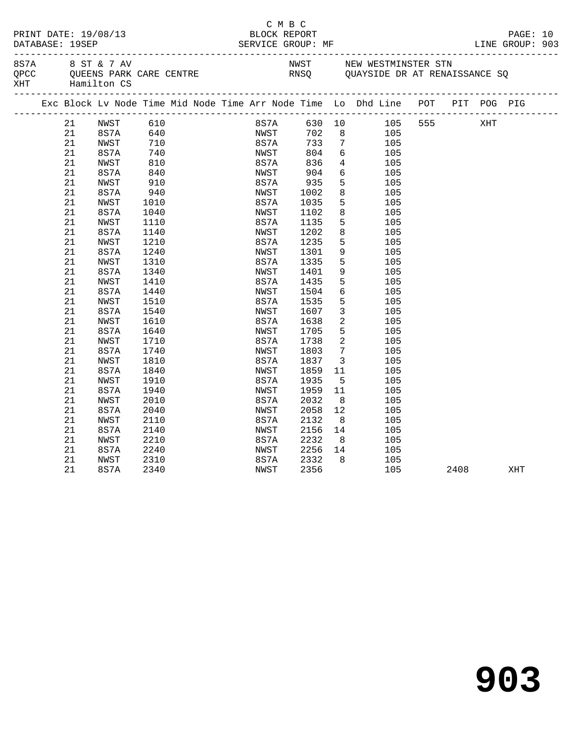C M B C
PRINT DATE: 19/08/13 BLOCK REPORT
DATABASE: 19SEP SERVICE GROUP: MF LINE GROUP: 903

| | | | |
|---|---|---|---|
| 8S7A | 8 ST & 7 AV | NWST | NEW WESTMINSTER STN |
| QPCC | QUEENS PARK CARE CENTRE | RNSQ | QUAYSIDE DR AT RENAISSANCE SQ |
| XHT | Hamilton CS | | |

| Exc | Block | Lv Node | Time | Mid Node | Time | Arr Node | Time | Lo | Dhd Line | POT | PIT | POG | PIG |
|---|---|---|---|---|---|---|---|---|---|---|---|---|---|
| | 21 | NWST | 610 | | | 8S7A | 630 | 10 | 105 | 555 | | XHT | |
| | 21 | 8S7A | 640 | | | NWST | 702 | 8 | 105 | | | | |
| | 21 | NWST | 710 | | | 8S7A | 733 | 7 | 105 | | | | |
| | 21 | 8S7A | 740 | | | NWST | 804 | 6 | 105 | | | | |
| | 21 | NWST | 810 | | | 8S7A | 836 | 4 | 105 | | | | |
| | 21 | 8S7A | 840 | | | NWST | 904 | 6 | 105 | | | | |
| | 21 | NWST | 910 | | | 8S7A | 935 | 5 | 105 | | | | |
| | 21 | 8S7A | 940 | | | NWST | 1002 | 8 | 105 | | | | |
| | 21 | NWST | 1010 | | | 8S7A | 1035 | 5 | 105 | | | | |
| | 21 | 8S7A | 1040 | | | NWST | 1102 | 8 | 105 | | | | |
| | 21 | NWST | 1110 | | | 8S7A | 1135 | 5 | 105 | | | | |
| | 21 | 8S7A | 1140 | | | NWST | 1202 | 8 | 105 | | | | |
| | 21 | NWST | 1210 | | | 8S7A | 1235 | 5 | 105 | | | | |
| | 21 | 8S7A | 1240 | | | NWST | 1301 | 9 | 105 | | | | |
| | 21 | NWST | 1310 | | | 8S7A | 1335 | 5 | 105 | | | | |
| | 21 | 8S7A | 1340 | | | NWST | 1401 | 9 | 105 | | | | |
| | 21 | NWST | 1410 | | | 8S7A | 1435 | 5 | 105 | | | | |
| | 21 | 8S7A | 1440 | | | NWST | 1504 | 6 | 105 | | | | |
| | 21 | NWST | 1510 | | | 8S7A | 1535 | 5 | 105 | | | | |
| | 21 | 8S7A | 1540 | | | NWST | 1607 | 3 | 105 | | | | |
| | 21 | NWST | 1610 | | | 8S7A | 1638 | 2 | 105 | | | | |
| | 21 | 8S7A | 1640 | | | NWST | 1705 | 5 | 105 | | | | |
| | 21 | NWST | 1710 | | | 8S7A | 1738 | 2 | 105 | | | | |
| | 21 | 8S7A | 1740 | | | NWST | 1803 | 7 | 105 | | | | |
| | 21 | NWST | 1810 | | | 8S7A | 1837 | 3 | 105 | | | | |
| | 21 | 8S7A | 1840 | | | NWST | 1859 | 11 | 105 | | | | |
| | 21 | NWST | 1910 | | | 8S7A | 1935 | 5 | 105 | | | | |
| | 21 | 8S7A | 1940 | | | NWST | 1959 | 11 | 105 | | | | |
| | 21 | NWST | 2010 | | | 8S7A | 2032 | 8 | 105 | | | | |
| | 21 | 8S7A | 2040 | | | NWST | 2058 | 12 | 105 | | | | |
| | 21 | NWST | 2110 | | | 8S7A | 2132 | 8 | 105 | | | | |
| | 21 | 8S7A | 2140 | | | NWST | 2156 | 14 | 105 | | | | |
| | 21 | NWST | 2210 | | | 8S7A | 2232 | 8 | 105 | | | | |
| | 21 | 8S7A | 2240 | | | NWST | 2256 | 14 | 105 | | | | |
| | 21 | NWST | 2310 | | | 8S7A | 2332 | 8 | 105 | | | | |
| | 21 | 8S7A | 2340 | | | NWST | 2356 | | 105 | | 2408 | | XHT |

# 903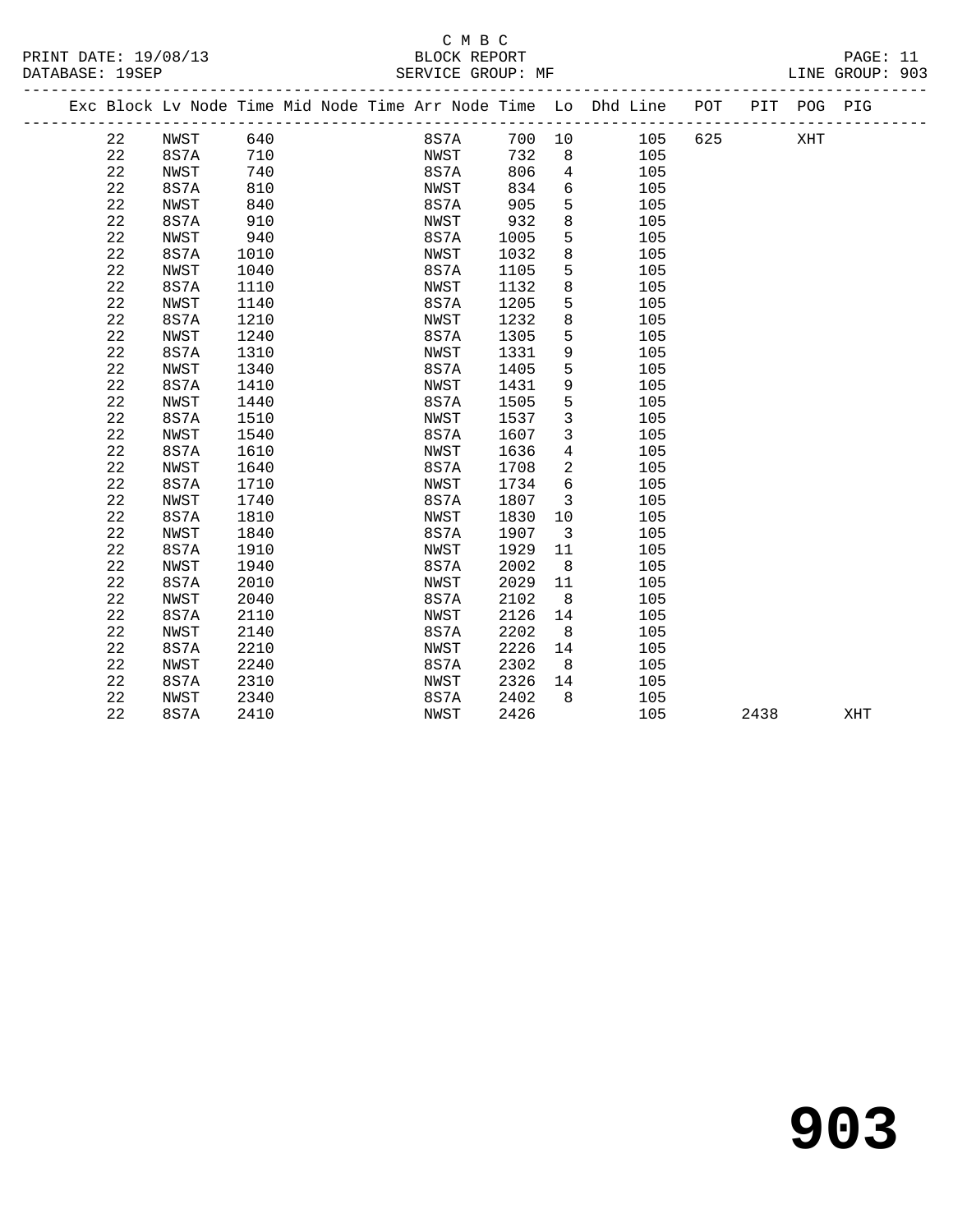C M B C
BLOCK REPORT
SERVICE GROUP: MF

PRINT DATE: 19/08/13
DATABASE: 19SEP
LINE GROUP: 903

| Exc | Block | Lv | Node | Time | Mid Node | Time | Arr Node | Time | Lo | Dhd Line | POT | PIT | POG | PIG |
|---|---|---|---|---|---|---|---|---|---|---|---|---|---|---|
| | 22 | | NWST | 640 | | | 8S7A | 700 | 10 | 105 | 625 | | XHT | |
| | 22 | | 8S7A | 710 | | | NWST | 732 | 8 | 105 | | | | |
| | 22 | | NWST | 740 | | | 8S7A | 806 | 4 | 105 | | | | |
| | 22 | | 8S7A | 810 | | | NWST | 834 | 6 | 105 | | | | |
| | 22 | | NWST | 840 | | | 8S7A | 905 | 5 | 105 | | | | |
| | 22 | | 8S7A | 910 | | | NWST | 932 | 8 | 105 | | | | |
| | 22 | | NWST | 940 | | | 8S7A | 1005 | 5 | 105 | | | | |
| | 22 | | 8S7A | 1010 | | | NWST | 1032 | 8 | 105 | | | | |
| | 22 | | NWST | 1040 | | | 8S7A | 1105 | 5 | 105 | | | | |
| | 22 | | 8S7A | 1110 | | | NWST | 1132 | 8 | 105 | | | | |
| | 22 | | NWST | 1140 | | | 8S7A | 1205 | 5 | 105 | | | | |
| | 22 | | 8S7A | 1210 | | | NWST | 1232 | 8 | 105 | | | | |
| | 22 | | NWST | 1240 | | | 8S7A | 1305 | 5 | 105 | | | | |
| | 22 | | 8S7A | 1310 | | | NWST | 1331 | 9 | 105 | | | | |
| | 22 | | NWST | 1340 | | | 8S7A | 1405 | 5 | 105 | | | | |
| | 22 | | 8S7A | 1410 | | | NWST | 1431 | 9 | 105 | | | | |
| | 22 | | NWST | 1440 | | | 8S7A | 1505 | 5 | 105 | | | | |
| | 22 | | 8S7A | 1510 | | | NWST | 1537 | 3 | 105 | | | | |
| | 22 | | NWST | 1540 | | | 8S7A | 1607 | 3 | 105 | | | | |
| | 22 | | 8S7A | 1610 | | | NWST | 1636 | 4 | 105 | | | | |
| | 22 | | NWST | 1640 | | | 8S7A | 1708 | 2 | 105 | | | | |
| | 22 | | 8S7A | 1710 | | | NWST | 1734 | 6 | 105 | | | | |
| | 22 | | NWST | 1740 | | | 8S7A | 1807 | 3 | 105 | | | | |
| | 22 | | 8S7A | 1810 | | | NWST | 1830 | 10 | 105 | | | | |
| | 22 | | NWST | 1840 | | | 8S7A | 1907 | 3 | 105 | | | | |
| | 22 | | 8S7A | 1910 | | | NWST | 1929 | 11 | 105 | | | | |
| | 22 | | NWST | 1940 | | | 8S7A | 2002 | 8 | 105 | | | | |
| | 22 | | 8S7A | 2010 | | | NWST | 2029 | 11 | 105 | | | | |
| | 22 | | NWST | 2040 | | | 8S7A | 2102 | 8 | 105 | | | | |
| | 22 | | 8S7A | 2110 | | | NWST | 2126 | 14 | 105 | | | | |
| | 22 | | NWST | 2140 | | | 8S7A | 2202 | 8 | 105 | | | | |
| | 22 | | 8S7A | 2210 | | | NWST | 2226 | 14 | 105 | | | | |
| | 22 | | NWST | 2240 | | | 8S7A | 2302 | 8 | 105 | | | | |
| | 22 | | 8S7A | 2310 | | | NWST | 2326 | 14 | 105 | | | | |
| | 22 | | NWST | 2340 | | | 8S7A | 2402 | 8 | 105 | | | | |
| | 22 | | 8S7A | 2410 | | | NWST | 2426 | | 105 | | 2438 | | XHT |

# 903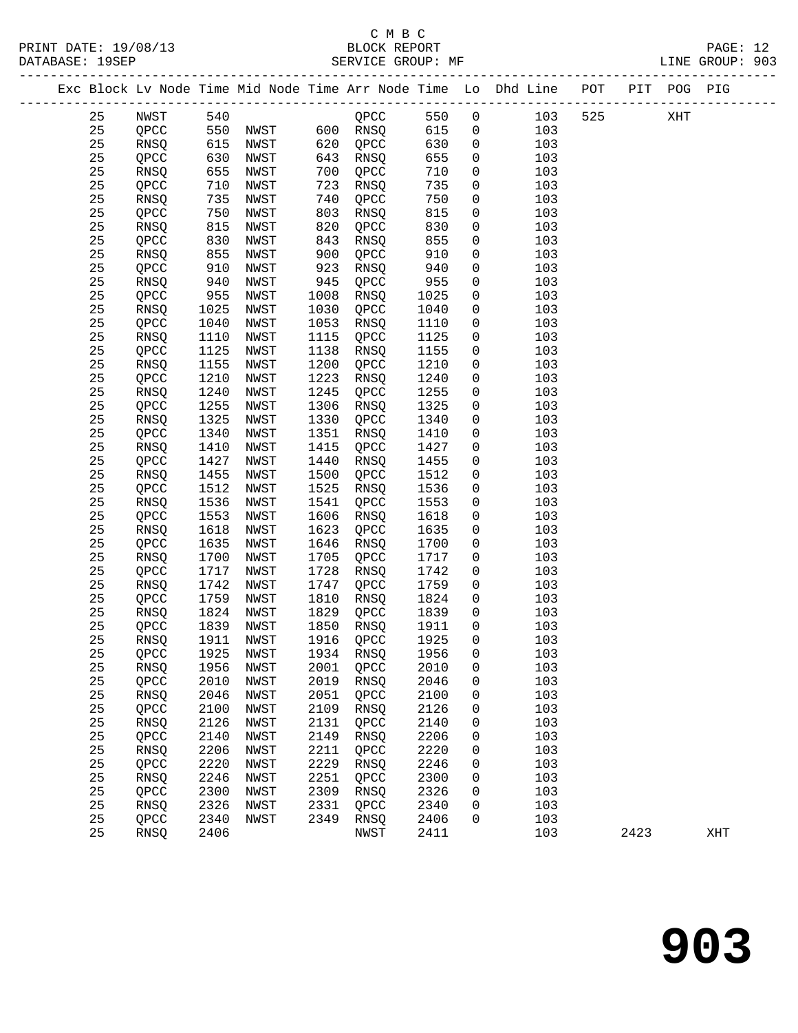C M B C

BLOCK REPORT

SERVICE GROUP: MF

| Exc | Block | Lv | Node | Time | Mid Node | Time | Arr Node | Time | Lo | Dhd Line | POT | PIT | POG | PIG |
|---|---|---|---|---|---|---|---|---|---|---|---|---|---|---|
| | 25 | | NWST | 540 | | | QPCC | 550 | 0 | 103 | 525 | | XHT | |
| | 25 | | QPCC | 550 | NWST | 600 | RNSQ | 615 | 0 | 103 | | | | |
| | 25 | | RNSQ | 615 | NWST | 620 | QPCC | 630 | 0 | 103 | | | | |
| | 25 | | QPCC | 630 | NWST | 643 | RNSQ | 655 | 0 | 103 | | | | |
| | 25 | | RNSQ | 655 | NWST | 700 | QPCC | 710 | 0 | 103 | | | | |
| | 25 | | QPCC | 710 | NWST | 723 | RNSQ | 735 | 0 | 103 | | | | |
| | 25 | | RNSQ | 735 | NWST | 740 | QPCC | 750 | 0 | 103 | | | | |
| | 25 | | QPCC | 750 | NWST | 803 | RNSQ | 815 | 0 | 103 | | | | |
| | 25 | | RNSQ | 815 | NWST | 820 | QPCC | 830 | 0 | 103 | | | | |
| | 25 | | QPCC | 830 | NWST | 843 | RNSQ | 855 | 0 | 103 | | | | |
| | 25 | | RNSQ | 855 | NWST | 900 | QPCC | 910 | 0 | 103 | | | | |
| | 25 | | QPCC | 910 | NWST | 923 | RNSQ | 940 | 0 | 103 | | | | |
| | 25 | | RNSQ | 940 | NWST | 945 | QPCC | 955 | 0 | 103 | | | | |
| | 25 | | QPCC | 955 | NWST | 1008 | RNSQ | 1025 | 0 | 103 | | | | |
| | 25 | | RNSQ | 1025 | NWST | 1030 | QPCC | 1040 | 0 | 103 | | | | |
| | 25 | | QPCC | 1040 | NWST | 1053 | RNSQ | 1110 | 0 | 103 | | | | |
| | 25 | | RNSQ | 1110 | NWST | 1115 | QPCC | 1125 | 0 | 103 | | | | |
| | 25 | | QPCC | 1125 | NWST | 1138 | RNSQ | 1155 | 0 | 103 | | | | |
| | 25 | | RNSQ | 1155 | NWST | 1200 | QPCC | 1210 | 0 | 103 | | | | |
| | 25 | | QPCC | 1210 | NWST | 1223 | RNSQ | 1240 | 0 | 103 | | | | |
| | 25 | | RNSQ | 1240 | NWST | 1245 | QPCC | 1255 | 0 | 103 | | | | |
| | 25 | | QPCC | 1255 | NWST | 1306 | RNSQ | 1325 | 0 | 103 | | | | |
| | 25 | | RNSQ | 1325 | NWST | 1330 | QPCC | 1340 | 0 | 103 | | | | |
| | 25 | | QPCC | 1340 | NWST | 1351 | RNSQ | 1410 | 0 | 103 | | | | |
| | 25 | | RNSQ | 1410 | NWST | 1415 | QPCC | 1427 | 0 | 103 | | | | |
| | 25 | | QPCC | 1427 | NWST | 1440 | RNSQ | 1455 | 0 | 103 | | | | |
| | 25 | | RNSQ | 1455 | NWST | 1500 | QPCC | 1512 | 0 | 103 | | | | |
| | 25 | | QPCC | 1512 | NWST | 1525 | RNSQ | 1536 | 0 | 103 | | | | |
| | 25 | | RNSQ | 1536 | NWST | 1541 | QPCC | 1553 | 0 | 103 | | | | |
| | 25 | | QPCC | 1553 | NWST | 1606 | RNSQ | 1618 | 0 | 103 | | | | |
| | 25 | | RNSQ | 1618 | NWST | 1623 | QPCC | 1635 | 0 | 103 | | | | |
| | 25 | | QPCC | 1635 | NWST | 1646 | RNSQ | 1700 | 0 | 103 | | | | |
| | 25 | | RNSQ | 1700 | NWST | 1705 | QPCC | 1717 | 0 | 103 | | | | |
| | 25 | | QPCC | 1717 | NWST | 1728 | RNSQ | 1742 | 0 | 103 | | | | |
| | 25 | | RNSQ | 1742 | NWST | 1747 | QPCC | 1759 | 0 | 103 | | | | |
| | 25 | | QPCC | 1759 | NWST | 1810 | RNSQ | 1824 | 0 | 103 | | | | |
| | 25 | | RNSQ | 1824 | NWST | 1829 | QPCC | 1839 | 0 | 103 | | | | |
| | 25 | | QPCC | 1839 | NWST | 1850 | RNSQ | 1911 | 0 | 103 | | | | |
| | 25 | | RNSQ | 1911 | NWST | 1916 | QPCC | 1925 | 0 | 103 | | | | |
| | 25 | | QPCC | 1925 | NWST | 1934 | RNSQ | 1956 | 0 | 103 | | | | |
| | 25 | | RNSQ | 1956 | NWST | 2001 | QPCC | 2010 | 0 | 103 | | | | |
| | 25 | | QPCC | 2010 | NWST | 2019 | RNSQ | 2046 | 0 | 103 | | | | |
| | 25 | | RNSQ | 2046 | NWST | 2051 | QPCC | 2100 | 0 | 103 | | | | |
| | 25 | | QPCC | 2100 | NWST | 2109 | RNSQ | 2126 | 0 | 103 | | | | |
| | 25 | | RNSQ | 2126 | NWST | 2131 | QPCC | 2140 | 0 | 103 | | | | |
| | 25 | | QPCC | 2140 | NWST | 2149 | RNSQ | 2206 | 0 | 103 | | | | |
| | 25 | | RNSQ | 2206 | NWST | 2211 | QPCC | 2220 | 0 | 103 | | | | |
| | 25 | | QPCC | 2220 | NWST | 2229 | RNSQ | 2246 | 0 | 103 | | | | |
| | 25 | | RNSQ | 2246 | NWST | 2251 | QPCC | 2300 | 0 | 103 | | | | |
| | 25 | | QPCC | 2300 | NWST | 2309 | RNSQ | 2326 | 0 | 103 | | | | |
| | 25 | | RNSQ | 2326 | NWST | 2331 | QPCC | 2340 | 0 | 103 | | | | |
| | 25 | | QPCC | 2340 | NWST | 2349 | RNSQ | 2406 | 0 | 103 | | | | |
| | 25 | | RNSQ | 2406 | | | NWST | 2411 | | 103 | | 2423 | | XHT |

# 903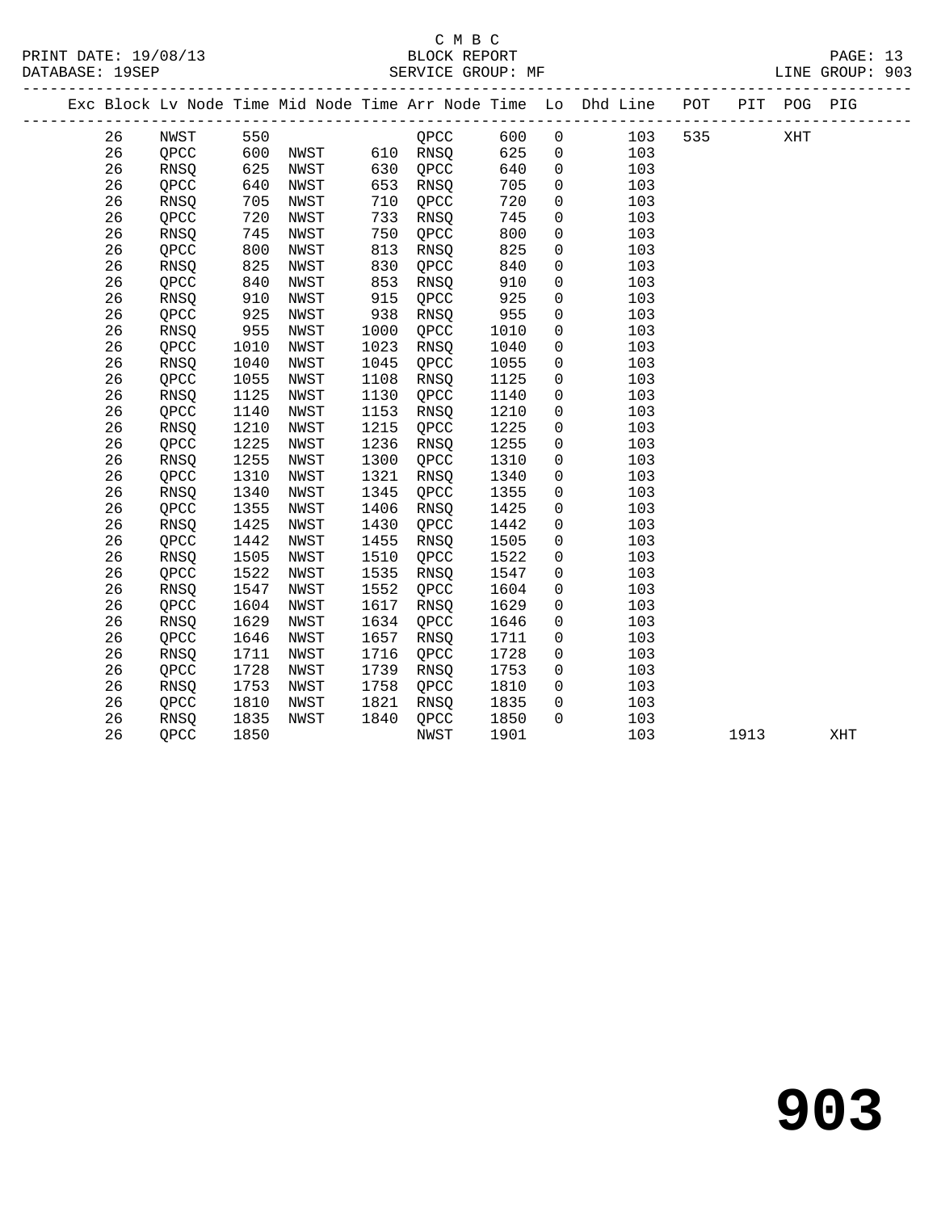C M B C
BLOCK REPORT
SERVICE GROUP: MF

PRINT DATE: 19/08/13
DATABASE: 19SEP
LINE GROUP: 903

| Exc | Block | Lv | Node | Time | Mid Node | Time | Arr Node | Time | Lo | Dhd Line | POT | PIT | POG | PIG |
|---|---|---|---|---|---|---|---|---|---|---|---|---|---|---|
| | 26 | | NWST | 550 | | | QPCC | 600 | 0 | 103 | 535 | | XHT | |
| | 26 | | QPCC | 600 | NWST | 610 | RNSQ | 625 | 0 | 103 | | | | |
| | 26 | | RNSQ | 625 | NWST | 630 | QPCC | 640 | 0 | 103 | | | | |
| | 26 | | QPCC | 640 | NWST | 653 | RNSQ | 705 | 0 | 103 | | | | |
| | 26 | | RNSQ | 705 | NWST | 710 | QPCC | 720 | 0 | 103 | | | | |
| | 26 | | QPCC | 720 | NWST | 733 | RNSQ | 745 | 0 | 103 | | | | |
| | 26 | | RNSQ | 745 | NWST | 750 | QPCC | 800 | 0 | 103 | | | | |
| | 26 | | QPCC | 800 | NWST | 813 | RNSQ | 825 | 0 | 103 | | | | |
| | 26 | | RNSQ | 825 | NWST | 830 | QPCC | 840 | 0 | 103 | | | | |
| | 26 | | QPCC | 840 | NWST | 853 | RNSQ | 910 | 0 | 103 | | | | |
| | 26 | | RNSQ | 910 | NWST | 915 | QPCC | 925 | 0 | 103 | | | | |
| | 26 | | QPCC | 925 | NWST | 938 | RNSQ | 955 | 0 | 103 | | | | |
| | 26 | | RNSQ | 955 | NWST | 1000 | QPCC | 1010 | 0 | 103 | | | | |
| | 26 | | QPCC | 1010 | NWST | 1023 | RNSQ | 1040 | 0 | 103 | | | | |
| | 26 | | RNSQ | 1040 | NWST | 1045 | QPCC | 1055 | 0 | 103 | | | | |
| | 26 | | QPCC | 1055 | NWST | 1108 | RNSQ | 1125 | 0 | 103 | | | | |
| | 26 | | RNSQ | 1125 | NWST | 1130 | QPCC | 1140 | 0 | 103 | | | | |
| | 26 | | QPCC | 1140 | NWST | 1153 | RNSQ | 1210 | 0 | 103 | | | | |
| | 26 | | RNSQ | 1210 | NWST | 1215 | QPCC | 1225 | 0 | 103 | | | | |
| | 26 | | QPCC | 1225 | NWST | 1236 | RNSQ | 1255 | 0 | 103 | | | | |
| | 26 | | RNSQ | 1255 | NWST | 1300 | QPCC | 1310 | 0 | 103 | | | | |
| | 26 | | QPCC | 1310 | NWST | 1321 | RNSQ | 1340 | 0 | 103 | | | | |
| | 26 | | RNSQ | 1340 | NWST | 1345 | QPCC | 1355 | 0 | 103 | | | | |
| | 26 | | QPCC | 1355 | NWST | 1406 | RNSQ | 1425 | 0 | 103 | | | | |
| | 26 | | RNSQ | 1425 | NWST | 1430 | QPCC | 1442 | 0 | 103 | | | | |
| | 26 | | QPCC | 1442 | NWST | 1455 | RNSQ | 1505 | 0 | 103 | | | | |
| | 26 | | RNSQ | 1505 | NWST | 1510 | QPCC | 1522 | 0 | 103 | | | | |
| | 26 | | QPCC | 1522 | NWST | 1535 | RNSQ | 1547 | 0 | 103 | | | | |
| | 26 | | RNSQ | 1547 | NWST | 1552 | QPCC | 1604 | 0 | 103 | | | | |
| | 26 | | QPCC | 1604 | NWST | 1617 | RNSQ | 1629 | 0 | 103 | | | | |
| | 26 | | RNSQ | 1629 | NWST | 1634 | QPCC | 1646 | 0 | 103 | | | | |
| | 26 | | QPCC | 1646 | NWST | 1657 | RNSQ | 1711 | 0 | 103 | | | | |
| | 26 | | RNSQ | 1711 | NWST | 1716 | QPCC | 1728 | 0 | 103 | | | | |
| | 26 | | QPCC | 1728 | NWST | 1739 | RNSQ | 1753 | 0 | 103 | | | | |
| | 26 | | RNSQ | 1753 | NWST | 1758 | QPCC | 1810 | 0 | 103 | | | | |
| | 26 | | QPCC | 1810 | NWST | 1821 | RNSQ | 1835 | 0 | 103 | | | | |
| | 26 | | RNSQ | 1835 | NWST | 1840 | QPCC | 1850 | 0 | 103 | | | | |
| | 26 | | QPCC | 1850 | | | NWST | 1901 | | 103 | | 1913 | | XHT |

# 903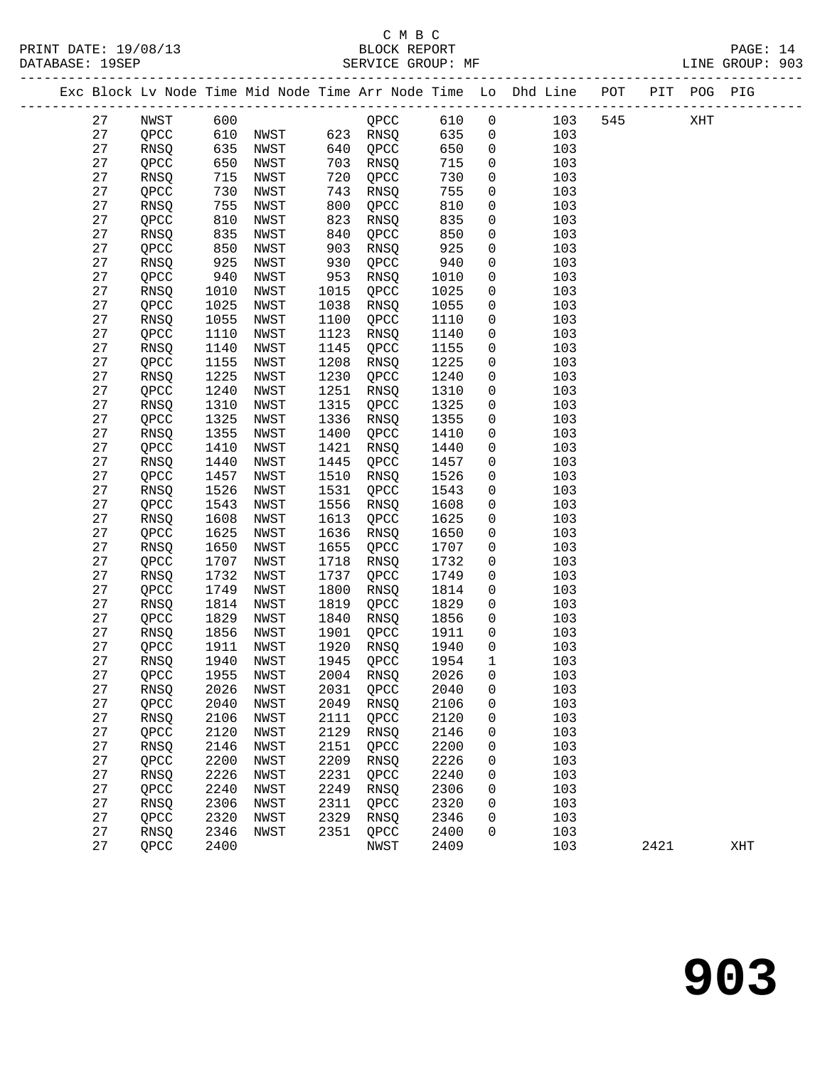C M B C

BLOCK REPORT

SERVICE GROUP: MF

PRINT DATE: 19/08/13
DATABASE: 19SEP
LINE GROUP: 903

| Exc | Block | Lv | Node | Time | Mid Node | Time | Arr Node | Time | Lo | Dhd Line | POT | PIT | POG | PIG |
|---|---|---|---|---|---|---|---|---|---|---|---|---|---|---|
| | 27 | | NWST | 600 | | | QPCC | 610 | 0 | 103 | 545 | | XHT | |
| | 27 | | QPCC | 610 | NWST | 623 | RNSQ | 635 | 0 | 103 | | | | |
| | 27 | | RNSQ | 635 | NWST | 640 | QPCC | 650 | 0 | 103 | | | | |
| | 27 | | QPCC | 650 | NWST | 703 | RNSQ | 715 | 0 | 103 | | | | |
| | 27 | | RNSQ | 715 | NWST | 720 | QPCC | 730 | 0 | 103 | | | | |
| | 27 | | QPCC | 730 | NWST | 743 | RNSQ | 755 | 0 | 103 | | | | |
| | 27 | | RNSQ | 755 | NWST | 800 | QPCC | 810 | 0 | 103 | | | | |
| | 27 | | QPCC | 810 | NWST | 823 | RNSQ | 835 | 0 | 103 | | | | |
| | 27 | | RNSQ | 835 | NWST | 840 | QPCC | 850 | 0 | 103 | | | | |
| | 27 | | QPCC | 850 | NWST | 903 | RNSQ | 925 | 0 | 103 | | | | |
| | 27 | | RNSQ | 925 | NWST | 930 | QPCC | 940 | 0 | 103 | | | | |
| | 27 | | QPCC | 940 | NWST | 953 | RNSQ | 1010 | 0 | 103 | | | | |
| | 27 | | RNSQ | 1010 | NWST | 1015 | QPCC | 1025 | 0 | 103 | | | | |
| | 27 | | QPCC | 1025 | NWST | 1038 | RNSQ | 1055 | 0 | 103 | | | | |
| | 27 | | RNSQ | 1055 | NWST | 1100 | QPCC | 1110 | 0 | 103 | | | | |
| | 27 | | QPCC | 1110 | NWST | 1123 | RNSQ | 1140 | 0 | 103 | | | | |
| | 27 | | RNSQ | 1140 | NWST | 1145 | QPCC | 1155 | 0 | 103 | | | | |
| | 27 | | QPCC | 1155 | NWST | 1208 | RNSQ | 1225 | 0 | 103 | | | | |
| | 27 | | RNSQ | 1225 | NWST | 1230 | QPCC | 1240 | 0 | 103 | | | | |
| | 27 | | QPCC | 1240 | NWST | 1251 | RNSQ | 1310 | 0 | 103 | | | | |
| | 27 | | RNSQ | 1310 | NWST | 1315 | QPCC | 1325 | 0 | 103 | | | | |
| | 27 | | QPCC | 1325 | NWST | 1336 | RNSQ | 1355 | 0 | 103 | | | | |
| | 27 | | RNSQ | 1355 | NWST | 1400 | QPCC | 1410 | 0 | 103 | | | | |
| | 27 | | QPCC | 1410 | NWST | 1421 | RNSQ | 1440 | 0 | 103 | | | | |
| | 27 | | RNSQ | 1440 | NWST | 1445 | QPCC | 1457 | 0 | 103 | | | | |
| | 27 | | QPCC | 1457 | NWST | 1510 | RNSQ | 1526 | 0 | 103 | | | | |
| | 27 | | RNSQ | 1526 | NWST | 1531 | QPCC | 1543 | 0 | 103 | | | | |
| | 27 | | QPCC | 1543 | NWST | 1556 | RNSQ | 1608 | 0 | 103 | | | | |
| | 27 | | RNSQ | 1608 | NWST | 1613 | QPCC | 1625 | 0 | 103 | | | | |
| | 27 | | QPCC | 1625 | NWST | 1636 | RNSQ | 1650 | 0 | 103 | | | | |
| | 27 | | RNSQ | 1650 | NWST | 1655 | QPCC | 1707 | 0 | 103 | | | | |
| | 27 | | QPCC | 1707 | NWST | 1718 | RNSQ | 1732 | 0 | 103 | | | | |
| | 27 | | RNSQ | 1732 | NWST | 1737 | QPCC | 1749 | 0 | 103 | | | | |
| | 27 | | QPCC | 1749 | NWST | 1800 | RNSQ | 1814 | 0 | 103 | | | | |
| | 27 | | RNSQ | 1814 | NWST | 1819 | QPCC | 1829 | 0 | 103 | | | | |
| | 27 | | QPCC | 1829 | NWST | 1840 | RNSQ | 1856 | 0 | 103 | | | | |
| | 27 | | RNSQ | 1856 | NWST | 1901 | QPCC | 1911 | 0 | 103 | | | | |
| | 27 | | QPCC | 1911 | NWST | 1920 | RNSQ | 1940 | 0 | 103 | | | | |
| | 27 | | RNSQ | 1940 | NWST | 1945 | QPCC | 1954 | 1 | 103 | | | | |
| | 27 | | QPCC | 1955 | NWST | 2004 | RNSQ | 2026 | 0 | 103 | | | | |
| | 27 | | RNSQ | 2026 | NWST | 2031 | QPCC | 2040 | 0 | 103 | | | | |
| | 27 | | QPCC | 2040 | NWST | 2049 | RNSQ | 2106 | 0 | 103 | | | | |
| | 27 | | RNSQ | 2106 | NWST | 2111 | QPCC | 2120 | 0 | 103 | | | | |
| | 27 | | QPCC | 2120 | NWST | 2129 | RNSQ | 2146 | 0 | 103 | | | | |
| | 27 | | RNSQ | 2146 | NWST | 2151 | QPCC | 2200 | 0 | 103 | | | | |
| | 27 | | QPCC | 2200 | NWST | 2209 | RNSQ | 2226 | 0 | 103 | | | | |
| | 27 | | RNSQ | 2226 | NWST | 2231 | QPCC | 2240 | 0 | 103 | | | | |
| | 27 | | QPCC | 2240 | NWST | 2249 | RNSQ | 2306 | 0 | 103 | | | | |
| | 27 | | RNSQ | 2306 | NWST | 2311 | QPCC | 2320 | 0 | 103 | | | | |
| | 27 | | QPCC | 2320 | NWST | 2329 | RNSQ | 2346 | 0 | 103 | | | | |
| | 27 | | RNSQ | 2346 | NWST | 2351 | QPCC | 2400 | 0 | 103 | | | | |
| | 27 | | QPCC | 2400 | | | NWST | 2409 | | 103 | | 2421 | | XHT |

# 903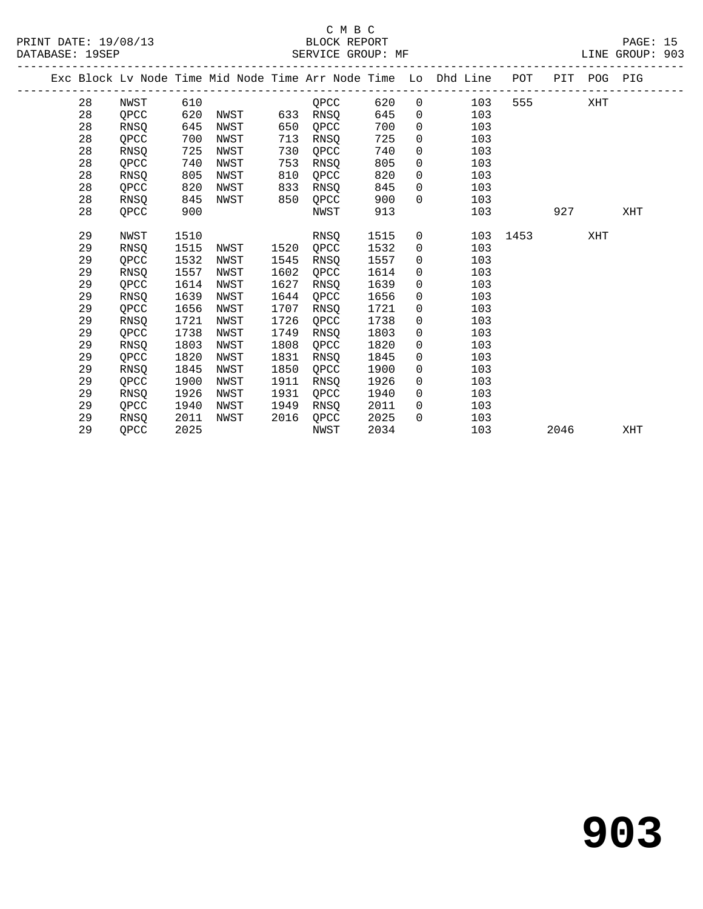C M B C

BLOCK REPORT

SERVICE GROUP: MF

PRINT DATE: 19/08/13
DATABASE: 19SEP

LINE GROUP: 903

| Exc | Block | Lv Node | Time | Mid Node | Time | Arr Node | Time | Lo | Dhd Line | POT | PIT | POG | PIG |
|---|---|---|---|---|---|---|---|---|---|---|---|---|---|
| | 28 | NWST | 610 | | | QPCC | 620 | 0 | 103 | 555 | | XHT | |
| | 28 | QPCC | 620 | NWST | 633 | RNSQ | 645 | 0 | 103 | | | | |
| | 28 | RNSQ | 645 | NWST | 650 | QPCC | 700 | 0 | 103 | | | | |
| | 28 | QPCC | 700 | NWST | 713 | RNSQ | 725 | 0 | 103 | | | | |
| | 28 | RNSQ | 725 | NWST | 730 | QPCC | 740 | 0 | 103 | | | | |
| | 28 | QPCC | 740 | NWST | 753 | RNSQ | 805 | 0 | 103 | | | | |
| | 28 | RNSQ | 805 | NWST | 810 | QPCC | 820 | 0 | 103 | | | | |
| | 28 | QPCC | 820 | NWST | 833 | RNSQ | 845 | 0 | 103 | | | | |
| | 28 | RNSQ | 845 | NWST | 850 | QPCC | 900 | 0 | 103 | | | | |
| | 28 | QPCC | 900 | | | NWST | 913 | | 103 | | 927 | | XHT |
| | 29 | NWST | 1510 | | | RNSQ | 1515 | 0 | 103 | 1453 | | XHT | |
| | 29 | RNSQ | 1515 | NWST | 1520 | QPCC | 1532 | 0 | 103 | | | | |
| | 29 | QPCC | 1532 | NWST | 1545 | RNSQ | 1557 | 0 | 103 | | | | |
| | 29 | RNSQ | 1557 | NWST | 1602 | QPCC | 1614 | 0 | 103 | | | | |
| | 29 | QPCC | 1614 | NWST | 1627 | RNSQ | 1639 | 0 | 103 | | | | |
| | 29 | RNSQ | 1639 | NWST | 1644 | QPCC | 1656 | 0 | 103 | | | | |
| | 29 | QPCC | 1656 | NWST | 1707 | RNSQ | 1721 | 0 | 103 | | | | |
| | 29 | RNSQ | 1721 | NWST | 1726 | QPCC | 1738 | 0 | 103 | | | | |
| | 29 | QPCC | 1738 | NWST | 1749 | RNSQ | 1803 | 0 | 103 | | | | |
| | 29 | RNSQ | 1803 | NWST | 1808 | QPCC | 1820 | 0 | 103 | | | | |
| | 29 | QPCC | 1820 | NWST | 1831 | RNSQ | 1845 | 0 | 103 | | | | |
| | 29 | RNSQ | 1845 | NWST | 1850 | QPCC | 1900 | 0 | 103 | | | | |
| | 29 | QPCC | 1900 | NWST | 1911 | RNSQ | 1926 | 0 | 103 | | | | |
| | 29 | RNSQ | 1926 | NWST | 1931 | QPCC | 1940 | 0 | 103 | | | | |
| | 29 | QPCC | 1940 | NWST | 1949 | RNSQ | 2011 | 0 | 103 | | | | |
| | 29 | RNSQ | 2011 | NWST | 2016 | QPCC | 2025 | 0 | 103 | | | | |
| | 29 | QPCC | 2025 | | | NWST | 2034 | | 103 | | 2046 | | XHT |

# 903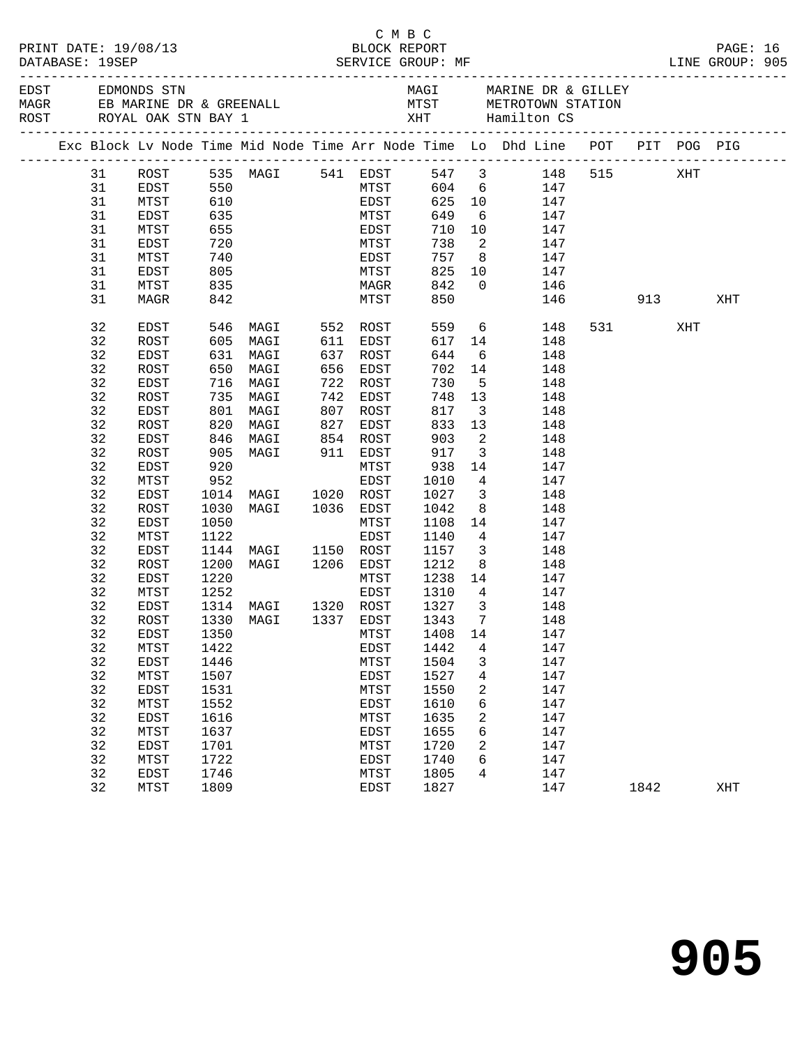C M B C

PRINT DATE: 19/08/13 BLOCK REPORT
DATABASE: 19SEP SERVICE GROUP: MF LINE GROUP: 905

| | | | |
|---|---|---|---|
| EDST | EDMONDS STN | MAGI | MARINE DR & GILLEY |
| MAGR | EB MARINE DR & GREENALL | MTST | METROTOWN STATION |
| ROST | ROYAL OAK STN BAY 1 | XHT | Hamilton CS |

| Exc | Block | Lv Node | Time | Mid Node | Time | Arr Node | Time | Lo | Dhd Line | POT | PIT | POG | PIG |
|---|---|---|---|---|---|---|---|---|---|---|---|---|---|
| | 31 | ROST | 535 | MAGI | 541 | EDST | 547 | 3 | 148 | 515 | | XHT | |
| | 31 | EDST | 550 | | | MTST | 604 | 6 | 147 | | | | |
| | 31 | MTST | 610 | | | EDST | 625 | 10 | 147 | | | | |
| | 31 | EDST | 635 | | | MTST | 649 | 6 | 147 | | | | |
| | 31 | MTST | 655 | | | EDST | 710 | 10 | 147 | | | | |
| | 31 | EDST | 720 | | | MTST | 738 | 2 | 147 | | | | |
| | 31 | MTST | 740 | | | EDST | 757 | 8 | 147 | | | | |
| | 31 | EDST | 805 | | | MTST | 825 | 10 | 147 | | | | |
| | 31 | MTST | 835 | | | MAGR | 842 | 0 | 146 | | | | |
| | 31 | MAGR | 842 | | | MTST | 850 | | 146 | | 913 | | XHT |
| | 32 | EDST | 546 | MAGI | 552 | ROST | 559 | 6 | 148 | 531 | | XHT | |
| | 32 | ROST | 605 | MAGI | 611 | EDST | 617 | 14 | 148 | | | | |
| | 32 | EDST | 631 | MAGI | 637 | ROST | 644 | 6 | 148 | | | | |
| | 32 | ROST | 650 | MAGI | 656 | EDST | 702 | 14 | 148 | | | | |
| | 32 | EDST | 716 | MAGI | 722 | ROST | 730 | 5 | 148 | | | | |
| | 32 | ROST | 735 | MAGI | 742 | EDST | 748 | 13 | 148 | | | | |
| | 32 | EDST | 801 | MAGI | 807 | ROST | 817 | 3 | 148 | | | | |
| | 32 | ROST | 820 | MAGI | 827 | EDST | 833 | 13 | 148 | | | | |
| | 32 | EDST | 846 | MAGI | 854 | ROST | 903 | 2 | 148 | | | | |
| | 32 | ROST | 905 | MAGI | 911 | EDST | 917 | 3 | 148 | | | | |
| | 32 | EDST | 920 | | | MTST | 938 | 14 | 147 | | | | |
| | 32 | MTST | 952 | | | EDST | 1010 | 4 | 147 | | | | |
| | 32 | EDST | 1014 | MAGI | 1020 | ROST | 1027 | 3 | 148 | | | | |
| | 32 | ROST | 1030 | MAGI | 1036 | EDST | 1042 | 8 | 148 | | | | |
| | 32 | EDST | 1050 | | | MTST | 1108 | 14 | 147 | | | | |
| | 32 | MTST | 1122 | | | EDST | 1140 | 4 | 147 | | | | |
| | 32 | EDST | 1144 | MAGI | 1150 | ROST | 1157 | 3 | 148 | | | | |
| | 32 | ROST | 1200 | MAGI | 1206 | EDST | 1212 | 8 | 148 | | | | |
| | 32 | EDST | 1220 | | | MTST | 1238 | 14 | 147 | | | | |
| | 32 | MTST | 1252 | | | EDST | 1310 | 4 | 147 | | | | |
| | 32 | EDST | 1314 | MAGI | 1320 | ROST | 1327 | 3 | 148 | | | | |
| | 32 | ROST | 1330 | MAGI | 1337 | EDST | 1343 | 7 | 148 | | | | |
| | 32 | EDST | 1350 | | | MTST | 1408 | 14 | 147 | | | | |
| | 32 | MTST | 1422 | | | EDST | 1442 | 4 | 147 | | | | |
| | 32 | EDST | 1446 | | | MTST | 1504 | 3 | 147 | | | | |
| | 32 | MTST | 1507 | | | EDST | 1527 | 4 | 147 | | | | |
| | 32 | EDST | 1531 | | | MTST | 1550 | 2 | 147 | | | | |
| | 32 | MTST | 1552 | | | EDST | 1610 | 6 | 147 | | | | |
| | 32 | EDST | 1616 | | | MTST | 1635 | 2 | 147 | | | | |
| | 32 | MTST | 1637 | | | EDST | 1655 | 6 | 147 | | | | |
| | 32 | EDST | 1701 | | | MTST | 1720 | 2 | 147 | | | | |
| | 32 | MTST | 1722 | | | EDST | 1740 | 6 | 147 | | | | |
| | 32 | EDST | 1746 | | | MTST | 1805 | 4 | 147 | | | | |
| | 32 | MTST | 1809 | | | EDST | 1827 | | 147 | | 1842 | | XHT |

# 905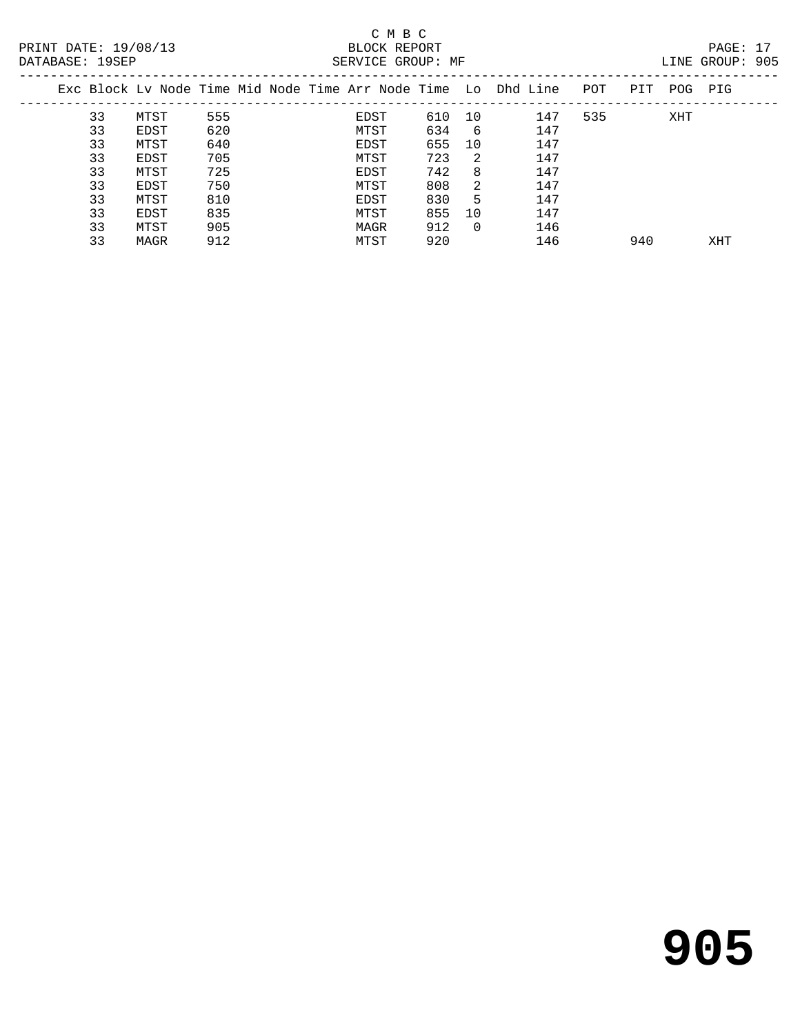C M B C
BLOCK REPORT
SERVICE GROUP: MF

PRINT DATE: 19/08/13
DATABASE: 19SEP

LINE GROUP: 905

| Exc | Block | Lv Node | Time | Mid Node | Time | Arr Node | Time | Lo | Dhd | Line | POT | PIT | POG | PIG |
|---|---|---|---|---|---|---|---|---|---|---|---|---|---|---|
| | 33 | MTST | 555 | | | EDST | 610 | 10 | | 147 | 535 | | XHT | |
| | 33 | EDST | 620 | | | MTST | 634 | 6 | | 147 | | | | |
| | 33 | MTST | 640 | | | EDST | 655 | 10 | | 147 | | | | |
| | 33 | EDST | 705 | | | MTST | 723 | 2 | | 147 | | | | |
| | 33 | MTST | 725 | | | EDST | 742 | 8 | | 147 | | | | |
| | 33 | EDST | 750 | | | MTST | 808 | 2 | | 147 | | | | |
| | 33 | MTST | 810 | | | EDST | 830 | 5 | | 147 | | | | |
| | 33 | EDST | 835 | | | MTST | 855 | 10 | | 147 | | | | |
| | 33 | MTST | 905 | | | MAGR | 912 | 0 | | 146 | | | | |
| | 33 | MAGR | 912 | | | MTST | 920 | | | 146 | | 940 | | XHT |

# 905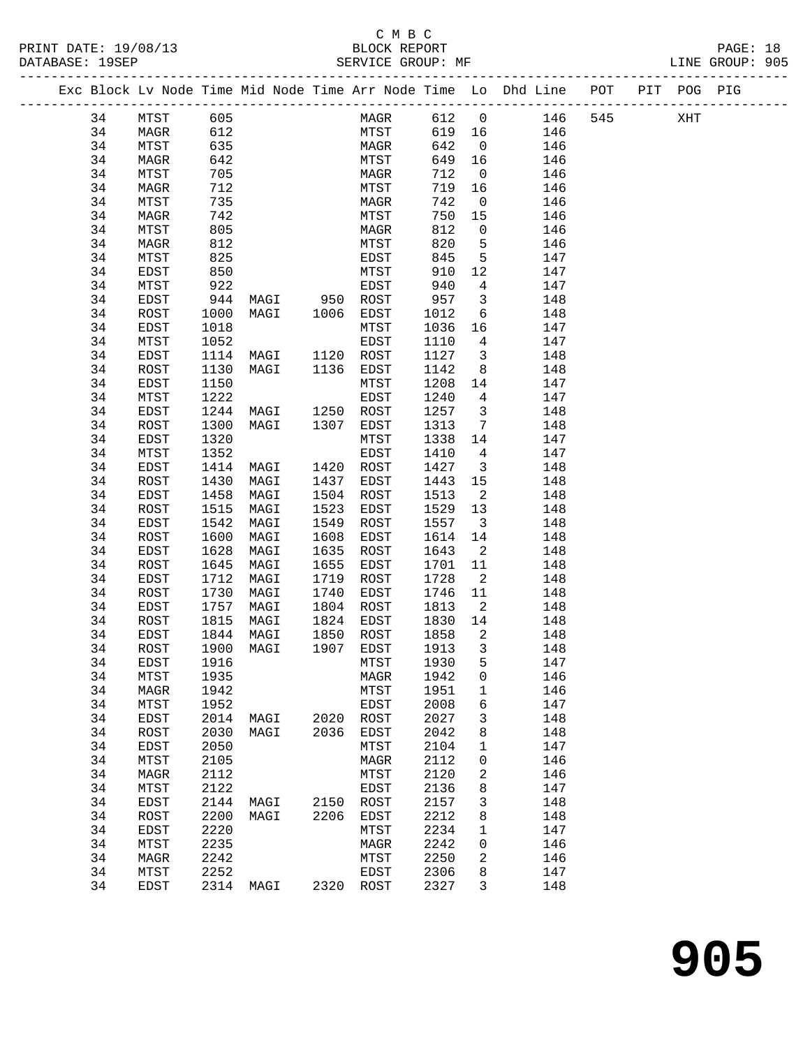C M B C
BLOCK REPORT
SERVICE GROUP: MF

PRINT DATE: 19/08/13
DATABASE: 19SEP

LINE GROUP: 905

| Exc | Block | Lv | Node | Time | Mid Node | Time | Arr Node | Time | Lo | Dhd Line | POT | PIT | POG | PIG |
|---|---|---|---|---|---|---|---|---|---|---|---|---|---|---|
| | 34 | | MTST | 605 | | | MAGR | 612 | 0 | 146 | 545 | | XHT | |
| | 34 | | MAGR | 612 | | | MTST | 619 | 16 | 146 | | | | |
| | 34 | | MTST | 635 | | | MAGR | 642 | 0 | 146 | | | | |
| | 34 | | MAGR | 642 | | | MTST | 649 | 16 | 146 | | | | |
| | 34 | | MTST | 705 | | | MAGR | 712 | 0 | 146 | | | | |
| | 34 | | MAGR | 712 | | | MTST | 719 | 16 | 146 | | | | |
| | 34 | | MTST | 735 | | | MAGR | 742 | 0 | 146 | | | | |
| | 34 | | MAGR | 742 | | | MTST | 750 | 15 | 146 | | | | |
| | 34 | | MTST | 805 | | | MAGR | 812 | 0 | 146 | | | | |
| | 34 | | MAGR | 812 | | | MTST | 820 | 5 | 146 | | | | |
| | 34 | | MTST | 825 | | | EDST | 845 | 5 | 147 | | | | |
| | 34 | | EDST | 850 | | | MTST | 910 | 12 | 147 | | | | |
| | 34 | | MTST | 922 | | | EDST | 940 | 4 | 147 | | | | |
| | 34 | | EDST | 944 | MAGI | 950 | ROST | 957 | 3 | 148 | | | | |
| | 34 | | ROST | 1000 | MAGI | 1006 | EDST | 1012 | 6 | 148 | | | | |
| | 34 | | EDST | 1018 | | | MTST | 1036 | 16 | 147 | | | | |
| | 34 | | MTST | 1052 | | | EDST | 1110 | 4 | 147 | | | | |
| | 34 | | EDST | 1114 | MAGI | 1120 | ROST | 1127 | 3 | 148 | | | | |
| | 34 | | ROST | 1130 | MAGI | 1136 | EDST | 1142 | 8 | 148 | | | | |
| | 34 | | EDST | 1150 | | | MTST | 1208 | 14 | 147 | | | | |
| | 34 | | MTST | 1222 | | | EDST | 1240 | 4 | 147 | | | | |
| | 34 | | EDST | 1244 | MAGI | 1250 | ROST | 1257 | 3 | 148 | | | | |
| | 34 | | ROST | 1300 | MAGI | 1307 | EDST | 1313 | 7 | 148 | | | | |
| | 34 | | EDST | 1320 | | | MTST | 1338 | 14 | 147 | | | | |
| | 34 | | MTST | 1352 | | | EDST | 1410 | 4 | 147 | | | | |
| | 34 | | EDST | 1414 | MAGI | 1420 | ROST | 1427 | 3 | 148 | | | | |
| | 34 | | ROST | 1430 | MAGI | 1437 | EDST | 1443 | 15 | 148 | | | | |
| | 34 | | EDST | 1458 | MAGI | 1504 | ROST | 1513 | 2 | 148 | | | | |
| | 34 | | ROST | 1515 | MAGI | 1523 | EDST | 1529 | 13 | 148 | | | | |
| | 34 | | EDST | 1542 | MAGI | 1549 | ROST | 1557 | 3 | 148 | | | | |
| | 34 | | ROST | 1600 | MAGI | 1608 | EDST | 1614 | 14 | 148 | | | | |
| | 34 | | EDST | 1628 | MAGI | 1635 | ROST | 1643 | 2 | 148 | | | | |
| | 34 | | ROST | 1645 | MAGI | 1655 | EDST | 1701 | 11 | 148 | | | | |
| | 34 | | EDST | 1712 | MAGI | 1719 | ROST | 1728 | 2 | 148 | | | | |
| | 34 | | ROST | 1730 | MAGI | 1740 | EDST | 1746 | 11 | 148 | | | | |
| | 34 | | EDST | 1757 | MAGI | 1804 | ROST | 1813 | 2 | 148 | | | | |
| | 34 | | ROST | 1815 | MAGI | 1824 | EDST | 1830 | 14 | 148 | | | | |
| | 34 | | EDST | 1844 | MAGI | 1850 | ROST | 1858 | 2 | 148 | | | | |
| | 34 | | ROST | 1900 | MAGI | 1907 | EDST | 1913 | 3 | 148 | | | | |
| | 34 | | EDST | 1916 | | | MTST | 1930 | 5 | 147 | | | | |
| | 34 | | MTST | 1935 | | | MAGR | 1942 | 0 | 146 | | | | |
| | 34 | | MAGR | 1942 | | | MTST | 1951 | 1 | 146 | | | | |
| | 34 | | MTST | 1952 | | | EDST | 2008 | 6 | 147 | | | | |
| | 34 | | EDST | 2014 | MAGI | 2020 | ROST | 2027 | 3 | 148 | | | | |
| | 34 | | ROST | 2030 | MAGI | 2036 | EDST | 2042 | 8 | 148 | | | | |
| | 34 | | EDST | 2050 | | | MTST | 2104 | 1 | 147 | | | | |
| | 34 | | MTST | 2105 | | | MAGR | 2112 | 0 | 146 | | | | |
| | 34 | | MAGR | 2112 | | | MTST | 2120 | 2 | 146 | | | | |
| | 34 | | MTST | 2122 | | | EDST | 2136 | 8 | 147 | | | | |
| | 34 | | EDST | 2144 | MAGI | 2150 | ROST | 2157 | 3 | 148 | | | | |
| | 34 | | ROST | 2200 | MAGI | 2206 | EDST | 2212 | 8 | 148 | | | | |
| | 34 | | EDST | 2220 | | | MTST | 2234 | 1 | 147 | | | | |
| | 34 | | MTST | 2235 | | | MAGR | 2242 | 0 | 146 | | | | |
| | 34 | | MAGR | 2242 | | | MTST | 2250 | 2 | 146 | | | | |
| | 34 | | MTST | 2252 | | | EDST | 2306 | 8 | 147 | | | | |
| | 34 | | EDST | 2314 | MAGI | 2320 | ROST | 2327 | 3 | 148 | | | | |

# 905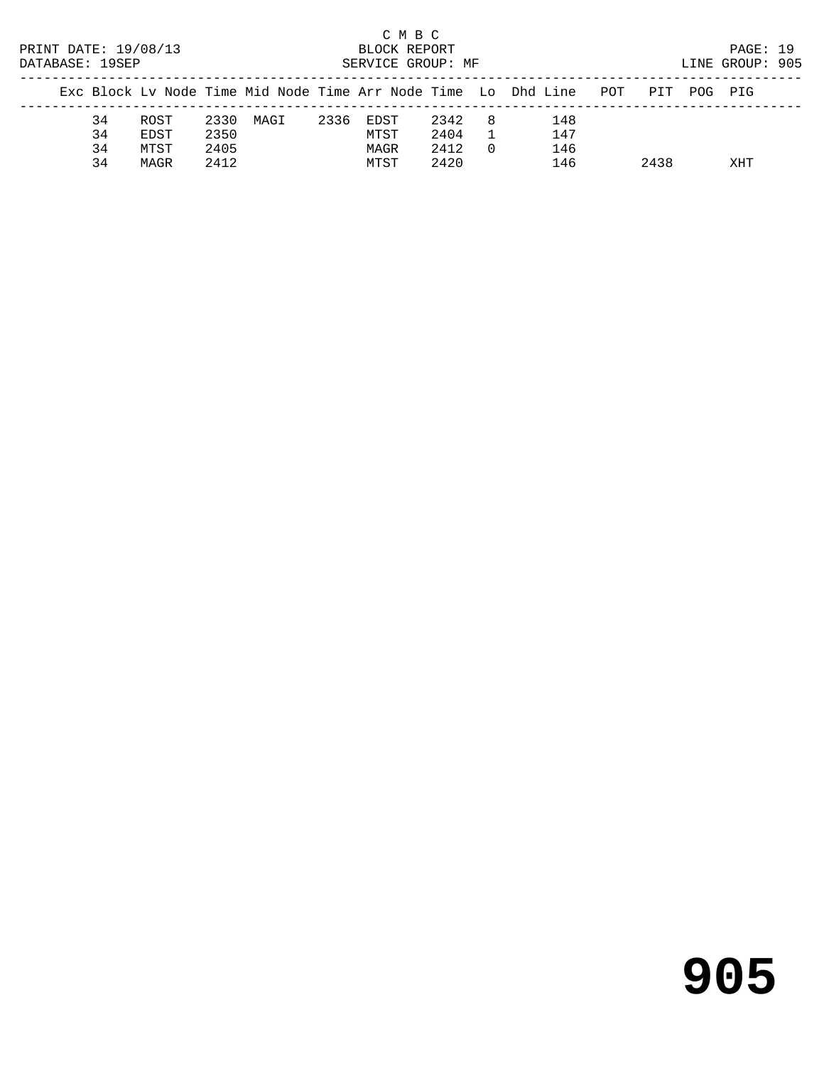C M B C

PRINT DATE: 19/08/13 BLOCK REPORT
DATABASE: 19SEP SERVICE GROUP: MF LINE GROUP: 905

| Exc | Block | Lv | Node | Time | Mid Node | Time | Arr Node | Time | Lo | Dhd | Line | POT | PIT | POG | PIG |
|---|---|---|---|---|---|---|---|---|---|---|---|---|---|---|---|
| | 34 | | ROST | 2330 | MAGI | 2336 | EDST | 2342 | 8 | | 148 | | | | |
| | 34 | | EDST | 2350 | | | MTST | 2404 | 1 | | 147 | | | | |
| | 34 | | MTST | 2405 | | | MAGR | 2412 | 0 | | 146 | | | | |
| | 34 | | MAGR | 2412 | | | MTST | 2420 | | | 146 | | 2438 | | XHT |

**905**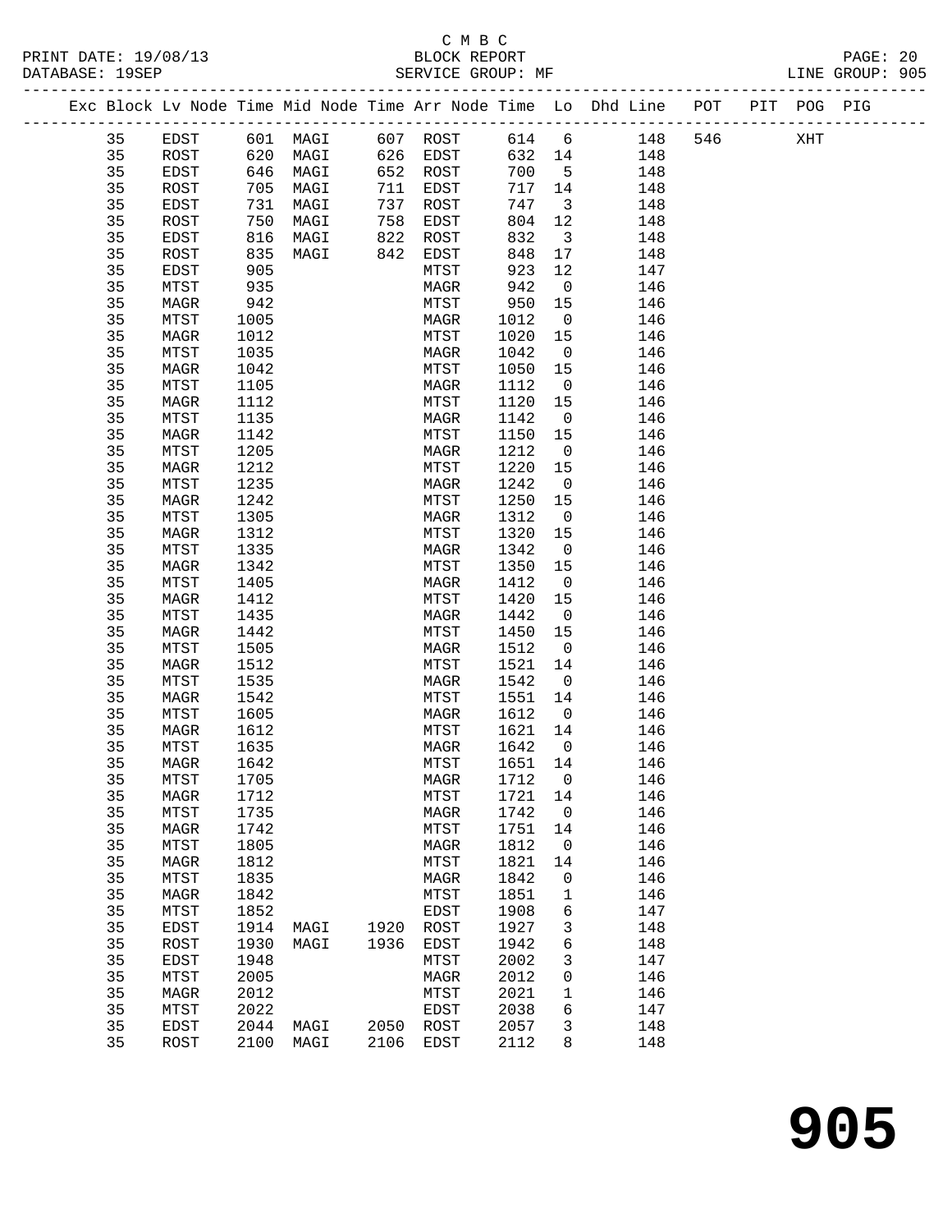C M B C

BLOCK REPORT

SERVICE GROUP: MF

LINE GROUP: 905

| Exc | Block | Lv Node | Time | Mid Node | Time | Arr Node | Time | Lo | Dhd Line | POT | PIT | POG | PIG |
|---|---|---|---|---|---|---|---|---|---|---|---|---|---|
| | 35 | EDST | 601 | MAGI | 607 | ROST | 614 | 6 | 148 | 546 | | XHT | |
| | 35 | ROST | 620 | MAGI | 626 | EDST | 632 | 14 | 148 | | | | |
| | 35 | EDST | 646 | MAGI | 652 | ROST | 700 | 5 | 148 | | | | |
| | 35 | ROST | 705 | MAGI | 711 | EDST | 717 | 14 | 148 | | | | |
| | 35 | EDST | 731 | MAGI | 737 | ROST | 747 | 3 | 148 | | | | |
| | 35 | ROST | 750 | MAGI | 758 | EDST | 804 | 12 | 148 | | | | |
| | 35 | EDST | 816 | MAGI | 822 | ROST | 832 | 3 | 148 | | | | |
| | 35 | ROST | 835 | MAGI | 842 | EDST | 848 | 17 | 148 | | | | |
| | 35 | EDST | 905 | | | MTST | 923 | 12 | 147 | | | | |
| | 35 | MTST | 935 | | | MAGR | 942 | 0 | 146 | | | | |
| | 35 | MAGR | 942 | | | MTST | 950 | 15 | 146 | | | | |
| | 35 | MTST | 1005 | | | MAGR | 1012 | 0 | 146 | | | | |
| | 35 | MAGR | 1012 | | | MTST | 1020 | 15 | 146 | | | | |
| | 35 | MTST | 1035 | | | MAGR | 1042 | 0 | 146 | | | | |
| | 35 | MAGR | 1042 | | | MTST | 1050 | 15 | 146 | | | | |
| | 35 | MTST | 1105 | | | MAGR | 1112 | 0 | 146 | | | | |
| | 35 | MAGR | 1112 | | | MTST | 1120 | 15 | 146 | | | | |
| | 35 | MTST | 1135 | | | MAGR | 1142 | 0 | 146 | | | | |
| | 35 | MAGR | 1142 | | | MTST | 1150 | 15 | 146 | | | | |
| | 35 | MTST | 1205 | | | MAGR | 1212 | 0 | 146 | | | | |
| | 35 | MAGR | 1212 | | | MTST | 1220 | 15 | 146 | | | | |
| | 35 | MTST | 1235 | | | MAGR | 1242 | 0 | 146 | | | | |
| | 35 | MAGR | 1242 | | | MTST | 1250 | 15 | 146 | | | | |
| | 35 | MTST | 1305 | | | MAGR | 1312 | 0 | 146 | | | | |
| | 35 | MAGR | 1312 | | | MTST | 1320 | 15 | 146 | | | | |
| | 35 | MTST | 1335 | | | MAGR | 1342 | 0 | 146 | | | | |
| | 35 | MAGR | 1342 | | | MTST | 1350 | 15 | 146 | | | | |
| | 35 | MTST | 1405 | | | MAGR | 1412 | 0 | 146 | | | | |
| | 35 | MAGR | 1412 | | | MTST | 1420 | 15 | 146 | | | | |
| | 35 | MTST | 1435 | | | MAGR | 1442 | 0 | 146 | | | | |
| | 35 | MAGR | 1442 | | | MTST | 1450 | 15 | 146 | | | | |
| | 35 | MTST | 1505 | | | MAGR | 1512 | 0 | 146 | | | | |
| | 35 | MAGR | 1512 | | | MTST | 1521 | 14 | 146 | | | | |
| | 35 | MTST | 1535 | | | MAGR | 1542 | 0 | 146 | | | | |
| | 35 | MAGR | 1542 | | | MTST | 1551 | 14 | 146 | | | | |
| | 35 | MTST | 1605 | | | MAGR | 1612 | 0 | 146 | | | | |
| | 35 | MAGR | 1612 | | | MTST | 1621 | 14 | 146 | | | | |
| | 35 | MTST | 1635 | | | MAGR | 1642 | 0 | 146 | | | | |
| | 35 | MAGR | 1642 | | | MTST | 1651 | 14 | 146 | | | | |
| | 35 | MTST | 1705 | | | MAGR | 1712 | 0 | 146 | | | | |
| | 35 | MAGR | 1712 | | | MTST | 1721 | 14 | 146 | | | | |
| | 35 | MTST | 1735 | | | MAGR | 1742 | 0 | 146 | | | | |
| | 35 | MAGR | 1742 | | | MTST | 1751 | 14 | 146 | | | | |
| | 35 | MTST | 1805 | | | MAGR | 1812 | 0 | 146 | | | | |
| | 35 | MAGR | 1812 | | | MTST | 1821 | 14 | 146 | | | | |
| | 35 | MTST | 1835 | | | MAGR | 1842 | 0 | 146 | | | | |
| | 35 | MAGR | 1842 | | | MTST | 1851 | 1 | 146 | | | | |
| | 35 | MTST | 1852 | | | EDST | 1908 | 6 | 147 | | | | |
| | 35 | EDST | 1914 | MAGI | 1920 | ROST | 1927 | 3 | 148 | | | | |
| | 35 | ROST | 1930 | MAGI | 1936 | EDST | 1942 | 6 | 148 | | | | |
| | 35 | EDST | 1948 | | | MTST | 2002 | 3 | 147 | | | | |
| | 35 | MTST | 2005 | | | MAGR | 2012 | 0 | 146 | | | | |
| | 35 | MAGR | 2012 | | | MTST | 2021 | 1 | 146 | | | | |
| | 35 | MTST | 2022 | | | EDST | 2038 | 6 | 147 | | | | |
| | 35 | EDST | 2044 | MAGI | 2050 | ROST | 2057 | 3 | 148 | | | | |
| | 35 | ROST | 2100 | MAGI | 2106 | EDST | 2112 | 8 | 148 | | | | |

# 905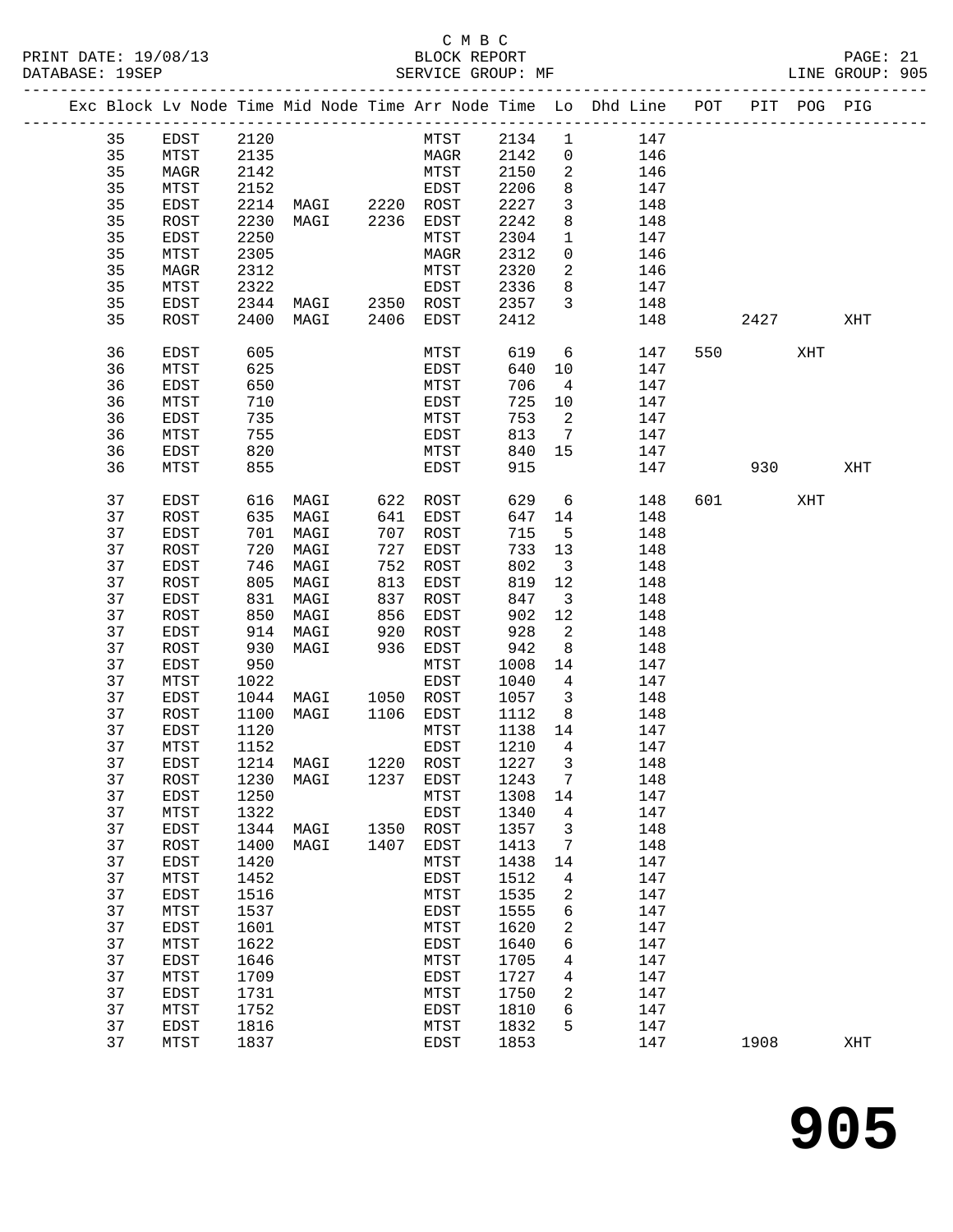C M B C

PRINT DATE: 19/08/13 BLOCK REPORT PAGE: 21
DATABASE: 19SEP SERVICE GROUP: MF LINE GROUP: 905

| Exc | Block | Lv Node | Time | Mid Node | Time | Arr Node | Time | Lo | Dhd Line | POT | PIT | POG | PIG |
|---|---|---|---|---|---|---|---|---|---|---|---|---|---|
| | 35 | EDST | 2120 | | | MTST | 2134 | 1 | 147 | | | | |
| | 35 | MTST | 2135 | | | MAGR | 2142 | 0 | 146 | | | | |
| | 35 | MAGR | 2142 | | | MTST | 2150 | 2 | 146 | | | | |
| | 35 | MTST | 2152 | | | EDST | 2206 | 8 | 147 | | | | |
| | 35 | EDST | 2214 | MAGI | 2220 | ROST | 2227 | 3 | 148 | | | | |
| | 35 | ROST | 2230 | MAGI | 2236 | EDST | 2242 | 8 | 148 | | | | |
| | 35 | EDST | 2250 | | | MTST | 2304 | 1 | 147 | | | | |
| | 35 | MTST | 2305 | | | MAGR | 2312 | 0 | 146 | | | | |
| | 35 | MAGR | 2312 | | | MTST | 2320 | 2 | 146 | | | | |
| | 35 | MTST | 2322 | | | EDST | 2336 | 8 | 147 | | | | |
| | 35 | EDST | 2344 | MAGI | 2350 | ROST | 2357 | 3 | 148 | | | | |
| | 35 | ROST | 2400 | MAGI | 2406 | EDST | 2412 | | 148 | | 2427 | | XHT |
| | 36 | EDST | 605 | | | MTST | 619 | 6 | 147 | 550 | | XHT | |
| | 36 | MTST | 625 | | | EDST | 640 | 10 | 147 | | | | |
| | 36 | EDST | 650 | | | MTST | 706 | 4 | 147 | | | | |
| | 36 | MTST | 710 | | | EDST | 725 | 10 | 147 | | | | |
| | 36 | EDST | 735 | | | MTST | 753 | 2 | 147 | | | | |
| | 36 | MTST | 755 | | | EDST | 813 | 7 | 147 | | | | |
| | 36 | EDST | 820 | | | MTST | 840 | 15 | 147 | | | | |
| | 36 | MTST | 855 | | | EDST | 915 | | 147 | | 930 | | XHT |
| | 37 | EDST | 616 | MAGI | 622 | ROST | 629 | 6 | 148 | 601 | | XHT | |
| | 37 | ROST | 635 | MAGI | 641 | EDST | 647 | 14 | 148 | | | | |
| | 37 | EDST | 701 | MAGI | 707 | ROST | 715 | 5 | 148 | | | | |
| | 37 | ROST | 720 | MAGI | 727 | EDST | 733 | 13 | 148 | | | | |
| | 37 | EDST | 746 | MAGI | 752 | ROST | 802 | 3 | 148 | | | | |
| | 37 | ROST | 805 | MAGI | 813 | EDST | 819 | 12 | 148 | | | | |
| | 37 | EDST | 831 | MAGI | 837 | ROST | 847 | 3 | 148 | | | | |
| | 37 | ROST | 850 | MAGI | 856 | EDST | 902 | 12 | 148 | | | | |
| | 37 | EDST | 914 | MAGI | 920 | ROST | 928 | 2 | 148 | | | | |
| | 37 | ROST | 930 | MAGI | 936 | EDST | 942 | 8 | 148 | | | | |
| | 37 | EDST | 950 | | | MTST | 1008 | 14 | 147 | | | | |
| | 37 | MTST | 1022 | | | EDST | 1040 | 4 | 147 | | | | |
| | 37 | EDST | 1044 | MAGI | 1050 | ROST | 1057 | 3 | 148 | | | | |
| | 37 | ROST | 1100 | MAGI | 1106 | EDST | 1112 | 8 | 148 | | | | |
| | 37 | EDST | 1120 | | | MTST | 1138 | 14 | 147 | | | | |
| | 37 | MTST | 1152 | | | EDST | 1210 | 4 | 147 | | | | |
| | 37 | EDST | 1214 | MAGI | 1220 | ROST | 1227 | 3 | 148 | | | | |
| | 37 | ROST | 1230 | MAGI | 1237 | EDST | 1243 | 7 | 148 | | | | |
| | 37 | EDST | 1250 | | | MTST | 1308 | 14 | 147 | | | | |
| | 37 | MTST | 1322 | | | EDST | 1340 | 4 | 147 | | | | |
| | 37 | EDST | 1344 | MAGI | 1350 | ROST | 1357 | 3 | 148 | | | | |
| | 37 | ROST | 1400 | MAGI | 1407 | EDST | 1413 | 7 | 148 | | | | |
| | 37 | EDST | 1420 | | | MTST | 1438 | 14 | 147 | | | | |
| | 37 | MTST | 1452 | | | EDST | 1512 | 4 | 147 | | | | |
| | 37 | EDST | 1516 | | | MTST | 1535 | 2 | 147 | | | | |
| | 37 | MTST | 1537 | | | EDST | 1555 | 6 | 147 | | | | |
| | 37 | EDST | 1601 | | | MTST | 1620 | 2 | 147 | | | | |
| | 37 | MTST | 1622 | | | EDST | 1640 | 6 | 147 | | | | |
| | 37 | EDST | 1646 | | | MTST | 1705 | 4 | 147 | | | | |
| | 37 | MTST | 1709 | | | EDST | 1727 | 4 | 147 | | | | |
| | 37 | EDST | 1731 | | | MTST | 1750 | 2 | 147 | | | | |
| | 37 | MTST | 1752 | | | EDST | 1810 | 6 | 147 | | | | |
| | 37 | EDST | 1816 | | | MTST | 1832 | 5 | 147 | | | | |
| | 37 | MTST | 1837 | | | EDST | 1853 | | 147 | | 1908 | | XHT |

# 905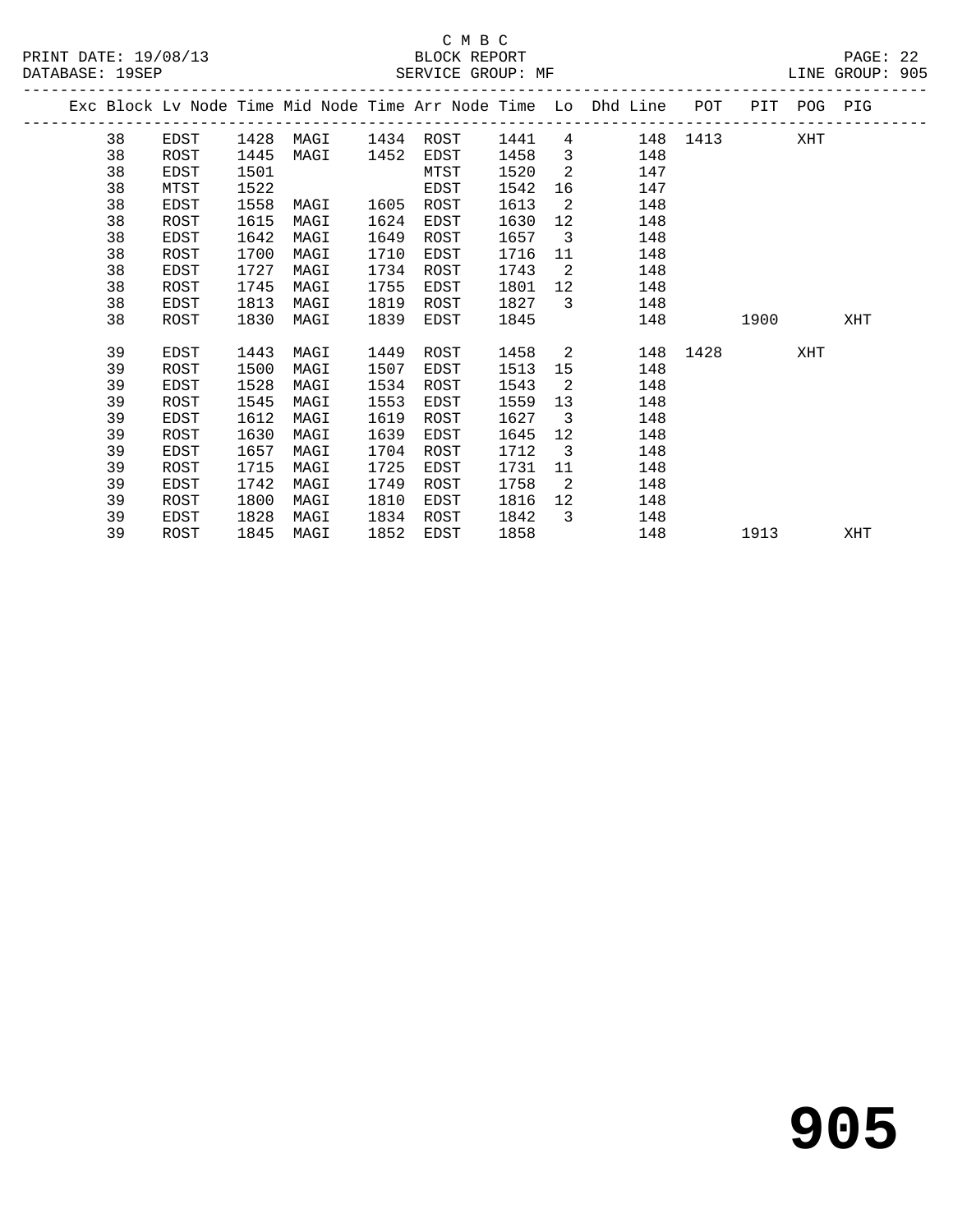C M B C
BLOCK REPORT
SERVICE GROUP: MF

PRINT DATE: 19/08/13
DATABASE: 19SEP
LINE GROUP: 905

| Exc | Block | Lv Node | Time | Mid Node | Time | Arr Node | Time | Lo | Dhd Line | POT | PIT | POG | PIG |
|---|---|---|---|---|---|---|---|---|---|---|---|---|---|
| | 38 | EDST | 1428 | MAGI | 1434 | ROST | 1441 | 4 | 148 | 1413 | | XHT | |
| | 38 | ROST | 1445 | MAGI | 1452 | EDST | 1458 | 3 | 148 | | | | |
| | 38 | EDST | 1501 | | | MTST | 1520 | 2 | 147 | | | | |
| | 38 | MTST | 1522 | | | EDST | 1542 | 16 | 147 | | | | |
| | 38 | EDST | 1558 | MAGI | 1605 | ROST | 1613 | 2 | 148 | | | | |
| | 38 | ROST | 1615 | MAGI | 1624 | EDST | 1630 | 12 | 148 | | | | |
| | 38 | EDST | 1642 | MAGI | 1649 | ROST | 1657 | 3 | 148 | | | | |
| | 38 | ROST | 1700 | MAGI | 1710 | EDST | 1716 | 11 | 148 | | | | |
| | 38 | EDST | 1727 | MAGI | 1734 | ROST | 1743 | 2 | 148 | | | | |
| | 38 | ROST | 1745 | MAGI | 1755 | EDST | 1801 | 12 | 148 | | | | |
| | 38 | EDST | 1813 | MAGI | 1819 | ROST | 1827 | 3 | 148 | | | | |
| | 38 | ROST | 1830 | MAGI | 1839 | EDST | 1845 | | 148 | | 1900 | | XHT |
| | 39 | EDST | 1443 | MAGI | 1449 | ROST | 1458 | 2 | 148 | 1428 | | XHT | |
| | 39 | ROST | 1500 | MAGI | 1507 | EDST | 1513 | 15 | 148 | | | | |
| | 39 | EDST | 1528 | MAGI | 1534 | ROST | 1543 | 2 | 148 | | | | |
| | 39 | ROST | 1545 | MAGI | 1553 | EDST | 1559 | 13 | 148 | | | | |
| | 39 | EDST | 1612 | MAGI | 1619 | ROST | 1627 | 3 | 148 | | | | |
| | 39 | ROST | 1630 | MAGI | 1639 | EDST | 1645 | 12 | 148 | | | | |
| | 39 | EDST | 1657 | MAGI | 1704 | ROST | 1712 | 3 | 148 | | | | |
| | 39 | ROST | 1715 | MAGI | 1725 | EDST | 1731 | 11 | 148 | | | | |
| | 39 | EDST | 1742 | MAGI | 1749 | ROST | 1758 | 2 | 148 | | | | |
| | 39 | ROST | 1800 | MAGI | 1810 | EDST | 1816 | 12 | 148 | | | | |
| | 39 | EDST | 1828 | MAGI | 1834 | ROST | 1842 | 3 | 148 | | | | |
| | 39 | ROST | 1845 | MAGI | 1852 | EDST | 1858 | | 148 | | 1913 | | XHT |

# 905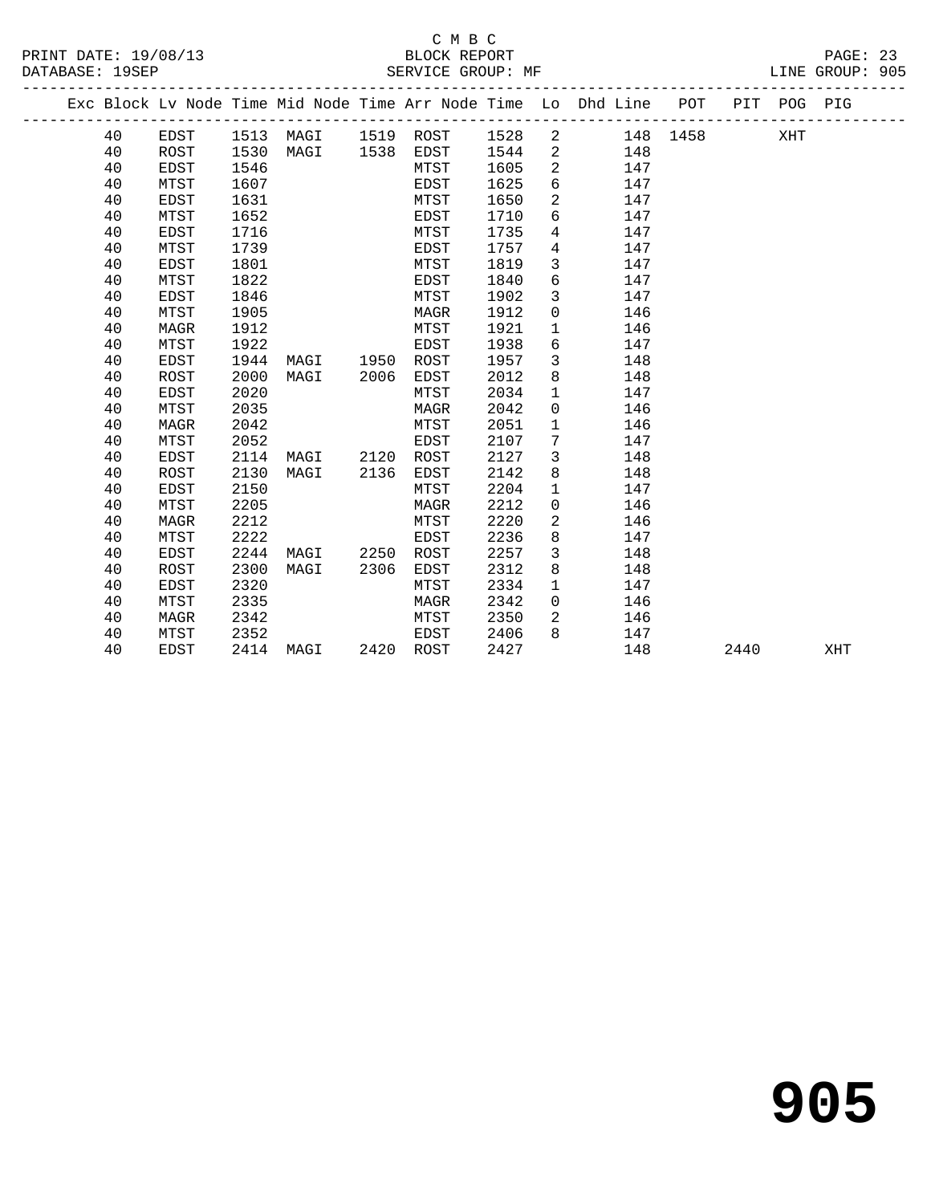C M B C

PRINT DATE: 19/08/13 BLOCK REPORT
DATABASE: 19SEP SERVICE GROUP: MF LINE GROUP: 905

| Exc | Block | Lv Node | Time | Mid Node | Time | Arr Node | Time | Lo | Dhd Line | POT | PIT | POG | PIG |
|---|---|---|---|---|---|---|---|---|---|---|---|---|---|
| | 40 | EDST | 1513 | MAGI | 1519 | ROST | 1528 | 2 | 148 | 1458 | | XHT | |
| | 40 | ROST | 1530 | MAGI | 1538 | EDST | 1544 | 2 | 148 | | | | |
| | 40 | EDST | 1546 | | | MTST | 1605 | 2 | 147 | | | | |
| | 40 | MTST | 1607 | | | EDST | 1625 | 6 | 147 | | | | |
| | 40 | EDST | 1631 | | | MTST | 1650 | 2 | 147 | | | | |
| | 40 | MTST | 1652 | | | EDST | 1710 | 6 | 147 | | | | |
| | 40 | EDST | 1716 | | | MTST | 1735 | 4 | 147 | | | | |
| | 40 | MTST | 1739 | | | EDST | 1757 | 4 | 147 | | | | |
| | 40 | EDST | 1801 | | | MTST | 1819 | 3 | 147 | | | | |
| | 40 | MTST | 1822 | | | EDST | 1840 | 6 | 147 | | | | |
| | 40 | EDST | 1846 | | | MTST | 1902 | 3 | 147 | | | | |
| | 40 | MTST | 1905 | | | MAGR | 1912 | 0 | 146 | | | | |
| | 40 | MAGR | 1912 | | | MTST | 1921 | 1 | 146 | | | | |
| | 40 | MTST | 1922 | | | EDST | 1938 | 6 | 147 | | | | |
| | 40 | EDST | 1944 | MAGI | 1950 | ROST | 1957 | 3 | 148 | | | | |
| | 40 | ROST | 2000 | MAGI | 2006 | EDST | 2012 | 8 | 148 | | | | |
| | 40 | EDST | 2020 | | | MTST | 2034 | 1 | 147 | | | | |
| | 40 | MTST | 2035 | | | MAGR | 2042 | 0 | 146 | | | | |
| | 40 | MAGR | 2042 | | | MTST | 2051 | 1 | 146 | | | | |
| | 40 | MTST | 2052 | | | EDST | 2107 | 7 | 147 | | | | |
| | 40 | EDST | 2114 | MAGI | 2120 | ROST | 2127 | 3 | 148 | | | | |
| | 40 | ROST | 2130 | MAGI | 2136 | EDST | 2142 | 8 | 148 | | | | |
| | 40 | EDST | 2150 | | | MTST | 2204 | 1 | 147 | | | | |
| | 40 | MTST | 2205 | | | MAGR | 2212 | 0 | 146 | | | | |
| | 40 | MAGR | 2212 | | | MTST | 2220 | 2 | 146 | | | | |
| | 40 | MTST | 2222 | | | EDST | 2236 | 8 | 147 | | | | |
| | 40 | EDST | 2244 | MAGI | 2250 | ROST | 2257 | 3 | 148 | | | | |
| | 40 | ROST | 2300 | MAGI | 2306 | EDST | 2312 | 8 | 148 | | | | |
| | 40 | EDST | 2320 | | | MTST | 2334 | 1 | 147 | | | | |
| | 40 | MTST | 2335 | | | MAGR | 2342 | 0 | 146 | | | | |
| | 40 | MAGR | 2342 | | | MTST | 2350 | 2 | 146 | | | | |
| | 40 | MTST | 2352 | | | EDST | 2406 | 8 | 147 | | | | |
| | 40 | EDST | 2414 | MAGI | 2420 | ROST | 2427 | | 148 | | 2440 | | XHT |

# 905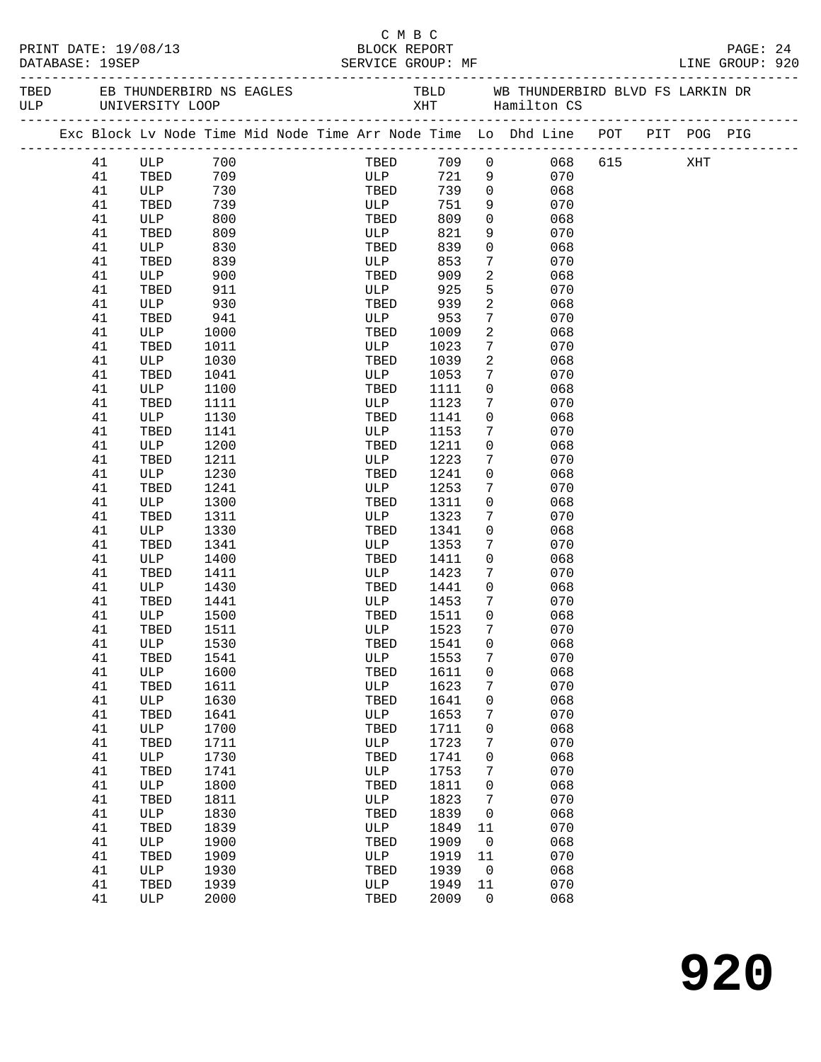C M B C

PRINT DATE: 19/08/13 BLOCK REPORT

DATABASE: 19SEP SERVICE GROUP: MF LINE GROUP: 920

TBED EB THUNDERBIRD NS EAGLES TBLD WB THUNDERBIRD BLVD FS LARKIN DR
ULP UNIVERSITY LOOP XHT Hamilton CS

| Exc | Block | Lv Node | Time | Mid Node | Time | Arr Node | Time | Lo | Dhd Line | POT | PIT | POG | PIG |
|---|---|---|---|---|---|---|---|---|---|---|---|---|---|
| | 41 | ULP | 700 | | | TBED | 709 | 0 | 068 | 615 | | XHT | |
| | 41 | TBED | 709 | | | ULP | 721 | 9 | 070 | | | | |
| | 41 | ULP | 730 | | | TBED | 739 | 0 | 068 | | | | |
| | 41 | TBED | 739 | | | ULP | 751 | 9 | 070 | | | | |
| | 41 | ULP | 800 | | | TBED | 809 | 0 | 068 | | | | |
| | 41 | TBED | 809 | | | ULP | 821 | 9 | 070 | | | | |
| | 41 | ULP | 830 | | | TBED | 839 | 0 | 068 | | | | |
| | 41 | TBED | 839 | | | ULP | 853 | 7 | 070 | | | | |
| | 41 | ULP | 900 | | | TBED | 909 | 2 | 068 | | | | |
| | 41 | TBED | 911 | | | ULP | 925 | 5 | 070 | | | | |
| | 41 | ULP | 930 | | | TBED | 939 | 2 | 068 | | | | |
| | 41 | TBED | 941 | | | ULP | 953 | 7 | 070 | | | | |
| | 41 | ULP | 1000 | | | TBED | 1009 | 2 | 068 | | | | |
| | 41 | TBED | 1011 | | | ULP | 1023 | 7 | 070 | | | | |
| | 41 | ULP | 1030 | | | TBED | 1039 | 2 | 068 | | | | |
| | 41 | TBED | 1041 | | | ULP | 1053 | 7 | 070 | | | | |
| | 41 | ULP | 1100 | | | TBED | 1111 | 0 | 068 | | | | |
| | 41 | TBED | 1111 | | | ULP | 1123 | 7 | 070 | | | | |
| | 41 | ULP | 1130 | | | TBED | 1141 | 0 | 068 | | | | |
| | 41 | TBED | 1141 | | | ULP | 1153 | 7 | 070 | | | | |
| | 41 | ULP | 1200 | | | TBED | 1211 | 0 | 068 | | | | |
| | 41 | TBED | 1211 | | | ULP | 1223 | 7 | 070 | | | | |
| | 41 | ULP | 1230 | | | TBED | 1241 | 0 | 068 | | | | |
| | 41 | TBED | 1241 | | | ULP | 1253 | 7 | 070 | | | | |
| | 41 | ULP | 1300 | | | TBED | 1311 | 0 | 068 | | | | |
| | 41 | TBED | 1311 | | | ULP | 1323 | 7 | 070 | | | | |
| | 41 | ULP | 1330 | | | TBED | 1341 | 0 | 068 | | | | |
| | 41 | TBED | 1341 | | | ULP | 1353 | 7 | 070 | | | | |
| | 41 | ULP | 1400 | | | TBED | 1411 | 0 | 068 | | | | |
| | 41 | TBED | 1411 | | | ULP | 1423 | 7 | 070 | | | | |
| | 41 | ULP | 1430 | | | TBED | 1441 | 0 | 068 | | | | |
| | 41 | TBED | 1441 | | | ULP | 1453 | 7 | 070 | | | | |
| | 41 | ULP | 1500 | | | TBED | 1511 | 0 | 068 | | | | |
| | 41 | TBED | 1511 | | | ULP | 1523 | 7 | 070 | | | | |
| | 41 | ULP | 1530 | | | TBED | 1541 | 0 | 068 | | | | |
| | 41 | TBED | 1541 | | | ULP | 1553 | 7 | 070 | | | | |
| | 41 | ULP | 1600 | | | TBED | 1611 | 0 | 068 | | | | |
| | 41 | TBED | 1611 | | | ULP | 1623 | 7 | 070 | | | | |
| | 41 | ULP | 1630 | | | TBED | 1641 | 0 | 068 | | | | |
| | 41 | TBED | 1641 | | | ULP | 1653 | 7 | 070 | | | | |
| | 41 | ULP | 1700 | | | TBED | 1711 | 0 | 068 | | | | |
| | 41 | TBED | 1711 | | | ULP | 1723 | 7 | 070 | | | | |
| | 41 | ULP | 1730 | | | TBED | 1741 | 0 | 068 | | | | |
| | 41 | TBED | 1741 | | | ULP | 1753 | 7 | 070 | | | | |
| | 41 | ULP | 1800 | | | TBED | 1811 | 0 | 068 | | | | |
| | 41 | TBED | 1811 | | | ULP | 1823 | 7 | 070 | | | | |
| | 41 | ULP | 1830 | | | TBED | 1839 | 0 | 068 | | | | |
| | 41 | TBED | 1839 | | | ULP | 1849 | 11 | 070 | | | | |
| | 41 | ULP | 1900 | | | TBED | 1909 | 0 | 068 | | | | |
| | 41 | TBED | 1909 | | | ULP | 1919 | 11 | 070 | | | | |
| | 41 | ULP | 1930 | | | TBED | 1939 | 0 | 068 | | | | |
| | 41 | TBED | 1939 | | | ULP | 1949 | 11 | 070 | | | | |
| | 41 | ULP | 2000 | | | TBED | 2009 | 0 | 068 | | | | |

# 920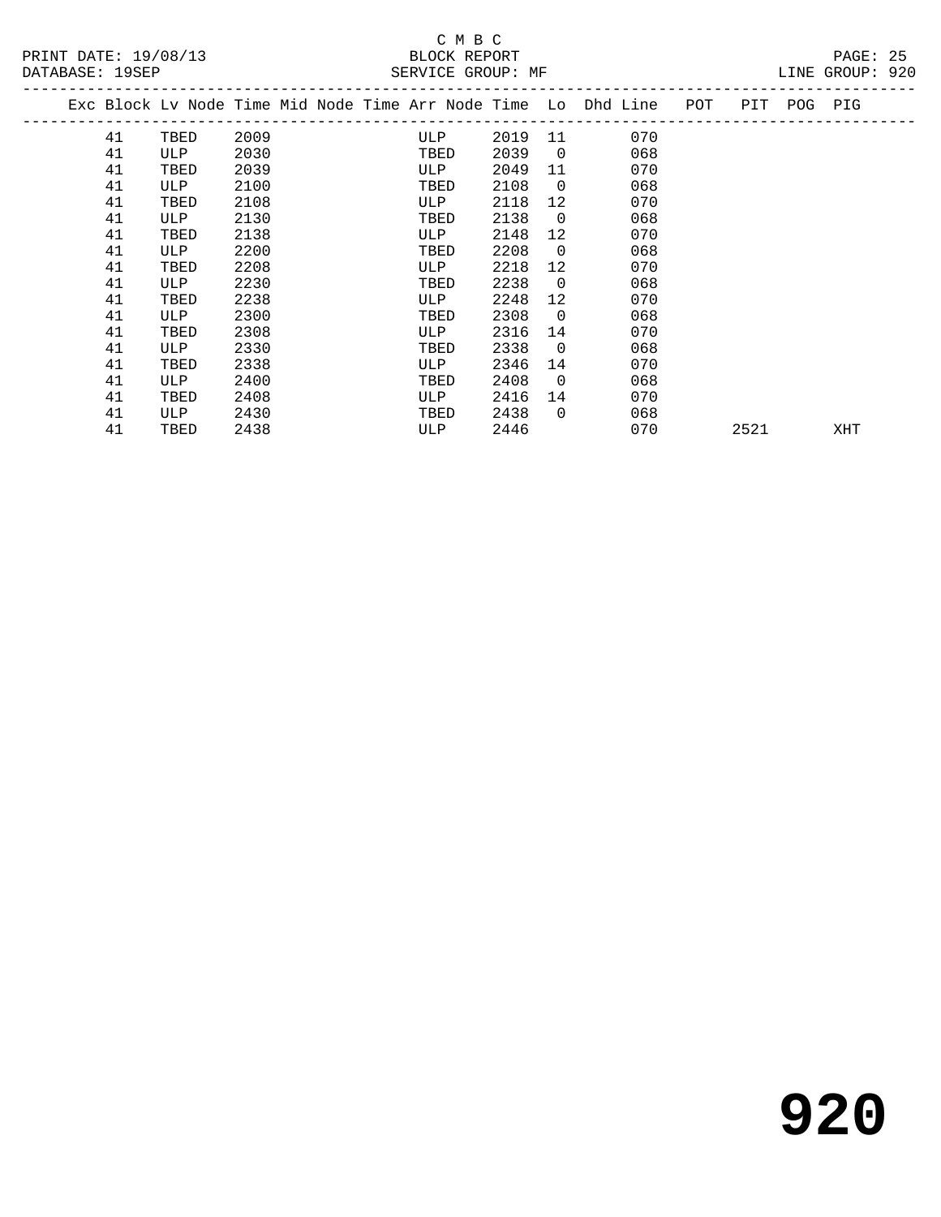C M B C
BLOCK REPORT
SERVICE GROUP: MF

PRINT DATE: 19/08/13
DATABASE: 19SEP
LINE GROUP: 920

| Exc | Block | Lv | Node | Time | Mid Node | Time | Arr Node | Time | Lo | Dhd Line | POT | PIT | POG | PIG |
|---|---|---|---|---|---|---|---|---|---|---|---|---|---|---|
| | 41 | | TBED | 2009 | | | ULP | 2019 | 11 | 070 | | | | |
| | 41 | | ULP | 2030 | | | TBED | 2039 | 0 | 068 | | | | |
| | 41 | | TBED | 2039 | | | ULP | 2049 | 11 | 070 | | | | |
| | 41 | | ULP | 2100 | | | TBED | 2108 | 0 | 068 | | | | |
| | 41 | | TBED | 2108 | | | ULP | 2118 | 12 | 070 | | | | |
| | 41 | | ULP | 2130 | | | TBED | 2138 | 0 | 068 | | | | |
| | 41 | | TBED | 2138 | | | ULP | 2148 | 12 | 070 | | | | |
| | 41 | | ULP | 2200 | | | TBED | 2208 | 0 | 068 | | | | |
| | 41 | | TBED | 2208 | | | ULP | 2218 | 12 | 070 | | | | |
| | 41 | | ULP | 2230 | | | TBED | 2238 | 0 | 068 | | | | |
| | 41 | | TBED | 2238 | | | ULP | 2248 | 12 | 070 | | | | |
| | 41 | | ULP | 2300 | | | TBED | 2308 | 0 | 068 | | | | |
| | 41 | | TBED | 2308 | | | ULP | 2316 | 14 | 070 | | | | |
| | 41 | | ULP | 2330 | | | TBED | 2338 | 0 | 068 | | | | |
| | 41 | | TBED | 2338 | | | ULP | 2346 | 14 | 070 | | | | |
| | 41 | | ULP | 2400 | | | TBED | 2408 | 0 | 068 | | | | |
| | 41 | | TBED | 2408 | | | ULP | 2416 | 14 | 070 | | | | |
| | 41 | | ULP | 2430 | | | TBED | 2438 | 0 | 068 | | | | |
| | 41 | | TBED | 2438 | | | ULP | 2446 | | 070 | | 2521 | | XHT |

# 920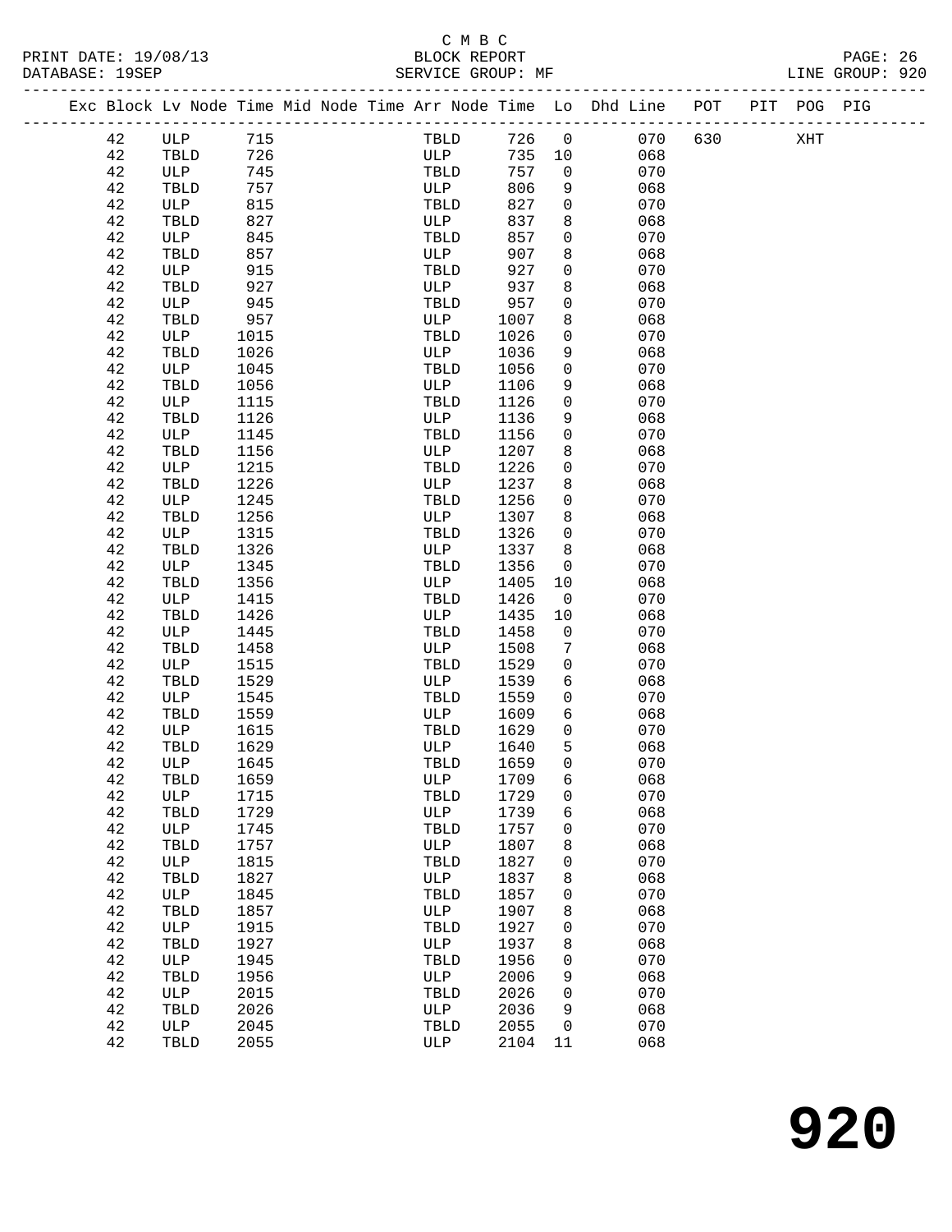C M B C

PRINT DATE: 19/08/13 BLOCK REPORT

DATABASE: 19SEP SERVICE GROUP: MF LINE GROUP: 920

| Exc | Block | Lv | Node | Time | Mid | Node | Time | Arr | Node | Time | Lo | Dhd | Line | POT | PIT | POG | PIG |
|---|---|---|---|---|---|---|---|---|---|---|---|---|---|---|---|---|---|
| | 42 | | ULP | 715 | | | | | TBLD | 726 | 0 | | 070 | 630 | | XHT | |
| | 42 | | TBLD | 726 | | | | | ULP | 735 | 10 | | 068 | | | | |
| | 42 | | ULP | 745 | | | | | TBLD | 757 | 0 | | 070 | | | | |
| | 42 | | TBLD | 757 | | | | | ULP | 806 | 9 | | 068 | | | | |
| | 42 | | ULP | 815 | | | | | TBLD | 827 | 0 | | 070 | | | | |
| | 42 | | TBLD | 827 | | | | | ULP | 837 | 8 | | 068 | | | | |
| | 42 | | ULP | 845 | | | | | TBLD | 857 | 0 | | 070 | | | | |
| | 42 | | TBLD | 857 | | | | | ULP | 907 | 8 | | 068 | | | | |
| | 42 | | ULP | 915 | | | | | TBLD | 927 | 0 | | 070 | | | | |
| | 42 | | TBLD | 927 | | | | | ULP | 937 | 8 | | 068 | | | | |
| | 42 | | ULP | 945 | | | | | TBLD | 957 | 0 | | 070 | | | | |
| | 42 | | TBLD | 957 | | | | | ULP | 1007 | 8 | | 068 | | | | |
| | 42 | | ULP | 1015 | | | | | TBLD | 1026 | 0 | | 070 | | | | |
| | 42 | | TBLD | 1026 | | | | | ULP | 1036 | 9 | | 068 | | | | |
| | 42 | | ULP | 1045 | | | | | TBLD | 1056 | 0 | | 070 | | | | |
| | 42 | | TBLD | 1056 | | | | | ULP | 1106 | 9 | | 068 | | | | |
| | 42 | | ULP | 1115 | | | | | TBLD | 1126 | 0 | | 070 | | | | |
| | 42 | | TBLD | 1126 | | | | | ULP | 1136 | 9 | | 068 | | | | |
| | 42 | | ULP | 1145 | | | | | TBLD | 1156 | 0 | | 070 | | | | |
| | 42 | | TBLD | 1156 | | | | | ULP | 1207 | 8 | | 068 | | | | |
| | 42 | | ULP | 1215 | | | | | TBLD | 1226 | 0 | | 070 | | | | |
| | 42 | | TBLD | 1226 | | | | | ULP | 1237 | 8 | | 068 | | | | |
| | 42 | | ULP | 1245 | | | | | TBLD | 1256 | 0 | | 070 | | | | |
| | 42 | | TBLD | 1256 | | | | | ULP | 1307 | 8 | | 068 | | | | |
| | 42 | | ULP | 1315 | | | | | TBLD | 1326 | 0 | | 070 | | | | |
| | 42 | | TBLD | 1326 | | | | | ULP | 1337 | 8 | | 068 | | | | |
| | 42 | | ULP | 1345 | | | | | TBLD | 1356 | 0 | | 070 | | | | |
| | 42 | | TBLD | 1356 | | | | | ULP | 1405 | 10 | | 068 | | | | |
| | 42 | | ULP | 1415 | | | | | TBLD | 1426 | 0 | | 070 | | | | |
| | 42 | | TBLD | 1426 | | | | | ULP | 1435 | 10 | | 068 | | | | |
| | 42 | | ULP | 1445 | | | | | TBLD | 1458 | 0 | | 070 | | | | |
| | 42 | | TBLD | 1458 | | | | | ULP | 1508 | 7 | | 068 | | | | |
| | 42 | | ULP | 1515 | | | | | TBLD | 1529 | 0 | | 070 | | | | |
| | 42 | | TBLD | 1529 | | | | | ULP | 1539 | 6 | | 068 | | | | |
| | 42 | | ULP | 1545 | | | | | TBLD | 1559 | 0 | | 070 | | | | |
| | 42 | | TBLD | 1559 | | | | | ULP | 1609 | 6 | | 068 | | | | |
| | 42 | | ULP | 1615 | | | | | TBLD | 1629 | 0 | | 070 | | | | |
| | 42 | | TBLD | 1629 | | | | | ULP | 1640 | 5 | | 068 | | | | |
| | 42 | | ULP | 1645 | | | | | TBLD | 1659 | 0 | | 070 | | | | |
| | 42 | | TBLD | 1659 | | | | | ULP | 1709 | 6 | | 068 | | | | |
| | 42 | | ULP | 1715 | | | | | TBLD | 1729 | 0 | | 070 | | | | |
| | 42 | | TBLD | 1729 | | | | | ULP | 1739 | 6 | | 068 | | | | |
| | 42 | | ULP | 1745 | | | | | TBLD | 1757 | 0 | | 070 | | | | |
| | 42 | | TBLD | 1757 | | | | | ULP | 1807 | 8 | | 068 | | | | |
| | 42 | | ULP | 1815 | | | | | TBLD | 1827 | 0 | | 070 | | | | |
| | 42 | | TBLD | 1827 | | | | | ULP | 1837 | 8 | | 068 | | | | |
| | 42 | | ULP | 1845 | | | | | TBLD | 1857 | 0 | | 070 | | | | |
| | 42 | | TBLD | 1857 | | | | | ULP | 1907 | 8 | | 068 | | | | |
| | 42 | | ULP | 1915 | | | | | TBLD | 1927 | 0 | | 070 | | | | |
| | 42 | | TBLD | 1927 | | | | | ULP | 1937 | 8 | | 068 | | | | |
| | 42 | | ULP | 1945 | | | | | TBLD | 1956 | 0 | | 070 | | | | |
| | 42 | | TBLD | 1956 | | | | | ULP | 2006 | 9 | | 068 | | | | |
| | 42 | | ULP | 2015 | | | | | TBLD | 2026 | 0 | | 070 | | | | |
| | 42 | | TBLD | 2026 | | | | | ULP | 2036 | 9 | | 068 | | | | |
| | 42 | | ULP | 2045 | | | | | TBLD | 2055 | 0 | | 070 | | | | |
| | 42 | | TBLD | 2055 | | | | | ULP | 2104 | 11 | | 068 | | | | |

# 920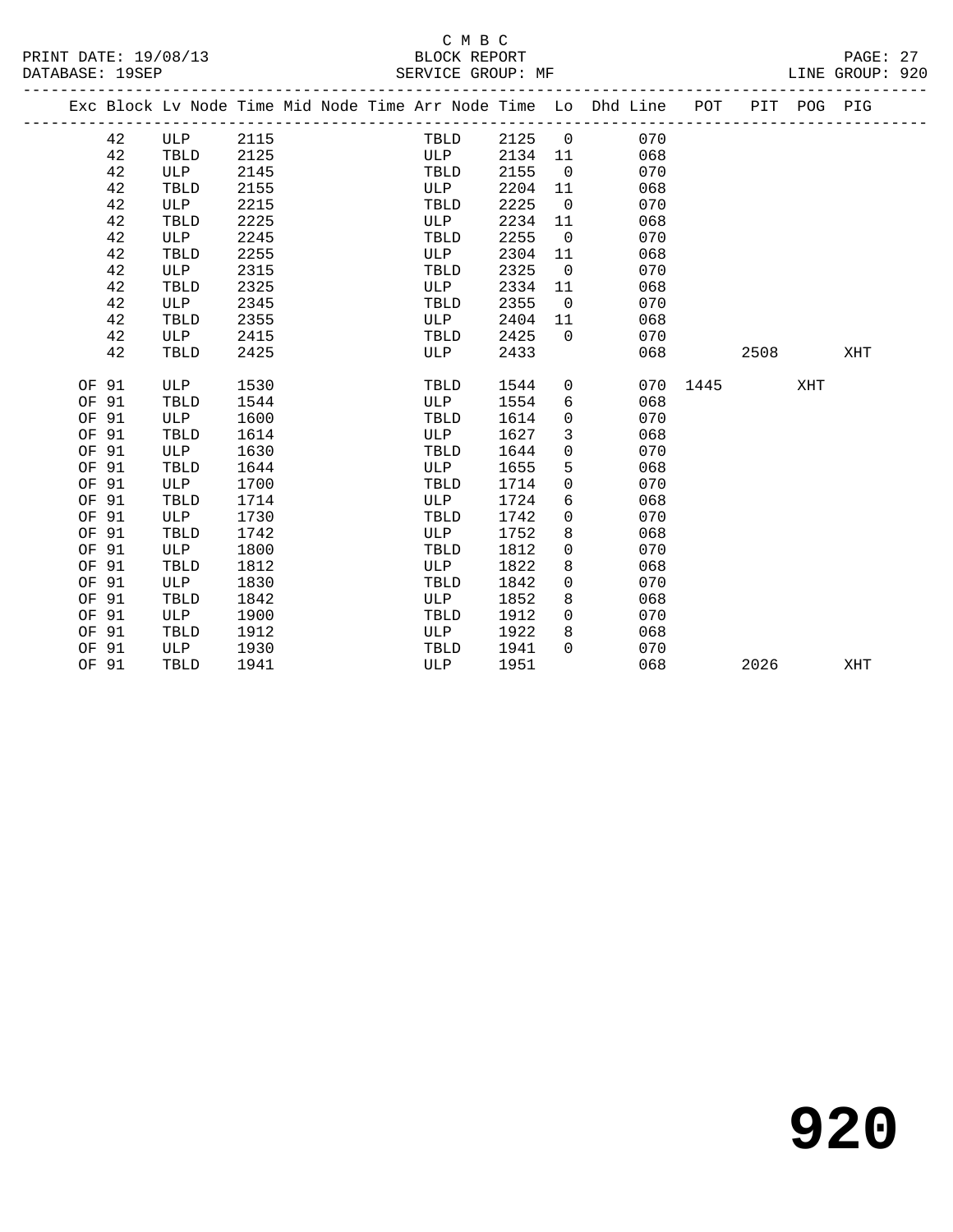C M B C
BLOCK REPORT
SERVICE GROUP: MF

PRINT DATE: 19/08/13
DATABASE: 19SEP

LINE GROUP: 920

| Exc | Block | Lv Node | Time | Mid Node | Time | Arr Node | Time | Lo | Dhd Line | POT | PIT | POG | PIG |
|---|---|---|---|---|---|---|---|---|---|---|---|---|---|
| | 42 | ULP | 2115 | | | TBLD | 2125 | 0 | 070 | | | | |
| | 42 | TBLD | 2125 | | | ULP | 2134 | 11 | 068 | | | | |
| | 42 | ULP | 2145 | | | TBLD | 2155 | 0 | 070 | | | | |
| | 42 | TBLD | 2155 | | | ULP | 2204 | 11 | 068 | | | | |
| | 42 | ULP | 2215 | | | TBLD | 2225 | 0 | 070 | | | | |
| | 42 | TBLD | 2225 | | | ULP | 2234 | 11 | 068 | | | | |
| | 42 | ULP | 2245 | | | TBLD | 2255 | 0 | 070 | | | | |
| | 42 | TBLD | 2255 | | | ULP | 2304 | 11 | 068 | | | | |
| | 42 | ULP | 2315 | | | TBLD | 2325 | 0 | 070 | | | | |
| | 42 | TBLD | 2325 | | | ULP | 2334 | 11 | 068 | | | | |
| | 42 | ULP | 2345 | | | TBLD | 2355 | 0 | 070 | | | | |
| | 42 | TBLD | 2355 | | | ULP | 2404 | 11 | 068 | | | | |
| | 42 | ULP | 2415 | | | TBLD | 2425 | 0 | 070 | | | | |
| | 42 | TBLD | 2425 | | | ULP | 2433 | | 068 | | 2508 | | XHT |
| OF | 91 | ULP | 1530 | | | TBLD | 1544 | 0 | 070 | 1445 | | XHT | |
| OF | 91 | TBLD | 1544 | | | ULP | 1554 | 6 | 068 | | | | |
| OF | 91 | ULP | 1600 | | | TBLD | 1614 | 0 | 070 | | | | |
| OF | 91 | TBLD | 1614 | | | ULP | 1627 | 3 | 068 | | | | |
| OF | 91 | ULP | 1630 | | | TBLD | 1644 | 0 | 070 | | | | |
| OF | 91 | TBLD | 1644 | | | ULP | 1655 | 5 | 068 | | | | |
| OF | 91 | ULP | 1700 | | | TBLD | 1714 | 0 | 070 | | | | |
| OF | 91 | TBLD | 1714 | | | ULP | 1724 | 6 | 068 | | | | |
| OF | 91 | ULP | 1730 | | | TBLD | 1742 | 0 | 070 | | | | |
| OF | 91 | TBLD | 1742 | | | ULP | 1752 | 8 | 068 | | | | |
| OF | 91 | ULP | 1800 | | | TBLD | 1812 | 0 | 070 | | | | |
| OF | 91 | TBLD | 1812 | | | ULP | 1822 | 8 | 068 | | | | |
| OF | 91 | ULP | 1830 | | | TBLD | 1842 | 0 | 070 | | | | |
| OF | 91 | TBLD | 1842 | | | ULP | 1852 | 8 | 068 | | | | |
| OF | 91 | ULP | 1900 | | | TBLD | 1912 | 0 | 070 | | | | |
| OF | 91 | TBLD | 1912 | | | ULP | 1922 | 8 | 068 | | | | |
| OF | 91 | ULP | 1930 | | | TBLD | 1941 | 0 | 070 | | | | |
| OF | 91 | TBLD | 1941 | | | ULP | 1951 | | 068 | | 2026 | | XHT |

# 920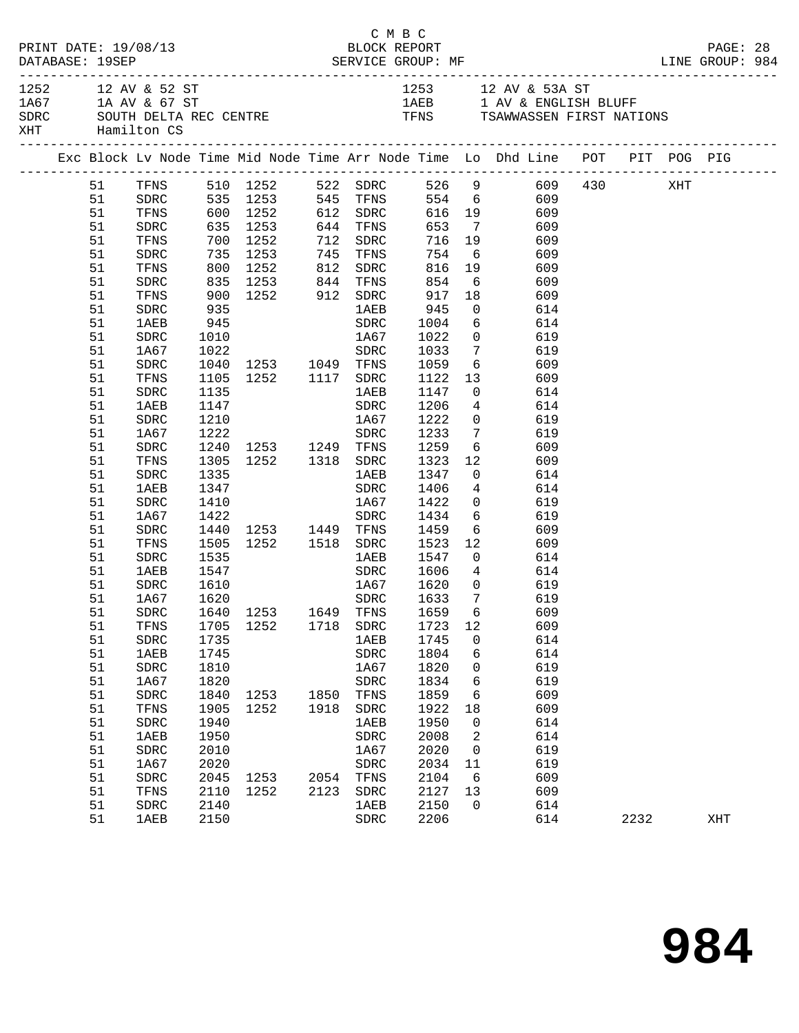C M B C

PRINT DATE: 19/08/13 BLOCK REPORT PAGE: 28
DATABASE: 19SEP SERVICE GROUP: MF LINE GROUP: 984

1252 12 AV & 52 ST
1A67 1A AV & 67 ST
SDRC SOUTH DELTA REC CENTRE
XHT Hamilton CS

1253 12 AV & 53A ST
1AEB 1 AV & ENGLISH BLUFF
TFNS TSAWWASSEN FIRST NATIONS

| Exc | Block | Lv Node | Time | Mid Node | Time | Arr Node | Time | Lo | Dhd Line | POT | PIT | POG | PIG |
|---|---|---|---|---|---|---|---|---|---|---|---|---|---|
| | 51 | TFNS | 510 | 1252 | 522 | SDRC | 526 | 9 | 609 | 430 | | XHT | |
| | 51 | SDRC | 535 | 1253 | 545 | TFNS | 554 | 6 | 609 | | | | |
| | 51 | TFNS | 600 | 1252 | 612 | SDRC | 616 | 19 | 609 | | | | |
| | 51 | SDRC | 635 | 1253 | 644 | TFNS | 653 | 7 | 609 | | | | |
| | 51 | TFNS | 700 | 1252 | 712 | SDRC | 716 | 19 | 609 | | | | |
| | 51 | SDRC | 735 | 1253 | 745 | TFNS | 754 | 6 | 609 | | | | |
| | 51 | TFNS | 800 | 1252 | 812 | SDRC | 816 | 19 | 609 | | | | |
| | 51 | SDRC | 835 | 1253 | 844 | TFNS | 854 | 6 | 609 | | | | |
| | 51 | TFNS | 900 | 1252 | 912 | SDRC | 917 | 18 | 609 | | | | |
| | 51 | SDRC | 935 | | | 1AEB | 945 | 0 | 614 | | | | |
| | 51 | 1AEB | 945 | | | SDRC | 1004 | 6 | 614 | | | | |
| | 51 | SDRC | 1010 | | | 1A67 | 1022 | 0 | 619 | | | | |
| | 51 | 1A67 | 1022 | | | SDRC | 1033 | 7 | 619 | | | | |
| | 51 | SDRC | 1040 | 1253 | 1049 | TFNS | 1059 | 6 | 609 | | | | |
| | 51 | TFNS | 1105 | 1252 | 1117 | SDRC | 1122 | 13 | 609 | | | | |
| | 51 | SDRC | 1135 | | | 1AEB | 1147 | 0 | 614 | | | | |
| | 51 | 1AEB | 1147 | | | SDRC | 1206 | 4 | 614 | | | | |
| | 51 | SDRC | 1210 | | | 1A67 | 1222 | 0 | 619 | | | | |
| | 51 | 1A67 | 1222 | | | SDRC | 1233 | 7 | 619 | | | | |
| | 51 | SDRC | 1240 | 1253 | 1249 | TFNS | 1259 | 6 | 609 | | | | |
| | 51 | TFNS | 1305 | 1252 | 1318 | SDRC | 1323 | 12 | 609 | | | | |
| | 51 | SDRC | 1335 | | | 1AEB | 1347 | 0 | 614 | | | | |
| | 51 | 1AEB | 1347 | | | SDRC | 1406 | 4 | 614 | | | | |
| | 51 | SDRC | 1410 | | | 1A67 | 1422 | 0 | 619 | | | | |
| | 51 | 1A67 | 1422 | | | SDRC | 1434 | 6 | 619 | | | | |
| | 51 | SDRC | 1440 | 1253 | 1449 | TFNS | 1459 | 6 | 609 | | | | |
| | 51 | TFNS | 1505 | 1252 | 1518 | SDRC | 1523 | 12 | 609 | | | | |
| | 51 | SDRC | 1535 | | | 1AEB | 1547 | 0 | 614 | | | | |
| | 51 | 1AEB | 1547 | | | SDRC | 1606 | 4 | 614 | | | | |
| | 51 | SDRC | 1610 | | | 1A67 | 1620 | 0 | 619 | | | | |
| | 51 | 1A67 | 1620 | | | SDRC | 1633 | 7 | 619 | | | | |
| | 51 | SDRC | 1640 | 1253 | 1649 | TFNS | 1659 | 6 | 609 | | | | |
| | 51 | TFNS | 1705 | 1252 | 1718 | SDRC | 1723 | 12 | 609 | | | | |
| | 51 | SDRC | 1735 | | | 1AEB | 1745 | 0 | 614 | | | | |
| | 51 | 1AEB | 1745 | | | SDRC | 1804 | 6 | 614 | | | | |
| | 51 | SDRC | 1810 | | | 1A67 | 1820 | 0 | 619 | | | | |
| | 51 | 1A67 | 1820 | | | SDRC | 1834 | 6 | 619 | | | | |
| | 51 | SDRC | 1840 | 1253 | 1850 | TFNS | 1859 | 6 | 609 | | | | |
| | 51 | TFNS | 1905 | 1252 | 1918 | SDRC | 1922 | 18 | 609 | | | | |
| | 51 | SDRC | 1940 | | | 1AEB | 1950 | 0 | 614 | | | | |
| | 51 | 1AEB | 1950 | | | SDRC | 2008 | 2 | 614 | | | | |
| | 51 | SDRC | 2010 | | | 1A67 | 2020 | 0 | 619 | | | | |
| | 51 | 1A67 | 2020 | | | SDRC | 2034 | 11 | 619 | | | | |
| | 51 | SDRC | 2045 | 1253 | 2054 | TFNS | 2104 | 6 | 609 | | | | |
| | 51 | TFNS | 2110 | 1252 | 2123 | SDRC | 2127 | 13 | 609 | | | | |
| | 51 | SDRC | 2140 | | | 1AEB | 2150 | 0 | 614 | | | | |
| | 51 | 1AEB | 2150 | | | SDRC | 2206 | | 614 | | 2232 | | XHT |

# 984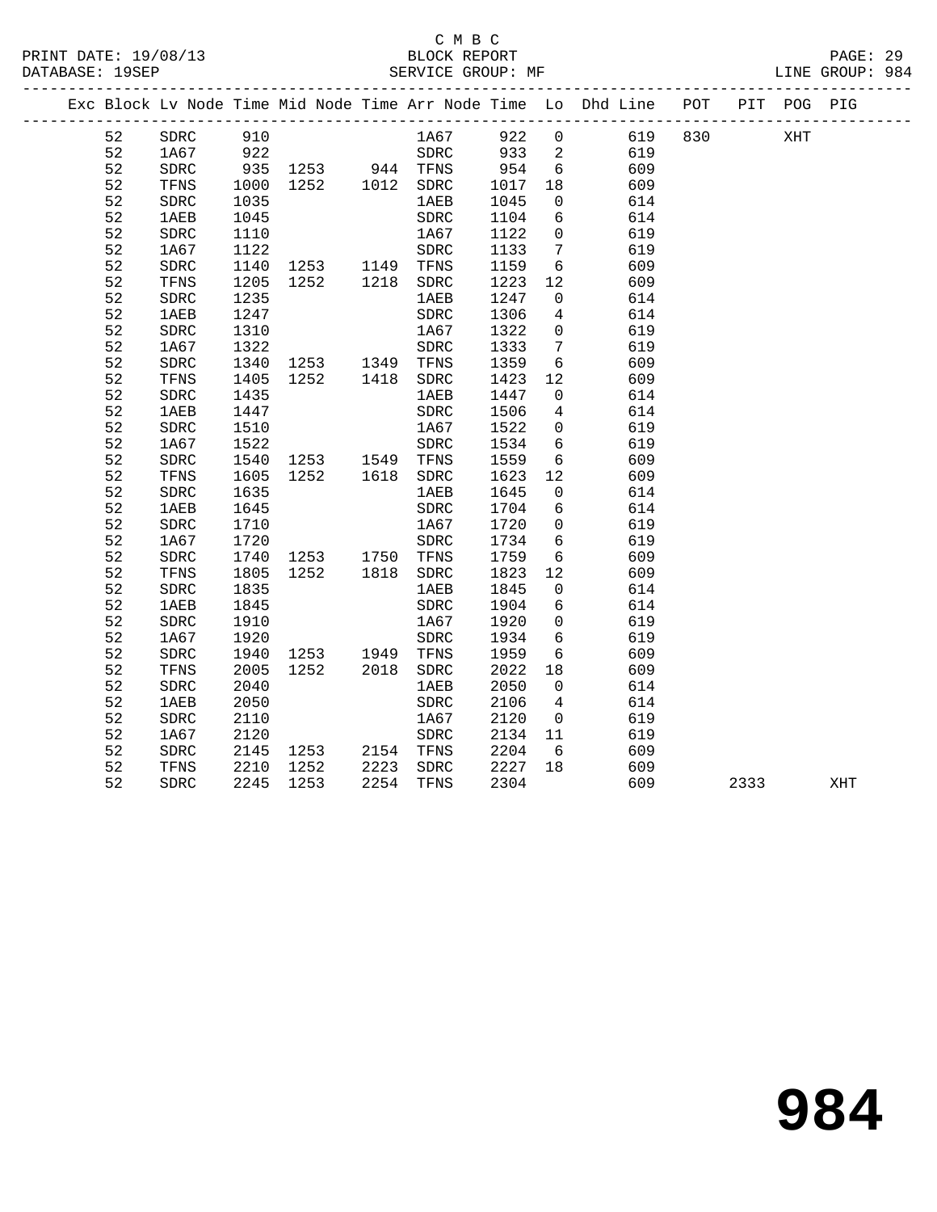C M B C

BLOCK REPORT

SERVICE GROUP: MF

PRINT DATE: 19/08/13
DATABASE: 19SEP

LINE GROUP: 984

| Exc | Block | Lv Node | Time | Mid Node | Time | Arr Node | Time | Lo | Dhd Line | POT | PIT | POG | PIG |
|---|---|---|---|---|---|---|---|---|---|---|---|---|---|
| | 52 | SDRC | 910 | | | 1A67 | 922 | 0 | 619 | 830 | | XHT | |
| | 52 | 1A67 | 922 | | | SDRC | 933 | 2 | 619 | | | | |
| | 52 | SDRC | 935 | 1253 | 944 | TFNS | 954 | 6 | 609 | | | | |
| | 52 | TFNS | 1000 | 1252 | 1012 | SDRC | 1017 | 18 | 609 | | | | |
| | 52 | SDRC | 1035 | | | 1AEB | 1045 | 0 | 614 | | | | |
| | 52 | 1AEB | 1045 | | | SDRC | 1104 | 6 | 614 | | | | |
| | 52 | SDRC | 1110 | | | 1A67 | 1122 | 0 | 619 | | | | |
| | 52 | 1A67 | 1122 | | | SDRC | 1133 | 7 | 619 | | | | |
| | 52 | SDRC | 1140 | 1253 | 1149 | TFNS | 1159 | 6 | 609 | | | | |
| | 52 | TFNS | 1205 | 1252 | 1218 | SDRC | 1223 | 12 | 609 | | | | |
| | 52 | SDRC | 1235 | | | 1AEB | 1247 | 0 | 614 | | | | |
| | 52 | 1AEB | 1247 | | | SDRC | 1306 | 4 | 614 | | | | |
| | 52 | SDRC | 1310 | | | 1A67 | 1322 | 0 | 619 | | | | |
| | 52 | 1A67 | 1322 | | | SDRC | 1333 | 7 | 619 | | | | |
| | 52 | SDRC | 1340 | 1253 | 1349 | TFNS | 1359 | 6 | 609 | | | | |
| | 52 | TFNS | 1405 | 1252 | 1418 | SDRC | 1423 | 12 | 609 | | | | |
| | 52 | SDRC | 1435 | | | 1AEB | 1447 | 0 | 614 | | | | |
| | 52 | 1AEB | 1447 | | | SDRC | 1506 | 4 | 614 | | | | |
| | 52 | SDRC | 1510 | | | 1A67 | 1522 | 0 | 619 | | | | |
| | 52 | 1A67 | 1522 | | | SDRC | 1534 | 6 | 619 | | | | |
| | 52 | SDRC | 1540 | 1253 | 1549 | TFNS | 1559 | 6 | 609 | | | | |
| | 52 | TFNS | 1605 | 1252 | 1618 | SDRC | 1623 | 12 | 609 | | | | |
| | 52 | SDRC | 1635 | | | 1AEB | 1645 | 0 | 614 | | | | |
| | 52 | 1AEB | 1645 | | | SDRC | 1704 | 6 | 614 | | | | |
| | 52 | SDRC | 1710 | | | 1A67 | 1720 | 0 | 619 | | | | |
| | 52 | 1A67 | 1720 | | | SDRC | 1734 | 6 | 619 | | | | |
| | 52 | SDRC | 1740 | 1253 | 1750 | TFNS | 1759 | 6 | 609 | | | | |
| | 52 | TFNS | 1805 | 1252 | 1818 | SDRC | 1823 | 12 | 609 | | | | |
| | 52 | SDRC | 1835 | | | 1AEB | 1845 | 0 | 614 | | | | |
| | 52 | 1AEB | 1845 | | | SDRC | 1904 | 6 | 614 | | | | |
| | 52 | SDRC | 1910 | | | 1A67 | 1920 | 0 | 619 | | | | |
| | 52 | 1A67 | 1920 | | | SDRC | 1934 | 6 | 619 | | | | |
| | 52 | SDRC | 1940 | 1253 | 1949 | TFNS | 1959 | 6 | 609 | | | | |
| | 52 | TFNS | 2005 | 1252 | 2018 | SDRC | 2022 | 18 | 609 | | | | |
| | 52 | SDRC | 2040 | | | 1AEB | 2050 | 0 | 614 | | | | |
| | 52 | 1AEB | 2050 | | | SDRC | 2106 | 4 | 614 | | | | |
| | 52 | SDRC | 2110 | | | 1A67 | 2120 | 0 | 619 | | | | |
| | 52 | 1A67 | 2120 | | | SDRC | 2134 | 11 | 619 | | | | |
| | 52 | SDRC | 2145 | 1253 | 2154 | TFNS | 2204 | 6 | 609 | | | | |
| | 52 | TFNS | 2210 | 1252 | 2223 | SDRC | 2227 | 18 | 609 | | | | |
| | 52 | SDRC | 2245 | 1253 | 2254 | TFNS | 2304 | | 609 | | 2333 | | XHT |

984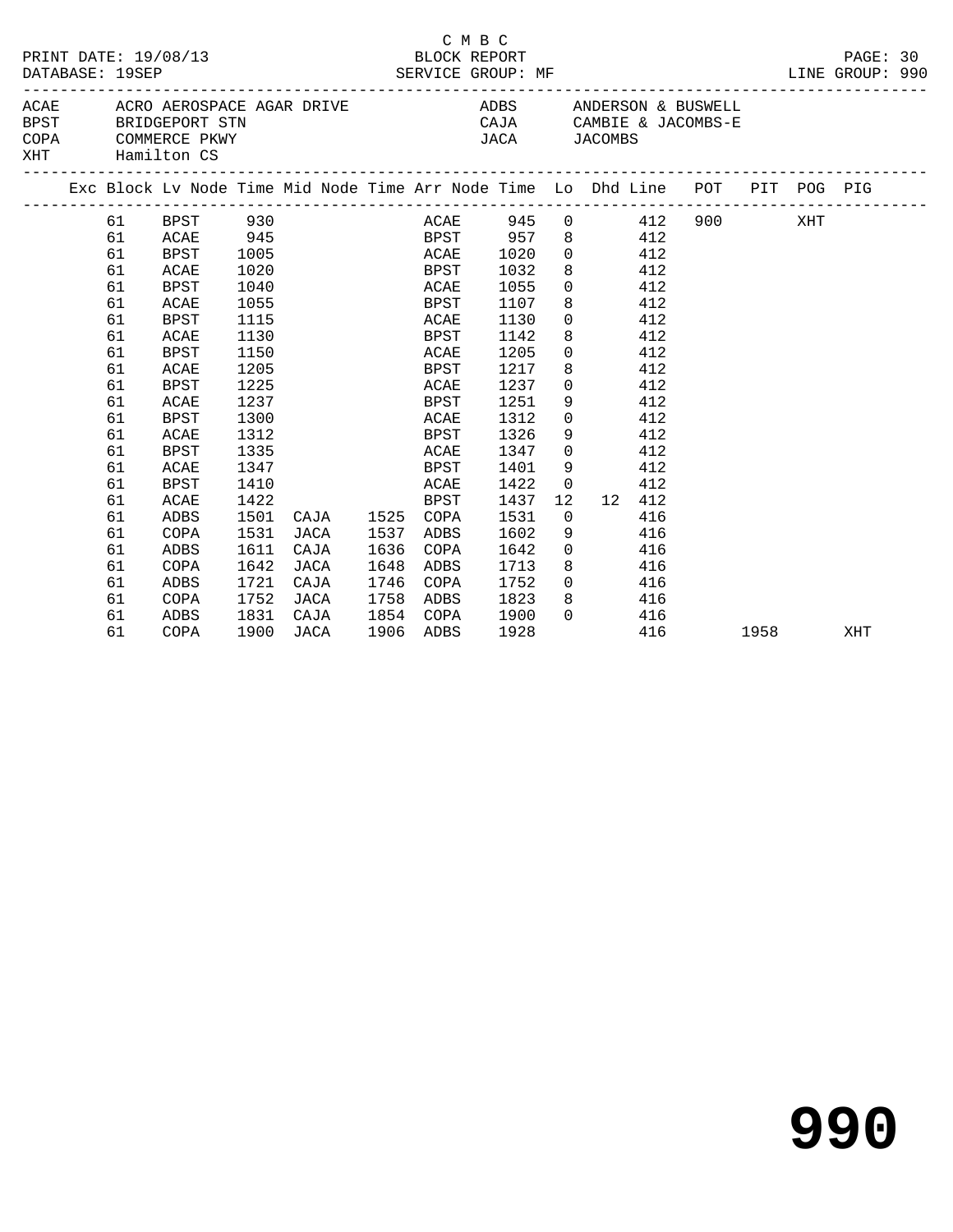C M B C

PRINT DATE: 19/08/13 BLOCK REPORT
DATABASE: 19SEP SERVICE GROUP: MF LINE GROUP: 990

| | | | |
|---|---|---|---|
| ACAE | ACRO AEROSPACE AGAR DRIVE | ADBS | ANDERSON & BUSWELL |
| BPST | BRIDGEPORT STN | CAJA | CAMBIE & JACOMBS-E |
| COPA | COMMERCE PKWY | JACA | JACOMBS |
| XHT | Hamilton CS | | |

| Exc | Block | Lv Node | Time | Mid Node | Time | Arr Node | Time | Lo | Dhd | Line | POT | PIT | POG | PIG |
|---|---|---|---|---|---|---|---|---|---|---|---|---|---|---|
| | 61 | BPST | 930 | | | ACAE | 945 | 0 | | 412 | 900 | | XHT | |
| | 61 | ACAE | 945 | | | BPST | 957 | 8 | | 412 | | | | |
| | 61 | BPST | 1005 | | | ACAE | 1020 | 0 | | 412 | | | | |
| | 61 | ACAE | 1020 | | | BPST | 1032 | 8 | | 412 | | | | |
| | 61 | BPST | 1040 | | | ACAE | 1055 | 0 | | 412 | | | | |
| | 61 | ACAE | 1055 | | | BPST | 1107 | 8 | | 412 | | | | |
| | 61 | BPST | 1115 | | | ACAE | 1130 | 0 | | 412 | | | | |
| | 61 | ACAE | 1130 | | | BPST | 1142 | 8 | | 412 | | | | |
| | 61 | BPST | 1150 | | | ACAE | 1205 | 0 | | 412 | | | | |
| | 61 | ACAE | 1205 | | | BPST | 1217 | 8 | | 412 | | | | |
| | 61 | BPST | 1225 | | | ACAE | 1237 | 0 | | 412 | | | | |
| | 61 | ACAE | 1237 | | | BPST | 1251 | 9 | | 412 | | | | |
| | 61 | BPST | 1300 | | | ACAE | 1312 | 0 | | 412 | | | | |
| | 61 | ACAE | 1312 | | | BPST | 1326 | 9 | | 412 | | | | |
| | 61 | BPST | 1335 | | | ACAE | 1347 | 0 | | 412 | | | | |
| | 61 | ACAE | 1347 | | | BPST | 1401 | 9 | | 412 | | | | |
| | 61 | BPST | 1410 | | | ACAE | 1422 | 0 | | 412 | | | | |
| | 61 | ACAE | 1422 | | | BPST | 1437 | 12 | 12 | 412 | | | | |
| | 61 | ADBS | 1501 | CAJA | 1525 | COPA | 1531 | 0 | | 416 | | | | |
| | 61 | COPA | 1531 | JACA | 1537 | ADBS | 1602 | 9 | | 416 | | | | |
| | 61 | ADBS | 1611 | CAJA | 1636 | COPA | 1642 | 0 | | 416 | | | | |
| | 61 | COPA | 1642 | JACA | 1648 | ADBS | 1713 | 8 | | 416 | | | | |
| | 61 | ADBS | 1721 | CAJA | 1746 | COPA | 1752 | 0 | | 416 | | | | |
| | 61 | COPA | 1752 | JACA | 1758 | ADBS | 1823 | 8 | | 416 | | | | |
| | 61 | ADBS | 1831 | CAJA | 1854 | COPA | 1900 | 0 | | 416 | | | | |
| | 61 | COPA | 1900 | JACA | 1906 | ADBS | 1928 | | | 416 | | 1958 | | XHT |

990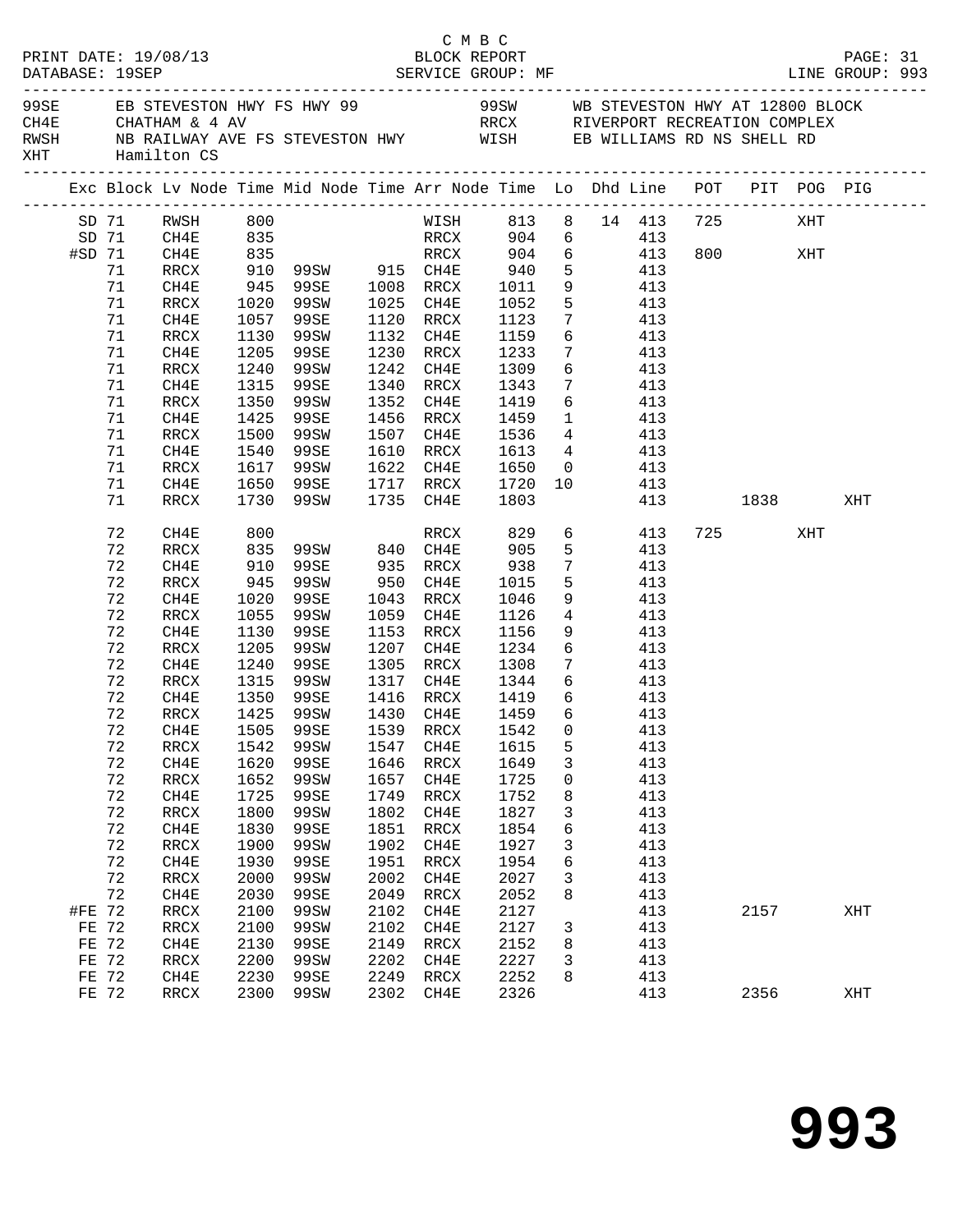C M B C

PRINT DATE: 19/08/13 BLOCK REPORT

DATABASE: 19SEP SERVICE GROUP: MF LINE GROUP: 993

| | | | |
|---|---|---|---|
| 99SE | EB STEVESTON HWY FS HWY 99 | 99SW | WB STEVESTON HWY AT 12800 BLOCK |
| CH4E | CHATHAM & 4 AV | RRCX | RIVERPORT RECREATION COMPLEX |
| RWSH | NB RAILWAY AVE FS STEVESTON HWY | WISH | EB WILLIAMS RD NS SHELL RD |
| XHT | Hamilton CS | | |

| Exc | Block | Lv Node | Time | Mid Node | Time | Arr Node | Time | Lo | Dhd | Line | POT | PIT | POG | PIG |
|---|---|---|---|---|---|---|---|---|---|---|---|---|---|---|
| SD | 71 | RWSH | 800 | | | WISH | 813 | 8 | 14 | 413 | 725 | | XHT | |
| SD | 71 | CH4E | 835 | | | RRCX | 904 | 6 | | 413 | | | | |
| #SD | 71 | CH4E | 835 | | | RRCX | 904 | 6 | | 413 | 800 | | XHT | |
| | 71 | RRCX | 910 | 99SW | 915 | CH4E | 940 | 5 | | 413 | | | | |
| | 71 | CH4E | 945 | 99SE | 1008 | RRCX | 1011 | 9 | | 413 | | | | |
| | 71 | RRCX | 1020 | 99SW | 1025 | CH4E | 1052 | 5 | | 413 | | | | |
| | 71 | CH4E | 1057 | 99SE | 1120 | RRCX | 1123 | 7 | | 413 | | | | |
| | 71 | RRCX | 1130 | 99SW | 1132 | CH4E | 1159 | 6 | | 413 | | | | |
| | 71 | CH4E | 1205 | 99SE | 1230 | RRCX | 1233 | 7 | | 413 | | | | |
| | 71 | RRCX | 1240 | 99SW | 1242 | CH4E | 1309 | 6 | | 413 | | | | |
| | 71 | CH4E | 1315 | 99SE | 1340 | RRCX | 1343 | 7 | | 413 | | | | |
| | 71 | RRCX | 1350 | 99SW | 1352 | CH4E | 1419 | 6 | | 413 | | | | |
| | 71 | CH4E | 1425 | 99SE | 1456 | RRCX | 1459 | 1 | | 413 | | | | |
| | 71 | RRCX | 1500 | 99SW | 1507 | CH4E | 1536 | 4 | | 413 | | | | |
| | 71 | CH4E | 1540 | 99SE | 1610 | RRCX | 1613 | 4 | | 413 | | | | |
| | 71 | RRCX | 1617 | 99SW | 1622 | CH4E | 1650 | 0 | | 413 | | | | |
| | 71 | CH4E | 1650 | 99SE | 1717 | RRCX | 1720 | 10 | | 413 | | | | |
| | 71 | RRCX | 1730 | 99SW | 1735 | CH4E | 1803 | | | 413 | | 1838 | | XHT |
| | 72 | CH4E | 800 | | | RRCX | 829 | 6 | | 413 | 725 | | XHT | |
| | 72 | RRCX | 835 | 99SW | 840 | CH4E | 905 | 5 | | 413 | | | | |
| | 72 | CH4E | 910 | 99SE | 935 | RRCX | 938 | 7 | | 413 | | | | |
| | 72 | RRCX | 945 | 99SW | 950 | CH4E | 1015 | 5 | | 413 | | | | |
| | 72 | CH4E | 1020 | 99SE | 1043 | RRCX | 1046 | 9 | | 413 | | | | |
| | 72 | RRCX | 1055 | 99SW | 1059 | CH4E | 1126 | 4 | | 413 | | | | |
| | 72 | CH4E | 1130 | 99SE | 1153 | RRCX | 1156 | 9 | | 413 | | | | |
| | 72 | RRCX | 1205 | 99SW | 1207 | CH4E | 1234 | 6 | | 413 | | | | |
| | 72 | CH4E | 1240 | 99SE | 1305 | RRCX | 1308 | 7 | | 413 | | | | |
| | 72 | RRCX | 1315 | 99SW | 1317 | CH4E | 1344 | 6 | | 413 | | | | |
| | 72 | CH4E | 1350 | 99SE | 1416 | RRCX | 1419 | 6 | | 413 | | | | |
| | 72 | RRCX | 1425 | 99SW | 1430 | CH4E | 1459 | 6 | | 413 | | | | |
| | 72 | CH4E | 1505 | 99SE | 1539 | RRCX | 1542 | 0 | | 413 | | | | |
| | 72 | RRCX | 1542 | 99SW | 1547 | CH4E | 1615 | 5 | | 413 | | | | |
| | 72 | CH4E | 1620 | 99SE | 1646 | RRCX | 1649 | 3 | | 413 | | | | |
| | 72 | RRCX | 1652 | 99SW | 1657 | CH4E | 1725 | 0 | | 413 | | | | |
| | 72 | CH4E | 1725 | 99SE | 1749 | RRCX | 1752 | 8 | | 413 | | | | |
| | 72 | RRCX | 1800 | 99SW | 1802 | CH4E | 1827 | 3 | | 413 | | | | |
| | 72 | CH4E | 1830 | 99SE | 1851 | RRCX | 1854 | 6 | | 413 | | | | |
| | 72 | RRCX | 1900 | 99SW | 1902 | CH4E | 1927 | 3 | | 413 | | | | |
| | 72 | CH4E | 1930 | 99SE | 1951 | RRCX | 1954 | 6 | | 413 | | | | |
| | 72 | RRCX | 2000 | 99SW | 2002 | CH4E | 2027 | 3 | | 413 | | | | |
| | 72 | CH4E | 2030 | 99SE | 2049 | RRCX | 2052 | 8 | | 413 | | | | |
| #FE | 72 | RRCX | 2100 | 99SW | 2102 | CH4E | 2127 | | | 413 | | 2157 | | XHT |
| FE | 72 | RRCX | 2100 | 99SW | 2102 | CH4E | 2127 | 3 | | 413 | | | | |
| FE | 72 | CH4E | 2130 | 99SE | 2149 | RRCX | 2152 | 8 | | 413 | | | | |
| FE | 72 | RRCX | 2200 | 99SW | 2202 | CH4E | 2227 | 3 | | 413 | | | | |
| FE | 72 | CH4E | 2230 | 99SE | 2249 | RRCX | 2252 | 8 | | 413 | | | | |
| FE | 72 | RRCX | 2300 | 99SW | 2302 | CH4E | 2326 | | | 413 | | 2356 | | XHT |

# 993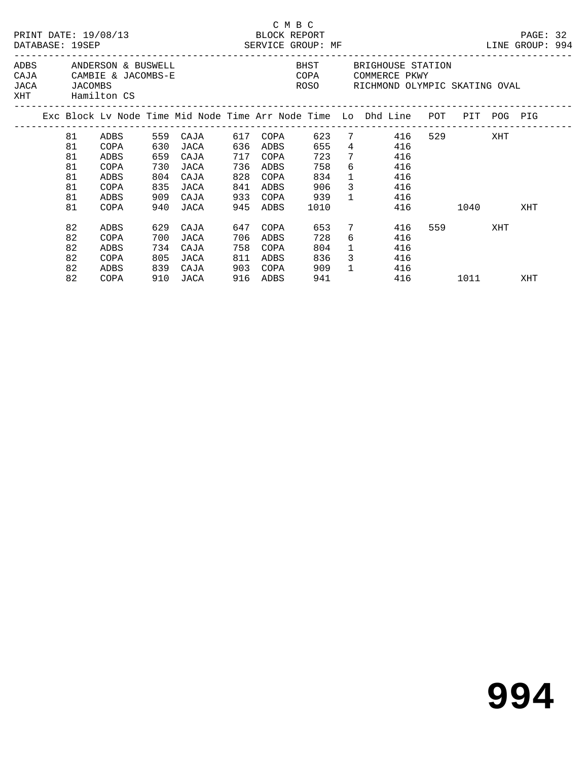C M B C

BLOCK REPORT

SERVICE GROUP: MF

PRINT DATE: 19/08/13
DATABASE: 19SEP
LINE GROUP: 994

| | | | |
|---|---|---|---|
| ADBS | ANDERSON & BUSWELL | BHST | BRIGHOUSE STATION |
| CAJA | CAMBIE & JACOMBS-E | COPA | COMMERCE PKWY |
| JACA | JACOMBS | ROSO | RICHMOND OLYMPIC SKATING OVAL |
| XHT | Hamilton CS | | |

| Exc | Block | Lv Node | Time | Mid Node | Time | Arr Node | Time | Lo | Dhd Line | POT | PIT | POG | PIG |
|---|---|---|---|---|---|---|---|---|---|---|---|---|---|
| | 81 | ADBS | 559 | CAJA | 617 | COPA | 623 | 7 | 416 | 529 | | XHT | |
| | 81 | COPA | 630 | JACA | 636 | ADBS | 655 | 4 | 416 | | | | |
| | 81 | ADBS | 659 | CAJA | 717 | COPA | 723 | 7 | 416 | | | | |
| | 81 | COPA | 730 | JACA | 736 | ADBS | 758 | 6 | 416 | | | | |
| | 81 | ADBS | 804 | CAJA | 828 | COPA | 834 | 1 | 416 | | | | |
| | 81 | COPA | 835 | JACA | 841 | ADBS | 906 | 3 | 416 | | | | |
| | 81 | ADBS | 909 | CAJA | 933 | COPA | 939 | 1 | 416 | | | | |
| | 81 | COPA | 940 | JACA | 945 | ADBS | 1010 | | 416 | | 1040 | | XHT |
| | 82 | ADBS | 629 | CAJA | 647 | COPA | 653 | 7 | 416 | 559 | | XHT | |
| | 82 | COPA | 700 | JACA | 706 | ADBS | 728 | 6 | 416 | | | | |
| | 82 | ADBS | 734 | CAJA | 758 | COPA | 804 | 1 | 416 | | | | |
| | 82 | COPA | 805 | JACA | 811 | ADBS | 836 | 3 | 416 | | | | |
| | 82 | ADBS | 839 | CAJA | 903 | COPA | 909 | 1 | 416 | | | | |
| | 82 | COPA | 910 | JACA | 916 | ADBS | 941 | | 416 | | 1011 | | XHT |

# 994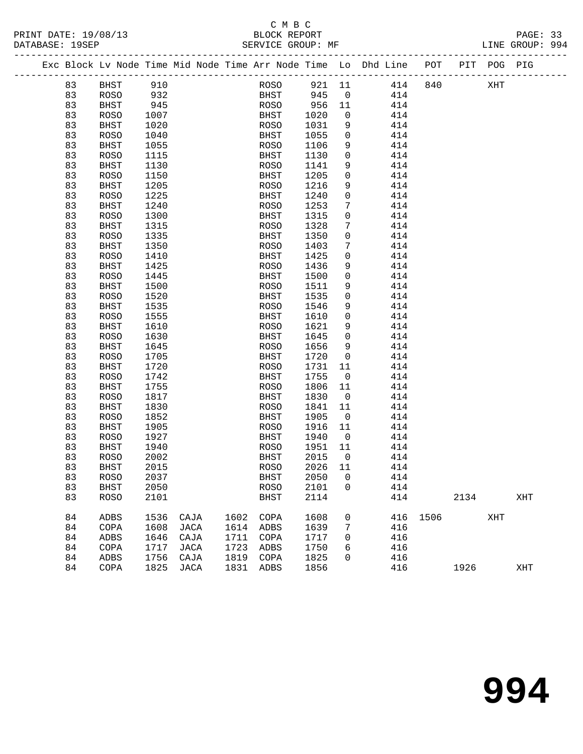C M B C

PRINT DATE: 19/08/13 BLOCK REPORT PAGE: 33
DATABASE: 19SEP SERVICE GROUP: MF LINE GROUP: 994

| Exc | Block | Lv | Node | Time | Mid Node | Time | Arr Node | Time | Lo | Dhd Line | POT | PIT | POG | PIG |
|---|---|---|---|---|---|---|---|---|---|---|---|---|---|---|
| | 83 | | BHST | 910 | | | ROSO | 921 | 11 | 414 | 840 | | XHT | |
| | 83 | | ROSO | 932 | | | BHST | 945 | 0 | 414 | | | | |
| | 83 | | BHST | 945 | | | ROSO | 956 | 11 | 414 | | | | |
| | 83 | | ROSO | 1007 | | | BHST | 1020 | 0 | 414 | | | | |
| | 83 | | BHST | 1020 | | | ROSO | 1031 | 9 | 414 | | | | |
| | 83 | | ROSO | 1040 | | | BHST | 1055 | 0 | 414 | | | | |
| | 83 | | BHST | 1055 | | | ROSO | 1106 | 9 | 414 | | | | |
| | 83 | | ROSO | 1115 | | | BHST | 1130 | 0 | 414 | | | | |
| | 83 | | BHST | 1130 | | | ROSO | 1141 | 9 | 414 | | | | |
| | 83 | | ROSO | 1150 | | | BHST | 1205 | 0 | 414 | | | | |
| | 83 | | BHST | 1205 | | | ROSO | 1216 | 9 | 414 | | | | |
| | 83 | | ROSO | 1225 | | | BHST | 1240 | 0 | 414 | | | | |
| | 83 | | BHST | 1240 | | | ROSO | 1253 | 7 | 414 | | | | |
| | 83 | | ROSO | 1300 | | | BHST | 1315 | 0 | 414 | | | | |
| | 83 | | BHST | 1315 | | | ROSO | 1328 | 7 | 414 | | | | |
| | 83 | | ROSO | 1335 | | | BHST | 1350 | 0 | 414 | | | | |
| | 83 | | BHST | 1350 | | | ROSO | 1403 | 7 | 414 | | | | |
| | 83 | | ROSO | 1410 | | | BHST | 1425 | 0 | 414 | | | | |
| | 83 | | BHST | 1425 | | | ROSO | 1436 | 9 | 414 | | | | |
| | 83 | | ROSO | 1445 | | | BHST | 1500 | 0 | 414 | | | | |
| | 83 | | BHST | 1500 | | | ROSO | 1511 | 9 | 414 | | | | |
| | 83 | | ROSO | 1520 | | | BHST | 1535 | 0 | 414 | | | | |
| | 83 | | BHST | 1535 | | | ROSO | 1546 | 9 | 414 | | | | |
| | 83 | | ROSO | 1555 | | | BHST | 1610 | 0 | 414 | | | | |
| | 83 | | BHST | 1610 | | | ROSO | 1621 | 9 | 414 | | | | |
| | 83 | | ROSO | 1630 | | | BHST | 1645 | 0 | 414 | | | | |
| | 83 | | BHST | 1645 | | | ROSO | 1656 | 9 | 414 | | | | |
| | 83 | | ROSO | 1705 | | | BHST | 1720 | 0 | 414 | | | | |
| | 83 | | BHST | 1720 | | | ROSO | 1731 | 11 | 414 | | | | |
| | 83 | | ROSO | 1742 | | | BHST | 1755 | 0 | 414 | | | | |
| | 83 | | BHST | 1755 | | | ROSO | 1806 | 11 | 414 | | | | |
| | 83 | | ROSO | 1817 | | | BHST | 1830 | 0 | 414 | | | | |
| | 83 | | BHST | 1830 | | | ROSO | 1841 | 11 | 414 | | | | |
| | 83 | | ROSO | 1852 | | | BHST | 1905 | 0 | 414 | | | | |
| | 83 | | BHST | 1905 | | | ROSO | 1916 | 11 | 414 | | | | |
| | 83 | | ROSO | 1927 | | | BHST | 1940 | 0 | 414 | | | | |
| | 83 | | BHST | 1940 | | | ROSO | 1951 | 11 | 414 | | | | |
| | 83 | | ROSO | 2002 | | | BHST | 2015 | 0 | 414 | | | | |
| | 83 | | BHST | 2015 | | | ROSO | 2026 | 11 | 414 | | | | |
| | 83 | | ROSO | 2037 | | | BHST | 2050 | 0 | 414 | | | | |
| | 83 | | BHST | 2050 | | | ROSO | 2101 | 0 | 414 | | | | |
| | 83 | | ROSO | 2101 | | | BHST | 2114 | | 414 | | 2134 | | XHT |
| | 84 | | ADBS | 1536 | CAJA | 1602 | COPA | 1608 | 0 | 416 | 1506 | | XHT | |
| | 84 | | COPA | 1608 | JACA | 1614 | ADBS | 1639 | 7 | 416 | | | | |
| | 84 | | ADBS | 1646 | CAJA | 1711 | COPA | 1717 | 0 | 416 | | | | |
| | 84 | | COPA | 1717 | JACA | 1723 | ADBS | 1750 | 6 | 416 | | | | |
| | 84 | | ADBS | 1756 | CAJA | 1819 | COPA | 1825 | 0 | 416 | | | | |
| | 84 | | COPA | 1825 | JACA | 1831 | ADBS | 1856 | | 416 | | 1926 | | XHT |

994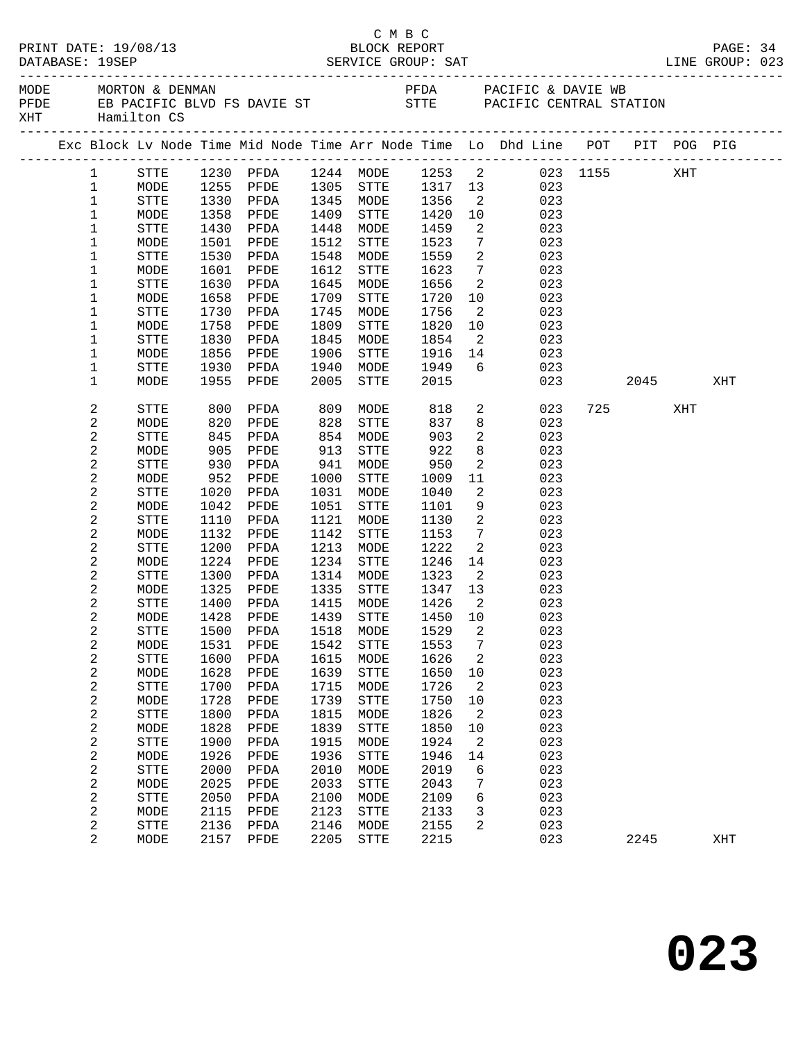C M B C

PRINT DATE: 19/08/13　　BLOCK REPORT　　PAGE: 34
DATABASE: 19SEP　　SERVICE GROUP: SAT　　LINE GROUP: 023

| MODE | MORTON & DENMAN | PFDA | PACIFIC & DAVIE WB |
|---|---|---|---|
| PFDE | EB PACIFIC BLVD FS DAVIE ST | STTE | PACIFIC CENTRAL STATION |
| XHT | Hamilton CS | | |

| Exc | Block | Lv Node | Time | Mid Node | Time | Arr Node | Time | Lo | Dhd Line | POT | PIT | POG | PIG |
|---|---|---|---|---|---|---|---|---|---|---|---|---|---|
| | 1 | STTE | 1230 | PFDA | 1244 | MODE | 1253 | 2 | 023 | 1155 | | XHT | |
| | 1 | MODE | 1255 | PFDE | 1305 | STTE | 1317 | 13 | 023 | | | | |
| | 1 | STTE | 1330 | PFDA | 1345 | MODE | 1356 | 2 | 023 | | | | |
| | 1 | MODE | 1358 | PFDE | 1409 | STTE | 1420 | 10 | 023 | | | | |
| | 1 | STTE | 1430 | PFDA | 1448 | MODE | 1459 | 2 | 023 | | | | |
| | 1 | MODE | 1501 | PFDE | 1512 | STTE | 1523 | 7 | 023 | | | | |
| | 1 | STTE | 1530 | PFDA | 1548 | MODE | 1559 | 2 | 023 | | | | |
| | 1 | MODE | 1601 | PFDE | 1612 | STTE | 1623 | 7 | 023 | | | | |
| | 1 | STTE | 1630 | PFDA | 1645 | MODE | 1656 | 2 | 023 | | | | |
| | 1 | MODE | 1658 | PFDE | 1709 | STTE | 1720 | 10 | 023 | | | | |
| | 1 | STTE | 1730 | PFDA | 1745 | MODE | 1756 | 2 | 023 | | | | |
| | 1 | MODE | 1758 | PFDE | 1809 | STTE | 1820 | 10 | 023 | | | | |
| | 1 | STTE | 1830 | PFDA | 1845 | MODE | 1854 | 2 | 023 | | | | |
| | 1 | MODE | 1856 | PFDE | 1906 | STTE | 1916 | 14 | 023 | | | | |
| | 1 | STTE | 1930 | PFDA | 1940 | MODE | 1949 | 6 | 023 | | | | |
| | 1 | MODE | 1955 | PFDE | 2005 | STTE | 2015 | | 023 | | 2045 | | XHT |
| | 2 | STTE | 800 | PFDA | 809 | MODE | 818 | 2 | 023 | 725 | | XHT | |
| | 2 | MODE | 820 | PFDE | 828 | STTE | 837 | 8 | 023 | | | | |
| | 2 | STTE | 845 | PFDA | 854 | MODE | 903 | 2 | 023 | | | | |
| | 2 | MODE | 905 | PFDE | 913 | STTE | 922 | 8 | 023 | | | | |
| | 2 | STTE | 930 | PFDA | 941 | MODE | 950 | 2 | 023 | | | | |
| | 2 | MODE | 952 | PFDE | 1000 | STTE | 1009 | 11 | 023 | | | | |
| | 2 | STTE | 1020 | PFDA | 1031 | MODE | 1040 | 2 | 023 | | | | |
| | 2 | MODE | 1042 | PFDE | 1051 | STTE | 1101 | 9 | 023 | | | | |
| | 2 | STTE | 1110 | PFDA | 1121 | MODE | 1130 | 2 | 023 | | | | |
| | 2 | MODE | 1132 | PFDE | 1142 | STTE | 1153 | 7 | 023 | | | | |
| | 2 | STTE | 1200 | PFDA | 1213 | MODE | 1222 | 2 | 023 | | | | |
| | 2 | MODE | 1224 | PFDE | 1234 | STTE | 1246 | 14 | 023 | | | | |
| | 2 | STTE | 1300 | PFDA | 1314 | MODE | 1323 | 2 | 023 | | | | |
| | 2 | MODE | 1325 | PFDE | 1335 | STTE | 1347 | 13 | 023 | | | | |
| | 2 | STTE | 1400 | PFDA | 1415 | MODE | 1426 | 2 | 023 | | | | |
| | 2 | MODE | 1428 | PFDE | 1439 | STTE | 1450 | 10 | 023 | | | | |
| | 2 | STTE | 1500 | PFDA | 1518 | MODE | 1529 | 2 | 023 | | | | |
| | 2 | MODE | 1531 | PFDE | 1542 | STTE | 1553 | 7 | 023 | | | | |
| | 2 | STTE | 1600 | PFDA | 1615 | MODE | 1626 | 2 | 023 | | | | |
| | 2 | MODE | 1628 | PFDE | 1639 | STTE | 1650 | 10 | 023 | | | | |
| | 2 | STTE | 1700 | PFDA | 1715 | MODE | 1726 | 2 | 023 | | | | |
| | 2 | MODE | 1728 | PFDE | 1739 | STTE | 1750 | 10 | 023 | | | | |
| | 2 | STTE | 1800 | PFDA | 1815 | MODE | 1826 | 2 | 023 | | | | |
| | 2 | MODE | 1828 | PFDE | 1839 | STTE | 1850 | 10 | 023 | | | | |
| | 2 | STTE | 1900 | PFDA | 1915 | MODE | 1924 | 2 | 023 | | | | |
| | 2 | MODE | 1926 | PFDE | 1936 | STTE | 1946 | 14 | 023 | | | | |
| | 2 | STTE | 2000 | PFDA | 2010 | MODE | 2019 | 6 | 023 | | | | |
| | 2 | MODE | 2025 | PFDE | 2033 | STTE | 2043 | 7 | 023 | | | | |
| | 2 | STTE | 2050 | PFDA | 2100 | MODE | 2109 | 6 | 023 | | | | |
| | 2 | MODE | 2115 | PFDE | 2123 | STTE | 2133 | 3 | 023 | | | | |
| | 2 | STTE | 2136 | PFDA | 2146 | MODE | 2155 | 2 | 023 | | | | |
| | 2 | MODE | 2157 | PFDE | 2205 | STTE | 2215 | | 023 | | 2245 | | XHT |

# 023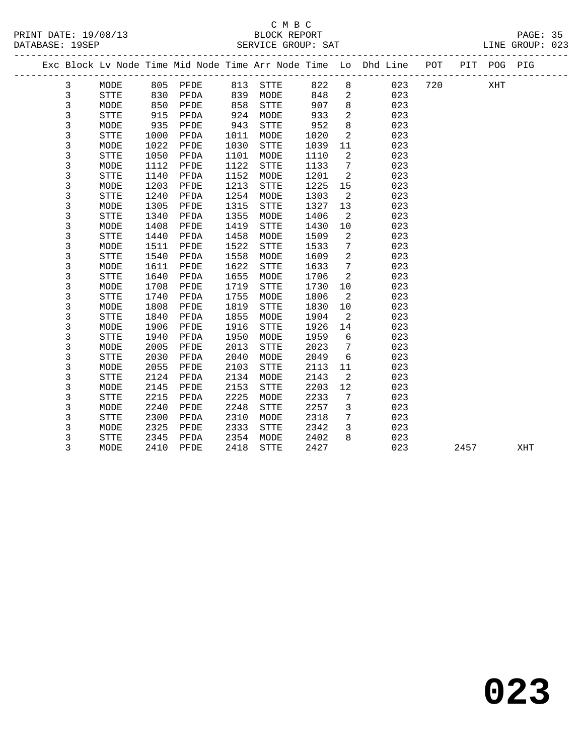C M B C
BLOCK REPORT
SERVICE GROUP: SAT

PRINT DATE: 19/08/13
DATABASE: 19SEP
LINE GROUP: 023

| Exc | Block | Lv | Node | Time | Mid Node | Time | Arr Node | Time | Lo | Dhd Line | POT | PIT | POG | PIG |
|---|---|---|---|---|---|---|---|---|---|---|---|---|---|---|
| | 3 | | MODE | 805 | PFDE | 813 | STTE | 822 | 8 | 023 | 720 | | XHT | |
| | 3 | | STTE | 830 | PFDA | 839 | MODE | 848 | 2 | 023 | | | | |
| | 3 | | MODE | 850 | PFDE | 858 | STTE | 907 | 8 | 023 | | | | |
| | 3 | | STTE | 915 | PFDA | 924 | MODE | 933 | 2 | 023 | | | | |
| | 3 | | MODE | 935 | PFDE | 943 | STTE | 952 | 8 | 023 | | | | |
| | 3 | | STTE | 1000 | PFDA | 1011 | MODE | 1020 | 2 | 023 | | | | |
| | 3 | | MODE | 1022 | PFDE | 1030 | STTE | 1039 | 11 | 023 | | | | |
| | 3 | | STTE | 1050 | PFDA | 1101 | MODE | 1110 | 2 | 023 | | | | |
| | 3 | | MODE | 1112 | PFDE | 1122 | STTE | 1133 | 7 | 023 | | | | |
| | 3 | | STTE | 1140 | PFDA | 1152 | MODE | 1201 | 2 | 023 | | | | |
| | 3 | | MODE | 1203 | PFDE | 1213 | STTE | 1225 | 15 | 023 | | | | |
| | 3 | | STTE | 1240 | PFDA | 1254 | MODE | 1303 | 2 | 023 | | | | |
| | 3 | | MODE | 1305 | PFDE | 1315 | STTE | 1327 | 13 | 023 | | | | |
| | 3 | | STTE | 1340 | PFDA | 1355 | MODE | 1406 | 2 | 023 | | | | |
| | 3 | | MODE | 1408 | PFDE | 1419 | STTE | 1430 | 10 | 023 | | | | |
| | 3 | | STTE | 1440 | PFDA | 1458 | MODE | 1509 | 2 | 023 | | | | |
| | 3 | | MODE | 1511 | PFDE | 1522 | STTE | 1533 | 7 | 023 | | | | |
| | 3 | | STTE | 1540 | PFDA | 1558 | MODE | 1609 | 2 | 023 | | | | |
| | 3 | | MODE | 1611 | PFDE | 1622 | STTE | 1633 | 7 | 023 | | | | |
| | 3 | | STTE | 1640 | PFDA | 1655 | MODE | 1706 | 2 | 023 | | | | |
| | 3 | | MODE | 1708 | PFDE | 1719 | STTE | 1730 | 10 | 023 | | | | |
| | 3 | | STTE | 1740 | PFDA | 1755 | MODE | 1806 | 2 | 023 | | | | |
| | 3 | | MODE | 1808 | PFDE | 1819 | STTE | 1830 | 10 | 023 | | | | |
| | 3 | | STTE | 1840 | PFDA | 1855 | MODE | 1904 | 2 | 023 | | | | |
| | 3 | | MODE | 1906 | PFDE | 1916 | STTE | 1926 | 14 | 023 | | | | |
| | 3 | | STTE | 1940 | PFDA | 1950 | MODE | 1959 | 6 | 023 | | | | |
| | 3 | | MODE | 2005 | PFDE | 2013 | STTE | 2023 | 7 | 023 | | | | |
| | 3 | | STTE | 2030 | PFDA | 2040 | MODE | 2049 | 6 | 023 | | | | |
| | 3 | | MODE | 2055 | PFDE | 2103 | STTE | 2113 | 11 | 023 | | | | |
| | 3 | | STTE | 2124 | PFDA | 2134 | MODE | 2143 | 2 | 023 | | | | |
| | 3 | | MODE | 2145 | PFDE | 2153 | STTE | 2203 | 12 | 023 | | | | |
| | 3 | | STTE | 2215 | PFDA | 2225 | MODE | 2233 | 7 | 023 | | | | |
| | 3 | | MODE | 2240 | PFDE | 2248 | STTE | 2257 | 3 | 023 | | | | |
| | 3 | | STTE | 2300 | PFDA | 2310 | MODE | 2318 | 7 | 023 | | | | |
| | 3 | | MODE | 2325 | PFDE | 2333 | STTE | 2342 | 3 | 023 | | | | |
| | 3 | | STTE | 2345 | PFDA | 2354 | MODE | 2402 | 8 | 023 | | | | |
| | 3 | | MODE | 2410 | PFDE | 2418 | STTE | 2427 | | 023 | | 2457 | | XHT |

# 023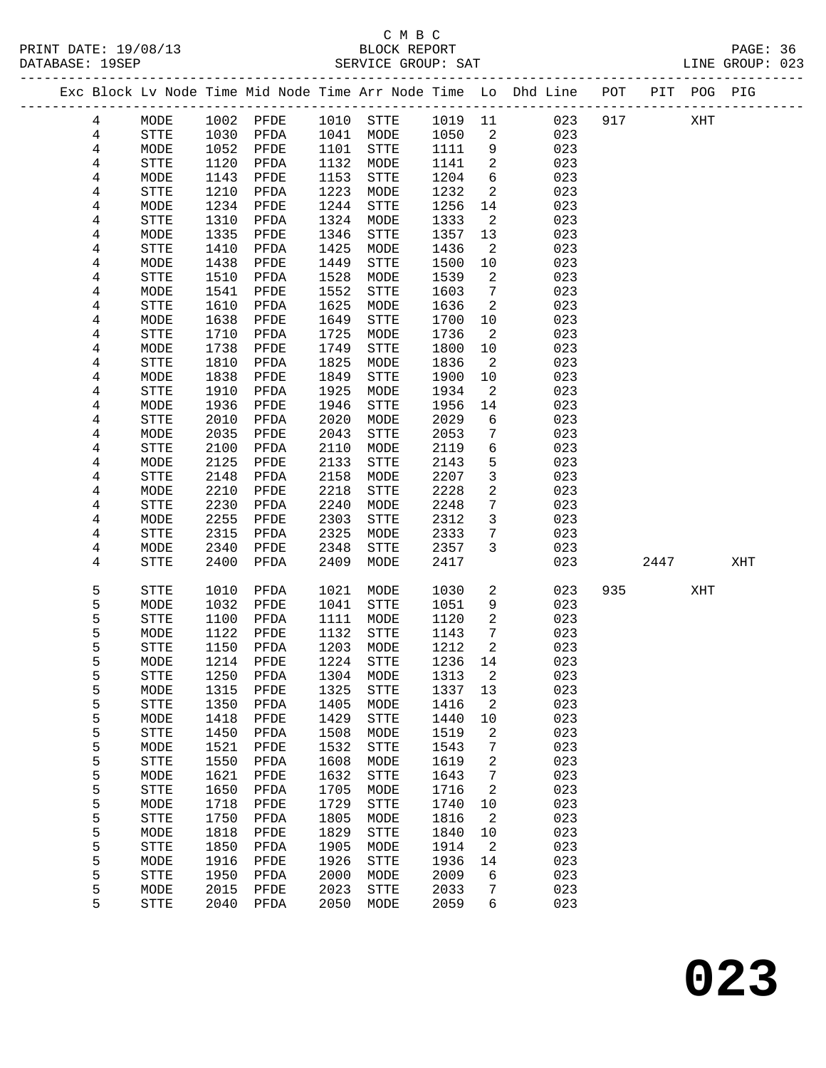C M B C
PRINT DATE: 19/08/13 BLOCK REPORT
DATABASE: 19SEP SERVICE GROUP: SAT LINE GROUP: 023

| Exc | Block | Lv | Node | Time | Mid Node | Time | Arr Node | Time | Lo | Dhd Line | POT | PIT | POG | PIG |
|---|---|---|---|---|---|---|---|---|---|---|---|---|---|---|
| | 4 | | MODE | 1002 | PFDE | 1010 | STTE | 1019 | 11 | 023 | 917 | | XHT | |
| | 4 | | STTE | 1030 | PFDA | 1041 | MODE | 1050 | 2 | 023 | | | | |
| | 4 | | MODE | 1052 | PFDE | 1101 | STTE | 1111 | 9 | 023 | | | | |
| | 4 | | STTE | 1120 | PFDA | 1132 | MODE | 1141 | 2 | 023 | | | | |
| | 4 | | MODE | 1143 | PFDE | 1153 | STTE | 1204 | 6 | 023 | | | | |
| | 4 | | STTE | 1210 | PFDA | 1223 | MODE | 1232 | 2 | 023 | | | | |
| | 4 | | MODE | 1234 | PFDE | 1244 | STTE | 1256 | 14 | 023 | | | | |
| | 4 | | STTE | 1310 | PFDA | 1324 | MODE | 1333 | 2 | 023 | | | | |
| | 4 | | MODE | 1335 | PFDE | 1346 | STTE | 1357 | 13 | 023 | | | | |
| | 4 | | STTE | 1410 | PFDA | 1425 | MODE | 1436 | 2 | 023 | | | | |
| | 4 | | MODE | 1438 | PFDE | 1449 | STTE | 1500 | 10 | 023 | | | | |
| | 4 | | STTE | 1510 | PFDA | 1528 | MODE | 1539 | 2 | 023 | | | | |
| | 4 | | MODE | 1541 | PFDE | 1552 | STTE | 1603 | 7 | 023 | | | | |
| | 4 | | STTE | 1610 | PFDA | 1625 | MODE | 1636 | 2 | 023 | | | | |
| | 4 | | MODE | 1638 | PFDE | 1649 | STTE | 1700 | 10 | 023 | | | | |
| | 4 | | STTE | 1710 | PFDA | 1725 | MODE | 1736 | 2 | 023 | | | | |
| | 4 | | MODE | 1738 | PFDE | 1749 | STTE | 1800 | 10 | 023 | | | | |
| | 4 | | STTE | 1810 | PFDA | 1825 | MODE | 1836 | 2 | 023 | | | | |
| | 4 | | MODE | 1838 | PFDE | 1849 | STTE | 1900 | 10 | 023 | | | | |
| | 4 | | STTE | 1910 | PFDA | 1925 | MODE | 1934 | 2 | 023 | | | | |
| | 4 | | MODE | 1936 | PFDE | 1946 | STTE | 1956 | 14 | 023 | | | | |
| | 4 | | STTE | 2010 | PFDA | 2020 | MODE | 2029 | 6 | 023 | | | | |
| | 4 | | MODE | 2035 | PFDE | 2043 | STTE | 2053 | 7 | 023 | | | | |
| | 4 | | STTE | 2100 | PFDA | 2110 | MODE | 2119 | 6 | 023 | | | | |
| | 4 | | MODE | 2125 | PFDE | 2133 | STTE | 2143 | 5 | 023 | | | | |
| | 4 | | STTE | 2148 | PFDA | 2158 | MODE | 2207 | 3 | 023 | | | | |
| | 4 | | MODE | 2210 | PFDE | 2218 | STTE | 2228 | 2 | 023 | | | | |
| | 4 | | STTE | 2230 | PFDA | 2240 | MODE | 2248 | 7 | 023 | | | | |
| | 4 | | MODE | 2255 | PFDE | 2303 | STTE | 2312 | 3 | 023 | | | | |
| | 4 | | STTE | 2315 | PFDA | 2325 | MODE | 2333 | 7 | 023 | | | | |
| | 4 | | MODE | 2340 | PFDE | 2348 | STTE | 2357 | 3 | 023 | | | | |
| | 4 | | STTE | 2400 | PFDA | 2409 | MODE | 2417 | | 023 | | 2447 | | XHT |
| | 5 | | STTE | 1010 | PFDA | 1021 | MODE | 1030 | 2 | 023 | 935 | | XHT | |
| | 5 | | MODE | 1032 | PFDE | 1041 | STTE | 1051 | 9 | 023 | | | | |
| | 5 | | STTE | 1100 | PFDA | 1111 | MODE | 1120 | 2 | 023 | | | | |
| | 5 | | MODE | 1122 | PFDE | 1132 | STTE | 1143 | 7 | 023 | | | | |
| | 5 | | STTE | 1150 | PFDA | 1203 | MODE | 1212 | 2 | 023 | | | | |
| | 5 | | MODE | 1214 | PFDE | 1224 | STTE | 1236 | 14 | 023 | | | | |
| | 5 | | STTE | 1250 | PFDA | 1304 | MODE | 1313 | 2 | 023 | | | | |
| | 5 | | MODE | 1315 | PFDE | 1325 | STTE | 1337 | 13 | 023 | | | | |
| | 5 | | STTE | 1350 | PFDA | 1405 | MODE | 1416 | 2 | 023 | | | | |
| | 5 | | MODE | 1418 | PFDE | 1429 | STTE | 1440 | 10 | 023 | | | | |
| | 5 | | STTE | 1450 | PFDA | 1508 | MODE | 1519 | 2 | 023 | | | | |
| | 5 | | MODE | 1521 | PFDE | 1532 | STTE | 1543 | 7 | 023 | | | | |
| | 5 | | STTE | 1550 | PFDA | 1608 | MODE | 1619 | 2 | 023 | | | | |
| | 5 | | MODE | 1621 | PFDE | 1632 | STTE | 1643 | 7 | 023 | | | | |
| | 5 | | STTE | 1650 | PFDA | 1705 | MODE | 1716 | 2 | 023 | | | | |
| | 5 | | MODE | 1718 | PFDE | 1729 | STTE | 1740 | 10 | 023 | | | | |
| | 5 | | STTE | 1750 | PFDA | 1805 | MODE | 1816 | 2 | 023 | | | | |
| | 5 | | MODE | 1818 | PFDE | 1829 | STTE | 1840 | 10 | 023 | | | | |
| | 5 | | STTE | 1850 | PFDA | 1905 | MODE | 1914 | 2 | 023 | | | | |
| | 5 | | MODE | 1916 | PFDE | 1926 | STTE | 1936 | 14 | 023 | | | | |
| | 5 | | STTE | 1950 | PFDA | 2000 | MODE | 2009 | 6 | 023 | | | | |
| | 5 | | MODE | 2015 | PFDE | 2023 | STTE | 2033 | 7 | 023 | | | | |
| | 5 | | STTE | 2040 | PFDA | 2050 | MODE | 2059 | 6 | 023 | | | | |

# 023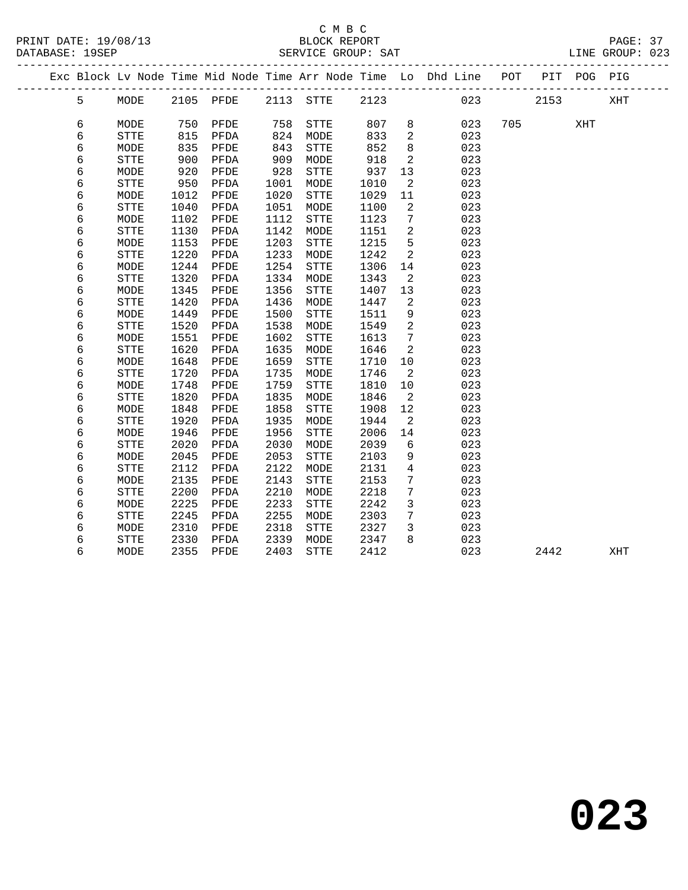C M B C
BLOCK REPORT
SERVICE GROUP: SAT

PRINT DATE: 19/08/13
DATABASE: 19SEP
LINE GROUP: 023

| Exc | Block | Lv | Node | Time | Mid Node | Time | Arr Node | Time | Lo | Dhd Line | POT | PIT | POG | PIG |
|---|---|---|---|---|---|---|---|---|---|---|---|---|---|---|
| | 5 | | MODE | 2105 | PFDE | 2113 | STTE | 2123 | | 023 | | 2153 | | XHT |
| | 6 | | MODE | 750 | PFDE | 758 | STTE | 807 | 8 | 023 | 705 | | XHT | |
| | 6 | | STTE | 815 | PFDA | 824 | MODE | 833 | 2 | 023 | | | | |
| | 6 | | MODE | 835 | PFDE | 843 | STTE | 852 | 8 | 023 | | | | |
| | 6 | | STTE | 900 | PFDA | 909 | MODE | 918 | 2 | 023 | | | | |
| | 6 | | MODE | 920 | PFDE | 928 | STTE | 937 | 13 | 023 | | | | |
| | 6 | | STTE | 950 | PFDA | 1001 | MODE | 1010 | 2 | 023 | | | | |
| | 6 | | MODE | 1012 | PFDE | 1020 | STTE | 1029 | 11 | 023 | | | | |
| | 6 | | STTE | 1040 | PFDA | 1051 | MODE | 1100 | 2 | 023 | | | | |
| | 6 | | MODE | 1102 | PFDE | 1112 | STTE | 1123 | 7 | 023 | | | | |
| | 6 | | STTE | 1130 | PFDA | 1142 | MODE | 1151 | 2 | 023 | | | | |
| | 6 | | MODE | 1153 | PFDE | 1203 | STTE | 1215 | 5 | 023 | | | | |
| | 6 | | STTE | 1220 | PFDA | 1233 | MODE | 1242 | 2 | 023 | | | | |
| | 6 | | MODE | 1244 | PFDE | 1254 | STTE | 1306 | 14 | 023 | | | | |
| | 6 | | STTE | 1320 | PFDA | 1334 | MODE | 1343 | 2 | 023 | | | | |
| | 6 | | MODE | 1345 | PFDE | 1356 | STTE | 1407 | 13 | 023 | | | | |
| | 6 | | STTE | 1420 | PFDA | 1436 | MODE | 1447 | 2 | 023 | | | | |
| | 6 | | MODE | 1449 | PFDE | 1500 | STTE | 1511 | 9 | 023 | | | | |
| | 6 | | STTE | 1520 | PFDA | 1538 | MODE | 1549 | 2 | 023 | | | | |
| | 6 | | MODE | 1551 | PFDE | 1602 | STTE | 1613 | 7 | 023 | | | | |
| | 6 | | STTE | 1620 | PFDA | 1635 | MODE | 1646 | 2 | 023 | | | | |
| | 6 | | MODE | 1648 | PFDE | 1659 | STTE | 1710 | 10 | 023 | | | | |
| | 6 | | STTE | 1720 | PFDA | 1735 | MODE | 1746 | 2 | 023 | | | | |
| | 6 | | MODE | 1748 | PFDE | 1759 | STTE | 1810 | 10 | 023 | | | | |
| | 6 | | STTE | 1820 | PFDA | 1835 | MODE | 1846 | 2 | 023 | | | | |
| | 6 | | MODE | 1848 | PFDE | 1858 | STTE | 1908 | 12 | 023 | | | | |
| | 6 | | STTE | 1920 | PFDA | 1935 | MODE | 1944 | 2 | 023 | | | | |
| | 6 | | MODE | 1946 | PFDE | 1956 | STTE | 2006 | 14 | 023 | | | | |
| | 6 | | STTE | 2020 | PFDA | 2030 | MODE | 2039 | 6 | 023 | | | | |
| | 6 | | MODE | 2045 | PFDE | 2053 | STTE | 2103 | 9 | 023 | | | | |
| | 6 | | STTE | 2112 | PFDA | 2122 | MODE | 2131 | 4 | 023 | | | | |
| | 6 | | MODE | 2135 | PFDE | 2143 | STTE | 2153 | 7 | 023 | | | | |
| | 6 | | STTE | 2200 | PFDA | 2210 | MODE | 2218 | 7 | 023 | | | | |
| | 6 | | MODE | 2225 | PFDE | 2233 | STTE | 2242 | 3 | 023 | | | | |
| | 6 | | STTE | 2245 | PFDA | 2255 | MODE | 2303 | 7 | 023 | | | | |
| | 6 | | MODE | 2310 | PFDE | 2318 | STTE | 2327 | 3 | 023 | | | | |
| | 6 | | STTE | 2330 | PFDA | 2339 | MODE | 2347 | 8 | 023 | | | | |
| | 6 | | MODE | 2355 | PFDE | 2403 | STTE | 2412 | | 023 | | 2442 | | XHT |

# 023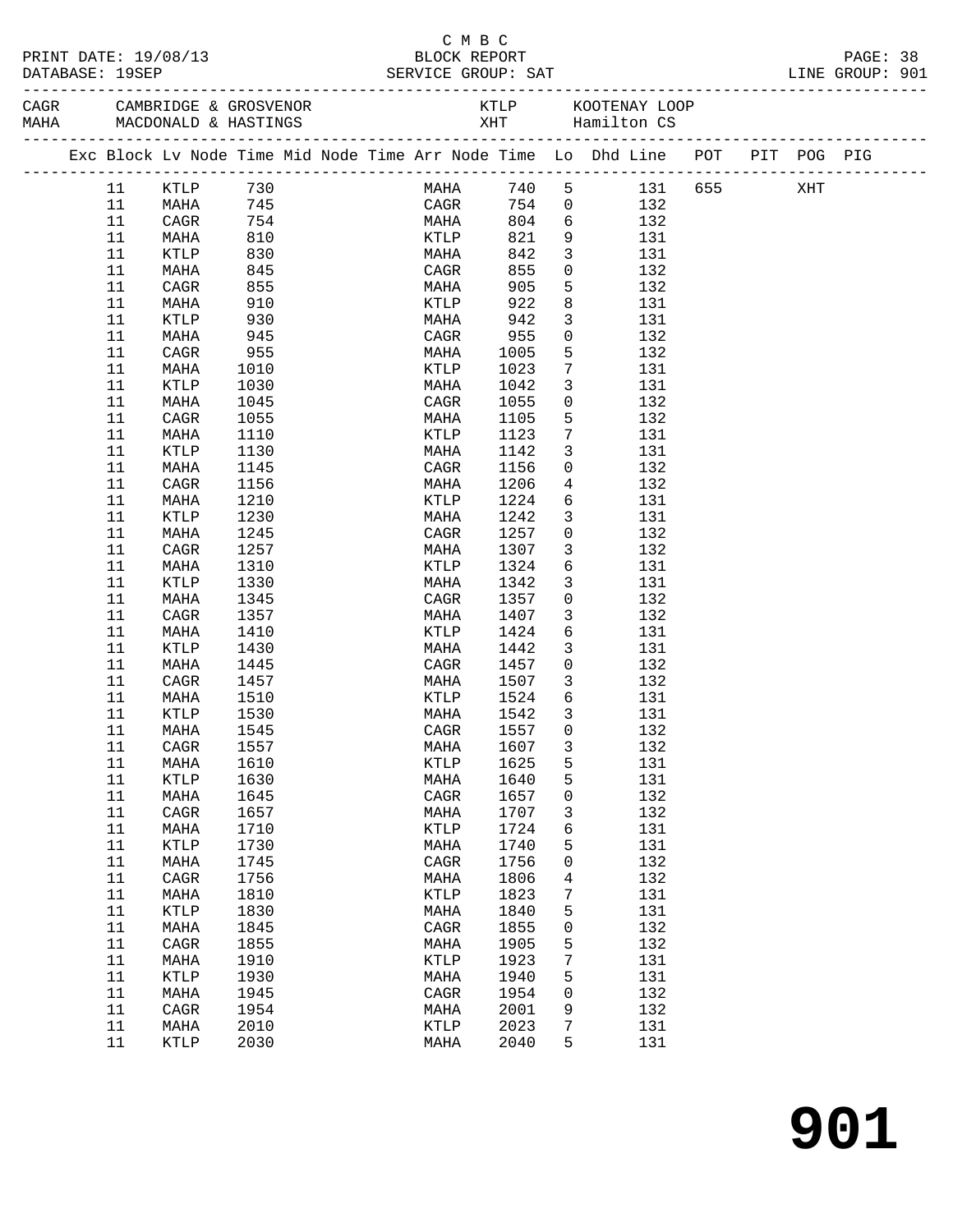C M B C

PRINT DATE: 19/08/13 BLOCK REPORT
DATABASE: 19SEP SERVICE GROUP: SAT LINE GROUP: 901

CAGR CAMBRIDGE & GROSVENOR KTLP KOOTENAY LOOP
MAHA MACDONALD & HASTINGS XHT Hamilton CS

| Exc | Block | Lv | Node | Time | Mid Node | Time | Arr Node | Time | Lo | Dhd Line | POT | PIT | POG | PIG |
|---|---|---|---|---|---|---|---|---|---|---|---|---|---|---|
| | 11 | | KTLP | 730 | | | MAHA | 740 | 5 | 131 | 655 | | XHT | |
| | 11 | | MAHA | 745 | | | CAGR | 754 | 0 | 132 | | | | |
| | 11 | | CAGR | 754 | | | MAHA | 804 | 6 | 132 | | | | |
| | 11 | | MAHA | 810 | | | KTLP | 821 | 9 | 131 | | | | |
| | 11 | | KTLP | 830 | | | MAHA | 842 | 3 | 131 | | | | |
| | 11 | | MAHA | 845 | | | CAGR | 855 | 0 | 132 | | | | |
| | 11 | | CAGR | 855 | | | MAHA | 905 | 5 | 132 | | | | |
| | 11 | | MAHA | 910 | | | KTLP | 922 | 8 | 131 | | | | |
| | 11 | | KTLP | 930 | | | MAHA | 942 | 3 | 131 | | | | |
| | 11 | | MAHA | 945 | | | CAGR | 955 | 0 | 132 | | | | |
| | 11 | | CAGR | 955 | | | MAHA | 1005 | 5 | 132 | | | | |
| | 11 | | MAHA | 1010 | | | KTLP | 1023 | 7 | 131 | | | | |
| | 11 | | KTLP | 1030 | | | MAHA | 1042 | 3 | 131 | | | | |
| | 11 | | MAHA | 1045 | | | CAGR | 1055 | 0 | 132 | | | | |
| | 11 | | CAGR | 1055 | | | MAHA | 1105 | 5 | 132 | | | | |
| | 11 | | MAHA | 1110 | | | KTLP | 1123 | 7 | 131 | | | | |
| | 11 | | KTLP | 1130 | | | MAHA | 1142 | 3 | 131 | | | | |
| | 11 | | MAHA | 1145 | | | CAGR | 1156 | 0 | 132 | | | | |
| | 11 | | CAGR | 1156 | | | MAHA | 1206 | 4 | 132 | | | | |
| | 11 | | MAHA | 1210 | | | KTLP | 1224 | 6 | 131 | | | | |
| | 11 | | KTLP | 1230 | | | MAHA | 1242 | 3 | 131 | | | | |
| | 11 | | MAHA | 1245 | | | CAGR | 1257 | 0 | 132 | | | | |
| | 11 | | CAGR | 1257 | | | MAHA | 1307 | 3 | 132 | | | | |
| | 11 | | MAHA | 1310 | | | KTLP | 1324 | 6 | 131 | | | | |
| | 11 | | KTLP | 1330 | | | MAHA | 1342 | 3 | 131 | | | | |
| | 11 | | MAHA | 1345 | | | CAGR | 1357 | 0 | 132 | | | | |
| | 11 | | CAGR | 1357 | | | MAHA | 1407 | 3 | 132 | | | | |
| | 11 | | MAHA | 1410 | | | KTLP | 1424 | 6 | 131 | | | | |
| | 11 | | KTLP | 1430 | | | MAHA | 1442 | 3 | 131 | | | | |
| | 11 | | MAHA | 1445 | | | CAGR | 1457 | 0 | 132 | | | | |
| | 11 | | CAGR | 1457 | | | MAHA | 1507 | 3 | 132 | | | | |
| | 11 | | MAHA | 1510 | | | KTLP | 1524 | 6 | 131 | | | | |
| | 11 | | KTLP | 1530 | | | MAHA | 1542 | 3 | 131 | | | | |
| | 11 | | MAHA | 1545 | | | CAGR | 1557 | 0 | 132 | | | | |
| | 11 | | CAGR | 1557 | | | MAHA | 1607 | 3 | 132 | | | | |
| | 11 | | MAHA | 1610 | | | KTLP | 1625 | 5 | 131 | | | | |
| | 11 | | KTLP | 1630 | | | MAHA | 1640 | 5 | 131 | | | | |
| | 11 | | MAHA | 1645 | | | CAGR | 1657 | 0 | 132 | | | | |
| | 11 | | CAGR | 1657 | | | MAHA | 1707 | 3 | 132 | | | | |
| | 11 | | MAHA | 1710 | | | KTLP | 1724 | 6 | 131 | | | | |
| | 11 | | KTLP | 1730 | | | MAHA | 1740 | 5 | 131 | | | | |
| | 11 | | MAHA | 1745 | | | CAGR | 1756 | 0 | 132 | | | | |
| | 11 | | CAGR | 1756 | | | MAHA | 1806 | 4 | 132 | | | | |
| | 11 | | MAHA | 1810 | | | KTLP | 1823 | 7 | 131 | | | | |
| | 11 | | KTLP | 1830 | | | MAHA | 1840 | 5 | 131 | | | | |
| | 11 | | MAHA | 1845 | | | CAGR | 1855 | 0 | 132 | | | | |
| | 11 | | CAGR | 1855 | | | MAHA | 1905 | 5 | 132 | | | | |
| | 11 | | MAHA | 1910 | | | KTLP | 1923 | 7 | 131 | | | | |
| | 11 | | KTLP | 1930 | | | MAHA | 1940 | 5 | 131 | | | | |
| | 11 | | MAHA | 1945 | | | CAGR | 1954 | 0 | 132 | | | | |
| | 11 | | CAGR | 1954 | | | MAHA | 2001 | 9 | 132 | | | | |
| | 11 | | MAHA | 2010 | | | KTLP | 2023 | 7 | 131 | | | | |
| | 11 | | KTLP | 2030 | | | MAHA | 2040 | 5 | 131 | | | | |

# 901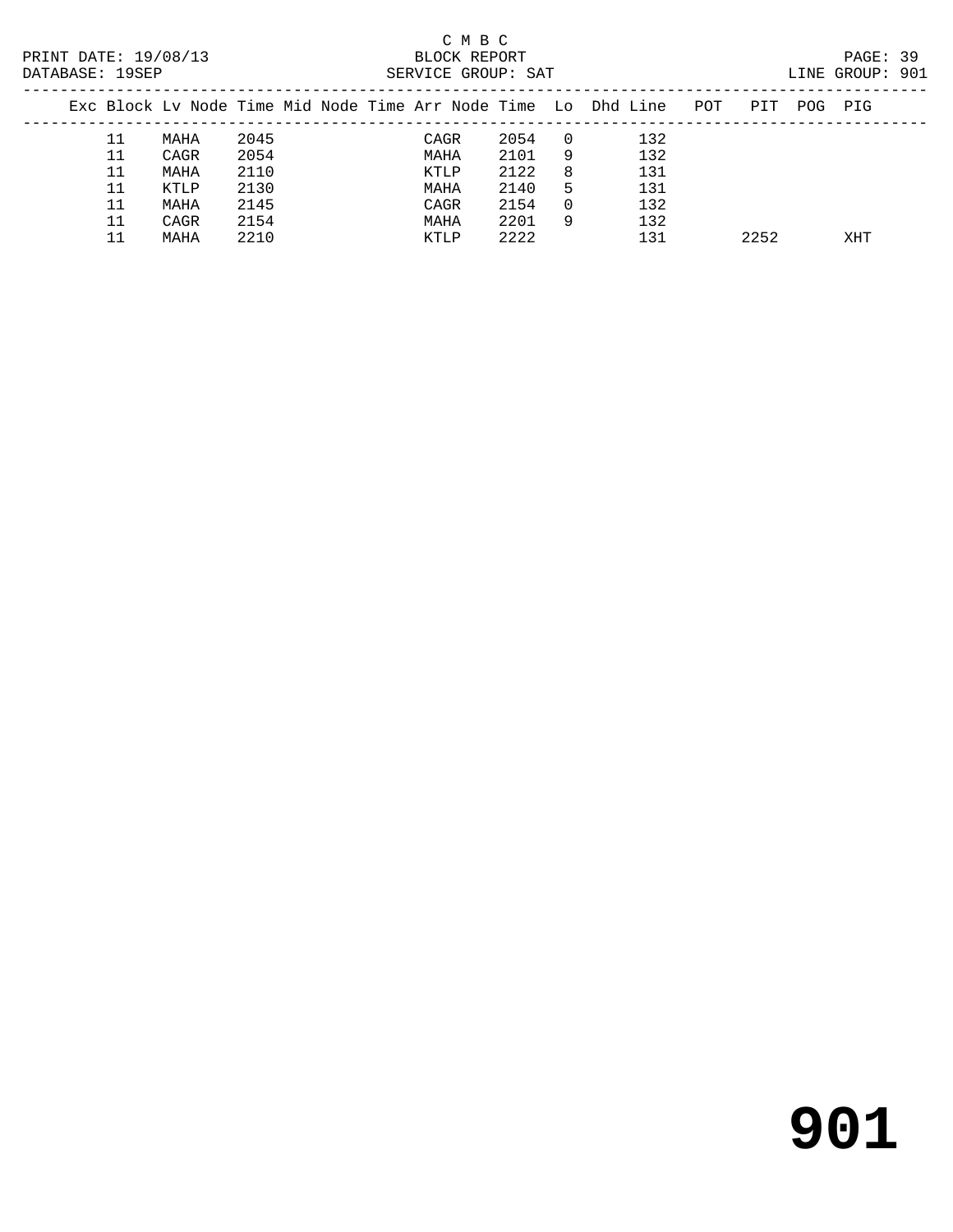C M B C
BLOCK REPORT
SERVICE GROUP: SAT

PRINT DATE: 19/08/13
DATABASE: 19SEP
LINE GROUP: 901

| Exc | Block | Lv | Node | Time | Mid | Node | Time | Arr | Node | Time | Lo | Dhd | Line | POT | PIT | POG | PIG |
|---|---|---|---|---|---|---|---|---|---|---|---|---|---|---|---|---|---|
| | 11 | | MAHA | 2045 | | | | | CAGR | 2054 | 0 | | 132 | | | | |
| | 11 | | CAGR | 2054 | | | | | MAHA | 2101 | 9 | | 132 | | | | |
| | 11 | | MAHA | 2110 | | | | | KTLP | 2122 | 8 | | 131 | | | | |
| | 11 | | KTLP | 2130 | | | | | MAHA | 2140 | 5 | | 131 | | | | |
| | 11 | | MAHA | 2145 | | | | | CAGR | 2154 | 0 | | 132 | | | | |
| | 11 | | CAGR | 2154 | | | | | MAHA | 2201 | 9 | | 132 | | | | |
| | 11 | | MAHA | 2210 | | | | | KTLP | 2222 | | | 131 | | 2252 | | XHT |

# 901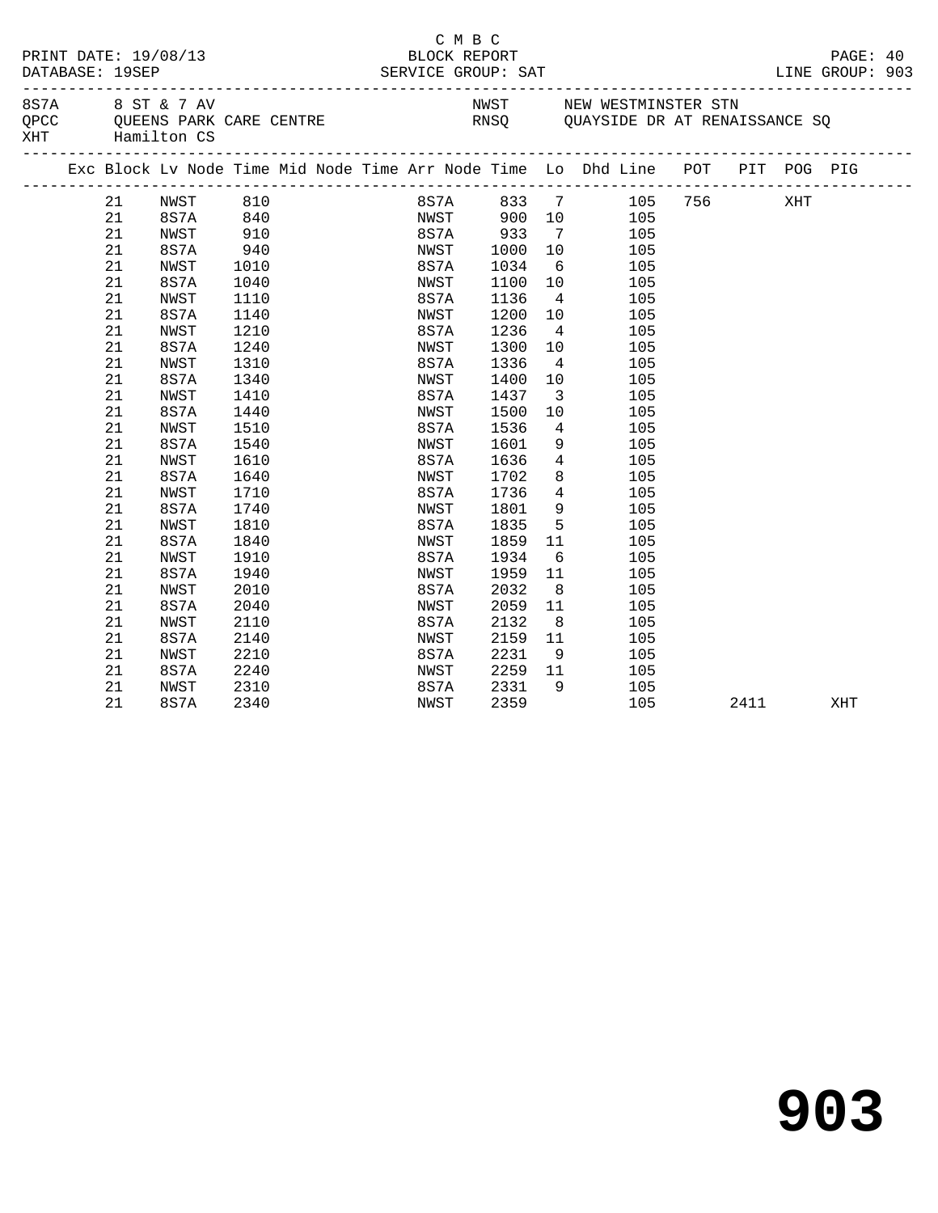C M B C

PRINT DATE: 19/08/13 BLOCK REPORT

DATABASE: 19SEP SERVICE GROUP: SAT LINE GROUP: 903

8S7A 8 ST & 7 AV NWST NEW WESTMINSTER STN
QPCC QUEENS PARK CARE CENTRE RNSQ QUAYSIDE DR AT RENAISSANCE SQ
XHT Hamilton CS

| Exc | Block | Lv | Node | Time | Mid Node | Time | Arr Node | Time | Lo | Dhd Line | POT | PIT | POG | PIG |
|---|---|---|---|---|---|---|---|---|---|---|---|---|---|---|
| | 21 | | NWST | 810 | | | 8S7A | 833 | 7 | 105 | 756 | | XHT | |
| | 21 | | 8S7A | 840 | | | NWST | 900 | 10 | 105 | | | | |
| | 21 | | NWST | 910 | | | 8S7A | 933 | 7 | 105 | | | | |
| | 21 | | 8S7A | 940 | | | NWST | 1000 | 10 | 105 | | | | |
| | 21 | | NWST | 1010 | | | 8S7A | 1034 | 6 | 105 | | | | |
| | 21 | | 8S7A | 1040 | | | NWST | 1100 | 10 | 105 | | | | |
| | 21 | | NWST | 1110 | | | 8S7A | 1136 | 4 | 105 | | | | |
| | 21 | | 8S7A | 1140 | | | NWST | 1200 | 10 | 105 | | | | |
| | 21 | | NWST | 1210 | | | 8S7A | 1236 | 4 | 105 | | | | |
| | 21 | | 8S7A | 1240 | | | NWST | 1300 | 10 | 105 | | | | |
| | 21 | | NWST | 1310 | | | 8S7A | 1336 | 4 | 105 | | | | |
| | 21 | | 8S7A | 1340 | | | NWST | 1400 | 10 | 105 | | | | |
| | 21 | | NWST | 1410 | | | 8S7A | 1437 | 3 | 105 | | | | |
| | 21 | | 8S7A | 1440 | | | NWST | 1500 | 10 | 105 | | | | |
| | 21 | | NWST | 1510 | | | 8S7A | 1536 | 4 | 105 | | | | |
| | 21 | | 8S7A | 1540 | | | NWST | 1601 | 9 | 105 | | | | |
| | 21 | | NWST | 1610 | | | 8S7A | 1636 | 4 | 105 | | | | |
| | 21 | | 8S7A | 1640 | | | NWST | 1702 | 8 | 105 | | | | |
| | 21 | | NWST | 1710 | | | 8S7A | 1736 | 4 | 105 | | | | |
| | 21 | | 8S7A | 1740 | | | NWST | 1801 | 9 | 105 | | | | |
| | 21 | | NWST | 1810 | | | 8S7A | 1835 | 5 | 105 | | | | |
| | 21 | | 8S7A | 1840 | | | NWST | 1859 | 11 | 105 | | | | |
| | 21 | | NWST | 1910 | | | 8S7A | 1934 | 6 | 105 | | | | |
| | 21 | | 8S7A | 1940 | | | NWST | 1959 | 11 | 105 | | | | |
| | 21 | | NWST | 2010 | | | 8S7A | 2032 | 8 | 105 | | | | |
| | 21 | | 8S7A | 2040 | | | NWST | 2059 | 11 | 105 | | | | |
| | 21 | | NWST | 2110 | | | 8S7A | 2132 | 8 | 105 | | | | |
| | 21 | | 8S7A | 2140 | | | NWST | 2159 | 11 | 105 | | | | |
| | 21 | | NWST | 2210 | | | 8S7A | 2231 | 9 | 105 | | | | |
| | 21 | | 8S7A | 2240 | | | NWST | 2259 | 11 | 105 | | | | |
| | 21 | | NWST | 2310 | | | 8S7A | 2331 | 9 | 105 | | | | |
| | 21 | | 8S7A | 2340 | | | NWST | 2359 | | 105 | | 2411 | | XHT |

903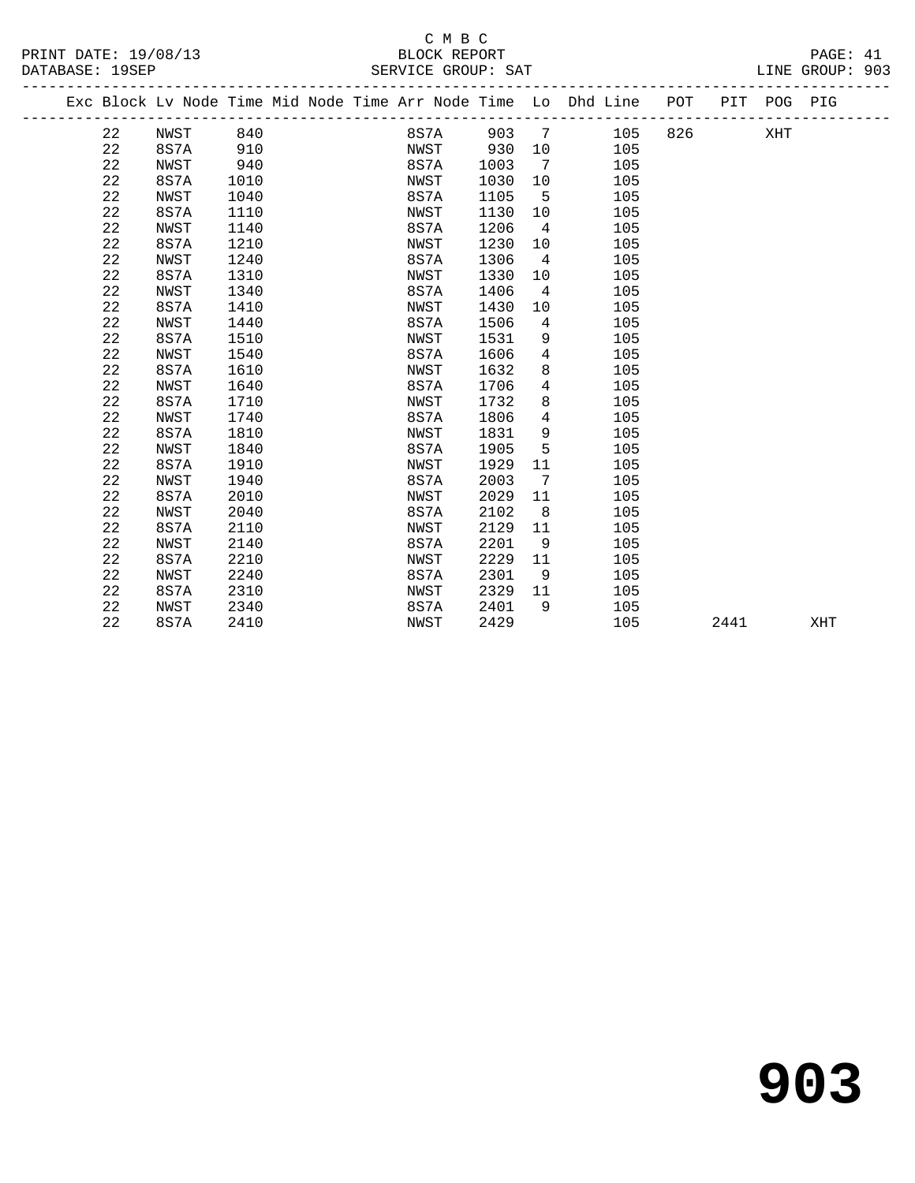C M B C

BLOCK REPORT

SERVICE GROUP: SAT

LINE GROUP: 903

| Exc | Block | Lv | Node | Time | Mid Node | Time | Arr Node | Time | Lo | Dhd Line | POT | PIT | POG | PIG |
|---|---|---|---|---|---|---|---|---|---|---|---|---|---|---|
| | 22 | | NWST | 840 | | | 8S7A | 903 | 7 | 105 | 826 | | XHT | |
| | 22 | | 8S7A | 910 | | | NWST | 930 | 10 | 105 | | | | |
| | 22 | | NWST | 940 | | | 8S7A | 1003 | 7 | 105 | | | | |
| | 22 | | 8S7A | 1010 | | | NWST | 1030 | 10 | 105 | | | | |
| | 22 | | NWST | 1040 | | | 8S7A | 1105 | 5 | 105 | | | | |
| | 22 | | 8S7A | 1110 | | | NWST | 1130 | 10 | 105 | | | | |
| | 22 | | NWST | 1140 | | | 8S7A | 1206 | 4 | 105 | | | | |
| | 22 | | 8S7A | 1210 | | | NWST | 1230 | 10 | 105 | | | | |
| | 22 | | NWST | 1240 | | | 8S7A | 1306 | 4 | 105 | | | | |
| | 22 | | 8S7A | 1310 | | | NWST | 1330 | 10 | 105 | | | | |
| | 22 | | NWST | 1340 | | | 8S7A | 1406 | 4 | 105 | | | | |
| | 22 | | 8S7A | 1410 | | | NWST | 1430 | 10 | 105 | | | | |
| | 22 | | NWST | 1440 | | | 8S7A | 1506 | 4 | 105 | | | | |
| | 22 | | 8S7A | 1510 | | | NWST | 1531 | 9 | 105 | | | | |
| | 22 | | NWST | 1540 | | | 8S7A | 1606 | 4 | 105 | | | | |
| | 22 | | 8S7A | 1610 | | | NWST | 1632 | 8 | 105 | | | | |
| | 22 | | NWST | 1640 | | | 8S7A | 1706 | 4 | 105 | | | | |
| | 22 | | 8S7A | 1710 | | | NWST | 1732 | 8 | 105 | | | | |
| | 22 | | NWST | 1740 | | | 8S7A | 1806 | 4 | 105 | | | | |
| | 22 | | 8S7A | 1810 | | | NWST | 1831 | 9 | 105 | | | | |
| | 22 | | NWST | 1840 | | | 8S7A | 1905 | 5 | 105 | | | | |
| | 22 | | 8S7A | 1910 | | | NWST | 1929 | 11 | 105 | | | | |
| | 22 | | NWST | 1940 | | | 8S7A | 2003 | 7 | 105 | | | | |
| | 22 | | 8S7A | 2010 | | | NWST | 2029 | 11 | 105 | | | | |
| | 22 | | NWST | 2040 | | | 8S7A | 2102 | 8 | 105 | | | | |
| | 22 | | 8S7A | 2110 | | | NWST | 2129 | 11 | 105 | | | | |
| | 22 | | NWST | 2140 | | | 8S7A | 2201 | 9 | 105 | | | | |
| | 22 | | 8S7A | 2210 | | | NWST | 2229 | 11 | 105 | | | | |
| | 22 | | NWST | 2240 | | | 8S7A | 2301 | 9 | 105 | | | | |
| | 22 | | 8S7A | 2310 | | | NWST | 2329 | 11 | 105 | | | | |
| | 22 | | NWST | 2340 | | | 8S7A | 2401 | 9 | 105 | | | | |
| | 22 | | 8S7A | 2410 | | | NWST | 2429 | | 105 | | 2441 | | XHT |

# 903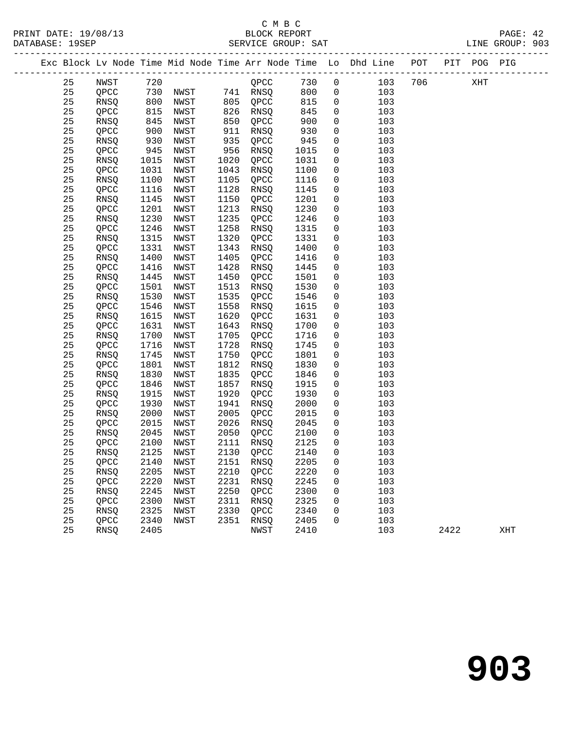C M B C
BLOCK REPORT
SERVICE GROUP: SAT

PRINT DATE: 19/08/13
DATABASE: 19SEP
LINE GROUP: 903

| Exc | Block | Lv | Node | Time | Mid Node | Time | Arr Node | Time | Lo | Dhd | Line | POT | PIT | POG | PIG |
|---|---|---|---|---|---|---|---|---|---|---|---|---|---|---|---|
| | 25 | | NWST | 720 | | | QPCC | 730 | 0 | | 103 | 706 | | XHT | |
| | 25 | | QPCC | 730 | NWST | 741 | RNSQ | 800 | 0 | | 103 | | | | |
| | 25 | | RNSQ | 800 | NWST | 805 | QPCC | 815 | 0 | | 103 | | | | |
| | 25 | | QPCC | 815 | NWST | 826 | RNSQ | 845 | 0 | | 103 | | | | |
| | 25 | | RNSQ | 845 | NWST | 850 | QPCC | 900 | 0 | | 103 | | | | |
| | 25 | | QPCC | 900 | NWST | 911 | RNSQ | 930 | 0 | | 103 | | | | |
| | 25 | | RNSQ | 930 | NWST | 935 | QPCC | 945 | 0 | | 103 | | | | |
| | 25 | | QPCC | 945 | NWST | 956 | RNSQ | 1015 | 0 | | 103 | | | | |
| | 25 | | RNSQ | 1015 | NWST | 1020 | QPCC | 1031 | 0 | | 103 | | | | |
| | 25 | | QPCC | 1031 | NWST | 1043 | RNSQ | 1100 | 0 | | 103 | | | | |
| | 25 | | RNSQ | 1100 | NWST | 1105 | QPCC | 1116 | 0 | | 103 | | | | |
| | 25 | | QPCC | 1116 | NWST | 1128 | RNSQ | 1145 | 0 | | 103 | | | | |
| | 25 | | RNSQ | 1145 | NWST | 1150 | QPCC | 1201 | 0 | | 103 | | | | |
| | 25 | | QPCC | 1201 | NWST | 1213 | RNSQ | 1230 | 0 | | 103 | | | | |
| | 25 | | RNSQ | 1230 | NWST | 1235 | QPCC | 1246 | 0 | | 103 | | | | |
| | 25 | | QPCC | 1246 | NWST | 1258 | RNSQ | 1315 | 0 | | 103 | | | | |
| | 25 | | RNSQ | 1315 | NWST | 1320 | QPCC | 1331 | 0 | | 103 | | | | |
| | 25 | | QPCC | 1331 | NWST | 1343 | RNSQ | 1400 | 0 | | 103 | | | | |
| | 25 | | RNSQ | 1400 | NWST | 1405 | QPCC | 1416 | 0 | | 103 | | | | |
| | 25 | | QPCC | 1416 | NWST | 1428 | RNSQ | 1445 | 0 | | 103 | | | | |
| | 25 | | RNSQ | 1445 | NWST | 1450 | QPCC | 1501 | 0 | | 103 | | | | |
| | 25 | | QPCC | 1501 | NWST | 1513 | RNSQ | 1530 | 0 | | 103 | | | | |
| | 25 | | RNSQ | 1530 | NWST | 1535 | QPCC | 1546 | 0 | | 103 | | | | |
| | 25 | | QPCC | 1546 | NWST | 1558 | RNSQ | 1615 | 0 | | 103 | | | | |
| | 25 | | RNSQ | 1615 | NWST | 1620 | QPCC | 1631 | 0 | | 103 | | | | |
| | 25 | | QPCC | 1631 | NWST | 1643 | RNSQ | 1700 | 0 | | 103 | | | | |
| | 25 | | RNSQ | 1700 | NWST | 1705 | QPCC | 1716 | 0 | | 103 | | | | |
| | 25 | | QPCC | 1716 | NWST | 1728 | RNSQ | 1745 | 0 | | 103 | | | | |
| | 25 | | RNSQ | 1745 | NWST | 1750 | QPCC | 1801 | 0 | | 103 | | | | |
| | 25 | | QPCC | 1801 | NWST | 1812 | RNSQ | 1830 | 0 | | 103 | | | | |
| | 25 | | RNSQ | 1830 | NWST | 1835 | QPCC | 1846 | 0 | | 103 | | | | |
| | 25 | | QPCC | 1846 | NWST | 1857 | RNSQ | 1915 | 0 | | 103 | | | | |
| | 25 | | RNSQ | 1915 | NWST | 1920 | QPCC | 1930 | 0 | | 103 | | | | |
| | 25 | | QPCC | 1930 | NWST | 1941 | RNSQ | 2000 | 0 | | 103 | | | | |
| | 25 | | RNSQ | 2000 | NWST | 2005 | QPCC | 2015 | 0 | | 103 | | | | |
| | 25 | | QPCC | 2015 | NWST | 2026 | RNSQ | 2045 | 0 | | 103 | | | | |
| | 25 | | RNSQ | 2045 | NWST | 2050 | QPCC | 2100 | 0 | | 103 | | | | |
| | 25 | | QPCC | 2100 | NWST | 2111 | RNSQ | 2125 | 0 | | 103 | | | | |
| | 25 | | RNSQ | 2125 | NWST | 2130 | QPCC | 2140 | 0 | | 103 | | | | |
| | 25 | | QPCC | 2140 | NWST | 2151 | RNSQ | 2205 | 0 | | 103 | | | | |
| | 25 | | RNSQ | 2205 | NWST | 2210 | QPCC | 2220 | 0 | | 103 | | | | |
| | 25 | | QPCC | 2220 | NWST | 2231 | RNSQ | 2245 | 0 | | 103 | | | | |
| | 25 | | RNSQ | 2245 | NWST | 2250 | QPCC | 2300 | 0 | | 103 | | | | |
| | 25 | | QPCC | 2300 | NWST | 2311 | RNSQ | 2325 | 0 | | 103 | | | | |
| | 25 | | RNSQ | 2325 | NWST | 2330 | QPCC | 2340 | 0 | | 103 | | | | |
| | 25 | | QPCC | 2340 | NWST | 2351 | RNSQ | 2405 | 0 | | 103 | | | | |
| | 25 | | RNSQ | 2405 | | | NWST | 2410 | | | 103 | | 2422 | | XHT |

# 903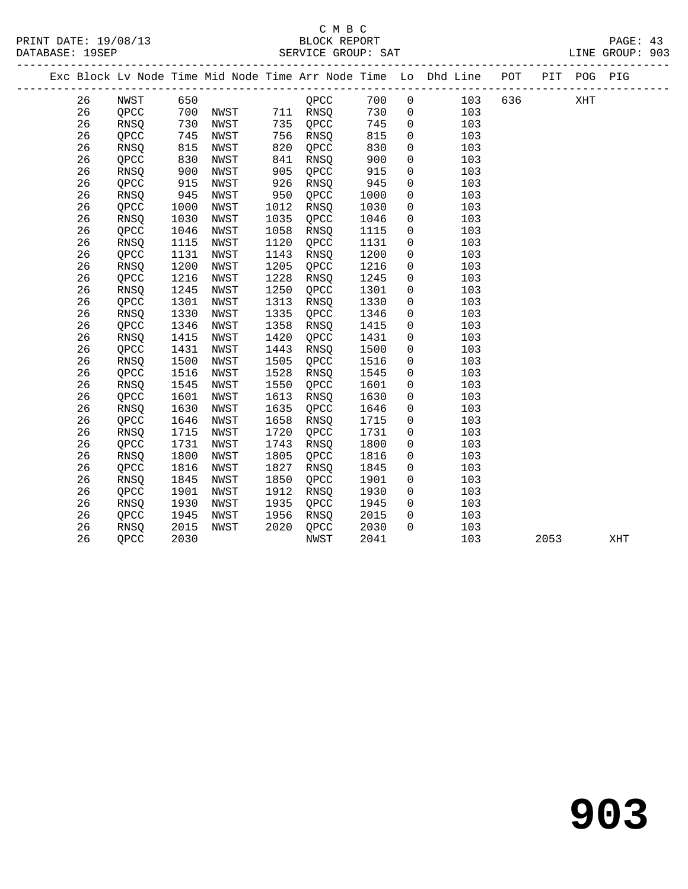C M B C

BLOCK REPORT

SERVICE GROUP: SAT

PRINT DATE: 19/08/13
DATABASE: 19SEP

LINE GROUP: 903

| Exc | Block | Lv | Node | Time | Mid Node | Time | Arr Node | Time | Lo | Dhd Line | POT | PIT | POG | PIG |
|---|---|---|---|---|---|---|---|---|---|---|---|---|---|---|
| | 26 | | NWST | 650 | | | QPCC | 700 | 0 | 103 | 636 | | XHT | |
| | 26 | | QPCC | 700 | NWST | 711 | RNSQ | 730 | 0 | 103 | | | | |
| | 26 | | RNSQ | 730 | NWST | 735 | QPCC | 745 | 0 | 103 | | | | |
| | 26 | | QPCC | 745 | NWST | 756 | RNSQ | 815 | 0 | 103 | | | | |
| | 26 | | RNSQ | 815 | NWST | 820 | QPCC | 830 | 0 | 103 | | | | |
| | 26 | | QPCC | 830 | NWST | 841 | RNSQ | 900 | 0 | 103 | | | | |
| | 26 | | RNSQ | 900 | NWST | 905 | QPCC | 915 | 0 | 103 | | | | |
| | 26 | | QPCC | 915 | NWST | 926 | RNSQ | 945 | 0 | 103 | | | | |
| | 26 | | RNSQ | 945 | NWST | 950 | QPCC | 1000 | 0 | 103 | | | | |
| | 26 | | QPCC | 1000 | NWST | 1012 | RNSQ | 1030 | 0 | 103 | | | | |
| | 26 | | RNSQ | 1030 | NWST | 1035 | QPCC | 1046 | 0 | 103 | | | | |
| | 26 | | QPCC | 1046 | NWST | 1058 | RNSQ | 1115 | 0 | 103 | | | | |
| | 26 | | RNSQ | 1115 | NWST | 1120 | QPCC | 1131 | 0 | 103 | | | | |
| | 26 | | QPCC | 1131 | NWST | 1143 | RNSQ | 1200 | 0 | 103 | | | | |
| | 26 | | RNSQ | 1200 | NWST | 1205 | QPCC | 1216 | 0 | 103 | | | | |
| | 26 | | QPCC | 1216 | NWST | 1228 | RNSQ | 1245 | 0 | 103 | | | | |
| | 26 | | RNSQ | 1245 | NWST | 1250 | QPCC | 1301 | 0 | 103 | | | | |
| | 26 | | QPCC | 1301 | NWST | 1313 | RNSQ | 1330 | 0 | 103 | | | | |
| | 26 | | RNSQ | 1330 | NWST | 1335 | QPCC | 1346 | 0 | 103 | | | | |
| | 26 | | QPCC | 1346 | NWST | 1358 | RNSQ | 1415 | 0 | 103 | | | | |
| | 26 | | RNSQ | 1415 | NWST | 1420 | QPCC | 1431 | 0 | 103 | | | | |
| | 26 | | QPCC | 1431 | NWST | 1443 | RNSQ | 1500 | 0 | 103 | | | | |
| | 26 | | RNSQ | 1500 | NWST | 1505 | QPCC | 1516 | 0 | 103 | | | | |
| | 26 | | QPCC | 1516 | NWST | 1528 | RNSQ | 1545 | 0 | 103 | | | | |
| | 26 | | RNSQ | 1545 | NWST | 1550 | QPCC | 1601 | 0 | 103 | | | | |
| | 26 | | QPCC | 1601 | NWST | 1613 | RNSQ | 1630 | 0 | 103 | | | | |
| | 26 | | RNSQ | 1630 | NWST | 1635 | QPCC | 1646 | 0 | 103 | | | | |
| | 26 | | QPCC | 1646 | NWST | 1658 | RNSQ | 1715 | 0 | 103 | | | | |
| | 26 | | RNSQ | 1715 | NWST | 1720 | QPCC | 1731 | 0 | 103 | | | | |
| | 26 | | QPCC | 1731 | NWST | 1743 | RNSQ | 1800 | 0 | 103 | | | | |
| | 26 | | RNSQ | 1800 | NWST | 1805 | QPCC | 1816 | 0 | 103 | | | | |
| | 26 | | QPCC | 1816 | NWST | 1827 | RNSQ | 1845 | 0 | 103 | | | | |
| | 26 | | RNSQ | 1845 | NWST | 1850 | QPCC | 1901 | 0 | 103 | | | | |
| | 26 | | QPCC | 1901 | NWST | 1912 | RNSQ | 1930 | 0 | 103 | | | | |
| | 26 | | RNSQ | 1930 | NWST | 1935 | QPCC | 1945 | 0 | 103 | | | | |
| | 26 | | QPCC | 1945 | NWST | 1956 | RNSQ | 2015 | 0 | 103 | | | | |
| | 26 | | RNSQ | 2015 | NWST | 2020 | QPCC | 2030 | 0 | 103 | | | | |
| | 26 | | QPCC | 2030 | | | NWST | 2041 | | 103 | | 2053 | | XHT |

# 903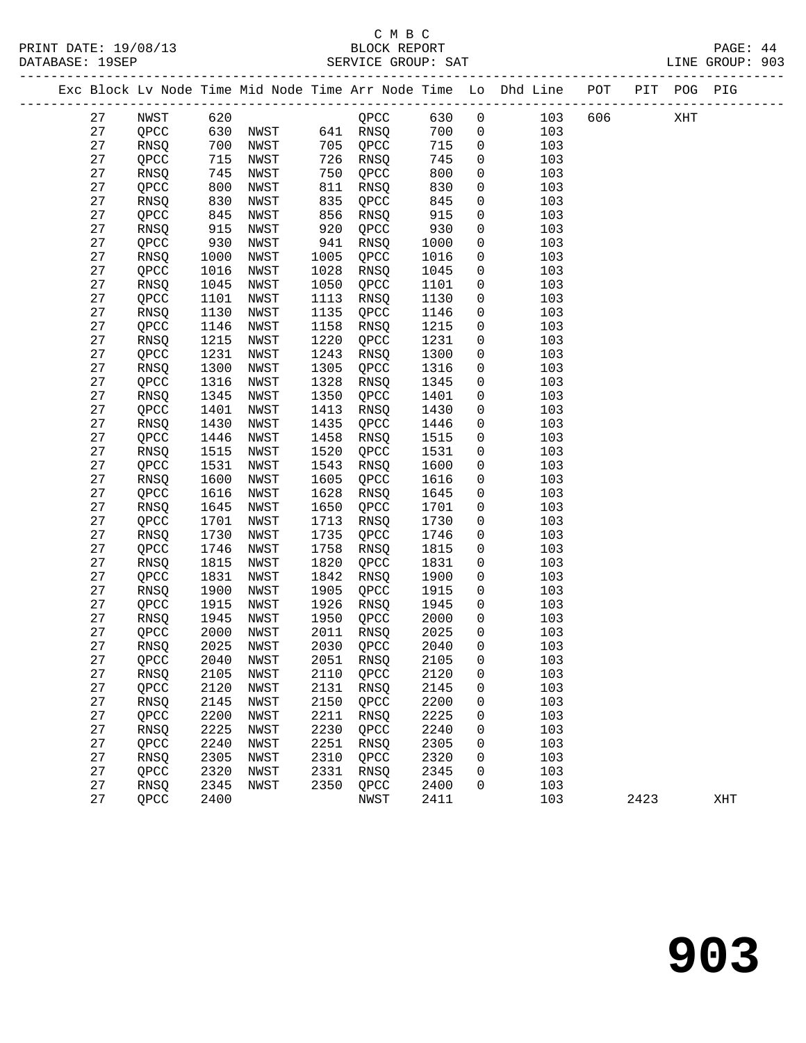C M B C
PRINT DATE: 19/08/13 BLOCK REPORT
DATABASE: 19SEP SERVICE GROUP: SAT LINE GROUP: 903

| Exc | Block | Lv Node | Time | Mid Node | Time | Arr Node | Time | Lo | Dhd Line | POT | PIT | POG | PIG |
|---|---|---|---|---|---|---|---|---|---|---|---|---|---|
| | 27 | NWST | 620 | | | QPCC | 630 | 0 | 103 | 606 | | XHT | |
| | 27 | QPCC | 630 | NWST | 641 | RNSQ | 700 | 0 | 103 | | | | |
| | 27 | RNSQ | 700 | NWST | 705 | QPCC | 715 | 0 | 103 | | | | |
| | 27 | QPCC | 715 | NWST | 726 | RNSQ | 745 | 0 | 103 | | | | |
| | 27 | RNSQ | 745 | NWST | 750 | QPCC | 800 | 0 | 103 | | | | |
| | 27 | QPCC | 800 | NWST | 811 | RNSQ | 830 | 0 | 103 | | | | |
| | 27 | RNSQ | 830 | NWST | 835 | QPCC | 845 | 0 | 103 | | | | |
| | 27 | QPCC | 845 | NWST | 856 | RNSQ | 915 | 0 | 103 | | | | |
| | 27 | RNSQ | 915 | NWST | 920 | QPCC | 930 | 0 | 103 | | | | |
| | 27 | QPCC | 930 | NWST | 941 | RNSQ | 1000 | 0 | 103 | | | | |
| | 27 | RNSQ | 1000 | NWST | 1005 | QPCC | 1016 | 0 | 103 | | | | |
| | 27 | QPCC | 1016 | NWST | 1028 | RNSQ | 1045 | 0 | 103 | | | | |
| | 27 | RNSQ | 1045 | NWST | 1050 | QPCC | 1101 | 0 | 103 | | | | |
| | 27 | QPCC | 1101 | NWST | 1113 | RNSQ | 1130 | 0 | 103 | | | | |
| | 27 | RNSQ | 1130 | NWST | 1135 | QPCC | 1146 | 0 | 103 | | | | |
| | 27 | QPCC | 1146 | NWST | 1158 | RNSQ | 1215 | 0 | 103 | | | | |
| | 27 | RNSQ | 1215 | NWST | 1220 | QPCC | 1231 | 0 | 103 | | | | |
| | 27 | QPCC | 1231 | NWST | 1243 | RNSQ | 1300 | 0 | 103 | | | | |
| | 27 | RNSQ | 1300 | NWST | 1305 | QPCC | 1316 | 0 | 103 | | | | |
| | 27 | QPCC | 1316 | NWST | 1328 | RNSQ | 1345 | 0 | 103 | | | | |
| | 27 | RNSQ | 1345 | NWST | 1350 | QPCC | 1401 | 0 | 103 | | | | |
| | 27 | QPCC | 1401 | NWST | 1413 | RNSQ | 1430 | 0 | 103 | | | | |
| | 27 | RNSQ | 1430 | NWST | 1435 | QPCC | 1446 | 0 | 103 | | | | |
| | 27 | QPCC | 1446 | NWST | 1458 | RNSQ | 1515 | 0 | 103 | | | | |
| | 27 | RNSQ | 1515 | NWST | 1520 | QPCC | 1531 | 0 | 103 | | | | |
| | 27 | QPCC | 1531 | NWST | 1543 | RNSQ | 1600 | 0 | 103 | | | | |
| | 27 | RNSQ | 1600 | NWST | 1605 | QPCC | 1616 | 0 | 103 | | | | |
| | 27 | QPCC | 1616 | NWST | 1628 | RNSQ | 1645 | 0 | 103 | | | | |
| | 27 | RNSQ | 1645 | NWST | 1650 | QPCC | 1701 | 0 | 103 | | | | |
| | 27 | QPCC | 1701 | NWST | 1713 | RNSQ | 1730 | 0 | 103 | | | | |
| | 27 | RNSQ | 1730 | NWST | 1735 | QPCC | 1746 | 0 | 103 | | | | |
| | 27 | QPCC | 1746 | NWST | 1758 | RNSQ | 1815 | 0 | 103 | | | | |
| | 27 | RNSQ | 1815 | NWST | 1820 | QPCC | 1831 | 0 | 103 | | | | |
| | 27 | QPCC | 1831 | NWST | 1842 | RNSQ | 1900 | 0 | 103 | | | | |
| | 27 | RNSQ | 1900 | NWST | 1905 | QPCC | 1915 | 0 | 103 | | | | |
| | 27 | QPCC | 1915 | NWST | 1926 | RNSQ | 1945 | 0 | 103 | | | | |
| | 27 | RNSQ | 1945 | NWST | 1950 | QPCC | 2000 | 0 | 103 | | | | |
| | 27 | QPCC | 2000 | NWST | 2011 | RNSQ | 2025 | 0 | 103 | | | | |
| | 27 | RNSQ | 2025 | NWST | 2030 | QPCC | 2040 | 0 | 103 | | | | |
| | 27 | QPCC | 2040 | NWST | 2051 | RNSQ | 2105 | 0 | 103 | | | | |
| | 27 | RNSQ | 2105 | NWST | 2110 | QPCC | 2120 | 0 | 103 | | | | |
| | 27 | QPCC | 2120 | NWST | 2131 | RNSQ | 2145 | 0 | 103 | | | | |
| | 27 | RNSQ | 2145 | NWST | 2150 | QPCC | 2200 | 0 | 103 | | | | |
| | 27 | QPCC | 2200 | NWST | 2211 | RNSQ | 2225 | 0 | 103 | | | | |
| | 27 | RNSQ | 2225 | NWST | 2230 | QPCC | 2240 | 0 | 103 | | | | |
| | 27 | QPCC | 2240 | NWST | 2251 | RNSQ | 2305 | 0 | 103 | | | | |
| | 27 | RNSQ | 2305 | NWST | 2310 | QPCC | 2320 | 0 | 103 | | | | |
| | 27 | QPCC | 2320 | NWST | 2331 | RNSQ | 2345 | 0 | 103 | | | | |
| | 27 | RNSQ | 2345 | NWST | 2350 | QPCC | 2400 | 0 | 103 | | | | |
| | 27 | QPCC | 2400 | | | NWST | 2411 | | 103 | | 2423 | | XHT |

# 903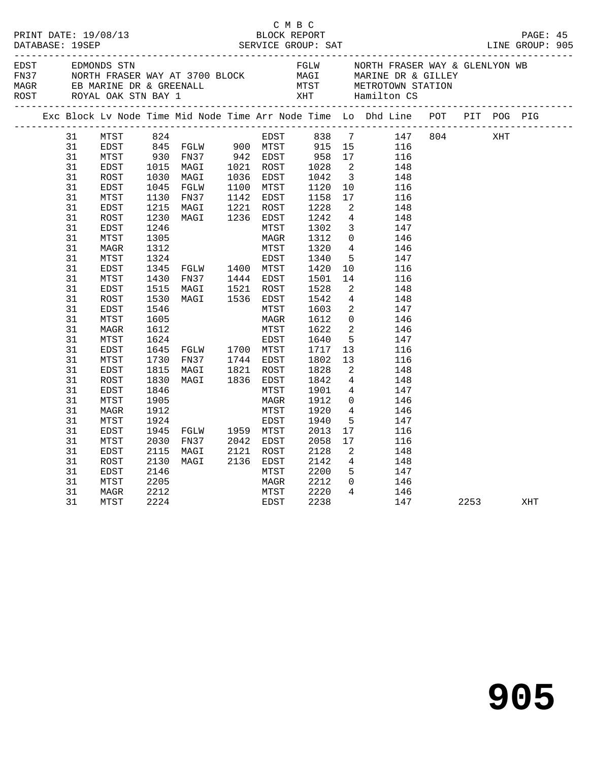C M B C
BLOCK REPORT
SERVICE GROUP: SAT

PRINT DATE: 19/08/13
DATABASE: 19SEP
LINE GROUP: 905

| Code | Location | Code | Location |
|---|---|---|---|
| EDST | EDMONDS STN | FGLW | NORTH FRASER WAY & GLENLYON WB |
| FN37 | NORTH FRASER WAY AT 3700 BLOCK | MAGI | MARINE DR & GILLEY |
| MAGR | EB MARINE DR & GREENALL | MTST | METROTOWN STATION |
| ROST | ROYAL OAK STN BAY 1 | XHT | Hamilton CS |

| Exc | Block | Lv Node | Time | Mid Node | Time | Arr Node | Time | Lo | Dhd Line | POT | PIT | POG | PIG |
|---|---|---|---|---|---|---|---|---|---|---|---|---|---|
| | 31 | MTST | 824 | | | EDST | 838 | 7 | 147 | 804 | | XHT | |
| | 31 | EDST | 845 | FGLW | 900 | MTST | 915 | 15 | 116 | | | | |
| | 31 | MTST | 930 | FN37 | 942 | EDST | 958 | 17 | 116 | | | | |
| | 31 | EDST | 1015 | MAGI | 1021 | ROST | 1028 | 2 | 148 | | | | |
| | 31 | ROST | 1030 | MAGI | 1036 | EDST | 1042 | 3 | 148 | | | | |
| | 31 | EDST | 1045 | FGLW | 1100 | MTST | 1120 | 10 | 116 | | | | |
| | 31 | MTST | 1130 | FN37 | 1142 | EDST | 1158 | 17 | 116 | | | | |
| | 31 | EDST | 1215 | MAGI | 1221 | ROST | 1228 | 2 | 148 | | | | |
| | 31 | ROST | 1230 | MAGI | 1236 | EDST | 1242 | 4 | 148 | | | | |
| | 31 | EDST | 1246 | | | MTST | 1302 | 3 | 147 | | | | |
| | 31 | MTST | 1305 | | | MAGR | 1312 | 0 | 146 | | | | |
| | 31 | MAGR | 1312 | | | MTST | 1320 | 4 | 146 | | | | |
| | 31 | MTST | 1324 | | | EDST | 1340 | 5 | 147 | | | | |
| | 31 | EDST | 1345 | FGLW | 1400 | MTST | 1420 | 10 | 116 | | | | |
| | 31 | MTST | 1430 | FN37 | 1444 | EDST | 1501 | 14 | 116 | | | | |
| | 31 | EDST | 1515 | MAGI | 1521 | ROST | 1528 | 2 | 148 | | | | |
| | 31 | ROST | 1530 | MAGI | 1536 | EDST | 1542 | 4 | 148 | | | | |
| | 31 | EDST | 1546 | | | MTST | 1603 | 2 | 147 | | | | |
| | 31 | MTST | 1605 | | | MAGR | 1612 | 0 | 146 | | | | |
| | 31 | MAGR | 1612 | | | MTST | 1622 | 2 | 146 | | | | |
| | 31 | MTST | 1624 | | | EDST | 1640 | 5 | 147 | | | | |
| | 31 | EDST | 1645 | FGLW | 1700 | MTST | 1717 | 13 | 116 | | | | |
| | 31 | MTST | 1730 | FN37 | 1744 | EDST | 1802 | 13 | 116 | | | | |
| | 31 | EDST | 1815 | MAGI | 1821 | ROST | 1828 | 2 | 148 | | | | |
| | 31 | ROST | 1830 | MAGI | 1836 | EDST | 1842 | 4 | 148 | | | | |
| | 31 | EDST | 1846 | | | MTST | 1901 | 4 | 147 | | | | |
| | 31 | MTST | 1905 | | | MAGR | 1912 | 0 | 146 | | | | |
| | 31 | MAGR | 1912 | | | MTST | 1920 | 4 | 146 | | | | |
| | 31 | MTST | 1924 | | | EDST | 1940 | 5 | 147 | | | | |
| | 31 | EDST | 1945 | FGLW | 1959 | MTST | 2013 | 17 | 116 | | | | |
| | 31 | MTST | 2030 | FN37 | 2042 | EDST | 2058 | 17 | 116 | | | | |
| | 31 | EDST | 2115 | MAGI | 2121 | ROST | 2128 | 2 | 148 | | | | |
| | 31 | ROST | 2130 | MAGI | 2136 | EDST | 2142 | 4 | 148 | | | | |
| | 31 | EDST | 2146 | | | MTST | 2200 | 5 | 147 | | | | |
| | 31 | MTST | 2205 | | | MAGR | 2212 | 0 | 146 | | | | |
| | 31 | MAGR | 2212 | | | MTST | 2220 | 4 | 146 | | | | |
| | 31 | MTST | 2224 | | | EDST | 2238 | | 147 | | 2253 | | XHT |

# 905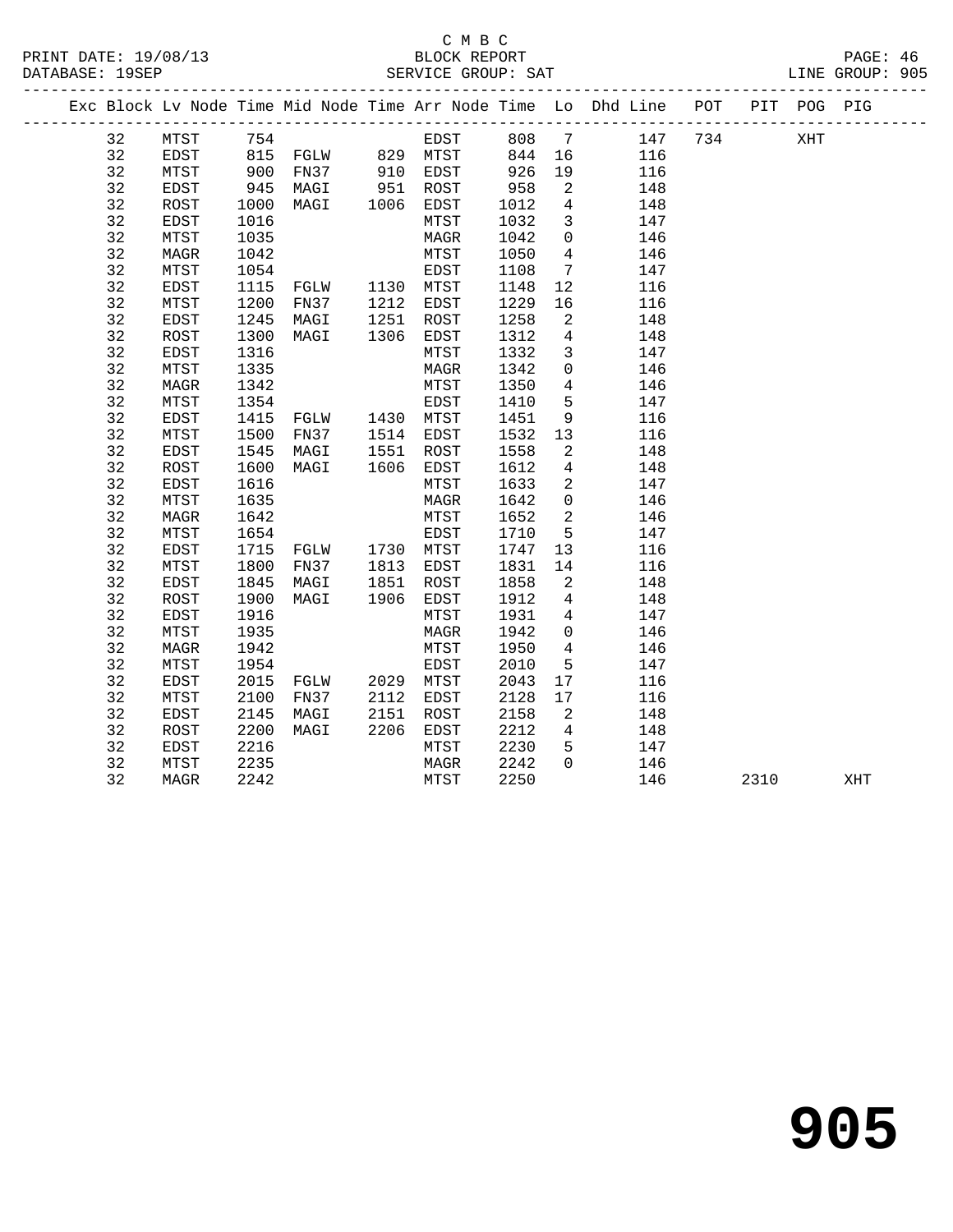C M B C
BLOCK REPORT
SERVICE GROUP: SAT

PRINT DATE: 19/08/13
DATABASE: 19SEP
LINE GROUP: 905

| Exc | Block | Lv | Node | Time | Mid Node | Time | Arr Node | Time | Lo | Dhd Line | POT | PIT | POG | PIG |
|---|---|---|---|---|---|---|---|---|---|---|---|---|---|---|
| | 32 | | MTST | 754 | | | EDST | 808 | 7 | 147 | 734 | | XHT | |
| | 32 | | EDST | 815 | FGLW | 829 | MTST | 844 | 16 | 116 | | | | |
| | 32 | | MTST | 900 | FN37 | 910 | EDST | 926 | 19 | 116 | | | | |
| | 32 | | EDST | 945 | MAGI | 951 | ROST | 958 | 2 | 148 | | | | |
| | 32 | | ROST | 1000 | MAGI | 1006 | EDST | 1012 | 4 | 148 | | | | |
| | 32 | | EDST | 1016 | | | MTST | 1032 | 3 | 147 | | | | |
| | 32 | | MTST | 1035 | | | MAGR | 1042 | 0 | 146 | | | | |
| | 32 | | MAGR | 1042 | | | MTST | 1050 | 4 | 146 | | | | |
| | 32 | | MTST | 1054 | | | EDST | 1108 | 7 | 147 | | | | |
| | 32 | | EDST | 1115 | FGLW | 1130 | MTST | 1148 | 12 | 116 | | | | |
| | 32 | | MTST | 1200 | FN37 | 1212 | EDST | 1229 | 16 | 116 | | | | |
| | 32 | | EDST | 1245 | MAGI | 1251 | ROST | 1258 | 2 | 148 | | | | |
| | 32 | | ROST | 1300 | MAGI | 1306 | EDST | 1312 | 4 | 148 | | | | |
| | 32 | | EDST | 1316 | | | MTST | 1332 | 3 | 147 | | | | |
| | 32 | | MTST | 1335 | | | MAGR | 1342 | 0 | 146 | | | | |
| | 32 | | MAGR | 1342 | | | MTST | 1350 | 4 | 146 | | | | |
| | 32 | | MTST | 1354 | | | EDST | 1410 | 5 | 147 | | | | |
| | 32 | | EDST | 1415 | FGLW | 1430 | MTST | 1451 | 9 | 116 | | | | |
| | 32 | | MTST | 1500 | FN37 | 1514 | EDST | 1532 | 13 | 116 | | | | |
| | 32 | | EDST | 1545 | MAGI | 1551 | ROST | 1558 | 2 | 148 | | | | |
| | 32 | | ROST | 1600 | MAGI | 1606 | EDST | 1612 | 4 | 148 | | | | |
| | 32 | | EDST | 1616 | | | MTST | 1633 | 2 | 147 | | | | |
| | 32 | | MTST | 1635 | | | MAGR | 1642 | 0 | 146 | | | | |
| | 32 | | MAGR | 1642 | | | MTST | 1652 | 2 | 146 | | | | |
| | 32 | | MTST | 1654 | | | EDST | 1710 | 5 | 147 | | | | |
| | 32 | | EDST | 1715 | FGLW | 1730 | MTST | 1747 | 13 | 116 | | | | |
| | 32 | | MTST | 1800 | FN37 | 1813 | EDST | 1831 | 14 | 116 | | | | |
| | 32 | | EDST | 1845 | MAGI | 1851 | ROST | 1858 | 2 | 148 | | | | |
| | 32 | | ROST | 1900 | MAGI | 1906 | EDST | 1912 | 4 | 148 | | | | |
| | 32 | | EDST | 1916 | | | MTST | 1931 | 4 | 147 | | | | |
| | 32 | | MTST | 1935 | | | MAGR | 1942 | 0 | 146 | | | | |
| | 32 | | MAGR | 1942 | | | MTST | 1950 | 4 | 146 | | | | |
| | 32 | | MTST | 1954 | | | EDST | 2010 | 5 | 147 | | | | |
| | 32 | | EDST | 2015 | FGLW | 2029 | MTST | 2043 | 17 | 116 | | | | |
| | 32 | | MTST | 2100 | FN37 | 2112 | EDST | 2128 | 17 | 116 | | | | |
| | 32 | | EDST | 2145 | MAGI | 2151 | ROST | 2158 | 2 | 148 | | | | |
| | 32 | | ROST | 2200 | MAGI | 2206 | EDST | 2212 | 4 | 148 | | | | |
| | 32 | | EDST | 2216 | | | MTST | 2230 | 5 | 147 | | | | |
| | 32 | | MTST | 2235 | | | MAGR | 2242 | 0 | 146 | | | | |
| | 32 | | MAGR | 2242 | | | MTST | 2250 | | 146 | | 2310 | | XHT |

# 905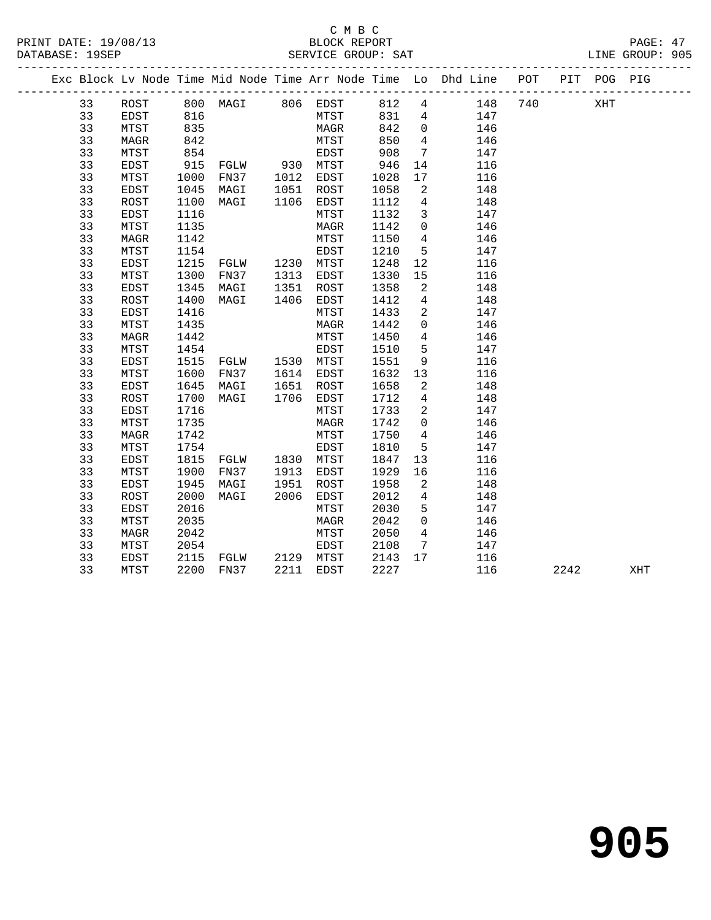C M B C

PRINT DATE: 19/08/13 BLOCK REPORT

DATABASE: 19SEP SERVICE GROUP: SAT LINE GROUP: 905

| Exc | Block | Lv | Node | Time | Mid Node | Time | Arr Node | Time | Lo | Dhd Line | POT | PIT | POG | PIG |
|---|---|---|---|---|---|---|---|---|---|---|---|---|---|---|
| | 33 | | ROST | 800 | MAGI | 806 | EDST | 812 | 4 | 148 | 740 | | XHT | |
| | 33 | | EDST | 816 | | | MTST | 831 | 4 | 147 | | | | |
| | 33 | | MTST | 835 | | | MAGR | 842 | 0 | 146 | | | | |
| | 33 | | MAGR | 842 | | | MTST | 850 | 4 | 146 | | | | |
| | 33 | | MTST | 854 | | | EDST | 908 | 7 | 147 | | | | |
| | 33 | | EDST | 915 | FGLW | 930 | MTST | 946 | 14 | 116 | | | | |
| | 33 | | MTST | 1000 | FN37 | 1012 | EDST | 1028 | 17 | 116 | | | | |
| | 33 | | EDST | 1045 | MAGI | 1051 | ROST | 1058 | 2 | 148 | | | | |
| | 33 | | ROST | 1100 | MAGI | 1106 | EDST | 1112 | 4 | 148 | | | | |
| | 33 | | EDST | 1116 | | | MTST | 1132 | 3 | 147 | | | | |
| | 33 | | MTST | 1135 | | | MAGR | 1142 | 0 | 146 | | | | |
| | 33 | | MAGR | 1142 | | | MTST | 1150 | 4 | 146 | | | | |
| | 33 | | MTST | 1154 | | | EDST | 1210 | 5 | 147 | | | | |
| | 33 | | EDST | 1215 | FGLW | 1230 | MTST | 1248 | 12 | 116 | | | | |
| | 33 | | MTST | 1300 | FN37 | 1313 | EDST | 1330 | 15 | 116 | | | | |
| | 33 | | EDST | 1345 | MAGI | 1351 | ROST | 1358 | 2 | 148 | | | | |
| | 33 | | ROST | 1400 | MAGI | 1406 | EDST | 1412 | 4 | 148 | | | | |
| | 33 | | EDST | 1416 | | | MTST | 1433 | 2 | 147 | | | | |
| | 33 | | MTST | 1435 | | | MAGR | 1442 | 0 | 146 | | | | |
| | 33 | | MAGR | 1442 | | | MTST | 1450 | 4 | 146 | | | | |
| | 33 | | MTST | 1454 | | | EDST | 1510 | 5 | 147 | | | | |
| | 33 | | EDST | 1515 | FGLW | 1530 | MTST | 1551 | 9 | 116 | | | | |
| | 33 | | MTST | 1600 | FN37 | 1614 | EDST | 1632 | 13 | 116 | | | | |
| | 33 | | EDST | 1645 | MAGI | 1651 | ROST | 1658 | 2 | 148 | | | | |
| | 33 | | ROST | 1700 | MAGI | 1706 | EDST | 1712 | 4 | 148 | | | | |
| | 33 | | EDST | 1716 | | | MTST | 1733 | 2 | 147 | | | | |
| | 33 | | MTST | 1735 | | | MAGR | 1742 | 0 | 146 | | | | |
| | 33 | | MAGR | 1742 | | | MTST | 1750 | 4 | 146 | | | | |
| | 33 | | MTST | 1754 | | | EDST | 1810 | 5 | 147 | | | | |
| | 33 | | EDST | 1815 | FGLW | 1830 | MTST | 1847 | 13 | 116 | | | | |
| | 33 | | MTST | 1900 | FN37 | 1913 | EDST | 1929 | 16 | 116 | | | | |
| | 33 | | EDST | 1945 | MAGI | 1951 | ROST | 1958 | 2 | 148 | | | | |
| | 33 | | ROST | 2000 | MAGI | 2006 | EDST | 2012 | 4 | 148 | | | | |
| | 33 | | EDST | 2016 | | | MTST | 2030 | 5 | 147 | | | | |
| | 33 | | MTST | 2035 | | | MAGR | 2042 | 0 | 146 | | | | |
| | 33 | | MAGR | 2042 | | | MTST | 2050 | 4 | 146 | | | | |
| | 33 | | MTST | 2054 | | | EDST | 2108 | 7 | 147 | | | | |
| | 33 | | EDST | 2115 | FGLW | 2129 | MTST | 2143 | 17 | 116 | | | | |
| | 33 | | MTST | 2200 | FN37 | 2211 | EDST | 2227 | | 116 | | 2242 | | XHT |

# 905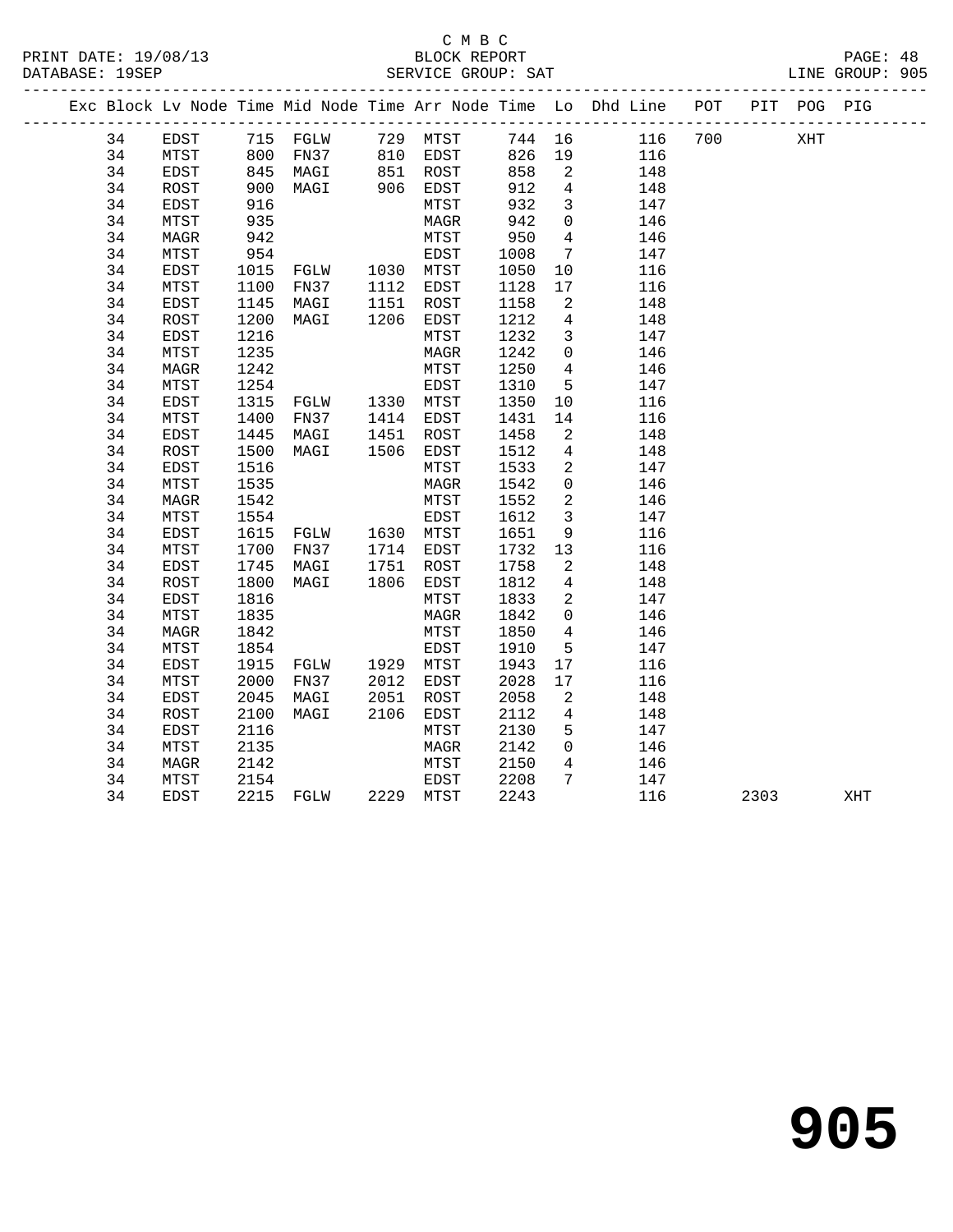C M B C
PRINT DATE: 19/08/13 BLOCK REPORT PAGE: 48
DATABASE: 19SEP SERVICE GROUP: SAT LINE GROUP: 905

| Exc | Block | Lv | Node | Time | Mid Node | Time | Arr Node | Time | Lo | Dhd Line | POT | PIT | POG | PIG |
|---|---|---|---|---|---|---|---|---|---|---|---|---|---|---|
| | 34 | | EDST | 715 | FGLW | 729 | MTST | 744 | 16 | 116 | 700 | | XHT | |
| | 34 | | MTST | 800 | FN37 | 810 | EDST | 826 | 19 | 116 | | | | |
| | 34 | | EDST | 845 | MAGI | 851 | ROST | 858 | 2 | 148 | | | | |
| | 34 | | ROST | 900 | MAGI | 906 | EDST | 912 | 4 | 148 | | | | |
| | 34 | | EDST | 916 | | | MTST | 932 | 3 | 147 | | | | |
| | 34 | | MTST | 935 | | | MAGR | 942 | 0 | 146 | | | | |
| | 34 | | MAGR | 942 | | | MTST | 950 | 4 | 146 | | | | |
| | 34 | | MTST | 954 | | | EDST | 1008 | 7 | 147 | | | | |
| | 34 | | EDST | 1015 | FGLW | 1030 | MTST | 1050 | 10 | 116 | | | | |
| | 34 | | MTST | 1100 | FN37 | 1112 | EDST | 1128 | 17 | 116 | | | | |
| | 34 | | EDST | 1145 | MAGI | 1151 | ROST | 1158 | 2 | 148 | | | | |
| | 34 | | ROST | 1200 | MAGI | 1206 | EDST | 1212 | 4 | 148 | | | | |
| | 34 | | EDST | 1216 | | | MTST | 1232 | 3 | 147 | | | | |
| | 34 | | MTST | 1235 | | | MAGR | 1242 | 0 | 146 | | | | |
| | 34 | | MAGR | 1242 | | | MTST | 1250 | 4 | 146 | | | | |
| | 34 | | MTST | 1254 | | | EDST | 1310 | 5 | 147 | | | | |
| | 34 | | EDST | 1315 | FGLW | 1330 | MTST | 1350 | 10 | 116 | | | | |
| | 34 | | MTST | 1400 | FN37 | 1414 | EDST | 1431 | 14 | 116 | | | | |
| | 34 | | EDST | 1445 | MAGI | 1451 | ROST | 1458 | 2 | 148 | | | | |
| | 34 | | ROST | 1500 | MAGI | 1506 | EDST | 1512 | 4 | 148 | | | | |
| | 34 | | EDST | 1516 | | | MTST | 1533 | 2 | 147 | | | | |
| | 34 | | MTST | 1535 | | | MAGR | 1542 | 0 | 146 | | | | |
| | 34 | | MAGR | 1542 | | | MTST | 1552 | 2 | 146 | | | | |
| | 34 | | MTST | 1554 | | | EDST | 1612 | 3 | 147 | | | | |
| | 34 | | EDST | 1615 | FGLW | 1630 | MTST | 1651 | 9 | 116 | | | | |
| | 34 | | MTST | 1700 | FN37 | 1714 | EDST | 1732 | 13 | 116 | | | | |
| | 34 | | EDST | 1745 | MAGI | 1751 | ROST | 1758 | 2 | 148 | | | | |
| | 34 | | ROST | 1800 | MAGI | 1806 | EDST | 1812 | 4 | 148 | | | | |
| | 34 | | EDST | 1816 | | | MTST | 1833 | 2 | 147 | | | | |
| | 34 | | MTST | 1835 | | | MAGR | 1842 | 0 | 146 | | | | |
| | 34 | | MAGR | 1842 | | | MTST | 1850 | 4 | 146 | | | | |
| | 34 | | MTST | 1854 | | | EDST | 1910 | 5 | 147 | | | | |
| | 34 | | EDST | 1915 | FGLW | 1929 | MTST | 1943 | 17 | 116 | | | | |
| | 34 | | MTST | 2000 | FN37 | 2012 | EDST | 2028 | 17 | 116 | | | | |
| | 34 | | EDST | 2045 | MAGI | 2051 | ROST | 2058 | 2 | 148 | | | | |
| | 34 | | ROST | 2100 | MAGI | 2106 | EDST | 2112 | 4 | 148 | | | | |
| | 34 | | EDST | 2116 | | | MTST | 2130 | 5 | 147 | | | | |
| | 34 | | MTST | 2135 | | | MAGR | 2142 | 0 | 146 | | | | |
| | 34 | | MAGR | 2142 | | | MTST | 2150 | 4 | 146 | | | | |
| | 34 | | MTST | 2154 | | | EDST | 2208 | 7 | 147 | | | | |
| | 34 | | EDST | 2215 | FGLW | 2229 | MTST | 2243 | | 116 | | 2303 | | XHT |

# 905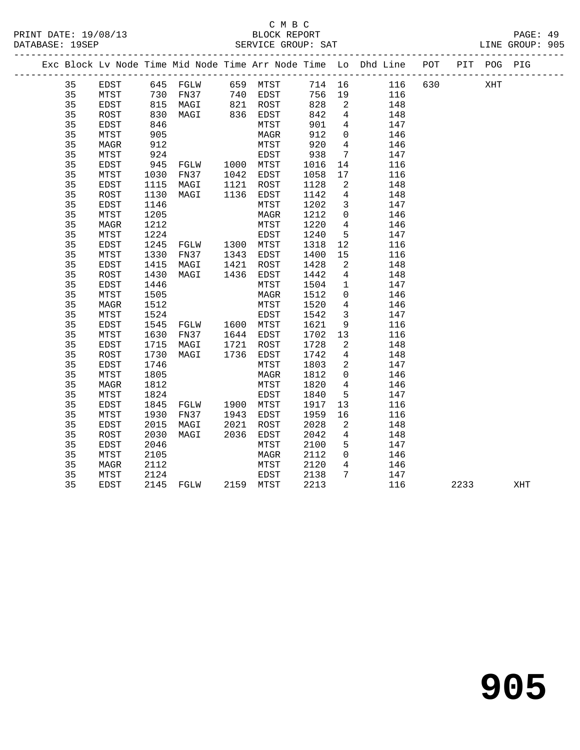C M B C

BLOCK REPORT

SERVICE GROUP: SAT

PRINT DATE: 19/08/13
DATABASE: 19SEP

LINE GROUP: 905

| Exc | Block | Lv | Node | Time | Mid Node | Time | Arr Node | Time | Lo | Dhd Line | POT | PIT | POG | PIG |
|---|---|---|---|---|---|---|---|---|---|---|---|---|---|---|
| | 35 | | EDST | 645 | FGLW | 659 | MTST | 714 | 16 | 116 | 630 | | XHT | |
| | 35 | | MTST | 730 | FN37 | 740 | EDST | 756 | 19 | 116 | | | | |
| | 35 | | EDST | 815 | MAGI | 821 | ROST | 828 | 2 | 148 | | | | |
| | 35 | | ROST | 830 | MAGI | 836 | EDST | 842 | 4 | 148 | | | | |
| | 35 | | EDST | 846 | | | MTST | 901 | 4 | 147 | | | | |
| | 35 | | MTST | 905 | | | MAGR | 912 | 0 | 146 | | | | |
| | 35 | | MAGR | 912 | | | MTST | 920 | 4 | 146 | | | | |
| | 35 | | MTST | 924 | | | EDST | 938 | 7 | 147 | | | | |
| | 35 | | EDST | 945 | FGLW | 1000 | MTST | 1016 | 14 | 116 | | | | |
| | 35 | | MTST | 1030 | FN37 | 1042 | EDST | 1058 | 17 | 116 | | | | |
| | 35 | | EDST | 1115 | MAGI | 1121 | ROST | 1128 | 2 | 148 | | | | |
| | 35 | | ROST | 1130 | MAGI | 1136 | EDST | 1142 | 4 | 148 | | | | |
| | 35 | | EDST | 1146 | | | MTST | 1202 | 3 | 147 | | | | |
| | 35 | | MTST | 1205 | | | MAGR | 1212 | 0 | 146 | | | | |
| | 35 | | MAGR | 1212 | | | MTST | 1220 | 4 | 146 | | | | |
| | 35 | | MTST | 1224 | | | EDST | 1240 | 5 | 147 | | | | |
| | 35 | | EDST | 1245 | FGLW | 1300 | MTST | 1318 | 12 | 116 | | | | |
| | 35 | | MTST | 1330 | FN37 | 1343 | EDST | 1400 | 15 | 116 | | | | |
| | 35 | | EDST | 1415 | MAGI | 1421 | ROST | 1428 | 2 | 148 | | | | |
| | 35 | | ROST | 1430 | MAGI | 1436 | EDST | 1442 | 4 | 148 | | | | |
| | 35 | | EDST | 1446 | | | MTST | 1504 | 1 | 147 | | | | |
| | 35 | | MTST | 1505 | | | MAGR | 1512 | 0 | 146 | | | | |
| | 35 | | MAGR | 1512 | | | MTST | 1520 | 4 | 146 | | | | |
| | 35 | | MTST | 1524 | | | EDST | 1542 | 3 | 147 | | | | |
| | 35 | | EDST | 1545 | FGLW | 1600 | MTST | 1621 | 9 | 116 | | | | |
| | 35 | | MTST | 1630 | FN37 | 1644 | EDST | 1702 | 13 | 116 | | | | |
| | 35 | | EDST | 1715 | MAGI | 1721 | ROST | 1728 | 2 | 148 | | | | |
| | 35 | | ROST | 1730 | MAGI | 1736 | EDST | 1742 | 4 | 148 | | | | |
| | 35 | | EDST | 1746 | | | MTST | 1803 | 2 | 147 | | | | |
| | 35 | | MTST | 1805 | | | MAGR | 1812 | 0 | 146 | | | | |
| | 35 | | MAGR | 1812 | | | MTST | 1820 | 4 | 146 | | | | |
| | 35 | | MTST | 1824 | | | EDST | 1840 | 5 | 147 | | | | |
| | 35 | | EDST | 1845 | FGLW | 1900 | MTST | 1917 | 13 | 116 | | | | |
| | 35 | | MTST | 1930 | FN37 | 1943 | EDST | 1959 | 16 | 116 | | | | |
| | 35 | | EDST | 2015 | MAGI | 2021 | ROST | 2028 | 2 | 148 | | | | |
| | 35 | | ROST | 2030 | MAGI | 2036 | EDST | 2042 | 4 | 148 | | | | |
| | 35 | | EDST | 2046 | | | MTST | 2100 | 5 | 147 | | | | |
| | 35 | | MTST | 2105 | | | MAGR | 2112 | 0 | 146 | | | | |
| | 35 | | MAGR | 2112 | | | MTST | 2120 | 4 | 146 | | | | |
| | 35 | | MTST | 2124 | | | EDST | 2138 | 7 | 147 | | | | |
| | 35 | | EDST | 2145 | FGLW | 2159 | MTST | 2213 | | 116 | | 2233 | | XHT |

# 905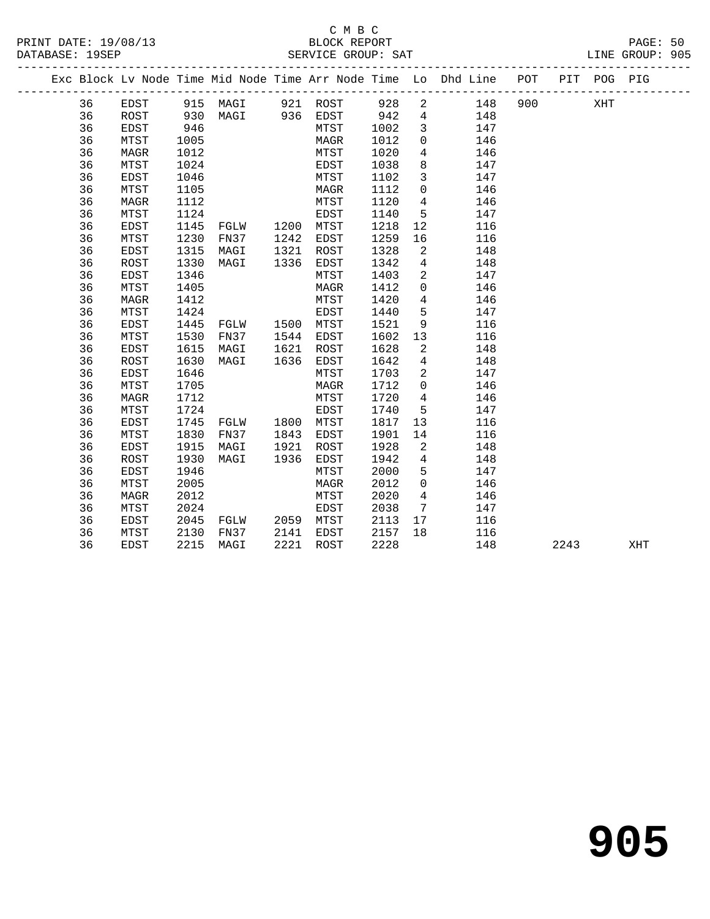C M B C

BLOCK REPORT

SERVICE GROUP: SAT

PRINT DATE: 19/08/13
DATABASE: 19SEP
LINE GROUP: 905

| Exc | Block | Lv | Node | Time | Mid Node | Time | Arr Node | Time | Lo | Dhd Line | POT | PIT | POG | PIG |
|---|---|---|---|---|---|---|---|---|---|---|---|---|---|---|
| | 36 | | EDST | 915 | MAGI | 921 | ROST | 928 | 2 | 148 | 900 | | XHT | |
| | 36 | | ROST | 930 | MAGI | 936 | EDST | 942 | 4 | 148 | | | | |
| | 36 | | EDST | 946 | | | MTST | 1002 | 3 | 147 | | | | |
| | 36 | | MTST | 1005 | | | MAGR | 1012 | 0 | 146 | | | | |
| | 36 | | MAGR | 1012 | | | MTST | 1020 | 4 | 146 | | | | |
| | 36 | | MTST | 1024 | | | EDST | 1038 | 8 | 147 | | | | |
| | 36 | | EDST | 1046 | | | MTST | 1102 | 3 | 147 | | | | |
| | 36 | | MTST | 1105 | | | MAGR | 1112 | 0 | 146 | | | | |
| | 36 | | MAGR | 1112 | | | MTST | 1120 | 4 | 146 | | | | |
| | 36 | | MTST | 1124 | | | EDST | 1140 | 5 | 147 | | | | |
| | 36 | | EDST | 1145 | FGLW | 1200 | MTST | 1218 | 12 | 116 | | | | |
| | 36 | | MTST | 1230 | FN37 | 1242 | EDST | 1259 | 16 | 116 | | | | |
| | 36 | | EDST | 1315 | MAGI | 1321 | ROST | 1328 | 2 | 148 | | | | |
| | 36 | | ROST | 1330 | MAGI | 1336 | EDST | 1342 | 4 | 148 | | | | |
| | 36 | | EDST | 1346 | | | MTST | 1403 | 2 | 147 | | | | |
| | 36 | | MTST | 1405 | | | MAGR | 1412 | 0 | 146 | | | | |
| | 36 | | MAGR | 1412 | | | MTST | 1420 | 4 | 146 | | | | |
| | 36 | | MTST | 1424 | | | EDST | 1440 | 5 | 147 | | | | |
| | 36 | | EDST | 1445 | FGLW | 1500 | MTST | 1521 | 9 | 116 | | | | |
| | 36 | | MTST | 1530 | FN37 | 1544 | EDST | 1602 | 13 | 116 | | | | |
| | 36 | | EDST | 1615 | MAGI | 1621 | ROST | 1628 | 2 | 148 | | | | |
| | 36 | | ROST | 1630 | MAGI | 1636 | EDST | 1642 | 4 | 148 | | | | |
| | 36 | | EDST | 1646 | | | MTST | 1703 | 2 | 147 | | | | |
| | 36 | | MTST | 1705 | | | MAGR | 1712 | 0 | 146 | | | | |
| | 36 | | MAGR | 1712 | | | MTST | 1720 | 4 | 146 | | | | |
| | 36 | | MTST | 1724 | | | EDST | 1740 | 5 | 147 | | | | |
| | 36 | | EDST | 1745 | FGLW | 1800 | MTST | 1817 | 13 | 116 | | | | |
| | 36 | | MTST | 1830 | FN37 | 1843 | EDST | 1901 | 14 | 116 | | | | |
| | 36 | | EDST | 1915 | MAGI | 1921 | ROST | 1928 | 2 | 148 | | | | |
| | 36 | | ROST | 1930 | MAGI | 1936 | EDST | 1942 | 4 | 148 | | | | |
| | 36 | | EDST | 1946 | | | MTST | 2000 | 5 | 147 | | | | |
| | 36 | | MTST | 2005 | | | MAGR | 2012 | 0 | 146 | | | | |
| | 36 | | MAGR | 2012 | | | MTST | 2020 | 4 | 146 | | | | |
| | 36 | | MTST | 2024 | | | EDST | 2038 | 7 | 147 | | | | |
| | 36 | | EDST | 2045 | FGLW | 2059 | MTST | 2113 | 17 | 116 | | | | |
| | 36 | | MTST | 2130 | FN37 | 2141 | EDST | 2157 | 18 | 116 | | | | |
| | 36 | | EDST | 2215 | MAGI | 2221 | ROST | 2228 | | 148 | | 2243 | | XHT |

905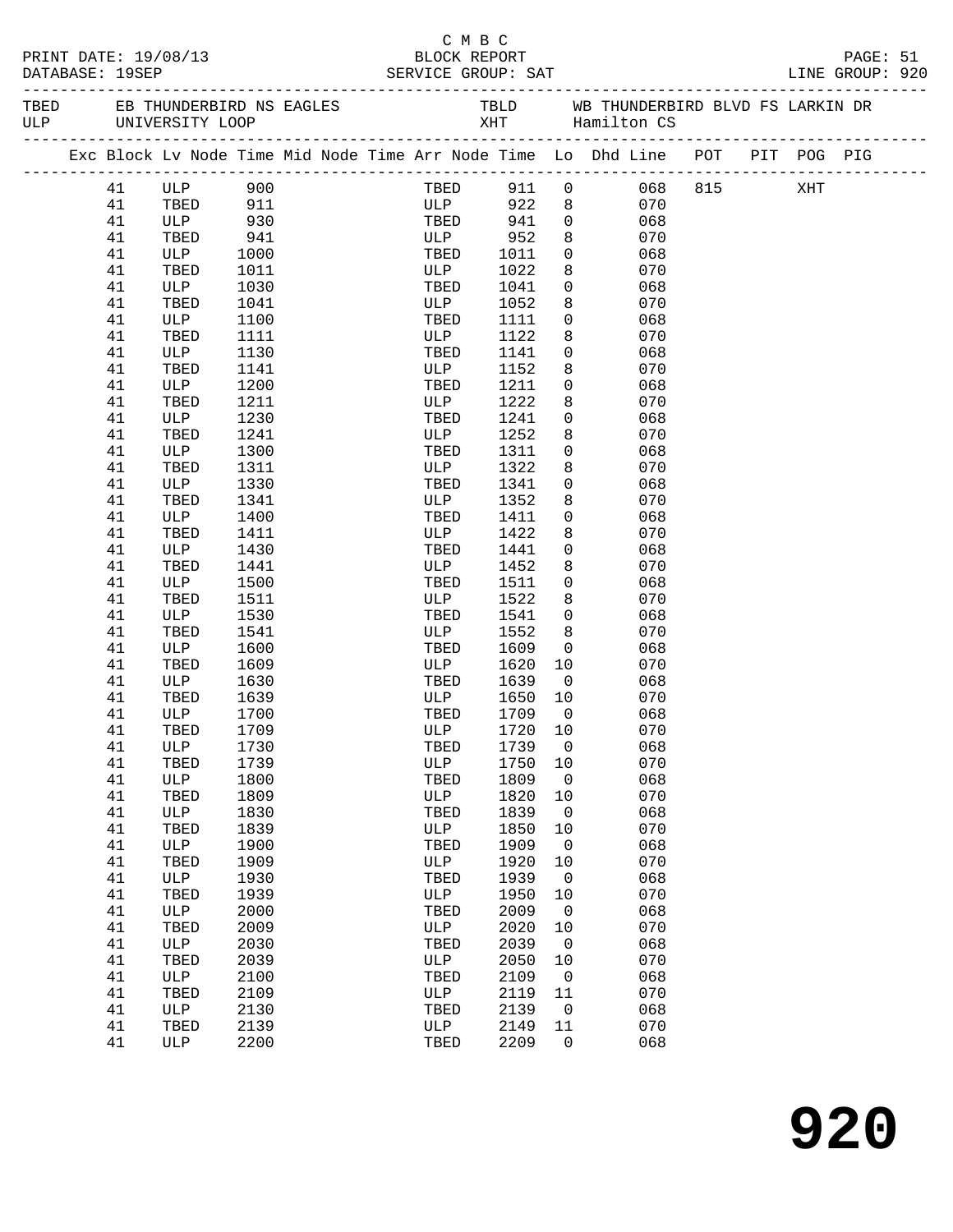C M B C

PRINT DATE: 19/08/13 BLOCK REPORT PAGE: 51
DATABASE: 19SEP SERVICE GROUP: SAT LINE GROUP: 920

TBED EB THUNDERBIRD NS EAGLES TBLD WB THUNDERBIRD BLVD FS LARKIN DR
ULP UNIVERSITY LOOP XHT Hamilton CS

| Exc | Block | Lv Node | Time | Mid Node | Time | Arr Node | Time | Lo | Dhd | Line | POT | PIT | POG | PIG |
|---|---|---|---|---|---|---|---|---|---|---|---|---|---|---|
| | 41 | ULP | 900 | | | TBED | 911 | 0 | | 068 | 815 | | XHT | |
| | 41 | TBED | 911 | | | ULP | 922 | 8 | | 070 | | | | |
| | 41 | ULP | 930 | | | TBED | 941 | 0 | | 068 | | | | |
| | 41 | TBED | 941 | | | ULP | 952 | 8 | | 070 | | | | |
| | 41 | ULP | 1000 | | | TBED | 1011 | 0 | | 068 | | | | |
| | 41 | TBED | 1011 | | | ULP | 1022 | 8 | | 070 | | | | |
| | 41 | ULP | 1030 | | | TBED | 1041 | 0 | | 068 | | | | |
| | 41 | TBED | 1041 | | | ULP | 1052 | 8 | | 070 | | | | |
| | 41 | ULP | 1100 | | | TBED | 1111 | 0 | | 068 | | | | |
| | 41 | TBED | 1111 | | | ULP | 1122 | 8 | | 070 | | | | |
| | 41 | ULP | 1130 | | | TBED | 1141 | 0 | | 068 | | | | |
| | 41 | TBED | 1141 | | | ULP | 1152 | 8 | | 070 | | | | |
| | 41 | ULP | 1200 | | | TBED | 1211 | 0 | | 068 | | | | |
| | 41 | TBED | 1211 | | | ULP | 1222 | 8 | | 070 | | | | |
| | 41 | ULP | 1230 | | | TBED | 1241 | 0 | | 068 | | | | |
| | 41 | TBED | 1241 | | | ULP | 1252 | 8 | | 070 | | | | |
| | 41 | ULP | 1300 | | | TBED | 1311 | 0 | | 068 | | | | |
| | 41 | TBED | 1311 | | | ULP | 1322 | 8 | | 070 | | | | |
| | 41 | ULP | 1330 | | | TBED | 1341 | 0 | | 068 | | | | |
| | 41 | TBED | 1341 | | | ULP | 1352 | 8 | | 070 | | | | |
| | 41 | ULP | 1400 | | | TBED | 1411 | 0 | | 068 | | | | |
| | 41 | TBED | 1411 | | | ULP | 1422 | 8 | | 070 | | | | |
| | 41 | ULP | 1430 | | | TBED | 1441 | 0 | | 068 | | | | |
| | 41 | TBED | 1441 | | | ULP | 1452 | 8 | | 070 | | | | |
| | 41 | ULP | 1500 | | | TBED | 1511 | 0 | | 068 | | | | |
| | 41 | TBED | 1511 | | | ULP | 1522 | 8 | | 070 | | | | |
| | 41 | ULP | 1530 | | | TBED | 1541 | 0 | | 068 | | | | |
| | 41 | TBED | 1541 | | | ULP | 1552 | 8 | | 070 | | | | |
| | 41 | ULP | 1600 | | | TBED | 1609 | 0 | | 068 | | | | |
| | 41 | TBED | 1609 | | | ULP | 1620 | 10 | | 070 | | | | |
| | 41 | ULP | 1630 | | | TBED | 1639 | 0 | | 068 | | | | |
| | 41 | TBED | 1639 | | | ULP | 1650 | 10 | | 070 | | | | |
| | 41 | ULP | 1700 | | | TBED | 1709 | 0 | | 068 | | | | |
| | 41 | TBED | 1709 | | | ULP | 1720 | 10 | | 070 | | | | |
| | 41 | ULP | 1730 | | | TBED | 1739 | 0 | | 068 | | | | |
| | 41 | TBED | 1739 | | | ULP | 1750 | 10 | | 070 | | | | |
| | 41 | ULP | 1800 | | | TBED | 1809 | 0 | | 068 | | | | |
| | 41 | TBED | 1809 | | | ULP | 1820 | 10 | | 070 | | | | |
| | 41 | ULP | 1830 | | | TBED | 1839 | 0 | | 068 | | | | |
| | 41 | TBED | 1839 | | | ULP | 1850 | 10 | | 070 | | | | |
| | 41 | ULP | 1900 | | | TBED | 1909 | 0 | | 068 | | | | |
| | 41 | TBED | 1909 | | | ULP | 1920 | 10 | | 070 | | | | |
| | 41 | ULP | 1930 | | | TBED | 1939 | 0 | | 068 | | | | |
| | 41 | TBED | 1939 | | | ULP | 1950 | 10 | | 070 | | | | |
| | 41 | ULP | 2000 | | | TBED | 2009 | 0 | | 068 | | | | |
| | 41 | TBED | 2009 | | | ULP | 2020 | 10 | | 070 | | | | |
| | 41 | ULP | 2030 | | | TBED | 2039 | 0 | | 068 | | | | |
| | 41 | TBED | 2039 | | | ULP | 2050 | 10 | | 070 | | | | |
| | 41 | ULP | 2100 | | | TBED | 2109 | 0 | | 068 | | | | |
| | 41 | TBED | 2109 | | | ULP | 2119 | 11 | | 070 | | | | |
| | 41 | ULP | 2130 | | | TBED | 2139 | 0 | | 068 | | | | |
| | 41 | TBED | 2139 | | | ULP | 2149 | 11 | | 070 | | | | |
| | 41 | ULP | 2200 | | | TBED | 2209 | 0 | | 068 | | | | |

# 920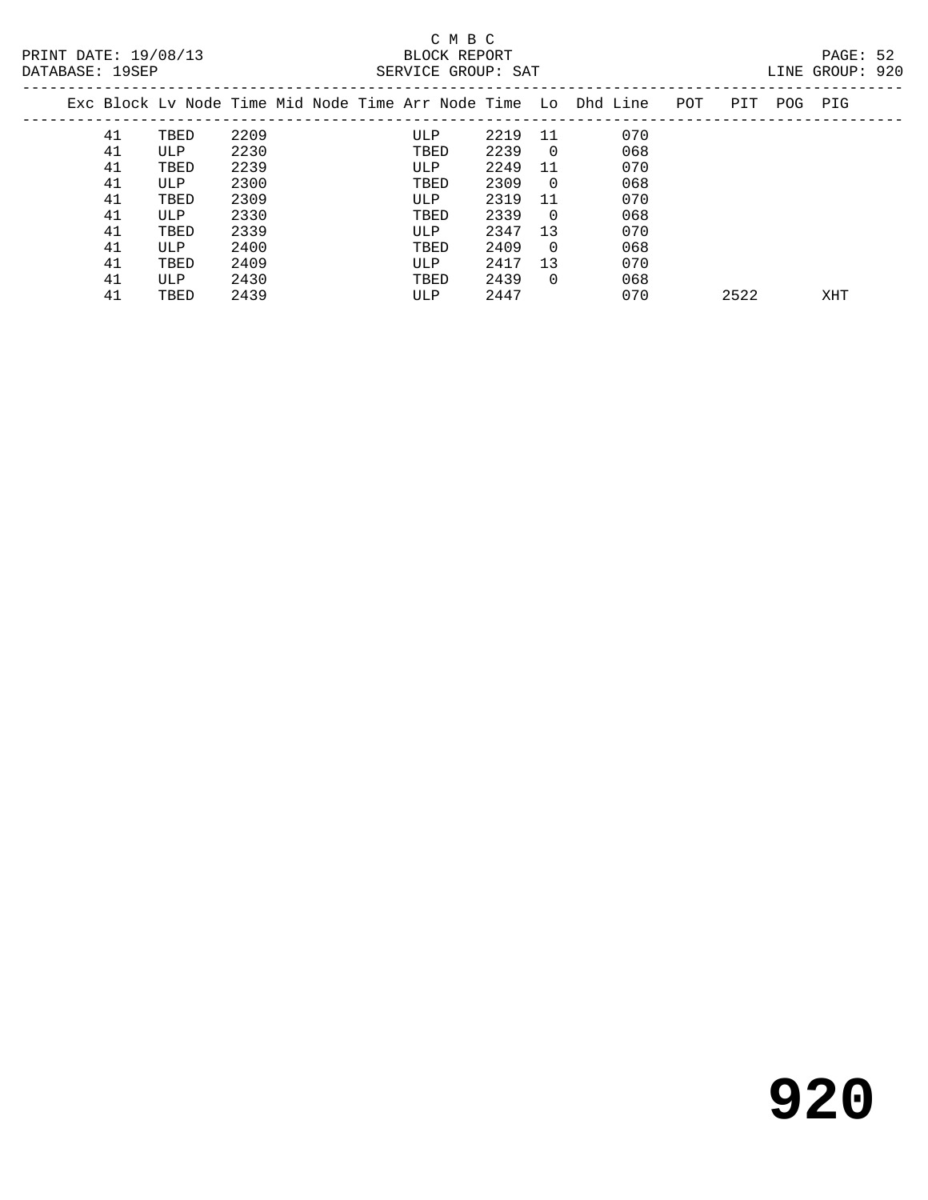C M B C

BLOCK REPORT

SERVICE GROUP: SAT

PRINT DATE: 19/08/13

DATABASE: 19SEP

LINE GROUP: 920

| Exc | Block | Lv | Node | Time | Mid Node | Time | Arr Node | Time | Lo | Dhd | Line | POT | PIT | POG | PIG |
|---|---|---|---|---|---|---|---|---|---|---|---|---|---|---|---|
| | 41 | | TBED | 2209 | | | ULP | 2219 | 11 | | 070 | | | | |
| | 41 | | ULP | 2230 | | | TBED | 2239 | 0 | | 068 | | | | |
| | 41 | | TBED | 2239 | | | ULP | 2249 | 11 | | 070 | | | | |
| | 41 | | ULP | 2300 | | | TBED | 2309 | 0 | | 068 | | | | |
| | 41 | | TBED | 2309 | | | ULP | 2319 | 11 | | 070 | | | | |
| | 41 | | ULP | 2330 | | | TBED | 2339 | 0 | | 068 | | | | |
| | 41 | | TBED | 2339 | | | ULP | 2347 | 13 | | 070 | | | | |
| | 41 | | ULP | 2400 | | | TBED | 2409 | 0 | | 068 | | | | |
| | 41 | | TBED | 2409 | | | ULP | 2417 | 13 | | 070 | | | | |
| | 41 | | ULP | 2430 | | | TBED | 2439 | 0 | | 068 | | | | |
| | 41 | | TBED | 2439 | | | ULP | 2447 | | | 070 | | 2522 | | XHT |

# 920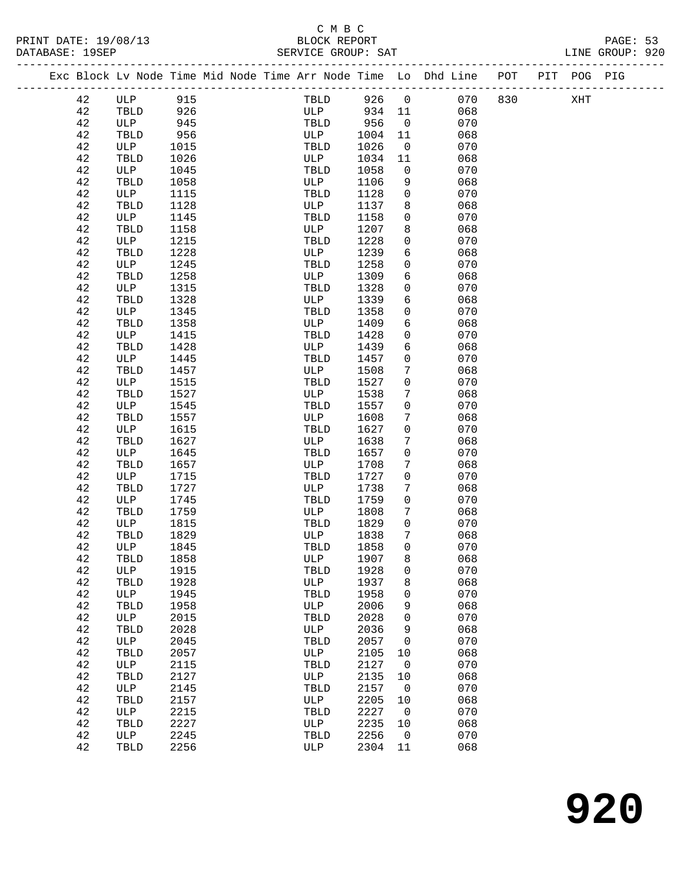C M B C
BLOCK REPORT
SERVICE GROUP: SAT

PRINT DATE: 19/08/13
DATABASE: 19SEP
LINE GROUP: 920

| Exc | Block | Lv | Node | Time | Mid | Node | Time | Arr | Node | Time | Lo | Dhd | Line | POT | PIT | POG | PIG |
|---|---|---|---|---|---|---|---|---|---|---|---|---|---|---|---|---|---|
| | 42 | | ULP | 915 | | | | | TBLD | 926 | 0 | | 070 | 830 | | XHT | |
| | 42 | | TBLD | 926 | | | | | ULP | 934 | 11 | | 068 | | | | |
| | 42 | | ULP | 945 | | | | | TBLD | 956 | 0 | | 070 | | | | |
| | 42 | | TBLD | 956 | | | | | ULP | 1004 | 11 | | 068 | | | | |
| | 42 | | ULP | 1015 | | | | | TBLD | 1026 | 0 | | 070 | | | | |
| | 42 | | TBLD | 1026 | | | | | ULP | 1034 | 11 | | 068 | | | | |
| | 42 | | ULP | 1045 | | | | | TBLD | 1058 | 0 | | 070 | | | | |
| | 42 | | TBLD | 1058 | | | | | ULP | 1106 | 9 | | 068 | | | | |
| | 42 | | ULP | 1115 | | | | | TBLD | 1128 | 0 | | 070 | | | | |
| | 42 | | TBLD | 1128 | | | | | ULP | 1137 | 8 | | 068 | | | | |
| | 42 | | ULP | 1145 | | | | | TBLD | 1158 | 0 | | 070 | | | | |
| | 42 | | TBLD | 1158 | | | | | ULP | 1207 | 8 | | 068 | | | | |
| | 42 | | ULP | 1215 | | | | | TBLD | 1228 | 0 | | 070 | | | | |
| | 42 | | TBLD | 1228 | | | | | ULP | 1239 | 6 | | 068 | | | | |
| | 42 | | ULP | 1245 | | | | | TBLD | 1258 | 0 | | 070 | | | | |
| | 42 | | TBLD | 1258 | | | | | ULP | 1309 | 6 | | 068 | | | | |
| | 42 | | ULP | 1315 | | | | | TBLD | 1328 | 0 | | 070 | | | | |
| | 42 | | TBLD | 1328 | | | | | ULP | 1339 | 6 | | 068 | | | | |
| | 42 | | ULP | 1345 | | | | | TBLD | 1358 | 0 | | 070 | | | | |
| | 42 | | TBLD | 1358 | | | | | ULP | 1409 | 6 | | 068 | | | | |
| | 42 | | ULP | 1415 | | | | | TBLD | 1428 | 0 | | 070 | | | | |
| | 42 | | TBLD | 1428 | | | | | ULP | 1439 | 6 | | 068 | | | | |
| | 42 | | ULP | 1445 | | | | | TBLD | 1457 | 0 | | 070 | | | | |
| | 42 | | TBLD | 1457 | | | | | ULP | 1508 | 7 | | 068 | | | | |
| | 42 | | ULP | 1515 | | | | | TBLD | 1527 | 0 | | 070 | | | | |
| | 42 | | TBLD | 1527 | | | | | ULP | 1538 | 7 | | 068 | | | | |
| | 42 | | ULP | 1545 | | | | | TBLD | 1557 | 0 | | 070 | | | | |
| | 42 | | TBLD | 1557 | | | | | ULP | 1608 | 7 | | 068 | | | | |
| | 42 | | ULP | 1615 | | | | | TBLD | 1627 | 0 | | 070 | | | | |
| | 42 | | TBLD | 1627 | | | | | ULP | 1638 | 7 | | 068 | | | | |
| | 42 | | ULP | 1645 | | | | | TBLD | 1657 | 0 | | 070 | | | | |
| | 42 | | TBLD | 1657 | | | | | ULP | 1708 | 7 | | 068 | | | | |
| | 42 | | ULP | 1715 | | | | | TBLD | 1727 | 0 | | 070 | | | | |
| | 42 | | TBLD | 1727 | | | | | ULP | 1738 | 7 | | 068 | | | | |
| | 42 | | ULP | 1745 | | | | | TBLD | 1759 | 0 | | 070 | | | | |
| | 42 | | TBLD | 1759 | | | | | ULP | 1808 | 7 | | 068 | | | | |
| | 42 | | ULP | 1815 | | | | | TBLD | 1829 | 0 | | 070 | | | | |
| | 42 | | TBLD | 1829 | | | | | ULP | 1838 | 7 | | 068 | | | | |
| | 42 | | ULP | 1845 | | | | | TBLD | 1858 | 0 | | 070 | | | | |
| | 42 | | TBLD | 1858 | | | | | ULP | 1907 | 8 | | 068 | | | | |
| | 42 | | ULP | 1915 | | | | | TBLD | 1928 | 0 | | 070 | | | | |
| | 42 | | TBLD | 1928 | | | | | ULP | 1937 | 8 | | 068 | | | | |
| | 42 | | ULP | 1945 | | | | | TBLD | 1958 | 0 | | 070 | | | | |
| | 42 | | TBLD | 1958 | | | | | ULP | 2006 | 9 | | 068 | | | | |
| | 42 | | ULP | 2015 | | | | | TBLD | 2028 | 0 | | 070 | | | | |
| | 42 | | TBLD | 2028 | | | | | ULP | 2036 | 9 | | 068 | | | | |
| | 42 | | ULP | 2045 | | | | | TBLD | 2057 | 0 | | 070 | | | | |
| | 42 | | TBLD | 2057 | | | | | ULP | 2105 | 10 | | 068 | | | | |
| | 42 | | ULP | 2115 | | | | | TBLD | 2127 | 0 | | 070 | | | | |
| | 42 | | TBLD | 2127 | | | | | ULP | 2135 | 10 | | 068 | | | | |
| | 42 | | ULP | 2145 | | | | | TBLD | 2157 | 0 | | 070 | | | | |
| | 42 | | TBLD | 2157 | | | | | ULP | 2205 | 10 | | 068 | | | | |
| | 42 | | ULP | 2215 | | | | | TBLD | 2227 | 0 | | 070 | | | | |
| | 42 | | TBLD | 2227 | | | | | ULP | 2235 | 10 | | 068 | | | | |
| | 42 | | ULP | 2245 | | | | | TBLD | 2256 | 0 | | 070 | | | | |
| | 42 | | TBLD | 2256 | | | | | ULP | 2304 | 11 | | 068 | | | | |

# 920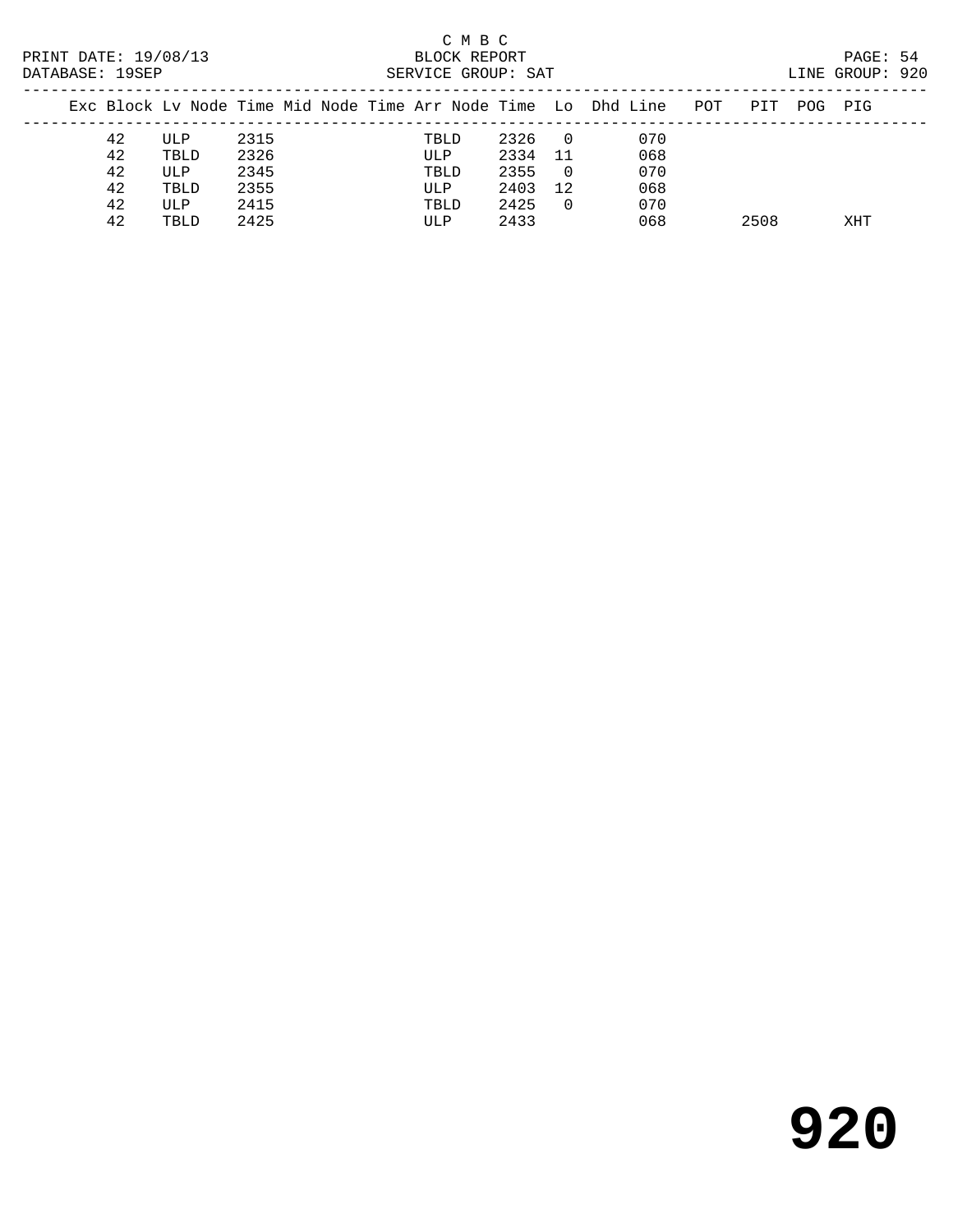C M B C
PRINT DATE: 19/08/13 BLOCK REPORT
DATABASE: 19SEP SERVICE GROUP: SAT LINE GROUP: 920

| Exc | Block | Lv Node | Time | Mid Node | Time | Arr Node | Time | Lo | Dhd | Line | POT | PIT | POG | PIG |
|---|---|---|---|---|---|---|---|---|---|---|---|---|---|---|
| | 42 | ULP | 2315 | | | TBLD | 2326 | 0 | | 070 | | | | |
| | 42 | TBLD | 2326 | | | ULP | 2334 | 11 | | 068 | | | | |
| | 42 | ULP | 2345 | | | TBLD | 2355 | 0 | | 070 | | | | |
| | 42 | TBLD | 2355 | | | ULP | 2403 | 12 | | 068 | | | | |
| | 42 | ULP | 2415 | | | TBLD | 2425 | 0 | | 070 | | | | |
| | 42 | TBLD | 2425 | | | ULP | 2433 | | | 068 | | 2508 | | XHT |

# 920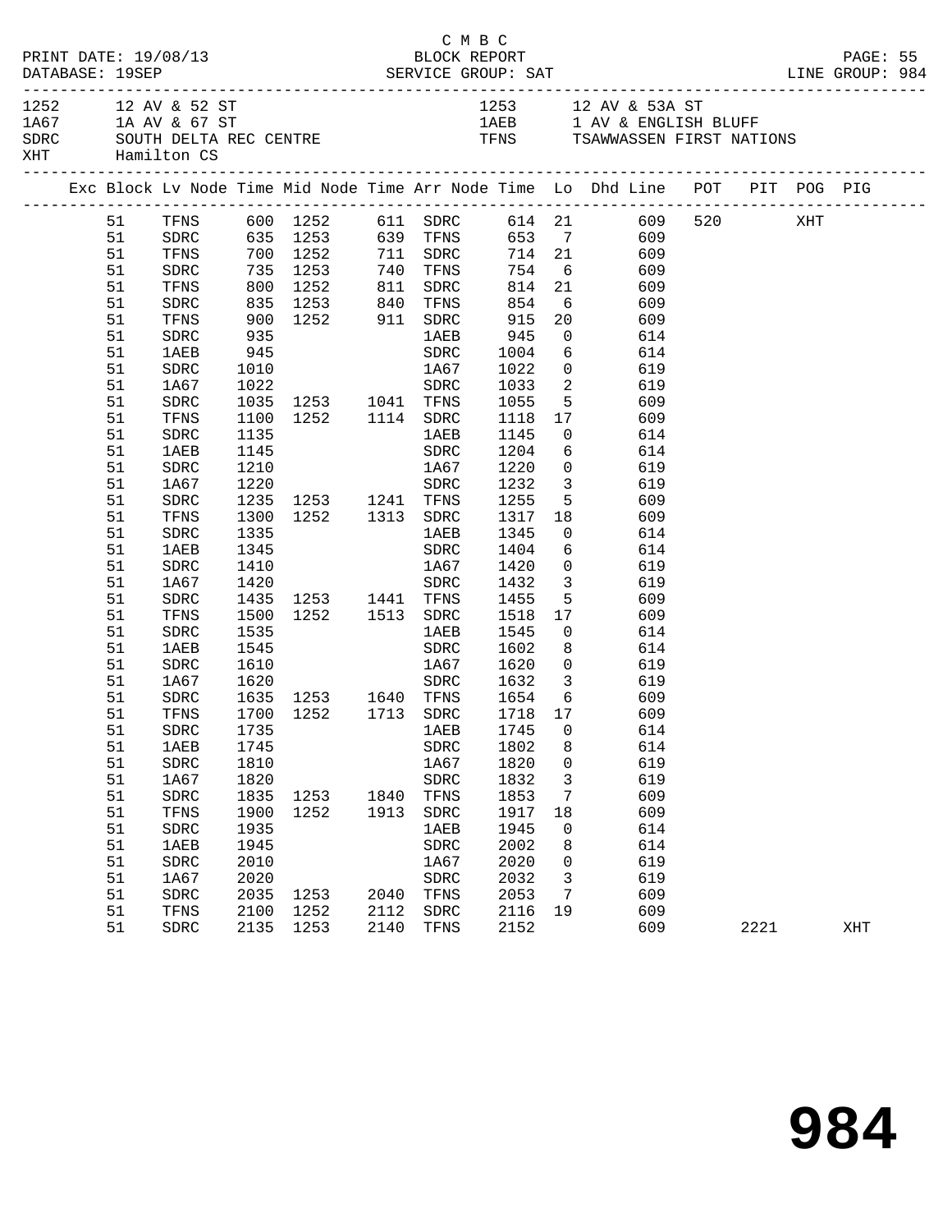C M B C
PRINT DATE: 19/08/13 BLOCK REPORT
DATABASE: 19SEP SERVICE GROUP: SAT LINE GROUP: 984

| | | | |
|---|---|---|---|
| 1252 | 12 AV & 52 ST | 1253 | 12 AV & 53A ST |
| 1A67 | 1A AV & 67 ST | 1AEB | 1 AV & ENGLISH BLUFF |
| SDRC | SOUTH DELTA REC CENTRE | TFNS | TSAWWASSEN FIRST NATIONS |
| XHT | Hamilton CS | | |

| Exc | Block | Lv Node | Time | Mid Node | Time | Arr Node | Time | Lo | Dhd Line | POT | PIT | POG | PIG |
|---|---|---|---|---|---|---|---|---|---|---|---|---|---|
| | 51 | TFNS | 600 | 1252 | 611 | SDRC | 614 | 21 | 609 | 520 | | XHT | |
| | 51 | SDRC | 635 | 1253 | 639 | TFNS | 653 | 7 | 609 | | | | |
| | 51 | TFNS | 700 | 1252 | 711 | SDRC | 714 | 21 | 609 | | | | |
| | 51 | SDRC | 735 | 1253 | 740 | TFNS | 754 | 6 | 609 | | | | |
| | 51 | TFNS | 800 | 1252 | 811 | SDRC | 814 | 21 | 609 | | | | |
| | 51 | SDRC | 835 | 1253 | 840 | TFNS | 854 | 6 | 609 | | | | |
| | 51 | TFNS | 900 | 1252 | 911 | SDRC | 915 | 20 | 609 | | | | |
| | 51 | SDRC | 935 | | | 1AEB | 945 | 0 | 614 | | | | |
| | 51 | 1AEB | 945 | | | SDRC | 1004 | 6 | 614 | | | | |
| | 51 | SDRC | 1010 | | | 1A67 | 1022 | 0 | 619 | | | | |
| | 51 | 1A67 | 1022 | | | SDRC | 1033 | 2 | 619 | | | | |
| | 51 | SDRC | 1035 | 1253 | 1041 | TFNS | 1055 | 5 | 609 | | | | |
| | 51 | TFNS | 1100 | 1252 | 1114 | SDRC | 1118 | 17 | 609 | | | | |
| | 51 | SDRC | 1135 | | | 1AEB | 1145 | 0 | 614 | | | | |
| | 51 | 1AEB | 1145 | | | SDRC | 1204 | 6 | 614 | | | | |
| | 51 | SDRC | 1210 | | | 1A67 | 1220 | 0 | 619 | | | | |
| | 51 | 1A67 | 1220 | | | SDRC | 1232 | 3 | 619 | | | | |
| | 51 | SDRC | 1235 | 1253 | 1241 | TFNS | 1255 | 5 | 609 | | | | |
| | 51 | TFNS | 1300 | 1252 | 1313 | SDRC | 1317 | 18 | 609 | | | | |
| | 51 | SDRC | 1335 | | | 1AEB | 1345 | 0 | 614 | | | | |
| | 51 | 1AEB | 1345 | | | SDRC | 1404 | 6 | 614 | | | | |
| | 51 | SDRC | 1410 | | | 1A67 | 1420 | 0 | 619 | | | | |
| | 51 | 1A67 | 1420 | | | SDRC | 1432 | 3 | 619 | | | | |
| | 51 | SDRC | 1435 | 1253 | 1441 | TFNS | 1455 | 5 | 609 | | | | |
| | 51 | TFNS | 1500 | 1252 | 1513 | SDRC | 1518 | 17 | 609 | | | | |
| | 51 | SDRC | 1535 | | | 1AEB | 1545 | 0 | 614 | | | | |
| | 51 | 1AEB | 1545 | | | SDRC | 1602 | 8 | 614 | | | | |
| | 51 | SDRC | 1610 | | | 1A67 | 1620 | 0 | 619 | | | | |
| | 51 | 1A67 | 1620 | | | SDRC | 1632 | 3 | 619 | | | | |
| | 51 | SDRC | 1635 | 1253 | 1640 | TFNS | 1654 | 6 | 609 | | | | |
| | 51 | TFNS | 1700 | 1252 | 1713 | SDRC | 1718 | 17 | 609 | | | | |
| | 51 | SDRC | 1735 | | | 1AEB | 1745 | 0 | 614 | | | | |
| | 51 | 1AEB | 1745 | | | SDRC | 1802 | 8 | 614 | | | | |
| | 51 | SDRC | 1810 | | | 1A67 | 1820 | 0 | 619 | | | | |
| | 51 | 1A67 | 1820 | | | SDRC | 1832 | 3 | 619 | | | | |
| | 51 | SDRC | 1835 | 1253 | 1840 | TFNS | 1853 | 7 | 609 | | | | |
| | 51 | TFNS | 1900 | 1252 | 1913 | SDRC | 1917 | 18 | 609 | | | | |
| | 51 | SDRC | 1935 | | | 1AEB | 1945 | 0 | 614 | | | | |
| | 51 | 1AEB | 1945 | | | SDRC | 2002 | 8 | 614 | | | | |
| | 51 | SDRC | 2010 | | | 1A67 | 2020 | 0 | 619 | | | | |
| | 51 | 1A67 | 2020 | | | SDRC | 2032 | 3 | 619 | | | | |
| | 51 | SDRC | 2035 | 1253 | 2040 | TFNS | 2053 | 7 | 609 | | | | |
| | 51 | TFNS | 2100 | 1252 | 2112 | SDRC | 2116 | 19 | 609 | | | | |
| | 51 | SDRC | 2135 | 1253 | 2140 | TFNS | 2152 | | 609 | | 2221 | | XHT |

984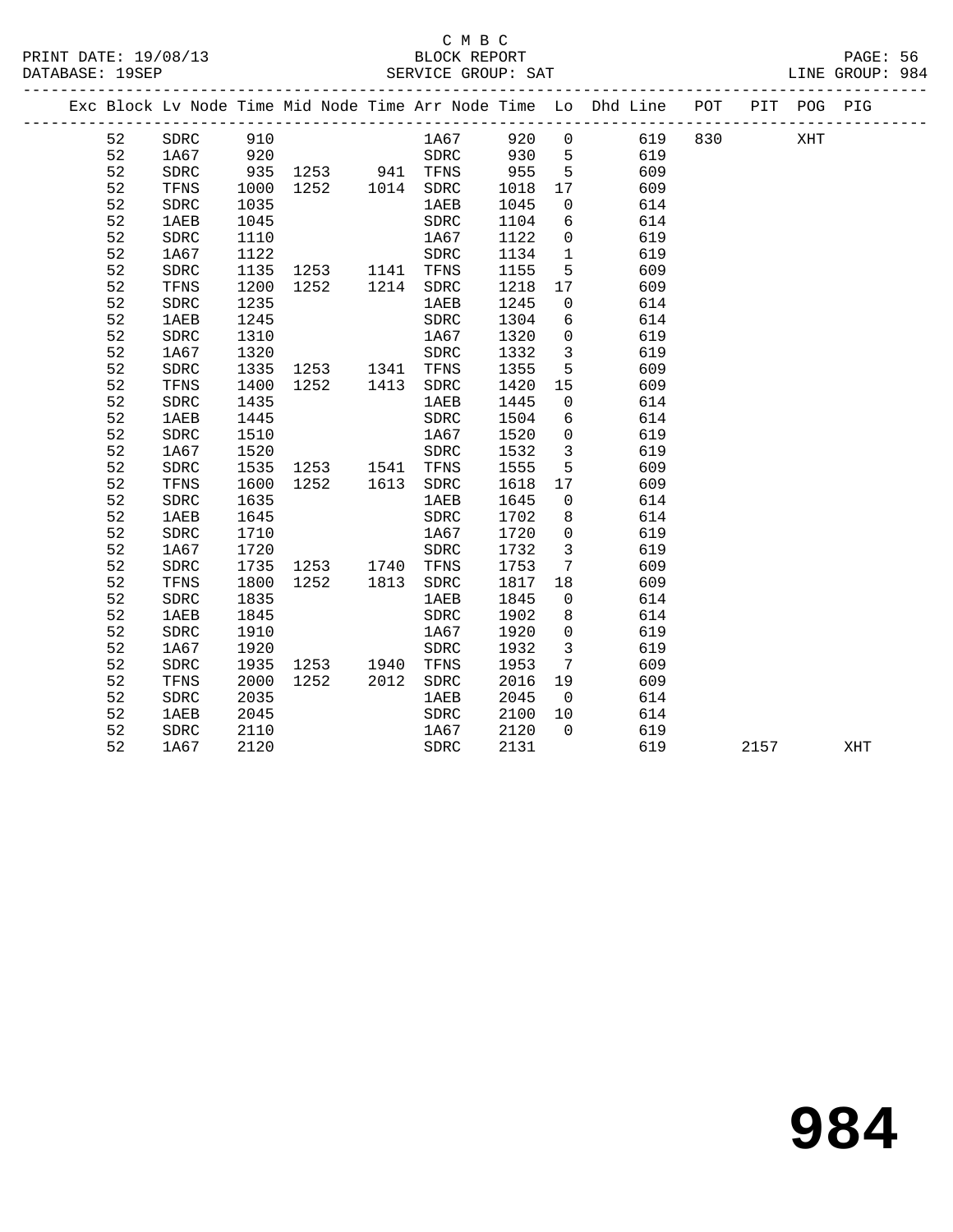C M B C

BLOCK REPORT

SERVICE GROUP: SAT

| Exc | Block | Lv Node | Time | Mid Node | Time | Arr Node | Time | Lo | Dhd Line | POT | PIT | POG | PIG |
|---|---|---|---|---|---|---|---|---|---|---|---|---|---|
| | 52 | SDRC | 910 | | | 1A67 | 920 | 0 | 619 | 830 | | XHT | |
| | 52 | 1A67 | 920 | | | SDRC | 930 | 5 | 619 | | | | |
| | 52 | SDRC | 935 | 1253 | 941 | TFNS | 955 | 5 | 609 | | | | |
| | 52 | TFNS | 1000 | 1252 | 1014 | SDRC | 1018 | 17 | 609 | | | | |
| | 52 | SDRC | 1035 | | | 1AEB | 1045 | 0 | 614 | | | | |
| | 52 | 1AEB | 1045 | | | SDRC | 1104 | 6 | 614 | | | | |
| | 52 | SDRC | 1110 | | | 1A67 | 1122 | 0 | 619 | | | | |
| | 52 | 1A67 | 1122 | | | SDRC | 1134 | 1 | 619 | | | | |
| | 52 | SDRC | 1135 | 1253 | 1141 | TFNS | 1155 | 5 | 609 | | | | |
| | 52 | TFNS | 1200 | 1252 | 1214 | SDRC | 1218 | 17 | 609 | | | | |
| | 52 | SDRC | 1235 | | | 1AEB | 1245 | 0 | 614 | | | | |
| | 52 | 1AEB | 1245 | | | SDRC | 1304 | 6 | 614 | | | | |
| | 52 | SDRC | 1310 | | | 1A67 | 1320 | 0 | 619 | | | | |
| | 52 | 1A67 | 1320 | | | SDRC | 1332 | 3 | 619 | | | | |
| | 52 | SDRC | 1335 | 1253 | 1341 | TFNS | 1355 | 5 | 609 | | | | |
| | 52 | TFNS | 1400 | 1252 | 1413 | SDRC | 1420 | 15 | 609 | | | | |
| | 52 | SDRC | 1435 | | | 1AEB | 1445 | 0 | 614 | | | | |
| | 52 | 1AEB | 1445 | | | SDRC | 1504 | 6 | 614 | | | | |
| | 52 | SDRC | 1510 | | | 1A67 | 1520 | 0 | 619 | | | | |
| | 52 | 1A67 | 1520 | | | SDRC | 1532 | 3 | 619 | | | | |
| | 52 | SDRC | 1535 | 1253 | 1541 | TFNS | 1555 | 5 | 609 | | | | |
| | 52 | TFNS | 1600 | 1252 | 1613 | SDRC | 1618 | 17 | 609 | | | | |
| | 52 | SDRC | 1635 | | | 1AEB | 1645 | 0 | 614 | | | | |
| | 52 | 1AEB | 1645 | | | SDRC | 1702 | 8 | 614 | | | | |
| | 52 | SDRC | 1710 | | | 1A67 | 1720 | 0 | 619 | | | | |
| | 52 | 1A67 | 1720 | | | SDRC | 1732 | 3 | 619 | | | | |
| | 52 | SDRC | 1735 | 1253 | 1740 | TFNS | 1753 | 7 | 609 | | | | |
| | 52 | TFNS | 1800 | 1252 | 1813 | SDRC | 1817 | 18 | 609 | | | | |
| | 52 | SDRC | 1835 | | | 1AEB | 1845 | 0 | 614 | | | | |
| | 52 | 1AEB | 1845 | | | SDRC | 1902 | 8 | 614 | | | | |
| | 52 | SDRC | 1910 | | | 1A67 | 1920 | 0 | 619 | | | | |
| | 52 | 1A67 | 1920 | | | SDRC | 1932 | 3 | 619 | | | | |
| | 52 | SDRC | 1935 | 1253 | 1940 | TFNS | 1953 | 7 | 609 | | | | |
| | 52 | TFNS | 2000 | 1252 | 2012 | SDRC | 2016 | 19 | 609 | | | | |
| | 52 | SDRC | 2035 | | | 1AEB | 2045 | 0 | 614 | | | | |
| | 52 | 1AEB | 2045 | | | SDRC | 2100 | 10 | 614 | | | | |
| | 52 | SDRC | 2110 | | | 1A67 | 2120 | 0 | 619 | | | | |
| | 52 | 1A67 | 2120 | | | SDRC | 2131 | | 619 | | 2157 | | XHT |

984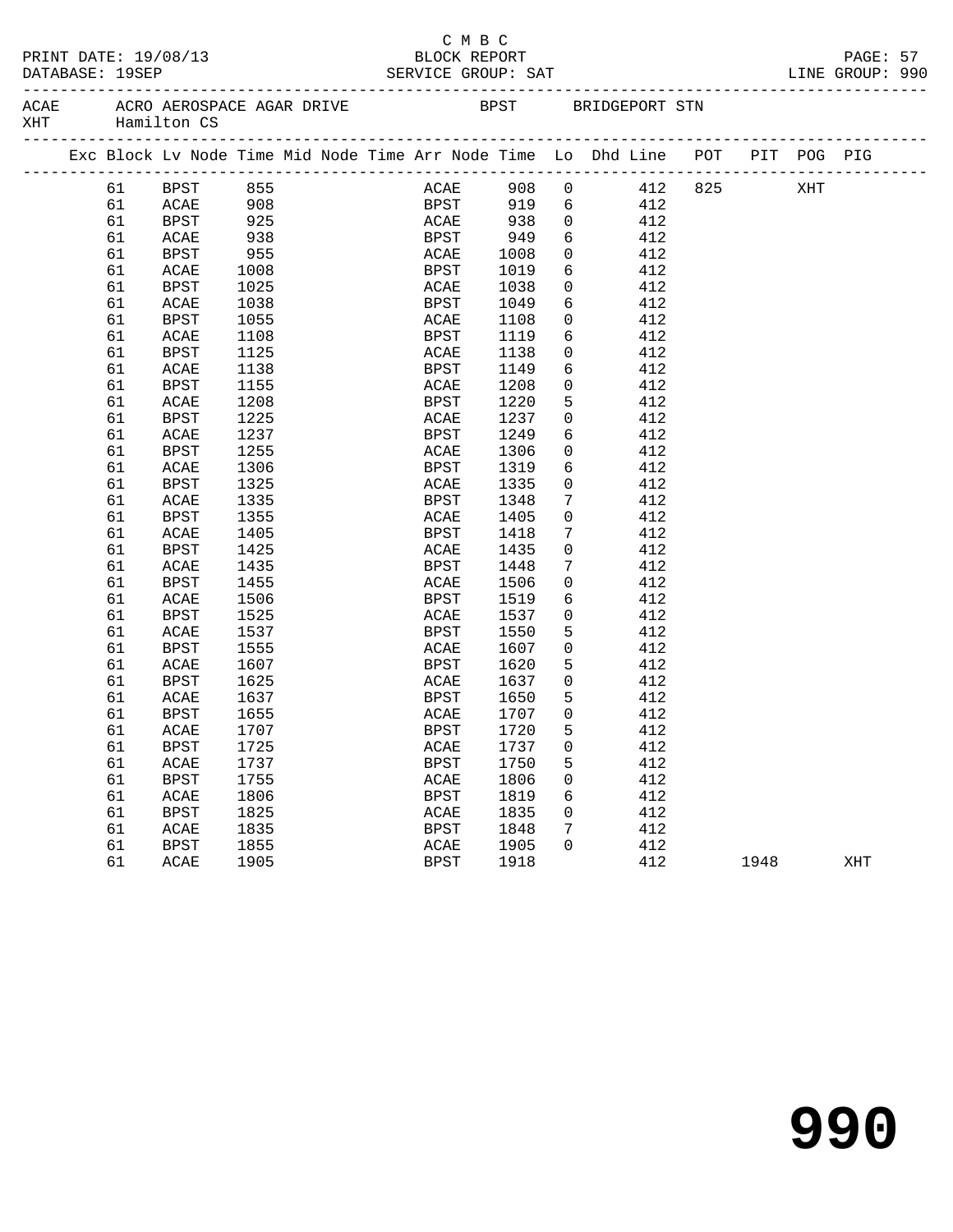C M B C

PRINT DATE: 19/08/13 BLOCK REPORT
DATABASE: 19SEP SERVICE GROUP: SAT LINE GROUP: 990

ACAE ACRO AEROSPACE AGAR DRIVE BPST BRIDGEPORT STN
XHT Hamilton CS

| Exc | Block | Lv Node | Time | Mid Node | Time | Arr Node | Time | Lo | Dhd Line | POT | PIT | POG | PIG |
|---|---|---|---|---|---|---|---|---|---|---|---|---|---|
| | 61 | BPST | 855 | | | ACAE | 908 | 0 | 412 | 825 | | XHT | |
| | 61 | ACAE | 908 | | | BPST | 919 | 6 | 412 | | | | |
| | 61 | BPST | 925 | | | ACAE | 938 | 0 | 412 | | | | |
| | 61 | ACAE | 938 | | | BPST | 949 | 6 | 412 | | | | |
| | 61 | BPST | 955 | | | ACAE | 1008 | 0 | 412 | | | | |
| | 61 | ACAE | 1008 | | | BPST | 1019 | 6 | 412 | | | | |
| | 61 | BPST | 1025 | | | ACAE | 1038 | 0 | 412 | | | | |
| | 61 | ACAE | 1038 | | | BPST | 1049 | 6 | 412 | | | | |
| | 61 | BPST | 1055 | | | ACAE | 1108 | 0 | 412 | | | | |
| | 61 | ACAE | 1108 | | | BPST | 1119 | 6 | 412 | | | | |
| | 61 | BPST | 1125 | | | ACAE | 1138 | 0 | 412 | | | | |
| | 61 | ACAE | 1138 | | | BPST | 1149 | 6 | 412 | | | | |
| | 61 | BPST | 1155 | | | ACAE | 1208 | 0 | 412 | | | | |
| | 61 | ACAE | 1208 | | | BPST | 1220 | 5 | 412 | | | | |
| | 61 | BPST | 1225 | | | ACAE | 1237 | 0 | 412 | | | | |
| | 61 | ACAE | 1237 | | | BPST | 1249 | 6 | 412 | | | | |
| | 61 | BPST | 1255 | | | ACAE | 1306 | 0 | 412 | | | | |
| | 61 | ACAE | 1306 | | | BPST | 1319 | 6 | 412 | | | | |
| | 61 | BPST | 1325 | | | ACAE | 1335 | 0 | 412 | | | | |
| | 61 | ACAE | 1335 | | | BPST | 1348 | 7 | 412 | | | | |
| | 61 | BPST | 1355 | | | ACAE | 1405 | 0 | 412 | | | | |
| | 61 | ACAE | 1405 | | | BPST | 1418 | 7 | 412 | | | | |
| | 61 | BPST | 1425 | | | ACAE | 1435 | 0 | 412 | | | | |
| | 61 | ACAE | 1435 | | | BPST | 1448 | 7 | 412 | | | | |
| | 61 | BPST | 1455 | | | ACAE | 1506 | 0 | 412 | | | | |
| | 61 | ACAE | 1506 | | | BPST | 1519 | 6 | 412 | | | | |
| | 61 | BPST | 1525 | | | ACAE | 1537 | 0 | 412 | | | | |
| | 61 | ACAE | 1537 | | | BPST | 1550 | 5 | 412 | | | | |
| | 61 | BPST | 1555 | | | ACAE | 1607 | 0 | 412 | | | | |
| | 61 | ACAE | 1607 | | | BPST | 1620 | 5 | 412 | | | | |
| | 61 | BPST | 1625 | | | ACAE | 1637 | 0 | 412 | | | | |
| | 61 | ACAE | 1637 | | | BPST | 1650 | 5 | 412 | | | | |
| | 61 | BPST | 1655 | | | ACAE | 1707 | 0 | 412 | | | | |
| | 61 | ACAE | 1707 | | | BPST | 1720 | 5 | 412 | | | | |
| | 61 | BPST | 1725 | | | ACAE | 1737 | 0 | 412 | | | | |
| | 61 | ACAE | 1737 | | | BPST | 1750 | 5 | 412 | | | | |
| | 61 | BPST | 1755 | | | ACAE | 1806 | 0 | 412 | | | | |
| | 61 | ACAE | 1806 | | | BPST | 1819 | 6 | 412 | | | | |
| | 61 | BPST | 1825 | | | ACAE | 1835 | 0 | 412 | | | | |
| | 61 | ACAE | 1835 | | | BPST | 1848 | 7 | 412 | | | | |
| | 61 | BPST | 1855 | | | ACAE | 1905 | 0 | 412 | | | | |
| | 61 | ACAE | 1905 | | | BPST | 1918 | | 412 | | 1948 | | XHT |

# 990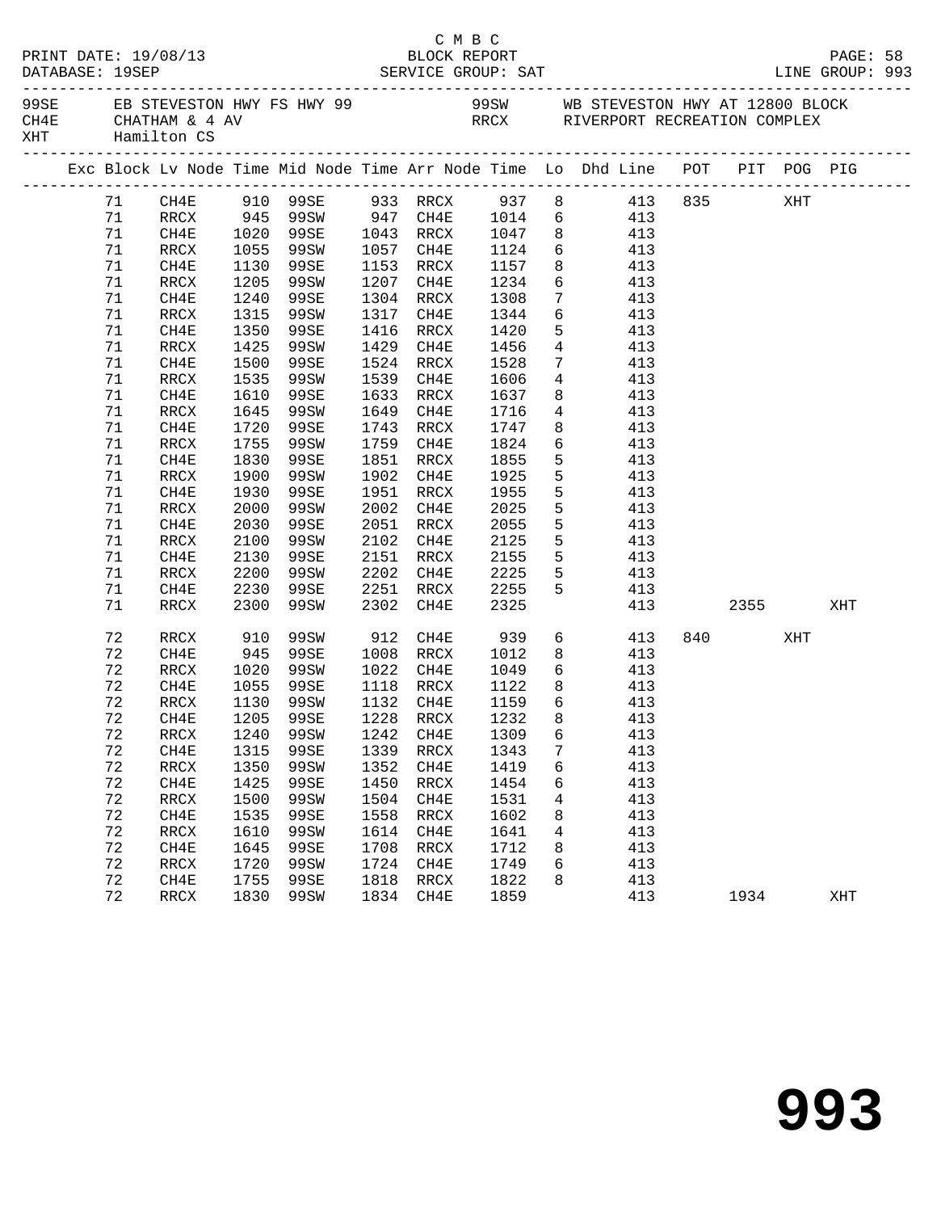C M B C
PRINT DATE: 19/08/13 BLOCK REPORT
DATABASE: 19SEP SERVICE GROUP: SAT LINE GROUP: 993

99SE EB STEVESTON HWY FS HWY 99 &nbsp;&nbsp;&nbsp; 99SW WB STEVESTON HWY AT 12800 BLOCK
CH4E CHATHAM & 4 AV &nbsp;&nbsp;&nbsp; RRCX RIVERPORT RECREATION COMPLEX
XHT Hamilton CS

| Exc | Block | Lv Node | Time | Mid Node | Time | Arr Node | Time | Lo | Dhd Line | POT | PIT | POG | PIG |
|---|---|---|---|---|---|---|---|---|---|---|---|---|---|
| | 71 | CH4E | 910 | 99SE | 933 | RRCX | 937 | 8 | 413 | 835 | | XHT | |
| | 71 | RRCX | 945 | 99SW | 947 | CH4E | 1014 | 6 | 413 | | | | |
| | 71 | CH4E | 1020 | 99SE | 1043 | RRCX | 1047 | 8 | 413 | | | | |
| | 71 | RRCX | 1055 | 99SW | 1057 | CH4E | 1124 | 6 | 413 | | | | |
| | 71 | CH4E | 1130 | 99SE | 1153 | RRCX | 1157 | 8 | 413 | | | | |
| | 71 | RRCX | 1205 | 99SW | 1207 | CH4E | 1234 | 6 | 413 | | | | |
| | 71 | CH4E | 1240 | 99SE | 1304 | RRCX | 1308 | 7 | 413 | | | | |
| | 71 | RRCX | 1315 | 99SW | 1317 | CH4E | 1344 | 6 | 413 | | | | |
| | 71 | CH4E | 1350 | 99SE | 1416 | RRCX | 1420 | 5 | 413 | | | | |
| | 71 | RRCX | 1425 | 99SW | 1429 | CH4E | 1456 | 4 | 413 | | | | |
| | 71 | CH4E | 1500 | 99SE | 1524 | RRCX | 1528 | 7 | 413 | | | | |
| | 71 | RRCX | 1535 | 99SW | 1539 | CH4E | 1606 | 4 | 413 | | | | |
| | 71 | CH4E | 1610 | 99SE | 1633 | RRCX | 1637 | 8 | 413 | | | | |
| | 71 | RRCX | 1645 | 99SW | 1649 | CH4E | 1716 | 4 | 413 | | | | |
| | 71 | CH4E | 1720 | 99SE | 1743 | RRCX | 1747 | 8 | 413 | | | | |
| | 71 | RRCX | 1755 | 99SW | 1759 | CH4E | 1824 | 6 | 413 | | | | |
| | 71 | CH4E | 1830 | 99SE | 1851 | RRCX | 1855 | 5 | 413 | | | | |
| | 71 | RRCX | 1900 | 99SW | 1902 | CH4E | 1925 | 5 | 413 | | | | |
| | 71 | CH4E | 1930 | 99SE | 1951 | RRCX | 1955 | 5 | 413 | | | | |
| | 71 | RRCX | 2000 | 99SW | 2002 | CH4E | 2025 | 5 | 413 | | | | |
| | 71 | CH4E | 2030 | 99SE | 2051 | RRCX | 2055 | 5 | 413 | | | | |
| | 71 | RRCX | 2100 | 99SW | 2102 | CH4E | 2125 | 5 | 413 | | | | |
| | 71 | CH4E | 2130 | 99SE | 2151 | RRCX | 2155 | 5 | 413 | | | | |
| | 71 | RRCX | 2200 | 99SW | 2202 | CH4E | 2225 | 5 | 413 | | | | |
| | 71 | CH4E | 2230 | 99SE | 2251 | RRCX | 2255 | 5 | 413 | | | | |
| | 71 | RRCX | 2300 | 99SW | 2302 | CH4E | 2325 | | 413 | | 2355 | | XHT |
| | 72 | RRCX | 910 | 99SW | 912 | CH4E | 939 | 6 | 413 | 840 | | XHT | |
| | 72 | CH4E | 945 | 99SE | 1008 | RRCX | 1012 | 8 | 413 | | | | |
| | 72 | RRCX | 1020 | 99SW | 1022 | CH4E | 1049 | 6 | 413 | | | | |
| | 72 | CH4E | 1055 | 99SE | 1118 | RRCX | 1122 | 8 | 413 | | | | |
| | 72 | RRCX | 1130 | 99SW | 1132 | CH4E | 1159 | 6 | 413 | | | | |
| | 72 | CH4E | 1205 | 99SE | 1228 | RRCX | 1232 | 8 | 413 | | | | |
| | 72 | RRCX | 1240 | 99SW | 1242 | CH4E | 1309 | 6 | 413 | | | | |
| | 72 | CH4E | 1315 | 99SE | 1339 | RRCX | 1343 | 7 | 413 | | | | |
| | 72 | RRCX | 1350 | 99SW | 1352 | CH4E | 1419 | 6 | 413 | | | | |
| | 72 | CH4E | 1425 | 99SE | 1450 | RRCX | 1454 | 6 | 413 | | | | |
| | 72 | RRCX | 1500 | 99SW | 1504 | CH4E | 1531 | 4 | 413 | | | | |
| | 72 | CH4E | 1535 | 99SE | 1558 | RRCX | 1602 | 8 | 413 | | | | |
| | 72 | RRCX | 1610 | 99SW | 1614 | CH4E | 1641 | 4 | 413 | | | | |
| | 72 | CH4E | 1645 | 99SE | 1708 | RRCX | 1712 | 8 | 413 | | | | |
| | 72 | RRCX | 1720 | 99SW | 1724 | CH4E | 1749 | 6 | 413 | | | | |
| | 72 | CH4E | 1755 | 99SE | 1818 | RRCX | 1822 | 8 | 413 | | | | |
| | 72 | RRCX | 1830 | 99SW | 1834 | CH4E | 1859 | | 413 | | 1934 | | XHT |

993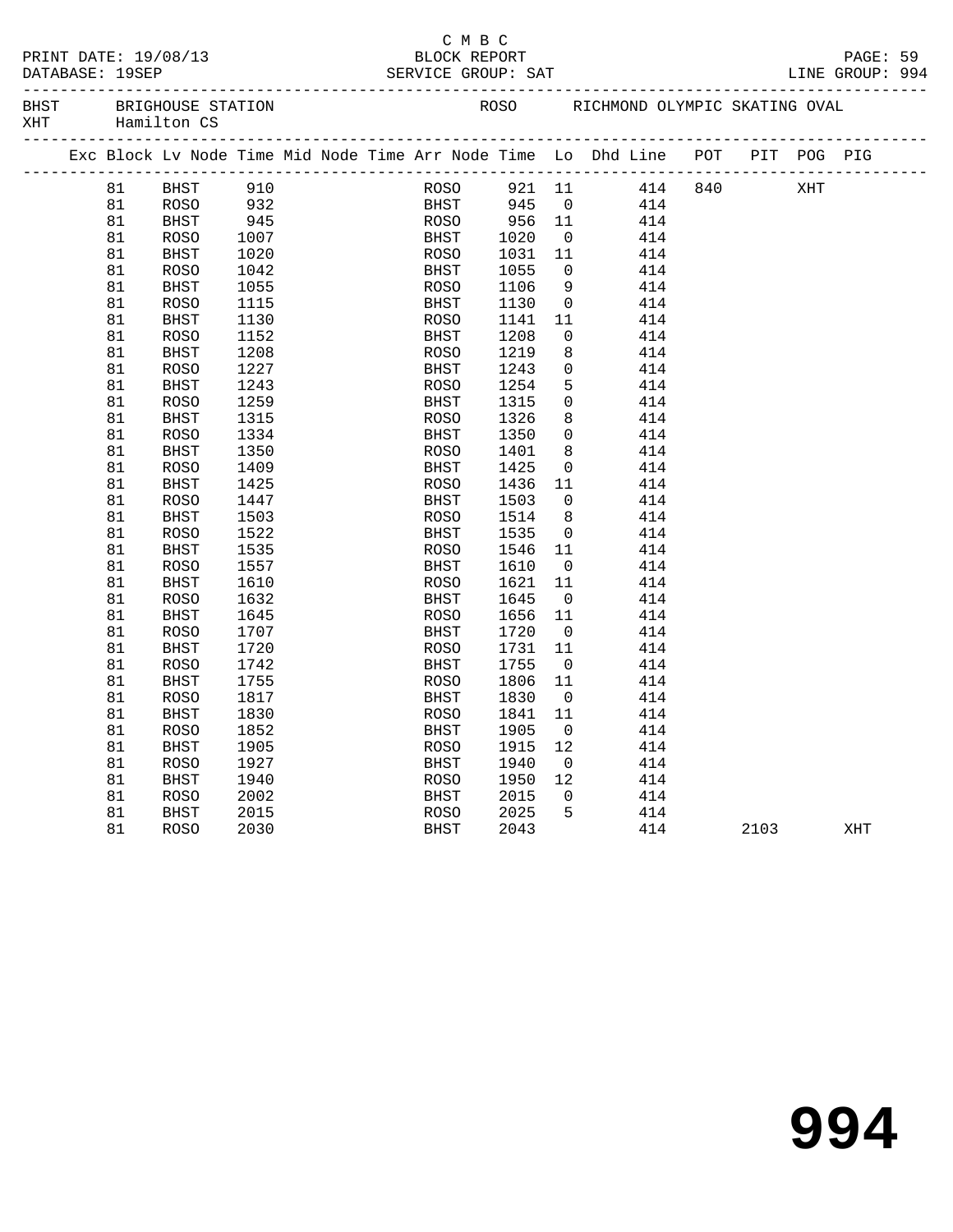C M B C

BLOCK REPORT

SERVICE GROUP: SAT

PRINT DATE: 19/08/13

DATABASE: 19SEP

LINE GROUP: 994

BHST BRIGHOUSE STATION

ROSO RICHMOND OLYMPIC SKATING OVAL

XHT Hamilton CS

| Exc | Block | Lv Node | Time | Mid Node | Time | Arr Node | Time | Lo | Dhd Line | POT | PIT | POG | PIG |
|---|---|---|---|---|---|---|---|---|---|---|---|---|---|
| | 81 | BHST | 910 | | | ROSO | 921 | 11 | 414 | 840 | | XHT | |
| | 81 | ROSO | 932 | | | BHST | 945 | 0 | 414 | | | | |
| | 81 | BHST | 945 | | | ROSO | 956 | 11 | 414 | | | | |
| | 81 | ROSO | 1007 | | | BHST | 1020 | 0 | 414 | | | | |
| | 81 | BHST | 1020 | | | ROSO | 1031 | 11 | 414 | | | | |
| | 81 | ROSO | 1042 | | | BHST | 1055 | 0 | 414 | | | | |
| | 81 | BHST | 1055 | | | ROSO | 1106 | 9 | 414 | | | | |
| | 81 | ROSO | 1115 | | | BHST | 1130 | 0 | 414 | | | | |
| | 81 | BHST | 1130 | | | ROSO | 1141 | 11 | 414 | | | | |
| | 81 | ROSO | 1152 | | | BHST | 1208 | 0 | 414 | | | | |
| | 81 | BHST | 1208 | | | ROSO | 1219 | 8 | 414 | | | | |
| | 81 | ROSO | 1227 | | | BHST | 1243 | 0 | 414 | | | | |
| | 81 | BHST | 1243 | | | ROSO | 1254 | 5 | 414 | | | | |
| | 81 | ROSO | 1259 | | | BHST | 1315 | 0 | 414 | | | | |
| | 81 | BHST | 1315 | | | ROSO | 1326 | 8 | 414 | | | | |
| | 81 | ROSO | 1334 | | | BHST | 1350 | 0 | 414 | | | | |
| | 81 | BHST | 1350 | | | ROSO | 1401 | 8 | 414 | | | | |
| | 81 | ROSO | 1409 | | | BHST | 1425 | 0 | 414 | | | | |
| | 81 | BHST | 1425 | | | ROSO | 1436 | 11 | 414 | | | | |
| | 81 | ROSO | 1447 | | | BHST | 1503 | 0 | 414 | | | | |
| | 81 | BHST | 1503 | | | ROSO | 1514 | 8 | 414 | | | | |
| | 81 | ROSO | 1522 | | | BHST | 1535 | 0 | 414 | | | | |
| | 81 | BHST | 1535 | | | ROSO | 1546 | 11 | 414 | | | | |
| | 81 | ROSO | 1557 | | | BHST | 1610 | 0 | 414 | | | | |
| | 81 | BHST | 1610 | | | ROSO | 1621 | 11 | 414 | | | | |
| | 81 | ROSO | 1632 | | | BHST | 1645 | 0 | 414 | | | | |
| | 81 | BHST | 1645 | | | ROSO | 1656 | 11 | 414 | | | | |
| | 81 | ROSO | 1707 | | | BHST | 1720 | 0 | 414 | | | | |
| | 81 | BHST | 1720 | | | ROSO | 1731 | 11 | 414 | | | | |
| | 81 | ROSO | 1742 | | | BHST | 1755 | 0 | 414 | | | | |
| | 81 | BHST | 1755 | | | ROSO | 1806 | 11 | 414 | | | | |
| | 81 | ROSO | 1817 | | | BHST | 1830 | 0 | 414 | | | | |
| | 81 | BHST | 1830 | | | ROSO | 1841 | 11 | 414 | | | | |
| | 81 | ROSO | 1852 | | | BHST | 1905 | 0 | 414 | | | | |
| | 81 | BHST | 1905 | | | ROSO | 1915 | 12 | 414 | | | | |
| | 81 | ROSO | 1927 | | | BHST | 1940 | 0 | 414 | | | | |
| | 81 | BHST | 1940 | | | ROSO | 1950 | 12 | 414 | | | | |
| | 81 | ROSO | 2002 | | | BHST | 2015 | 0 | 414 | | | | |
| | 81 | BHST | 2015 | | | ROSO | 2025 | 5 | 414 | | | | |
| | 81 | ROSO | 2030 | | | BHST | 2043 | | 414 | | 2103 | | XHT |

# 994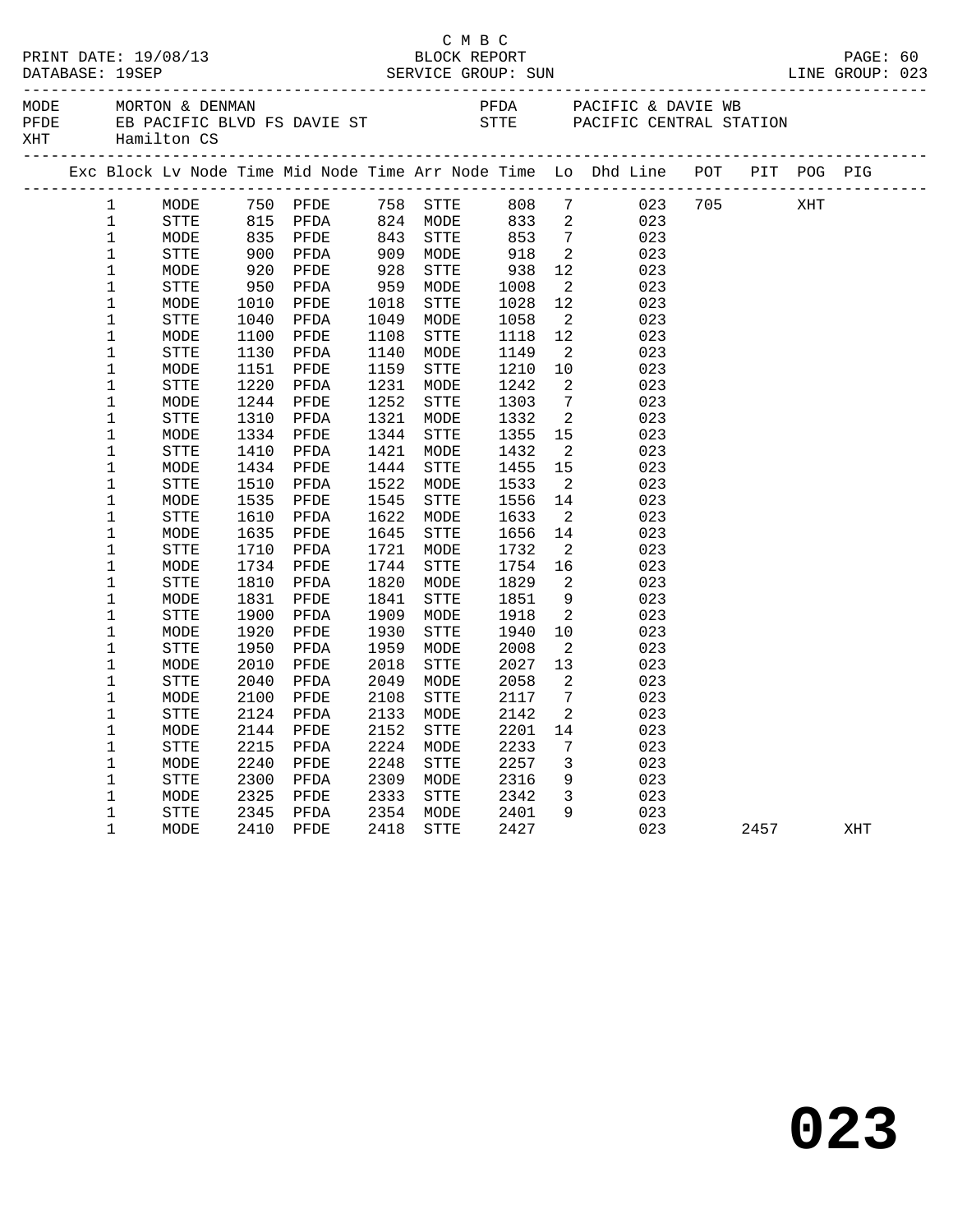C M B C

PRINT DATE: 19/08/13 BLOCK REPORT
DATABASE: 19SEP SERVICE GROUP: SUN LINE GROUP: 023

MODE MORTON & DENMAN
PFDE EB PACIFIC BLVD FS DAVIE ST
XHT Hamilton CS
PFDA PACIFIC & DAVIE WB
STTE PACIFIC CENTRAL STATION

| Exc | Block | Lv | Node | Time | Mid Node | Time | Arr Node | Time | Lo | Dhd Line | POT | PIT | POG | PIG |
|---|---|---|---|---|---|---|---|---|---|---|---|---|---|---|
| | 1 | | MODE | 750 | PFDE | 758 | STTE | 808 | 7 | 023 | 705 | | XHT | |
| | 1 | | STTE | 815 | PFDA | 824 | MODE | 833 | 2 | 023 | | | | |
| | 1 | | MODE | 835 | PFDE | 843 | STTE | 853 | 7 | 023 | | | | |
| | 1 | | STTE | 900 | PFDA | 909 | MODE | 918 | 2 | 023 | | | | |
| | 1 | | MODE | 920 | PFDE | 928 | STTE | 938 | 12 | 023 | | | | |
| | 1 | | STTE | 950 | PFDA | 959 | MODE | 1008 | 2 | 023 | | | | |
| | 1 | | MODE | 1010 | PFDE | 1018 | STTE | 1028 | 12 | 023 | | | | |
| | 1 | | STTE | 1040 | PFDA | 1049 | MODE | 1058 | 2 | 023 | | | | |
| | 1 | | MODE | 1100 | PFDE | 1108 | STTE | 1118 | 12 | 023 | | | | |
| | 1 | | STTE | 1130 | PFDA | 1140 | MODE | 1149 | 2 | 023 | | | | |
| | 1 | | MODE | 1151 | PFDE | 1159 | STTE | 1210 | 10 | 023 | | | | |
| | 1 | | STTE | 1220 | PFDA | 1231 | MODE | 1242 | 2 | 023 | | | | |
| | 1 | | MODE | 1244 | PFDE | 1252 | STTE | 1303 | 7 | 023 | | | | |
| | 1 | | STTE | 1310 | PFDA | 1321 | MODE | 1332 | 2 | 023 | | | | |
| | 1 | | MODE | 1334 | PFDE | 1344 | STTE | 1355 | 15 | 023 | | | | |
| | 1 | | STTE | 1410 | PFDA | 1421 | MODE | 1432 | 2 | 023 | | | | |
| | 1 | | MODE | 1434 | PFDE | 1444 | STTE | 1455 | 15 | 023 | | | | |
| | 1 | | STTE | 1510 | PFDA | 1522 | MODE | 1533 | 2 | 023 | | | | |
| | 1 | | MODE | 1535 | PFDE | 1545 | STTE | 1556 | 14 | 023 | | | | |
| | 1 | | STTE | 1610 | PFDA | 1622 | MODE | 1633 | 2 | 023 | | | | |
| | 1 | | MODE | 1635 | PFDE | 1645 | STTE | 1656 | 14 | 023 | | | | |
| | 1 | | STTE | 1710 | PFDA | 1721 | MODE | 1732 | 2 | 023 | | | | |
| | 1 | | MODE | 1734 | PFDE | 1744 | STTE | 1754 | 16 | 023 | | | | |
| | 1 | | STTE | 1810 | PFDA | 1820 | MODE | 1829 | 2 | 023 | | | | |
| | 1 | | MODE | 1831 | PFDE | 1841 | STTE | 1851 | 9 | 023 | | | | |
| | 1 | | STTE | 1900 | PFDA | 1909 | MODE | 1918 | 2 | 023 | | | | |
| | 1 | | MODE | 1920 | PFDE | 1930 | STTE | 1940 | 10 | 023 | | | | |
| | 1 | | STTE | 1950 | PFDA | 1959 | MODE | 2008 | 2 | 023 | | | | |
| | 1 | | MODE | 2010 | PFDE | 2018 | STTE | 2027 | 13 | 023 | | | | |
| | 1 | | STTE | 2040 | PFDA | 2049 | MODE | 2058 | 2 | 023 | | | | |
| | 1 | | MODE | 2100 | PFDE | 2108 | STTE | 2117 | 7 | 023 | | | | |
| | 1 | | STTE | 2124 | PFDA | 2133 | MODE | 2142 | 2 | 023 | | | | |
| | 1 | | MODE | 2144 | PFDE | 2152 | STTE | 2201 | 14 | 023 | | | | |
| | 1 | | STTE | 2215 | PFDA | 2224 | MODE | 2233 | 7 | 023 | | | | |
| | 1 | | MODE | 2240 | PFDE | 2248 | STTE | 2257 | 3 | 023 | | | | |
| | 1 | | STTE | 2300 | PFDA | 2309 | MODE | 2316 | 9 | 023 | | | | |
| | 1 | | MODE | 2325 | PFDE | 2333 | STTE | 2342 | 3 | 023 | | | | |
| | 1 | | STTE | 2345 | PFDA | 2354 | MODE | 2401 | 9 | 023 | | | | |
| | 1 | | MODE | 2410 | PFDE | 2418 | STTE | 2427 | | 023 | | 2457 | | XHT |

# 023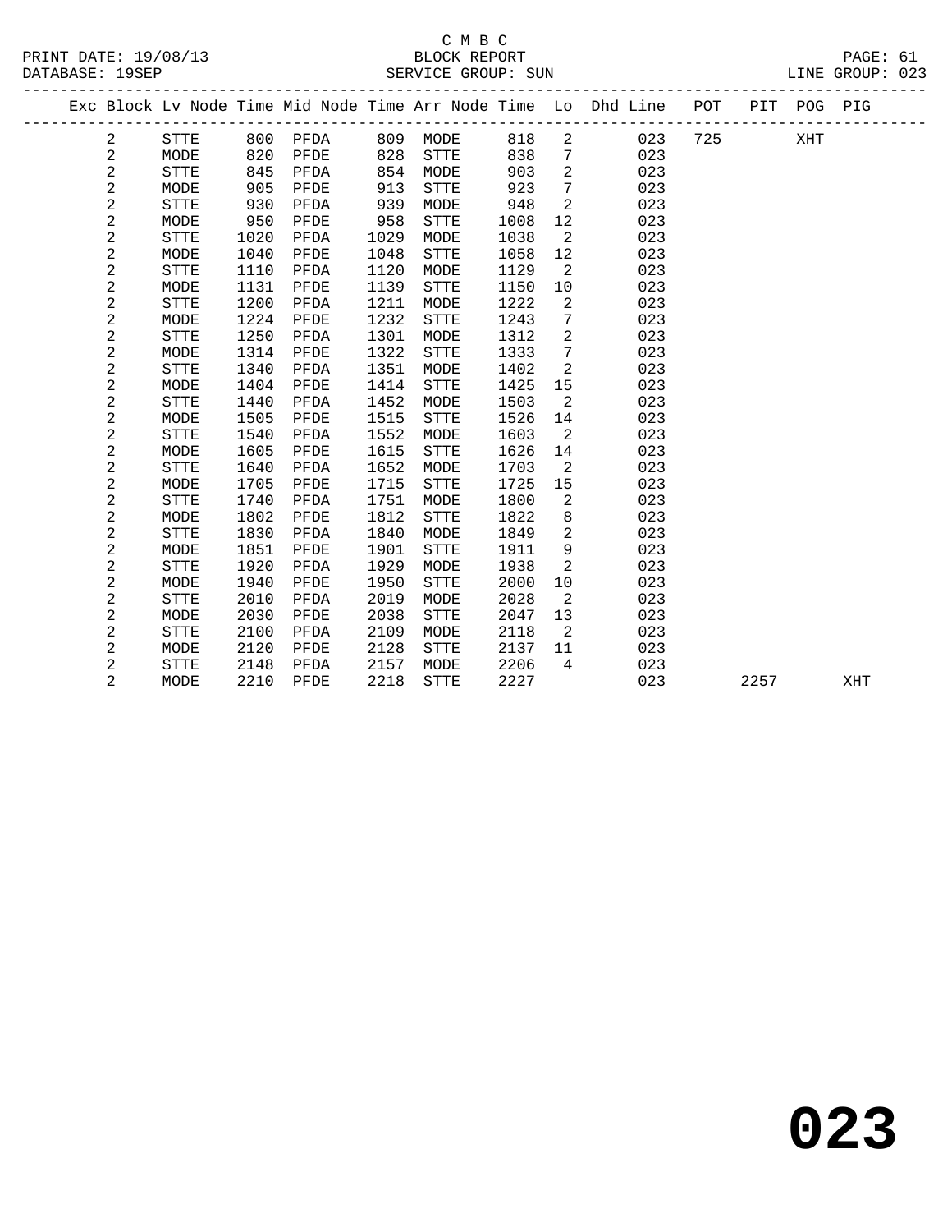C M B C

BLOCK REPORT

PRINT DATE: 19/08/13

DATABASE: 19SEP SERVICE GROUP: SUN LINE GROUP: 023

| Exc | Block | Lv | Node | Time | Mid Node | Time | Arr Node | Time | Lo | Dhd Line | POT | PIT | POG | PIG |
|---|---|---|---|---|---|---|---|---|---|---|---|---|---|---|
| | 2 | | STTE | 800 | PFDA | 809 | MODE | 818 | 2 | 023 | 725 | | XHT | |
| | 2 | | MODE | 820 | PFDE | 828 | STTE | 838 | 7 | 023 | | | | |
| | 2 | | STTE | 845 | PFDA | 854 | MODE | 903 | 2 | 023 | | | | |
| | 2 | | MODE | 905 | PFDE | 913 | STTE | 923 | 7 | 023 | | | | |
| | 2 | | STTE | 930 | PFDA | 939 | MODE | 948 | 2 | 023 | | | | |
| | 2 | | MODE | 950 | PFDE | 958 | STTE | 1008 | 12 | 023 | | | | |
| | 2 | | STTE | 1020 | PFDA | 1029 | MODE | 1038 | 2 | 023 | | | | |
| | 2 | | MODE | 1040 | PFDE | 1048 | STTE | 1058 | 12 | 023 | | | | |
| | 2 | | STTE | 1110 | PFDA | 1120 | MODE | 1129 | 2 | 023 | | | | |
| | 2 | | MODE | 1131 | PFDE | 1139 | STTE | 1150 | 10 | 023 | | | | |
| | 2 | | STTE | 1200 | PFDA | 1211 | MODE | 1222 | 2 | 023 | | | | |
| | 2 | | MODE | 1224 | PFDE | 1232 | STTE | 1243 | 7 | 023 | | | | |
| | 2 | | STTE | 1250 | PFDA | 1301 | MODE | 1312 | 2 | 023 | | | | |
| | 2 | | MODE | 1314 | PFDE | 1322 | STTE | 1333 | 7 | 023 | | | | |
| | 2 | | STTE | 1340 | PFDA | 1351 | MODE | 1402 | 2 | 023 | | | | |
| | 2 | | MODE | 1404 | PFDE | 1414 | STTE | 1425 | 15 | 023 | | | | |
| | 2 | | STTE | 1440 | PFDA | 1452 | MODE | 1503 | 2 | 023 | | | | |
| | 2 | | MODE | 1505 | PFDE | 1515 | STTE | 1526 | 14 | 023 | | | | |
| | 2 | | STTE | 1540 | PFDA | 1552 | MODE | 1603 | 2 | 023 | | | | |
| | 2 | | MODE | 1605 | PFDE | 1615 | STTE | 1626 | 14 | 023 | | | | |
| | 2 | | STTE | 1640 | PFDA | 1652 | MODE | 1703 | 2 | 023 | | | | |
| | 2 | | MODE | 1705 | PFDE | 1715 | STTE | 1725 | 15 | 023 | | | | |
| | 2 | | STTE | 1740 | PFDA | 1751 | MODE | 1800 | 2 | 023 | | | | |
| | 2 | | MODE | 1802 | PFDE | 1812 | STTE | 1822 | 8 | 023 | | | | |
| | 2 | | STTE | 1830 | PFDA | 1840 | MODE | 1849 | 2 | 023 | | | | |
| | 2 | | MODE | 1851 | PFDE | 1901 | STTE | 1911 | 9 | 023 | | | | |
| | 2 | | STTE | 1920 | PFDA | 1929 | MODE | 1938 | 2 | 023 | | | | |
| | 2 | | MODE | 1940 | PFDE | 1950 | STTE | 2000 | 10 | 023 | | | | |
| | 2 | | STTE | 2010 | PFDA | 2019 | MODE | 2028 | 2 | 023 | | | | |
| | 2 | | MODE | 2030 | PFDE | 2038 | STTE | 2047 | 13 | 023 | | | | |
| | 2 | | STTE | 2100 | PFDA | 2109 | MODE | 2118 | 2 | 023 | | | | |
| | 2 | | MODE | 2120 | PFDE | 2128 | STTE | 2137 | 11 | 023 | | | | |
| | 2 | | STTE | 2148 | PFDA | 2157 | MODE | 2206 | 4 | 023 | | | | |
| | 2 | | MODE | 2210 | PFDE | 2218 | STTE | 2227 | | 023 | | 2257 | | XHT |

# 023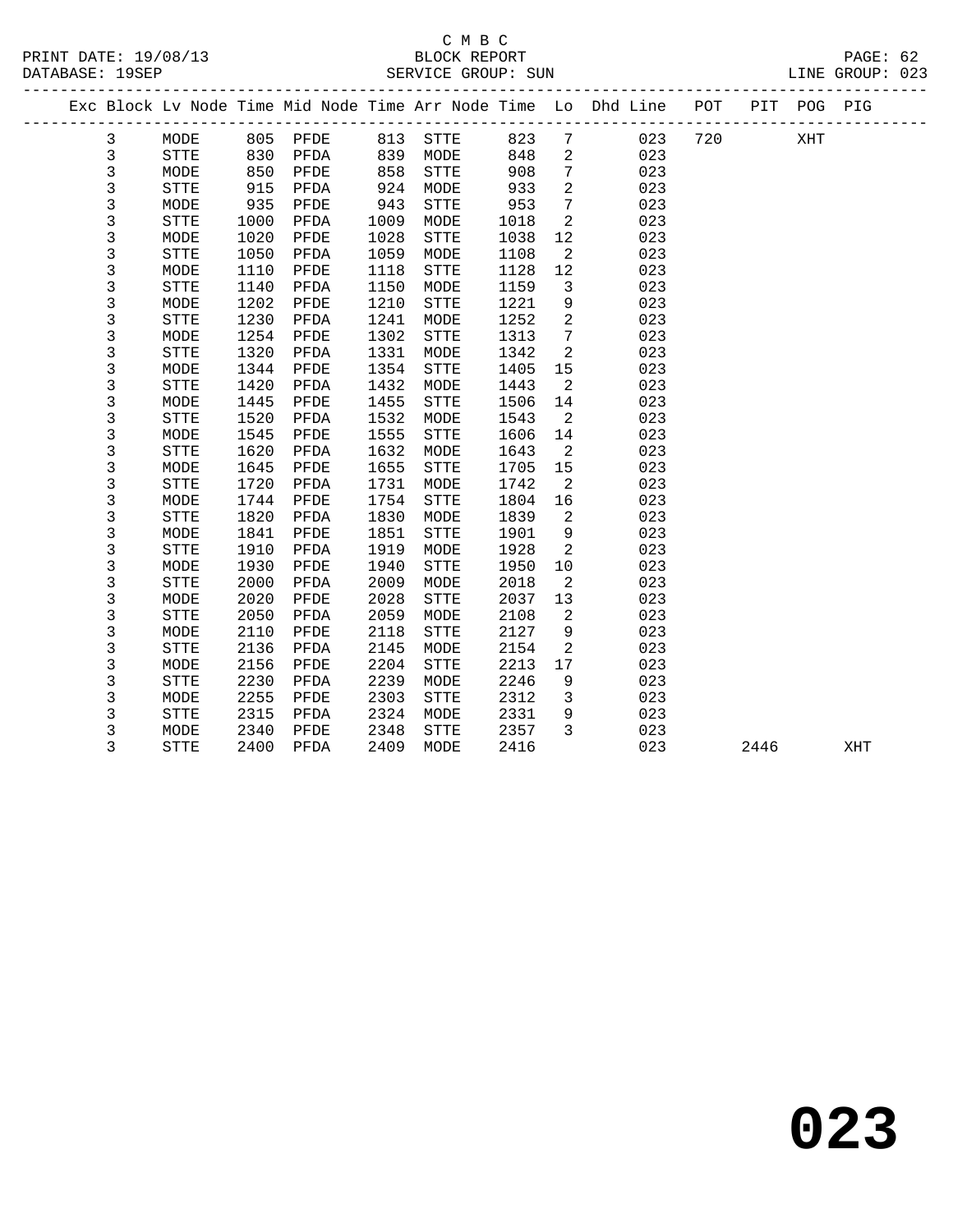C M B C

BLOCK REPORT

SERVICE GROUP: SUN

PRINT DATE: 19/08/13
DATABASE: 19SEP
LINE GROUP: 023

| Exc | Block | Lv Node | Time | Mid Node | Time | Arr Node | Time | Lo | Dhd Line | POT | PIT | POG | PIG |
|---|---|---|---|---|---|---|---|---|---|---|---|---|---|
| | 3 | MODE | 805 | PFDE | 813 | STTE | 823 | 7 | 023 | 720 | | XHT | |
| | 3 | STTE | 830 | PFDA | 839 | MODE | 848 | 2 | 023 | | | | |
| | 3 | MODE | 850 | PFDE | 858 | STTE | 908 | 7 | 023 | | | | |
| | 3 | STTE | 915 | PFDA | 924 | MODE | 933 | 2 | 023 | | | | |
| | 3 | MODE | 935 | PFDE | 943 | STTE | 953 | 7 | 023 | | | | |
| | 3 | STTE | 1000 | PFDA | 1009 | MODE | 1018 | 2 | 023 | | | | |
| | 3 | MODE | 1020 | PFDE | 1028 | STTE | 1038 | 12 | 023 | | | | |
| | 3 | STTE | 1050 | PFDA | 1059 | MODE | 1108 | 2 | 023 | | | | |
| | 3 | MODE | 1110 | PFDE | 1118 | STTE | 1128 | 12 | 023 | | | | |
| | 3 | STTE | 1140 | PFDA | 1150 | MODE | 1159 | 3 | 023 | | | | |
| | 3 | MODE | 1202 | PFDE | 1210 | STTE | 1221 | 9 | 023 | | | | |
| | 3 | STTE | 1230 | PFDA | 1241 | MODE | 1252 | 2 | 023 | | | | |
| | 3 | MODE | 1254 | PFDE | 1302 | STTE | 1313 | 7 | 023 | | | | |
| | 3 | STTE | 1320 | PFDA | 1331 | MODE | 1342 | 2 | 023 | | | | |
| | 3 | MODE | 1344 | PFDE | 1354 | STTE | 1405 | 15 | 023 | | | | |
| | 3 | STTE | 1420 | PFDA | 1432 | MODE | 1443 | 2 | 023 | | | | |
| | 3 | MODE | 1445 | PFDE | 1455 | STTE | 1506 | 14 | 023 | | | | |
| | 3 | STTE | 1520 | PFDA | 1532 | MODE | 1543 | 2 | 023 | | | | |
| | 3 | MODE | 1545 | PFDE | 1555 | STTE | 1606 | 14 | 023 | | | | |
| | 3 | STTE | 1620 | PFDA | 1632 | MODE | 1643 | 2 | 023 | | | | |
| | 3 | MODE | 1645 | PFDE | 1655 | STTE | 1705 | 15 | 023 | | | | |
| | 3 | STTE | 1720 | PFDA | 1731 | MODE | 1742 | 2 | 023 | | | | |
| | 3 | MODE | 1744 | PFDE | 1754 | STTE | 1804 | 16 | 023 | | | | |
| | 3 | STTE | 1820 | PFDA | 1830 | MODE | 1839 | 2 | 023 | | | | |
| | 3 | MODE | 1841 | PFDE | 1851 | STTE | 1901 | 9 | 023 | | | | |
| | 3 | STTE | 1910 | PFDA | 1919 | MODE | 1928 | 2 | 023 | | | | |
| | 3 | MODE | 1930 | PFDE | 1940 | STTE | 1950 | 10 | 023 | | | | |
| | 3 | STTE | 2000 | PFDA | 2009 | MODE | 2018 | 2 | 023 | | | | |
| | 3 | MODE | 2020 | PFDE | 2028 | STTE | 2037 | 13 | 023 | | | | |
| | 3 | STTE | 2050 | PFDA | 2059 | MODE | 2108 | 2 | 023 | | | | |
| | 3 | MODE | 2110 | PFDE | 2118 | STTE | 2127 | 9 | 023 | | | | |
| | 3 | STTE | 2136 | PFDA | 2145 | MODE | 2154 | 2 | 023 | | | | |
| | 3 | MODE | 2156 | PFDE | 2204 | STTE | 2213 | 17 | 023 | | | | |
| | 3 | STTE | 2230 | PFDA | 2239 | MODE | 2246 | 9 | 023 | | | | |
| | 3 | MODE | 2255 | PFDE | 2303 | STTE | 2312 | 3 | 023 | | | | |
| | 3 | STTE | 2315 | PFDA | 2324 | MODE | 2331 | 9 | 023 | | | | |
| | 3 | MODE | 2340 | PFDE | 2348 | STTE | 2357 | 3 | 023 | | | | |
| | 3 | STTE | 2400 | PFDA | 2409 | MODE | 2416 | | 023 | | 2446 | | XHT |

# 023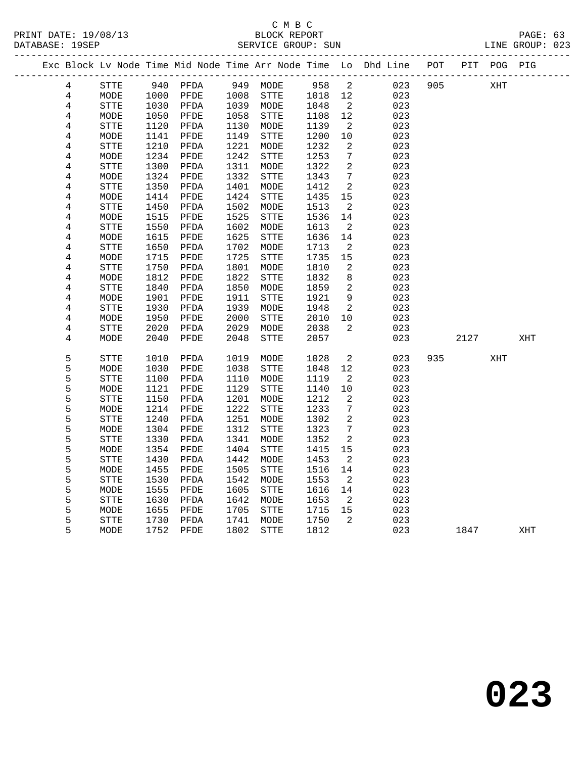C M B C
BLOCK REPORT
SERVICE GROUP: SUN

PRINT DATE: 19/08/13
DATABASE: 19SEP
LINE GROUP: 023

| Exc | Block | Lv | Node | Time | Mid Node | Time | Arr Node | Time | Lo | Dhd Line | POT | PIT | POG | PIG |
|---|---|---|---|---|---|---|---|---|---|---|---|---|---|---|
| | 4 | | STTE | 940 | PFDA | 949 | MODE | 958 | 2 | 023 | 905 | | XHT | |
| | 4 | | MODE | 1000 | PFDE | 1008 | STTE | 1018 | 12 | 023 | | | | |
| | 4 | | STTE | 1030 | PFDA | 1039 | MODE | 1048 | 2 | 023 | | | | |
| | 4 | | MODE | 1050 | PFDE | 1058 | STTE | 1108 | 12 | 023 | | | | |
| | 4 | | STTE | 1120 | PFDA | 1130 | MODE | 1139 | 2 | 023 | | | | |
| | 4 | | MODE | 1141 | PFDE | 1149 | STTE | 1200 | 10 | 023 | | | | |
| | 4 | | STTE | 1210 | PFDA | 1221 | MODE | 1232 | 2 | 023 | | | | |
| | 4 | | MODE | 1234 | PFDE | 1242 | STTE | 1253 | 7 | 023 | | | | |
| | 4 | | STTE | 1300 | PFDA | 1311 | MODE | 1322 | 2 | 023 | | | | |
| | 4 | | MODE | 1324 | PFDE | 1332 | STTE | 1343 | 7 | 023 | | | | |
| | 4 | | STTE | 1350 | PFDA | 1401 | MODE | 1412 | 2 | 023 | | | | |
| | 4 | | MODE | 1414 | PFDE | 1424 | STTE | 1435 | 15 | 023 | | | | |
| | 4 | | STTE | 1450 | PFDA | 1502 | MODE | 1513 | 2 | 023 | | | | |
| | 4 | | MODE | 1515 | PFDE | 1525 | STTE | 1536 | 14 | 023 | | | | |
| | 4 | | STTE | 1550 | PFDA | 1602 | MODE | 1613 | 2 | 023 | | | | |
| | 4 | | MODE | 1615 | PFDE | 1625 | STTE | 1636 | 14 | 023 | | | | |
| | 4 | | STTE | 1650 | PFDA | 1702 | MODE | 1713 | 2 | 023 | | | | |
| | 4 | | MODE | 1715 | PFDE | 1725 | STTE | 1735 | 15 | 023 | | | | |
| | 4 | | STTE | 1750 | PFDA | 1801 | MODE | 1810 | 2 | 023 | | | | |
| | 4 | | MODE | 1812 | PFDE | 1822 | STTE | 1832 | 8 | 023 | | | | |
| | 4 | | STTE | 1840 | PFDA | 1850 | MODE | 1859 | 2 | 023 | | | | |
| | 4 | | MODE | 1901 | PFDE | 1911 | STTE | 1921 | 9 | 023 | | | | |
| | 4 | | STTE | 1930 | PFDA | 1939 | MODE | 1948 | 2 | 023 | | | | |
| | 4 | | MODE | 1950 | PFDE | 2000 | STTE | 2010 | 10 | 023 | | | | |
| | 4 | | STTE | 2020 | PFDA | 2029 | MODE | 2038 | 2 | 023 | | | | |
| | 4 | | MODE | 2040 | PFDE | 2048 | STTE | 2057 | | 023 | | 2127 | | XHT |
| | 5 | | STTE | 1010 | PFDA | 1019 | MODE | 1028 | 2 | 023 | 935 | | XHT | |
| | 5 | | MODE | 1030 | PFDE | 1038 | STTE | 1048 | 12 | 023 | | | | |
| | 5 | | STTE | 1100 | PFDA | 1110 | MODE | 1119 | 2 | 023 | | | | |
| | 5 | | MODE | 1121 | PFDE | 1129 | STTE | 1140 | 10 | 023 | | | | |
| | 5 | | STTE | 1150 | PFDA | 1201 | MODE | 1212 | 2 | 023 | | | | |
| | 5 | | MODE | 1214 | PFDE | 1222 | STTE | 1233 | 7 | 023 | | | | |
| | 5 | | STTE | 1240 | PFDA | 1251 | MODE | 1302 | 2 | 023 | | | | |
| | 5 | | MODE | 1304 | PFDE | 1312 | STTE | 1323 | 7 | 023 | | | | |
| | 5 | | STTE | 1330 | PFDA | 1341 | MODE | 1352 | 2 | 023 | | | | |
| | 5 | | MODE | 1354 | PFDE | 1404 | STTE | 1415 | 15 | 023 | | | | |
| | 5 | | STTE | 1430 | PFDA | 1442 | MODE | 1453 | 2 | 023 | | | | |
| | 5 | | MODE | 1455 | PFDE | 1505 | STTE | 1516 | 14 | 023 | | | | |
| | 5 | | STTE | 1530 | PFDA | 1542 | MODE | 1553 | 2 | 023 | | | | |
| | 5 | | MODE | 1555 | PFDE | 1605 | STTE | 1616 | 14 | 023 | | | | |
| | 5 | | STTE | 1630 | PFDA | 1642 | MODE | 1653 | 2 | 023 | | | | |
| | 5 | | MODE | 1655 | PFDE | 1705 | STTE | 1715 | 15 | 023 | | | | |
| | 5 | | STTE | 1730 | PFDA | 1741 | MODE | 1750 | 2 | 023 | | | | |
| | 5 | | MODE | 1752 | PFDE | 1802 | STTE | 1812 | | 023 | | 1847 | | XHT |

# 023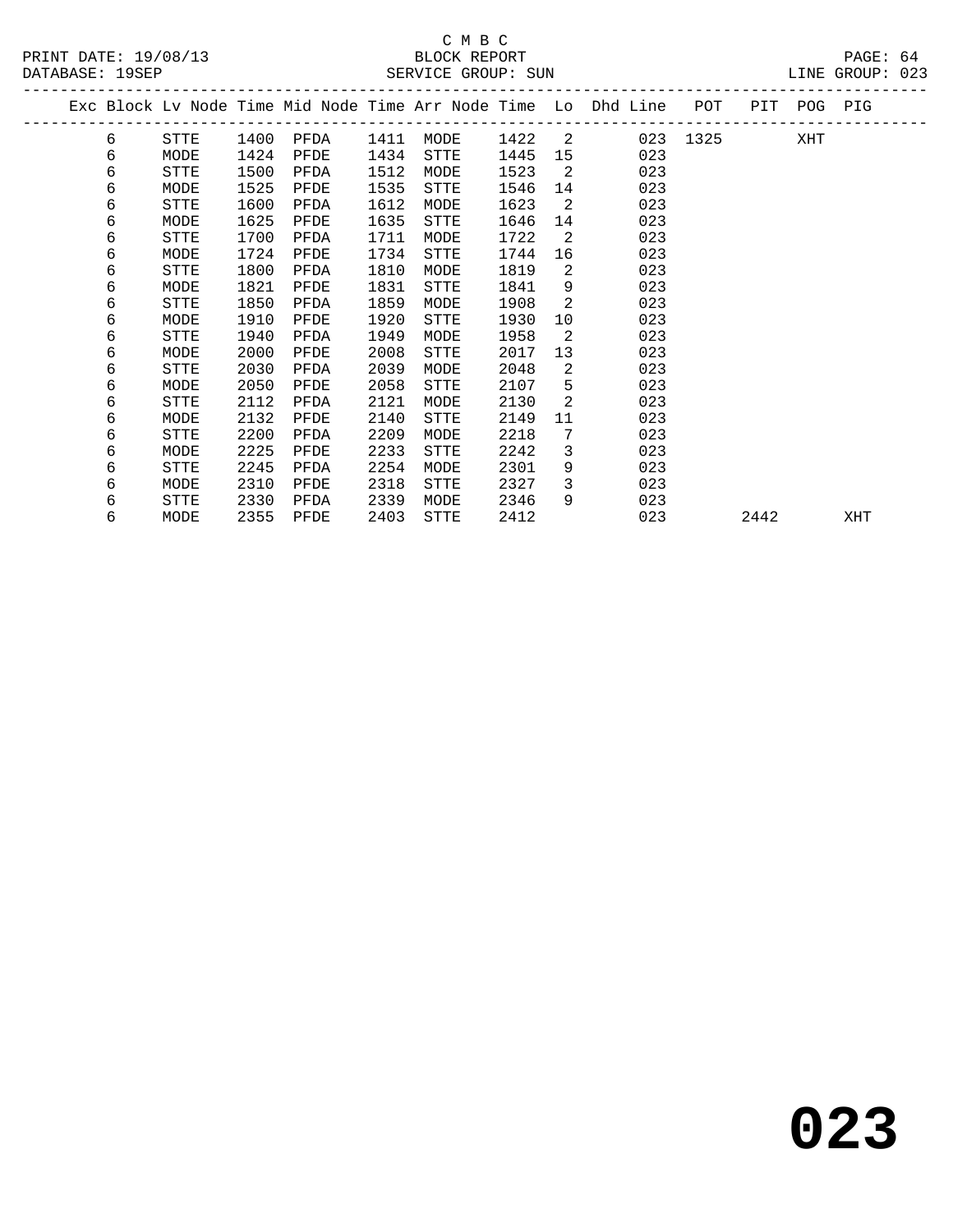C M B C
BLOCK REPORT
SERVICE GROUP: SUN

PRINT DATE: 19/08/13
DATABASE: 19SEP
LINE GROUP: 023

| Exc | Block | Lv | Node | Time | Mid Node | Time | Arr Node | Time | Lo | Dhd Line | POT | PIT | POG | PIG |
|---|---|---|---|---|---|---|---|---|---|---|---|---|---|---|
| | 6 | | STTE | 1400 | PFDA | 1411 | MODE | 1422 | 2 | 023 | 1325 | | XHT | |
| | 6 | | MODE | 1424 | PFDE | 1434 | STTE | 1445 | 15 | 023 | | | | |
| | 6 | | STTE | 1500 | PFDA | 1512 | MODE | 1523 | 2 | 023 | | | | |
| | 6 | | MODE | 1525 | PFDE | 1535 | STTE | 1546 | 14 | 023 | | | | |
| | 6 | | STTE | 1600 | PFDA | 1612 | MODE | 1623 | 2 | 023 | | | | |
| | 6 | | MODE | 1625 | PFDE | 1635 | STTE | 1646 | 14 | 023 | | | | |
| | 6 | | STTE | 1700 | PFDA | 1711 | MODE | 1722 | 2 | 023 | | | | |
| | 6 | | MODE | 1724 | PFDE | 1734 | STTE | 1744 | 16 | 023 | | | | |
| | 6 | | STTE | 1800 | PFDA | 1810 | MODE | 1819 | 2 | 023 | | | | |
| | 6 | | MODE | 1821 | PFDE | 1831 | STTE | 1841 | 9 | 023 | | | | |
| | 6 | | STTE | 1850 | PFDA | 1859 | MODE | 1908 | 2 | 023 | | | | |
| | 6 | | MODE | 1910 | PFDE | 1920 | STTE | 1930 | 10 | 023 | | | | |
| | 6 | | STTE | 1940 | PFDA | 1949 | MODE | 1958 | 2 | 023 | | | | |
| | 6 | | MODE | 2000 | PFDE | 2008 | STTE | 2017 | 13 | 023 | | | | |
| | 6 | | STTE | 2030 | PFDA | 2039 | MODE | 2048 | 2 | 023 | | | | |
| | 6 | | MODE | 2050 | PFDE | 2058 | STTE | 2107 | 5 | 023 | | | | |
| | 6 | | STTE | 2112 | PFDA | 2121 | MODE | 2130 | 2 | 023 | | | | |
| | 6 | | MODE | 2132 | PFDE | 2140 | STTE | 2149 | 11 | 023 | | | | |
| | 6 | | STTE | 2200 | PFDA | 2209 | MODE | 2218 | 7 | 023 | | | | |
| | 6 | | MODE | 2225 | PFDE | 2233 | STTE | 2242 | 3 | 023 | | | | |
| | 6 | | STTE | 2245 | PFDA | 2254 | MODE | 2301 | 9 | 023 | | | | |
| | 6 | | MODE | 2310 | PFDE | 2318 | STTE | 2327 | 3 | 023 | | | | |
| | 6 | | STTE | 2330 | PFDA | 2339 | MODE | 2346 | 9 | 023 | | | | |
| | 6 | | MODE | 2355 | PFDE | 2403 | STTE | 2412 | | 023 | | 2442 | | XHT |

**023**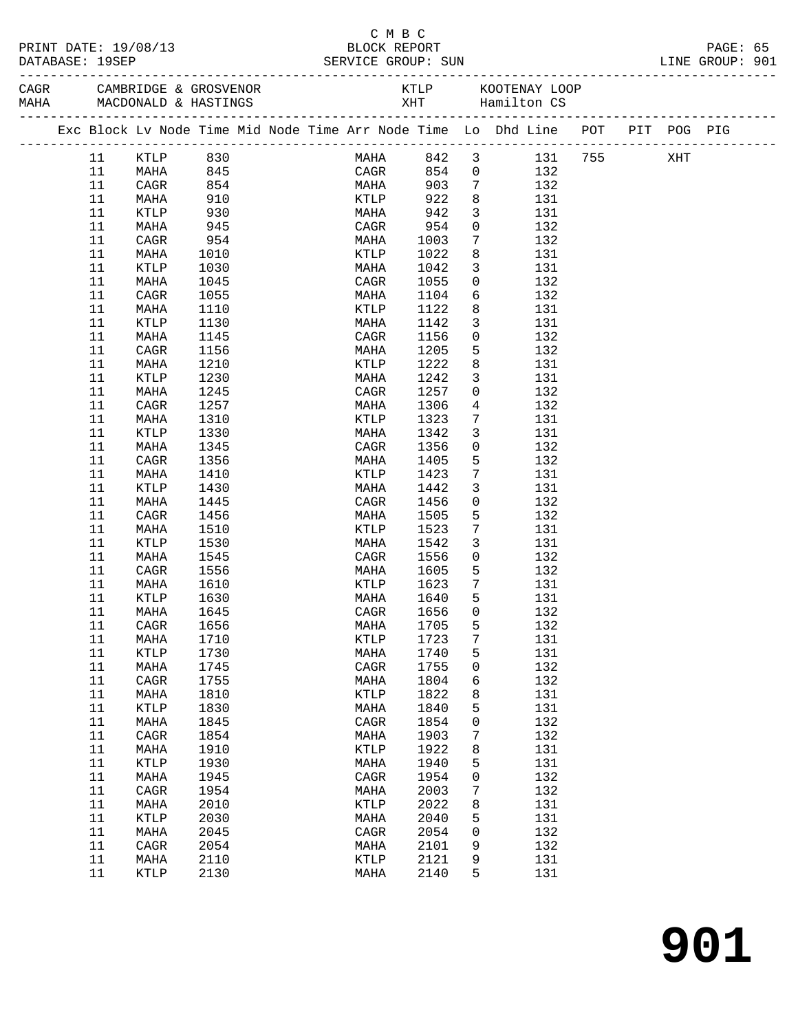C M B C
PRINT DATE: 19/08/13 BLOCK REPORT
DATABASE: 19SEP SERVICE GROUP: SUN LINE GROUP: 901

| CAGR | CAMBRIDGE & GROSVENOR | KTLP | KOOTENAY LOOP |
|---|---|---|---|
| MAHA | MACDONALD & HASTINGS | XHT | Hamilton CS |

| Exc | Block | Lv Node | Time | Mid Node | Time | Arr Node | Time | Lo | Dhd Line | POT | PIT | POG | PIG |
|---|---|---|---|---|---|---|---|---|---|---|---|---|---|
| | 11 | KTLP | 830 | | | MAHA | 842 | 3 | 131 | 755 | | XHT | |
| | 11 | MAHA | 845 | | | CAGR | 854 | 0 | 132 | | | | |
| | 11 | CAGR | 854 | | | MAHA | 903 | 7 | 132 | | | | |
| | 11 | MAHA | 910 | | | KTLP | 922 | 8 | 131 | | | | |
| | 11 | KTLP | 930 | | | MAHA | 942 | 3 | 131 | | | | |
| | 11 | MAHA | 945 | | | CAGR | 954 | 0 | 132 | | | | |
| | 11 | CAGR | 954 | | | MAHA | 1003 | 7 | 132 | | | | |
| | 11 | MAHA | 1010 | | | KTLP | 1022 | 8 | 131 | | | | |
| | 11 | KTLP | 1030 | | | MAHA | 1042 | 3 | 131 | | | | |
| | 11 | MAHA | 1045 | | | CAGR | 1055 | 0 | 132 | | | | |
| | 11 | CAGR | 1055 | | | MAHA | 1104 | 6 | 132 | | | | |
| | 11 | MAHA | 1110 | | | KTLP | 1122 | 8 | 131 | | | | |
| | 11 | KTLP | 1130 | | | MAHA | 1142 | 3 | 131 | | | | |
| | 11 | MAHA | 1145 | | | CAGR | 1156 | 0 | 132 | | | | |
| | 11 | CAGR | 1156 | | | MAHA | 1205 | 5 | 132 | | | | |
| | 11 | MAHA | 1210 | | | KTLP | 1222 | 8 | 131 | | | | |
| | 11 | KTLP | 1230 | | | MAHA | 1242 | 3 | 131 | | | | |
| | 11 | MAHA | 1245 | | | CAGR | 1257 | 0 | 132 | | | | |
| | 11 | CAGR | 1257 | | | MAHA | 1306 | 4 | 132 | | | | |
| | 11 | MAHA | 1310 | | | KTLP | 1323 | 7 | 131 | | | | |
| | 11 | KTLP | 1330 | | | MAHA | 1342 | 3 | 131 | | | | |
| | 11 | MAHA | 1345 | | | CAGR | 1356 | 0 | 132 | | | | |
| | 11 | CAGR | 1356 | | | MAHA | 1405 | 5 | 132 | | | | |
| | 11 | MAHA | 1410 | | | KTLP | 1423 | 7 | 131 | | | | |
| | 11 | KTLP | 1430 | | | MAHA | 1442 | 3 | 131 | | | | |
| | 11 | MAHA | 1445 | | | CAGR | 1456 | 0 | 132 | | | | |
| | 11 | CAGR | 1456 | | | MAHA | 1505 | 5 | 132 | | | | |
| | 11 | MAHA | 1510 | | | KTLP | 1523 | 7 | 131 | | | | |
| | 11 | KTLP | 1530 | | | MAHA | 1542 | 3 | 131 | | | | |
| | 11 | MAHA | 1545 | | | CAGR | 1556 | 0 | 132 | | | | |
| | 11 | CAGR | 1556 | | | MAHA | 1605 | 5 | 132 | | | | |
| | 11 | MAHA | 1610 | | | KTLP | 1623 | 7 | 131 | | | | |
| | 11 | KTLP | 1630 | | | MAHA | 1640 | 5 | 131 | | | | |
| | 11 | MAHA | 1645 | | | CAGR | 1656 | 0 | 132 | | | | |
| | 11 | CAGR | 1656 | | | MAHA | 1705 | 5 | 132 | | | | |
| | 11 | MAHA | 1710 | | | KTLP | 1723 | 7 | 131 | | | | |
| | 11 | KTLP | 1730 | | | MAHA | 1740 | 5 | 131 | | | | |
| | 11 | MAHA | 1745 | | | CAGR | 1755 | 0 | 132 | | | | |
| | 11 | CAGR | 1755 | | | MAHA | 1804 | 6 | 132 | | | | |
| | 11 | MAHA | 1810 | | | KTLP | 1822 | 8 | 131 | | | | |
| | 11 | KTLP | 1830 | | | MAHA | 1840 | 5 | 131 | | | | |
| | 11 | MAHA | 1845 | | | CAGR | 1854 | 0 | 132 | | | | |
| | 11 | CAGR | 1854 | | | MAHA | 1903 | 7 | 132 | | | | |
| | 11 | MAHA | 1910 | | | KTLP | 1922 | 8 | 131 | | | | |
| | 11 | KTLP | 1930 | | | MAHA | 1940 | 5 | 131 | | | | |
| | 11 | MAHA | 1945 | | | CAGR | 1954 | 0 | 132 | | | | |
| | 11 | CAGR | 1954 | | | MAHA | 2003 | 7 | 132 | | | | |
| | 11 | MAHA | 2010 | | | KTLP | 2022 | 8 | 131 | | | | |
| | 11 | KTLP | 2030 | | | MAHA | 2040 | 5 | 131 | | | | |
| | 11 | MAHA | 2045 | | | CAGR | 2054 | 0 | 132 | | | | |
| | 11 | CAGR | 2054 | | | MAHA | 2101 | 9 | 132 | | | | |
| | 11 | MAHA | 2110 | | | KTLP | 2121 | 9 | 131 | | | | |
| | 11 | KTLP | 2130 | | | MAHA | 2140 | 5 | 131 | | | | |

# 901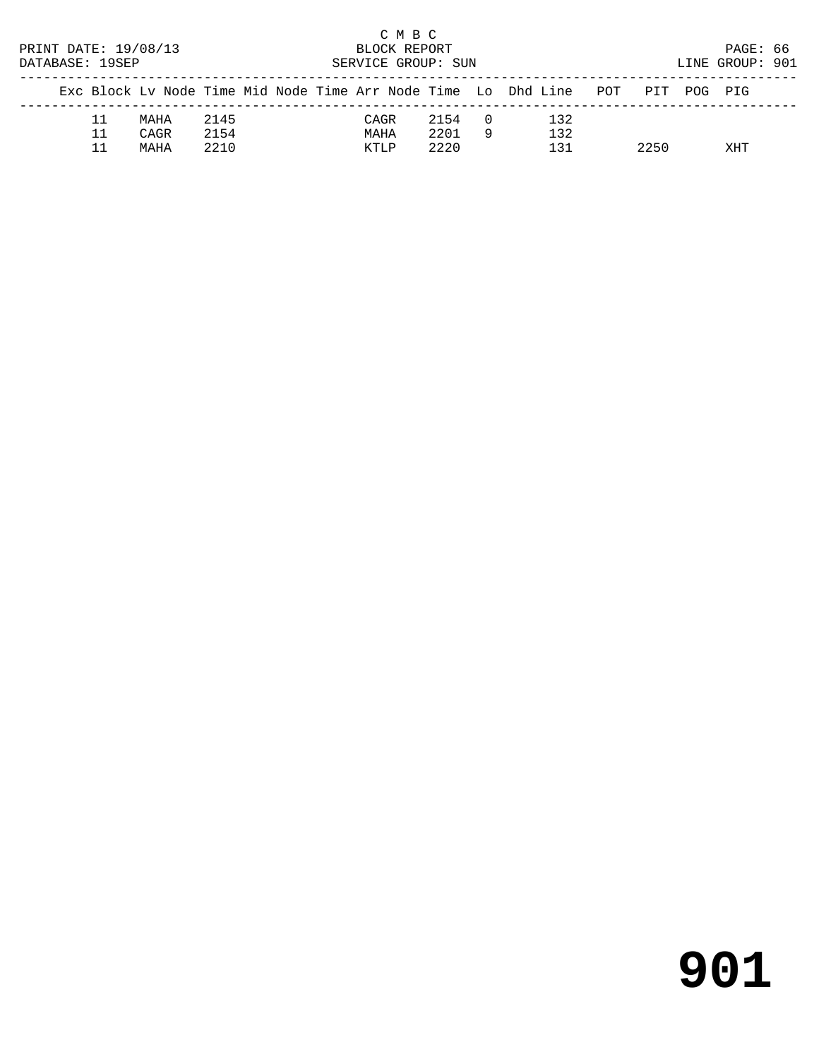C M B C
BLOCK REPORT
SERVICE GROUP: SUN

PRINT DATE: 19/08/13
DATABASE: 19SEP
LINE GROUP: 901

| Exc | Block | Lv | Node | Time | Mid Node | Time | Arr Node | Time | Lo | Dhd | Line | POT | PIT | POG | PIG |
|---|---|---|---|---|---|---|---|---|---|---|---|---|---|---|---|
| | 11 | | MAHA | 2145 | | | CAGR | 2154 | 0 | | 132 | | | | |
| | 11 | | CAGR | 2154 | | | MAHA | 2201 | 9 | | 132 | | | | |
| | 11 | | MAHA | 2210 | | | KTLP | 2220 | | | 131 | | 2250 | | XHT |

# 901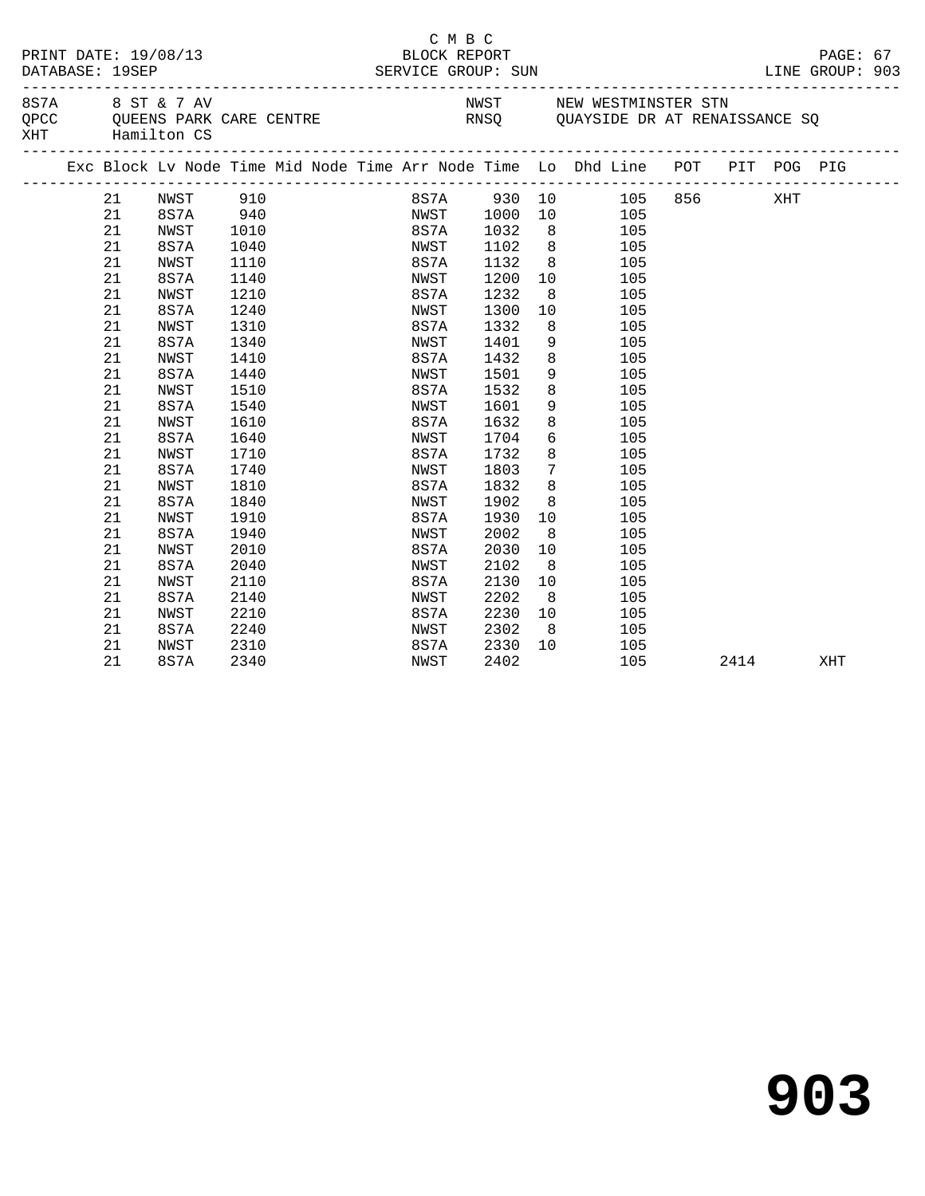C M B C
PRINT DATE: 19/08/13 BLOCK REPORT
DATABASE: 19SEP SERVICE GROUP: SUN LINE GROUP: 903

| | | | |
|---|---|---|---|
| 8S7A | 8 ST & 7 AV | NWST | NEW WESTMINSTER STN |
| QPCC | QUEENS PARK CARE CENTRE | RNSQ | QUAYSIDE DR AT RENAISSANCE SQ |
| XHT | Hamilton CS | | |

| Exc | Block | Lv | Node | Time | Mid | Node | Time | Arr | Node | Time | Lo | Dhd | Line | POT | PIT | POG | PIG |
|---|---|---|---|---|---|---|---|---|---|---|---|---|---|---|---|---|---|
| | 21 | | NWST | 910 | | | | | 8S7A | 930 | 10 | | 105 | 856 | | XHT | |
| | 21 | | 8S7A | 940 | | | | | NWST | 1000 | 10 | | 105 | | | | |
| | 21 | | NWST | 1010 | | | | | 8S7A | 1032 | 8 | | 105 | | | | |
| | 21 | | 8S7A | 1040 | | | | | NWST | 1102 | 8 | | 105 | | | | |
| | 21 | | NWST | 1110 | | | | | 8S7A | 1132 | 8 | | 105 | | | | |
| | 21 | | 8S7A | 1140 | | | | | NWST | 1200 | 10 | | 105 | | | | |
| | 21 | | NWST | 1210 | | | | | 8S7A | 1232 | 8 | | 105 | | | | |
| | 21 | | 8S7A | 1240 | | | | | NWST | 1300 | 10 | | 105 | | | | |
| | 21 | | NWST | 1310 | | | | | 8S7A | 1332 | 8 | | 105 | | | | |
| | 21 | | 8S7A | 1340 | | | | | NWST | 1401 | 9 | | 105 | | | | |
| | 21 | | NWST | 1410 | | | | | 8S7A | 1432 | 8 | | 105 | | | | |
| | 21 | | 8S7A | 1440 | | | | | NWST | 1501 | 9 | | 105 | | | | |
| | 21 | | NWST | 1510 | | | | | 8S7A | 1532 | 8 | | 105 | | | | |
| | 21 | | 8S7A | 1540 | | | | | NWST | 1601 | 9 | | 105 | | | | |
| | 21 | | NWST | 1610 | | | | | 8S7A | 1632 | 8 | | 105 | | | | |
| | 21 | | 8S7A | 1640 | | | | | NWST | 1704 | 6 | | 105 | | | | |
| | 21 | | NWST | 1710 | | | | | 8S7A | 1732 | 8 | | 105 | | | | |
| | 21 | | 8S7A | 1740 | | | | | NWST | 1803 | 7 | | 105 | | | | |
| | 21 | | NWST | 1810 | | | | | 8S7A | 1832 | 8 | | 105 | | | | |
| | 21 | | 8S7A | 1840 | | | | | NWST | 1902 | 8 | | 105 | | | | |
| | 21 | | NWST | 1910 | | | | | 8S7A | 1930 | 10 | | 105 | | | | |
| | 21 | | 8S7A | 1940 | | | | | NWST | 2002 | 8 | | 105 | | | | |
| | 21 | | NWST | 2010 | | | | | 8S7A | 2030 | 10 | | 105 | | | | |
| | 21 | | 8S7A | 2040 | | | | | NWST | 2102 | 8 | | 105 | | | | |
| | 21 | | NWST | 2110 | | | | | 8S7A | 2130 | 10 | | 105 | | | | |
| | 21 | | 8S7A | 2140 | | | | | NWST | 2202 | 8 | | 105 | | | | |
| | 21 | | NWST | 2210 | | | | | 8S7A | 2230 | 10 | | 105 | | | | |
| | 21 | | 8S7A | 2240 | | | | | NWST | 2302 | 8 | | 105 | | | | |
| | 21 | | NWST | 2310 | | | | | 8S7A | 2330 | 10 | | 105 | | | | |
| | 21 | | 8S7A | 2340 | | | | | NWST | 2402 | | | 105 | | 2414 | | XHT |

# 903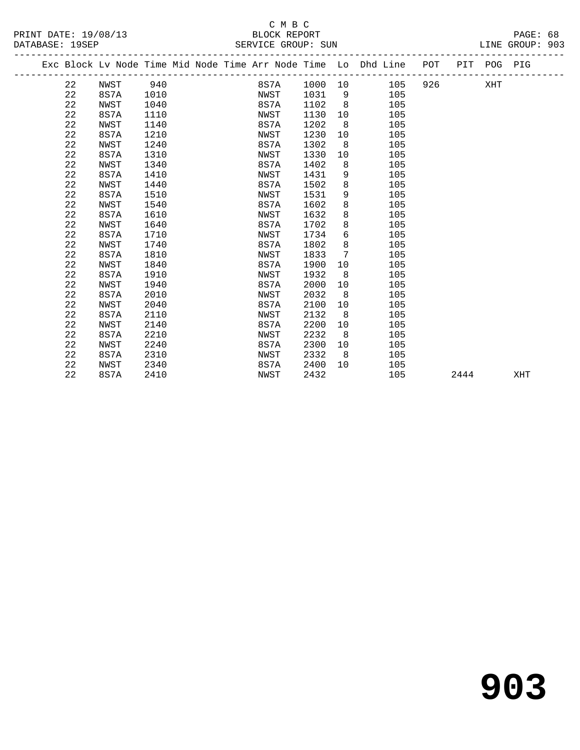C M B C

BLOCK REPORT

SERVICE GROUP: SUN

PRINT DATE: 19/08/13
DATABASE: 19SEP

LINE GROUP: 903

| Exc | Block | Lv | Node | Time | Mid | Node | Time | Arr | Node | Time | Lo | Dhd | Line | POT | PIT | POG | PIG |
|---|---|---|---|---|---|---|---|---|---|---|---|---|---|---|---|---|---|
| | 22 | | NWST | 940 | | | | | 8S7A | 1000 | 10 | | 105 | 926 | | XHT | |
| | 22 | | 8S7A | 1010 | | | | | NWST | 1031 | 9 | | 105 | | | | |
| | 22 | | NWST | 1040 | | | | | 8S7A | 1102 | 8 | | 105 | | | | |
| | 22 | | 8S7A | 1110 | | | | | NWST | 1130 | 10 | | 105 | | | | |
| | 22 | | NWST | 1140 | | | | | 8S7A | 1202 | 8 | | 105 | | | | |
| | 22 | | 8S7A | 1210 | | | | | NWST | 1230 | 10 | | 105 | | | | |
| | 22 | | NWST | 1240 | | | | | 8S7A | 1302 | 8 | | 105 | | | | |
| | 22 | | 8S7A | 1310 | | | | | NWST | 1330 | 10 | | 105 | | | | |
| | 22 | | NWST | 1340 | | | | | 8S7A | 1402 | 8 | | 105 | | | | |
| | 22 | | 8S7A | 1410 | | | | | NWST | 1431 | 9 | | 105 | | | | |
| | 22 | | NWST | 1440 | | | | | 8S7A | 1502 | 8 | | 105 | | | | |
| | 22 | | 8S7A | 1510 | | | | | NWST | 1531 | 9 | | 105 | | | | |
| | 22 | | NWST | 1540 | | | | | 8S7A | 1602 | 8 | | 105 | | | | |
| | 22 | | 8S7A | 1610 | | | | | NWST | 1632 | 8 | | 105 | | | | |
| | 22 | | NWST | 1640 | | | | | 8S7A | 1702 | 8 | | 105 | | | | |
| | 22 | | 8S7A | 1710 | | | | | NWST | 1734 | 6 | | 105 | | | | |
| | 22 | | NWST | 1740 | | | | | 8S7A | 1802 | 8 | | 105 | | | | |
| | 22 | | 8S7A | 1810 | | | | | NWST | 1833 | 7 | | 105 | | | | |
| | 22 | | NWST | 1840 | | | | | 8S7A | 1900 | 10 | | 105 | | | | |
| | 22 | | 8S7A | 1910 | | | | | NWST | 1932 | 8 | | 105 | | | | |
| | 22 | | NWST | 1940 | | | | | 8S7A | 2000 | 10 | | 105 | | | | |
| | 22 | | 8S7A | 2010 | | | | | NWST | 2032 | 8 | | 105 | | | | |
| | 22 | | NWST | 2040 | | | | | 8S7A | 2100 | 10 | | 105 | | | | |
| | 22 | | 8S7A | 2110 | | | | | NWST | 2132 | 8 | | 105 | | | | |
| | 22 | | NWST | 2140 | | | | | 8S7A | 2200 | 10 | | 105 | | | | |
| | 22 | | 8S7A | 2210 | | | | | NWST | 2232 | 8 | | 105 | | | | |
| | 22 | | NWST | 2240 | | | | | 8S7A | 2300 | 10 | | 105 | | | | |
| | 22 | | 8S7A | 2310 | | | | | NWST | 2332 | 8 | | 105 | | | | |
| | 22 | | NWST | 2340 | | | | | 8S7A | 2400 | 10 | | 105 | | | | |
| | 22 | | 8S7A | 2410 | | | | | NWST | 2432 | | | 105 | | 2444 | | XHT |

# 903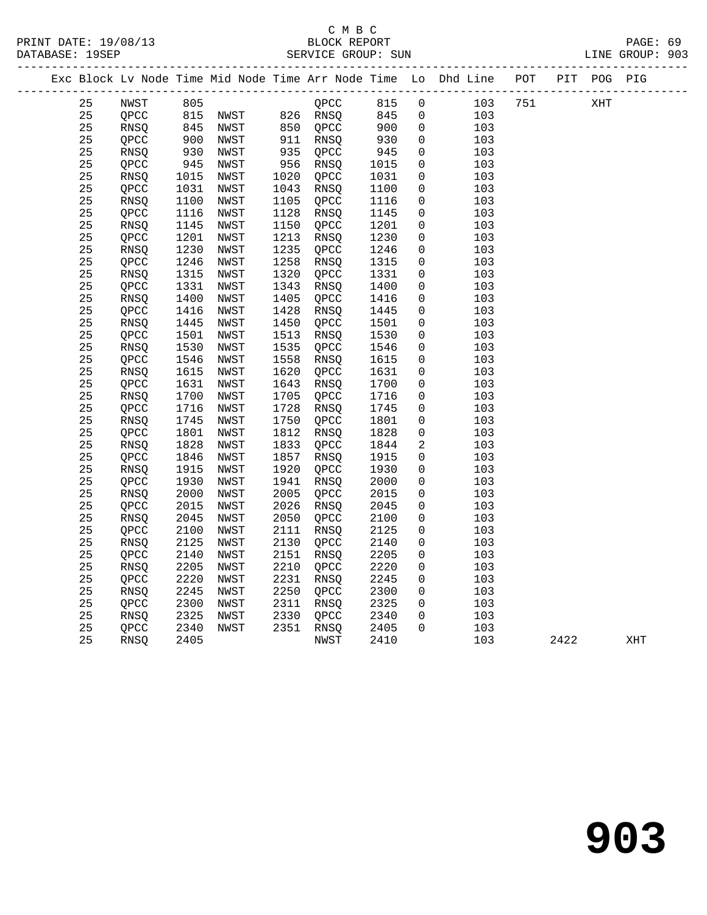C M B C

BLOCK REPORT

SERVICE GROUP: SUN

PRINT DATE: 19/08/13
DATABASE: 19SEP
LINE GROUP: 903

| Exc | Block | Lv | Node | Time | Mid Node | Time | Arr Node | Time | Lo | Dhd Line | POT | PIT | POG | PIG |
|---|---|---|---|---|---|---|---|---|---|---|---|---|---|---|
| | 25 | | NWST | 805 | | | QPCC | 815 | 0 | 103 | 751 | | XHT | |
| | 25 | | QPCC | 815 | NWST | 826 | RNSQ | 845 | 0 | 103 | | | | |
| | 25 | | RNSQ | 845 | NWST | 850 | QPCC | 900 | 0 | 103 | | | | |
| | 25 | | QPCC | 900 | NWST | 911 | RNSQ | 930 | 0 | 103 | | | | |
| | 25 | | RNSQ | 930 | NWST | 935 | QPCC | 945 | 0 | 103 | | | | |
| | 25 | | QPCC | 945 | NWST | 956 | RNSQ | 1015 | 0 | 103 | | | | |
| | 25 | | RNSQ | 1015 | NWST | 1020 | QPCC | 1031 | 0 | 103 | | | | |
| | 25 | | QPCC | 1031 | NWST | 1043 | RNSQ | 1100 | 0 | 103 | | | | |
| | 25 | | RNSQ | 1100 | NWST | 1105 | QPCC | 1116 | 0 | 103 | | | | |
| | 25 | | QPCC | 1116 | NWST | 1128 | RNSQ | 1145 | 0 | 103 | | | | |
| | 25 | | RNSQ | 1145 | NWST | 1150 | QPCC | 1201 | 0 | 103 | | | | |
| | 25 | | QPCC | 1201 | NWST | 1213 | RNSQ | 1230 | 0 | 103 | | | | |
| | 25 | | RNSQ | 1230 | NWST | 1235 | QPCC | 1246 | 0 | 103 | | | | |
| | 25 | | QPCC | 1246 | NWST | 1258 | RNSQ | 1315 | 0 | 103 | | | | |
| | 25 | | RNSQ | 1315 | NWST | 1320 | QPCC | 1331 | 0 | 103 | | | | |
| | 25 | | QPCC | 1331 | NWST | 1343 | RNSQ | 1400 | 0 | 103 | | | | |
| | 25 | | RNSQ | 1400 | NWST | 1405 | QPCC | 1416 | 0 | 103 | | | | |
| | 25 | | QPCC | 1416 | NWST | 1428 | RNSQ | 1445 | 0 | 103 | | | | |
| | 25 | | RNSQ | 1445 | NWST | 1450 | QPCC | 1501 | 0 | 103 | | | | |
| | 25 | | QPCC | 1501 | NWST | 1513 | RNSQ | 1530 | 0 | 103 | | | | |
| | 25 | | RNSQ | 1530 | NWST | 1535 | QPCC | 1546 | 0 | 103 | | | | |
| | 25 | | QPCC | 1546 | NWST | 1558 | RNSQ | 1615 | 0 | 103 | | | | |
| | 25 | | RNSQ | 1615 | NWST | 1620 | QPCC | 1631 | 0 | 103 | | | | |
| | 25 | | QPCC | 1631 | NWST | 1643 | RNSQ | 1700 | 0 | 103 | | | | |
| | 25 | | RNSQ | 1700 | NWST | 1705 | QPCC | 1716 | 0 | 103 | | | | |
| | 25 | | QPCC | 1716 | NWST | 1728 | RNSQ | 1745 | 0 | 103 | | | | |
| | 25 | | RNSQ | 1745 | NWST | 1750 | QPCC | 1801 | 0 | 103 | | | | |
| | 25 | | QPCC | 1801 | NWST | 1812 | RNSQ | 1828 | 0 | 103 | | | | |
| | 25 | | RNSQ | 1828 | NWST | 1833 | QPCC | 1844 | 2 | 103 | | | | |
| | 25 | | QPCC | 1846 | NWST | 1857 | RNSQ | 1915 | 0 | 103 | | | | |
| | 25 | | RNSQ | 1915 | NWST | 1920 | QPCC | 1930 | 0 | 103 | | | | |
| | 25 | | QPCC | 1930 | NWST | 1941 | RNSQ | 2000 | 0 | 103 | | | | |
| | 25 | | RNSQ | 2000 | NWST | 2005 | QPCC | 2015 | 0 | 103 | | | | |
| | 25 | | QPCC | 2015 | NWST | 2026 | RNSQ | 2045 | 0 | 103 | | | | |
| | 25 | | RNSQ | 2045 | NWST | 2050 | QPCC | 2100 | 0 | 103 | | | | |
| | 25 | | QPCC | 2100 | NWST | 2111 | RNSQ | 2125 | 0 | 103 | | | | |
| | 25 | | RNSQ | 2125 | NWST | 2130 | QPCC | 2140 | 0 | 103 | | | | |
| | 25 | | QPCC | 2140 | NWST | 2151 | RNSQ | 2205 | 0 | 103 | | | | |
| | 25 | | RNSQ | 2205 | NWST | 2210 | QPCC | 2220 | 0 | 103 | | | | |
| | 25 | | QPCC | 2220 | NWST | 2231 | RNSQ | 2245 | 0 | 103 | | | | |
| | 25 | | RNSQ | 2245 | NWST | 2250 | QPCC | 2300 | 0 | 103 | | | | |
| | 25 | | QPCC | 2300 | NWST | 2311 | RNSQ | 2325 | 0 | 103 | | | | |
| | 25 | | RNSQ | 2325 | NWST | 2330 | QPCC | 2340 | 0 | 103 | | | | |
| | 25 | | QPCC | 2340 | NWST | 2351 | RNSQ | 2405 | 0 | 103 | | | | |
| | 25 | | RNSQ | 2405 | | | NWST | 2410 | | 103 | | 2422 | | XHT |

# 903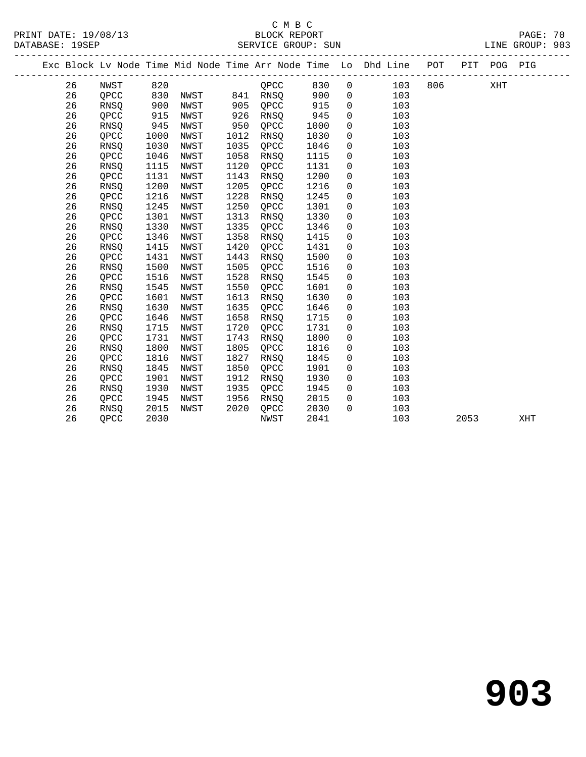C M B C

BLOCK REPORT

PRINT DATE: 19/08/13

DATABASE: 19SEP

SERVICE GROUP: SUN

LINE GROUP: 903

| Exc | Block | Lv | Node | Time | Mid Node | Time | Arr Node | Time | Lo | Dhd Line | POT | PIT | POG | PIG |
|---|---|---|---|---|---|---|---|---|---|---|---|---|---|---|
| | 26 | | NWST | 820 | | | QPCC | 830 | 0 | 103 | 806 | | XHT | |
| | 26 | | QPCC | 830 | NWST | 841 | RNSQ | 900 | 0 | 103 | | | | |
| | 26 | | RNSQ | 900 | NWST | 905 | QPCC | 915 | 0 | 103 | | | | |
| | 26 | | QPCC | 915 | NWST | 926 | RNSQ | 945 | 0 | 103 | | | | |
| | 26 | | RNSQ | 945 | NWST | 950 | QPCC | 1000 | 0 | 103 | | | | |
| | 26 | | QPCC | 1000 | NWST | 1012 | RNSQ | 1030 | 0 | 103 | | | | |
| | 26 | | RNSQ | 1030 | NWST | 1035 | QPCC | 1046 | 0 | 103 | | | | |
| | 26 | | QPCC | 1046 | NWST | 1058 | RNSQ | 1115 | 0 | 103 | | | | |
| | 26 | | RNSQ | 1115 | NWST | 1120 | QPCC | 1131 | 0 | 103 | | | | |
| | 26 | | QPCC | 1131 | NWST | 1143 | RNSQ | 1200 | 0 | 103 | | | | |
| | 26 | | RNSQ | 1200 | NWST | 1205 | QPCC | 1216 | 0 | 103 | | | | |
| | 26 | | QPCC | 1216 | NWST | 1228 | RNSQ | 1245 | 0 | 103 | | | | |
| | 26 | | RNSQ | 1245 | NWST | 1250 | QPCC | 1301 | 0 | 103 | | | | |
| | 26 | | QPCC | 1301 | NWST | 1313 | RNSQ | 1330 | 0 | 103 | | | | |
| | 26 | | RNSQ | 1330 | NWST | 1335 | QPCC | 1346 | 0 | 103 | | | | |
| | 26 | | QPCC | 1346 | NWST | 1358 | RNSQ | 1415 | 0 | 103 | | | | |
| | 26 | | RNSQ | 1415 | NWST | 1420 | QPCC | 1431 | 0 | 103 | | | | |
| | 26 | | QPCC | 1431 | NWST | 1443 | RNSQ | 1500 | 0 | 103 | | | | |
| | 26 | | RNSQ | 1500 | NWST | 1505 | QPCC | 1516 | 0 | 103 | | | | |
| | 26 | | QPCC | 1516 | NWST | 1528 | RNSQ | 1545 | 0 | 103 | | | | |
| | 26 | | RNSQ | 1545 | NWST | 1550 | QPCC | 1601 | 0 | 103 | | | | |
| | 26 | | QPCC | 1601 | NWST | 1613 | RNSQ | 1630 | 0 | 103 | | | | |
| | 26 | | RNSQ | 1630 | NWST | 1635 | QPCC | 1646 | 0 | 103 | | | | |
| | 26 | | QPCC | 1646 | NWST | 1658 | RNSQ | 1715 | 0 | 103 | | | | |
| | 26 | | RNSQ | 1715 | NWST | 1720 | QPCC | 1731 | 0 | 103 | | | | |
| | 26 | | QPCC | 1731 | NWST | 1743 | RNSQ | 1800 | 0 | 103 | | | | |
| | 26 | | RNSQ | 1800 | NWST | 1805 | QPCC | 1816 | 0 | 103 | | | | |
| | 26 | | QPCC | 1816 | NWST | 1827 | RNSQ | 1845 | 0 | 103 | | | | |
| | 26 | | RNSQ | 1845 | NWST | 1850 | QPCC | 1901 | 0 | 103 | | | | |
| | 26 | | QPCC | 1901 | NWST | 1912 | RNSQ | 1930 | 0 | 103 | | | | |
| | 26 | | RNSQ | 1930 | NWST | 1935 | QPCC | 1945 | 0 | 103 | | | | |
| | 26 | | QPCC | 1945 | NWST | 1956 | RNSQ | 2015 | 0 | 103 | | | | |
| | 26 | | RNSQ | 2015 | NWST | 2020 | QPCC | 2030 | 0 | 103 | | | | |
| | 26 | | QPCC | 2030 | | | NWST | 2041 | | 103 | | 2053 | | XHT |

903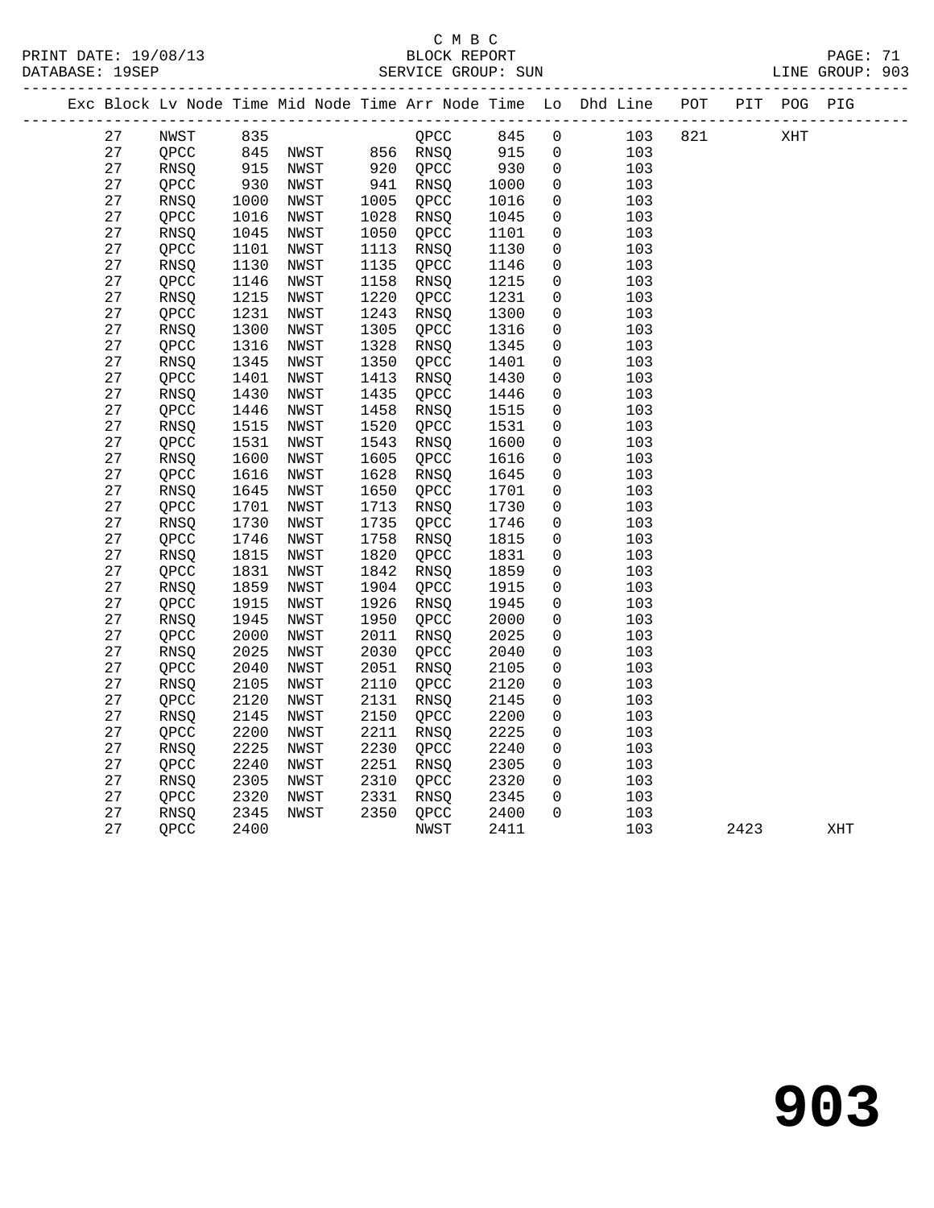C M B C
BLOCK REPORT
SERVICE GROUP: SUN

PRINT DATE: 19/08/13
DATABASE: 19SEP
LINE GROUP: 903

| Exc | Block | Lv | Node | Time | Mid Node | Time | Arr Node | Time | Lo | Dhd Line | POT | PIT | POG | PIG |
|---|---|---|---|---|---|---|---|---|---|---|---|---|---|---|
| | 27 | | NWST | 835 | | | QPCC | 845 | 0 | 103 | 821 | | XHT | |
| | 27 | | QPCC | 845 | NWST | 856 | RNSQ | 915 | 0 | 103 | | | | |
| | 27 | | RNSQ | 915 | NWST | 920 | QPCC | 930 | 0 | 103 | | | | |
| | 27 | | QPCC | 930 | NWST | 941 | RNSQ | 1000 | 0 | 103 | | | | |
| | 27 | | RNSQ | 1000 | NWST | 1005 | QPCC | 1016 | 0 | 103 | | | | |
| | 27 | | QPCC | 1016 | NWST | 1028 | RNSQ | 1045 | 0 | 103 | | | | |
| | 27 | | RNSQ | 1045 | NWST | 1050 | QPCC | 1101 | 0 | 103 | | | | |
| | 27 | | QPCC | 1101 | NWST | 1113 | RNSQ | 1130 | 0 | 103 | | | | |
| | 27 | | RNSQ | 1130 | NWST | 1135 | QPCC | 1146 | 0 | 103 | | | | |
| | 27 | | QPCC | 1146 | NWST | 1158 | RNSQ | 1215 | 0 | 103 | | | | |
| | 27 | | RNSQ | 1215 | NWST | 1220 | QPCC | 1231 | 0 | 103 | | | | |
| | 27 | | QPCC | 1231 | NWST | 1243 | RNSQ | 1300 | 0 | 103 | | | | |
| | 27 | | RNSQ | 1300 | NWST | 1305 | QPCC | 1316 | 0 | 103 | | | | |
| | 27 | | QPCC | 1316 | NWST | 1328 | RNSQ | 1345 | 0 | 103 | | | | |
| | 27 | | RNSQ | 1345 | NWST | 1350 | QPCC | 1401 | 0 | 103 | | | | |
| | 27 | | QPCC | 1401 | NWST | 1413 | RNSQ | 1430 | 0 | 103 | | | | |
| | 27 | | RNSQ | 1430 | NWST | 1435 | QPCC | 1446 | 0 | 103 | | | | |
| | 27 | | QPCC | 1446 | NWST | 1458 | RNSQ | 1515 | 0 | 103 | | | | |
| | 27 | | RNSQ | 1515 | NWST | 1520 | QPCC | 1531 | 0 | 103 | | | | |
| | 27 | | QPCC | 1531 | NWST | 1543 | RNSQ | 1600 | 0 | 103 | | | | |
| | 27 | | RNSQ | 1600 | NWST | 1605 | QPCC | 1616 | 0 | 103 | | | | |
| | 27 | | QPCC | 1616 | NWST | 1628 | RNSQ | 1645 | 0 | 103 | | | | |
| | 27 | | RNSQ | 1645 | NWST | 1650 | QPCC | 1701 | 0 | 103 | | | | |
| | 27 | | QPCC | 1701 | NWST | 1713 | RNSQ | 1730 | 0 | 103 | | | | |
| | 27 | | RNSQ | 1730 | NWST | 1735 | QPCC | 1746 | 0 | 103 | | | | |
| | 27 | | QPCC | 1746 | NWST | 1758 | RNSQ | 1815 | 0 | 103 | | | | |
| | 27 | | RNSQ | 1815 | NWST | 1820 | QPCC | 1831 | 0 | 103 | | | | |
| | 27 | | QPCC | 1831 | NWST | 1842 | RNSQ | 1859 | 0 | 103 | | | | |
| | 27 | | RNSQ | 1859 | NWST | 1904 | QPCC | 1915 | 0 | 103 | | | | |
| | 27 | | QPCC | 1915 | NWST | 1926 | RNSQ | 1945 | 0 | 103 | | | | |
| | 27 | | RNSQ | 1945 | NWST | 1950 | QPCC | 2000 | 0 | 103 | | | | |
| | 27 | | QPCC | 2000 | NWST | 2011 | RNSQ | 2025 | 0 | 103 | | | | |
| | 27 | | RNSQ | 2025 | NWST | 2030 | QPCC | 2040 | 0 | 103 | | | | |
| | 27 | | QPCC | 2040 | NWST | 2051 | RNSQ | 2105 | 0 | 103 | | | | |
| | 27 | | RNSQ | 2105 | NWST | 2110 | QPCC | 2120 | 0 | 103 | | | | |
| | 27 | | QPCC | 2120 | NWST | 2131 | RNSQ | 2145 | 0 | 103 | | | | |
| | 27 | | RNSQ | 2145 | NWST | 2150 | QPCC | 2200 | 0 | 103 | | | | |
| | 27 | | QPCC | 2200 | NWST | 2211 | RNSQ | 2225 | 0 | 103 | | | | |
| | 27 | | RNSQ | 2225 | NWST | 2230 | QPCC | 2240 | 0 | 103 | | | | |
| | 27 | | QPCC | 2240 | NWST | 2251 | RNSQ | 2305 | 0 | 103 | | | | |
| | 27 | | RNSQ | 2305 | NWST | 2310 | QPCC | 2320 | 0 | 103 | | | | |
| | 27 | | QPCC | 2320 | NWST | 2331 | RNSQ | 2345 | 0 | 103 | | | | |
| | 27 | | RNSQ | 2345 | NWST | 2350 | QPCC | 2400 | 0 | 103 | | | | |
| | 27 | | QPCC | 2400 | | | NWST | 2411 | | 103 | | 2423 | | XHT |

# 903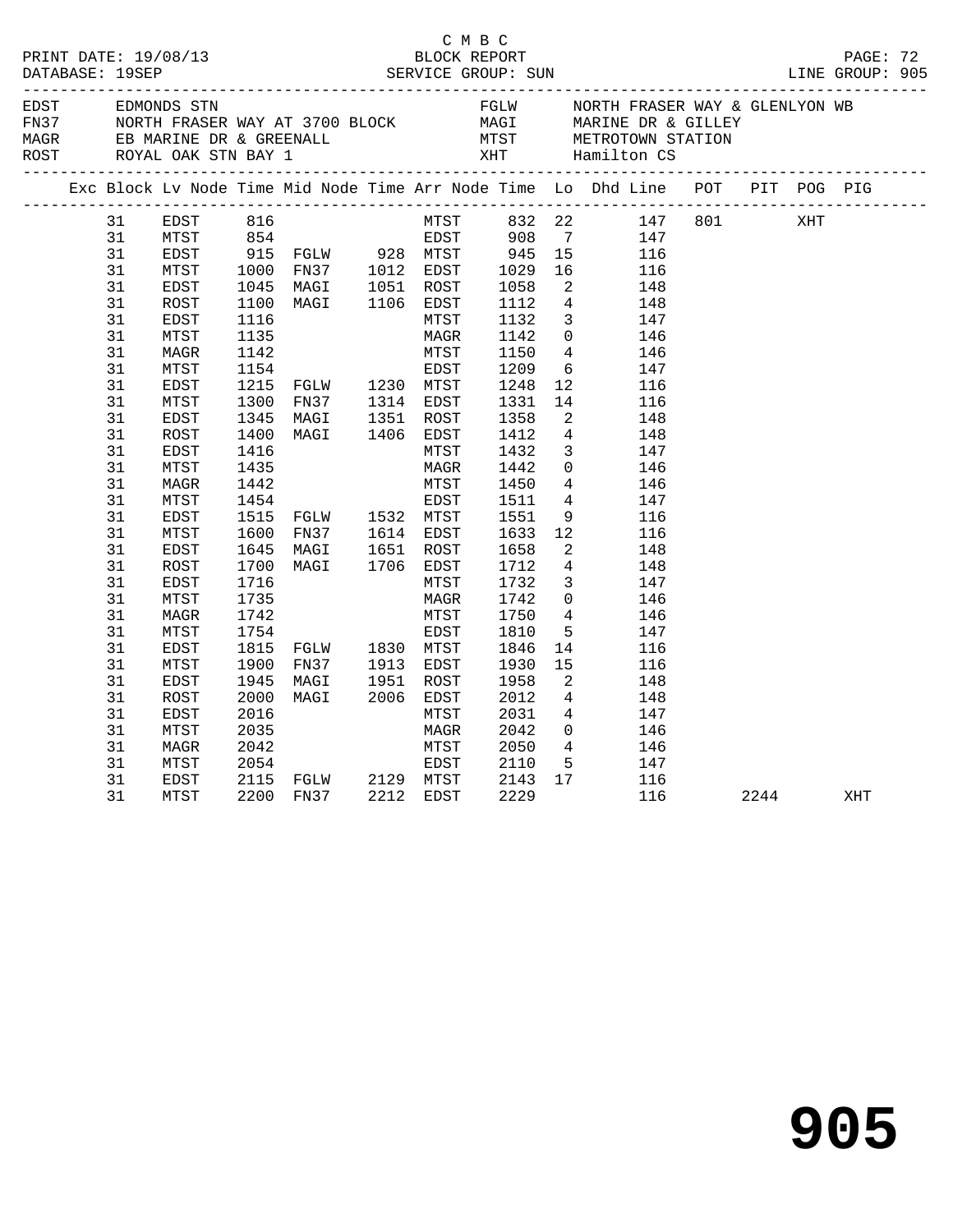C M B C
PRINT DATE: 19/08/13 BLOCK REPORT
DATABASE: 19SEP SERVICE GROUP: SUN LINE GROUP: 905

| Code | Description | Code | Description |
|---|---|---|---|
| EDST | EDMONDS STN | FGLW | NORTH FRASER WAY & GLENLYON WB |
| FN37 | NORTH FRASER WAY AT 3700 BLOCK | MAGI | MARINE DR & GILLEY |
| MAGR | EB MARINE DR & GREENALL | MTST | METROTOWN STATION |
| ROST | ROYAL OAK STN BAY 1 | XHT | Hamilton CS |

| Exc | Block | Lv Node | Time | Mid Node | Time | Arr Node | Time | Lo | Dhd | Line | POT | PIT | POG | PIG |
|---|---|---|---|---|---|---|---|---|---|---|---|---|---|---|
| | 31 | EDST | 816 | | | MTST | 832 | 22 | | 147 | 801 | | XHT | |
| | 31 | MTST | 854 | | | EDST | 908 | 7 | | 147 | | | | |
| | 31 | EDST | 915 | FGLW | 928 | MTST | 945 | 15 | | 116 | | | | |
| | 31 | MTST | 1000 | FN37 | 1012 | EDST | 1029 | 16 | | 116 | | | | |
| | 31 | EDST | 1045 | MAGI | 1051 | ROST | 1058 | 2 | | 148 | | | | |
| | 31 | ROST | 1100 | MAGI | 1106 | EDST | 1112 | 4 | | 148 | | | | |
| | 31 | EDST | 1116 | | | MTST | 1132 | 3 | | 147 | | | | |
| | 31 | MTST | 1135 | | | MAGR | 1142 | 0 | | 146 | | | | |
| | 31 | MAGR | 1142 | | | MTST | 1150 | 4 | | 146 | | | | |
| | 31 | MTST | 1154 | | | EDST | 1209 | 6 | | 147 | | | | |
| | 31 | EDST | 1215 | FGLW | 1230 | MTST | 1248 | 12 | | 116 | | | | |
| | 31 | MTST | 1300 | FN37 | 1314 | EDST | 1331 | 14 | | 116 | | | | |
| | 31 | EDST | 1345 | MAGI | 1351 | ROST | 1358 | 2 | | 148 | | | | |
| | 31 | ROST | 1400 | MAGI | 1406 | EDST | 1412 | 4 | | 148 | | | | |
| | 31 | EDST | 1416 | | | MTST | 1432 | 3 | | 147 | | | | |
| | 31 | MTST | 1435 | | | MAGR | 1442 | 0 | | 146 | | | | |
| | 31 | MAGR | 1442 | | | MTST | 1450 | 4 | | 146 | | | | |
| | 31 | MTST | 1454 | | | EDST | 1511 | 4 | | 147 | | | | |
| | 31 | EDST | 1515 | FGLW | 1532 | MTST | 1551 | 9 | | 116 | | | | |
| | 31 | MTST | 1600 | FN37 | 1614 | EDST | 1633 | 12 | | 116 | | | | |
| | 31 | EDST | 1645 | MAGI | 1651 | ROST | 1658 | 2 | | 148 | | | | |
| | 31 | ROST | 1700 | MAGI | 1706 | EDST | 1712 | 4 | | 148 | | | | |
| | 31 | EDST | 1716 | | | MTST | 1732 | 3 | | 147 | | | | |
| | 31 | MTST | 1735 | | | MAGR | 1742 | 0 | | 146 | | | | |
| | 31 | MAGR | 1742 | | | MTST | 1750 | 4 | | 146 | | | | |
| | 31 | MTST | 1754 | | | EDST | 1810 | 5 | | 147 | | | | |
| | 31 | EDST | 1815 | FGLW | 1830 | MTST | 1846 | 14 | | 116 | | | | |
| | 31 | MTST | 1900 | FN37 | 1913 | EDST | 1930 | 15 | | 116 | | | | |
| | 31 | EDST | 1945 | MAGI | 1951 | ROST | 1958 | 2 | | 148 | | | | |
| | 31 | ROST | 2000 | MAGI | 2006 | EDST | 2012 | 4 | | 148 | | | | |
| | 31 | EDST | 2016 | | | MTST | 2031 | 4 | | 147 | | | | |
| | 31 | MTST | 2035 | | | MAGR | 2042 | 0 | | 146 | | | | |
| | 31 | MAGR | 2042 | | | MTST | 2050 | 4 | | 146 | | | | |
| | 31 | MTST | 2054 | | | EDST | 2110 | 5 | | 147 | | | | |
| | 31 | EDST | 2115 | FGLW | 2129 | MTST | 2143 | 17 | | 116 | | | | |
| | 31 | MTST | 2200 | FN37 | 2212 | EDST | 2229 | | | 116 | | 2244 | | XHT |

# 905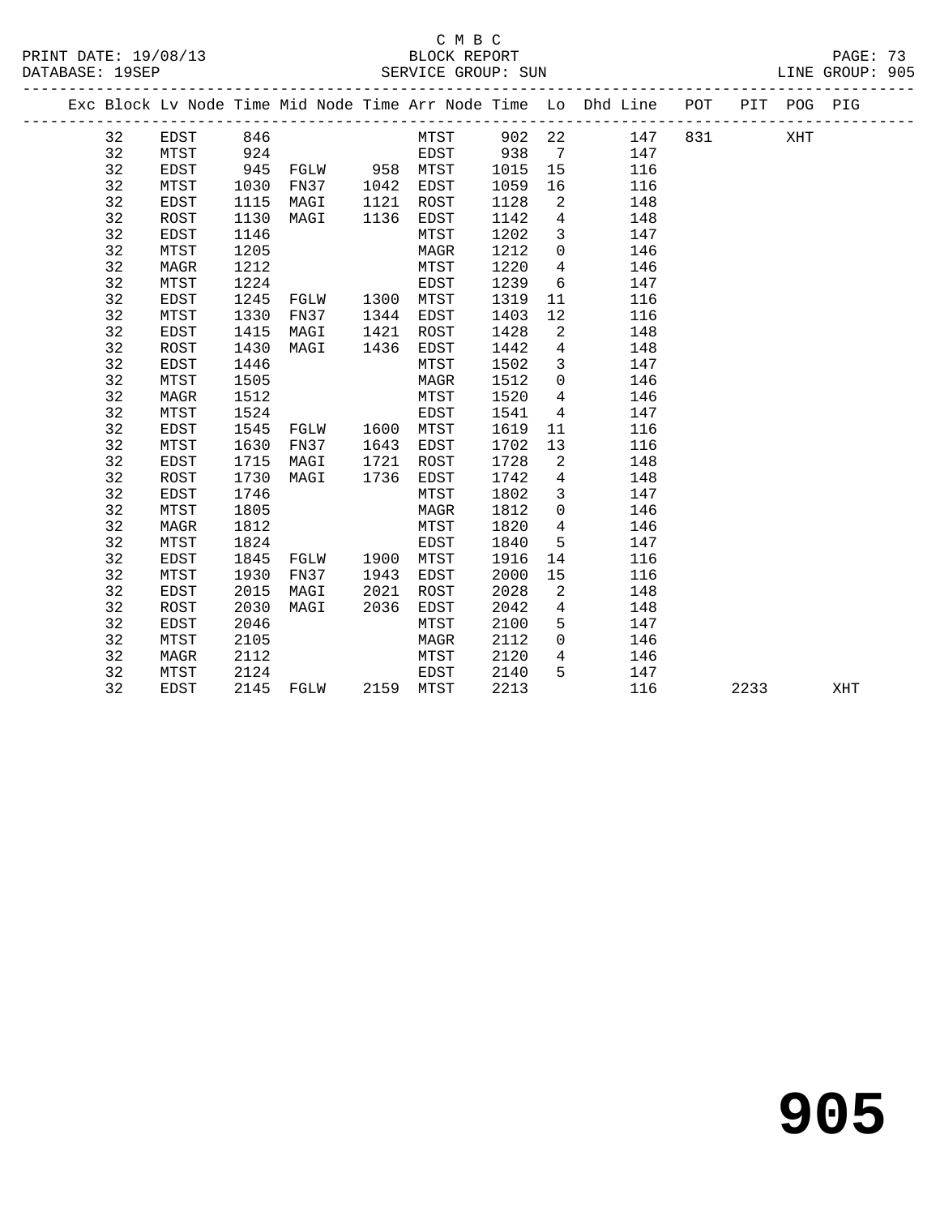C M B C

BLOCK REPORT

SERVICE GROUP: SUN

DATABASE: 19SEP

| Exc | Block | Lv | Node | Time | Mid Node | Time | Arr Node | Time | Lo | Dhd Line | POT | PIT | POG | PIG |
|---|---|---|---|---|---|---|---|---|---|---|---|---|---|---|
| | 32 | | EDST | 846 | | | MTST | 902 | 22 | 147 | 831 | | XHT | |
| | 32 | | MTST | 924 | | | EDST | 938 | 7 | 147 | | | | |
| | 32 | | EDST | 945 | FGLW | 958 | MTST | 1015 | 15 | 116 | | | | |
| | 32 | | MTST | 1030 | FN37 | 1042 | EDST | 1059 | 16 | 116 | | | | |
| | 32 | | EDST | 1115 | MAGI | 1121 | ROST | 1128 | 2 | 148 | | | | |
| | 32 | | ROST | 1130 | MAGI | 1136 | EDST | 1142 | 4 | 148 | | | | |
| | 32 | | EDST | 1146 | | | MTST | 1202 | 3 | 147 | | | | |
| | 32 | | MTST | 1205 | | | MAGR | 1212 | 0 | 146 | | | | |
| | 32 | | MAGR | 1212 | | | MTST | 1220 | 4 | 146 | | | | |
| | 32 | | MTST | 1224 | | | EDST | 1239 | 6 | 147 | | | | |
| | 32 | | EDST | 1245 | FGLW | 1300 | MTST | 1319 | 11 | 116 | | | | |
| | 32 | | MTST | 1330 | FN37 | 1344 | EDST | 1403 | 12 | 116 | | | | |
| | 32 | | EDST | 1415 | MAGI | 1421 | ROST | 1428 | 2 | 148 | | | | |
| | 32 | | ROST | 1430 | MAGI | 1436 | EDST | 1442 | 4 | 148 | | | | |
| | 32 | | EDST | 1446 | | | MTST | 1502 | 3 | 147 | | | | |
| | 32 | | MTST | 1505 | | | MAGR | 1512 | 0 | 146 | | | | |
| | 32 | | MAGR | 1512 | | | MTST | 1520 | 4 | 146 | | | | |
| | 32 | | MTST | 1524 | | | EDST | 1541 | 4 | 147 | | | | |
| | 32 | | EDST | 1545 | FGLW | 1600 | MTST | 1619 | 11 | 116 | | | | |
| | 32 | | MTST | 1630 | FN37 | 1643 | EDST | 1702 | 13 | 116 | | | | |
| | 32 | | EDST | 1715 | MAGI | 1721 | ROST | 1728 | 2 | 148 | | | | |
| | 32 | | ROST | 1730 | MAGI | 1736 | EDST | 1742 | 4 | 148 | | | | |
| | 32 | | EDST | 1746 | | | MTST | 1802 | 3 | 147 | | | | |
| | 32 | | MTST | 1805 | | | MAGR | 1812 | 0 | 146 | | | | |
| | 32 | | MAGR | 1812 | | | MTST | 1820 | 4 | 146 | | | | |
| | 32 | | MTST | 1824 | | | EDST | 1840 | 5 | 147 | | | | |
| | 32 | | EDST | 1845 | FGLW | 1900 | MTST | 1916 | 14 | 116 | | | | |
| | 32 | | MTST | 1930 | FN37 | 1943 | EDST | 2000 | 15 | 116 | | | | |
| | 32 | | EDST | 2015 | MAGI | 2021 | ROST | 2028 | 2 | 148 | | | | |
| | 32 | | ROST | 2030 | MAGI | 2036 | EDST | 2042 | 4 | 148 | | | | |
| | 32 | | EDST | 2046 | | | MTST | 2100 | 5 | 147 | | | | |
| | 32 | | MTST | 2105 | | | MAGR | 2112 | 0 | 146 | | | | |
| | 32 | | MAGR | 2112 | | | MTST | 2120 | 4 | 146 | | | | |
| | 32 | | MTST | 2124 | | | EDST | 2140 | 5 | 147 | | | | |
| | 32 | | EDST | 2145 | FGLW | 2159 | MTST | 2213 | | 116 | | 2233 | | XHT |

# 905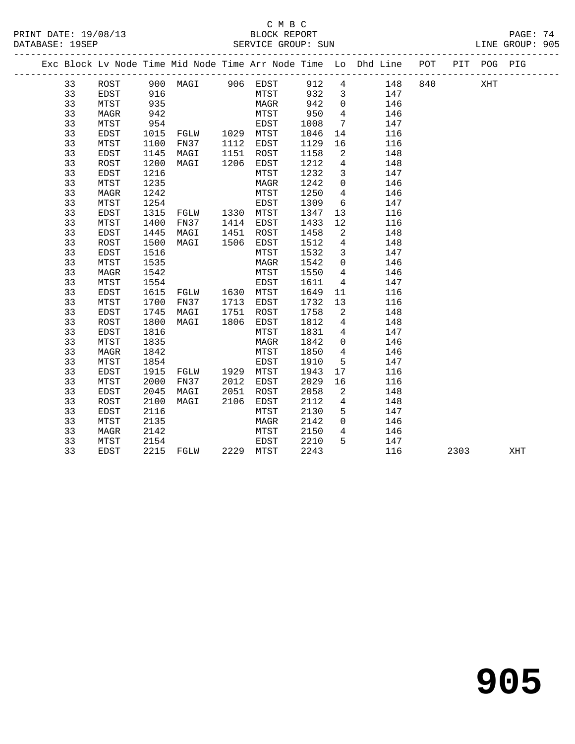C M B C
PRINT DATE: 19/08/13 BLOCK REPORT
DATABASE: 19SEP SERVICE GROUP: SUN LINE GROUP: 905

| Exc | Block | Lv | Node | Time | Mid Node | Time | Arr Node | Time | Lo | Dhd Line | POT | PIT | POG | PIG |
|---|---|---|---|---|---|---|---|---|---|---|---|---|---|---|
| | 33 | | ROST | 900 | MAGI | 906 | EDST | 912 | 4 | 148 | 840 | | XHT | |
| | 33 | | EDST | 916 | | | MTST | 932 | 3 | 147 | | | | |
| | 33 | | MTST | 935 | | | MAGR | 942 | 0 | 146 | | | | |
| | 33 | | MAGR | 942 | | | MTST | 950 | 4 | 146 | | | | |
| | 33 | | MTST | 954 | | | EDST | 1008 | 7 | 147 | | | | |
| | 33 | | EDST | 1015 | FGLW | 1029 | MTST | 1046 | 14 | 116 | | | | |
| | 33 | | MTST | 1100 | FN37 | 1112 | EDST | 1129 | 16 | 116 | | | | |
| | 33 | | EDST | 1145 | MAGI | 1151 | ROST | 1158 | 2 | 148 | | | | |
| | 33 | | ROST | 1200 | MAGI | 1206 | EDST | 1212 | 4 | 148 | | | | |
| | 33 | | EDST | 1216 | | | MTST | 1232 | 3 | 147 | | | | |
| | 33 | | MTST | 1235 | | | MAGR | 1242 | 0 | 146 | | | | |
| | 33 | | MAGR | 1242 | | | MTST | 1250 | 4 | 146 | | | | |
| | 33 | | MTST | 1254 | | | EDST | 1309 | 6 | 147 | | | | |
| | 33 | | EDST | 1315 | FGLW | 1330 | MTST | 1347 | 13 | 116 | | | | |
| | 33 | | MTST | 1400 | FN37 | 1414 | EDST | 1433 | 12 | 116 | | | | |
| | 33 | | EDST | 1445 | MAGI | 1451 | ROST | 1458 | 2 | 148 | | | | |
| | 33 | | ROST | 1500 | MAGI | 1506 | EDST | 1512 | 4 | 148 | | | | |
| | 33 | | EDST | 1516 | | | MTST | 1532 | 3 | 147 | | | | |
| | 33 | | MTST | 1535 | | | MAGR | 1542 | 0 | 146 | | | | |
| | 33 | | MAGR | 1542 | | | MTST | 1550 | 4 | 146 | | | | |
| | 33 | | MTST | 1554 | | | EDST | 1611 | 4 | 147 | | | | |
| | 33 | | EDST | 1615 | FGLW | 1630 | MTST | 1649 | 11 | 116 | | | | |
| | 33 | | MTST | 1700 | FN37 | 1713 | EDST | 1732 | 13 | 116 | | | | |
| | 33 | | EDST | 1745 | MAGI | 1751 | ROST | 1758 | 2 | 148 | | | | |
| | 33 | | ROST | 1800 | MAGI | 1806 | EDST | 1812 | 4 | 148 | | | | |
| | 33 | | EDST | 1816 | | | MTST | 1831 | 4 | 147 | | | | |
| | 33 | | MTST | 1835 | | | MAGR | 1842 | 0 | 146 | | | | |
| | 33 | | MAGR | 1842 | | | MTST | 1850 | 4 | 146 | | | | |
| | 33 | | MTST | 1854 | | | EDST | 1910 | 5 | 147 | | | | |
| | 33 | | EDST | 1915 | FGLW | 1929 | MTST | 1943 | 17 | 116 | | | | |
| | 33 | | MTST | 2000 | FN37 | 2012 | EDST | 2029 | 16 | 116 | | | | |
| | 33 | | EDST | 2045 | MAGI | 2051 | ROST | 2058 | 2 | 148 | | | | |
| | 33 | | ROST | 2100 | MAGI | 2106 | EDST | 2112 | 4 | 148 | | | | |
| | 33 | | EDST | 2116 | | | MTST | 2130 | 5 | 147 | | | | |
| | 33 | | MTST | 2135 | | | MAGR | 2142 | 0 | 146 | | | | |
| | 33 | | MAGR | 2142 | | | MTST | 2150 | 4 | 146 | | | | |
| | 33 | | MTST | 2154 | | | EDST | 2210 | 5 | 147 | | | | |
| | 33 | | EDST | 2215 | FGLW | 2229 | MTST | 2243 | | 116 | | 2303 | | XHT |

905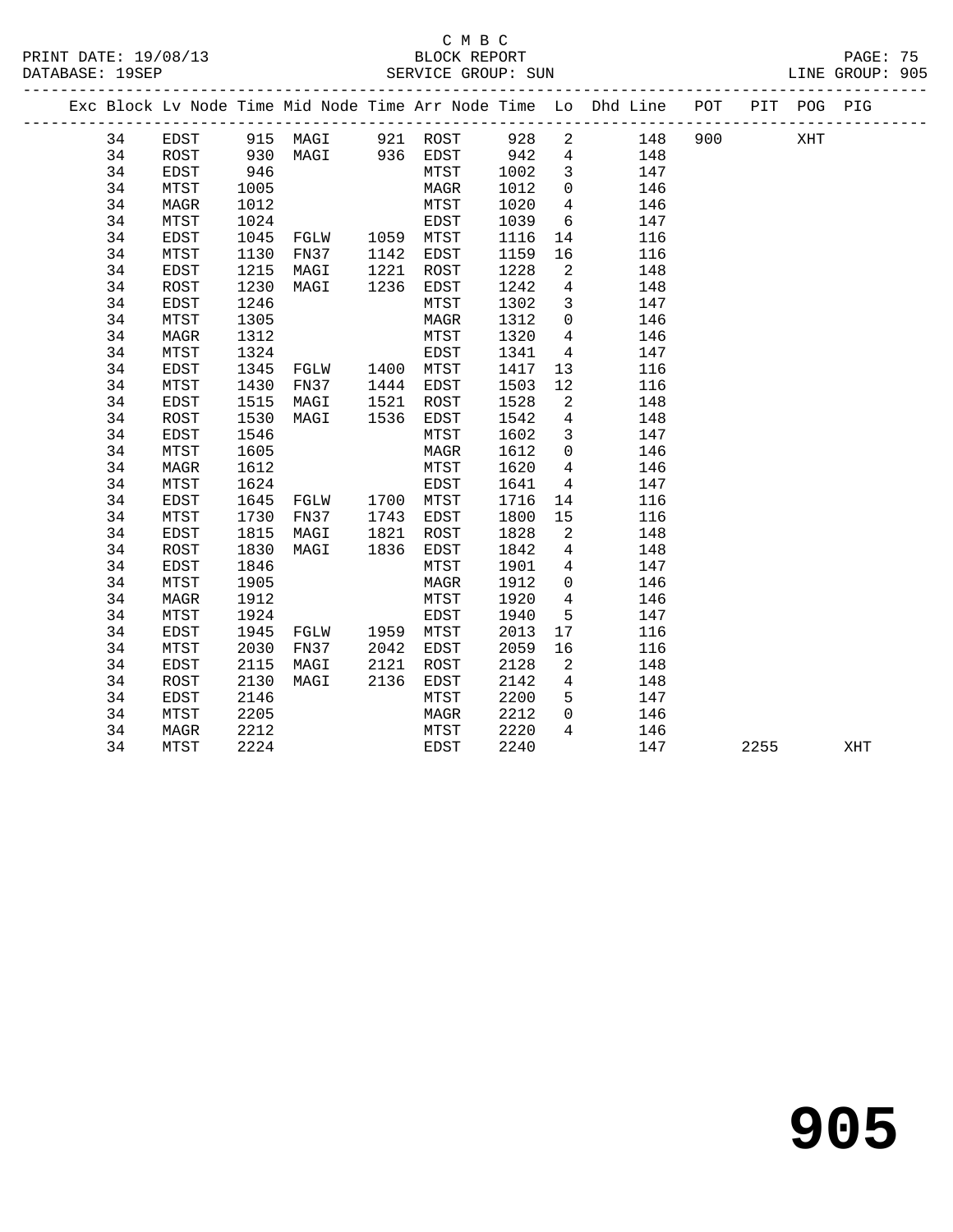C M B C

PRINT DATE: 19/08/13 BLOCK REPORT
DATABASE: 19SEP SERVICE GROUP: SUN LINE GROUP: 905

| Exc | Block | Lv | Node | Time | Mid Node | Time | Arr Node | Time | Lo | Dhd Line | POT | PIT | POG | PIG |
|---|---|---|---|---|---|---|---|---|---|---|---|---|---|---|
| | 34 | | EDST | 915 | MAGI | 921 | ROST | 928 | 2 | 148 | 900 | | XHT | |
| | 34 | | ROST | 930 | MAGI | 936 | EDST | 942 | 4 | 148 | | | | |
| | 34 | | EDST | 946 | | | MTST | 1002 | 3 | 147 | | | | |
| | 34 | | MTST | 1005 | | | MAGR | 1012 | 0 | 146 | | | | |
| | 34 | | MAGR | 1012 | | | MTST | 1020 | 4 | 146 | | | | |
| | 34 | | MTST | 1024 | | | EDST | 1039 | 6 | 147 | | | | |
| | 34 | | EDST | 1045 | FGLW | 1059 | MTST | 1116 | 14 | 116 | | | | |
| | 34 | | MTST | 1130 | FN37 | 1142 | EDST | 1159 | 16 | 116 | | | | |
| | 34 | | EDST | 1215 | MAGI | 1221 | ROST | 1228 | 2 | 148 | | | | |
| | 34 | | ROST | 1230 | MAGI | 1236 | EDST | 1242 | 4 | 148 | | | | |
| | 34 | | EDST | 1246 | | | MTST | 1302 | 3 | 147 | | | | |
| | 34 | | MTST | 1305 | | | MAGR | 1312 | 0 | 146 | | | | |
| | 34 | | MAGR | 1312 | | | MTST | 1320 | 4 | 146 | | | | |
| | 34 | | MTST | 1324 | | | EDST | 1341 | 4 | 147 | | | | |
| | 34 | | EDST | 1345 | FGLW | 1400 | MTST | 1417 | 13 | 116 | | | | |
| | 34 | | MTST | 1430 | FN37 | 1444 | EDST | 1503 | 12 | 116 | | | | |
| | 34 | | EDST | 1515 | MAGI | 1521 | ROST | 1528 | 2 | 148 | | | | |
| | 34 | | ROST | 1530 | MAGI | 1536 | EDST | 1542 | 4 | 148 | | | | |
| | 34 | | EDST | 1546 | | | MTST | 1602 | 3 | 147 | | | | |
| | 34 | | MTST | 1605 | | | MAGR | 1612 | 0 | 146 | | | | |
| | 34 | | MAGR | 1612 | | | MTST | 1620 | 4 | 146 | | | | |
| | 34 | | MTST | 1624 | | | EDST | 1641 | 4 | 147 | | | | |
| | 34 | | EDST | 1645 | FGLW | 1700 | MTST | 1716 | 14 | 116 | | | | |
| | 34 | | MTST | 1730 | FN37 | 1743 | EDST | 1800 | 15 | 116 | | | | |
| | 34 | | EDST | 1815 | MAGI | 1821 | ROST | 1828 | 2 | 148 | | | | |
| | 34 | | ROST | 1830 | MAGI | 1836 | EDST | 1842 | 4 | 148 | | | | |
| | 34 | | EDST | 1846 | | | MTST | 1901 | 4 | 147 | | | | |
| | 34 | | MTST | 1905 | | | MAGR | 1912 | 0 | 146 | | | | |
| | 34 | | MAGR | 1912 | | | MTST | 1920 | 4 | 146 | | | | |
| | 34 | | MTST | 1924 | | | EDST | 1940 | 5 | 147 | | | | |
| | 34 | | EDST | 1945 | FGLW | 1959 | MTST | 2013 | 17 | 116 | | | | |
| | 34 | | MTST | 2030 | FN37 | 2042 | EDST | 2059 | 16 | 116 | | | | |
| | 34 | | EDST | 2115 | MAGI | 2121 | ROST | 2128 | 2 | 148 | | | | |
| | 34 | | ROST | 2130 | MAGI | 2136 | EDST | 2142 | 4 | 148 | | | | |
| | 34 | | EDST | 2146 | | | MTST | 2200 | 5 | 147 | | | | |
| | 34 | | MTST | 2205 | | | MAGR | 2212 | 0 | 146 | | | | |
| | 34 | | MAGR | 2212 | | | MTST | 2220 | 4 | 146 | | | | |
| | 34 | | MTST | 2224 | | | EDST | 2240 | | 147 | | 2255 | | XHT |

# 905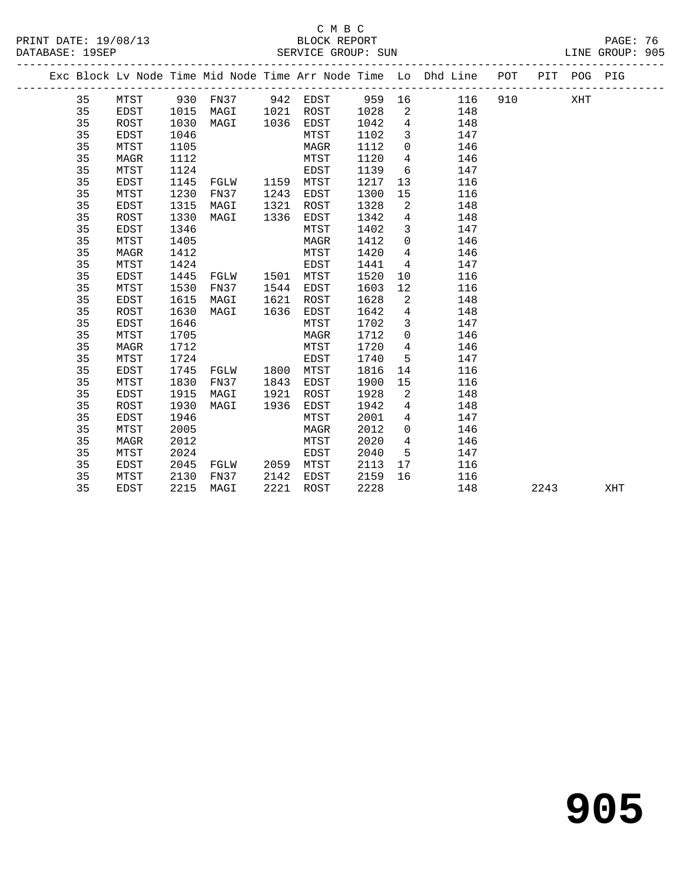C M B C

BLOCK REPORT

PRINT DATE: 19/08/13 DATABASE: 19SEP SERVICE GROUP: SUN LINE GROUP: 905

| Exc | Block | Lv | Node | Time | Mid Node | Time | Arr Node | Time | Lo | Dhd Line | POT | PIT | POG | PIG |
|---|---|---|---|---|---|---|---|---|---|---|---|---|---|---|
| | 35 | | MTST | 930 | FN37 | 942 | EDST | 959 | 16 | 116 | 910 | | XHT | |
| | 35 | | EDST | 1015 | MAGI | 1021 | ROST | 1028 | 2 | 148 | | | | |
| | 35 | | ROST | 1030 | MAGI | 1036 | EDST | 1042 | 4 | 148 | | | | |
| | 35 | | EDST | 1046 | | | MTST | 1102 | 3 | 147 | | | | |
| | 35 | | MTST | 1105 | | | MAGR | 1112 | 0 | 146 | | | | |
| | 35 | | MAGR | 1112 | | | MTST | 1120 | 4 | 146 | | | | |
| | 35 | | MTST | 1124 | | | EDST | 1139 | 6 | 147 | | | | |
| | 35 | | EDST | 1145 | FGLW | 1159 | MTST | 1217 | 13 | 116 | | | | |
| | 35 | | MTST | 1230 | FN37 | 1243 | EDST | 1300 | 15 | 116 | | | | |
| | 35 | | EDST | 1315 | MAGI | 1321 | ROST | 1328 | 2 | 148 | | | | |
| | 35 | | ROST | 1330 | MAGI | 1336 | EDST | 1342 | 4 | 148 | | | | |
| | 35 | | EDST | 1346 | | | MTST | 1402 | 3 | 147 | | | | |
| | 35 | | MTST | 1405 | | | MAGR | 1412 | 0 | 146 | | | | |
| | 35 | | MAGR | 1412 | | | MTST | 1420 | 4 | 146 | | | | |
| | 35 | | MTST | 1424 | | | EDST | 1441 | 4 | 147 | | | | |
| | 35 | | EDST | 1445 | FGLW | 1501 | MTST | 1520 | 10 | 116 | | | | |
| | 35 | | MTST | 1530 | FN37 | 1544 | EDST | 1603 | 12 | 116 | | | | |
| | 35 | | EDST | 1615 | MAGI | 1621 | ROST | 1628 | 2 | 148 | | | | |
| | 35 | | ROST | 1630 | MAGI | 1636 | EDST | 1642 | 4 | 148 | | | | |
| | 35 | | EDST | 1646 | | | MTST | 1702 | 3 | 147 | | | | |
| | 35 | | MTST | 1705 | | | MAGR | 1712 | 0 | 146 | | | | |
| | 35 | | MAGR | 1712 | | | MTST | 1720 | 4 | 146 | | | | |
| | 35 | | MTST | 1724 | | | EDST | 1740 | 5 | 147 | | | | |
| | 35 | | EDST | 1745 | FGLW | 1800 | MTST | 1816 | 14 | 116 | | | | |
| | 35 | | MTST | 1830 | FN37 | 1843 | EDST | 1900 | 15 | 116 | | | | |
| | 35 | | EDST | 1915 | MAGI | 1921 | ROST | 1928 | 2 | 148 | | | | |
| | 35 | | ROST | 1930 | MAGI | 1936 | EDST | 1942 | 4 | 148 | | | | |
| | 35 | | EDST | 1946 | | | MTST | 2001 | 4 | 147 | | | | |
| | 35 | | MTST | 2005 | | | MAGR | 2012 | 0 | 146 | | | | |
| | 35 | | MAGR | 2012 | | | MTST | 2020 | 4 | 146 | | | | |
| | 35 | | MTST | 2024 | | | EDST | 2040 | 5 | 147 | | | | |
| | 35 | | EDST | 2045 | FGLW | 2059 | MTST | 2113 | 17 | 116 | | | | |
| | 35 | | MTST | 2130 | FN37 | 2142 | EDST | 2159 | 16 | 116 | | | | |
| | 35 | | EDST | 2215 | MAGI | 2221 | ROST | 2228 | | 148 | | 2243 | | XHT |

# 905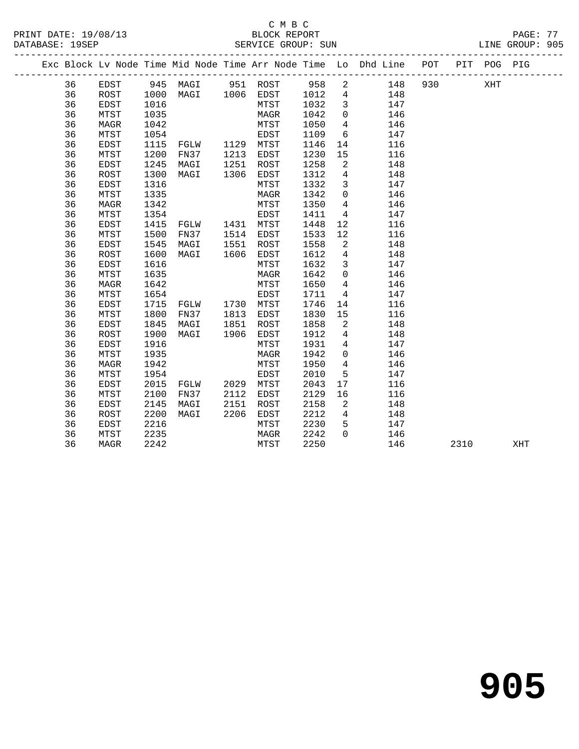C M B C
BLOCK REPORT
SERVICE GROUP: SUN

PRINT DATE: 19/08/13
DATABASE: 19SEP
LINE GROUP: 905

| Exc | Block | Lv | Node | Time | Mid Node | Time | Arr Node | Time | Lo | Dhd Line | POT | PIT | POG | PIG |
|---|---|---|---|---|---|---|---|---|---|---|---|---|---|---|
| | 36 | | EDST | 945 | MAGI | 951 | ROST | 958 | 2 | 148 | 930 | | XHT | |
| | 36 | | ROST | 1000 | MAGI | 1006 | EDST | 1012 | 4 | 148 | | | | |
| | 36 | | EDST | 1016 | | | MTST | 1032 | 3 | 147 | | | | |
| | 36 | | MTST | 1035 | | | MAGR | 1042 | 0 | 146 | | | | |
| | 36 | | MAGR | 1042 | | | MTST | 1050 | 4 | 146 | | | | |
| | 36 | | MTST | 1054 | | | EDST | 1109 | 6 | 147 | | | | |
| | 36 | | EDST | 1115 | FGLW | 1129 | MTST | 1146 | 14 | 116 | | | | |
| | 36 | | MTST | 1200 | FN37 | 1213 | EDST | 1230 | 15 | 116 | | | | |
| | 36 | | EDST | 1245 | MAGI | 1251 | ROST | 1258 | 2 | 148 | | | | |
| | 36 | | ROST | 1300 | MAGI | 1306 | EDST | 1312 | 4 | 148 | | | | |
| | 36 | | EDST | 1316 | | | MTST | 1332 | 3 | 147 | | | | |
| | 36 | | MTST | 1335 | | | MAGR | 1342 | 0 | 146 | | | | |
| | 36 | | MAGR | 1342 | | | MTST | 1350 | 4 | 146 | | | | |
| | 36 | | MTST | 1354 | | | EDST | 1411 | 4 | 147 | | | | |
| | 36 | | EDST | 1415 | FGLW | 1431 | MTST | 1448 | 12 | 116 | | | | |
| | 36 | | MTST | 1500 | FN37 | 1514 | EDST | 1533 | 12 | 116 | | | | |
| | 36 | | EDST | 1545 | MAGI | 1551 | ROST | 1558 | 2 | 148 | | | | |
| | 36 | | ROST | 1600 | MAGI | 1606 | EDST | 1612 | 4 | 148 | | | | |
| | 36 | | EDST | 1616 | | | MTST | 1632 | 3 | 147 | | | | |
| | 36 | | MTST | 1635 | | | MAGR | 1642 | 0 | 146 | | | | |
| | 36 | | MAGR | 1642 | | | MTST | 1650 | 4 | 146 | | | | |
| | 36 | | MTST | 1654 | | | EDST | 1711 | 4 | 147 | | | | |
| | 36 | | EDST | 1715 | FGLW | 1730 | MTST | 1746 | 14 | 116 | | | | |
| | 36 | | MTST | 1800 | FN37 | 1813 | EDST | 1830 | 15 | 116 | | | | |
| | 36 | | EDST | 1845 | MAGI | 1851 | ROST | 1858 | 2 | 148 | | | | |
| | 36 | | ROST | 1900 | MAGI | 1906 | EDST | 1912 | 4 | 148 | | | | |
| | 36 | | EDST | 1916 | | | MTST | 1931 | 4 | 147 | | | | |
| | 36 | | MTST | 1935 | | | MAGR | 1942 | 0 | 146 | | | | |
| | 36 | | MAGR | 1942 | | | MTST | 1950 | 4 | 146 | | | | |
| | 36 | | MTST | 1954 | | | EDST | 2010 | 5 | 147 | | | | |
| | 36 | | EDST | 2015 | FGLW | 2029 | MTST | 2043 | 17 | 116 | | | | |
| | 36 | | MTST | 2100 | FN37 | 2112 | EDST | 2129 | 16 | 116 | | | | |
| | 36 | | EDST | 2145 | MAGI | 2151 | ROST | 2158 | 2 | 148 | | | | |
| | 36 | | ROST | 2200 | MAGI | 2206 | EDST | 2212 | 4 | 148 | | | | |
| | 36 | | EDST | 2216 | | | MTST | 2230 | 5 | 147 | | | | |
| | 36 | | MTST | 2235 | | | MAGR | 2242 | 0 | 146 | | | | |
| | 36 | | MAGR | 2242 | | | MTST | 2250 | | 146 | | 2310 | | XHT |

# 905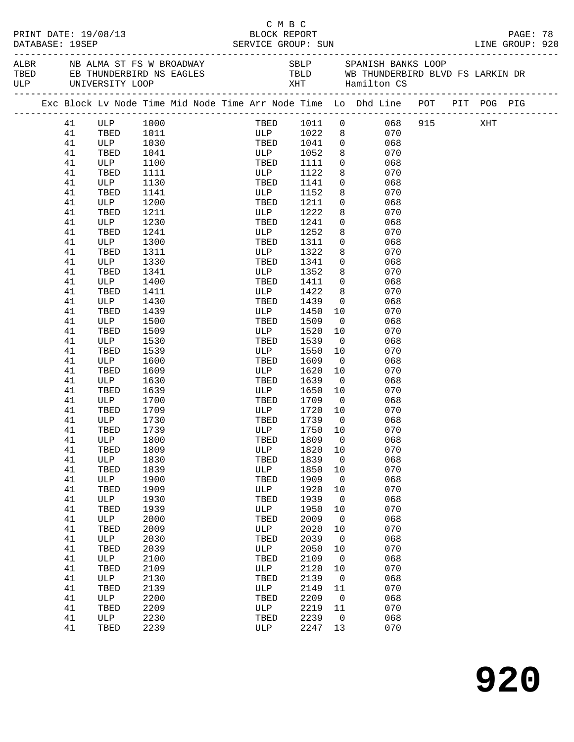C M B C
BLOCK REPORT
SERVICE GROUP: SUN

PRINT DATE: 19/08/13
DATABASE: 19SEP

LINE GROUP: 920

| | | | |
|---|---|---|---|
| ALBR | NB ALMA ST FS W BROADWAY | SBLP | SPANISH BANKS LOOP |
| TBED | EB THUNDERBIRD NS EAGLES | TBLD | WB THUNDERBIRD BLVD FS LARKIN DR |
| ULP | UNIVERSITY LOOP | XHT | Hamilton CS |

| Exc | Block | Lv Node | Time | Mid Node | Time | Arr Node | Time | Lo | Dhd Line | POT | PIT | POG | PIG |
|---|---|---|---|---|---|---|---|---|---|---|---|---|---|
| | 41 | ULP | 1000 | | | TBED | 1011 | 0 | 068 | 915 | | XHT | |
| | 41 | TBED | 1011 | | | ULP | 1022 | 8 | 070 | | | | |
| | 41 | ULP | 1030 | | | TBED | 1041 | 0 | 068 | | | | |
| | 41 | TBED | 1041 | | | ULP | 1052 | 8 | 070 | | | | |
| | 41 | ULP | 1100 | | | TBED | 1111 | 0 | 068 | | | | |
| | 41 | TBED | 1111 | | | ULP | 1122 | 8 | 070 | | | | |
| | 41 | ULP | 1130 | | | TBED | 1141 | 0 | 068 | | | | |
| | 41 | TBED | 1141 | | | ULP | 1152 | 8 | 070 | | | | |
| | 41 | ULP | 1200 | | | TBED | 1211 | 0 | 068 | | | | |
| | 41 | TBED | 1211 | | | ULP | 1222 | 8 | 070 | | | | |
| | 41 | ULP | 1230 | | | TBED | 1241 | 0 | 068 | | | | |
| | 41 | TBED | 1241 | | | ULP | 1252 | 8 | 070 | | | | |
| | 41 | ULP | 1300 | | | TBED | 1311 | 0 | 068 | | | | |
| | 41 | TBED | 1311 | | | ULP | 1322 | 8 | 070 | | | | |
| | 41 | ULP | 1330 | | | TBED | 1341 | 0 | 068 | | | | |
| | 41 | TBED | 1341 | | | ULP | 1352 | 8 | 070 | | | | |
| | 41 | ULP | 1400 | | | TBED | 1411 | 0 | 068 | | | | |
| | 41 | TBED | 1411 | | | ULP | 1422 | 8 | 070 | | | | |
| | 41 | ULP | 1430 | | | TBED | 1439 | 0 | 068 | | | | |
| | 41 | TBED | 1439 | | | ULP | 1450 | 10 | 070 | | | | |
| | 41 | ULP | 1500 | | | TBED | 1509 | 0 | 068 | | | | |
| | 41 | TBED | 1509 | | | ULP | 1520 | 10 | 070 | | | | |
| | 41 | ULP | 1530 | | | TBED | 1539 | 0 | 068 | | | | |
| | 41 | TBED | 1539 | | | ULP | 1550 | 10 | 070 | | | | |
| | 41 | ULP | 1600 | | | TBED | 1609 | 0 | 068 | | | | |
| | 41 | TBED | 1609 | | | ULP | 1620 | 10 | 070 | | | | |
| | 41 | ULP | 1630 | | | TBED | 1639 | 0 | 068 | | | | |
| | 41 | TBED | 1639 | | | ULP | 1650 | 10 | 070 | | | | |
| | 41 | ULP | 1700 | | | TBED | 1709 | 0 | 068 | | | | |
| | 41 | TBED | 1709 | | | ULP | 1720 | 10 | 070 | | | | |
| | 41 | ULP | 1730 | | | TBED | 1739 | 0 | 068 | | | | |
| | 41 | TBED | 1739 | | | ULP | 1750 | 10 | 070 | | | | |
| | 41 | ULP | 1800 | | | TBED | 1809 | 0 | 068 | | | | |
| | 41 | TBED | 1809 | | | ULP | 1820 | 10 | 070 | | | | |
| | 41 | ULP | 1830 | | | TBED | 1839 | 0 | 068 | | | | |
| | 41 | TBED | 1839 | | | ULP | 1850 | 10 | 070 | | | | |
| | 41 | ULP | 1900 | | | TBED | 1909 | 0 | 068 | | | | |
| | 41 | TBED | 1909 | | | ULP | 1920 | 10 | 070 | | | | |
| | 41 | ULP | 1930 | | | TBED | 1939 | 0 | 068 | | | | |
| | 41 | TBED | 1939 | | | ULP | 1950 | 10 | 070 | | | | |
| | 41 | ULP | 2000 | | | TBED | 2009 | 0 | 068 | | | | |
| | 41 | TBED | 2009 | | | ULP | 2020 | 10 | 070 | | | | |
| | 41 | ULP | 2030 | | | TBED | 2039 | 0 | 068 | | | | |
| | 41 | TBED | 2039 | | | ULP | 2050 | 10 | 070 | | | | |
| | 41 | ULP | 2100 | | | TBED | 2109 | 0 | 068 | | | | |
| | 41 | TBED | 2109 | | | ULP | 2120 | 10 | 070 | | | | |
| | 41 | ULP | 2130 | | | TBED | 2139 | 0 | 068 | | | | |
| | 41 | TBED | 2139 | | | ULP | 2149 | 11 | 070 | | | | |
| | 41 | ULP | 2200 | | | TBED | 2209 | 0 | 068 | | | | |
| | 41 | TBED | 2209 | | | ULP | 2219 | 11 | 070 | | | | |
| | 41 | ULP | 2230 | | | TBED | 2239 | 0 | 068 | | | | |
| | 41 | TBED | 2239 | | | ULP | 2247 | 13 | 070 | | | | |

# 920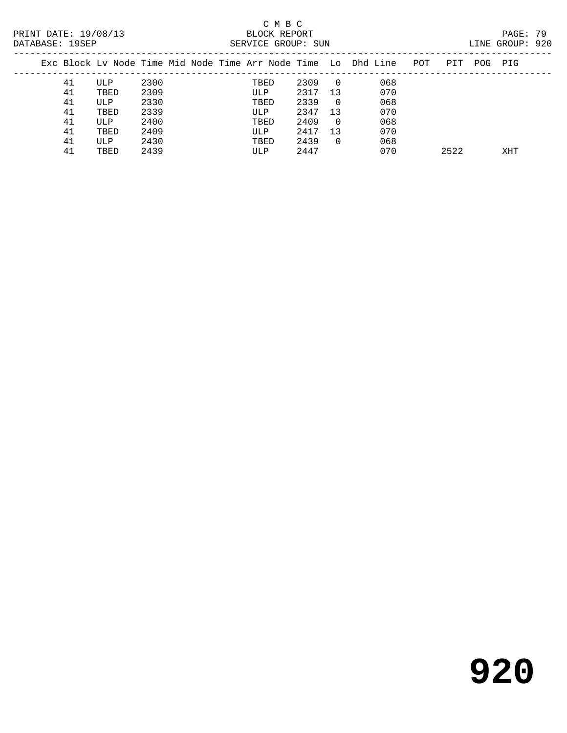C M B C
BLOCK REPORT
SERVICE GROUP: SUN

PRINT DATE: 19/08/13
DATABASE: 19SEP

LINE GROUP: 920

| Exc | Block | Lv Node | Time | Mid Node | Time | Arr Node | Time | Lo | Dhd Line | POT | PIT | POG | PIG |
|---|---|---|---|---|---|---|---|---|---|---|---|---|---|
| | 41 | ULP | 2300 | | | TBED | 2309 | 0 | 068 | | | | |
| | 41 | TBED | 2309 | | | ULP | 2317 | 13 | 070 | | | | |
| | 41 | ULP | 2330 | | | TBED | 2339 | 0 | 068 | | | | |
| | 41 | TBED | 2339 | | | ULP | 2347 | 13 | 070 | | | | |
| | 41 | ULP | 2400 | | | TBED | 2409 | 0 | 068 | | | | |
| | 41 | TBED | 2409 | | | ULP | 2417 | 13 | 070 | | | | |
| | 41 | ULP | 2430 | | | TBED | 2439 | 0 | 068 | | | | |
| | 41 | TBED | 2439 | | | ULP | 2447 | | 070 | | 2522 | | XHT |

# 920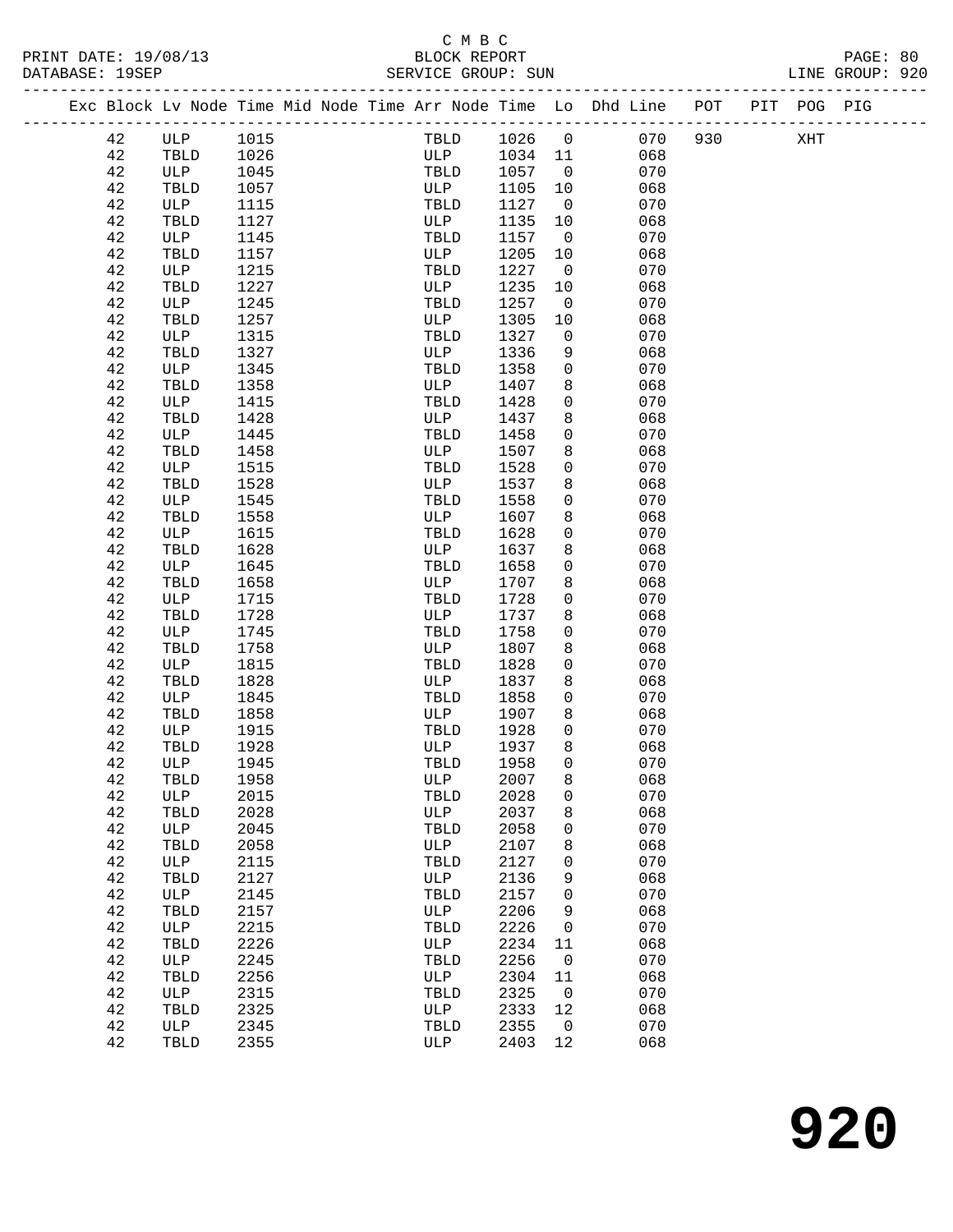C M B C

PRINT DATE: 19/08/13　　BLOCK REPORT
DATABASE: 19SEP　　SERVICE GROUP: SUN　　LINE GROUP: 920

| Exc | Block | Lv Node | Time | Mid Node | Time | Arr Node | Time | Lo | Dhd Line | POT | PIT | POG | PIG |
|---|---|---|---|---|---|---|---|---|---|---|---|---|---|
| | 42 | ULP | 1015 | | | TBLD | 1026 | 0 | 070 | 930 | | XHT | |
| | 42 | TBLD | 1026 | | | ULP | 1034 | 11 | 068 | | | | |
| | 42 | ULP | 1045 | | | TBLD | 1057 | 0 | 070 | | | | |
| | 42 | TBLD | 1057 | | | ULP | 1105 | 10 | 068 | | | | |
| | 42 | ULP | 1115 | | | TBLD | 1127 | 0 | 070 | | | | |
| | 42 | TBLD | 1127 | | | ULP | 1135 | 10 | 068 | | | | |
| | 42 | ULP | 1145 | | | TBLD | 1157 | 0 | 070 | | | | |
| | 42 | TBLD | 1157 | | | ULP | 1205 | 10 | 068 | | | | |
| | 42 | ULP | 1215 | | | TBLD | 1227 | 0 | 070 | | | | |
| | 42 | TBLD | 1227 | | | ULP | 1235 | 10 | 068 | | | | |
| | 42 | ULP | 1245 | | | TBLD | 1257 | 0 | 070 | | | | |
| | 42 | TBLD | 1257 | | | ULP | 1305 | 10 | 068 | | | | |
| | 42 | ULP | 1315 | | | TBLD | 1327 | 0 | 070 | | | | |
| | 42 | TBLD | 1327 | | | ULP | 1336 | 9 | 068 | | | | |
| | 42 | ULP | 1345 | | | TBLD | 1358 | 0 | 070 | | | | |
| | 42 | TBLD | 1358 | | | ULP | 1407 | 8 | 068 | | | | |
| | 42 | ULP | 1415 | | | TBLD | 1428 | 0 | 070 | | | | |
| | 42 | TBLD | 1428 | | | ULP | 1437 | 8 | 068 | | | | |
| | 42 | ULP | 1445 | | | TBLD | 1458 | 0 | 070 | | | | |
| | 42 | TBLD | 1458 | | | ULP | 1507 | 8 | 068 | | | | |
| | 42 | ULP | 1515 | | | TBLD | 1528 | 0 | 070 | | | | |
| | 42 | TBLD | 1528 | | | ULP | 1537 | 8 | 068 | | | | |
| | 42 | ULP | 1545 | | | TBLD | 1558 | 0 | 070 | | | | |
| | 42 | TBLD | 1558 | | | ULP | 1607 | 8 | 068 | | | | |
| | 42 | ULP | 1615 | | | TBLD | 1628 | 0 | 070 | | | | |
| | 42 | TBLD | 1628 | | | ULP | 1637 | 8 | 068 | | | | |
| | 42 | ULP | 1645 | | | TBLD | 1658 | 0 | 070 | | | | |
| | 42 | TBLD | 1658 | | | ULP | 1707 | 8 | 068 | | | | |
| | 42 | ULP | 1715 | | | TBLD | 1728 | 0 | 070 | | | | |
| | 42 | TBLD | 1728 | | | ULP | 1737 | 8 | 068 | | | | |
| | 42 | ULP | 1745 | | | TBLD | 1758 | 0 | 070 | | | | |
| | 42 | TBLD | 1758 | | | ULP | 1807 | 8 | 068 | | | | |
| | 42 | ULP | 1815 | | | TBLD | 1828 | 0 | 070 | | | | |
| | 42 | TBLD | 1828 | | | ULP | 1837 | 8 | 068 | | | | |
| | 42 | ULP | 1845 | | | TBLD | 1858 | 0 | 070 | | | | |
| | 42 | TBLD | 1858 | | | ULP | 1907 | 8 | 068 | | | | |
| | 42 | ULP | 1915 | | | TBLD | 1928 | 0 | 070 | | | | |
| | 42 | TBLD | 1928 | | | ULP | 1937 | 8 | 068 | | | | |
| | 42 | ULP | 1945 | | | TBLD | 1958 | 0 | 070 | | | | |
| | 42 | TBLD | 1958 | | | ULP | 2007 | 8 | 068 | | | | |
| | 42 | ULP | 2015 | | | TBLD | 2028 | 0 | 070 | | | | |
| | 42 | TBLD | 2028 | | | ULP | 2037 | 8 | 068 | | | | |
| | 42 | ULP | 2045 | | | TBLD | 2058 | 0 | 070 | | | | |
| | 42 | TBLD | 2058 | | | ULP | 2107 | 8 | 068 | | | | |
| | 42 | ULP | 2115 | | | TBLD | 2127 | 0 | 070 | | | | |
| | 42 | TBLD | 2127 | | | ULP | 2136 | 9 | 068 | | | | |
| | 42 | ULP | 2145 | | | TBLD | 2157 | 0 | 070 | | | | |
| | 42 | TBLD | 2157 | | | ULP | 2206 | 9 | 068 | | | | |
| | 42 | ULP | 2215 | | | TBLD | 2226 | 0 | 070 | | | | |
| | 42 | TBLD | 2226 | | | ULP | 2234 | 11 | 068 | | | | |
| | 42 | ULP | 2245 | | | TBLD | 2256 | 0 | 070 | | | | |
| | 42 | TBLD | 2256 | | | ULP | 2304 | 11 | 068 | | | | |
| | 42 | ULP | 2315 | | | TBLD | 2325 | 0 | 070 | | | | |
| | 42 | TBLD | 2325 | | | ULP | 2333 | 12 | 068 | | | | |
| | 42 | ULP | 2345 | | | TBLD | 2355 | 0 | 070 | | | | |
| | 42 | TBLD | 2355 | | | ULP | 2403 | 12 | 068 | | | | |

# 920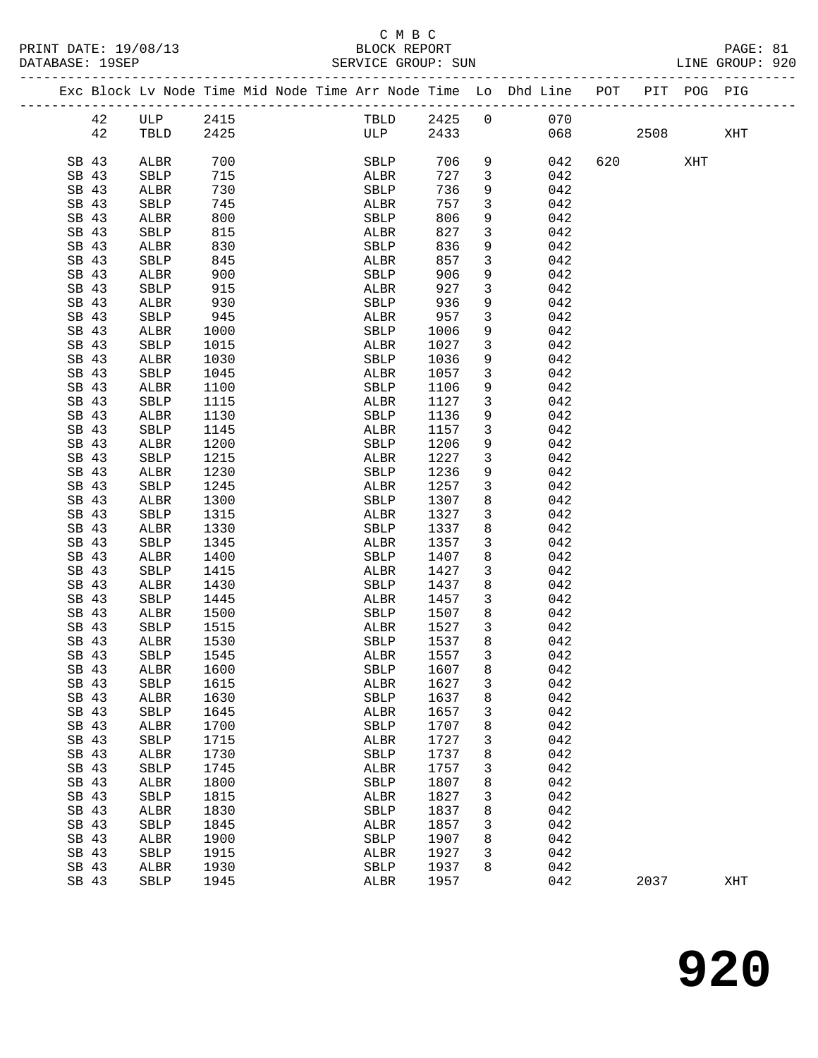C M B C
PRINT DATE: 19/08/13 BLOCK REPORT
DATABASE: 19SEP SERVICE GROUP: SUN LINE GROUP: 920

| Exc | Block | Lv | Node | Time | Mid Node | Time | Arr Node | Time | Lo | Dhd Line | POT | PIT | POG | PIG |
|---|---|---|---|---|---|---|---|---|---|---|---|---|---|---|
| | 42 | | ULP | 2415 | | | TBLD | 2425 | 0 | 070 | | | | |
| | 42 | | TBLD | 2425 | | | ULP | 2433 | | 068 | | 2508 | | XHT |
| SB | 43 | | ALBR | 700 | | | SBLP | 706 | 9 | 042 | 620 | | XHT | |
| SB | 43 | | SBLP | 715 | | | ALBR | 727 | 3 | 042 | | | | |
| SB | 43 | | ALBR | 730 | | | SBLP | 736 | 9 | 042 | | | | |
| SB | 43 | | SBLP | 745 | | | ALBR | 757 | 3 | 042 | | | | |
| SB | 43 | | ALBR | 800 | | | SBLP | 806 | 9 | 042 | | | | |
| SB | 43 | | SBLP | 815 | | | ALBR | 827 | 3 | 042 | | | | |
| SB | 43 | | ALBR | 830 | | | SBLP | 836 | 9 | 042 | | | | |
| SB | 43 | | SBLP | 845 | | | ALBR | 857 | 3 | 042 | | | | |
| SB | 43 | | ALBR | 900 | | | SBLP | 906 | 9 | 042 | | | | |
| SB | 43 | | SBLP | 915 | | | ALBR | 927 | 3 | 042 | | | | |
| SB | 43 | | ALBR | 930 | | | SBLP | 936 | 9 | 042 | | | | |
| SB | 43 | | SBLP | 945 | | | ALBR | 957 | 3 | 042 | | | | |
| SB | 43 | | ALBR | 1000 | | | SBLP | 1006 | 9 | 042 | | | | |
| SB | 43 | | SBLP | 1015 | | | ALBR | 1027 | 3 | 042 | | | | |
| SB | 43 | | ALBR | 1030 | | | SBLP | 1036 | 9 | 042 | | | | |
| SB | 43 | | SBLP | 1045 | | | ALBR | 1057 | 3 | 042 | | | | |
| SB | 43 | | ALBR | 1100 | | | SBLP | 1106 | 9 | 042 | | | | |
| SB | 43 | | SBLP | 1115 | | | ALBR | 1127 | 3 | 042 | | | | |
| SB | 43 | | ALBR | 1130 | | | SBLP | 1136 | 9 | 042 | | | | |
| SB | 43 | | SBLP | 1145 | | | ALBR | 1157 | 3 | 042 | | | | |
| SB | 43 | | ALBR | 1200 | | | SBLP | 1206 | 9 | 042 | | | | |
| SB | 43 | | SBLP | 1215 | | | ALBR | 1227 | 3 | 042 | | | | |
| SB | 43 | | ALBR | 1230 | | | SBLP | 1236 | 9 | 042 | | | | |
| SB | 43 | | SBLP | 1245 | | | ALBR | 1257 | 3 | 042 | | | | |
| SB | 43 | | ALBR | 1300 | | | SBLP | 1307 | 8 | 042 | | | | |
| SB | 43 | | SBLP | 1315 | | | ALBR | 1327 | 3 | 042 | | | | |
| SB | 43 | | ALBR | 1330 | | | SBLP | 1337 | 8 | 042 | | | | |
| SB | 43 | | SBLP | 1345 | | | ALBR | 1357 | 3 | 042 | | | | |
| SB | 43 | | ALBR | 1400 | | | SBLP | 1407 | 8 | 042 | | | | |
| SB | 43 | | SBLP | 1415 | | | ALBR | 1427 | 3 | 042 | | | | |
| SB | 43 | | ALBR | 1430 | | | SBLP | 1437 | 8 | 042 | | | | |
| SB | 43 | | SBLP | 1445 | | | ALBR | 1457 | 3 | 042 | | | | |
| SB | 43 | | ALBR | 1500 | | | SBLP | 1507 | 8 | 042 | | | | |
| SB | 43 | | SBLP | 1515 | | | ALBR | 1527 | 3 | 042 | | | | |
| SB | 43 | | ALBR | 1530 | | | SBLP | 1537 | 8 | 042 | | | | |
| SB | 43 | | SBLP | 1545 | | | ALBR | 1557 | 3 | 042 | | | | |
| SB | 43 | | ALBR | 1600 | | | SBLP | 1607 | 8 | 042 | | | | |
| SB | 43 | | SBLP | 1615 | | | ALBR | 1627 | 3 | 042 | | | | |
| SB | 43 | | ALBR | 1630 | | | SBLP | 1637 | 8 | 042 | | | | |
| SB | 43 | | SBLP | 1645 | | | ALBR | 1657 | 3 | 042 | | | | |
| SB | 43 | | ALBR | 1700 | | | SBLP | 1707 | 8 | 042 | | | | |
| SB | 43 | | SBLP | 1715 | | | ALBR | 1727 | 3 | 042 | | | | |
| SB | 43 | | ALBR | 1730 | | | SBLP | 1737 | 8 | 042 | | | | |
| SB | 43 | | SBLP | 1745 | | | ALBR | 1757 | 3 | 042 | | | | |
| SB | 43 | | ALBR | 1800 | | | SBLP | 1807 | 8 | 042 | | | | |
| SB | 43 | | SBLP | 1815 | | | ALBR | 1827 | 3 | 042 | | | | |
| SB | 43 | | ALBR | 1830 | | | SBLP | 1837 | 8 | 042 | | | | |
| SB | 43 | | SBLP | 1845 | | | ALBR | 1857 | 3 | 042 | | | | |
| SB | 43 | | ALBR | 1900 | | | SBLP | 1907 | 8 | 042 | | | | |
| SB | 43 | | SBLP | 1915 | | | ALBR | 1927 | 3 | 042 | | | | |
| SB | 43 | | ALBR | 1930 | | | SBLP | 1937 | 8 | 042 | | | | |
| SB | 43 | | SBLP | 1945 | | | ALBR | 1957 | | 042 | | 2037 | | XHT |

# 920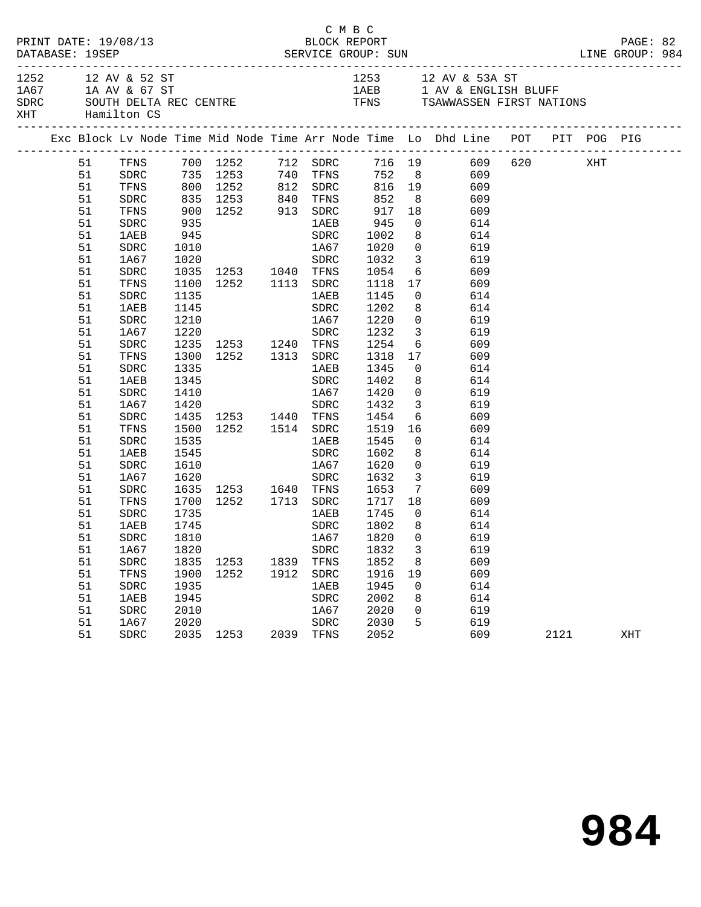C M B C

PRINT DATE: 19/08/13 BLOCK REPORT PAGE: 82
DATABASE: 19SEP SERVICE GROUP: SUN LINE GROUP: 984

| | | | |
|---|---|---|---|
| 1252 | 12 AV & 52 ST | 1253 | 12 AV & 53A ST |
| 1A67 | 1A AV & 67 ST | 1AEB | 1 AV & ENGLISH BLUFF |
| SDRC | SOUTH DELTA REC CENTRE | TFNS | TSAWWASSEN FIRST NATIONS |
| XHT | Hamilton CS | | |

| Exc | Block | Lv Node | Time | Mid Node | Time | Arr Node | Time | Lo | Dhd | Line | POT | PIT | POG | PIG |
|---|---|---|---|---|---|---|---|---|---|---|---|---|---|---|
| | 51 | TFNS | 700 | 1252 | 712 | SDRC | 716 | 19 | | 609 | 620 | | XHT | |
| | 51 | SDRC | 735 | 1253 | 740 | TFNS | 752 | 8 | | 609 | | | | |
| | 51 | TFNS | 800 | 1252 | 812 | SDRC | 816 | 19 | | 609 | | | | |
| | 51 | SDRC | 835 | 1253 | 840 | TFNS | 852 | 8 | | 609 | | | | |
| | 51 | TFNS | 900 | 1252 | 913 | SDRC | 917 | 18 | | 609 | | | | |
| | 51 | SDRC | 935 | | | 1AEB | 945 | 0 | | 614 | | | | |
| | 51 | 1AEB | 945 | | | SDRC | 1002 | 8 | | 614 | | | | |
| | 51 | SDRC | 1010 | | | 1A67 | 1020 | 0 | | 619 | | | | |
| | 51 | 1A67 | 1020 | | | SDRC | 1032 | 3 | | 619 | | | | |
| | 51 | SDRC | 1035 | 1253 | 1040 | TFNS | 1054 | 6 | | 609 | | | | |
| | 51 | TFNS | 1100 | 1252 | 1113 | SDRC | 1118 | 17 | | 609 | | | | |
| | 51 | SDRC | 1135 | | | 1AEB | 1145 | 0 | | 614 | | | | |
| | 51 | 1AEB | 1145 | | | SDRC | 1202 | 8 | | 614 | | | | |
| | 51 | SDRC | 1210 | | | 1A67 | 1220 | 0 | | 619 | | | | |
| | 51 | 1A67 | 1220 | | | SDRC | 1232 | 3 | | 619 | | | | |
| | 51 | SDRC | 1235 | 1253 | 1240 | TFNS | 1254 | 6 | | 609 | | | | |
| | 51 | TFNS | 1300 | 1252 | 1313 | SDRC | 1318 | 17 | | 609 | | | | |
| | 51 | SDRC | 1335 | | | 1AEB | 1345 | 0 | | 614 | | | | |
| | 51 | 1AEB | 1345 | | | SDRC | 1402 | 8 | | 614 | | | | |
| | 51 | SDRC | 1410 | | | 1A67 | 1420 | 0 | | 619 | | | | |
| | 51 | 1A67 | 1420 | | | SDRC | 1432 | 3 | | 619 | | | | |
| | 51 | SDRC | 1435 | 1253 | 1440 | TFNS | 1454 | 6 | | 609 | | | | |
| | 51 | TFNS | 1500 | 1252 | 1514 | SDRC | 1519 | 16 | | 609 | | | | |
| | 51 | SDRC | 1535 | | | 1AEB | 1545 | 0 | | 614 | | | | |
| | 51 | 1AEB | 1545 | | | SDRC | 1602 | 8 | | 614 | | | | |
| | 51 | SDRC | 1610 | | | 1A67 | 1620 | 0 | | 619 | | | | |
| | 51 | 1A67 | 1620 | | | SDRC | 1632 | 3 | | 619 | | | | |
| | 51 | SDRC | 1635 | 1253 | 1640 | TFNS | 1653 | 7 | | 609 | | | | |
| | 51 | TFNS | 1700 | 1252 | 1713 | SDRC | 1717 | 18 | | 609 | | | | |
| | 51 | SDRC | 1735 | | | 1AEB | 1745 | 0 | | 614 | | | | |
| | 51 | 1AEB | 1745 | | | SDRC | 1802 | 8 | | 614 | | | | |
| | 51 | SDRC | 1810 | | | 1A67 | 1820 | 0 | | 619 | | | | |
| | 51 | 1A67 | 1820 | | | SDRC | 1832 | 3 | | 619 | | | | |
| | 51 | SDRC | 1835 | 1253 | 1839 | TFNS | 1852 | 8 | | 609 | | | | |
| | 51 | TFNS | 1900 | 1252 | 1912 | SDRC | 1916 | 19 | | 609 | | | | |
| | 51 | SDRC | 1935 | | | 1AEB | 1945 | 0 | | 614 | | | | |
| | 51 | 1AEB | 1945 | | | SDRC | 2002 | 8 | | 614 | | | | |
| | 51 | SDRC | 2010 | | | 1A67 | 2020 | 0 | | 619 | | | | |
| | 51 | 1A67 | 2020 | | | SDRC | 2030 | 5 | | 619 | | | | |
| | 51 | SDRC | 2035 | 1253 | 2039 | TFNS | 2052 | | | 609 | | 2121 | | XHT |

984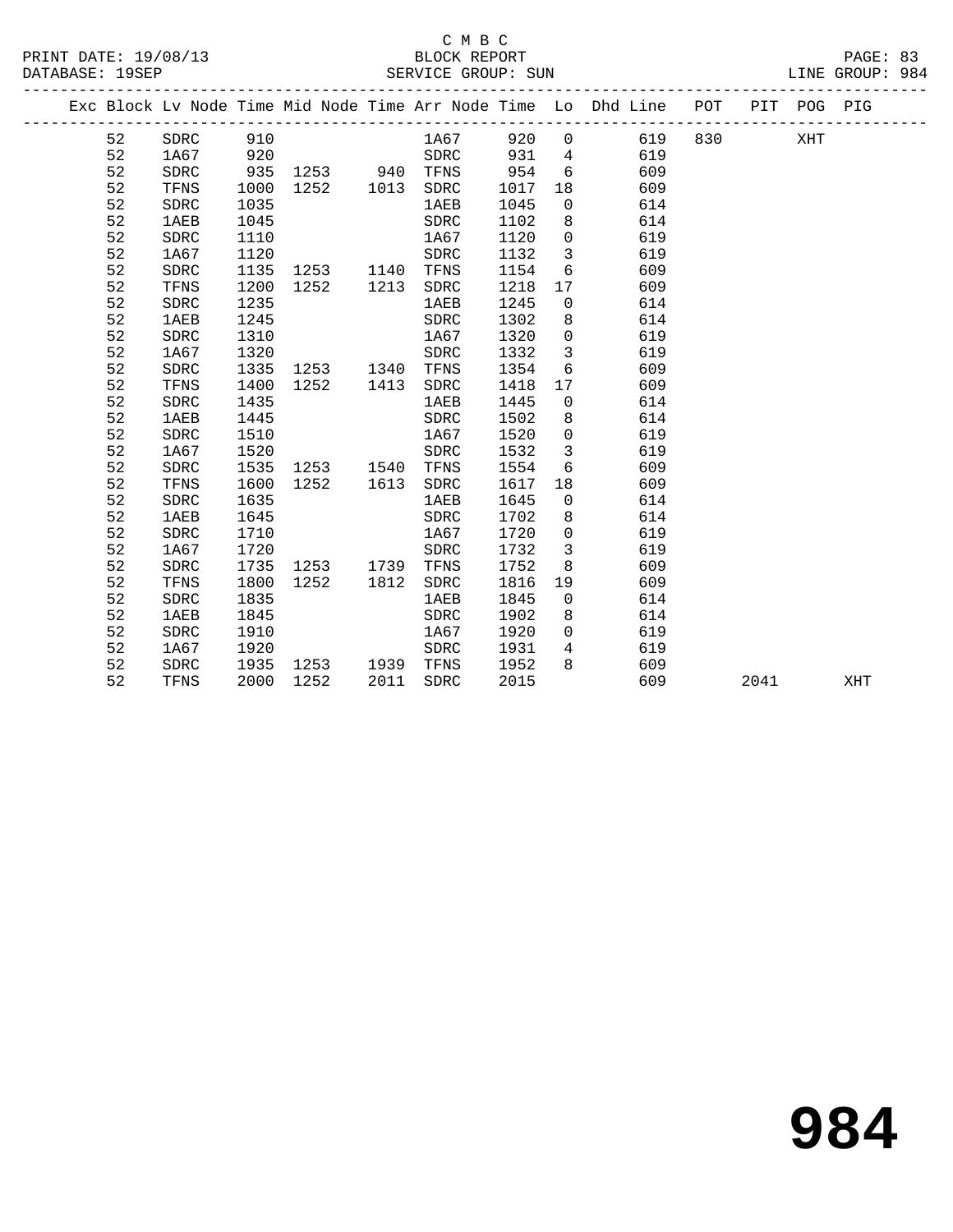C M B C

BLOCK REPORT

SERVICE GROUP: SUN

PRINT DATE: 19/08/13
DATABASE: 19SEP
LINE GROUP: 984

| Exc | Block | Lv | Node | Time | Mid Node | Time | Arr Node | Time | Lo | Dhd Line | POT | PIT | POG | PIG |
|---|---|---|---|---|---|---|---|---|---|---|---|---|---|---|
| | 52 | | SDRC | 910 | | | 1A67 | 920 | 0 | 619 | 830 | | XHT | |
| | 52 | | 1A67 | 920 | | | SDRC | 931 | 4 | 619 | | | | |
| | 52 | | SDRC | 935 | 1253 | 940 | TFNS | 954 | 6 | 609 | | | | |
| | 52 | | TFNS | 1000 | 1252 | 1013 | SDRC | 1017 | 18 | 609 | | | | |
| | 52 | | SDRC | 1035 | | | 1AEB | 1045 | 0 | 614 | | | | |
| | 52 | | 1AEB | 1045 | | | SDRC | 1102 | 8 | 614 | | | | |
| | 52 | | SDRC | 1110 | | | 1A67 | 1120 | 0 | 619 | | | | |
| | 52 | | 1A67 | 1120 | | | SDRC | 1132 | 3 | 619 | | | | |
| | 52 | | SDRC | 1135 | 1253 | 1140 | TFNS | 1154 | 6 | 609 | | | | |
| | 52 | | TFNS | 1200 | 1252 | 1213 | SDRC | 1218 | 17 | 609 | | | | |
| | 52 | | SDRC | 1235 | | | 1AEB | 1245 | 0 | 614 | | | | |
| | 52 | | 1AEB | 1245 | | | SDRC | 1302 | 8 | 614 | | | | |
| | 52 | | SDRC | 1310 | | | 1A67 | 1320 | 0 | 619 | | | | |
| | 52 | | 1A67 | 1320 | | | SDRC | 1332 | 3 | 619 | | | | |
| | 52 | | SDRC | 1335 | 1253 | 1340 | TFNS | 1354 | 6 | 609 | | | | |
| | 52 | | TFNS | 1400 | 1252 | 1413 | SDRC | 1418 | 17 | 609 | | | | |
| | 52 | | SDRC | 1435 | | | 1AEB | 1445 | 0 | 614 | | | | |
| | 52 | | 1AEB | 1445 | | | SDRC | 1502 | 8 | 614 | | | | |
| | 52 | | SDRC | 1510 | | | 1A67 | 1520 | 0 | 619 | | | | |
| | 52 | | 1A67 | 1520 | | | SDRC | 1532 | 3 | 619 | | | | |
| | 52 | | SDRC | 1535 | 1253 | 1540 | TFNS | 1554 | 6 | 609 | | | | |
| | 52 | | TFNS | 1600 | 1252 | 1613 | SDRC | 1617 | 18 | 609 | | | | |
| | 52 | | SDRC | 1635 | | | 1AEB | 1645 | 0 | 614 | | | | |
| | 52 | | 1AEB | 1645 | | | SDRC | 1702 | 8 | 614 | | | | |
| | 52 | | SDRC | 1710 | | | 1A67 | 1720 | 0 | 619 | | | | |
| | 52 | | 1A67 | 1720 | | | SDRC | 1732 | 3 | 619 | | | | |
| | 52 | | SDRC | 1735 | 1253 | 1739 | TFNS | 1752 | 8 | 609 | | | | |
| | 52 | | TFNS | 1800 | 1252 | 1812 | SDRC | 1816 | 19 | 609 | | | | |
| | 52 | | SDRC | 1835 | | | 1AEB | 1845 | 0 | 614 | | | | |
| | 52 | | 1AEB | 1845 | | | SDRC | 1902 | 8 | 614 | | | | |
| | 52 | | SDRC | 1910 | | | 1A67 | 1920 | 0 | 619 | | | | |
| | 52 | | 1A67 | 1920 | | | SDRC | 1931 | 4 | 619 | | | | |
| | 52 | | SDRC | 1935 | 1253 | 1939 | TFNS | 1952 | 8 | 609 | | | | |
| | 52 | | TFNS | 2000 | 1252 | 2011 | SDRC | 2015 | | 609 | | 2041 | | XHT |

# 984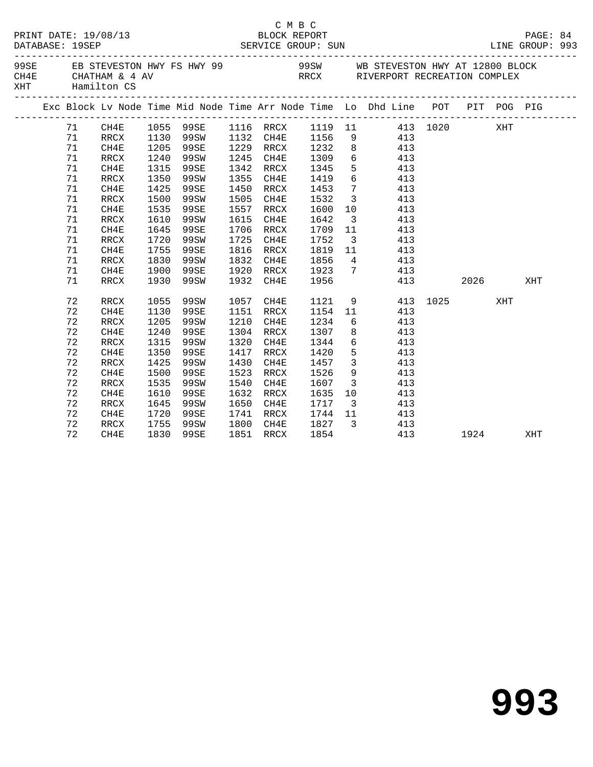C M B C

PRINT DATE: 19/08/13 BLOCK REPORT PAGE: 84
DATABASE: 19SEP SERVICE GROUP: SUN LINE GROUP: 993

| Code | Description | Code | Description |
|---|---|---|---|
| 99SE | EB STEVESTON HWY FS HWY 99 | 99SW | WB STEVESTON HWY AT 12800 BLOCK |
| CH4E | CHATHAM & 4 AV | RRCX | RIVERPORT RECREATION COMPLEX |
| XHT | Hamilton CS | | |

| Exc | Block | Lv Node | Time | Mid Node | Time | Arr Node | Time | Lo | Dhd Line | POT | PIT | POG | PIG |
|---|---|---|---|---|---|---|---|---|---|---|---|---|---|
| | 71 | CH4E | 1055 | 99SE | 1116 | RRCX | 1119 | 11 | 413 | 1020 | | XHT | |
| | 71 | RRCX | 1130 | 99SW | 1132 | CH4E | 1156 | 9 | 413 | | | | |
| | 71 | CH4E | 1205 | 99SE | 1229 | RRCX | 1232 | 8 | 413 | | | | |
| | 71 | RRCX | 1240 | 99SW | 1245 | CH4E | 1309 | 6 | 413 | | | | |
| | 71 | CH4E | 1315 | 99SE | 1342 | RRCX | 1345 | 5 | 413 | | | | |
| | 71 | RRCX | 1350 | 99SW | 1355 | CH4E | 1419 | 6 | 413 | | | | |
| | 71 | CH4E | 1425 | 99SE | 1450 | RRCX | 1453 | 7 | 413 | | | | |
| | 71 | RRCX | 1500 | 99SW | 1505 | CH4E | 1532 | 3 | 413 | | | | |
| | 71 | CH4E | 1535 | 99SE | 1557 | RRCX | 1600 | 10 | 413 | | | | |
| | 71 | RRCX | 1610 | 99SW | 1615 | CH4E | 1642 | 3 | 413 | | | | |
| | 71 | CH4E | 1645 | 99SE | 1706 | RRCX | 1709 | 11 | 413 | | | | |
| | 71 | RRCX | 1720 | 99SW | 1725 | CH4E | 1752 | 3 | 413 | | | | |
| | 71 | CH4E | 1755 | 99SE | 1816 | RRCX | 1819 | 11 | 413 | | | | |
| | 71 | RRCX | 1830 | 99SW | 1832 | CH4E | 1856 | 4 | 413 | | | | |
| | 71 | CH4E | 1900 | 99SE | 1920 | RRCX | 1923 | 7 | 413 | | | | |
| | 71 | RRCX | 1930 | 99SW | 1932 | CH4E | 1956 | | 413 | | 2026 | | XHT |
| | 72 | RRCX | 1055 | 99SW | 1057 | CH4E | 1121 | 9 | 413 | 1025 | | XHT | |
| | 72 | CH4E | 1130 | 99SE | 1151 | RRCX | 1154 | 11 | 413 | | | | |
| | 72 | RRCX | 1205 | 99SW | 1210 | CH4E | 1234 | 6 | 413 | | | | |
| | 72 | CH4E | 1240 | 99SE | 1304 | RRCX | 1307 | 8 | 413 | | | | |
| | 72 | RRCX | 1315 | 99SW | 1320 | CH4E | 1344 | 6 | 413 | | | | |
| | 72 | CH4E | 1350 | 99SE | 1417 | RRCX | 1420 | 5 | 413 | | | | |
| | 72 | RRCX | 1425 | 99SW | 1430 | CH4E | 1457 | 3 | 413 | | | | |
| | 72 | CH4E | 1500 | 99SE | 1523 | RRCX | 1526 | 9 | 413 | | | | |
| | 72 | RRCX | 1535 | 99SW | 1540 | CH4E | 1607 | 3 | 413 | | | | |
| | 72 | CH4E | 1610 | 99SE | 1632 | RRCX | 1635 | 10 | 413 | | | | |
| | 72 | RRCX | 1645 | 99SW | 1650 | CH4E | 1717 | 3 | 413 | | | | |
| | 72 | CH4E | 1720 | 99SE | 1741 | RRCX | 1744 | 11 | 413 | | | | |
| | 72 | RRCX | 1755 | 99SW | 1800 | CH4E | 1827 | 3 | 413 | | | | |
| | 72 | CH4E | 1830 | 99SE | 1851 | RRCX | 1854 | | 413 | | 1924 | | XHT |

993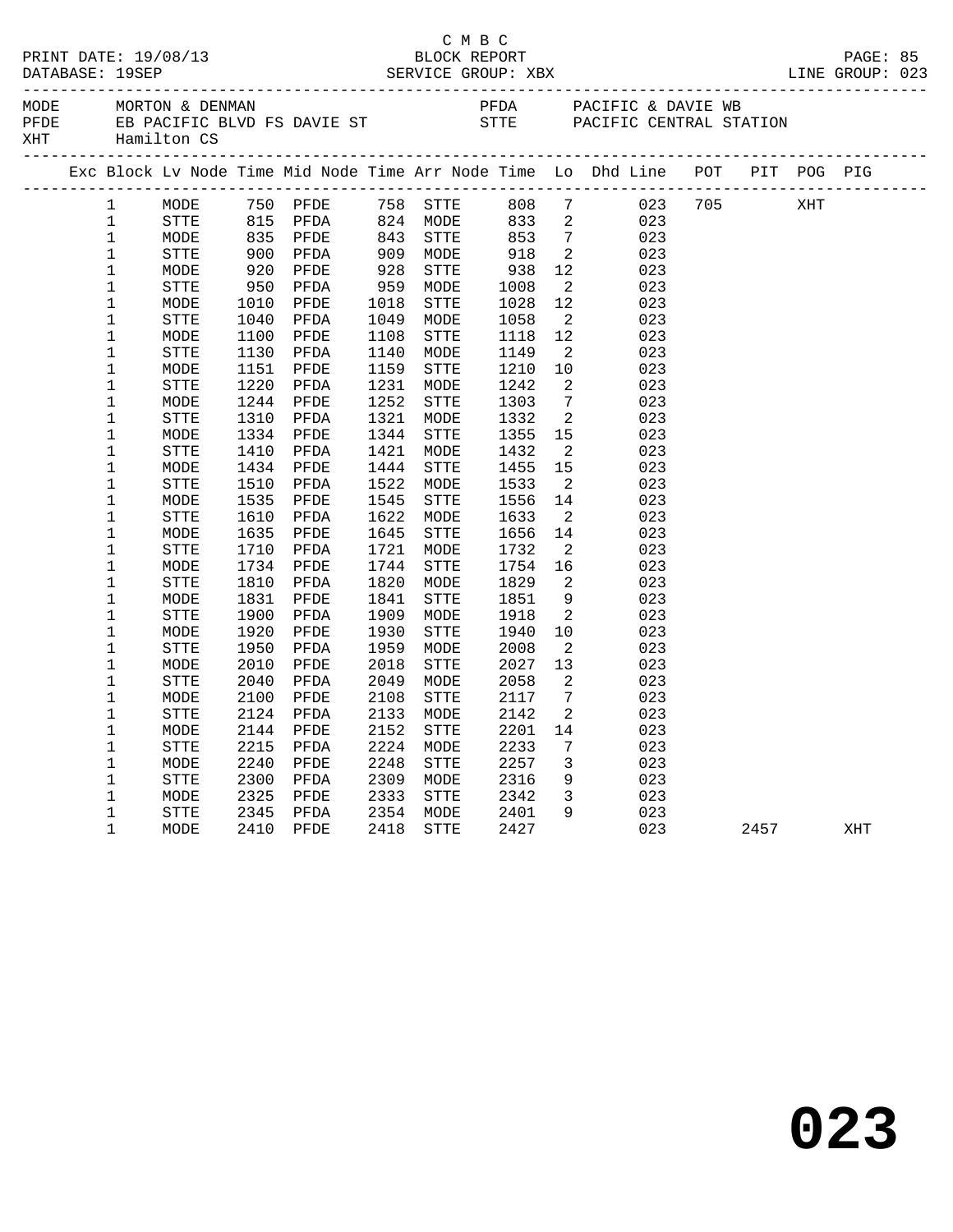C M B C

PRINT DATE: 19/08/13 BLOCK REPORT PAGE: 85
DATABASE: 19SEP SERVICE GROUP: XBX LINE GROUP: 023

MODE MORTON & DENMAN PFDA PACIFIC & DAVIE WB
PFDE EB PACIFIC BLVD FS DAVIE ST STTE PACIFIC CENTRAL STATION
XHT Hamilton CS

| Exc | Block | Lv | Node | Time | Mid Node | Time | Arr Node | Time | Lo | Dhd Line | POT | PIT | POG | PIG |
|---|---|---|---|---|---|---|---|---|---|---|---|---|---|---|
| | 1 | | MODE | 750 | PFDE | 758 | STTE | 808 | 7 | 023 | 705 | | XHT | |
| | 1 | | STTE | 815 | PFDA | 824 | MODE | 833 | 2 | 023 | | | | |
| | 1 | | MODE | 835 | PFDE | 843 | STTE | 853 | 7 | 023 | | | | |
| | 1 | | STTE | 900 | PFDA | 909 | MODE | 918 | 2 | 023 | | | | |
| | 1 | | MODE | 920 | PFDE | 928 | STTE | 938 | 12 | 023 | | | | |
| | 1 | | STTE | 950 | PFDA | 959 | MODE | 1008 | 2 | 023 | | | | |
| | 1 | | MODE | 1010 | PFDE | 1018 | STTE | 1028 | 12 | 023 | | | | |
| | 1 | | STTE | 1040 | PFDA | 1049 | MODE | 1058 | 2 | 023 | | | | |
| | 1 | | MODE | 1100 | PFDE | 1108 | STTE | 1118 | 12 | 023 | | | | |
| | 1 | | STTE | 1130 | PFDA | 1140 | MODE | 1149 | 2 | 023 | | | | |
| | 1 | | MODE | 1151 | PFDE | 1159 | STTE | 1210 | 10 | 023 | | | | |
| | 1 | | STTE | 1220 | PFDA | 1231 | MODE | 1242 | 2 | 023 | | | | |
| | 1 | | MODE | 1244 | PFDE | 1252 | STTE | 1303 | 7 | 023 | | | | |
| | 1 | | STTE | 1310 | PFDA | 1321 | MODE | 1332 | 2 | 023 | | | | |
| | 1 | | MODE | 1334 | PFDE | 1344 | STTE | 1355 | 15 | 023 | | | | |
| | 1 | | STTE | 1410 | PFDA | 1421 | MODE | 1432 | 2 | 023 | | | | |
| | 1 | | MODE | 1434 | PFDE | 1444 | STTE | 1455 | 15 | 023 | | | | |
| | 1 | | STTE | 1510 | PFDA | 1522 | MODE | 1533 | 2 | 023 | | | | |
| | 1 | | MODE | 1535 | PFDE | 1545 | STTE | 1556 | 14 | 023 | | | | |
| | 1 | | STTE | 1610 | PFDA | 1622 | MODE | 1633 | 2 | 023 | | | | |
| | 1 | | MODE | 1635 | PFDE | 1645 | STTE | 1656 | 14 | 023 | | | | |
| | 1 | | STTE | 1710 | PFDA | 1721 | MODE | 1732 | 2 | 023 | | | | |
| | 1 | | MODE | 1734 | PFDE | 1744 | STTE | 1754 | 16 | 023 | | | | |
| | 1 | | STTE | 1810 | PFDA | 1820 | MODE | 1829 | 2 | 023 | | | | |
| | 1 | | MODE | 1831 | PFDE | 1841 | STTE | 1851 | 9 | 023 | | | | |
| | 1 | | STTE | 1900 | PFDA | 1909 | MODE | 1918 | 2 | 023 | | | | |
| | 1 | | MODE | 1920 | PFDE | 1930 | STTE | 1940 | 10 | 023 | | | | |
| | 1 | | STTE | 1950 | PFDA | 1959 | MODE | 2008 | 2 | 023 | | | | |
| | 1 | | MODE | 2010 | PFDE | 2018 | STTE | 2027 | 13 | 023 | | | | |
| | 1 | | STTE | 2040 | PFDA | 2049 | MODE | 2058 | 2 | 023 | | | | |
| | 1 | | MODE | 2100 | PFDE | 2108 | STTE | 2117 | 7 | 023 | | | | |
| | 1 | | STTE | 2124 | PFDA | 2133 | MODE | 2142 | 2 | 023 | | | | |
| | 1 | | MODE | 2144 | PFDE | 2152 | STTE | 2201 | 14 | 023 | | | | |
| | 1 | | STTE | 2215 | PFDA | 2224 | MODE | 2233 | 7 | 023 | | | | |
| | 1 | | MODE | 2240 | PFDE | 2248 | STTE | 2257 | 3 | 023 | | | | |
| | 1 | | STTE | 2300 | PFDA | 2309 | MODE | 2316 | 9 | 023 | | | | |
| | 1 | | MODE | 2325 | PFDE | 2333 | STTE | 2342 | 3 | 023 | | | | |
| | 1 | | STTE | 2345 | PFDA | 2354 | MODE | 2401 | 9 | 023 | | | | |
| | 1 | | MODE | 2410 | PFDE | 2418 | STTE | 2427 | | 023 | | 2457 | | XHT |

# 023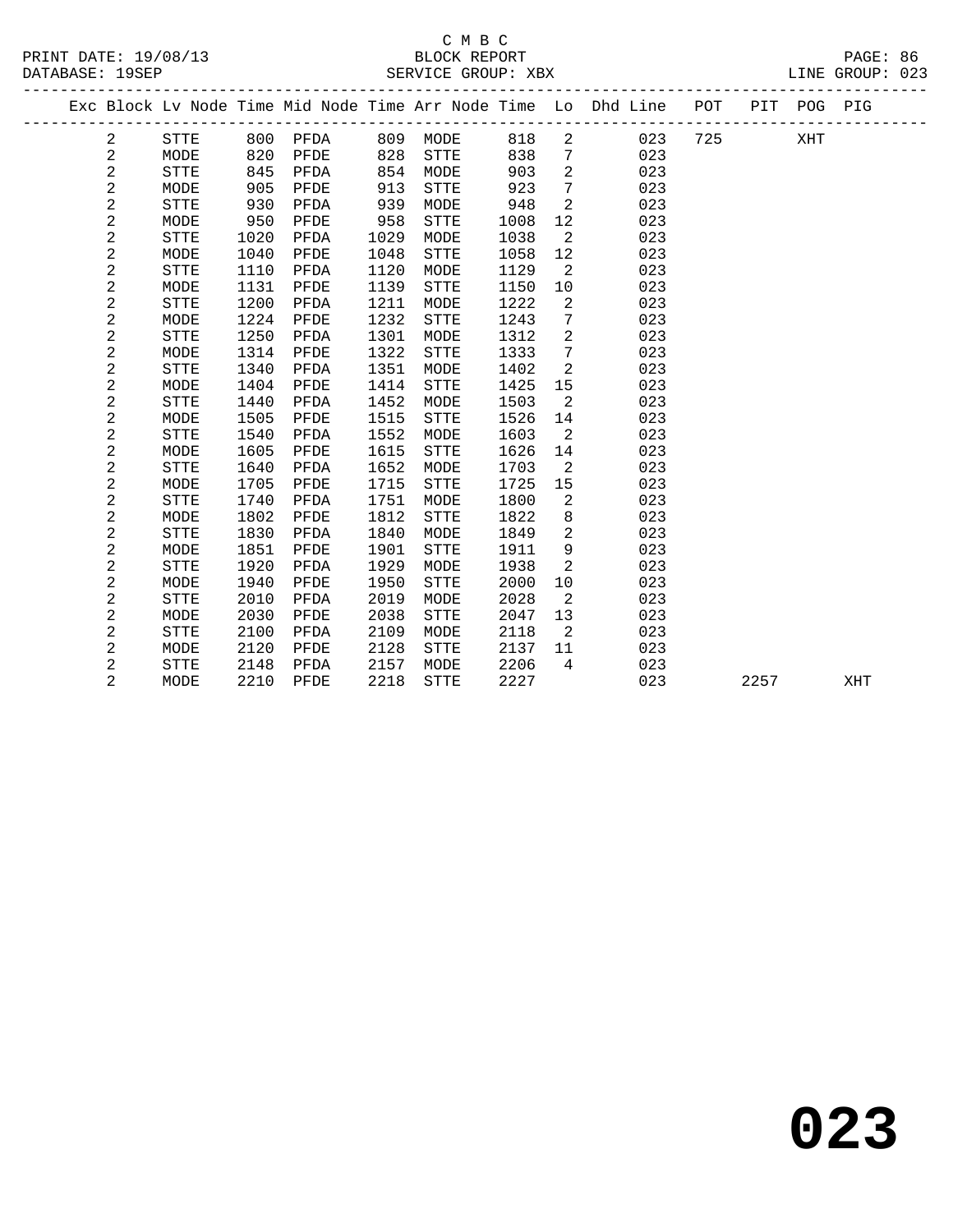C M B C
BLOCK REPORT
SERVICE GROUP: XBX

PRINT DATE: 19/08/13
DATABASE: 19SEP
LINE GROUP: 023

| Exc | Block | Lv | Node | Time | Mid Node | Time | Arr Node | Time | Lo | Dhd Line | POT | PIT | POG | PIG |
|---|---|---|---|---|---|---|---|---|---|---|---|---|---|---|
| | 2 | | STTE | 800 | PFDA | 809 | MODE | 818 | 2 | 023 | 725 | | XHT | |
| | 2 | | MODE | 820 | PFDE | 828 | STTE | 838 | 7 | 023 | | | | |
| | 2 | | STTE | 845 | PFDA | 854 | MODE | 903 | 2 | 023 | | | | |
| | 2 | | MODE | 905 | PFDE | 913 | STTE | 923 | 7 | 023 | | | | |
| | 2 | | STTE | 930 | PFDA | 939 | MODE | 948 | 2 | 023 | | | | |
| | 2 | | MODE | 950 | PFDE | 958 | STTE | 1008 | 12 | 023 | | | | |
| | 2 | | STTE | 1020 | PFDA | 1029 | MODE | 1038 | 2 | 023 | | | | |
| | 2 | | MODE | 1040 | PFDE | 1048 | STTE | 1058 | 12 | 023 | | | | |
| | 2 | | STTE | 1110 | PFDA | 1120 | MODE | 1129 | 2 | 023 | | | | |
| | 2 | | MODE | 1131 | PFDE | 1139 | STTE | 1150 | 10 | 023 | | | | |
| | 2 | | STTE | 1200 | PFDA | 1211 | MODE | 1222 | 2 | 023 | | | | |
| | 2 | | MODE | 1224 | PFDE | 1232 | STTE | 1243 | 7 | 023 | | | | |
| | 2 | | STTE | 1250 | PFDA | 1301 | MODE | 1312 | 2 | 023 | | | | |
| | 2 | | MODE | 1314 | PFDE | 1322 | STTE | 1333 | 7 | 023 | | | | |
| | 2 | | STTE | 1340 | PFDA | 1351 | MODE | 1402 | 2 | 023 | | | | |
| | 2 | | MODE | 1404 | PFDE | 1414 | STTE | 1425 | 15 | 023 | | | | |
| | 2 | | STTE | 1440 | PFDA | 1452 | MODE | 1503 | 2 | 023 | | | | |
| | 2 | | MODE | 1505 | PFDE | 1515 | STTE | 1526 | 14 | 023 | | | | |
| | 2 | | STTE | 1540 | PFDA | 1552 | MODE | 1603 | 2 | 023 | | | | |
| | 2 | | MODE | 1605 | PFDE | 1615 | STTE | 1626 | 14 | 023 | | | | |
| | 2 | | STTE | 1640 | PFDA | 1652 | MODE | 1703 | 2 | 023 | | | | |
| | 2 | | MODE | 1705 | PFDE | 1715 | STTE | 1725 | 15 | 023 | | | | |
| | 2 | | STTE | 1740 | PFDA | 1751 | MODE | 1800 | 2 | 023 | | | | |
| | 2 | | MODE | 1802 | PFDE | 1812 | STTE | 1822 | 8 | 023 | | | | |
| | 2 | | STTE | 1830 | PFDA | 1840 | MODE | 1849 | 2 | 023 | | | | |
| | 2 | | MODE | 1851 | PFDE | 1901 | STTE | 1911 | 9 | 023 | | | | |
| | 2 | | STTE | 1920 | PFDA | 1929 | MODE | 1938 | 2 | 023 | | | | |
| | 2 | | MODE | 1940 | PFDE | 1950 | STTE | 2000 | 10 | 023 | | | | |
| | 2 | | STTE | 2010 | PFDA | 2019 | MODE | 2028 | 2 | 023 | | | | |
| | 2 | | MODE | 2030 | PFDE | 2038 | STTE | 2047 | 13 | 023 | | | | |
| | 2 | | STTE | 2100 | PFDA | 2109 | MODE | 2118 | 2 | 023 | | | | |
| | 2 | | MODE | 2120 | PFDE | 2128 | STTE | 2137 | 11 | 023 | | | | |
| | 2 | | STTE | 2148 | PFDA | 2157 | MODE | 2206 | 4 | 023 | | | | |
| | 2 | | MODE | 2210 | PFDE | 2218 | STTE | 2227 | | 023 | | 2257 | | XHT |

**023**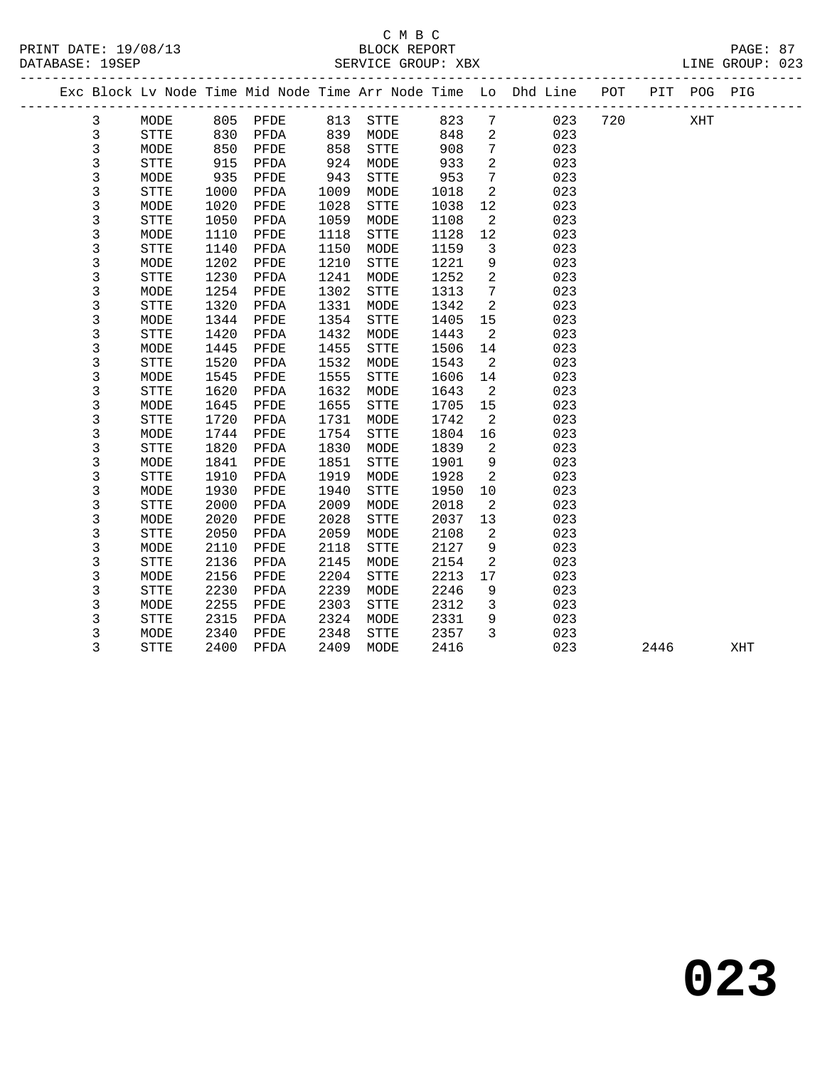C M B C
BLOCK REPORT
SERVICE GROUP: XBX

PRINT DATE: 19/08/13
DATABASE: 19SEP
LINE GROUP: 023

| Exc | Block | Lv | Node | Time | Mid Node | Time | Arr Node | Time | Lo | Dhd Line | POT | PIT | POG | PIG |
|---|---|---|---|---|---|---|---|---|---|---|---|---|---|---|
| | 3 | | MODE | 805 | PFDE | 813 | STTE | 823 | 7 | 023 | 720 | | XHT | |
| | 3 | | STTE | 830 | PFDA | 839 | MODE | 848 | 2 | 023 | | | | |
| | 3 | | MODE | 850 | PFDE | 858 | STTE | 908 | 7 | 023 | | | | |
| | 3 | | STTE | 915 | PFDA | 924 | MODE | 933 | 2 | 023 | | | | |
| | 3 | | MODE | 935 | PFDE | 943 | STTE | 953 | 7 | 023 | | | | |
| | 3 | | STTE | 1000 | PFDA | 1009 | MODE | 1018 | 2 | 023 | | | | |
| | 3 | | MODE | 1020 | PFDE | 1028 | STTE | 1038 | 12 | 023 | | | | |
| | 3 | | STTE | 1050 | PFDA | 1059 | MODE | 1108 | 2 | 023 | | | | |
| | 3 | | MODE | 1110 | PFDE | 1118 | STTE | 1128 | 12 | 023 | | | | |
| | 3 | | STTE | 1140 | PFDA | 1150 | MODE | 1159 | 3 | 023 | | | | |
| | 3 | | MODE | 1202 | PFDE | 1210 | STTE | 1221 | 9 | 023 | | | | |
| | 3 | | STTE | 1230 | PFDA | 1241 | MODE | 1252 | 2 | 023 | | | | |
| | 3 | | MODE | 1254 | PFDE | 1302 | STTE | 1313 | 7 | 023 | | | | |
| | 3 | | STTE | 1320 | PFDA | 1331 | MODE | 1342 | 2 | 023 | | | | |
| | 3 | | MODE | 1344 | PFDE | 1354 | STTE | 1405 | 15 | 023 | | | | |
| | 3 | | STTE | 1420 | PFDA | 1432 | MODE | 1443 | 2 | 023 | | | | |
| | 3 | | MODE | 1445 | PFDE | 1455 | STTE | 1506 | 14 | 023 | | | | |
| | 3 | | STTE | 1520 | PFDA | 1532 | MODE | 1543 | 2 | 023 | | | | |
| | 3 | | MODE | 1545 | PFDE | 1555 | STTE | 1606 | 14 | 023 | | | | |
| | 3 | | STTE | 1620 | PFDA | 1632 | MODE | 1643 | 2 | 023 | | | | |
| | 3 | | MODE | 1645 | PFDE | 1655 | STTE | 1705 | 15 | 023 | | | | |
| | 3 | | STTE | 1720 | PFDA | 1731 | MODE | 1742 | 2 | 023 | | | | |
| | 3 | | MODE | 1744 | PFDE | 1754 | STTE | 1804 | 16 | 023 | | | | |
| | 3 | | STTE | 1820 | PFDA | 1830 | MODE | 1839 | 2 | 023 | | | | |
| | 3 | | MODE | 1841 | PFDE | 1851 | STTE | 1901 | 9 | 023 | | | | |
| | 3 | | STTE | 1910 | PFDA | 1919 | MODE | 1928 | 2 | 023 | | | | |
| | 3 | | MODE | 1930 | PFDE | 1940 | STTE | 1950 | 10 | 023 | | | | |
| | 3 | | STTE | 2000 | PFDA | 2009 | MODE | 2018 | 2 | 023 | | | | |
| | 3 | | MODE | 2020 | PFDE | 2028 | STTE | 2037 | 13 | 023 | | | | |
| | 3 | | STTE | 2050 | PFDA | 2059 | MODE | 2108 | 2 | 023 | | | | |
| | 3 | | MODE | 2110 | PFDE | 2118 | STTE | 2127 | 9 | 023 | | | | |
| | 3 | | STTE | 2136 | PFDA | 2145 | MODE | 2154 | 2 | 023 | | | | |
| | 3 | | MODE | 2156 | PFDE | 2204 | STTE | 2213 | 17 | 023 | | | | |
| | 3 | | STTE | 2230 | PFDA | 2239 | MODE | 2246 | 9 | 023 | | | | |
| | 3 | | MODE | 2255 | PFDE | 2303 | STTE | 2312 | 3 | 023 | | | | |
| | 3 | | STTE | 2315 | PFDA | 2324 | MODE | 2331 | 9 | 023 | | | | |
| | 3 | | MODE | 2340 | PFDE | 2348 | STTE | 2357 | 3 | 023 | | | | |
| | 3 | | STTE | 2400 | PFDA | 2409 | MODE | 2416 | | 023 | | 2446 | | XHT |

# 023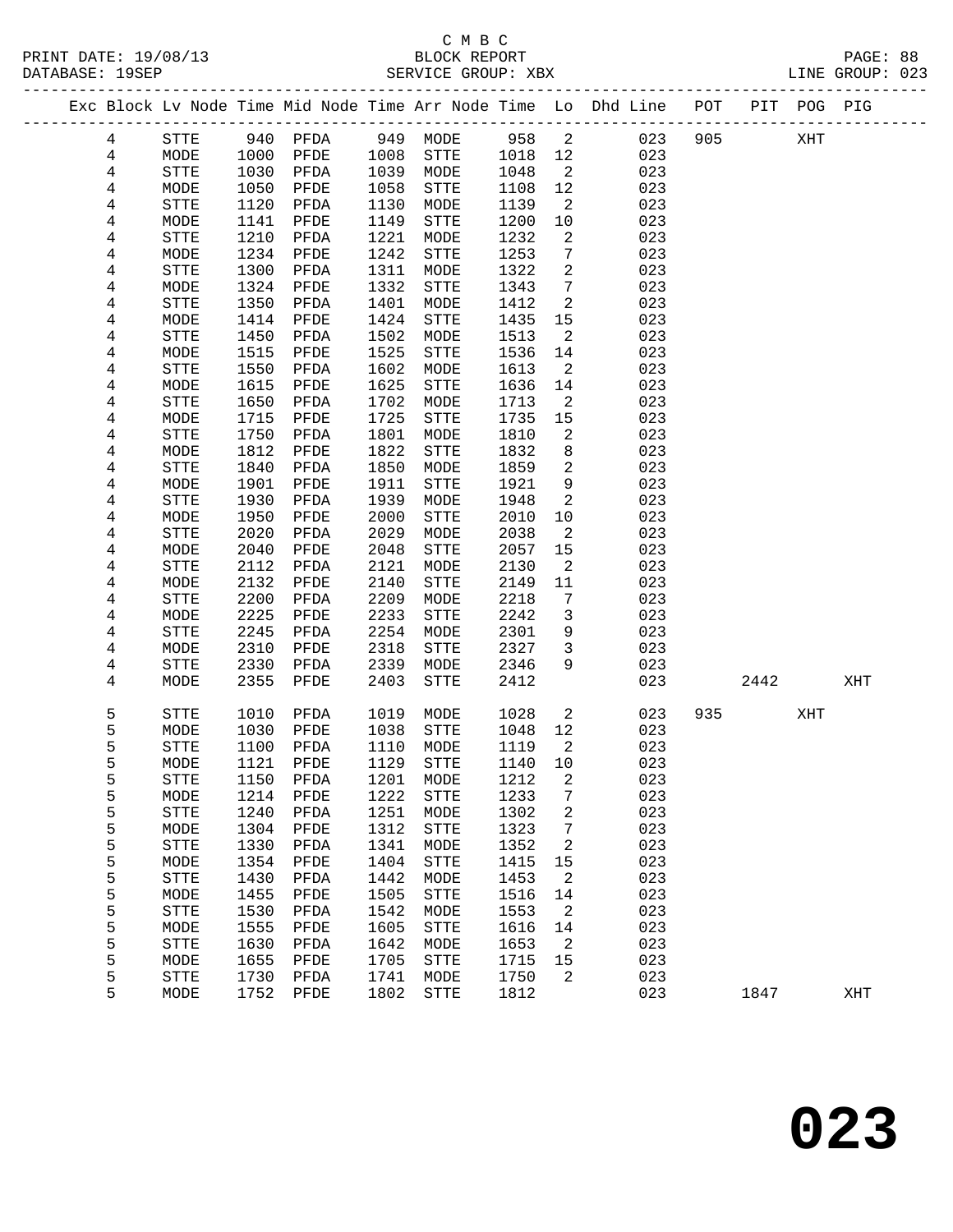C M B C

BLOCK REPORT

SERVICE GROUP: XBX

PRINT DATE: 19/08/13
DATABASE: 19SEP
LINE GROUP: 023

| Exc | Block | Lv | Node | Time | Mid Node | Time | Arr Node | Time | Lo | Dhd Line | POT | PIT | POG | PIG |
|---|---|---|---|---|---|---|---|---|---|---|---|---|---|---|
| | 4 | | STTE | 940 | PFDA | 949 | MODE | 958 | 2 | 023 | 905 | | XHT | |
| | 4 | | MODE | 1000 | PFDE | 1008 | STTE | 1018 | 12 | 023 | | | | |
| | 4 | | STTE | 1030 | PFDA | 1039 | MODE | 1048 | 2 | 023 | | | | |
| | 4 | | MODE | 1050 | PFDE | 1058 | STTE | 1108 | 12 | 023 | | | | |
| | 4 | | STTE | 1120 | PFDA | 1130 | MODE | 1139 | 2 | 023 | | | | |
| | 4 | | MODE | 1141 | PFDE | 1149 | STTE | 1200 | 10 | 023 | | | | |
| | 4 | | STTE | 1210 | PFDA | 1221 | MODE | 1232 | 2 | 023 | | | | |
| | 4 | | MODE | 1234 | PFDE | 1242 | STTE | 1253 | 7 | 023 | | | | |
| | 4 | | STTE | 1300 | PFDA | 1311 | MODE | 1322 | 2 | 023 | | | | |
| | 4 | | MODE | 1324 | PFDE | 1332 | STTE | 1343 | 7 | 023 | | | | |
| | 4 | | STTE | 1350 | PFDA | 1401 | MODE | 1412 | 2 | 023 | | | | |
| | 4 | | MODE | 1414 | PFDE | 1424 | STTE | 1435 | 15 | 023 | | | | |
| | 4 | | STTE | 1450 | PFDA | 1502 | MODE | 1513 | 2 | 023 | | | | |
| | 4 | | MODE | 1515 | PFDE | 1525 | STTE | 1536 | 14 | 023 | | | | |
| | 4 | | STTE | 1550 | PFDA | 1602 | MODE | 1613 | 2 | 023 | | | | |
| | 4 | | MODE | 1615 | PFDE | 1625 | STTE | 1636 | 14 | 023 | | | | |
| | 4 | | STTE | 1650 | PFDA | 1702 | MODE | 1713 | 2 | 023 | | | | |
| | 4 | | MODE | 1715 | PFDE | 1725 | STTE | 1735 | 15 | 023 | | | | |
| | 4 | | STTE | 1750 | PFDA | 1801 | MODE | 1810 | 2 | 023 | | | | |
| | 4 | | MODE | 1812 | PFDE | 1822 | STTE | 1832 | 8 | 023 | | | | |
| | 4 | | STTE | 1840 | PFDA | 1850 | MODE | 1859 | 2 | 023 | | | | |
| | 4 | | MODE | 1901 | PFDE | 1911 | STTE | 1921 | 9 | 023 | | | | |
| | 4 | | STTE | 1930 | PFDA | 1939 | MODE | 1948 | 2 | 023 | | | | |
| | 4 | | MODE | 1950 | PFDE | 2000 | STTE | 2010 | 10 | 023 | | | | |
| | 4 | | STTE | 2020 | PFDA | 2029 | MODE | 2038 | 2 | 023 | | | | |
| | 4 | | MODE | 2040 | PFDE | 2048 | STTE | 2057 | 15 | 023 | | | | |
| | 4 | | STTE | 2112 | PFDA | 2121 | MODE | 2130 | 2 | 023 | | | | |
| | 4 | | MODE | 2132 | PFDE | 2140 | STTE | 2149 | 11 | 023 | | | | |
| | 4 | | STTE | 2200 | PFDA | 2209 | MODE | 2218 | 7 | 023 | | | | |
| | 4 | | MODE | 2225 | PFDE | 2233 | STTE | 2242 | 3 | 023 | | | | |
| | 4 | | STTE | 2245 | PFDA | 2254 | MODE | 2301 | 9 | 023 | | | | |
| | 4 | | MODE | 2310 | PFDE | 2318 | STTE | 2327 | 3 | 023 | | | | |
| | 4 | | STTE | 2330 | PFDA | 2339 | MODE | 2346 | 9 | 023 | | | | |
| | 4 | | MODE | 2355 | PFDE | 2403 | STTE | 2412 | | 023 | | 2442 | | XHT |
| | 5 | | STTE | 1010 | PFDA | 1019 | MODE | 1028 | 2 | 023 | 935 | | XHT | |
| | 5 | | MODE | 1030 | PFDE | 1038 | STTE | 1048 | 12 | 023 | | | | |
| | 5 | | STTE | 1100 | PFDA | 1110 | MODE | 1119 | 2 | 023 | | | | |
| | 5 | | MODE | 1121 | PFDE | 1129 | STTE | 1140 | 10 | 023 | | | | |
| | 5 | | STTE | 1150 | PFDA | 1201 | MODE | 1212 | 2 | 023 | | | | |
| | 5 | | MODE | 1214 | PFDE | 1222 | STTE | 1233 | 7 | 023 | | | | |
| | 5 | | STTE | 1240 | PFDA | 1251 | MODE | 1302 | 2 | 023 | | | | |
| | 5 | | MODE | 1304 | PFDE | 1312 | STTE | 1323 | 7 | 023 | | | | |
| | 5 | | STTE | 1330 | PFDA | 1341 | MODE | 1352 | 2 | 023 | | | | |
| | 5 | | MODE | 1354 | PFDE | 1404 | STTE | 1415 | 15 | 023 | | | | |
| | 5 | | STTE | 1430 | PFDA | 1442 | MODE | 1453 | 2 | 023 | | | | |
| | 5 | | MODE | 1455 | PFDE | 1505 | STTE | 1516 | 14 | 023 | | | | |
| | 5 | | STTE | 1530 | PFDA | 1542 | MODE | 1553 | 2 | 023 | | | | |
| | 5 | | MODE | 1555 | PFDE | 1605 | STTE | 1616 | 14 | 023 | | | | |
| | 5 | | STTE | 1630 | PFDA | 1642 | MODE | 1653 | 2 | 023 | | | | |
| | 5 | | MODE | 1655 | PFDE | 1705 | STTE | 1715 | 15 | 023 | | | | |
| | 5 | | STTE | 1730 | PFDA | 1741 | MODE | 1750 | 2 | 023 | | | | |
| | 5 | | MODE | 1752 | PFDE | 1802 | STTE | 1812 | | 023 | | 1847 | | XHT |

# 023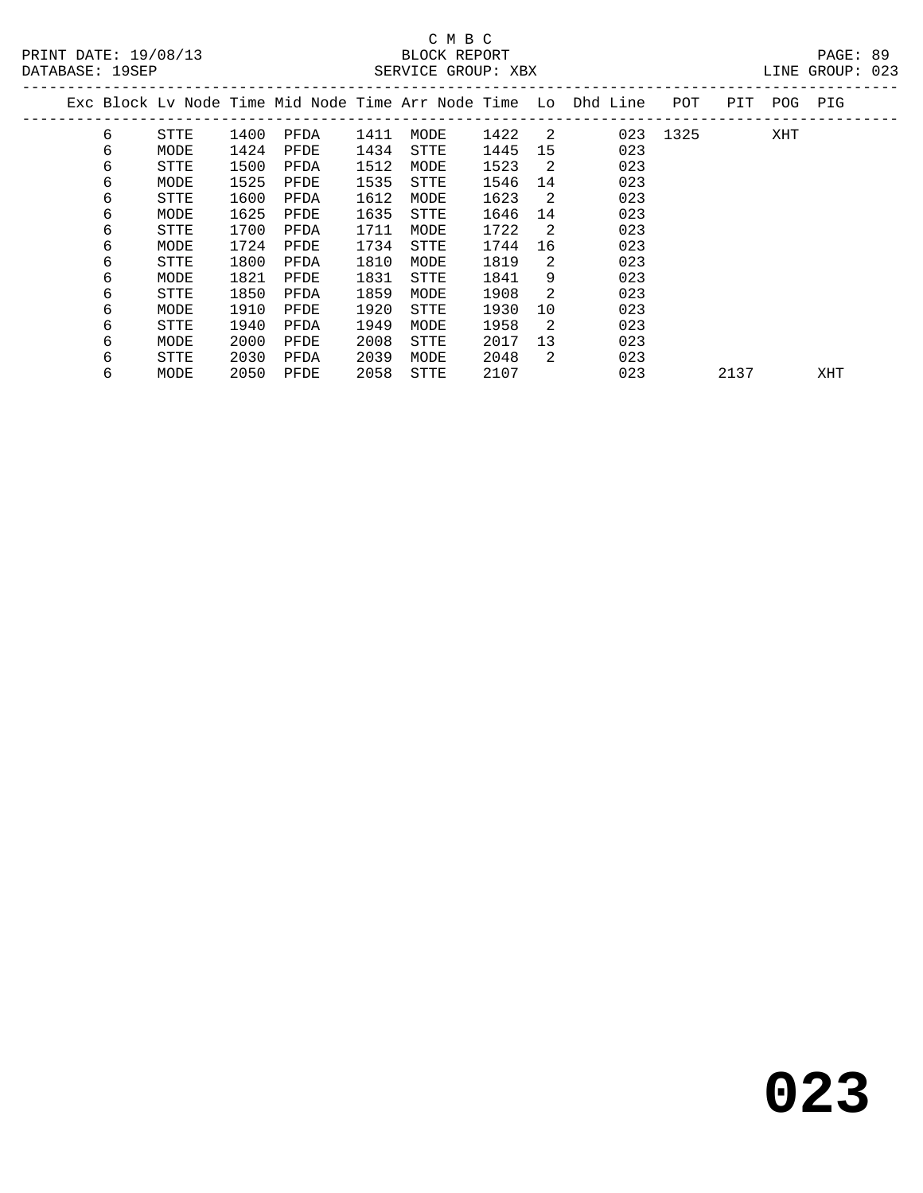C M B C

BLOCK REPORT

SERVICE GROUP: XBX

PRINT DATE: 19/08/13

DATABASE: 19SEP

LINE GROUP: 023

| Exc | Block | Lv | Node | Time | Mid Node | Time | Arr Node | Time | Lo | Dhd | Line | POT | PIT | POG | PIG |
|---|---|---|---|---|---|---|---|---|---|---|---|---|---|---|---|
| | 6 | | STTE | 1400 | PFDA | 1411 | MODE | 1422 | 2 | | 023 | 1325 | | XHT | |
| | 6 | | MODE | 1424 | PFDE | 1434 | STTE | 1445 | 15 | | 023 | | | | |
| | 6 | | STTE | 1500 | PFDA | 1512 | MODE | 1523 | 2 | | 023 | | | | |
| | 6 | | MODE | 1525 | PFDE | 1535 | STTE | 1546 | 14 | | 023 | | | | |
| | 6 | | STTE | 1600 | PFDA | 1612 | MODE | 1623 | 2 | | 023 | | | | |
| | 6 | | MODE | 1625 | PFDE | 1635 | STTE | 1646 | 14 | | 023 | | | | |
| | 6 | | STTE | 1700 | PFDA | 1711 | MODE | 1722 | 2 | | 023 | | | | |
| | 6 | | MODE | 1724 | PFDE | 1734 | STTE | 1744 | 16 | | 023 | | | | |
| | 6 | | STTE | 1800 | PFDA | 1810 | MODE | 1819 | 2 | | 023 | | | | |
| | 6 | | MODE | 1821 | PFDE | 1831 | STTE | 1841 | 9 | | 023 | | | | |
| | 6 | | STTE | 1850 | PFDA | 1859 | MODE | 1908 | 2 | | 023 | | | | |
| | 6 | | MODE | 1910 | PFDE | 1920 | STTE | 1930 | 10 | | 023 | | | | |
| | 6 | | STTE | 1940 | PFDA | 1949 | MODE | 1958 | 2 | | 023 | | | | |
| | 6 | | MODE | 2000 | PFDE | 2008 | STTE | 2017 | 13 | | 023 | | | | |
| | 6 | | STTE | 2030 | PFDA | 2039 | MODE | 2048 | 2 | | 023 | | | | |
| | 6 | | MODE | 2050 | PFDE | 2058 | STTE | 2107 | | | 023 | | 2137 | | XHT |

# 023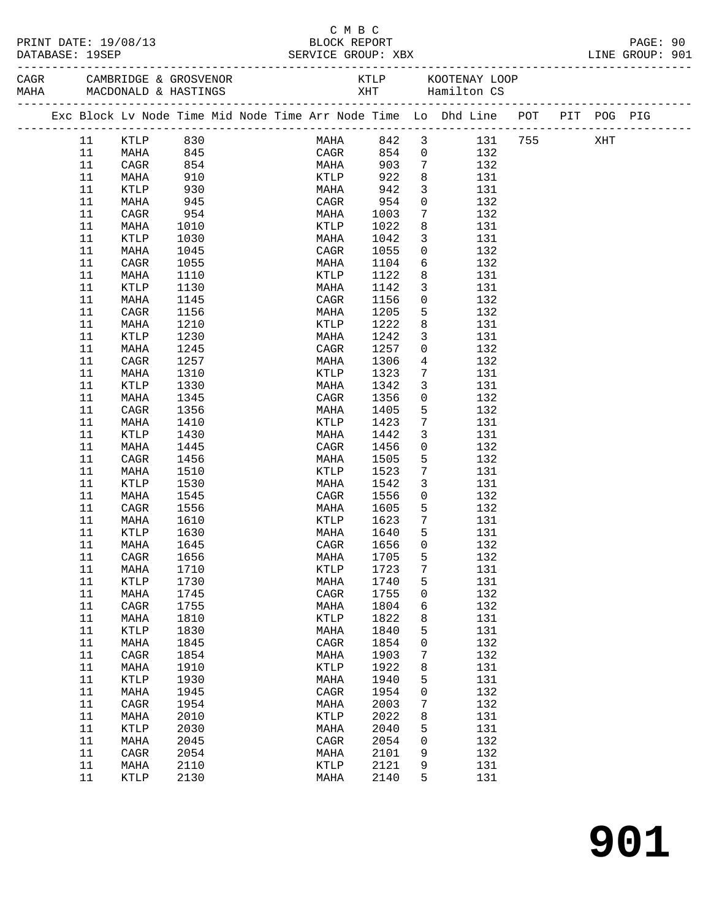C M B C
PRINT DATE: 19/08/13 BLOCK REPORT
DATABASE: 19SEP SERVICE GROUP: XBX LINE GROUP: 901

CAGR CAMBRIDGE & GROSVENOR KTLP KOOTENAY LOOP
MAHA MACDONALD & HASTINGS XHT Hamilton CS

| Exc | Block | Lv | Node | Time | Mid | Node | Time | Arr | Node | Time | Lo | Dhd | Line | POT | PIT | POG | PIG |
|---|---|---|---|---|---|---|---|---|---|---|---|---|---|---|---|---|---|
| | 11 | | KTLP | 830 | | | | | MAHA | 842 | 3 | | 131 | 755 | | XHT | |
| | 11 | | MAHA | 845 | | | | | CAGR | 854 | 0 | | 132 | | | | |
| | 11 | | CAGR | 854 | | | | | MAHA | 903 | 7 | | 132 | | | | |
| | 11 | | MAHA | 910 | | | | | KTLP | 922 | 8 | | 131 | | | | |
| | 11 | | KTLP | 930 | | | | | MAHA | 942 | 3 | | 131 | | | | |
| | 11 | | MAHA | 945 | | | | | CAGR | 954 | 0 | | 132 | | | | |
| | 11 | | CAGR | 954 | | | | | MAHA | 1003 | 7 | | 132 | | | | |
| | 11 | | MAHA | 1010 | | | | | KTLP | 1022 | 8 | | 131 | | | | |
| | 11 | | KTLP | 1030 | | | | | MAHA | 1042 | 3 | | 131 | | | | |
| | 11 | | MAHA | 1045 | | | | | CAGR | 1055 | 0 | | 132 | | | | |
| | 11 | | CAGR | 1055 | | | | | MAHA | 1104 | 6 | | 132 | | | | |
| | 11 | | MAHA | 1110 | | | | | KTLP | 1122 | 8 | | 131 | | | | |
| | 11 | | KTLP | 1130 | | | | | MAHA | 1142 | 3 | | 131 | | | | |
| | 11 | | MAHA | 1145 | | | | | CAGR | 1156 | 0 | | 132 | | | | |
| | 11 | | CAGR | 1156 | | | | | MAHA | 1205 | 5 | | 132 | | | | |
| | 11 | | MAHA | 1210 | | | | | KTLP | 1222 | 8 | | 131 | | | | |
| | 11 | | KTLP | 1230 | | | | | MAHA | 1242 | 3 | | 131 | | | | |
| | 11 | | MAHA | 1245 | | | | | CAGR | 1257 | 0 | | 132 | | | | |
| | 11 | | CAGR | 1257 | | | | | MAHA | 1306 | 4 | | 132 | | | | |
| | 11 | | MAHA | 1310 | | | | | KTLP | 1323 | 7 | | 131 | | | | |
| | 11 | | KTLP | 1330 | | | | | MAHA | 1342 | 3 | | 131 | | | | |
| | 11 | | MAHA | 1345 | | | | | CAGR | 1356 | 0 | | 132 | | | | |
| | 11 | | CAGR | 1356 | | | | | MAHA | 1405 | 5 | | 132 | | | | |
| | 11 | | MAHA | 1410 | | | | | KTLP | 1423 | 7 | | 131 | | | | |
| | 11 | | KTLP | 1430 | | | | | MAHA | 1442 | 3 | | 131 | | | | |
| | 11 | | MAHA | 1445 | | | | | CAGR | 1456 | 0 | | 132 | | | | |
| | 11 | | CAGR | 1456 | | | | | MAHA | 1505 | 5 | | 132 | | | | |
| | 11 | | MAHA | 1510 | | | | | KTLP | 1523 | 7 | | 131 | | | | |
| | 11 | | KTLP | 1530 | | | | | MAHA | 1542 | 3 | | 131 | | | | |
| | 11 | | MAHA | 1545 | | | | | CAGR | 1556 | 0 | | 132 | | | | |
| | 11 | | CAGR | 1556 | | | | | MAHA | 1605 | 5 | | 132 | | | | |
| | 11 | | MAHA | 1610 | | | | | KTLP | 1623 | 7 | | 131 | | | | |
| | 11 | | KTLP | 1630 | | | | | MAHA | 1640 | 5 | | 131 | | | | |
| | 11 | | MAHA | 1645 | | | | | CAGR | 1656 | 0 | | 132 | | | | |
| | 11 | | CAGR | 1656 | | | | | MAHA | 1705 | 5 | | 132 | | | | |
| | 11 | | MAHA | 1710 | | | | | KTLP | 1723 | 7 | | 131 | | | | |
| | 11 | | KTLP | 1730 | | | | | MAHA | 1740 | 5 | | 131 | | | | |
| | 11 | | MAHA | 1745 | | | | | CAGR | 1755 | 0 | | 132 | | | | |
| | 11 | | CAGR | 1755 | | | | | MAHA | 1804 | 6 | | 132 | | | | |
| | 11 | | MAHA | 1810 | | | | | KTLP | 1822 | 8 | | 131 | | | | |
| | 11 | | KTLP | 1830 | | | | | MAHA | 1840 | 5 | | 131 | | | | |
| | 11 | | MAHA | 1845 | | | | | CAGR | 1854 | 0 | | 132 | | | | |
| | 11 | | CAGR | 1854 | | | | | MAHA | 1903 | 7 | | 132 | | | | |
| | 11 | | MAHA | 1910 | | | | | KTLP | 1922 | 8 | | 131 | | | | |
| | 11 | | KTLP | 1930 | | | | | MAHA | 1940 | 5 | | 131 | | | | |
| | 11 | | MAHA | 1945 | | | | | CAGR | 1954 | 0 | | 132 | | | | |
| | 11 | | CAGR | 1954 | | | | | MAHA | 2003 | 7 | | 132 | | | | |
| | 11 | | MAHA | 2010 | | | | | KTLP | 2022 | 8 | | 131 | | | | |
| | 11 | | KTLP | 2030 | | | | | MAHA | 2040 | 5 | | 131 | | | | |
| | 11 | | MAHA | 2045 | | | | | CAGR | 2054 | 0 | | 132 | | | | |
| | 11 | | CAGR | 2054 | | | | | MAHA | 2101 | 9 | | 132 | | | | |
| | 11 | | MAHA | 2110 | | | | | KTLP | 2121 | 9 | | 131 | | | | |
| | 11 | | KTLP | 2130 | | | | | MAHA | 2140 | 5 | | 131 | | | | |

# 901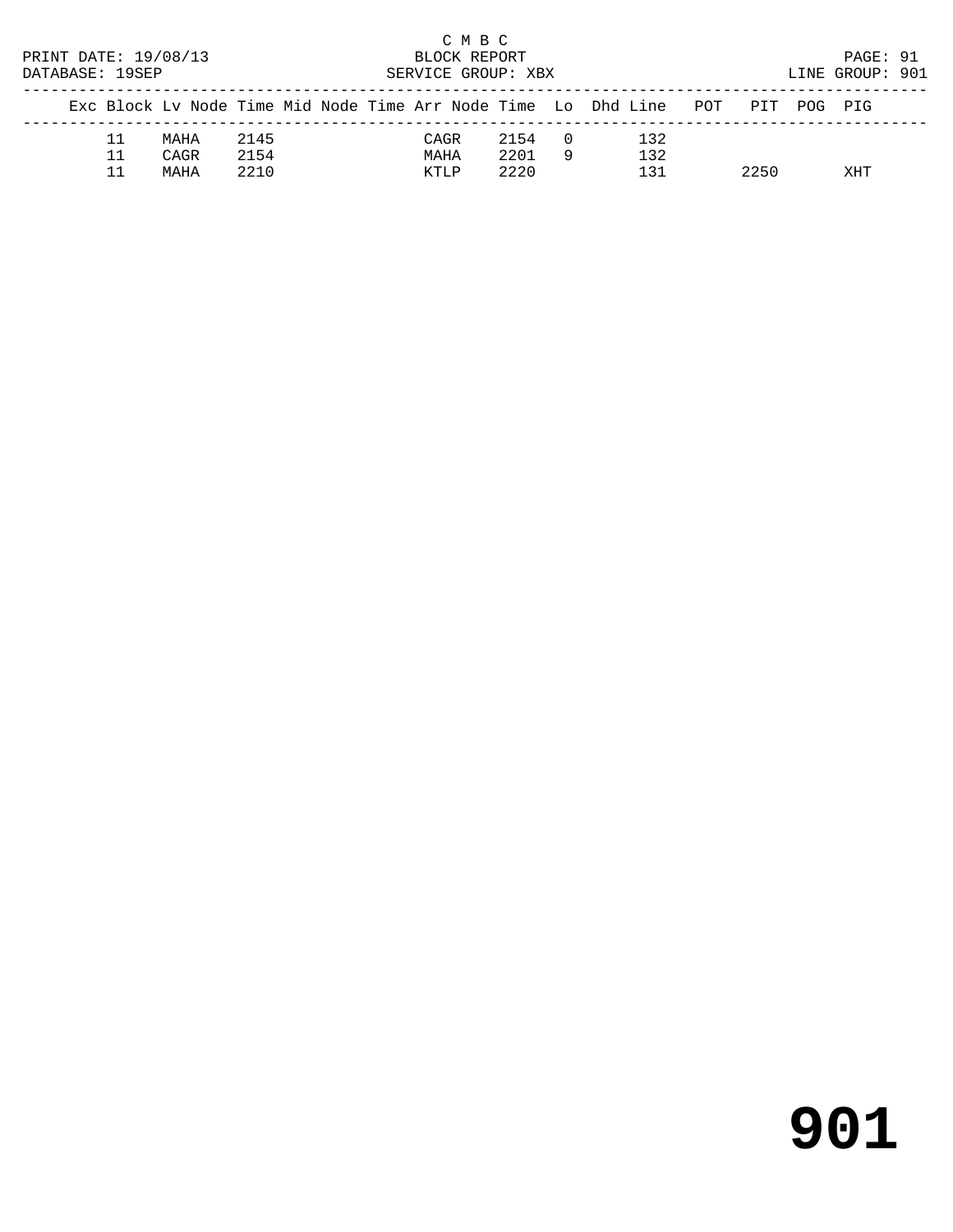C M B C
BLOCK REPORT
SERVICE GROUP: XBX

PRINT DATE: 19/08/13
DATABASE: 19SEP

LINE GROUP: 901

| Exc | Block | Lv | Node | Time | Mid | Node | Time | Arr | Node | Time | Lo | Dhd | Line | POT | PIT | POG | PIG |
|---|---|---|---|---|---|---|---|---|---|---|---|---|---|---|---|---|---|
| | 11 | | MAHA | 2145 | | | | | CAGR | 2154 | 0 | | 132 | | | | |
| | 11 | | CAGR | 2154 | | | | | MAHA | 2201 | 9 | | 132 | | | | |
| | 11 | | MAHA | 2210 | | | | | KTLP | 2220 | | | 131 | | 2250 | | XHT |

# 901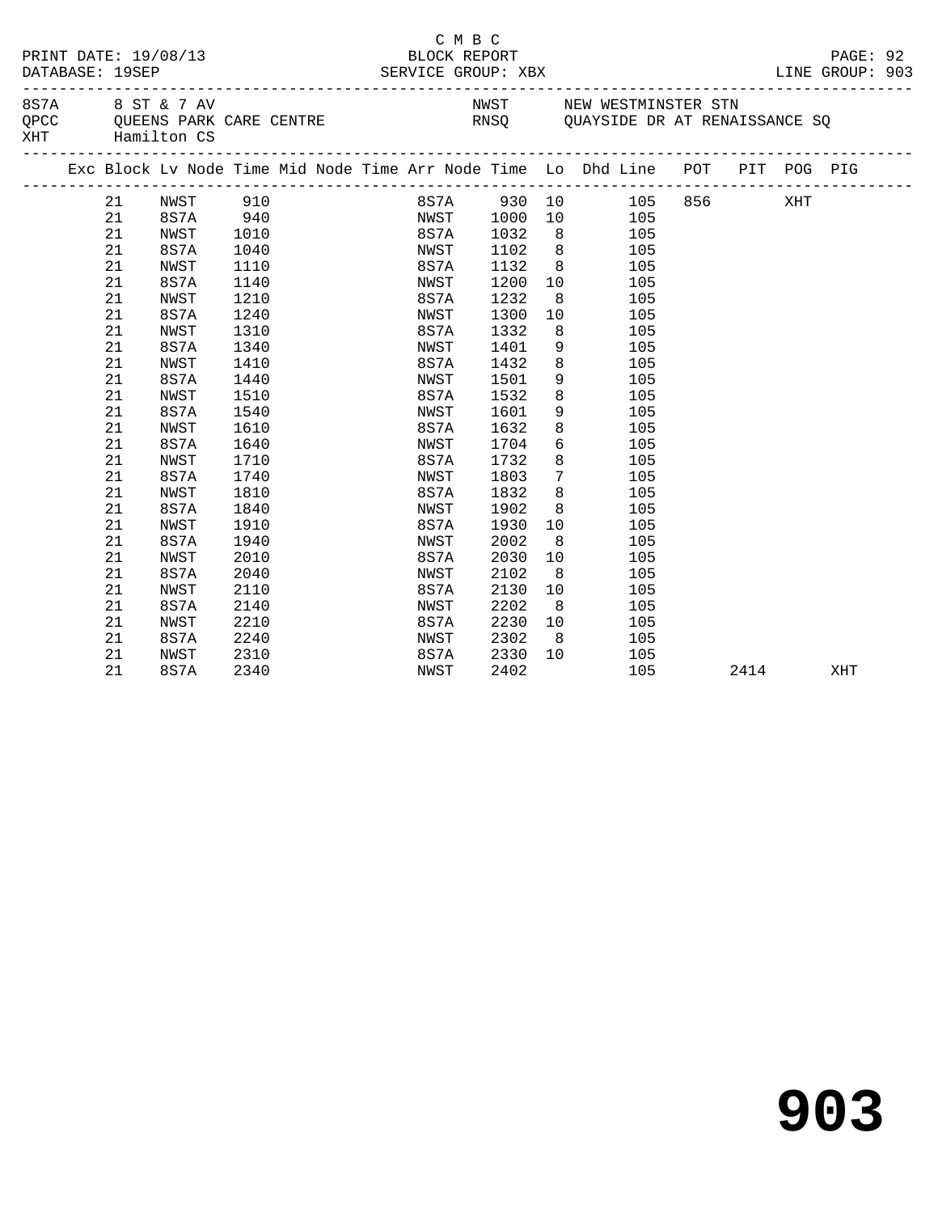C M B C

PRINT DATE: 19/08/13 BLOCK REPORT
DATABASE: 19SEP SERVICE GROUP: XBX LINE GROUP: 903

8S7A 8 ST & 7 AV NWST NEW WESTMINSTER STN
QPCC QUEENS PARK CARE CENTRE RNSQ QUAYSIDE DR AT RENAISSANCE SQ
XHT Hamilton CS

| Exc | Block | Lv Node | Time | Mid Node | Time | Arr Node | Time | Lo | Dhd | Line | POT | PIT | POG | PIG |
|---|---|---|---|---|---|---|---|---|---|---|---|---|---|---|
| | 21 | NWST | 910 | | | 8S7A | 930 | 10 | | 105 | 856 | | XHT | |
| | 21 | 8S7A | 940 | | | NWST | 1000 | 10 | | 105 | | | | |
| | 21 | NWST | 1010 | | | 8S7A | 1032 | 8 | | 105 | | | | |
| | 21 | 8S7A | 1040 | | | NWST | 1102 | 8 | | 105 | | | | |
| | 21 | NWST | 1110 | | | 8S7A | 1132 | 8 | | 105 | | | | |
| | 21 | 8S7A | 1140 | | | NWST | 1200 | 10 | | 105 | | | | |
| | 21 | NWST | 1210 | | | 8S7A | 1232 | 8 | | 105 | | | | |
| | 21 | 8S7A | 1240 | | | NWST | 1300 | 10 | | 105 | | | | |
| | 21 | NWST | 1310 | | | 8S7A | 1332 | 8 | | 105 | | | | |
| | 21 | 8S7A | 1340 | | | NWST | 1401 | 9 | | 105 | | | | |
| | 21 | NWST | 1410 | | | 8S7A | 1432 | 8 | | 105 | | | | |
| | 21 | 8S7A | 1440 | | | NWST | 1501 | 9 | | 105 | | | | |
| | 21 | NWST | 1510 | | | 8S7A | 1532 | 8 | | 105 | | | | |
| | 21 | 8S7A | 1540 | | | NWST | 1601 | 9 | | 105 | | | | |
| | 21 | NWST | 1610 | | | 8S7A | 1632 | 8 | | 105 | | | | |
| | 21 | 8S7A | 1640 | | | NWST | 1704 | 6 | | 105 | | | | |
| | 21 | NWST | 1710 | | | 8S7A | 1732 | 8 | | 105 | | | | |
| | 21 | 8S7A | 1740 | | | NWST | 1803 | 7 | | 105 | | | | |
| | 21 | NWST | 1810 | | | 8S7A | 1832 | 8 | | 105 | | | | |
| | 21 | 8S7A | 1840 | | | NWST | 1902 | 8 | | 105 | | | | |
| | 21 | NWST | 1910 | | | 8S7A | 1930 | 10 | | 105 | | | | |
| | 21 | 8S7A | 1940 | | | NWST | 2002 | 8 | | 105 | | | | |
| | 21 | NWST | 2010 | | | 8S7A | 2030 | 10 | | 105 | | | | |
| | 21 | 8S7A | 2040 | | | NWST | 2102 | 8 | | 105 | | | | |
| | 21 | NWST | 2110 | | | 8S7A | 2130 | 10 | | 105 | | | | |
| | 21 | 8S7A | 2140 | | | NWST | 2202 | 8 | | 105 | | | | |
| | 21 | NWST | 2210 | | | 8S7A | 2230 | 10 | | 105 | | | | |
| | 21 | 8S7A | 2240 | | | NWST | 2302 | 8 | | 105 | | | | |
| | 21 | NWST | 2310 | | | 8S7A | 2330 | 10 | | 105 | | | | |
| | 21 | 8S7A | 2340 | | | NWST | 2402 | | | 105 | | 2414 | | XHT |

# 903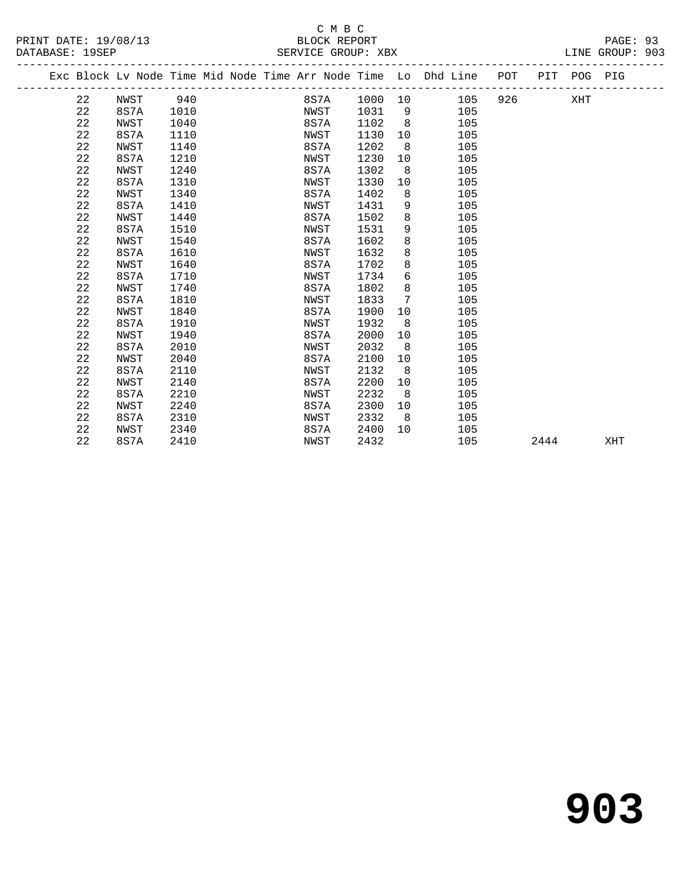C M B C

BLOCK REPORT

SERVICE GROUP: XBX

PRINT DATE: 19/08/13
DATABASE: 19SEP
LINE GROUP: 903

| Exc | Block | Lv | Node | Time | Mid | Node | Time | Arr | Node | Time | Lo | Dhd | Line | POT | PIT | POG | PIG |
|---|---|---|---|---|---|---|---|---|---|---|---|---|---|---|---|---|---|
| | 22 | | NWST | 940 | | | | | 8S7A | 1000 | 10 | | 105 | 926 | | XHT | |
| | 22 | | 8S7A | 1010 | | | | | NWST | 1031 | 9 | | 105 | | | | |
| | 22 | | NWST | 1040 | | | | | 8S7A | 1102 | 8 | | 105 | | | | |
| | 22 | | 8S7A | 1110 | | | | | NWST | 1130 | 10 | | 105 | | | | |
| | 22 | | NWST | 1140 | | | | | 8S7A | 1202 | 8 | | 105 | | | | |
| | 22 | | 8S7A | 1210 | | | | | NWST | 1230 | 10 | | 105 | | | | |
| | 22 | | NWST | 1240 | | | | | 8S7A | 1302 | 8 | | 105 | | | | |
| | 22 | | 8S7A | 1310 | | | | | NWST | 1330 | 10 | | 105 | | | | |
| | 22 | | NWST | 1340 | | | | | 8S7A | 1402 | 8 | | 105 | | | | |
| | 22 | | 8S7A | 1410 | | | | | NWST | 1431 | 9 | | 105 | | | | |
| | 22 | | NWST | 1440 | | | | | 8S7A | 1502 | 8 | | 105 | | | | |
| | 22 | | 8S7A | 1510 | | | | | NWST | 1531 | 9 | | 105 | | | | |
| | 22 | | NWST | 1540 | | | | | 8S7A | 1602 | 8 | | 105 | | | | |
| | 22 | | 8S7A | 1610 | | | | | NWST | 1632 | 8 | | 105 | | | | |
| | 22 | | NWST | 1640 | | | | | 8S7A | 1702 | 8 | | 105 | | | | |
| | 22 | | 8S7A | 1710 | | | | | NWST | 1734 | 6 | | 105 | | | | |
| | 22 | | NWST | 1740 | | | | | 8S7A | 1802 | 8 | | 105 | | | | |
| | 22 | | 8S7A | 1810 | | | | | NWST | 1833 | 7 | | 105 | | | | |
| | 22 | | NWST | 1840 | | | | | 8S7A | 1900 | 10 | | 105 | | | | |
| | 22 | | 8S7A | 1910 | | | | | NWST | 1932 | 8 | | 105 | | | | |
| | 22 | | NWST | 1940 | | | | | 8S7A | 2000 | 10 | | 105 | | | | |
| | 22 | | 8S7A | 2010 | | | | | NWST | 2032 | 8 | | 105 | | | | |
| | 22 | | NWST | 2040 | | | | | 8S7A | 2100 | 10 | | 105 | | | | |
| | 22 | | 8S7A | 2110 | | | | | NWST | 2132 | 8 | | 105 | | | | |
| | 22 | | NWST | 2140 | | | | | 8S7A | 2200 | 10 | | 105 | | | | |
| | 22 | | 8S7A | 2210 | | | | | NWST | 2232 | 8 | | 105 | | | | |
| | 22 | | NWST | 2240 | | | | | 8S7A | 2300 | 10 | | 105 | | | | |
| | 22 | | 8S7A | 2310 | | | | | NWST | 2332 | 8 | | 105 | | | | |
| | 22 | | NWST | 2340 | | | | | 8S7A | 2400 | 10 | | 105 | | | | |
| | 22 | | 8S7A | 2410 | | | | | NWST | 2432 | | | 105 | | 2444 | | XHT |

# 903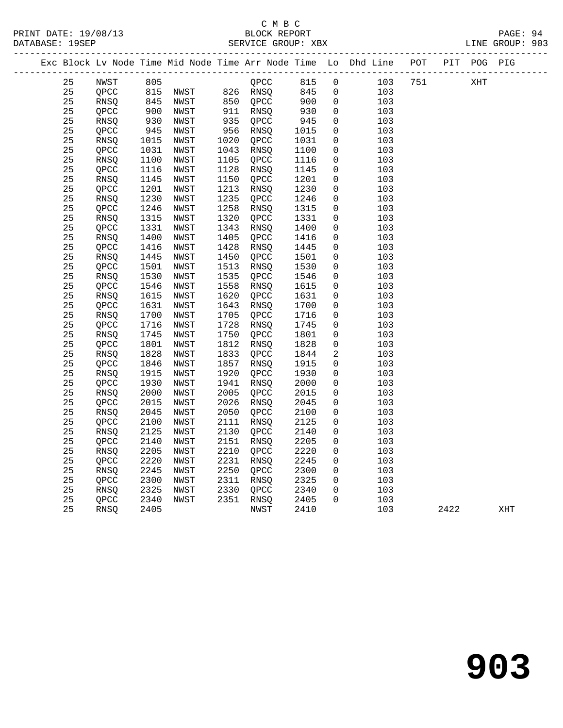C M B C
BLOCK REPORT
SERVICE GROUP: XBX

PRINT DATE: 19/08/13
DATABASE: 19SEP
LINE GROUP: 903

| Exc | Block | Lv | Node | Time | Mid Node | Time | Arr Node | Time | Lo | Dhd Line | POT | PIT | POG | PIG |
|---|---|---|---|---|---|---|---|---|---|---|---|---|---|---|
| | 25 | | NWST | 805 | | | QPCC | 815 | 0 | 103 | 751 | | XHT | |
| | 25 | | QPCC | 815 | NWST | 826 | RNSQ | 845 | 0 | 103 | | | | |
| | 25 | | RNSQ | 845 | NWST | 850 | QPCC | 900 | 0 | 103 | | | | |
| | 25 | | QPCC | 900 | NWST | 911 | RNSQ | 930 | 0 | 103 | | | | |
| | 25 | | RNSQ | 930 | NWST | 935 | QPCC | 945 | 0 | 103 | | | | |
| | 25 | | QPCC | 945 | NWST | 956 | RNSQ | 1015 | 0 | 103 | | | | |
| | 25 | | RNSQ | 1015 | NWST | 1020 | QPCC | 1031 | 0 | 103 | | | | |
| | 25 | | QPCC | 1031 | NWST | 1043 | RNSQ | 1100 | 0 | 103 | | | | |
| | 25 | | RNSQ | 1100 | NWST | 1105 | QPCC | 1116 | 0 | 103 | | | | |
| | 25 | | QPCC | 1116 | NWST | 1128 | RNSQ | 1145 | 0 | 103 | | | | |
| | 25 | | RNSQ | 1145 | NWST | 1150 | QPCC | 1201 | 0 | 103 | | | | |
| | 25 | | QPCC | 1201 | NWST | 1213 | RNSQ | 1230 | 0 | 103 | | | | |
| | 25 | | RNSQ | 1230 | NWST | 1235 | QPCC | 1246 | 0 | 103 | | | | |
| | 25 | | QPCC | 1246 | NWST | 1258 | RNSQ | 1315 | 0 | 103 | | | | |
| | 25 | | RNSQ | 1315 | NWST | 1320 | QPCC | 1331 | 0 | 103 | | | | |
| | 25 | | QPCC | 1331 | NWST | 1343 | RNSQ | 1400 | 0 | 103 | | | | |
| | 25 | | RNSQ | 1400 | NWST | 1405 | QPCC | 1416 | 0 | 103 | | | | |
| | 25 | | QPCC | 1416 | NWST | 1428 | RNSQ | 1445 | 0 | 103 | | | | |
| | 25 | | RNSQ | 1445 | NWST | 1450 | QPCC | 1501 | 0 | 103 | | | | |
| | 25 | | QPCC | 1501 | NWST | 1513 | RNSQ | 1530 | 0 | 103 | | | | |
| | 25 | | RNSQ | 1530 | NWST | 1535 | QPCC | 1546 | 0 | 103 | | | | |
| | 25 | | QPCC | 1546 | NWST | 1558 | RNSQ | 1615 | 0 | 103 | | | | |
| | 25 | | RNSQ | 1615 | NWST | 1620 | QPCC | 1631 | 0 | 103 | | | | |
| | 25 | | QPCC | 1631 | NWST | 1643 | RNSQ | 1700 | 0 | 103 | | | | |
| | 25 | | RNSQ | 1700 | NWST | 1705 | QPCC | 1716 | 0 | 103 | | | | |
| | 25 | | QPCC | 1716 | NWST | 1728 | RNSQ | 1745 | 0 | 103 | | | | |
| | 25 | | RNSQ | 1745 | NWST | 1750 | QPCC | 1801 | 0 | 103 | | | | |
| | 25 | | QPCC | 1801 | NWST | 1812 | RNSQ | 1828 | 0 | 103 | | | | |
| | 25 | | RNSQ | 1828 | NWST | 1833 | QPCC | 1844 | 2 | 103 | | | | |
| | 25 | | QPCC | 1846 | NWST | 1857 | RNSQ | 1915 | 0 | 103 | | | | |
| | 25 | | RNSQ | 1915 | NWST | 1920 | QPCC | 1930 | 0 | 103 | | | | |
| | 25 | | QPCC | 1930 | NWST | 1941 | RNSQ | 2000 | 0 | 103 | | | | |
| | 25 | | RNSQ | 2000 | NWST | 2005 | QPCC | 2015 | 0 | 103 | | | | |
| | 25 | | QPCC | 2015 | NWST | 2026 | RNSQ | 2045 | 0 | 103 | | | | |
| | 25 | | RNSQ | 2045 | NWST | 2050 | QPCC | 2100 | 0 | 103 | | | | |
| | 25 | | QPCC | 2100 | NWST | 2111 | RNSQ | 2125 | 0 | 103 | | | | |
| | 25 | | RNSQ | 2125 | NWST | 2130 | QPCC | 2140 | 0 | 103 | | | | |
| | 25 | | QPCC | 2140 | NWST | 2151 | RNSQ | 2205 | 0 | 103 | | | | |
| | 25 | | RNSQ | 2205 | NWST | 2210 | QPCC | 2220 | 0 | 103 | | | | |
| | 25 | | QPCC | 2220 | NWST | 2231 | RNSQ | 2245 | 0 | 103 | | | | |
| | 25 | | RNSQ | 2245 | NWST | 2250 | QPCC | 2300 | 0 | 103 | | | | |
| | 25 | | QPCC | 2300 | NWST | 2311 | RNSQ | 2325 | 0 | 103 | | | | |
| | 25 | | RNSQ | 2325 | NWST | 2330 | QPCC | 2340 | 0 | 103 | | | | |
| | 25 | | QPCC | 2340 | NWST | 2351 | RNSQ | 2405 | 0 | 103 | | | | |
| | 25 | | RNSQ | 2405 | | | NWST | 2410 | | 103 | | 2422 | | XHT |

# 903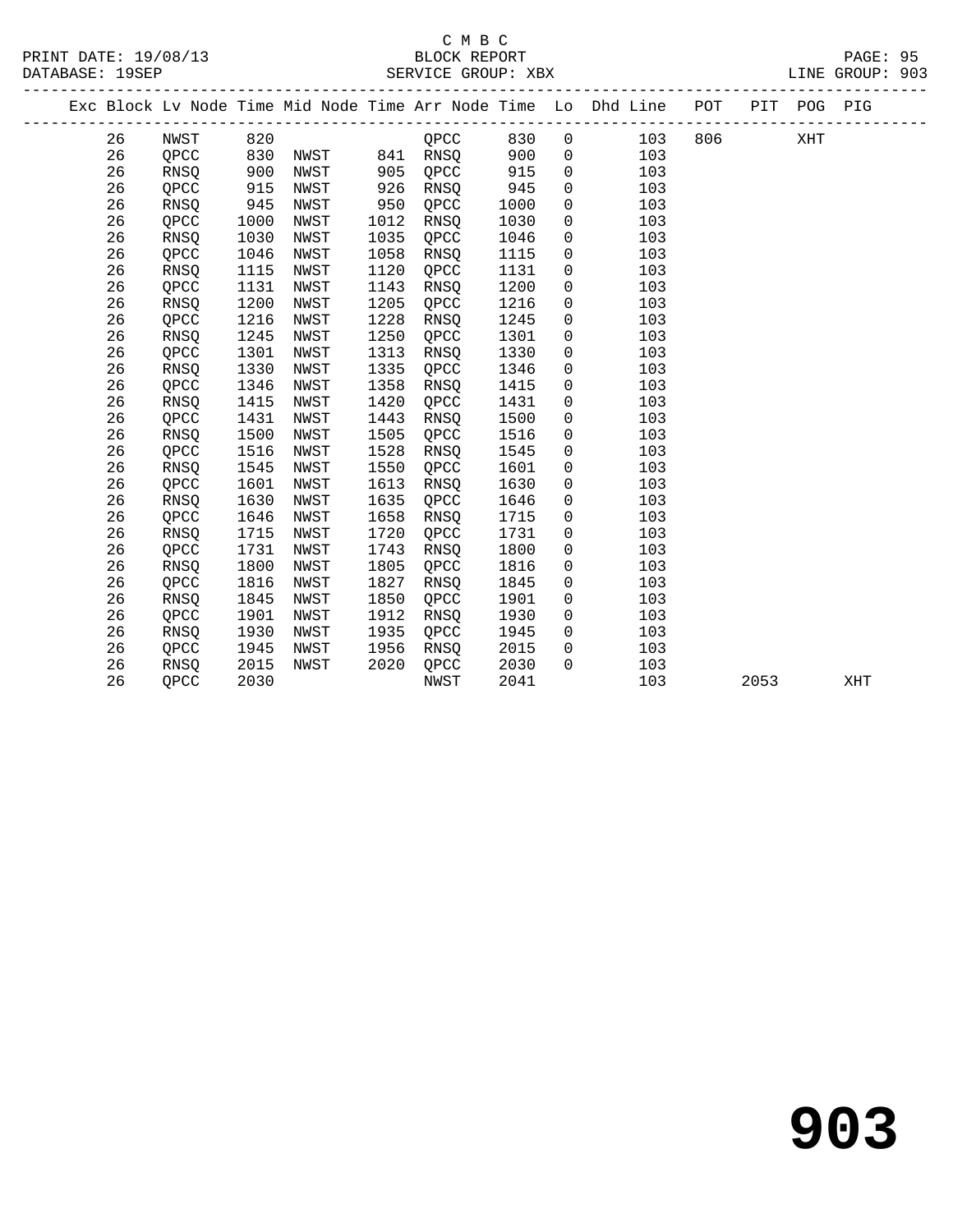C M B C

BLOCK REPORT

PRINT DATE: 19/08/13 DATABASE: 19SEP SERVICE GROUP: XBX LINE GROUP: 903

| Exc | Block | Lv | Node | Time | Mid Node | Time | Arr Node | Time | Lo | Dhd Line | POT | PIT | POG | PIG |
|---|---|---|---|---|---|---|---|---|---|---|---|---|---|---|
| | 26 | | NWST | 820 | | | QPCC | 830 | 0 | 103 | 806 | | XHT | |
| | 26 | | QPCC | 830 | NWST | 841 | RNSQ | 900 | 0 | 103 | | | | |
| | 26 | | RNSQ | 900 | NWST | 905 | QPCC | 915 | 0 | 103 | | | | |
| | 26 | | QPCC | 915 | NWST | 926 | RNSQ | 945 | 0 | 103 | | | | |
| | 26 | | RNSQ | 945 | NWST | 950 | QPCC | 1000 | 0 | 103 | | | | |
| | 26 | | QPCC | 1000 | NWST | 1012 | RNSQ | 1030 | 0 | 103 | | | | |
| | 26 | | RNSQ | 1030 | NWST | 1035 | QPCC | 1046 | 0 | 103 | | | | |
| | 26 | | QPCC | 1046 | NWST | 1058 | RNSQ | 1115 | 0 | 103 | | | | |
| | 26 | | RNSQ | 1115 | NWST | 1120 | QPCC | 1131 | 0 | 103 | | | | |
| | 26 | | QPCC | 1131 | NWST | 1143 | RNSQ | 1200 | 0 | 103 | | | | |
| | 26 | | RNSQ | 1200 | NWST | 1205 | QPCC | 1216 | 0 | 103 | | | | |
| | 26 | | QPCC | 1216 | NWST | 1228 | RNSQ | 1245 | 0 | 103 | | | | |
| | 26 | | RNSQ | 1245 | NWST | 1250 | QPCC | 1301 | 0 | 103 | | | | |
| | 26 | | QPCC | 1301 | NWST | 1313 | RNSQ | 1330 | 0 | 103 | | | | |
| | 26 | | RNSQ | 1330 | NWST | 1335 | QPCC | 1346 | 0 | 103 | | | | |
| | 26 | | QPCC | 1346 | NWST | 1358 | RNSQ | 1415 | 0 | 103 | | | | |
| | 26 | | RNSQ | 1415 | NWST | 1420 | QPCC | 1431 | 0 | 103 | | | | |
| | 26 | | QPCC | 1431 | NWST | 1443 | RNSQ | 1500 | 0 | 103 | | | | |
| | 26 | | RNSQ | 1500 | NWST | 1505 | QPCC | 1516 | 0 | 103 | | | | |
| | 26 | | QPCC | 1516 | NWST | 1528 | RNSQ | 1545 | 0 | 103 | | | | |
| | 26 | | RNSQ | 1545 | NWST | 1550 | QPCC | 1601 | 0 | 103 | | | | |
| | 26 | | QPCC | 1601 | NWST | 1613 | RNSQ | 1630 | 0 | 103 | | | | |
| | 26 | | RNSQ | 1630 | NWST | 1635 | QPCC | 1646 | 0 | 103 | | | | |
| | 26 | | QPCC | 1646 | NWST | 1658 | RNSQ | 1715 | 0 | 103 | | | | |
| | 26 | | RNSQ | 1715 | NWST | 1720 | QPCC | 1731 | 0 | 103 | | | | |
| | 26 | | QPCC | 1731 | NWST | 1743 | RNSQ | 1800 | 0 | 103 | | | | |
| | 26 | | RNSQ | 1800 | NWST | 1805 | QPCC | 1816 | 0 | 103 | | | | |
| | 26 | | QPCC | 1816 | NWST | 1827 | RNSQ | 1845 | 0 | 103 | | | | |
| | 26 | | RNSQ | 1845 | NWST | 1850 | QPCC | 1901 | 0 | 103 | | | | |
| | 26 | | QPCC | 1901 | NWST | 1912 | RNSQ | 1930 | 0 | 103 | | | | |
| | 26 | | RNSQ | 1930 | NWST | 1935 | QPCC | 1945 | 0 | 103 | | | | |
| | 26 | | QPCC | 1945 | NWST | 1956 | RNSQ | 2015 | 0 | 103 | | | | |
| | 26 | | RNSQ | 2015 | NWST | 2020 | QPCC | 2030 | 0 | 103 | | | | |
| | 26 | | QPCC | 2030 | | | NWST | 2041 | | 103 | | 2053 | | XHT |

903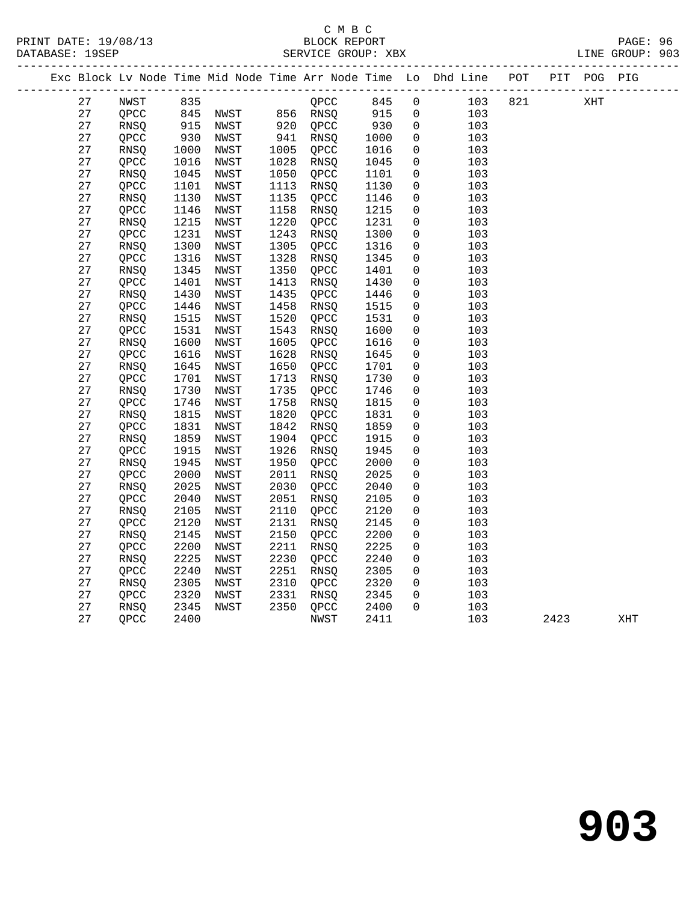C M B C

BLOCK REPORT

SERVICE GROUP: XBX

PRINT DATE: 19/08/13
DATABASE: 19SEP
LINE GROUP: 903

| Exc | Block | Lv | Node | Time | Mid Node | Time | Arr Node | Time | Lo | Dhd Line | POT | PIT | POG | PIG |
|---|---|---|---|---|---|---|---|---|---|---|---|---|---|---|
| | 27 | | NWST | 835 | | | QPCC | 845 | 0 | 103 | 821 | | XHT | |
| | 27 | | QPCC | 845 | NWST | 856 | RNSQ | 915 | 0 | 103 | | | | |
| | 27 | | RNSQ | 915 | NWST | 920 | QPCC | 930 | 0 | 103 | | | | |
| | 27 | | QPCC | 930 | NWST | 941 | RNSQ | 1000 | 0 | 103 | | | | |
| | 27 | | RNSQ | 1000 | NWST | 1005 | QPCC | 1016 | 0 | 103 | | | | |
| | 27 | | QPCC | 1016 | NWST | 1028 | RNSQ | 1045 | 0 | 103 | | | | |
| | 27 | | RNSQ | 1045 | NWST | 1050 | QPCC | 1101 | 0 | 103 | | | | |
| | 27 | | QPCC | 1101 | NWST | 1113 | RNSQ | 1130 | 0 | 103 | | | | |
| | 27 | | RNSQ | 1130 | NWST | 1135 | QPCC | 1146 | 0 | 103 | | | | |
| | 27 | | QPCC | 1146 | NWST | 1158 | RNSQ | 1215 | 0 | 103 | | | | |
| | 27 | | RNSQ | 1215 | NWST | 1220 | QPCC | 1231 | 0 | 103 | | | | |
| | 27 | | QPCC | 1231 | NWST | 1243 | RNSQ | 1300 | 0 | 103 | | | | |
| | 27 | | RNSQ | 1300 | NWST | 1305 | QPCC | 1316 | 0 | 103 | | | | |
| | 27 | | QPCC | 1316 | NWST | 1328 | RNSQ | 1345 | 0 | 103 | | | | |
| | 27 | | RNSQ | 1345 | NWST | 1350 | QPCC | 1401 | 0 | 103 | | | | |
| | 27 | | QPCC | 1401 | NWST | 1413 | RNSQ | 1430 | 0 | 103 | | | | |
| | 27 | | RNSQ | 1430 | NWST | 1435 | QPCC | 1446 | 0 | 103 | | | | |
| | 27 | | QPCC | 1446 | NWST | 1458 | RNSQ | 1515 | 0 | 103 | | | | |
| | 27 | | RNSQ | 1515 | NWST | 1520 | QPCC | 1531 | 0 | 103 | | | | |
| | 27 | | QPCC | 1531 | NWST | 1543 | RNSQ | 1600 | 0 | 103 | | | | |
| | 27 | | RNSQ | 1600 | NWST | 1605 | QPCC | 1616 | 0 | 103 | | | | |
| | 27 | | QPCC | 1616 | NWST | 1628 | RNSQ | 1645 | 0 | 103 | | | | |
| | 27 | | RNSQ | 1645 | NWST | 1650 | QPCC | 1701 | 0 | 103 | | | | |
| | 27 | | QPCC | 1701 | NWST | 1713 | RNSQ | 1730 | 0 | 103 | | | | |
| | 27 | | RNSQ | 1730 | NWST | 1735 | QPCC | 1746 | 0 | 103 | | | | |
| | 27 | | QPCC | 1746 | NWST | 1758 | RNSQ | 1815 | 0 | 103 | | | | |
| | 27 | | RNSQ | 1815 | NWST | 1820 | QPCC | 1831 | 0 | 103 | | | | |
| | 27 | | QPCC | 1831 | NWST | 1842 | RNSQ | 1859 | 0 | 103 | | | | |
| | 27 | | RNSQ | 1859 | NWST | 1904 | QPCC | 1915 | 0 | 103 | | | | |
| | 27 | | QPCC | 1915 | NWST | 1926 | RNSQ | 1945 | 0 | 103 | | | | |
| | 27 | | RNSQ | 1945 | NWST | 1950 | QPCC | 2000 | 0 | 103 | | | | |
| | 27 | | QPCC | 2000 | NWST | 2011 | RNSQ | 2025 | 0 | 103 | | | | |
| | 27 | | RNSQ | 2025 | NWST | 2030 | QPCC | 2040 | 0 | 103 | | | | |
| | 27 | | QPCC | 2040 | NWST | 2051 | RNSQ | 2105 | 0 | 103 | | | | |
| | 27 | | RNSQ | 2105 | NWST | 2110 | QPCC | 2120 | 0 | 103 | | | | |
| | 27 | | QPCC | 2120 | NWST | 2131 | RNSQ | 2145 | 0 | 103 | | | | |
| | 27 | | RNSQ | 2145 | NWST | 2150 | QPCC | 2200 | 0 | 103 | | | | |
| | 27 | | QPCC | 2200 | NWST | 2211 | RNSQ | 2225 | 0 | 103 | | | | |
| | 27 | | RNSQ | 2225 | NWST | 2230 | QPCC | 2240 | 0 | 103 | | | | |
| | 27 | | QPCC | 2240 | NWST | 2251 | RNSQ | 2305 | 0 | 103 | | | | |
| | 27 | | RNSQ | 2305 | NWST | 2310 | QPCC | 2320 | 0 | 103 | | | | |
| | 27 | | QPCC | 2320 | NWST | 2331 | RNSQ | 2345 | 0 | 103 | | | | |
| | 27 | | RNSQ | 2345 | NWST | 2350 | QPCC | 2400 | 0 | 103 | | | | |
| | 27 | | QPCC | 2400 | | | NWST | 2411 | | 103 | | 2423 | | XHT |

# 903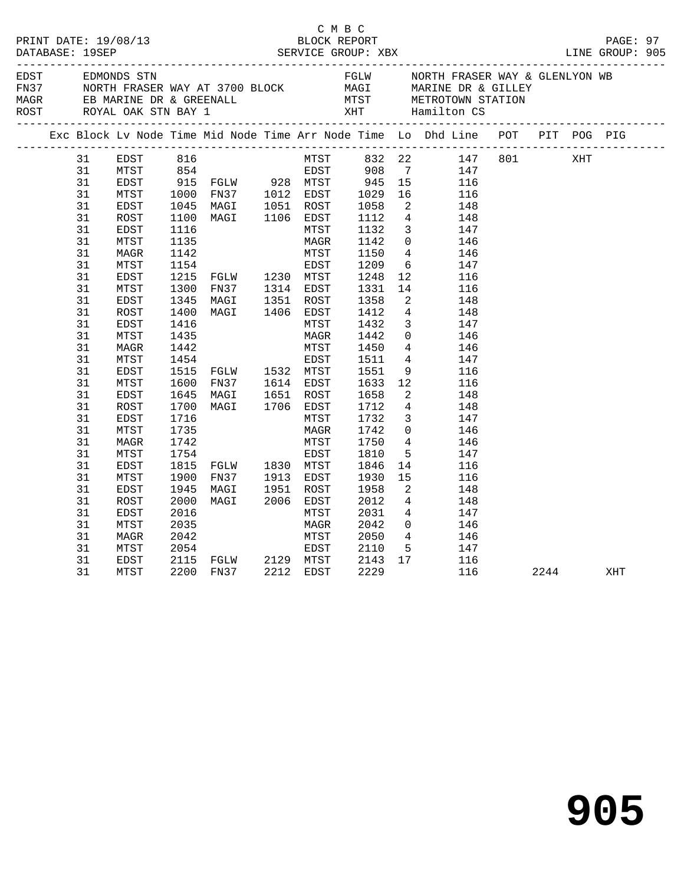C M B C

PRINT DATE: 19/08/13 BLOCK REPORT PAGE: 97
DATABASE: 19SEP SERVICE GROUP: XBX LINE GROUP: 905

| | | | |
|---|---|---|---|
| EDST | EDMONDS STN | FGLW | NORTH FRASER WAY & GLENLYON WB |
| FN37 | NORTH FRASER WAY AT 3700 BLOCK | MAGI | MARINE DR & GILLEY |
| MAGR | EB MARINE DR & GREENALL | MTST | METROTOWN STATION |
| ROST | ROYAL OAK STN BAY 1 | XHT | Hamilton CS |

| Exc | Block | Lv Node | Time | Mid Node | Time | Arr Node | Time | Lo | Dhd Line | POT | PIT | POG | PIG |
|---|---|---|---|---|---|---|---|---|---|---|---|---|---|
| | 31 | EDST | 816 | | | MTST | 832 | 22 | 147 | 801 | | XHT | |
| | 31 | MTST | 854 | | | EDST | 908 | 7 | 147 | | | | |
| | 31 | EDST | 915 | FGLW | 928 | MTST | 945 | 15 | 116 | | | | |
| | 31 | MTST | 1000 | FN37 | 1012 | EDST | 1029 | 16 | 116 | | | | |
| | 31 | EDST | 1045 | MAGI | 1051 | ROST | 1058 | 2 | 148 | | | | |
| | 31 | ROST | 1100 | MAGI | 1106 | EDST | 1112 | 4 | 148 | | | | |
| | 31 | EDST | 1116 | | | MTST | 1132 | 3 | 147 | | | | |
| | 31 | MTST | 1135 | | | MAGR | 1142 | 0 | 146 | | | | |
| | 31 | MAGR | 1142 | | | MTST | 1150 | 4 | 146 | | | | |
| | 31 | MTST | 1154 | | | EDST | 1209 | 6 | 147 | | | | |
| | 31 | EDST | 1215 | FGLW | 1230 | MTST | 1248 | 12 | 116 | | | | |
| | 31 | MTST | 1300 | FN37 | 1314 | EDST | 1331 | 14 | 116 | | | | |
| | 31 | EDST | 1345 | MAGI | 1351 | ROST | 1358 | 2 | 148 | | | | |
| | 31 | ROST | 1400 | MAGI | 1406 | EDST | 1412 | 4 | 148 | | | | |
| | 31 | EDST | 1416 | | | MTST | 1432 | 3 | 147 | | | | |
| | 31 | MTST | 1435 | | | MAGR | 1442 | 0 | 146 | | | | |
| | 31 | MAGR | 1442 | | | MTST | 1450 | 4 | 146 | | | | |
| | 31 | MTST | 1454 | | | EDST | 1511 | 4 | 147 | | | | |
| | 31 | EDST | 1515 | FGLW | 1532 | MTST | 1551 | 9 | 116 | | | | |
| | 31 | MTST | 1600 | FN37 | 1614 | EDST | 1633 | 12 | 116 | | | | |
| | 31 | EDST | 1645 | MAGI | 1651 | ROST | 1658 | 2 | 148 | | | | |
| | 31 | ROST | 1700 | MAGI | 1706 | EDST | 1712 | 4 | 148 | | | | |
| | 31 | EDST | 1716 | | | MTST | 1732 | 3 | 147 | | | | |
| | 31 | MTST | 1735 | | | MAGR | 1742 | 0 | 146 | | | | |
| | 31 | MAGR | 1742 | | | MTST | 1750 | 4 | 146 | | | | |
| | 31 | MTST | 1754 | | | EDST | 1810 | 5 | 147 | | | | |
| | 31 | EDST | 1815 | FGLW | 1830 | MTST | 1846 | 14 | 116 | | | | |
| | 31 | MTST | 1900 | FN37 | 1913 | EDST | 1930 | 15 | 116 | | | | |
| | 31 | EDST | 1945 | MAGI | 1951 | ROST | 1958 | 2 | 148 | | | | |
| | 31 | ROST | 2000 | MAGI | 2006 | EDST | 2012 | 4 | 148 | | | | |
| | 31 | EDST | 2016 | | | MTST | 2031 | 4 | 147 | | | | |
| | 31 | MTST | 2035 | | | MAGR | 2042 | 0 | 146 | | | | |
| | 31 | MAGR | 2042 | | | MTST | 2050 | 4 | 146 | | | | |
| | 31 | MTST | 2054 | | | EDST | 2110 | 5 | 147 | | | | |
| | 31 | EDST | 2115 | FGLW | 2129 | MTST | 2143 | 17 | 116 | | | | |
| | 31 | MTST | 2200 | FN37 | 2212 | EDST | 2229 | | 116 | | 2244 | | XHT |

# 905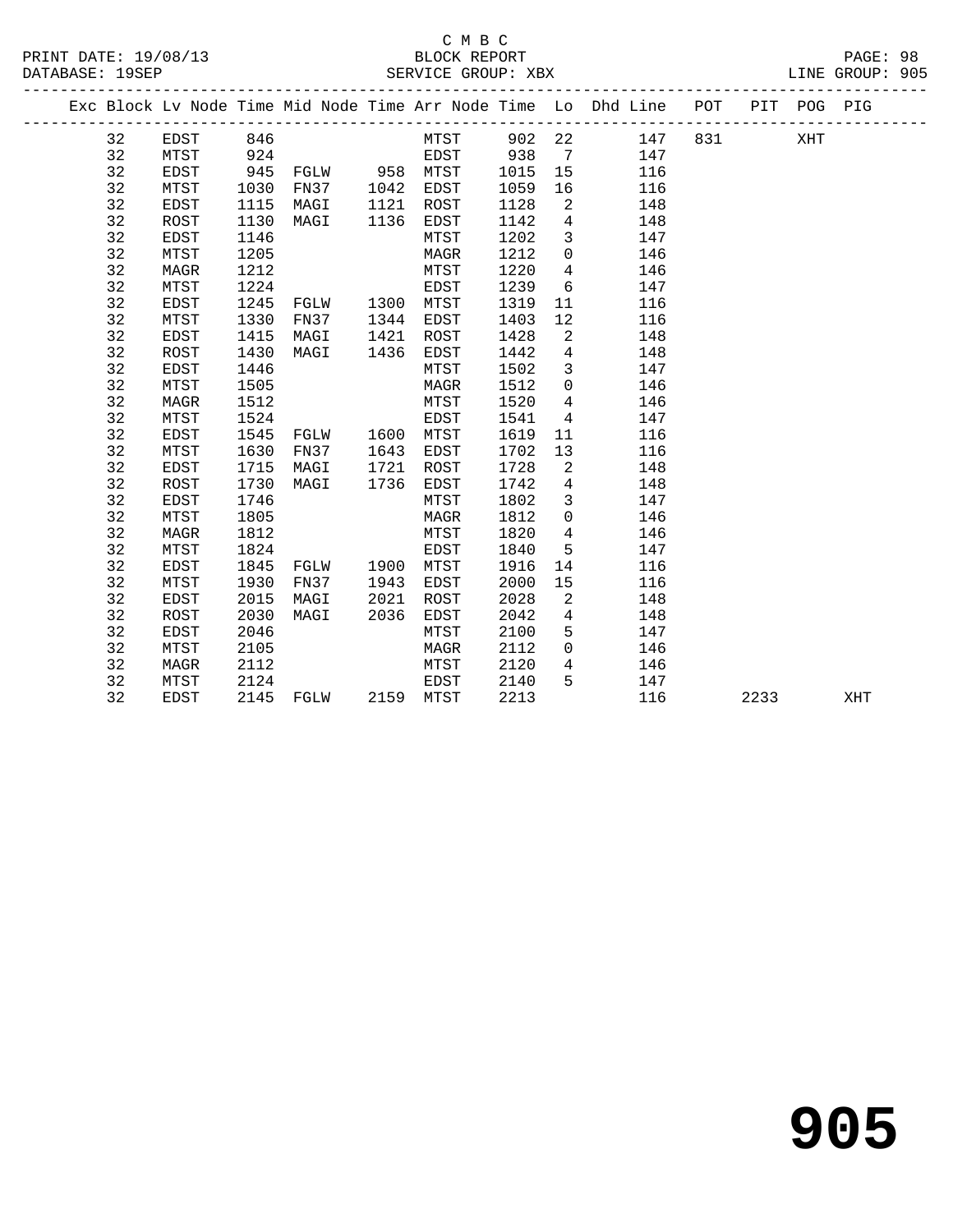C M B C
BLOCK REPORT
SERVICE GROUP: XBX

PRINT DATE: 19/08/13
DATABASE: 19SEP
LINE GROUP: 905

| Exc | Block | Lv | Node | Time | Mid Node | Time | Arr Node | Time | Lo | Dhd Line | POT | PIT | POG | PIG |
|---|---|---|---|---|---|---|---|---|---|---|---|---|---|---|
| | 32 | | EDST | 846 | | | MTST | 902 | 22 | 147 | 831 | | XHT | |
| | 32 | | MTST | 924 | | | EDST | 938 | 7 | 147 | | | | |
| | 32 | | EDST | 945 | FGLW | 958 | MTST | 1015 | 15 | 116 | | | | |
| | 32 | | MTST | 1030 | FN37 | 1042 | EDST | 1059 | 16 | 116 | | | | |
| | 32 | | EDST | 1115 | MAGI | 1121 | ROST | 1128 | 2 | 148 | | | | |
| | 32 | | ROST | 1130 | MAGI | 1136 | EDST | 1142 | 4 | 148 | | | | |
| | 32 | | EDST | 1146 | | | MTST | 1202 | 3 | 147 | | | | |
| | 32 | | MTST | 1205 | | | MAGR | 1212 | 0 | 146 | | | | |
| | 32 | | MAGR | 1212 | | | MTST | 1220 | 4 | 146 | | | | |
| | 32 | | MTST | 1224 | | | EDST | 1239 | 6 | 147 | | | | |
| | 32 | | EDST | 1245 | FGLW | 1300 | MTST | 1319 | 11 | 116 | | | | |
| | 32 | | MTST | 1330 | FN37 | 1344 | EDST | 1403 | 12 | 116 | | | | |
| | 32 | | EDST | 1415 | MAGI | 1421 | ROST | 1428 | 2 | 148 | | | | |
| | 32 | | ROST | 1430 | MAGI | 1436 | EDST | 1442 | 4 | 148 | | | | |
| | 32 | | EDST | 1446 | | | MTST | 1502 | 3 | 147 | | | | |
| | 32 | | MTST | 1505 | | | MAGR | 1512 | 0 | 146 | | | | |
| | 32 | | MAGR | 1512 | | | MTST | 1520 | 4 | 146 | | | | |
| | 32 | | MTST | 1524 | | | EDST | 1541 | 4 | 147 | | | | |
| | 32 | | EDST | 1545 | FGLW | 1600 | MTST | 1619 | 11 | 116 | | | | |
| | 32 | | MTST | 1630 | FN37 | 1643 | EDST | 1702 | 13 | 116 | | | | |
| | 32 | | EDST | 1715 | MAGI | 1721 | ROST | 1728 | 2 | 148 | | | | |
| | 32 | | ROST | 1730 | MAGI | 1736 | EDST | 1742 | 4 | 148 | | | | |
| | 32 | | EDST | 1746 | | | MTST | 1802 | 3 | 147 | | | | |
| | 32 | | MTST | 1805 | | | MAGR | 1812 | 0 | 146 | | | | |
| | 32 | | MAGR | 1812 | | | MTST | 1820 | 4 | 146 | | | | |
| | 32 | | MTST | 1824 | | | EDST | 1840 | 5 | 147 | | | | |
| | 32 | | EDST | 1845 | FGLW | 1900 | MTST | 1916 | 14 | 116 | | | | |
| | 32 | | MTST | 1930 | FN37 | 1943 | EDST | 2000 | 15 | 116 | | | | |
| | 32 | | EDST | 2015 | MAGI | 2021 | ROST | 2028 | 2 | 148 | | | | |
| | 32 | | ROST | 2030 | MAGI | 2036 | EDST | 2042 | 4 | 148 | | | | |
| | 32 | | EDST | 2046 | | | MTST | 2100 | 5 | 147 | | | | |
| | 32 | | MTST | 2105 | | | MAGR | 2112 | 0 | 146 | | | | |
| | 32 | | MAGR | 2112 | | | MTST | 2120 | 4 | 146 | | | | |
| | 32 | | MTST | 2124 | | | EDST | 2140 | 5 | 147 | | | | |
| | 32 | | EDST | 2145 | FGLW | 2159 | MTST | 2213 | | 116 | | 2233 | | XHT |

**905**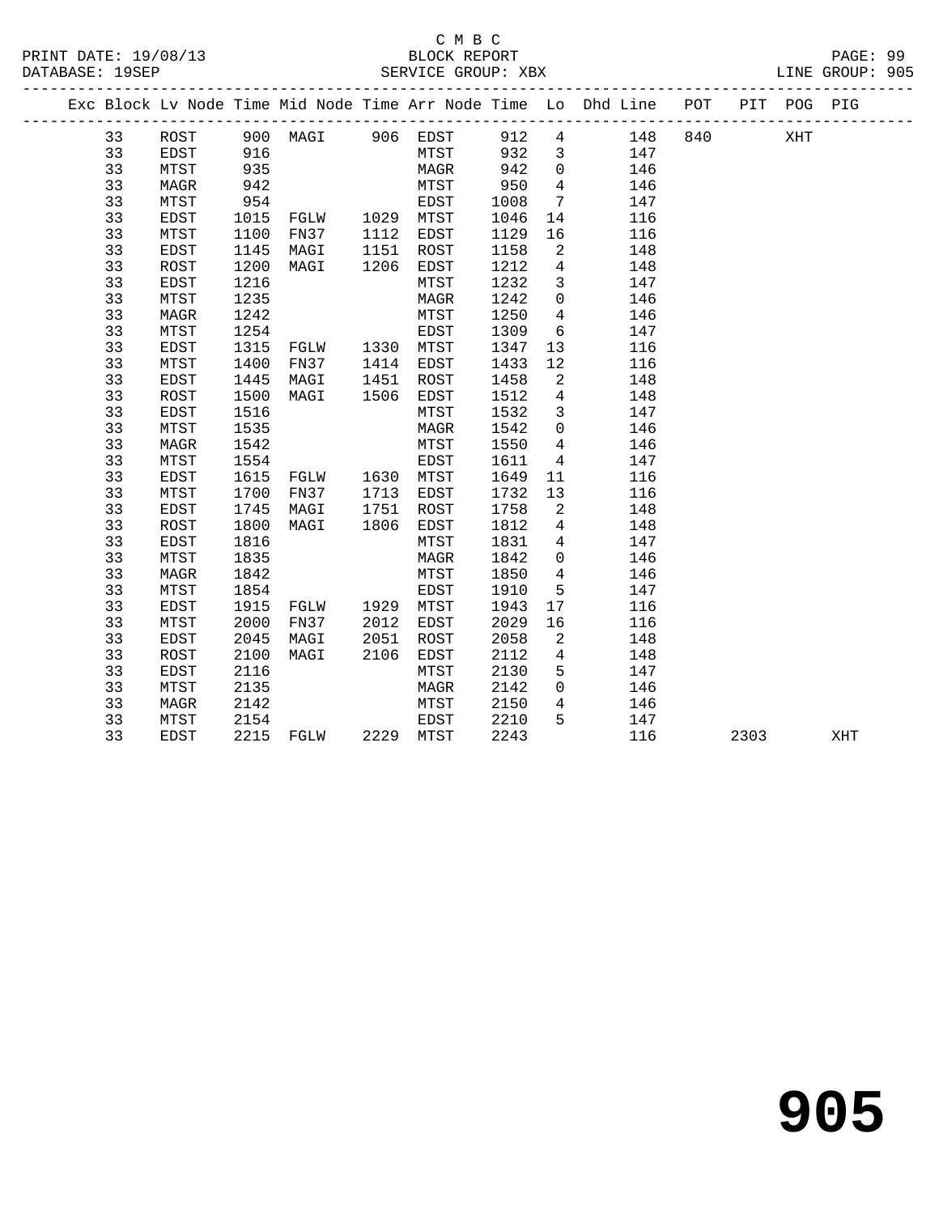C M B C

PRINT DATE: 19/08/13 BLOCK REPORT

DATABASE: 19SEP SERVICE GROUP: XBX LINE GROUP: 905

| Exc | Block | Lv | Node | Time | Mid Node | Time | Arr Node | Time | Lo | Dhd Line | POT | PIT | POG | PIG |
|---|---|---|---|---|---|---|---|---|---|---|---|---|---|---|
| | 33 | | ROST | 900 | MAGI | 906 | EDST | 912 | 4 | 148 | 840 | | XHT | |
| | 33 | | EDST | 916 | | | MTST | 932 | 3 | 147 | | | | |
| | 33 | | MTST | 935 | | | MAGR | 942 | 0 | 146 | | | | |
| | 33 | | MAGR | 942 | | | MTST | 950 | 4 | 146 | | | | |
| | 33 | | MTST | 954 | | | EDST | 1008 | 7 | 147 | | | | |
| | 33 | | EDST | 1015 | FGLW | 1029 | MTST | 1046 | 14 | 116 | | | | |
| | 33 | | MTST | 1100 | FN37 | 1112 | EDST | 1129 | 16 | 116 | | | | |
| | 33 | | EDST | 1145 | MAGI | 1151 | ROST | 1158 | 2 | 148 | | | | |
| | 33 | | ROST | 1200 | MAGI | 1206 | EDST | 1212 | 4 | 148 | | | | |
| | 33 | | EDST | 1216 | | | MTST | 1232 | 3 | 147 | | | | |
| | 33 | | MTST | 1235 | | | MAGR | 1242 | 0 | 146 | | | | |
| | 33 | | MAGR | 1242 | | | MTST | 1250 | 4 | 146 | | | | |
| | 33 | | MTST | 1254 | | | EDST | 1309 | 6 | 147 | | | | |
| | 33 | | EDST | 1315 | FGLW | 1330 | MTST | 1347 | 13 | 116 | | | | |
| | 33 | | MTST | 1400 | FN37 | 1414 | EDST | 1433 | 12 | 116 | | | | |
| | 33 | | EDST | 1445 | MAGI | 1451 | ROST | 1458 | 2 | 148 | | | | |
| | 33 | | ROST | 1500 | MAGI | 1506 | EDST | 1512 | 4 | 148 | | | | |
| | 33 | | EDST | 1516 | | | MTST | 1532 | 3 | 147 | | | | |
| | 33 | | MTST | 1535 | | | MAGR | 1542 | 0 | 146 | | | | |
| | 33 | | MAGR | 1542 | | | MTST | 1550 | 4 | 146 | | | | |
| | 33 | | MTST | 1554 | | | EDST | 1611 | 4 | 147 | | | | |
| | 33 | | EDST | 1615 | FGLW | 1630 | MTST | 1649 | 11 | 116 | | | | |
| | 33 | | MTST | 1700 | FN37 | 1713 | EDST | 1732 | 13 | 116 | | | | |
| | 33 | | EDST | 1745 | MAGI | 1751 | ROST | 1758 | 2 | 148 | | | | |
| | 33 | | ROST | 1800 | MAGI | 1806 | EDST | 1812 | 4 | 148 | | | | |
| | 33 | | EDST | 1816 | | | MTST | 1831 | 4 | 147 | | | | |
| | 33 | | MTST | 1835 | | | MAGR | 1842 | 0 | 146 | | | | |
| | 33 | | MAGR | 1842 | | | MTST | 1850 | 4 | 146 | | | | |
| | 33 | | MTST | 1854 | | | EDST | 1910 | 5 | 147 | | | | |
| | 33 | | EDST | 1915 | FGLW | 1929 | MTST | 1943 | 17 | 116 | | | | |
| | 33 | | MTST | 2000 | FN37 | 2012 | EDST | 2029 | 16 | 116 | | | | |
| | 33 | | EDST | 2045 | MAGI | 2051 | ROST | 2058 | 2 | 148 | | | | |
| | 33 | | ROST | 2100 | MAGI | 2106 | EDST | 2112 | 4 | 148 | | | | |
| | 33 | | EDST | 2116 | | | MTST | 2130 | 5 | 147 | | | | |
| | 33 | | MTST | 2135 | | | MAGR | 2142 | 0 | 146 | | | | |
| | 33 | | MAGR | 2142 | | | MTST | 2150 | 4 | 146 | | | | |
| | 33 | | MTST | 2154 | | | EDST | 2210 | 5 | 147 | | | | |
| | 33 | | EDST | 2215 | FGLW | 2229 | MTST | 2243 | | 116 | | 2303 | | XHT |

# 905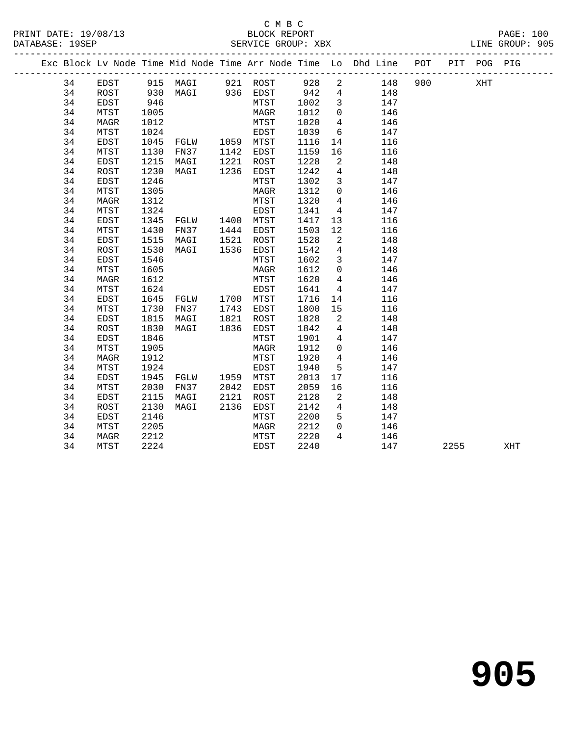C M B C

BLOCK REPORT

PRINT DATE: 19/08/13 &nbsp;&nbsp;&nbsp;&nbsp;&nbsp;&nbsp;&nbsp;&nbsp; DATABASE: 19SEP &nbsp;&nbsp;&nbsp;&nbsp;&nbsp;&nbsp;&nbsp;&nbsp; SERVICE GROUP: XBX &nbsp;&nbsp;&nbsp;&nbsp;&nbsp;&nbsp;&nbsp;&nbsp; PAGE: 100 &nbsp;&nbsp;&nbsp;&nbsp;&nbsp;&nbsp;&nbsp;&nbsp; LINE GROUP: 905

| Exc | Block | Lv | Node | Time | Mid Node | Time | Arr Node | Time | Lo | Dhd Line | POT | PIT | POG | PIG |
|---|---|---|---|---|---|---|---|---|---|---|---|---|---|---|
| | 34 | | EDST | 915 | MAGI | 921 | ROST | 928 | 2 | 148 | 900 | | XHT | |
| | 34 | | ROST | 930 | MAGI | 936 | EDST | 942 | 4 | 148 | | | | |
| | 34 | | EDST | 946 | | | MTST | 1002 | 3 | 147 | | | | |
| | 34 | | MTST | 1005 | | | MAGR | 1012 | 0 | 146 | | | | |
| | 34 | | MAGR | 1012 | | | MTST | 1020 | 4 | 146 | | | | |
| | 34 | | MTST | 1024 | | | EDST | 1039 | 6 | 147 | | | | |
| | 34 | | EDST | 1045 | FGLW | 1059 | MTST | 1116 | 14 | 116 | | | | |
| | 34 | | MTST | 1130 | FN37 | 1142 | EDST | 1159 | 16 | 116 | | | | |
| | 34 | | EDST | 1215 | MAGI | 1221 | ROST | 1228 | 2 | 148 | | | | |
| | 34 | | ROST | 1230 | MAGI | 1236 | EDST | 1242 | 4 | 148 | | | | |
| | 34 | | EDST | 1246 | | | MTST | 1302 | 3 | 147 | | | | |
| | 34 | | MTST | 1305 | | | MAGR | 1312 | 0 | 146 | | | | |
| | 34 | | MAGR | 1312 | | | MTST | 1320 | 4 | 146 | | | | |
| | 34 | | MTST | 1324 | | | EDST | 1341 | 4 | 147 | | | | |
| | 34 | | EDST | 1345 | FGLW | 1400 | MTST | 1417 | 13 | 116 | | | | |
| | 34 | | MTST | 1430 | FN37 | 1444 | EDST | 1503 | 12 | 116 | | | | |
| | 34 | | EDST | 1515 | MAGI | 1521 | ROST | 1528 | 2 | 148 | | | | |
| | 34 | | ROST | 1530 | MAGI | 1536 | EDST | 1542 | 4 | 148 | | | | |
| | 34 | | EDST | 1546 | | | MTST | 1602 | 3 | 147 | | | | |
| | 34 | | MTST | 1605 | | | MAGR | 1612 | 0 | 146 | | | | |
| | 34 | | MAGR | 1612 | | | MTST | 1620 | 4 | 146 | | | | |
| | 34 | | MTST | 1624 | | | EDST | 1641 | 4 | 147 | | | | |
| | 34 | | EDST | 1645 | FGLW | 1700 | MTST | 1716 | 14 | 116 | | | | |
| | 34 | | MTST | 1730 | FN37 | 1743 | EDST | 1800 | 15 | 116 | | | | |
| | 34 | | EDST | 1815 | MAGI | 1821 | ROST | 1828 | 2 | 148 | | | | |
| | 34 | | ROST | 1830 | MAGI | 1836 | EDST | 1842 | 4 | 148 | | | | |
| | 34 | | EDST | 1846 | | | MTST | 1901 | 4 | 147 | | | | |
| | 34 | | MTST | 1905 | | | MAGR | 1912 | 0 | 146 | | | | |
| | 34 | | MAGR | 1912 | | | MTST | 1920 | 4 | 146 | | | | |
| | 34 | | MTST | 1924 | | | EDST | 1940 | 5 | 147 | | | | |
| | 34 | | EDST | 1945 | FGLW | 1959 | MTST | 2013 | 17 | 116 | | | | |
| | 34 | | MTST | 2030 | FN37 | 2042 | EDST | 2059 | 16 | 116 | | | | |
| | 34 | | EDST | 2115 | MAGI | 2121 | ROST | 2128 | 2 | 148 | | | | |
| | 34 | | ROST | 2130 | MAGI | 2136 | EDST | 2142 | 4 | 148 | | | | |
| | 34 | | EDST | 2146 | | | MTST | 2200 | 5 | 147 | | | | |
| | 34 | | MTST | 2205 | | | MAGR | 2212 | 0 | 146 | | | | |
| | 34 | | MAGR | 2212 | | | MTST | 2220 | 4 | 146 | | | | |
| | 34 | | MTST | 2224 | | | EDST | 2240 | | 147 | | 2255 | | XHT |

# 905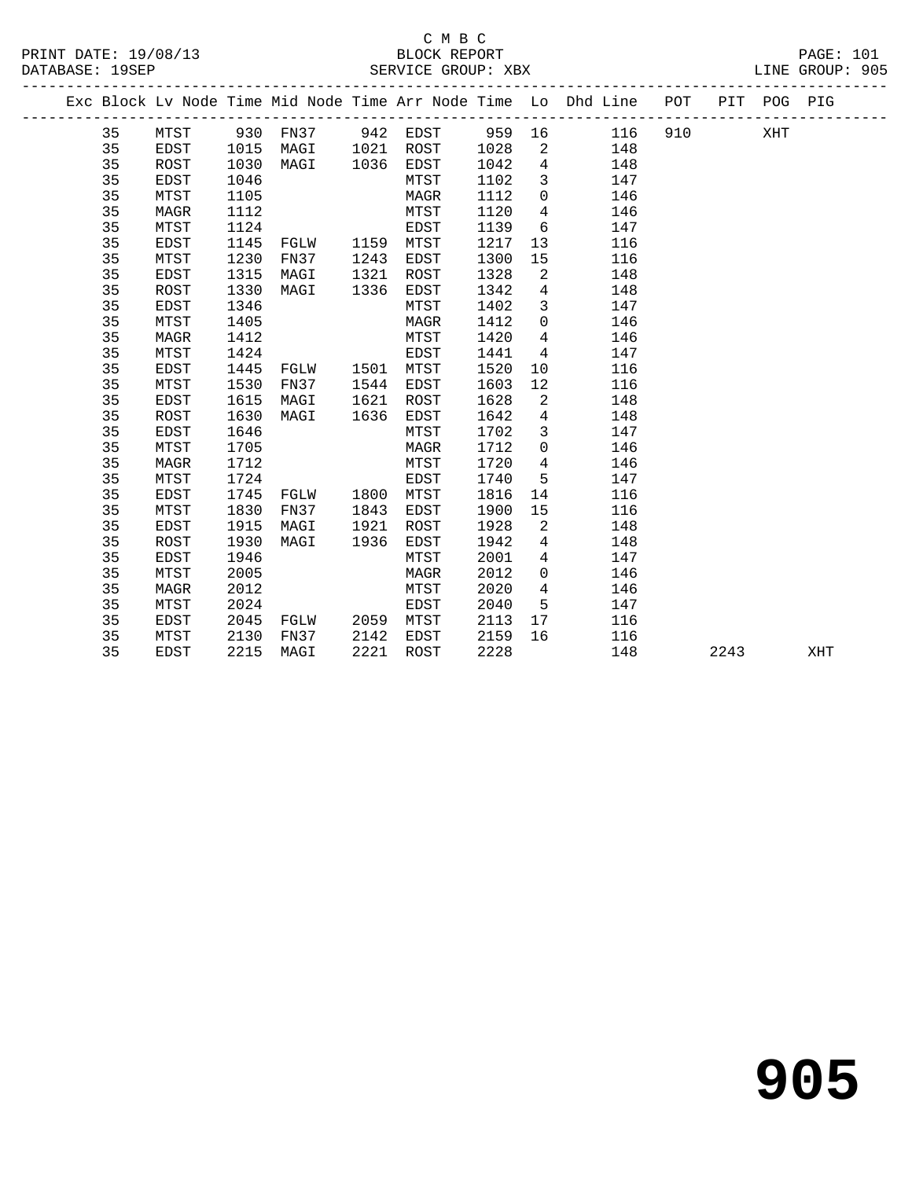C M B C
BLOCK REPORT
SERVICE GROUP: XBX

PRINT DATE: 19/08/13
DATABASE: 19SEP
LINE GROUP: 905

| Exc | Block | Lv | Node | Time | Mid Node | Time | Arr Node | Time | Lo | Dhd Line | POT | PIT | POG | PIG |
|---|---|---|---|---|---|---|---|---|---|---|---|---|---|---|
| | 35 | | MTST | 930 | FN37 | 942 | EDST | 959 | 16 | 116 | 910 | | XHT | |
| | 35 | | EDST | 1015 | MAGI | 1021 | ROST | 1028 | 2 | 148 | | | | |
| | 35 | | ROST | 1030 | MAGI | 1036 | EDST | 1042 | 4 | 148 | | | | |
| | 35 | | EDST | 1046 | | | MTST | 1102 | 3 | 147 | | | | |
| | 35 | | MTST | 1105 | | | MAGR | 1112 | 0 | 146 | | | | |
| | 35 | | MAGR | 1112 | | | MTST | 1120 | 4 | 146 | | | | |
| | 35 | | MTST | 1124 | | | EDST | 1139 | 6 | 147 | | | | |
| | 35 | | EDST | 1145 | FGLW | 1159 | MTST | 1217 | 13 | 116 | | | | |
| | 35 | | MTST | 1230 | FN37 | 1243 | EDST | 1300 | 15 | 116 | | | | |
| | 35 | | EDST | 1315 | MAGI | 1321 | ROST | 1328 | 2 | 148 | | | | |
| | 35 | | ROST | 1330 | MAGI | 1336 | EDST | 1342 | 4 | 148 | | | | |
| | 35 | | EDST | 1346 | | | MTST | 1402 | 3 | 147 | | | | |
| | 35 | | MTST | 1405 | | | MAGR | 1412 | 0 | 146 | | | | |
| | 35 | | MAGR | 1412 | | | MTST | 1420 | 4 | 146 | | | | |
| | 35 | | MTST | 1424 | | | EDST | 1441 | 4 | 147 | | | | |
| | 35 | | EDST | 1445 | FGLW | 1501 | MTST | 1520 | 10 | 116 | | | | |
| | 35 | | MTST | 1530 | FN37 | 1544 | EDST | 1603 | 12 | 116 | | | | |
| | 35 | | EDST | 1615 | MAGI | 1621 | ROST | 1628 | 2 | 148 | | | | |
| | 35 | | ROST | 1630 | MAGI | 1636 | EDST | 1642 | 4 | 148 | | | | |
| | 35 | | EDST | 1646 | | | MTST | 1702 | 3 | 147 | | | | |
| | 35 | | MTST | 1705 | | | MAGR | 1712 | 0 | 146 | | | | |
| | 35 | | MAGR | 1712 | | | MTST | 1720 | 4 | 146 | | | | |
| | 35 | | MTST | 1724 | | | EDST | 1740 | 5 | 147 | | | | |
| | 35 | | EDST | 1745 | FGLW | 1800 | MTST | 1816 | 14 | 116 | | | | |
| | 35 | | MTST | 1830 | FN37 | 1843 | EDST | 1900 | 15 | 116 | | | | |
| | 35 | | EDST | 1915 | MAGI | 1921 | ROST | 1928 | 2 | 148 | | | | |
| | 35 | | ROST | 1930 | MAGI | 1936 | EDST | 1942 | 4 | 148 | | | | |
| | 35 | | EDST | 1946 | | | MTST | 2001 | 4 | 147 | | | | |
| | 35 | | MTST | 2005 | | | MAGR | 2012 | 0 | 146 | | | | |
| | 35 | | MAGR | 2012 | | | MTST | 2020 | 4 | 146 | | | | |
| | 35 | | MTST | 2024 | | | EDST | 2040 | 5 | 147 | | | | |
| | 35 | | EDST | 2045 | FGLW | 2059 | MTST | 2113 | 17 | 116 | | | | |
| | 35 | | MTST | 2130 | FN37 | 2142 | EDST | 2159 | 16 | 116 | | | | |
| | 35 | | EDST | 2215 | MAGI | 2221 | ROST | 2228 | | 148 | | 2243 | | XHT |

905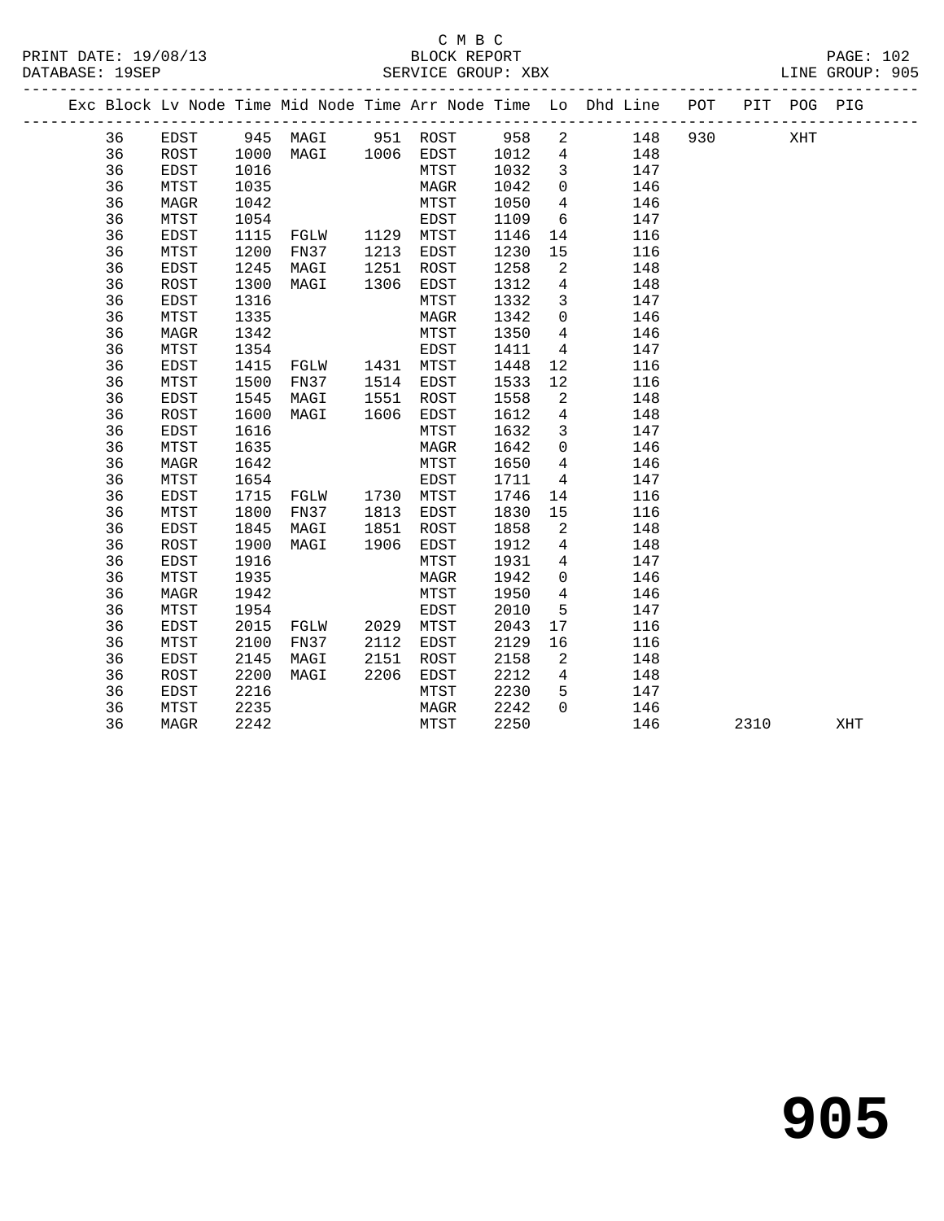C M B C
BLOCK REPORT
SERVICE GROUP: XBX

PRINT DATE: 19/08/13
DATABASE: 19SEP
LINE GROUP: 905

| Exc | Block | Lv | Node | Time | Mid Node | Time | Arr Node | Time | Lo | Dhd Line | POT | PIT | POG | PIG |
|---|---|---|---|---|---|---|---|---|---|---|---|---|---|---|
| | 36 | | EDST | 945 | MAGI | 951 | ROST | 958 | 2 | 148 | 930 | | XHT | |
| | 36 | | ROST | 1000 | MAGI | 1006 | EDST | 1012 | 4 | 148 | | | | |
| | 36 | | EDST | 1016 | | | MTST | 1032 | 3 | 147 | | | | |
| | 36 | | MTST | 1035 | | | MAGR | 1042 | 0 | 146 | | | | |
| | 36 | | MAGR | 1042 | | | MTST | 1050 | 4 | 146 | | | | |
| | 36 | | MTST | 1054 | | | EDST | 1109 | 6 | 147 | | | | |
| | 36 | | EDST | 1115 | FGLW | 1129 | MTST | 1146 | 14 | 116 | | | | |
| | 36 | | MTST | 1200 | FN37 | 1213 | EDST | 1230 | 15 | 116 | | | | |
| | 36 | | EDST | 1245 | MAGI | 1251 | ROST | 1258 | 2 | 148 | | | | |
| | 36 | | ROST | 1300 | MAGI | 1306 | EDST | 1312 | 4 | 148 | | | | |
| | 36 | | EDST | 1316 | | | MTST | 1332 | 3 | 147 | | | | |
| | 36 | | MTST | 1335 | | | MAGR | 1342 | 0 | 146 | | | | |
| | 36 | | MAGR | 1342 | | | MTST | 1350 | 4 | 146 | | | | |
| | 36 | | MTST | 1354 | | | EDST | 1411 | 4 | 147 | | | | |
| | 36 | | EDST | 1415 | FGLW | 1431 | MTST | 1448 | 12 | 116 | | | | |
| | 36 | | MTST | 1500 | FN37 | 1514 | EDST | 1533 | 12 | 116 | | | | |
| | 36 | | EDST | 1545 | MAGI | 1551 | ROST | 1558 | 2 | 148 | | | | |
| | 36 | | ROST | 1600 | MAGI | 1606 | EDST | 1612 | 4 | 148 | | | | |
| | 36 | | EDST | 1616 | | | MTST | 1632 | 3 | 147 | | | | |
| | 36 | | MTST | 1635 | | | MAGR | 1642 | 0 | 146 | | | | |
| | 36 | | MAGR | 1642 | | | MTST | 1650 | 4 | 146 | | | | |
| | 36 | | MTST | 1654 | | | EDST | 1711 | 4 | 147 | | | | |
| | 36 | | EDST | 1715 | FGLW | 1730 | MTST | 1746 | 14 | 116 | | | | |
| | 36 | | MTST | 1800 | FN37 | 1813 | EDST | 1830 | 15 | 116 | | | | |
| | 36 | | EDST | 1845 | MAGI | 1851 | ROST | 1858 | 2 | 148 | | | | |
| | 36 | | ROST | 1900 | MAGI | 1906 | EDST | 1912 | 4 | 148 | | | | |
| | 36 | | EDST | 1916 | | | MTST | 1931 | 4 | 147 | | | | |
| | 36 | | MTST | 1935 | | | MAGR | 1942 | 0 | 146 | | | | |
| | 36 | | MAGR | 1942 | | | MTST | 1950 | 4 | 146 | | | | |
| | 36 | | MTST | 1954 | | | EDST | 2010 | 5 | 147 | | | | |
| | 36 | | EDST | 2015 | FGLW | 2029 | MTST | 2043 | 17 | 116 | | | | |
| | 36 | | MTST | 2100 | FN37 | 2112 | EDST | 2129 | 16 | 116 | | | | |
| | 36 | | EDST | 2145 | MAGI | 2151 | ROST | 2158 | 2 | 148 | | | | |
| | 36 | | ROST | 2200 | MAGI | 2206 | EDST | 2212 | 4 | 148 | | | | |
| | 36 | | EDST | 2216 | | | MTST | 2230 | 5 | 147 | | | | |
| | 36 | | MTST | 2235 | | | MAGR | 2242 | 0 | 146 | | | | |
| | 36 | | MAGR | 2242 | | | MTST | 2250 | | 146 | | 2310 | | XHT |

905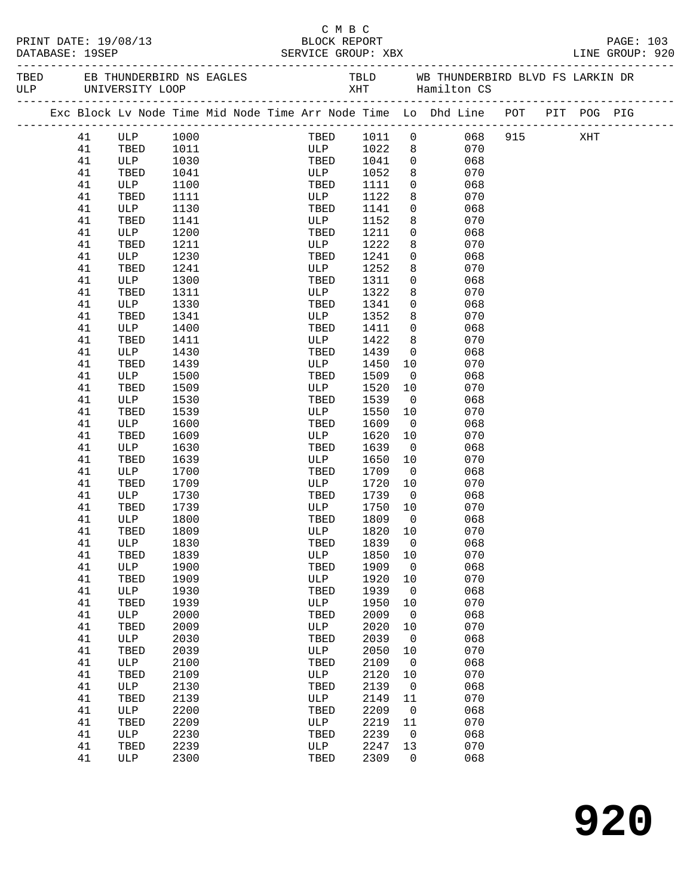C M B C
PRINT DATE: 19/08/13 BLOCK REPORT
DATABASE: 19SEP SERVICE GROUP: XBX LINE GROUP: 920

| TBED | EB THUNDERBIRD NS EAGLES | TBLD | WB THUNDERBIRD BLVD FS LARKIN DR |
|---|---|---|---|
| ULP | UNIVERSITY LOOP | XHT | Hamilton CS |

| Exc | Block | Lv Node | Time | Mid Node | Time | Arr Node | Time | Lo | Dhd Line | POT | PIT | POG | PIG |
|---|---|---|---|---|---|---|---|---|---|---|---|---|---|
| | 41 | ULP | 1000 | | | TBED | 1011 | 0 | 068 | 915 | | XHT | |
| | 41 | TBED | 1011 | | | ULP | 1022 | 8 | 070 | | | | |
| | 41 | ULP | 1030 | | | TBED | 1041 | 0 | 068 | | | | |
| | 41 | TBED | 1041 | | | ULP | 1052 | 8 | 070 | | | | |
| | 41 | ULP | 1100 | | | TBED | 1111 | 0 | 068 | | | | |
| | 41 | TBED | 1111 | | | ULP | 1122 | 8 | 070 | | | | |
| | 41 | ULP | 1130 | | | TBED | 1141 | 0 | 068 | | | | |
| | 41 | TBED | 1141 | | | ULP | 1152 | 8 | 070 | | | | |
| | 41 | ULP | 1200 | | | TBED | 1211 | 0 | 068 | | | | |
| | 41 | TBED | 1211 | | | ULP | 1222 | 8 | 070 | | | | |
| | 41 | ULP | 1230 | | | TBED | 1241 | 0 | 068 | | | | |
| | 41 | TBED | 1241 | | | ULP | 1252 | 8 | 070 | | | | |
| | 41 | ULP | 1300 | | | TBED | 1311 | 0 | 068 | | | | |
| | 41 | TBED | 1311 | | | ULP | 1322 | 8 | 070 | | | | |
| | 41 | ULP | 1330 | | | TBED | 1341 | 0 | 068 | | | | |
| | 41 | TBED | 1341 | | | ULP | 1352 | 8 | 070 | | | | |
| | 41 | ULP | 1400 | | | TBED | 1411 | 0 | 068 | | | | |
| | 41 | TBED | 1411 | | | ULP | 1422 | 8 | 070 | | | | |
| | 41 | ULP | 1430 | | | TBED | 1439 | 0 | 068 | | | | |
| | 41 | TBED | 1439 | | | ULP | 1450 | 10 | 070 | | | | |
| | 41 | ULP | 1500 | | | TBED | 1509 | 0 | 068 | | | | |
| | 41 | TBED | 1509 | | | ULP | 1520 | 10 | 070 | | | | |
| | 41 | ULP | 1530 | | | TBED | 1539 | 0 | 068 | | | | |
| | 41 | TBED | 1539 | | | ULP | 1550 | 10 | 070 | | | | |
| | 41 | ULP | 1600 | | | TBED | 1609 | 0 | 068 | | | | |
| | 41 | TBED | 1609 | | | ULP | 1620 | 10 | 070 | | | | |
| | 41 | ULP | 1630 | | | TBED | 1639 | 0 | 068 | | | | |
| | 41 | TBED | 1639 | | | ULP | 1650 | 10 | 070 | | | | |
| | 41 | ULP | 1700 | | | TBED | 1709 | 0 | 068 | | | | |
| | 41 | TBED | 1709 | | | ULP | 1720 | 10 | 070 | | | | |
| | 41 | ULP | 1730 | | | TBED | 1739 | 0 | 068 | | | | |
| | 41 | TBED | 1739 | | | ULP | 1750 | 10 | 070 | | | | |
| | 41 | ULP | 1800 | | | TBED | 1809 | 0 | 068 | | | | |
| | 41 | TBED | 1809 | | | ULP | 1820 | 10 | 070 | | | | |
| | 41 | ULP | 1830 | | | TBED | 1839 | 0 | 068 | | | | |
| | 41 | TBED | 1839 | | | ULP | 1850 | 10 | 070 | | | | |
| | 41 | ULP | 1900 | | | TBED | 1909 | 0 | 068 | | | | |
| | 41 | TBED | 1909 | | | ULP | 1920 | 10 | 070 | | | | |
| | 41 | ULP | 1930 | | | TBED | 1939 | 0 | 068 | | | | |
| | 41 | TBED | 1939 | | | ULP | 1950 | 10 | 070 | | | | |
| | 41 | ULP | 2000 | | | TBED | 2009 | 0 | 068 | | | | |
| | 41 | TBED | 2009 | | | ULP | 2020 | 10 | 070 | | | | |
| | 41 | ULP | 2030 | | | TBED | 2039 | 0 | 068 | | | | |
| | 41 | TBED | 2039 | | | ULP | 2050 | 10 | 070 | | | | |
| | 41 | ULP | 2100 | | | TBED | 2109 | 0 | 068 | | | | |
| | 41 | TBED | 2109 | | | ULP | 2120 | 10 | 070 | | | | |
| | 41 | ULP | 2130 | | | TBED | 2139 | 0 | 068 | | | | |
| | 41 | TBED | 2139 | | | ULP | 2149 | 11 | 070 | | | | |
| | 41 | ULP | 2200 | | | TBED | 2209 | 0 | 068 | | | | |
| | 41 | TBED | 2209 | | | ULP | 2219 | 11 | 070 | | | | |
| | 41 | ULP | 2230 | | | TBED | 2239 | 0 | 068 | | | | |
| | 41 | TBED | 2239 | | | ULP | 2247 | 13 | 070 | | | | |
| | 41 | ULP | 2300 | | | TBED | 2309 | 0 | 068 | | | | |

# 920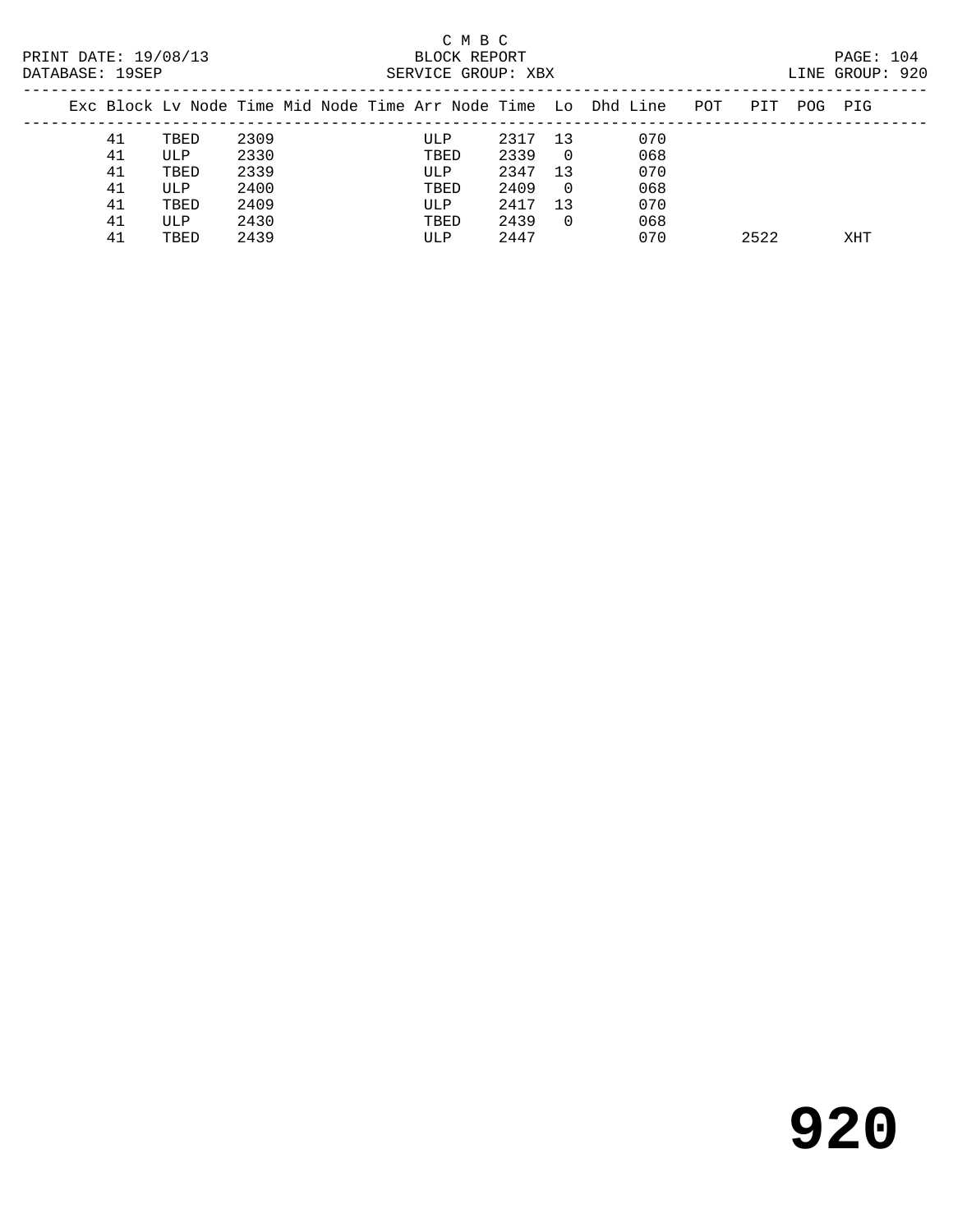C M B C
BLOCK REPORT
SERVICE GROUP: XBX

PRINT DATE: 19/08/13
DATABASE: 19SEP

LINE GROUP: 920

| Exc | Block | Lv | Node | Time | Mid | Node | Time | Arr | Node | Time | Lo | Dhd | Line | POT | PIT | POG | PIG |
|---|---|---|---|---|---|---|---|---|---|---|---|---|---|---|---|---|---|
| | 41 | | TBED | 2309 | | | | | ULP | 2317 | 13 | | 070 | | | | |
| | 41 | | ULP | 2330 | | | | | TBED | 2339 | 0 | | 068 | | | | |
| | 41 | | TBED | 2339 | | | | | ULP | 2347 | 13 | | 070 | | | | |
| | 41 | | ULP | 2400 | | | | | TBED | 2409 | 0 | | 068 | | | | |
| | 41 | | TBED | 2409 | | | | | ULP | 2417 | 13 | | 070 | | | | |
| | 41 | | ULP | 2430 | | | | | TBED | 2439 | 0 | | 068 | | | | |
| | 41 | | TBED | 2439 | | | | | ULP | 2447 | | | 070 | | 2522 | | XHT |

# 920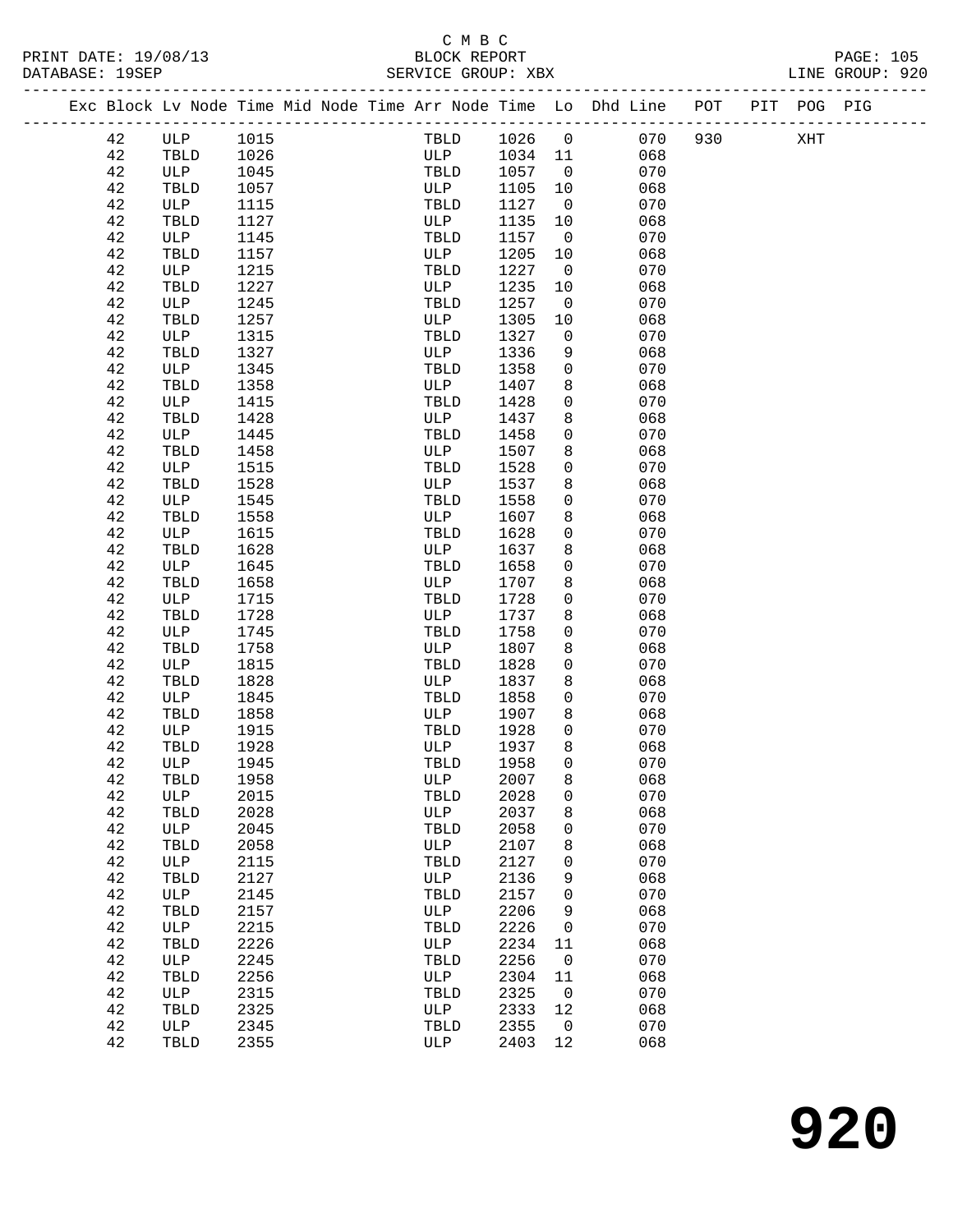C M B C

PRINT DATE: 19/08/13 BLOCK REPORT

DATABASE: 19SEP SERVICE GROUP: XBX LINE GROUP: 920

| Exc | Block | Lv | Node | Time | Mid | Node | Time | Arr | Node | Time | Lo | Dhd | Line | POT | PIT | POG | PIG |
|---|---|---|---|---|---|---|---|---|---|---|---|---|---|---|---|---|---|
| | 42 | | ULP | 1015 | | | | | TBLD | 1026 | 0 | | 070 | 930 | | XHT | |
| | 42 | | TBLD | 1026 | | | | | ULP | 1034 | 11 | | 068 | | | | |
| | 42 | | ULP | 1045 | | | | | TBLD | 1057 | 0 | | 070 | | | | |
| | 42 | | TBLD | 1057 | | | | | ULP | 1105 | 10 | | 068 | | | | |
| | 42 | | ULP | 1115 | | | | | TBLD | 1127 | 0 | | 070 | | | | |
| | 42 | | TBLD | 1127 | | | | | ULP | 1135 | 10 | | 068 | | | | |
| | 42 | | ULP | 1145 | | | | | TBLD | 1157 | 0 | | 070 | | | | |
| | 42 | | TBLD | 1157 | | | | | ULP | 1205 | 10 | | 068 | | | | |
| | 42 | | ULP | 1215 | | | | | TBLD | 1227 | 0 | | 070 | | | | |
| | 42 | | TBLD | 1227 | | | | | ULP | 1235 | 10 | | 068 | | | | |
| | 42 | | ULP | 1245 | | | | | TBLD | 1257 | 0 | | 070 | | | | |
| | 42 | | TBLD | 1257 | | | | | ULP | 1305 | 10 | | 068 | | | | |
| | 42 | | ULP | 1315 | | | | | TBLD | 1327 | 0 | | 070 | | | | |
| | 42 | | TBLD | 1327 | | | | | ULP | 1336 | 9 | | 068 | | | | |
| | 42 | | ULP | 1345 | | | | | TBLD | 1358 | 0 | | 070 | | | | |
| | 42 | | TBLD | 1358 | | | | | ULP | 1407 | 8 | | 068 | | | | |
| | 42 | | ULP | 1415 | | | | | TBLD | 1428 | 0 | | 070 | | | | |
| | 42 | | TBLD | 1428 | | | | | ULP | 1437 | 8 | | 068 | | | | |
| | 42 | | ULP | 1445 | | | | | TBLD | 1458 | 0 | | 070 | | | | |
| | 42 | | TBLD | 1458 | | | | | ULP | 1507 | 8 | | 068 | | | | |
| | 42 | | ULP | 1515 | | | | | TBLD | 1528 | 0 | | 070 | | | | |
| | 42 | | TBLD | 1528 | | | | | ULP | 1537 | 8 | | 068 | | | | |
| | 42 | | ULP | 1545 | | | | | TBLD | 1558 | 0 | | 070 | | | | |
| | 42 | | TBLD | 1558 | | | | | ULP | 1607 | 8 | | 068 | | | | |
| | 42 | | ULP | 1615 | | | | | TBLD | 1628 | 0 | | 070 | | | | |
| | 42 | | TBLD | 1628 | | | | | ULP | 1637 | 8 | | 068 | | | | |
| | 42 | | ULP | 1645 | | | | | TBLD | 1658 | 0 | | 070 | | | | |
| | 42 | | TBLD | 1658 | | | | | ULP | 1707 | 8 | | 068 | | | | |
| | 42 | | ULP | 1715 | | | | | TBLD | 1728 | 0 | | 070 | | | | |
| | 42 | | TBLD | 1728 | | | | | ULP | 1737 | 8 | | 068 | | | | |
| | 42 | | ULP | 1745 | | | | | TBLD | 1758 | 0 | | 070 | | | | |
| | 42 | | TBLD | 1758 | | | | | ULP | 1807 | 8 | | 068 | | | | |
| | 42 | | ULP | 1815 | | | | | TBLD | 1828 | 0 | | 070 | | | | |
| | 42 | | TBLD | 1828 | | | | | ULP | 1837 | 8 | | 068 | | | | |
| | 42 | | ULP | 1845 | | | | | TBLD | 1858 | 0 | | 070 | | | | |
| | 42 | | TBLD | 1858 | | | | | ULP | 1907 | 8 | | 068 | | | | |
| | 42 | | ULP | 1915 | | | | | TBLD | 1928 | 0 | | 070 | | | | |
| | 42 | | TBLD | 1928 | | | | | ULP | 1937 | 8 | | 068 | | | | |
| | 42 | | ULP | 1945 | | | | | TBLD | 1958 | 0 | | 070 | | | | |
| | 42 | | TBLD | 1958 | | | | | ULP | 2007 | 8 | | 068 | | | | |
| | 42 | | ULP | 2015 | | | | | TBLD | 2028 | 0 | | 070 | | | | |
| | 42 | | TBLD | 2028 | | | | | ULP | 2037 | 8 | | 068 | | | | |
| | 42 | | ULP | 2045 | | | | | TBLD | 2058 | 0 | | 070 | | | | |
| | 42 | | TBLD | 2058 | | | | | ULP | 2107 | 8 | | 068 | | | | |
| | 42 | | ULP | 2115 | | | | | TBLD | 2127 | 0 | | 070 | | | | |
| | 42 | | TBLD | 2127 | | | | | ULP | 2136 | 9 | | 068 | | | | |
| | 42 | | ULP | 2145 | | | | | TBLD | 2157 | 0 | | 070 | | | | |
| | 42 | | TBLD | 2157 | | | | | ULP | 2206 | 9 | | 068 | | | | |
| | 42 | | ULP | 2215 | | | | | TBLD | 2226 | 0 | | 070 | | | | |
| | 42 | | TBLD | 2226 | | | | | ULP | 2234 | 11 | | 068 | | | | |
| | 42 | | ULP | 2245 | | | | | TBLD | 2256 | 0 | | 070 | | | | |
| | 42 | | TBLD | 2256 | | | | | ULP | 2304 | 11 | | 068 | | | | |
| | 42 | | ULP | 2315 | | | | | TBLD | 2325 | 0 | | 070 | | | | |
| | 42 | | TBLD | 2325 | | | | | ULP | 2333 | 12 | | 068 | | | | |
| | 42 | | ULP | 2345 | | | | | TBLD | 2355 | 0 | | 070 | | | | |
| | 42 | | TBLD | 2355 | | | | | ULP | 2403 | 12 | | 068 | | | | |

# 920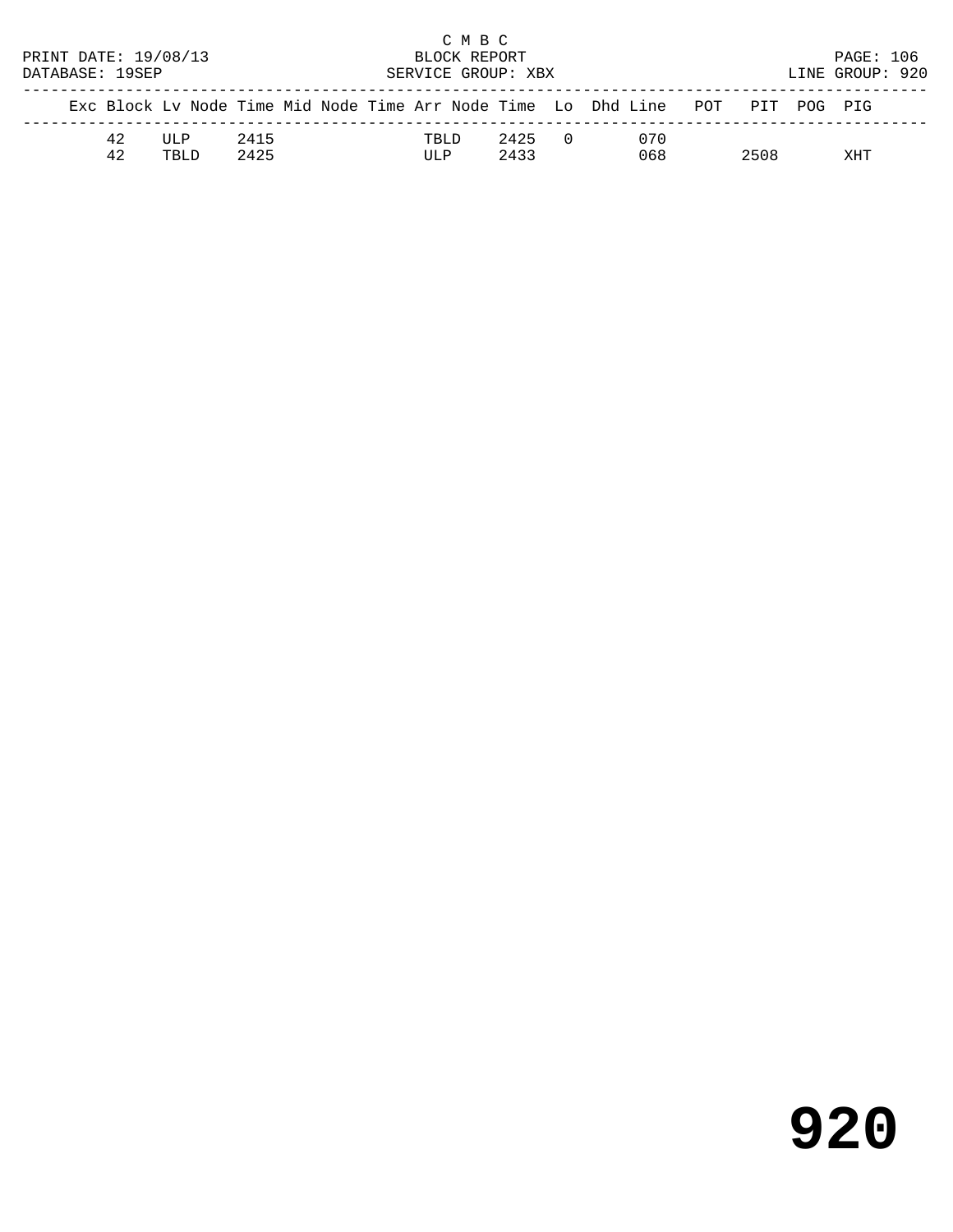C M B C
BLOCK REPORT
SERVICE GROUP: XBX

PRINT DATE: 19/08/13
DATABASE: 19SEP

LINE GROUP: 920

| Exc | Block | Lv Node | Time | Mid Node | Time | Arr Node | Time | Lo | Dhd | Line | POT | PIT | POG | PIG |
|---|---|---|---|---|---|---|---|---|---|---|---|---|---|---|
| | 42 | ULP | 2415 | | | TBLD | 2425 | 0 | | 070 | | | | |
| | 42 | TBLD | 2425 | | | ULP | 2433 | | | 068 | | 2508 | | XHT |

# 920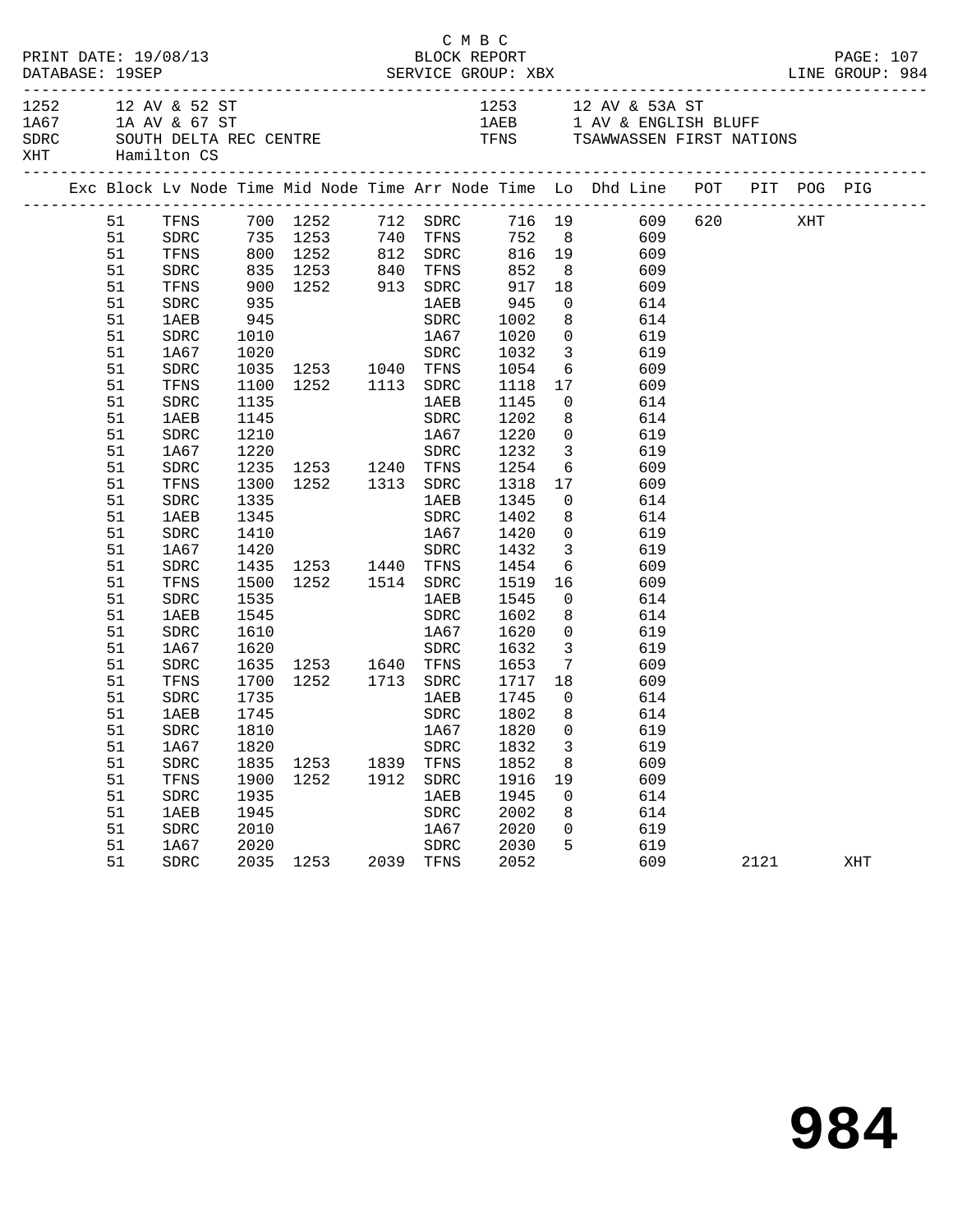C M B C

PRINT DATE: 19/08/13 BLOCK REPORT

DATABASE: 19SEP SERVICE GROUP: XBX LINE GROUP: 984

| | | | |
|---|---|---|---|
| 1252 | 12 AV & 52 ST | 1253 | 12 AV & 53A ST |
| 1A67 | 1A AV & 67 ST | 1AEB | 1 AV & ENGLISH BLUFF |
| SDRC | SOUTH DELTA REC CENTRE | TFNS | TSAWWASSEN FIRST NATIONS |
| XHT | Hamilton CS | | |

| Exc | Block | Lv Node | Time | Mid Node | Time | Arr Node | Time | Lo | Dhd Line | POT | PIT | POG | PIG |
|---|---|---|---|---|---|---|---|---|---|---|---|---|---|
| | 51 | TFNS | 700 | 1252 | 712 | SDRC | 716 | 19 | 609 | 620 | | XHT | |
| | 51 | SDRC | 735 | 1253 | 740 | TFNS | 752 | 8 | 609 | | | | |
| | 51 | TFNS | 800 | 1252 | 812 | SDRC | 816 | 19 | 609 | | | | |
| | 51 | SDRC | 835 | 1253 | 840 | TFNS | 852 | 8 | 609 | | | | |
| | 51 | TFNS | 900 | 1252 | 913 | SDRC | 917 | 18 | 609 | | | | |
| | 51 | SDRC | 935 | | | 1AEB | 945 | 0 | 614 | | | | |
| | 51 | 1AEB | 945 | | | SDRC | 1002 | 8 | 614 | | | | |
| | 51 | SDRC | 1010 | | | 1A67 | 1020 | 0 | 619 | | | | |
| | 51 | 1A67 | 1020 | | | SDRC | 1032 | 3 | 619 | | | | |
| | 51 | SDRC | 1035 | 1253 | 1040 | TFNS | 1054 | 6 | 609 | | | | |
| | 51 | TFNS | 1100 | 1252 | 1113 | SDRC | 1118 | 17 | 609 | | | | |
| | 51 | SDRC | 1135 | | | 1AEB | 1145 | 0 | 614 | | | | |
| | 51 | 1AEB | 1145 | | | SDRC | 1202 | 8 | 614 | | | | |
| | 51 | SDRC | 1210 | | | 1A67 | 1220 | 0 | 619 | | | | |
| | 51 | 1A67 | 1220 | | | SDRC | 1232 | 3 | 619 | | | | |
| | 51 | SDRC | 1235 | 1253 | 1240 | TFNS | 1254 | 6 | 609 | | | | |
| | 51 | TFNS | 1300 | 1252 | 1313 | SDRC | 1318 | 17 | 609 | | | | |
| | 51 | SDRC | 1335 | | | 1AEB | 1345 | 0 | 614 | | | | |
| | 51 | 1AEB | 1345 | | | SDRC | 1402 | 8 | 614 | | | | |
| | 51 | SDRC | 1410 | | | 1A67 | 1420 | 0 | 619 | | | | |
| | 51 | 1A67 | 1420 | | | SDRC | 1432 | 3 | 619 | | | | |
| | 51 | SDRC | 1435 | 1253 | 1440 | TFNS | 1454 | 6 | 609 | | | | |
| | 51 | TFNS | 1500 | 1252 | 1514 | SDRC | 1519 | 16 | 609 | | | | |
| | 51 | SDRC | 1535 | | | 1AEB | 1545 | 0 | 614 | | | | |
| | 51 | 1AEB | 1545 | | | SDRC | 1602 | 8 | 614 | | | | |
| | 51 | SDRC | 1610 | | | 1A67 | 1620 | 0 | 619 | | | | |
| | 51 | 1A67 | 1620 | | | SDRC | 1632 | 3 | 619 | | | | |
| | 51 | SDRC | 1635 | 1253 | 1640 | TFNS | 1653 | 7 | 609 | | | | |
| | 51 | TFNS | 1700 | 1252 | 1713 | SDRC | 1717 | 18 | 609 | | | | |
| | 51 | SDRC | 1735 | | | 1AEB | 1745 | 0 | 614 | | | | |
| | 51 | 1AEB | 1745 | | | SDRC | 1802 | 8 | 614 | | | | |
| | 51 | SDRC | 1810 | | | 1A67 | 1820 | 0 | 619 | | | | |
| | 51 | 1A67 | 1820 | | | SDRC | 1832 | 3 | 619 | | | | |
| | 51 | SDRC | 1835 | 1253 | 1839 | TFNS | 1852 | 8 | 609 | | | | |
| | 51 | TFNS | 1900 | 1252 | 1912 | SDRC | 1916 | 19 | 609 | | | | |
| | 51 | SDRC | 1935 | | | 1AEB | 1945 | 0 | 614 | | | | |
| | 51 | 1AEB | 1945 | | | SDRC | 2002 | 8 | 614 | | | | |
| | 51 | SDRC | 2010 | | | 1A67 | 2020 | 0 | 619 | | | | |
| | 51 | 1A67 | 2020 | | | SDRC | 2030 | 5 | 619 | | | | |
| | 51 | SDRC | 2035 | 1253 | 2039 | TFNS | 2052 | | 609 | | 2121 | | XHT |

# 984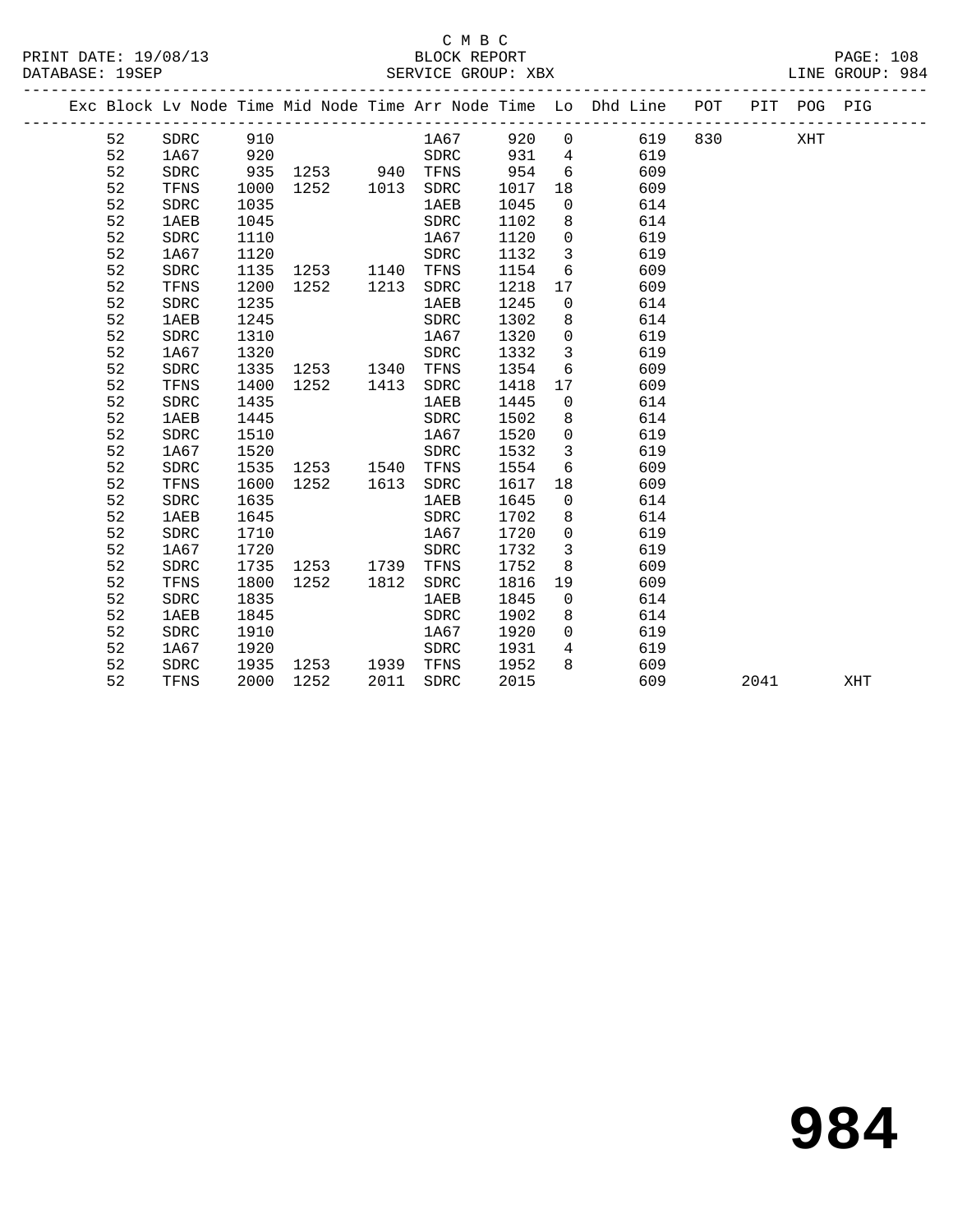C M B C

BLOCK REPORT

PRINT DATE: 19/08/13 DATABASE: 19SEP SERVICE GROUP: XBX LINE GROUP: 984

| Exc | Block | Lv | Node | Time | Mid Node | Time | Arr Node | Time | Lo | Dhd Line | POT | PIT | POG | PIG |
|---|---|---|---|---|---|---|---|---|---|---|---|---|---|---|
| | 52 | | SDRC | 910 | | | 1A67 | 920 | 0 | 619 | 830 | | XHT | |
| | 52 | | 1A67 | 920 | | | SDRC | 931 | 4 | 619 | | | | |
| | 52 | | SDRC | 935 | 1253 | 940 | TFNS | 954 | 6 | 609 | | | | |
| | 52 | | TFNS | 1000 | 1252 | 1013 | SDRC | 1017 | 18 | 609 | | | | |
| | 52 | | SDRC | 1035 | | | 1AEB | 1045 | 0 | 614 | | | | |
| | 52 | | 1AEB | 1045 | | | SDRC | 1102 | 8 | 614 | | | | |
| | 52 | | SDRC | 1110 | | | 1A67 | 1120 | 0 | 619 | | | | |
| | 52 | | 1A67 | 1120 | | | SDRC | 1132 | 3 | 619 | | | | |
| | 52 | | SDRC | 1135 | 1253 | 1140 | TFNS | 1154 | 6 | 609 | | | | |
| | 52 | | TFNS | 1200 | 1252 | 1213 | SDRC | 1218 | 17 | 609 | | | | |
| | 52 | | SDRC | 1235 | | | 1AEB | 1245 | 0 | 614 | | | | |
| | 52 | | 1AEB | 1245 | | | SDRC | 1302 | 8 | 614 | | | | |
| | 52 | | SDRC | 1310 | | | 1A67 | 1320 | 0 | 619 | | | | |
| | 52 | | 1A67 | 1320 | | | SDRC | 1332 | 3 | 619 | | | | |
| | 52 | | SDRC | 1335 | 1253 | 1340 | TFNS | 1354 | 6 | 609 | | | | |
| | 52 | | TFNS | 1400 | 1252 | 1413 | SDRC | 1418 | 17 | 609 | | | | |
| | 52 | | SDRC | 1435 | | | 1AEB | 1445 | 0 | 614 | | | | |
| | 52 | | 1AEB | 1445 | | | SDRC | 1502 | 8 | 614 | | | | |
| | 52 | | SDRC | 1510 | | | 1A67 | 1520 | 0 | 619 | | | | |
| | 52 | | 1A67 | 1520 | | | SDRC | 1532 | 3 | 619 | | | | |
| | 52 | | SDRC | 1535 | 1253 | 1540 | TFNS | 1554 | 6 | 609 | | | | |
| | 52 | | TFNS | 1600 | 1252 | 1613 | SDRC | 1617 | 18 | 609 | | | | |
| | 52 | | SDRC | 1635 | | | 1AEB | 1645 | 0 | 614 | | | | |
| | 52 | | 1AEB | 1645 | | | SDRC | 1702 | 8 | 614 | | | | |
| | 52 | | SDRC | 1710 | | | 1A67 | 1720 | 0 | 619 | | | | |
| | 52 | | 1A67 | 1720 | | | SDRC | 1732 | 3 | 619 | | | | |
| | 52 | | SDRC | 1735 | 1253 | 1739 | TFNS | 1752 | 8 | 609 | | | | |
| | 52 | | TFNS | 1800 | 1252 | 1812 | SDRC | 1816 | 19 | 609 | | | | |
| | 52 | | SDRC | 1835 | | | 1AEB | 1845 | 0 | 614 | | | | |
| | 52 | | 1AEB | 1845 | | | SDRC | 1902 | 8 | 614 | | | | |
| | 52 | | SDRC | 1910 | | | 1A67 | 1920 | 0 | 619 | | | | |
| | 52 | | 1A67 | 1920 | | | SDRC | 1931 | 4 | 619 | | | | |
| | 52 | | SDRC | 1935 | 1253 | 1939 | TFNS | 1952 | 8 | 609 | | | | |
| | 52 | | TFNS | 2000 | 1252 | 2011 | SDRC | 2015 | | 609 | | 2041 | | XHT |

# 984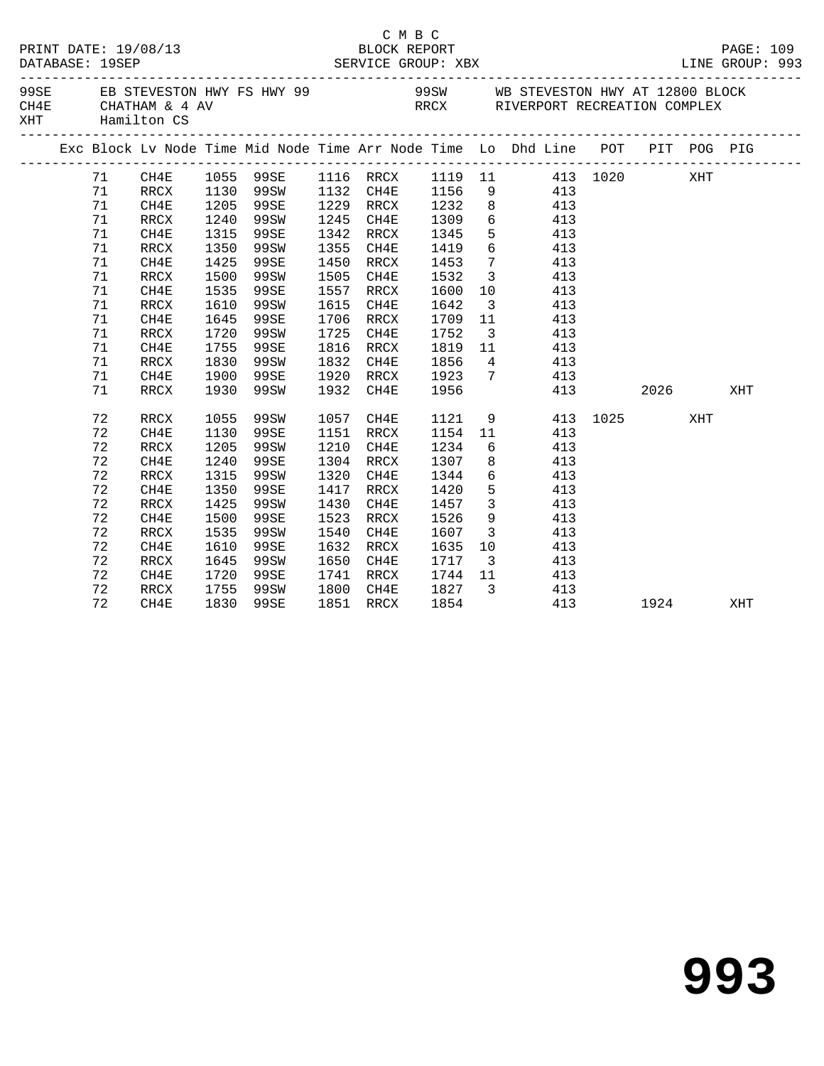C M B C
BLOCK REPORT
SERVICE GROUP: XBX

PRINT DATE: 19/08/13
DATABASE: 19SEP

PAGE: 109
LINE GROUP: 993

| | | | |
|---|---|---|---|
| 99SE | EB STEVESTON HWY FS HWY 99 | 99SW | WB STEVESTON HWY AT 12800 BLOCK |
| CH4E | CHATHAM & 4 AV | RRCX | RIVERPORT RECREATION COMPLEX |
| XHT | Hamilton CS | | |

| Exc | Block | Lv Node | Time | Mid Node | Time | Arr Node | Time | Lo | Dhd Line | POT | PIT | POG | PIG |
|---|---|---|---|---|---|---|---|---|---|---|---|---|---|
| | 71 | CH4E | 1055 | 99SE | 1116 | RRCX | 1119 | 11 | 413 | 1020 | | XHT | |
| | 71 | RRCX | 1130 | 99SW | 1132 | CH4E | 1156 | 9 | 413 | | | | |
| | 71 | CH4E | 1205 | 99SE | 1229 | RRCX | 1232 | 8 | 413 | | | | |
| | 71 | RRCX | 1240 | 99SW | 1245 | CH4E | 1309 | 6 | 413 | | | | |
| | 71 | CH4E | 1315 | 99SE | 1342 | RRCX | 1345 | 5 | 413 | | | | |
| | 71 | RRCX | 1350 | 99SW | 1355 | CH4E | 1419 | 6 | 413 | | | | |
| | 71 | CH4E | 1425 | 99SE | 1450 | RRCX | 1453 | 7 | 413 | | | | |
| | 71 | RRCX | 1500 | 99SW | 1505 | CH4E | 1532 | 3 | 413 | | | | |
| | 71 | CH4E | 1535 | 99SE | 1557 | RRCX | 1600 | 10 | 413 | | | | |
| | 71 | RRCX | 1610 | 99SW | 1615 | CH4E | 1642 | 3 | 413 | | | | |
| | 71 | CH4E | 1645 | 99SE | 1706 | RRCX | 1709 | 11 | 413 | | | | |
| | 71 | RRCX | 1720 | 99SW | 1725 | CH4E | 1752 | 3 | 413 | | | | |
| | 71 | CH4E | 1755 | 99SE | 1816 | RRCX | 1819 | 11 | 413 | | | | |
| | 71 | RRCX | 1830 | 99SW | 1832 | CH4E | 1856 | 4 | 413 | | | | |
| | 71 | CH4E | 1900 | 99SE | 1920 | RRCX | 1923 | 7 | 413 | | | | |
| | 71 | RRCX | 1930 | 99SW | 1932 | CH4E | 1956 | | 413 | | 2026 | | XHT |
| | 72 | RRCX | 1055 | 99SW | 1057 | CH4E | 1121 | 9 | 413 | 1025 | | XHT | |
| | 72 | CH4E | 1130 | 99SE | 1151 | RRCX | 1154 | 11 | 413 | | | | |
| | 72 | RRCX | 1205 | 99SW | 1210 | CH4E | 1234 | 6 | 413 | | | | |
| | 72 | CH4E | 1240 | 99SE | 1304 | RRCX | 1307 | 8 | 413 | | | | |
| | 72 | RRCX | 1315 | 99SW | 1320 | CH4E | 1344 | 6 | 413 | | | | |
| | 72 | CH4E | 1350 | 99SE | 1417 | RRCX | 1420 | 5 | 413 | | | | |
| | 72 | RRCX | 1425 | 99SW | 1430 | CH4E | 1457 | 3 | 413 | | | | |
| | 72 | CH4E | 1500 | 99SE | 1523 | RRCX | 1526 | 9 | 413 | | | | |
| | 72 | RRCX | 1535 | 99SW | 1540 | CH4E | 1607 | 3 | 413 | | | | |
| | 72 | CH4E | 1610 | 99SE | 1632 | RRCX | 1635 | 10 | 413 | | | | |
| | 72 | RRCX | 1645 | 99SW | 1650 | CH4E | 1717 | 3 | 413 | | | | |
| | 72 | CH4E | 1720 | 99SE | 1741 | RRCX | 1744 | 11 | 413 | | | | |
| | 72 | RRCX | 1755 | 99SW | 1800 | CH4E | 1827 | 3 | 413 | | | | |
| | 72 | CH4E | 1830 | 99SE | 1851 | RRCX | 1854 | | 413 | | 1924 | | XHT |

# 993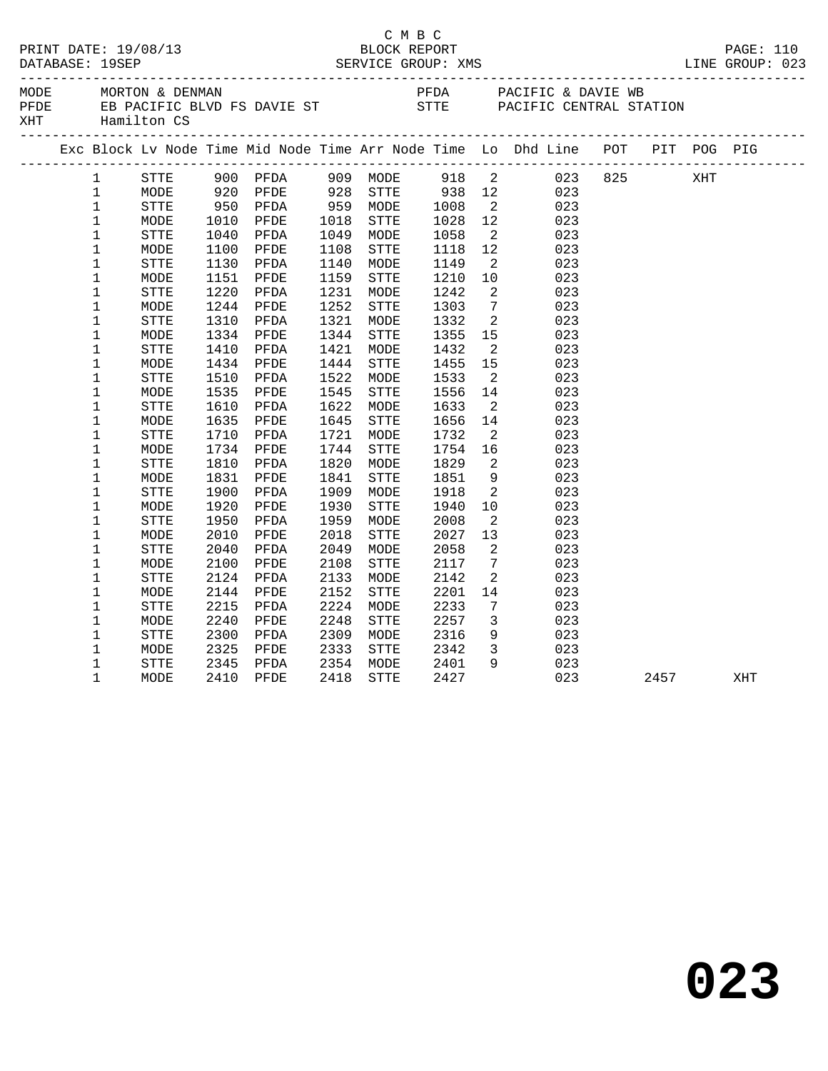C M B C

PRINT DATE: 19/08/13 BLOCK REPORT PAGE: 110
DATABASE: 19SEP SERVICE GROUP: XMS LINE GROUP: 023

MODE MORTON & DENMAN PFDA PACIFIC & DAVIE WB
PFDE EB PACIFIC BLVD FS DAVIE ST STTE PACIFIC CENTRAL STATION
XHT Hamilton CS

| Exc | Block | Lv | Node | Time | Mid Node | Time | Arr Node | Time | Lo | Dhd Line | POT | PIT | POG | PIG |
|---|---|---|---|---|---|---|---|---|---|---|---|---|---|---|
| | 1 | | STTE | 900 | PFDA | 909 | MODE | 918 | 2 | 023 | 825 | | XHT | |
| | 1 | | MODE | 920 | PFDE | 928 | STTE | 938 | 12 | 023 | | | | |
| | 1 | | STTE | 950 | PFDA | 959 | MODE | 1008 | 2 | 023 | | | | |
| | 1 | | MODE | 1010 | PFDE | 1018 | STTE | 1028 | 12 | 023 | | | | |
| | 1 | | STTE | 1040 | PFDA | 1049 | MODE | 1058 | 2 | 023 | | | | |
| | 1 | | MODE | 1100 | PFDE | 1108 | STTE | 1118 | 12 | 023 | | | | |
| | 1 | | STTE | 1130 | PFDA | 1140 | MODE | 1149 | 2 | 023 | | | | |
| | 1 | | MODE | 1151 | PFDE | 1159 | STTE | 1210 | 10 | 023 | | | | |
| | 1 | | STTE | 1220 | PFDA | 1231 | MODE | 1242 | 2 | 023 | | | | |
| | 1 | | MODE | 1244 | PFDE | 1252 | STTE | 1303 | 7 | 023 | | | | |
| | 1 | | STTE | 1310 | PFDA | 1321 | MODE | 1332 | 2 | 023 | | | | |
| | 1 | | MODE | 1334 | PFDE | 1344 | STTE | 1355 | 15 | 023 | | | | |
| | 1 | | STTE | 1410 | PFDA | 1421 | MODE | 1432 | 2 | 023 | | | | |
| | 1 | | MODE | 1434 | PFDE | 1444 | STTE | 1455 | 15 | 023 | | | | |
| | 1 | | STTE | 1510 | PFDA | 1522 | MODE | 1533 | 2 | 023 | | | | |
| | 1 | | MODE | 1535 | PFDE | 1545 | STTE | 1556 | 14 | 023 | | | | |
| | 1 | | STTE | 1610 | PFDA | 1622 | MODE | 1633 | 2 | 023 | | | | |
| | 1 | | MODE | 1635 | PFDE | 1645 | STTE | 1656 | 14 | 023 | | | | |
| | 1 | | STTE | 1710 | PFDA | 1721 | MODE | 1732 | 2 | 023 | | | | |
| | 1 | | MODE | 1734 | PFDE | 1744 | STTE | 1754 | 16 | 023 | | | | |
| | 1 | | STTE | 1810 | PFDA | 1820 | MODE | 1829 | 2 | 023 | | | | |
| | 1 | | MODE | 1831 | PFDE | 1841 | STTE | 1851 | 9 | 023 | | | | |
| | 1 | | STTE | 1900 | PFDA | 1909 | MODE | 1918 | 2 | 023 | | | | |
| | 1 | | MODE | 1920 | PFDE | 1930 | STTE | 1940 | 10 | 023 | | | | |
| | 1 | | STTE | 1950 | PFDA | 1959 | MODE | 2008 | 2 | 023 | | | | |
| | 1 | | MODE | 2010 | PFDE | 2018 | STTE | 2027 | 13 | 023 | | | | |
| | 1 | | STTE | 2040 | PFDA | 2049 | MODE | 2058 | 2 | 023 | | | | |
| | 1 | | MODE | 2100 | PFDE | 2108 | STTE | 2117 | 7 | 023 | | | | |
| | 1 | | STTE | 2124 | PFDA | 2133 | MODE | 2142 | 2 | 023 | | | | |
| | 1 | | MODE | 2144 | PFDE | 2152 | STTE | 2201 | 14 | 023 | | | | |
| | 1 | | STTE | 2215 | PFDA | 2224 | MODE | 2233 | 7 | 023 | | | | |
| | 1 | | MODE | 2240 | PFDE | 2248 | STTE | 2257 | 3 | 023 | | | | |
| | 1 | | STTE | 2300 | PFDA | 2309 | MODE | 2316 | 9 | 023 | | | | |
| | 1 | | MODE | 2325 | PFDE | 2333 | STTE | 2342 | 3 | 023 | | | | |
| | 1 | | STTE | 2345 | PFDA | 2354 | MODE | 2401 | 9 | 023 | | | | |
| | 1 | | MODE | 2410 | PFDE | 2418 | STTE | 2427 | | 023 | | 2457 | | XHT |

# 023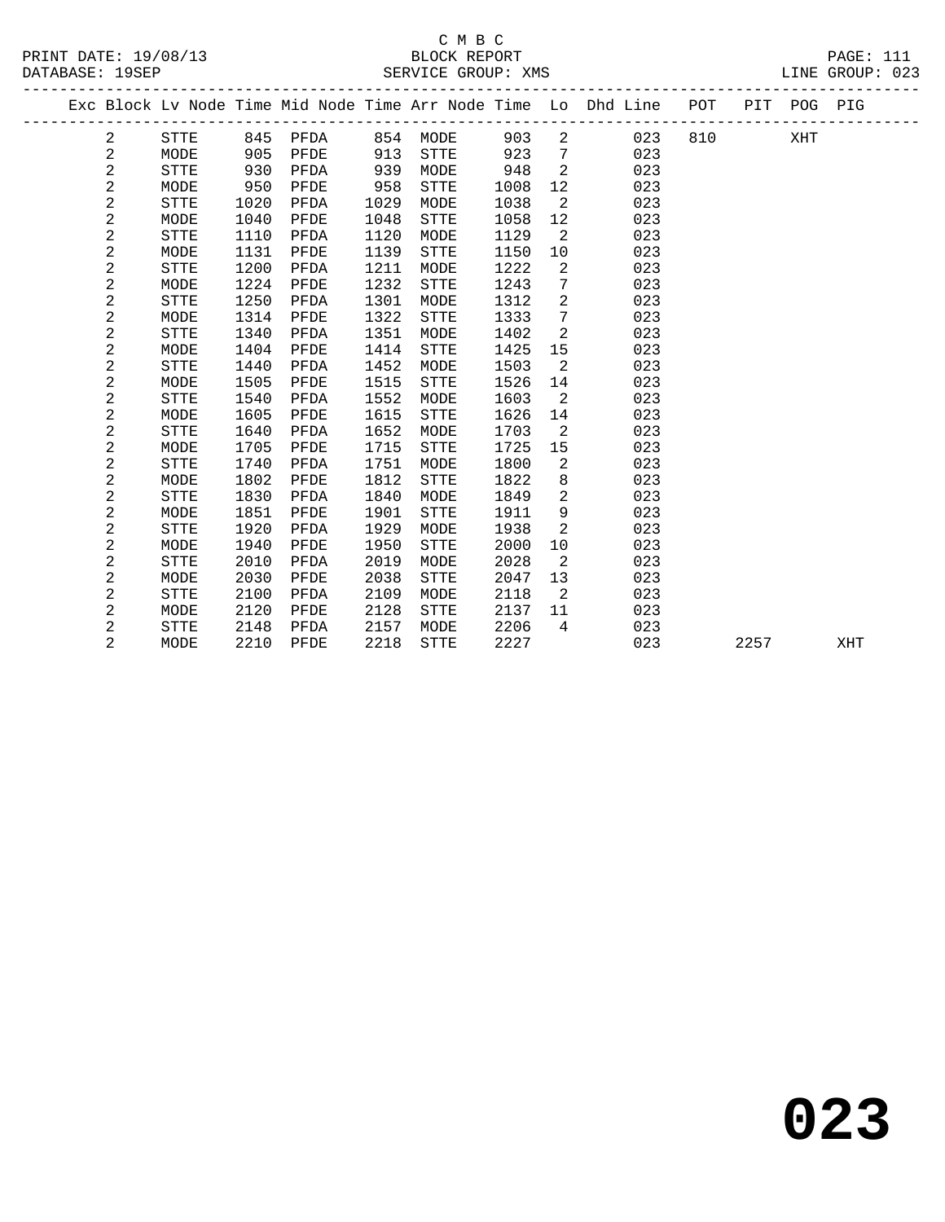C M B C

BLOCK REPORT

SERVICE GROUP: XMS

PRINT DATE: 19/08/13
DATABASE: 19SEP

LINE GROUP: 023

| Exc | Block | Lv Node | Time | Mid Node | Time | Arr Node | Time | Lo | Dhd Line | POT | PIT | POG | PIG |
|---|---|---|---|---|---|---|---|---|---|---|---|---|---|
| | 2 | STTE | 845 | PFDA | 854 | MODE | 903 | 2 | 023 | 810 | | XHT | |
| | 2 | MODE | 905 | PFDE | 913 | STTE | 923 | 7 | 023 | | | | |
| | 2 | STTE | 930 | PFDA | 939 | MODE | 948 | 2 | 023 | | | | |
| | 2 | MODE | 950 | PFDE | 958 | STTE | 1008 | 12 | 023 | | | | |
| | 2 | STTE | 1020 | PFDA | 1029 | MODE | 1038 | 2 | 023 | | | | |
| | 2 | MODE | 1040 | PFDE | 1048 | STTE | 1058 | 12 | 023 | | | | |
| | 2 | STTE | 1110 | PFDA | 1120 | MODE | 1129 | 2 | 023 | | | | |
| | 2 | MODE | 1131 | PFDE | 1139 | STTE | 1150 | 10 | 023 | | | | |
| | 2 | STTE | 1200 | PFDA | 1211 | MODE | 1222 | 2 | 023 | | | | |
| | 2 | MODE | 1224 | PFDE | 1232 | STTE | 1243 | 7 | 023 | | | | |
| | 2 | STTE | 1250 | PFDA | 1301 | MODE | 1312 | 2 | 023 | | | | |
| | 2 | MODE | 1314 | PFDE | 1322 | STTE | 1333 | 7 | 023 | | | | |
| | 2 | STTE | 1340 | PFDA | 1351 | MODE | 1402 | 2 | 023 | | | | |
| | 2 | MODE | 1404 | PFDE | 1414 | STTE | 1425 | 15 | 023 | | | | |
| | 2 | STTE | 1440 | PFDA | 1452 | MODE | 1503 | 2 | 023 | | | | |
| | 2 | MODE | 1505 | PFDE | 1515 | STTE | 1526 | 14 | 023 | | | | |
| | 2 | STTE | 1540 | PFDA | 1552 | MODE | 1603 | 2 | 023 | | | | |
| | 2 | MODE | 1605 | PFDE | 1615 | STTE | 1626 | 14 | 023 | | | | |
| | 2 | STTE | 1640 | PFDA | 1652 | MODE | 1703 | 2 | 023 | | | | |
| | 2 | MODE | 1705 | PFDE | 1715 | STTE | 1725 | 15 | 023 | | | | |
| | 2 | STTE | 1740 | PFDA | 1751 | MODE | 1800 | 2 | 023 | | | | |
| | 2 | MODE | 1802 | PFDE | 1812 | STTE | 1822 | 8 | 023 | | | | |
| | 2 | STTE | 1830 | PFDA | 1840 | MODE | 1849 | 2 | 023 | | | | |
| | 2 | MODE | 1851 | PFDE | 1901 | STTE | 1911 | 9 | 023 | | | | |
| | 2 | STTE | 1920 | PFDA | 1929 | MODE | 1938 | 2 | 023 | | | | |
| | 2 | MODE | 1940 | PFDE | 1950 | STTE | 2000 | 10 | 023 | | | | |
| | 2 | STTE | 2010 | PFDA | 2019 | MODE | 2028 | 2 | 023 | | | | |
| | 2 | MODE | 2030 | PFDE | 2038 | STTE | 2047 | 13 | 023 | | | | |
| | 2 | STTE | 2100 | PFDA | 2109 | MODE | 2118 | 2 | 023 | | | | |
| | 2 | MODE | 2120 | PFDE | 2128 | STTE | 2137 | 11 | 023 | | | | |
| | 2 | STTE | 2148 | PFDA | 2157 | MODE | 2206 | 4 | 023 | | | | |
| | 2 | MODE | 2210 | PFDE | 2218 | STTE | 2227 | | 023 | | 2257 | | XHT |

# 023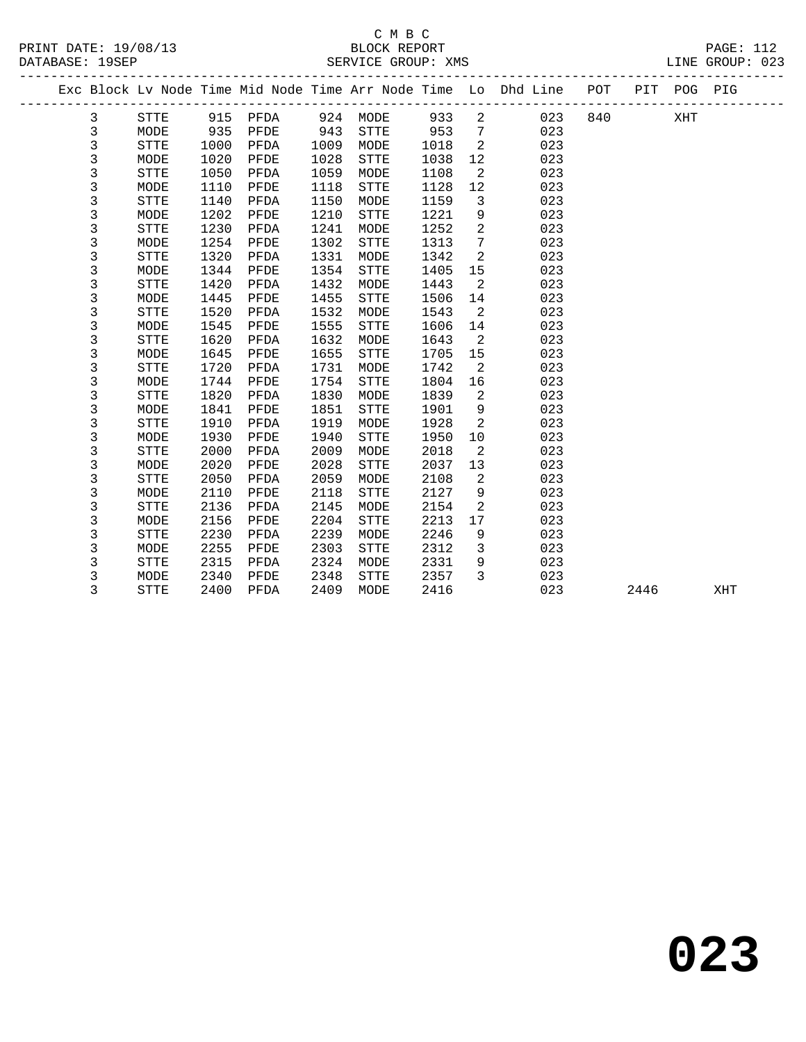C M B C

PRINT DATE: 19/08/13 BLOCK REPORT PAGE: 112
DATABASE: 19SEP SERVICE GROUP: XMS LINE GROUP: 023

| Exc | Block | Lv Node | Time | Mid Node | Time | Arr Node | Time | Lo | Dhd Line | POT | PIT | POG | PIG |
|---|---|---|---|---|---|---|---|---|---|---|---|---|---|
| | 3 | STTE | 915 | PFDA | 924 | MODE | 933 | 2 | 023 | 840 | | XHT | |
| | 3 | MODE | 935 | PFDE | 943 | STTE | 953 | 7 | 023 | | | | |
| | 3 | STTE | 1000 | PFDA | 1009 | MODE | 1018 | 2 | 023 | | | | |
| | 3 | MODE | 1020 | PFDE | 1028 | STTE | 1038 | 12 | 023 | | | | |
| | 3 | STTE | 1050 | PFDA | 1059 | MODE | 1108 | 2 | 023 | | | | |
| | 3 | MODE | 1110 | PFDE | 1118 | STTE | 1128 | 12 | 023 | | | | |
| | 3 | STTE | 1140 | PFDA | 1150 | MODE | 1159 | 3 | 023 | | | | |
| | 3 | MODE | 1202 | PFDE | 1210 | STTE | 1221 | 9 | 023 | | | | |
| | 3 | STTE | 1230 | PFDA | 1241 | MODE | 1252 | 2 | 023 | | | | |
| | 3 | MODE | 1254 | PFDE | 1302 | STTE | 1313 | 7 | 023 | | | | |
| | 3 | STTE | 1320 | PFDA | 1331 | MODE | 1342 | 2 | 023 | | | | |
| | 3 | MODE | 1344 | PFDE | 1354 | STTE | 1405 | 15 | 023 | | | | |
| | 3 | STTE | 1420 | PFDA | 1432 | MODE | 1443 | 2 | 023 | | | | |
| | 3 | MODE | 1445 | PFDE | 1455 | STTE | 1506 | 14 | 023 | | | | |
| | 3 | STTE | 1520 | PFDA | 1532 | MODE | 1543 | 2 | 023 | | | | |
| | 3 | MODE | 1545 | PFDE | 1555 | STTE | 1606 | 14 | 023 | | | | |
| | 3 | STTE | 1620 | PFDA | 1632 | MODE | 1643 | 2 | 023 | | | | |
| | 3 | MODE | 1645 | PFDE | 1655 | STTE | 1705 | 15 | 023 | | | | |
| | 3 | STTE | 1720 | PFDA | 1731 | MODE | 1742 | 2 | 023 | | | | |
| | 3 | MODE | 1744 | PFDE | 1754 | STTE | 1804 | 16 | 023 | | | | |
| | 3 | STTE | 1820 | PFDA | 1830 | MODE | 1839 | 2 | 023 | | | | |
| | 3 | MODE | 1841 | PFDE | 1851 | STTE | 1901 | 9 | 023 | | | | |
| | 3 | STTE | 1910 | PFDA | 1919 | MODE | 1928 | 2 | 023 | | | | |
| | 3 | MODE | 1930 | PFDE | 1940 | STTE | 1950 | 10 | 023 | | | | |
| | 3 | STTE | 2000 | PFDA | 2009 | MODE | 2018 | 2 | 023 | | | | |
| | 3 | MODE | 2020 | PFDE | 2028 | STTE | 2037 | 13 | 023 | | | | |
| | 3 | STTE | 2050 | PFDA | 2059 | MODE | 2108 | 2 | 023 | | | | |
| | 3 | MODE | 2110 | PFDE | 2118 | STTE | 2127 | 9 | 023 | | | | |
| | 3 | STTE | 2136 | PFDA | 2145 | MODE | 2154 | 2 | 023 | | | | |
| | 3 | MODE | 2156 | PFDE | 2204 | STTE | 2213 | 17 | 023 | | | | |
| | 3 | STTE | 2230 | PFDA | 2239 | MODE | 2246 | 9 | 023 | | | | |
| | 3 | MODE | 2255 | PFDE | 2303 | STTE | 2312 | 3 | 023 | | | | |
| | 3 | STTE | 2315 | PFDA | 2324 | MODE | 2331 | 9 | 023 | | | | |
| | 3 | MODE | 2340 | PFDE | 2348 | STTE | 2357 | 3 | 023 | | | | |
| | 3 | STTE | 2400 | PFDA | 2409 | MODE | 2416 | | 023 | | 2446 | | XHT |

**023**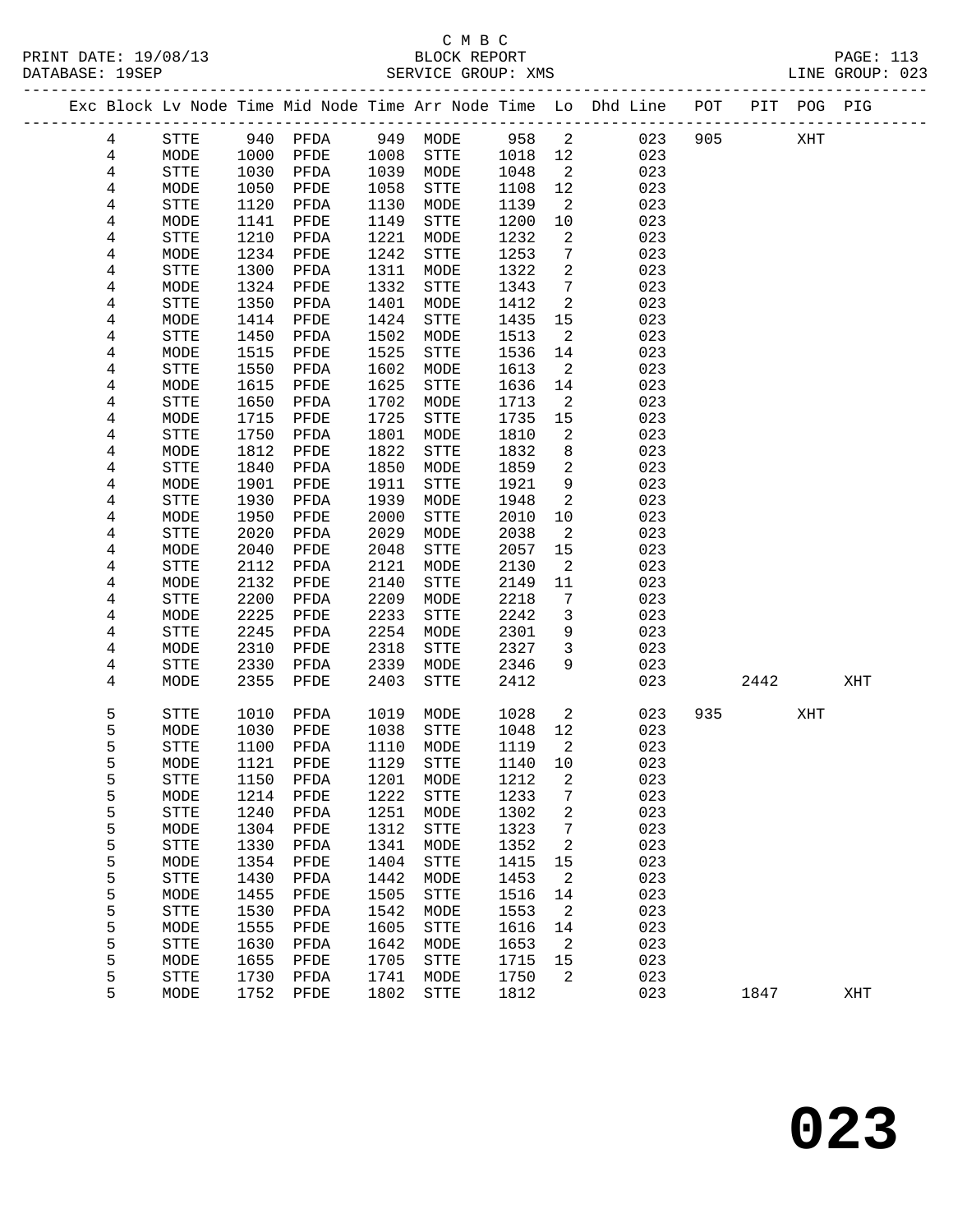C M B C

PRINT DATE: 19/08/13 BLOCK REPORT PAGE: 113
DATABASE: 19SEP SERVICE GROUP: XMS LINE GROUP: 023

| Exc | Block | Lv | Node | Time | Mid Node | Time | Arr Node | Time | Lo | Dhd Line | POT | PIT | POG | PIG |
|---|---|---|---|---|---|---|---|---|---|---|---|---|---|---|
| | 4 | | STTE | 940 | PFDA | 949 | MODE | 958 | 2 | 023 | 905 | | XHT | |
| | 4 | | MODE | 1000 | PFDE | 1008 | STTE | 1018 | 12 | 023 | | | | |
| | 4 | | STTE | 1030 | PFDA | 1039 | MODE | 1048 | 2 | 023 | | | | |
| | 4 | | MODE | 1050 | PFDE | 1058 | STTE | 1108 | 12 | 023 | | | | |
| | 4 | | STTE | 1120 | PFDA | 1130 | MODE | 1139 | 2 | 023 | | | | |
| | 4 | | MODE | 1141 | PFDE | 1149 | STTE | 1200 | 10 | 023 | | | | |
| | 4 | | STTE | 1210 | PFDA | 1221 | MODE | 1232 | 2 | 023 | | | | |
| | 4 | | MODE | 1234 | PFDE | 1242 | STTE | 1253 | 7 | 023 | | | | |
| | 4 | | STTE | 1300 | PFDA | 1311 | MODE | 1322 | 2 | 023 | | | | |
| | 4 | | MODE | 1324 | PFDE | 1332 | STTE | 1343 | 7 | 023 | | | | |
| | 4 | | STTE | 1350 | PFDA | 1401 | MODE | 1412 | 2 | 023 | | | | |
| | 4 | | MODE | 1414 | PFDE | 1424 | STTE | 1435 | 15 | 023 | | | | |
| | 4 | | STTE | 1450 | PFDA | 1502 | MODE | 1513 | 2 | 023 | | | | |
| | 4 | | MODE | 1515 | PFDE | 1525 | STTE | 1536 | 14 | 023 | | | | |
| | 4 | | STTE | 1550 | PFDA | 1602 | MODE | 1613 | 2 | 023 | | | | |
| | 4 | | MODE | 1615 | PFDE | 1625 | STTE | 1636 | 14 | 023 | | | | |
| | 4 | | STTE | 1650 | PFDA | 1702 | MODE | 1713 | 2 | 023 | | | | |
| | 4 | | MODE | 1715 | PFDE | 1725 | STTE | 1735 | 15 | 023 | | | | |
| | 4 | | STTE | 1750 | PFDA | 1801 | MODE | 1810 | 2 | 023 | | | | |
| | 4 | | MODE | 1812 | PFDE | 1822 | STTE | 1832 | 8 | 023 | | | | |
| | 4 | | STTE | 1840 | PFDA | 1850 | MODE | 1859 | 2 | 023 | | | | |
| | 4 | | MODE | 1901 | PFDE | 1911 | STTE | 1921 | 9 | 023 | | | | |
| | 4 | | STTE | 1930 | PFDA | 1939 | MODE | 1948 | 2 | 023 | | | | |
| | 4 | | MODE | 1950 | PFDE | 2000 | STTE | 2010 | 10 | 023 | | | | |
| | 4 | | STTE | 2020 | PFDA | 2029 | MODE | 2038 | 2 | 023 | | | | |
| | 4 | | MODE | 2040 | PFDE | 2048 | STTE | 2057 | 15 | 023 | | | | |
| | 4 | | STTE | 2112 | PFDA | 2121 | MODE | 2130 | 2 | 023 | | | | |
| | 4 | | MODE | 2132 | PFDE | 2140 | STTE | 2149 | 11 | 023 | | | | |
| | 4 | | STTE | 2200 | PFDA | 2209 | MODE | 2218 | 7 | 023 | | | | |
| | 4 | | MODE | 2225 | PFDE | 2233 | STTE | 2242 | 3 | 023 | | | | |
| | 4 | | STTE | 2245 | PFDA | 2254 | MODE | 2301 | 9 | 023 | | | | |
| | 4 | | MODE | 2310 | PFDE | 2318 | STTE | 2327 | 3 | 023 | | | | |
| | 4 | | STTE | 2330 | PFDA | 2339 | MODE | 2346 | 9 | 023 | | | | |
| | 4 | | MODE | 2355 | PFDE | 2403 | STTE | 2412 | | 023 | | 2442 | | XHT |
| | 5 | | STTE | 1010 | PFDA | 1019 | MODE | 1028 | 2 | 023 | 935 | | XHT | |
| | 5 | | MODE | 1030 | PFDE | 1038 | STTE | 1048 | 12 | 023 | | | | |
| | 5 | | STTE | 1100 | PFDA | 1110 | MODE | 1119 | 2 | 023 | | | | |
| | 5 | | MODE | 1121 | PFDE | 1129 | STTE | 1140 | 10 | 023 | | | | |
| | 5 | | STTE | 1150 | PFDA | 1201 | MODE | 1212 | 2 | 023 | | | | |
| | 5 | | MODE | 1214 | PFDE | 1222 | STTE | 1233 | 7 | 023 | | | | |
| | 5 | | STTE | 1240 | PFDA | 1251 | MODE | 1302 | 2 | 023 | | | | |
| | 5 | | MODE | 1304 | PFDE | 1312 | STTE | 1323 | 7 | 023 | | | | |
| | 5 | | STTE | 1330 | PFDA | 1341 | MODE | 1352 | 2 | 023 | | | | |
| | 5 | | MODE | 1354 | PFDE | 1404 | STTE | 1415 | 15 | 023 | | | | |
| | 5 | | STTE | 1430 | PFDA | 1442 | MODE | 1453 | 2 | 023 | | | | |
| | 5 | | MODE | 1455 | PFDE | 1505 | STTE | 1516 | 14 | 023 | | | | |
| | 5 | | STTE | 1530 | PFDA | 1542 | MODE | 1553 | 2 | 023 | | | | |
| | 5 | | MODE | 1555 | PFDE | 1605 | STTE | 1616 | 14 | 023 | | | | |
| | 5 | | STTE | 1630 | PFDA | 1642 | MODE | 1653 | 2 | 023 | | | | |
| | 5 | | MODE | 1655 | PFDE | 1705 | STTE | 1715 | 15 | 023 | | | | |
| | 5 | | STTE | 1730 | PFDA | 1741 | MODE | 1750 | 2 | 023 | | | | |
| | 5 | | MODE | 1752 | PFDE | 1802 | STTE | 1812 | | 023 | | 1847 | | XHT |

# 023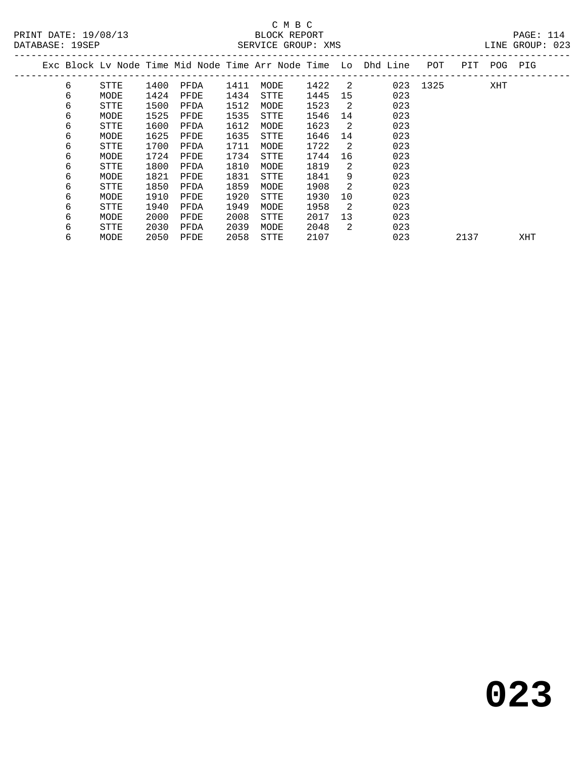C M B C

PRINT DATE: 19/08/13 BLOCK REPORT PAGE: 114
DATABASE: 19SEP SERVICE GROUP: XMS LINE GROUP: 023

| Exc | Block | Lv | Node | Time | Mid Node | Time | Arr Node | Time | Lo | Dhd Line | POT | PIT | POG | PIG |
|---|---|---|---|---|---|---|---|---|---|---|---|---|---|---|
| | 6 | | STTE | 1400 | PFDA | 1411 | MODE | 1422 | 2 | 023 | 1325 | | XHT | |
| | 6 | | MODE | 1424 | PFDE | 1434 | STTE | 1445 | 15 | 023 | | | | |
| | 6 | | STTE | 1500 | PFDA | 1512 | MODE | 1523 | 2 | 023 | | | | |
| | 6 | | MODE | 1525 | PFDE | 1535 | STTE | 1546 | 14 | 023 | | | | |
| | 6 | | STTE | 1600 | PFDA | 1612 | MODE | 1623 | 2 | 023 | | | | |
| | 6 | | MODE | 1625 | PFDE | 1635 | STTE | 1646 | 14 | 023 | | | | |
| | 6 | | STTE | 1700 | PFDA | 1711 | MODE | 1722 | 2 | 023 | | | | |
| | 6 | | MODE | 1724 | PFDE | 1734 | STTE | 1744 | 16 | 023 | | | | |
| | 6 | | STTE | 1800 | PFDA | 1810 | MODE | 1819 | 2 | 023 | | | | |
| | 6 | | MODE | 1821 | PFDE | 1831 | STTE | 1841 | 9 | 023 | | | | |
| | 6 | | STTE | 1850 | PFDA | 1859 | MODE | 1908 | 2 | 023 | | | | |
| | 6 | | MODE | 1910 | PFDE | 1920 | STTE | 1930 | 10 | 023 | | | | |
| | 6 | | STTE | 1940 | PFDA | 1949 | MODE | 1958 | 2 | 023 | | | | |
| | 6 | | MODE | 2000 | PFDE | 2008 | STTE | 2017 | 13 | 023 | | | | |
| | 6 | | STTE | 2030 | PFDA | 2039 | MODE | 2048 | 2 | 023 | | | | |
| | 6 | | MODE | 2050 | PFDE | 2058 | STTE | 2107 | | 023 | | 2137 | | XHT |

**023**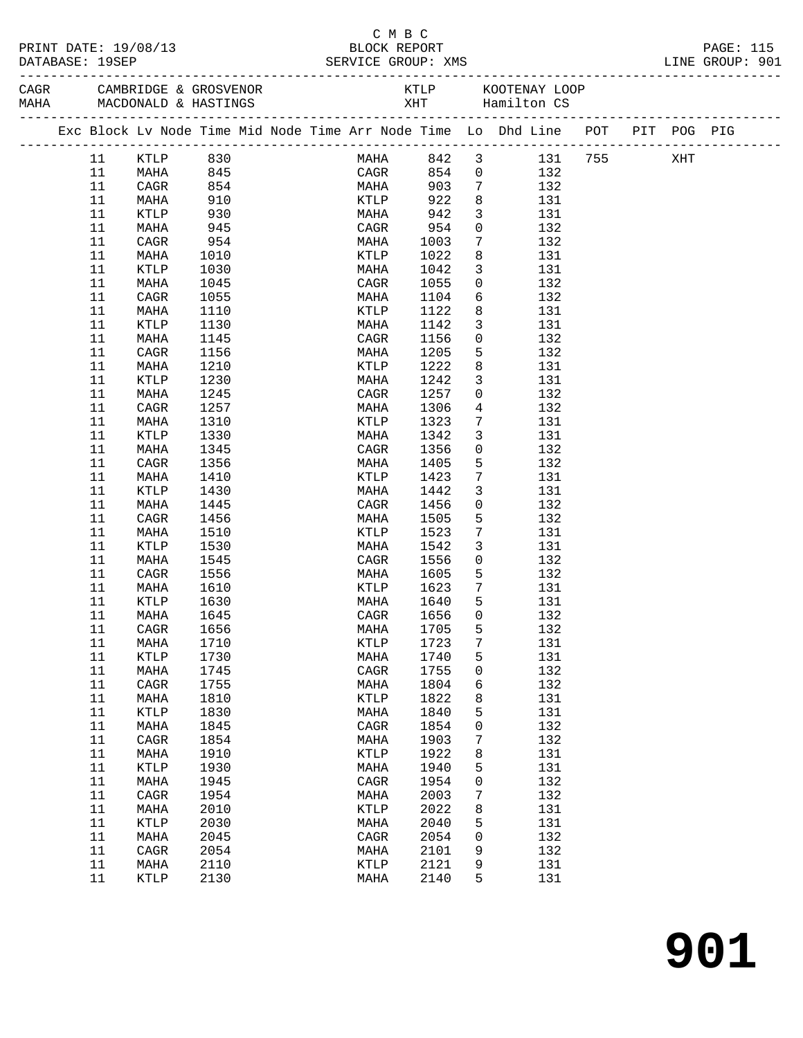C M B C

PRINT DATE: 19/08/13 BLOCK REPORT
DATABASE: 19SEP SERVICE GROUP: XMS LINE GROUP: 901

| CAGR | CAMBRIDGE & GROSVENOR | KTLP | KOOTENAY LOOP |
|---|---|---|---|
| MAHA | MACDONALD & HASTINGS | XHT | Hamilton CS |

| Exc | Block | Lv Node | Time | Mid Node | Time | Arr Node | Time | Lo | Dhd Line | POT | PIT | POG | PIG |
|---|---|---|---|---|---|---|---|---|---|---|---|---|---|
| | 11 | KTLP | 830 | | | MAHA | 842 | 3 | 131 | 755 | | XHT | |
| | 11 | MAHA | 845 | | | CAGR | 854 | 0 | 132 | | | | |
| | 11 | CAGR | 854 | | | MAHA | 903 | 7 | 132 | | | | |
| | 11 | MAHA | 910 | | | KTLP | 922 | 8 | 131 | | | | |
| | 11 | KTLP | 930 | | | MAHA | 942 | 3 | 131 | | | | |
| | 11 | MAHA | 945 | | | CAGR | 954 | 0 | 132 | | | | |
| | 11 | CAGR | 954 | | | MAHA | 1003 | 7 | 132 | | | | |
| | 11 | MAHA | 1010 | | | KTLP | 1022 | 8 | 131 | | | | |
| | 11 | KTLP | 1030 | | | MAHA | 1042 | 3 | 131 | | | | |
| | 11 | MAHA | 1045 | | | CAGR | 1055 | 0 | 132 | | | | |
| | 11 | CAGR | 1055 | | | MAHA | 1104 | 6 | 132 | | | | |
| | 11 | MAHA | 1110 | | | KTLP | 1122 | 8 | 131 | | | | |
| | 11 | KTLP | 1130 | | | MAHA | 1142 | 3 | 131 | | | | |
| | 11 | MAHA | 1145 | | | CAGR | 1156 | 0 | 132 | | | | |
| | 11 | CAGR | 1156 | | | MAHA | 1205 | 5 | 132 | | | | |
| | 11 | MAHA | 1210 | | | KTLP | 1222 | 8 | 131 | | | | |
| | 11 | KTLP | 1230 | | | MAHA | 1242 | 3 | 131 | | | | |
| | 11 | MAHA | 1245 | | | CAGR | 1257 | 0 | 132 | | | | |
| | 11 | CAGR | 1257 | | | MAHA | 1306 | 4 | 132 | | | | |
| | 11 | MAHA | 1310 | | | KTLP | 1323 | 7 | 131 | | | | |
| | 11 | KTLP | 1330 | | | MAHA | 1342 | 3 | 131 | | | | |
| | 11 | MAHA | 1345 | | | CAGR | 1356 | 0 | 132 | | | | |
| | 11 | CAGR | 1356 | | | MAHA | 1405 | 5 | 132 | | | | |
| | 11 | MAHA | 1410 | | | KTLP | 1423 | 7 | 131 | | | | |
| | 11 | KTLP | 1430 | | | MAHA | 1442 | 3 | 131 | | | | |
| | 11 | MAHA | 1445 | | | CAGR | 1456 | 0 | 132 | | | | |
| | 11 | CAGR | 1456 | | | MAHA | 1505 | 5 | 132 | | | | |
| | 11 | MAHA | 1510 | | | KTLP | 1523 | 7 | 131 | | | | |
| | 11 | KTLP | 1530 | | | MAHA | 1542 | 3 | 131 | | | | |
| | 11 | MAHA | 1545 | | | CAGR | 1556 | 0 | 132 | | | | |
| | 11 | CAGR | 1556 | | | MAHA | 1605 | 5 | 132 | | | | |
| | 11 | MAHA | 1610 | | | KTLP | 1623 | 7 | 131 | | | | |
| | 11 | KTLP | 1630 | | | MAHA | 1640 | 5 | 131 | | | | |
| | 11 | MAHA | 1645 | | | CAGR | 1656 | 0 | 132 | | | | |
| | 11 | CAGR | 1656 | | | MAHA | 1705 | 5 | 132 | | | | |
| | 11 | MAHA | 1710 | | | KTLP | 1723 | 7 | 131 | | | | |
| | 11 | KTLP | 1730 | | | MAHA | 1740 | 5 | 131 | | | | |
| | 11 | MAHA | 1745 | | | CAGR | 1755 | 0 | 132 | | | | |
| | 11 | CAGR | 1755 | | | MAHA | 1804 | 6 | 132 | | | | |
| | 11 | MAHA | 1810 | | | KTLP | 1822 | 8 | 131 | | | | |
| | 11 | KTLP | 1830 | | | MAHA | 1840 | 5 | 131 | | | | |
| | 11 | MAHA | 1845 | | | CAGR | 1854 | 0 | 132 | | | | |
| | 11 | CAGR | 1854 | | | MAHA | 1903 | 7 | 132 | | | | |
| | 11 | MAHA | 1910 | | | KTLP | 1922 | 8 | 131 | | | | |
| | 11 | KTLP | 1930 | | | MAHA | 1940 | 5 | 131 | | | | |
| | 11 | MAHA | 1945 | | | CAGR | 1954 | 0 | 132 | | | | |
| | 11 | CAGR | 1954 | | | MAHA | 2003 | 7 | 132 | | | | |
| | 11 | MAHA | 2010 | | | KTLP | 2022 | 8 | 131 | | | | |
| | 11 | KTLP | 2030 | | | MAHA | 2040 | 5 | 131 | | | | |
| | 11 | MAHA | 2045 | | | CAGR | 2054 | 0 | 132 | | | | |
| | 11 | CAGR | 2054 | | | MAHA | 2101 | 9 | 132 | | | | |
| | 11 | MAHA | 2110 | | | KTLP | 2121 | 9 | 131 | | | | |
| | 11 | KTLP | 2130 | | | MAHA | 2140 | 5 | 131 | | | | |

# 901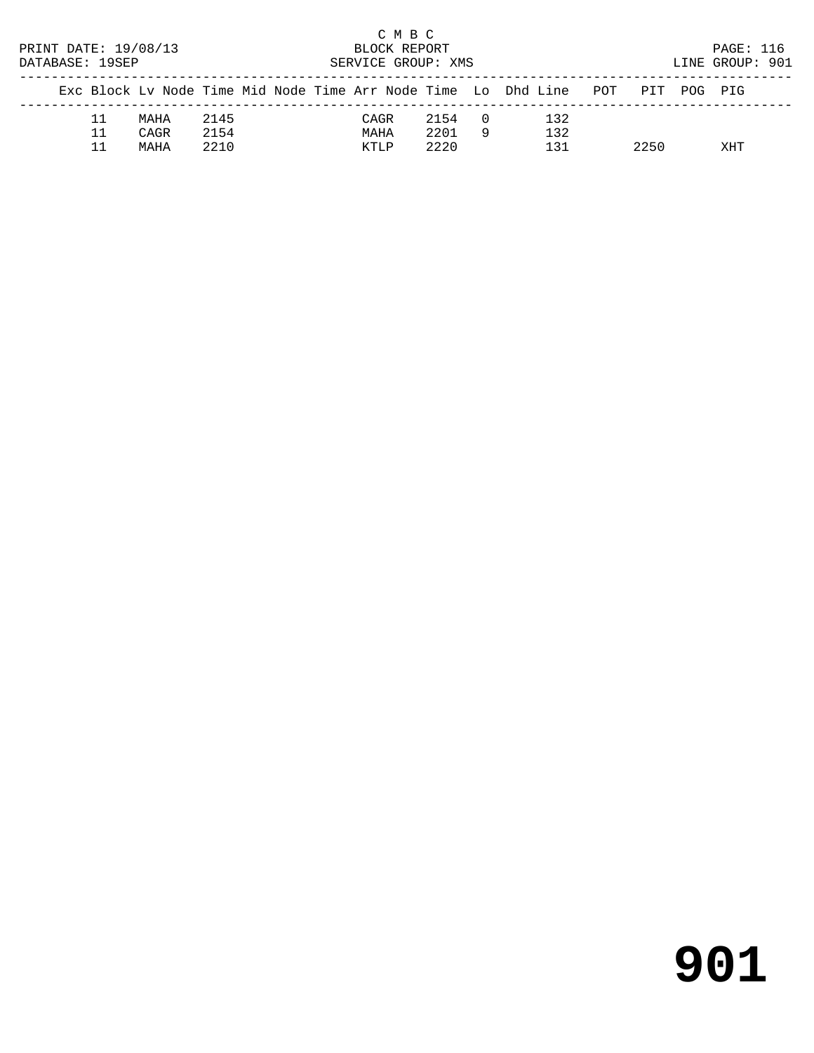C M B C
PRINT DATE: 19/08/13 BLOCK REPORT
DATABASE: 19SEP SERVICE GROUP: XMS LINE GROUP: 901

| Exc | Block | Lv | Node | Time | Mid | Node | Time | Arr | Node | Time | Lo | Dhd | Line | POT | PIT | POG | PIG |
|---|---|---|---|---|---|---|---|---|---|---|---|---|---|---|---|---|---|
| | 11 | | MAHA | 2145 | | | | | CAGR | 2154 | 0 | | 132 | | | | |
| | 11 | | CAGR | 2154 | | | | | MAHA | 2201 | 9 | | 132 | | | | |
| | 11 | | MAHA | 2210 | | | | | KTLP | 2220 | | | 131 | | 2250 | | XHT |

# 901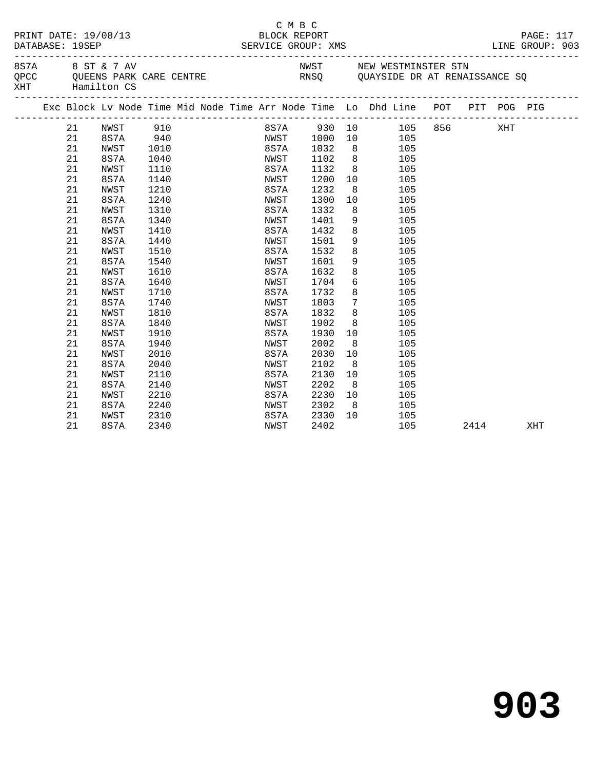C M B C

PRINT DATE: 19/08/13 BLOCK REPORT
DATABASE: 19SEP SERVICE GROUP: XMS LINE GROUP: 903

8S7A 8 ST & 7 AV NWST NEW WESTMINSTER STN
QPCC QUEENS PARK CARE CENTRE RNSQ QUAYSIDE DR AT RENAISSANCE SQ
XHT Hamilton CS

| Exc | Block | Lv | Node | Time | Mid Node | Time | Arr Node | Time | Lo | Dhd Line | POT | PIT | POG | PIG |
|---|---|---|---|---|---|---|---|---|---|---|---|---|---|---|
| | 21 | | NWST | 910 | | | 8S7A | 930 | 10 | 105 | 856 | | XHT | |
| | 21 | | 8S7A | 940 | | | NWST | 1000 | 10 | 105 | | | | |
| | 21 | | NWST | 1010 | | | 8S7A | 1032 | 8 | 105 | | | | |
| | 21 | | 8S7A | 1040 | | | NWST | 1102 | 8 | 105 | | | | |
| | 21 | | NWST | 1110 | | | 8S7A | 1132 | 8 | 105 | | | | |
| | 21 | | 8S7A | 1140 | | | NWST | 1200 | 10 | 105 | | | | |
| | 21 | | NWST | 1210 | | | 8S7A | 1232 | 8 | 105 | | | | |
| | 21 | | 8S7A | 1240 | | | NWST | 1300 | 10 | 105 | | | | |
| | 21 | | NWST | 1310 | | | 8S7A | 1332 | 8 | 105 | | | | |
| | 21 | | 8S7A | 1340 | | | NWST | 1401 | 9 | 105 | | | | |
| | 21 | | NWST | 1410 | | | 8S7A | 1432 | 8 | 105 | | | | |
| | 21 | | 8S7A | 1440 | | | NWST | 1501 | 9 | 105 | | | | |
| | 21 | | NWST | 1510 | | | 8S7A | 1532 | 8 | 105 | | | | |
| | 21 | | 8S7A | 1540 | | | NWST | 1601 | 9 | 105 | | | | |
| | 21 | | NWST | 1610 | | | 8S7A | 1632 | 8 | 105 | | | | |
| | 21 | | 8S7A | 1640 | | | NWST | 1704 | 6 | 105 | | | | |
| | 21 | | NWST | 1710 | | | 8S7A | 1732 | 8 | 105 | | | | |
| | 21 | | 8S7A | 1740 | | | NWST | 1803 | 7 | 105 | | | | |
| | 21 | | NWST | 1810 | | | 8S7A | 1832 | 8 | 105 | | | | |
| | 21 | | 8S7A | 1840 | | | NWST | 1902 | 8 | 105 | | | | |
| | 21 | | NWST | 1910 | | | 8S7A | 1930 | 10 | 105 | | | | |
| | 21 | | 8S7A | 1940 | | | NWST | 2002 | 8 | 105 | | | | |
| | 21 | | NWST | 2010 | | | 8S7A | 2030 | 10 | 105 | | | | |
| | 21 | | 8S7A | 2040 | | | NWST | 2102 | 8 | 105 | | | | |
| | 21 | | NWST | 2110 | | | 8S7A | 2130 | 10 | 105 | | | | |
| | 21 | | 8S7A | 2140 | | | NWST | 2202 | 8 | 105 | | | | |
| | 21 | | NWST | 2210 | | | 8S7A | 2230 | 10 | 105 | | | | |
| | 21 | | 8S7A | 2240 | | | NWST | 2302 | 8 | 105 | | | | |
| | 21 | | NWST | 2310 | | | 8S7A | 2330 | 10 | 105 | | | | |
| | 21 | | 8S7A | 2340 | | | NWST | 2402 | | 105 | | 2414 | | XHT |

# 903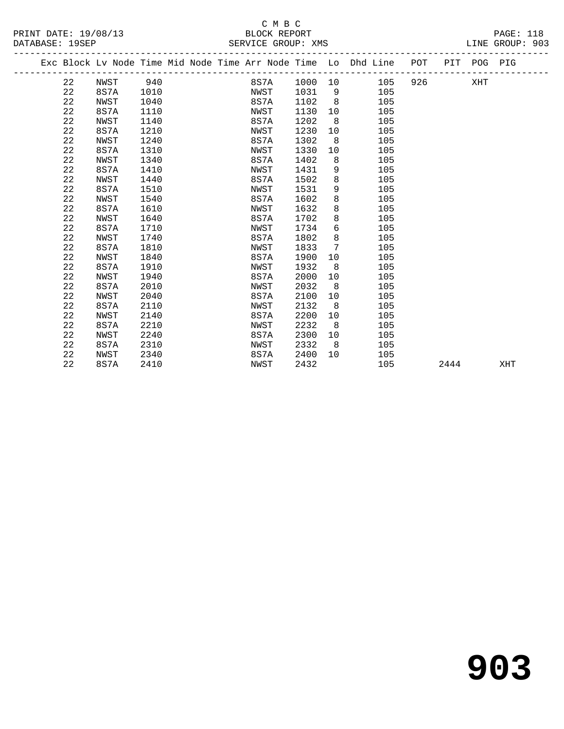C M B C

PRINT DATE: 19/08/13 BLOCK REPORT

DATABASE: 19SEP SERVICE GROUP: XMS LINE GROUP: 903

| Exc | Block | Lv | Node | Time | Mid | Node | Time | Arr | Node | Time | Lo | Dhd | Line | POT | PIT | POG | PIG |
|---|---|---|---|---|---|---|---|---|---|---|---|---|---|---|---|---|---|
| | 22 | | NWST | 940 | | | | | 8S7A | 1000 | 10 | | 105 | 926 | | XHT | |
| | 22 | | 8S7A | 1010 | | | | | NWST | 1031 | 9 | | 105 | | | | |
| | 22 | | NWST | 1040 | | | | | 8S7A | 1102 | 8 | | 105 | | | | |
| | 22 | | 8S7A | 1110 | | | | | NWST | 1130 | 10 | | 105 | | | | |
| | 22 | | NWST | 1140 | | | | | 8S7A | 1202 | 8 | | 105 | | | | |
| | 22 | | 8S7A | 1210 | | | | | NWST | 1230 | 10 | | 105 | | | | |
| | 22 | | NWST | 1240 | | | | | 8S7A | 1302 | 8 | | 105 | | | | |
| | 22 | | 8S7A | 1310 | | | | | NWST | 1330 | 10 | | 105 | | | | |
| | 22 | | NWST | 1340 | | | | | 8S7A | 1402 | 8 | | 105 | | | | |
| | 22 | | 8S7A | 1410 | | | | | NWST | 1431 | 9 | | 105 | | | | |
| | 22 | | NWST | 1440 | | | | | 8S7A | 1502 | 8 | | 105 | | | | |
| | 22 | | 8S7A | 1510 | | | | | NWST | 1531 | 9 | | 105 | | | | |
| | 22 | | NWST | 1540 | | | | | 8S7A | 1602 | 8 | | 105 | | | | |
| | 22 | | 8S7A | 1610 | | | | | NWST | 1632 | 8 | | 105 | | | | |
| | 22 | | NWST | 1640 | | | | | 8S7A | 1702 | 8 | | 105 | | | | |
| | 22 | | 8S7A | 1710 | | | | | NWST | 1734 | 6 | | 105 | | | | |
| | 22 | | NWST | 1740 | | | | | 8S7A | 1802 | 8 | | 105 | | | | |
| | 22 | | 8S7A | 1810 | | | | | NWST | 1833 | 7 | | 105 | | | | |
| | 22 | | NWST | 1840 | | | | | 8S7A | 1900 | 10 | | 105 | | | | |
| | 22 | | 8S7A | 1910 | | | | | NWST | 1932 | 8 | | 105 | | | | |
| | 22 | | NWST | 1940 | | | | | 8S7A | 2000 | 10 | | 105 | | | | |
| | 22 | | 8S7A | 2010 | | | | | NWST | 2032 | 8 | | 105 | | | | |
| | 22 | | NWST | 2040 | | | | | 8S7A | 2100 | 10 | | 105 | | | | |
| | 22 | | 8S7A | 2110 | | | | | NWST | 2132 | 8 | | 105 | | | | |
| | 22 | | NWST | 2140 | | | | | 8S7A | 2200 | 10 | | 105 | | | | |
| | 22 | | 8S7A | 2210 | | | | | NWST | 2232 | 8 | | 105 | | | | |
| | 22 | | NWST | 2240 | | | | | 8S7A | 2300 | 10 | | 105 | | | | |
| | 22 | | 8S7A | 2310 | | | | | NWST | 2332 | 8 | | 105 | | | | |
| | 22 | | NWST | 2340 | | | | | 8S7A | 2400 | 10 | | 105 | | | | |
| | 22 | | 8S7A | 2410 | | | | | NWST | 2432 | | | 105 | | 2444 | | XHT |

# 903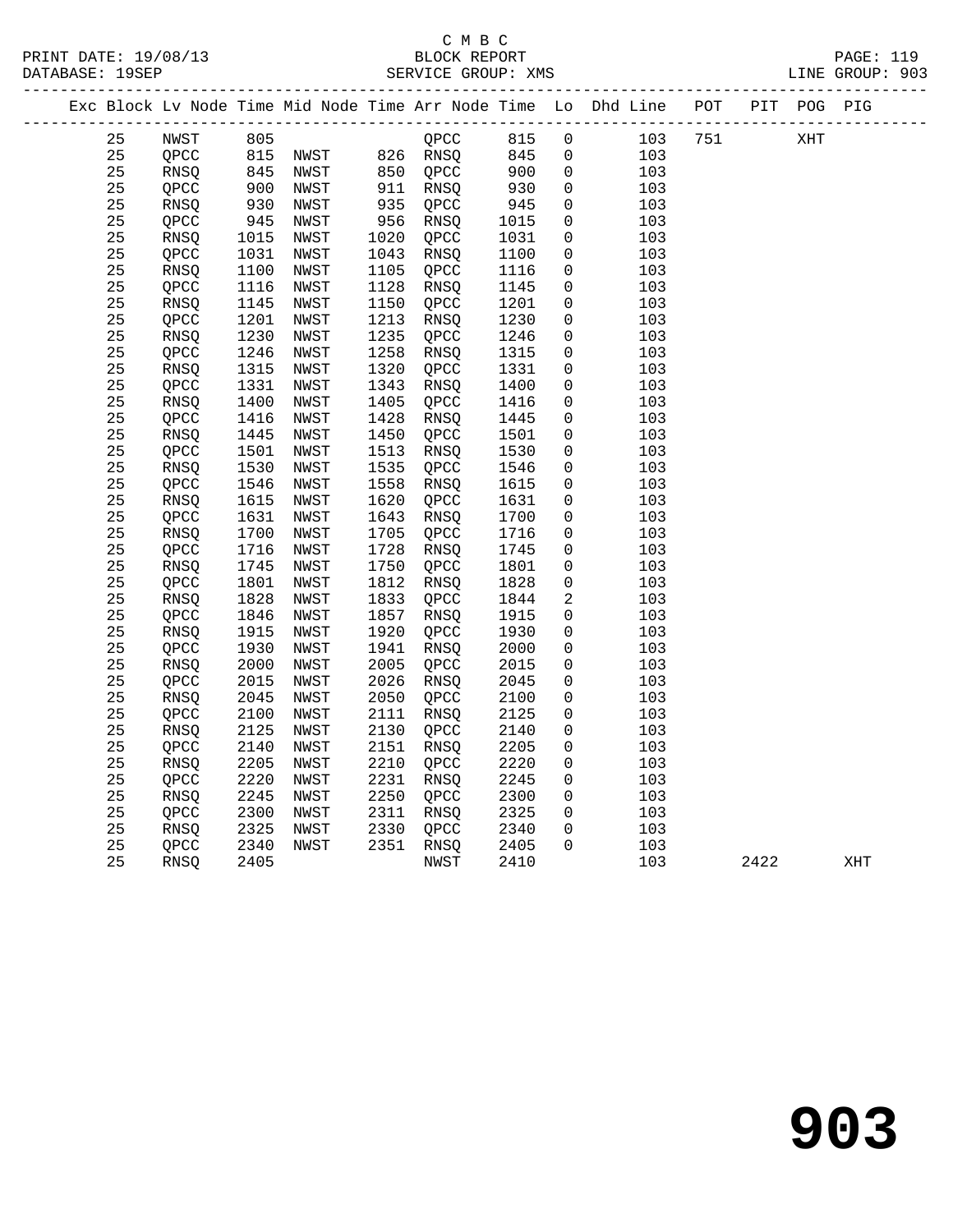C M B C
BLOCK REPORT
SERVICE GROUP: XMS

PRINT DATE: 19/08/13
DATABASE: 19SEP
LINE GROUP: 903

| Exc | Block | Lv | Node | Time | Mid Node | Time | Arr Node | Time | Lo | Dhd Line | POT | PIT | POG | PIG |
|---|---|---|---|---|---|---|---|---|---|---|---|---|---|---|
| | 25 | | NWST | 805 | | | QPCC | 815 | 0 | 103 | 751 | | XHT | |
| | 25 | | QPCC | 815 | NWST | 826 | RNSQ | 845 | 0 | 103 | | | | |
| | 25 | | RNSQ | 845 | NWST | 850 | QPCC | 900 | 0 | 103 | | | | |
| | 25 | | QPCC | 900 | NWST | 911 | RNSQ | 930 | 0 | 103 | | | | |
| | 25 | | RNSQ | 930 | NWST | 935 | QPCC | 945 | 0 | 103 | | | | |
| | 25 | | QPCC | 945 | NWST | 956 | RNSQ | 1015 | 0 | 103 | | | | |
| | 25 | | RNSQ | 1015 | NWST | 1020 | QPCC | 1031 | 0 | 103 | | | | |
| | 25 | | QPCC | 1031 | NWST | 1043 | RNSQ | 1100 | 0 | 103 | | | | |
| | 25 | | RNSQ | 1100 | NWST | 1105 | QPCC | 1116 | 0 | 103 | | | | |
| | 25 | | QPCC | 1116 | NWST | 1128 | RNSQ | 1145 | 0 | 103 | | | | |
| | 25 | | RNSQ | 1145 | NWST | 1150 | QPCC | 1201 | 0 | 103 | | | | |
| | 25 | | QPCC | 1201 | NWST | 1213 | RNSQ | 1230 | 0 | 103 | | | | |
| | 25 | | RNSQ | 1230 | NWST | 1235 | QPCC | 1246 | 0 | 103 | | | | |
| | 25 | | QPCC | 1246 | NWST | 1258 | RNSQ | 1315 | 0 | 103 | | | | |
| | 25 | | RNSQ | 1315 | NWST | 1320 | QPCC | 1331 | 0 | 103 | | | | |
| | 25 | | QPCC | 1331 | NWST | 1343 | RNSQ | 1400 | 0 | 103 | | | | |
| | 25 | | RNSQ | 1400 | NWST | 1405 | QPCC | 1416 | 0 | 103 | | | | |
| | 25 | | QPCC | 1416 | NWST | 1428 | RNSQ | 1445 | 0 | 103 | | | | |
| | 25 | | RNSQ | 1445 | NWST | 1450 | QPCC | 1501 | 0 | 103 | | | | |
| | 25 | | QPCC | 1501 | NWST | 1513 | RNSQ | 1530 | 0 | 103 | | | | |
| | 25 | | RNSQ | 1530 | NWST | 1535 | QPCC | 1546 | 0 | 103 | | | | |
| | 25 | | QPCC | 1546 | NWST | 1558 | RNSQ | 1615 | 0 | 103 | | | | |
| | 25 | | RNSQ | 1615 | NWST | 1620 | QPCC | 1631 | 0 | 103 | | | | |
| | 25 | | QPCC | 1631 | NWST | 1643 | RNSQ | 1700 | 0 | 103 | | | | |
| | 25 | | RNSQ | 1700 | NWST | 1705 | QPCC | 1716 | 0 | 103 | | | | |
| | 25 | | QPCC | 1716 | NWST | 1728 | RNSQ | 1745 | 0 | 103 | | | | |
| | 25 | | RNSQ | 1745 | NWST | 1750 | QPCC | 1801 | 0 | 103 | | | | |
| | 25 | | QPCC | 1801 | NWST | 1812 | RNSQ | 1828 | 0 | 103 | | | | |
| | 25 | | RNSQ | 1828 | NWST | 1833 | QPCC | 1844 | 2 | 103 | | | | |
| | 25 | | QPCC | 1846 | NWST | 1857 | RNSQ | 1915 | 0 | 103 | | | | |
| | 25 | | RNSQ | 1915 | NWST | 1920 | QPCC | 1930 | 0 | 103 | | | | |
| | 25 | | QPCC | 1930 | NWST | 1941 | RNSQ | 2000 | 0 | 103 | | | | |
| | 25 | | RNSQ | 2000 | NWST | 2005 | QPCC | 2015 | 0 | 103 | | | | |
| | 25 | | QPCC | 2015 | NWST | 2026 | RNSQ | 2045 | 0 | 103 | | | | |
| | 25 | | RNSQ | 2045 | NWST | 2050 | QPCC | 2100 | 0 | 103 | | | | |
| | 25 | | QPCC | 2100 | NWST | 2111 | RNSQ | 2125 | 0 | 103 | | | | |
| | 25 | | RNSQ | 2125 | NWST | 2130 | QPCC | 2140 | 0 | 103 | | | | |
| | 25 | | QPCC | 2140 | NWST | 2151 | RNSQ | 2205 | 0 | 103 | | | | |
| | 25 | | RNSQ | 2205 | NWST | 2210 | QPCC | 2220 | 0 | 103 | | | | |
| | 25 | | QPCC | 2220 | NWST | 2231 | RNSQ | 2245 | 0 | 103 | | | | |
| | 25 | | RNSQ | 2245 | NWST | 2250 | QPCC | 2300 | 0 | 103 | | | | |
| | 25 | | QPCC | 2300 | NWST | 2311 | RNSQ | 2325 | 0 | 103 | | | | |
| | 25 | | RNSQ | 2325 | NWST | 2330 | QPCC | 2340 | 0 | 103 | | | | |
| | 25 | | QPCC | 2340 | NWST | 2351 | RNSQ | 2405 | 0 | 103 | | | | |
| | 25 | | RNSQ | 2405 | | | NWST | 2410 | | 103 | | 2422 | | XHT |

# 903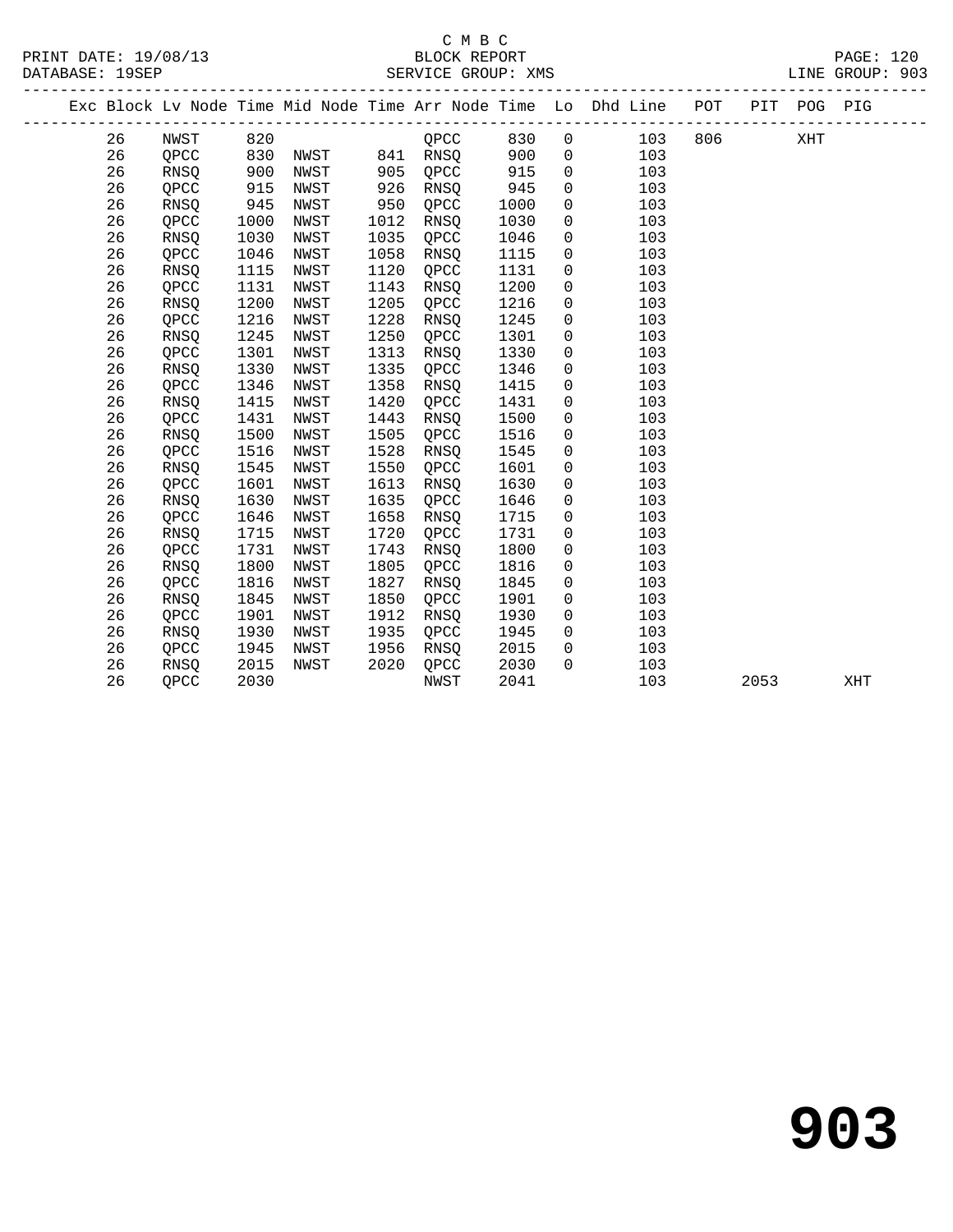C M B C

BLOCK REPORT

SERVICE GROUP: XMS

PRINT DATE: 19/08/13

DATABASE: 19SEP

LINE GROUP: 903

| Exc | Block | Lv | Node | Time | Mid Node | Time | Arr Node | Time | Lo | Dhd Line | POT | PIT | POG | PIG |
|---|---|---|---|---|---|---|---|---|---|---|---|---|---|---|
| | 26 | | NWST | 820 | | | QPCC | 830 | 0 | 103 | 806 | | XHT | |
| | 26 | | QPCC | 830 | NWST | 841 | RNSQ | 900 | 0 | 103 | | | | |
| | 26 | | RNSQ | 900 | NWST | 905 | QPCC | 915 | 0 | 103 | | | | |
| | 26 | | QPCC | 915 | NWST | 926 | RNSQ | 945 | 0 | 103 | | | | |
| | 26 | | RNSQ | 945 | NWST | 950 | QPCC | 1000 | 0 | 103 | | | | |
| | 26 | | QPCC | 1000 | NWST | 1012 | RNSQ | 1030 | 0 | 103 | | | | |
| | 26 | | RNSQ | 1030 | NWST | 1035 | QPCC | 1046 | 0 | 103 | | | | |
| | 26 | | QPCC | 1046 | NWST | 1058 | RNSQ | 1115 | 0 | 103 | | | | |
| | 26 | | RNSQ | 1115 | NWST | 1120 | QPCC | 1131 | 0 | 103 | | | | |
| | 26 | | QPCC | 1131 | NWST | 1143 | RNSQ | 1200 | 0 | 103 | | | | |
| | 26 | | RNSQ | 1200 | NWST | 1205 | QPCC | 1216 | 0 | 103 | | | | |
| | 26 | | QPCC | 1216 | NWST | 1228 | RNSQ | 1245 | 0 | 103 | | | | |
| | 26 | | RNSQ | 1245 | NWST | 1250 | QPCC | 1301 | 0 | 103 | | | | |
| | 26 | | QPCC | 1301 | NWST | 1313 | RNSQ | 1330 | 0 | 103 | | | | |
| | 26 | | RNSQ | 1330 | NWST | 1335 | QPCC | 1346 | 0 | 103 | | | | |
| | 26 | | QPCC | 1346 | NWST | 1358 | RNSQ | 1415 | 0 | 103 | | | | |
| | 26 | | RNSQ | 1415 | NWST | 1420 | QPCC | 1431 | 0 | 103 | | | | |
| | 26 | | QPCC | 1431 | NWST | 1443 | RNSQ | 1500 | 0 | 103 | | | | |
| | 26 | | RNSQ | 1500 | NWST | 1505 | QPCC | 1516 | 0 | 103 | | | | |
| | 26 | | QPCC | 1516 | NWST | 1528 | RNSQ | 1545 | 0 | 103 | | | | |
| | 26 | | RNSQ | 1545 | NWST | 1550 | QPCC | 1601 | 0 | 103 | | | | |
| | 26 | | QPCC | 1601 | NWST | 1613 | RNSQ | 1630 | 0 | 103 | | | | |
| | 26 | | RNSQ | 1630 | NWST | 1635 | QPCC | 1646 | 0 | 103 | | | | |
| | 26 | | QPCC | 1646 | NWST | 1658 | RNSQ | 1715 | 0 | 103 | | | | |
| | 26 | | RNSQ | 1715 | NWST | 1720 | QPCC | 1731 | 0 | 103 | | | | |
| | 26 | | QPCC | 1731 | NWST | 1743 | RNSQ | 1800 | 0 | 103 | | | | |
| | 26 | | RNSQ | 1800 | NWST | 1805 | QPCC | 1816 | 0 | 103 | | | | |
| | 26 | | QPCC | 1816 | NWST | 1827 | RNSQ | 1845 | 0 | 103 | | | | |
| | 26 | | RNSQ | 1845 | NWST | 1850 | QPCC | 1901 | 0 | 103 | | | | |
| | 26 | | QPCC | 1901 | NWST | 1912 | RNSQ | 1930 | 0 | 103 | | | | |
| | 26 | | RNSQ | 1930 | NWST | 1935 | QPCC | 1945 | 0 | 103 | | | | |
| | 26 | | QPCC | 1945 | NWST | 1956 | RNSQ | 2015 | 0 | 103 | | | | |
| | 26 | | RNSQ | 2015 | NWST | 2020 | QPCC | 2030 | 0 | 103 | | | | |
| | 26 | | QPCC | 2030 | | | NWST | 2041 | | 103 | | 2053 | | XHT |

# 903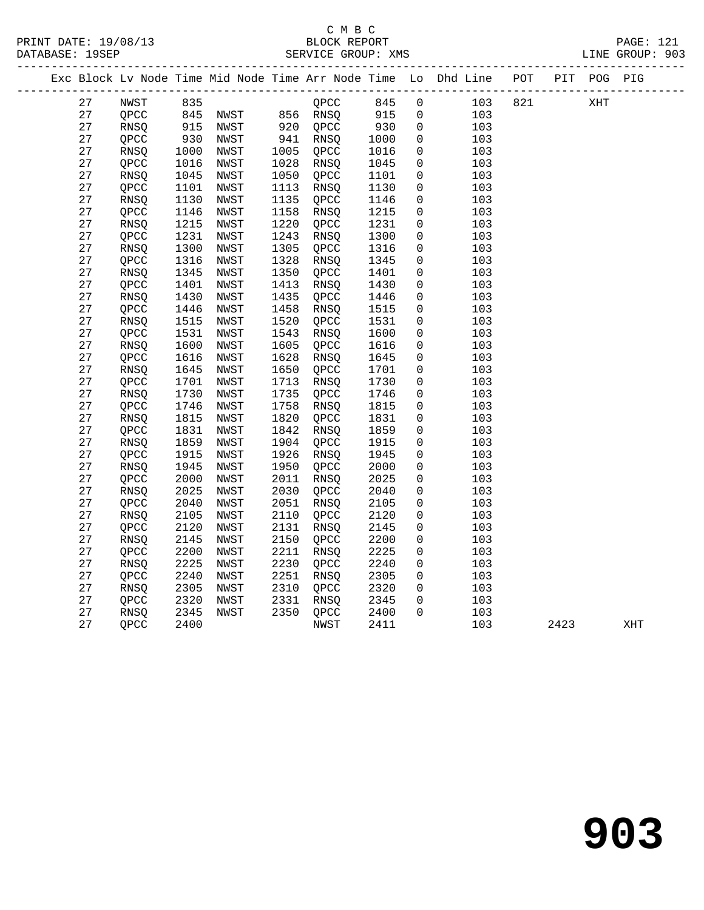C M B C
PRINT DATE: 19/08/13 BLOCK REPORT
DATABASE: 19SEP SERVICE GROUP: XMS LINE GROUP: 903

| Exc | Block | Lv | Node | Time | Mid Node | Time | Arr Node | Time | Lo | Dhd Line | POT | PIT | POG | PIG |
|---|---|---|---|---|---|---|---|---|---|---|---|---|---|---|
| | 27 | | NWST | 835 | | | QPCC | 845 | 0 | 103 | 821 | | XHT | |
| | 27 | | QPCC | 845 | NWST | 856 | RNSQ | 915 | 0 | 103 | | | | |
| | 27 | | RNSQ | 915 | NWST | 920 | QPCC | 930 | 0 | 103 | | | | |
| | 27 | | QPCC | 930 | NWST | 941 | RNSQ | 1000 | 0 | 103 | | | | |
| | 27 | | RNSQ | 1000 | NWST | 1005 | QPCC | 1016 | 0 | 103 | | | | |
| | 27 | | QPCC | 1016 | NWST | 1028 | RNSQ | 1045 | 0 | 103 | | | | |
| | 27 | | RNSQ | 1045 | NWST | 1050 | QPCC | 1101 | 0 | 103 | | | | |
| | 27 | | QPCC | 1101 | NWST | 1113 | RNSQ | 1130 | 0 | 103 | | | | |
| | 27 | | RNSQ | 1130 | NWST | 1135 | QPCC | 1146 | 0 | 103 | | | | |
| | 27 | | QPCC | 1146 | NWST | 1158 | RNSQ | 1215 | 0 | 103 | | | | |
| | 27 | | RNSQ | 1215 | NWST | 1220 | QPCC | 1231 | 0 | 103 | | | | |
| | 27 | | QPCC | 1231 | NWST | 1243 | RNSQ | 1300 | 0 | 103 | | | | |
| | 27 | | RNSQ | 1300 | NWST | 1305 | QPCC | 1316 | 0 | 103 | | | | |
| | 27 | | QPCC | 1316 | NWST | 1328 | RNSQ | 1345 | 0 | 103 | | | | |
| | 27 | | RNSQ | 1345 | NWST | 1350 | QPCC | 1401 | 0 | 103 | | | | |
| | 27 | | QPCC | 1401 | NWST | 1413 | RNSQ | 1430 | 0 | 103 | | | | |
| | 27 | | RNSQ | 1430 | NWST | 1435 | QPCC | 1446 | 0 | 103 | | | | |
| | 27 | | QPCC | 1446 | NWST | 1458 | RNSQ | 1515 | 0 | 103 | | | | |
| | 27 | | RNSQ | 1515 | NWST | 1520 | QPCC | 1531 | 0 | 103 | | | | |
| | 27 | | QPCC | 1531 | NWST | 1543 | RNSQ | 1600 | 0 | 103 | | | | |
| | 27 | | RNSQ | 1600 | NWST | 1605 | QPCC | 1616 | 0 | 103 | | | | |
| | 27 | | QPCC | 1616 | NWST | 1628 | RNSQ | 1645 | 0 | 103 | | | | |
| | 27 | | RNSQ | 1645 | NWST | 1650 | QPCC | 1701 | 0 | 103 | | | | |
| | 27 | | QPCC | 1701 | NWST | 1713 | RNSQ | 1730 | 0 | 103 | | | | |
| | 27 | | RNSQ | 1730 | NWST | 1735 | QPCC | 1746 | 0 | 103 | | | | |
| | 27 | | QPCC | 1746 | NWST | 1758 | RNSQ | 1815 | 0 | 103 | | | | |
| | 27 | | RNSQ | 1815 | NWST | 1820 | QPCC | 1831 | 0 | 103 | | | | |
| | 27 | | QPCC | 1831 | NWST | 1842 | RNSQ | 1859 | 0 | 103 | | | | |
| | 27 | | RNSQ | 1859 | NWST | 1904 | QPCC | 1915 | 0 | 103 | | | | |
| | 27 | | QPCC | 1915 | NWST | 1926 | RNSQ | 1945 | 0 | 103 | | | | |
| | 27 | | RNSQ | 1945 | NWST | 1950 | QPCC | 2000 | 0 | 103 | | | | |
| | 27 | | QPCC | 2000 | NWST | 2011 | RNSQ | 2025 | 0 | 103 | | | | |
| | 27 | | RNSQ | 2025 | NWST | 2030 | QPCC | 2040 | 0 | 103 | | | | |
| | 27 | | QPCC | 2040 | NWST | 2051 | RNSQ | 2105 | 0 | 103 | | | | |
| | 27 | | RNSQ | 2105 | NWST | 2110 | QPCC | 2120 | 0 | 103 | | | | |
| | 27 | | QPCC | 2120 | NWST | 2131 | RNSQ | 2145 | 0 | 103 | | | | |
| | 27 | | RNSQ | 2145 | NWST | 2150 | QPCC | 2200 | 0 | 103 | | | | |
| | 27 | | QPCC | 2200 | NWST | 2211 | RNSQ | 2225 | 0 | 103 | | | | |
| | 27 | | RNSQ | 2225 | NWST | 2230 | QPCC | 2240 | 0 | 103 | | | | |
| | 27 | | QPCC | 2240 | NWST | 2251 | RNSQ | 2305 | 0 | 103 | | | | |
| | 27 | | RNSQ | 2305 | NWST | 2310 | QPCC | 2320 | 0 | 103 | | | | |
| | 27 | | QPCC | 2320 | NWST | 2331 | RNSQ | 2345 | 0 | 103 | | | | |
| | 27 | | RNSQ | 2345 | NWST | 2350 | QPCC | 2400 | 0 | 103 | | | | |
| | 27 | | QPCC | 2400 | | | NWST | 2411 | | 103 | | 2423 | | XHT |

# 903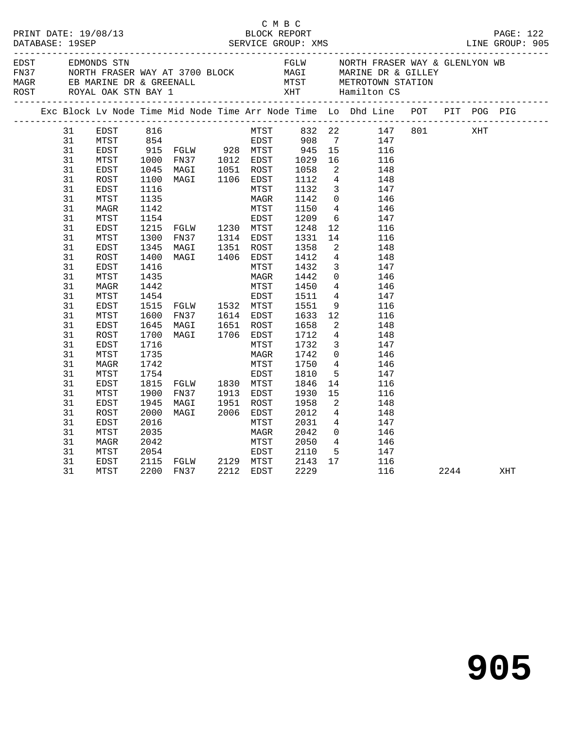C M B C
PRINT DATE: 19/08/13 BLOCK REPORT
DATABASE: 19SEP SERVICE GROUP: XMS LINE GROUP: 905

| Code | Location | Code | Location |
|---|---|---|---|
| EDST | EDMONDS STN | FGLW | NORTH FRASER WAY & GLENLYON WB |
| FN37 | NORTH FRASER WAY AT 3700 BLOCK | MAGI | MARINE DR & GILLEY |
| MAGR | EB MARINE DR & GREENALL | MTST | METROTOWN STATION |
| ROST | ROYAL OAK STN BAY 1 | XHT | Hamilton CS |

| Exc | Block | Lv Node | Time | Mid Node | Time | Arr Node | Time | Lo | Dhd | Line | POT | PIT | POG | PIG |
|---|---|---|---|---|---|---|---|---|---|---|---|---|---|---|
| | 31 | EDST | 816 | | | MTST | 832 | 22 | | 147 | 801 | | XHT | |
| | 31 | MTST | 854 | | | EDST | 908 | 7 | | 147 | | | | |
| | 31 | EDST | 915 | FGLW | 928 | MTST | 945 | 15 | | 116 | | | | |
| | 31 | MTST | 1000 | FN37 | 1012 | EDST | 1029 | 16 | | 116 | | | | |
| | 31 | EDST | 1045 | MAGI | 1051 | ROST | 1058 | 2 | | 148 | | | | |
| | 31 | ROST | 1100 | MAGI | 1106 | EDST | 1112 | 4 | | 148 | | | | |
| | 31 | EDST | 1116 | | | MTST | 1132 | 3 | | 147 | | | | |
| | 31 | MTST | 1135 | | | MAGR | 1142 | 0 | | 146 | | | | |
| | 31 | MAGR | 1142 | | | MTST | 1150 | 4 | | 146 | | | | |
| | 31 | MTST | 1154 | | | EDST | 1209 | 6 | | 147 | | | | |
| | 31 | EDST | 1215 | FGLW | 1230 | MTST | 1248 | 12 | | 116 | | | | |
| | 31 | MTST | 1300 | FN37 | 1314 | EDST | 1331 | 14 | | 116 | | | | |
| | 31 | EDST | 1345 | MAGI | 1351 | ROST | 1358 | 2 | | 148 | | | | |
| | 31 | ROST | 1400 | MAGI | 1406 | EDST | 1412 | 4 | | 148 | | | | |
| | 31 | EDST | 1416 | | | MTST | 1432 | 3 | | 147 | | | | |
| | 31 | MTST | 1435 | | | MAGR | 1442 | 0 | | 146 | | | | |
| | 31 | MAGR | 1442 | | | MTST | 1450 | 4 | | 146 | | | | |
| | 31 | MTST | 1454 | | | EDST | 1511 | 4 | | 147 | | | | |
| | 31 | EDST | 1515 | FGLW | 1532 | MTST | 1551 | 9 | | 116 | | | | |
| | 31 | MTST | 1600 | FN37 | 1614 | EDST | 1633 | 12 | | 116 | | | | |
| | 31 | EDST | 1645 | MAGI | 1651 | ROST | 1658 | 2 | | 148 | | | | |
| | 31 | ROST | 1700 | MAGI | 1706 | EDST | 1712 | 4 | | 148 | | | | |
| | 31 | EDST | 1716 | | | MTST | 1732 | 3 | | 147 | | | | |
| | 31 | MTST | 1735 | | | MAGR | 1742 | 0 | | 146 | | | | |
| | 31 | MAGR | 1742 | | | MTST | 1750 | 4 | | 146 | | | | |
| | 31 | MTST | 1754 | | | EDST | 1810 | 5 | | 147 | | | | |
| | 31 | EDST | 1815 | FGLW | 1830 | MTST | 1846 | 14 | | 116 | | | | |
| | 31 | MTST | 1900 | FN37 | 1913 | EDST | 1930 | 15 | | 116 | | | | |
| | 31 | EDST | 1945 | MAGI | 1951 | ROST | 1958 | 2 | | 148 | | | | |
| | 31 | ROST | 2000 | MAGI | 2006 | EDST | 2012 | 4 | | 148 | | | | |
| | 31 | EDST | 2016 | | | MTST | 2031 | 4 | | 147 | | | | |
| | 31 | MTST | 2035 | | | MAGR | 2042 | 0 | | 146 | | | | |
| | 31 | MAGR | 2042 | | | MTST | 2050 | 4 | | 146 | | | | |
| | 31 | MTST | 2054 | | | EDST | 2110 | 5 | | 147 | | | | |
| | 31 | EDST | 2115 | FGLW | 2129 | MTST | 2143 | 17 | | 116 | | | | |
| | 31 | MTST | 2200 | FN37 | 2212 | EDST | 2229 | | | 116 | | 2244 | | XHT |

# 905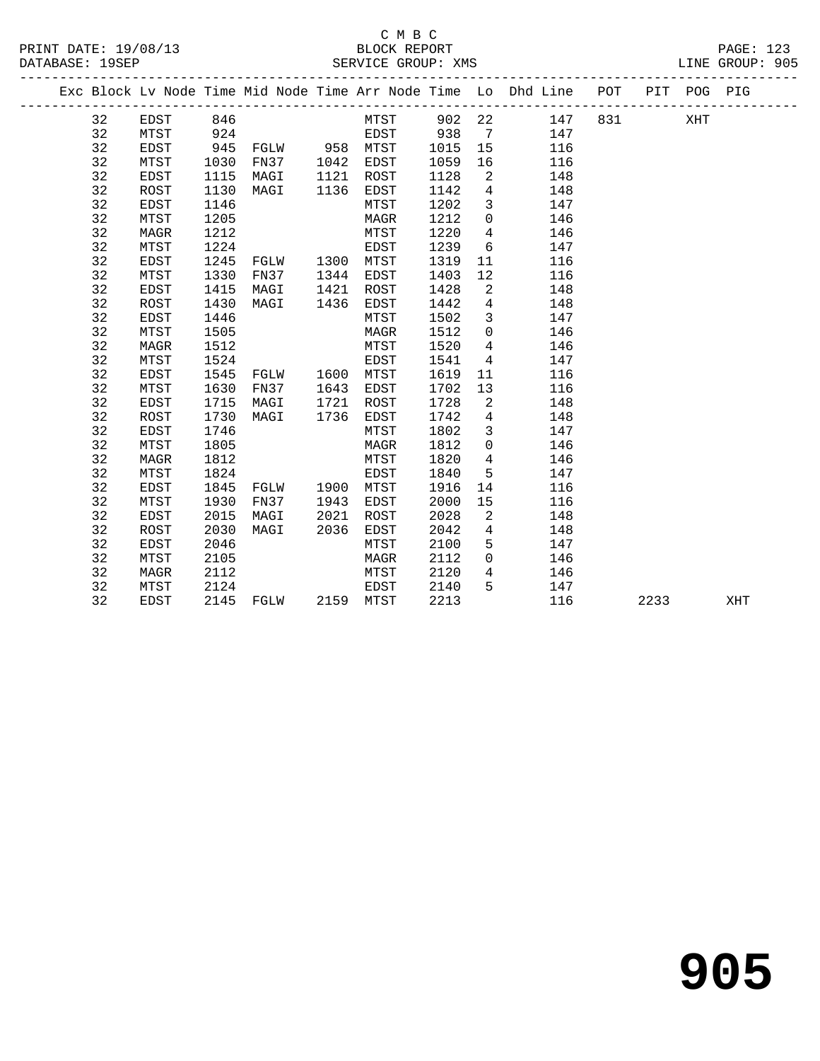C M B C

BLOCK REPORT

SERVICE GROUP: XMS

PRINT DATE: 19/08/13
DATABASE: 19SEP
LINE GROUP: 905

| Exc | Block | Lv | Node | Time | Mid Node | Time | Arr Node | Time | Lo | Dhd Line | POT | PIT | POG | PIG |
|---|---|---|---|---|---|---|---|---|---|---|---|---|---|---|
| | 32 | | EDST | 846 | | | MTST | 902 | 22 | 147 | 831 | | XHT | |
| | 32 | | MTST | 924 | | | EDST | 938 | 7 | 147 | | | | |
| | 32 | | EDST | 945 | FGLW | 958 | MTST | 1015 | 15 | 116 | | | | |
| | 32 | | MTST | 1030 | FN37 | 1042 | EDST | 1059 | 16 | 116 | | | | |
| | 32 | | EDST | 1115 | MAGI | 1121 | ROST | 1128 | 2 | 148 | | | | |
| | 32 | | ROST | 1130 | MAGI | 1136 | EDST | 1142 | 4 | 148 | | | | |
| | 32 | | EDST | 1146 | | | MTST | 1202 | 3 | 147 | | | | |
| | 32 | | MTST | 1205 | | | MAGR | 1212 | 0 | 146 | | | | |
| | 32 | | MAGR | 1212 | | | MTST | 1220 | 4 | 146 | | | | |
| | 32 | | MTST | 1224 | | | EDST | 1239 | 6 | 147 | | | | |
| | 32 | | EDST | 1245 | FGLW | 1300 | MTST | 1319 | 11 | 116 | | | | |
| | 32 | | MTST | 1330 | FN37 | 1344 | EDST | 1403 | 12 | 116 | | | | |
| | 32 | | EDST | 1415 | MAGI | 1421 | ROST | 1428 | 2 | 148 | | | | |
| | 32 | | ROST | 1430 | MAGI | 1436 | EDST | 1442 | 4 | 148 | | | | |
| | 32 | | EDST | 1446 | | | MTST | 1502 | 3 | 147 | | | | |
| | 32 | | MTST | 1505 | | | MAGR | 1512 | 0 | 146 | | | | |
| | 32 | | MAGR | 1512 | | | MTST | 1520 | 4 | 146 | | | | |
| | 32 | | MTST | 1524 | | | EDST | 1541 | 4 | 147 | | | | |
| | 32 | | EDST | 1545 | FGLW | 1600 | MTST | 1619 | 11 | 116 | | | | |
| | 32 | | MTST | 1630 | FN37 | 1643 | EDST | 1702 | 13 | 116 | | | | |
| | 32 | | EDST | 1715 | MAGI | 1721 | ROST | 1728 | 2 | 148 | | | | |
| | 32 | | ROST | 1730 | MAGI | 1736 | EDST | 1742 | 4 | 148 | | | | |
| | 32 | | EDST | 1746 | | | MTST | 1802 | 3 | 147 | | | | |
| | 32 | | MTST | 1805 | | | MAGR | 1812 | 0 | 146 | | | | |
| | 32 | | MAGR | 1812 | | | MTST | 1820 | 4 | 146 | | | | |
| | 32 | | MTST | 1824 | | | EDST | 1840 | 5 | 147 | | | | |
| | 32 | | EDST | 1845 | FGLW | 1900 | MTST | 1916 | 14 | 116 | | | | |
| | 32 | | MTST | 1930 | FN37 | 1943 | EDST | 2000 | 15 | 116 | | | | |
| | 32 | | EDST | 2015 | MAGI | 2021 | ROST | 2028 | 2 | 148 | | | | |
| | 32 | | ROST | 2030 | MAGI | 2036 | EDST | 2042 | 4 | 148 | | | | |
| | 32 | | EDST | 2046 | | | MTST | 2100 | 5 | 147 | | | | |
| | 32 | | MTST | 2105 | | | MAGR | 2112 | 0 | 146 | | | | |
| | 32 | | MAGR | 2112 | | | MTST | 2120 | 4 | 146 | | | | |
| | 32 | | MTST | 2124 | | | EDST | 2140 | 5 | 147 | | | | |
| | 32 | | EDST | 2145 | FGLW | 2159 | MTST | 2213 | | 116 | | 2233 | | XHT |

# 905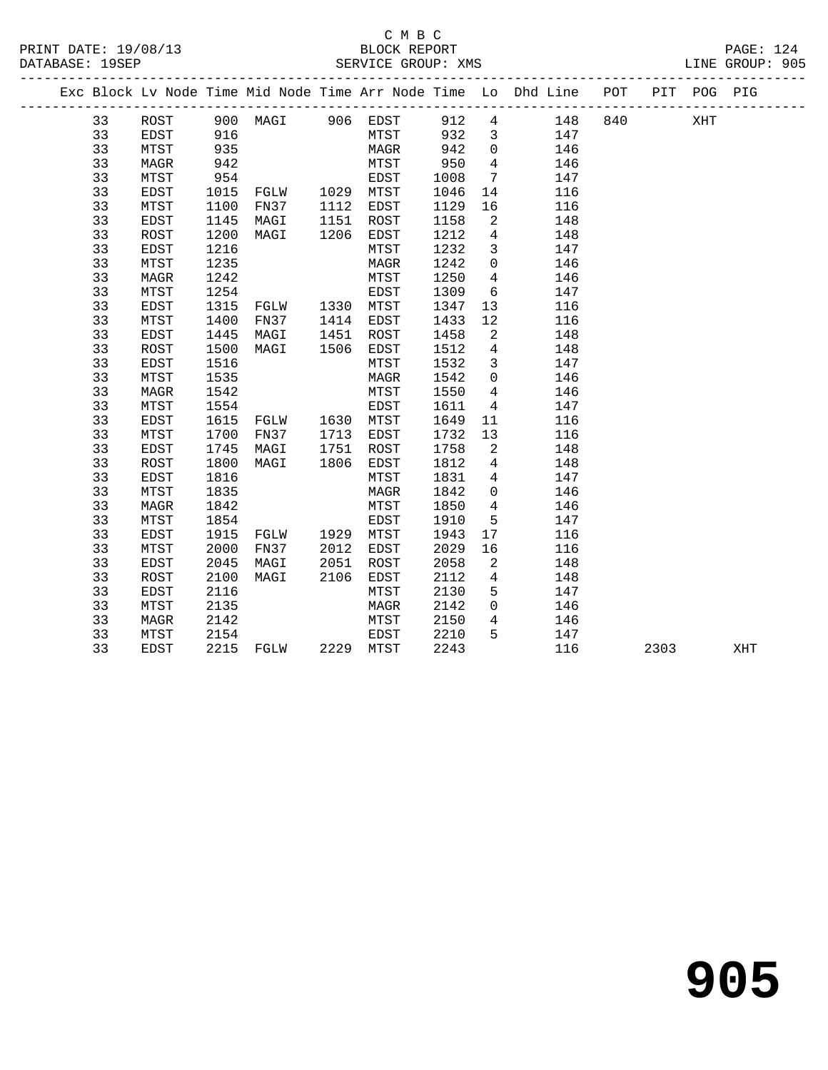C M B C
BLOCK REPORT
SERVICE GROUP: XMS

PRINT DATE: 19/08/13
DATABASE: 19SEP
LINE GROUP: 905

| Exc | Block | Lv Node | Time | Mid Node | Time | Arr Node | Time | Lo | Dhd Line | POT | PIT | POG | PIG |
|---|---|---|---|---|---|---|---|---|---|---|---|---|---|
| | 33 | ROST | 900 | MAGI | 906 | EDST | 912 | 4 | 148 | 840 | | XHT | |
| | 33 | EDST | 916 | | | MTST | 932 | 3 | 147 | | | | |
| | 33 | MTST | 935 | | | MAGR | 942 | 0 | 146 | | | | |
| | 33 | MAGR | 942 | | | MTST | 950 | 4 | 146 | | | | |
| | 33 | MTST | 954 | | | EDST | 1008 | 7 | 147 | | | | |
| | 33 | EDST | 1015 | FGLW | 1029 | MTST | 1046 | 14 | 116 | | | | |
| | 33 | MTST | 1100 | FN37 | 1112 | EDST | 1129 | 16 | 116 | | | | |
| | 33 | EDST | 1145 | MAGI | 1151 | ROST | 1158 | 2 | 148 | | | | |
| | 33 | ROST | 1200 | MAGI | 1206 | EDST | 1212 | 4 | 148 | | | | |
| | 33 | EDST | 1216 | | | MTST | 1232 | 3 | 147 | | | | |
| | 33 | MTST | 1235 | | | MAGR | 1242 | 0 | 146 | | | | |
| | 33 | MAGR | 1242 | | | MTST | 1250 | 4 | 146 | | | | |
| | 33 | MTST | 1254 | | | EDST | 1309 | 6 | 147 | | | | |
| | 33 | EDST | 1315 | FGLW | 1330 | MTST | 1347 | 13 | 116 | | | | |
| | 33 | MTST | 1400 | FN37 | 1414 | EDST | 1433 | 12 | 116 | | | | |
| | 33 | EDST | 1445 | MAGI | 1451 | ROST | 1458 | 2 | 148 | | | | |
| | 33 | ROST | 1500 | MAGI | 1506 | EDST | 1512 | 4 | 148 | | | | |
| | 33 | EDST | 1516 | | | MTST | 1532 | 3 | 147 | | | | |
| | 33 | MTST | 1535 | | | MAGR | 1542 | 0 | 146 | | | | |
| | 33 | MAGR | 1542 | | | MTST | 1550 | 4 | 146 | | | | |
| | 33 | MTST | 1554 | | | EDST | 1611 | 4 | 147 | | | | |
| | 33 | EDST | 1615 | FGLW | 1630 | MTST | 1649 | 11 | 116 | | | | |
| | 33 | MTST | 1700 | FN37 | 1713 | EDST | 1732 | 13 | 116 | | | | |
| | 33 | EDST | 1745 | MAGI | 1751 | ROST | 1758 | 2 | 148 | | | | |
| | 33 | ROST | 1800 | MAGI | 1806 | EDST | 1812 | 4 | 148 | | | | |
| | 33 | EDST | 1816 | | | MTST | 1831 | 4 | 147 | | | | |
| | 33 | MTST | 1835 | | | MAGR | 1842 | 0 | 146 | | | | |
| | 33 | MAGR | 1842 | | | MTST | 1850 | 4 | 146 | | | | |
| | 33 | MTST | 1854 | | | EDST | 1910 | 5 | 147 | | | | |
| | 33 | EDST | 1915 | FGLW | 1929 | MTST | 1943 | 17 | 116 | | | | |
| | 33 | MTST | 2000 | FN37 | 2012 | EDST | 2029 | 16 | 116 | | | | |
| | 33 | EDST | 2045 | MAGI | 2051 | ROST | 2058 | 2 | 148 | | | | |
| | 33 | ROST | 2100 | MAGI | 2106 | EDST | 2112 | 4 | 148 | | | | |
| | 33 | EDST | 2116 | | | MTST | 2130 | 5 | 147 | | | | |
| | 33 | MTST | 2135 | | | MAGR | 2142 | 0 | 146 | | | | |
| | 33 | MAGR | 2142 | | | MTST | 2150 | 4 | 146 | | | | |
| | 33 | MTST | 2154 | | | EDST | 2210 | 5 | 147 | | | | |
| | 33 | EDST | 2215 | FGLW | 2229 | MTST | 2243 | | 116 | | 2303 | | XHT |

# 905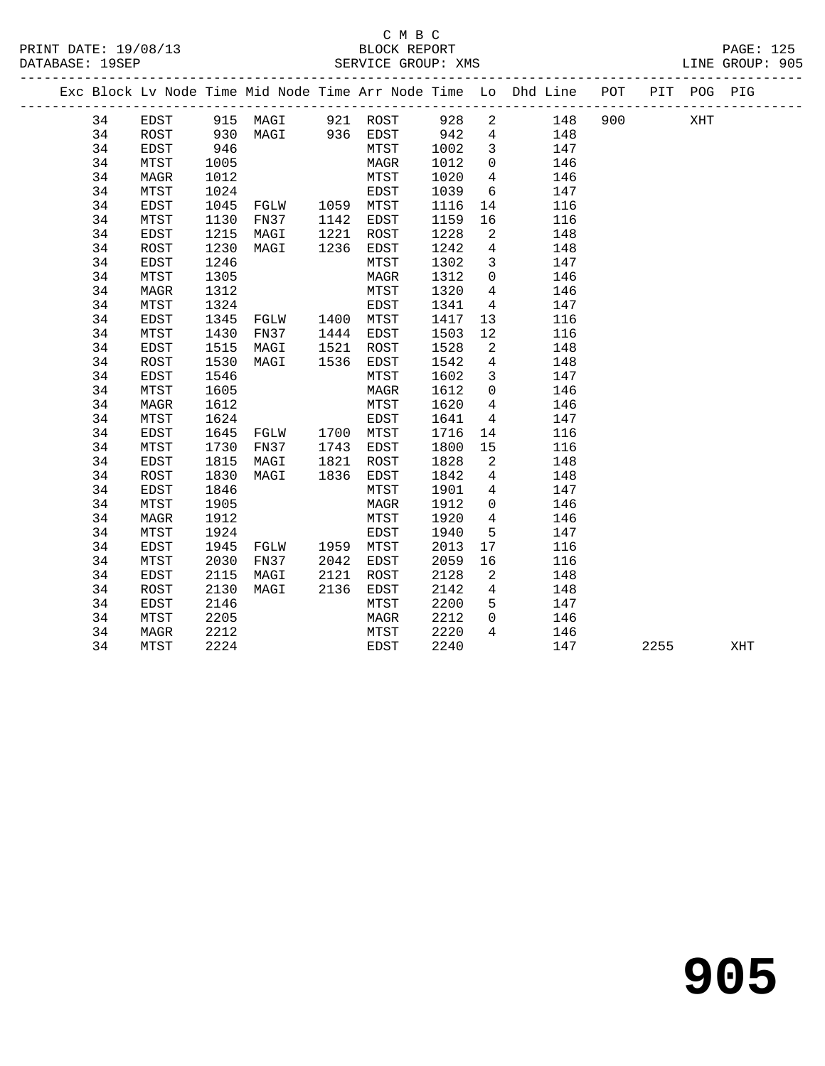C M B C
BLOCK REPORT
SERVICE GROUP: XMS

PRINT DATE: 19/08/13
DATABASE: 19SEP
LINE GROUP: 905

| Exc | Block | Lv | Node | Time | Mid Node | Time | Arr Node | Time | Lo | Dhd Line | POT | PIT | POG | PIG |
|---|---|---|---|---|---|---|---|---|---|---|---|---|---|---|
| | 34 | | EDST | 915 | MAGI | 921 | ROST | 928 | 2 | 148 | 900 | | XHT | |
| | 34 | | ROST | 930 | MAGI | 936 | EDST | 942 | 4 | 148 | | | | |
| | 34 | | EDST | 946 | | | MTST | 1002 | 3 | 147 | | | | |
| | 34 | | MTST | 1005 | | | MAGR | 1012 | 0 | 146 | | | | |
| | 34 | | MAGR | 1012 | | | MTST | 1020 | 4 | 146 | | | | |
| | 34 | | MTST | 1024 | | | EDST | 1039 | 6 | 147 | | | | |
| | 34 | | EDST | 1045 | FGLW | 1059 | MTST | 1116 | 14 | 116 | | | | |
| | 34 | | MTST | 1130 | FN37 | 1142 | EDST | 1159 | 16 | 116 | | | | |
| | 34 | | EDST | 1215 | MAGI | 1221 | ROST | 1228 | 2 | 148 | | | | |
| | 34 | | ROST | 1230 | MAGI | 1236 | EDST | 1242 | 4 | 148 | | | | |
| | 34 | | EDST | 1246 | | | MTST | 1302 | 3 | 147 | | | | |
| | 34 | | MTST | 1305 | | | MAGR | 1312 | 0 | 146 | | | | |
| | 34 | | MAGR | 1312 | | | MTST | 1320 | 4 | 146 | | | | |
| | 34 | | MTST | 1324 | | | EDST | 1341 | 4 | 147 | | | | |
| | 34 | | EDST | 1345 | FGLW | 1400 | MTST | 1417 | 13 | 116 | | | | |
| | 34 | | MTST | 1430 | FN37 | 1444 | EDST | 1503 | 12 | 116 | | | | |
| | 34 | | EDST | 1515 | MAGI | 1521 | ROST | 1528 | 2 | 148 | | | | |
| | 34 | | ROST | 1530 | MAGI | 1536 | EDST | 1542 | 4 | 148 | | | | |
| | 34 | | EDST | 1546 | | | MTST | 1602 | 3 | 147 | | | | |
| | 34 | | MTST | 1605 | | | MAGR | 1612 | 0 | 146 | | | | |
| | 34 | | MAGR | 1612 | | | MTST | 1620 | 4 | 146 | | | | |
| | 34 | | MTST | 1624 | | | EDST | 1641 | 4 | 147 | | | | |
| | 34 | | EDST | 1645 | FGLW | 1700 | MTST | 1716 | 14 | 116 | | | | |
| | 34 | | MTST | 1730 | FN37 | 1743 | EDST | 1800 | 15 | 116 | | | | |
| | 34 | | EDST | 1815 | MAGI | 1821 | ROST | 1828 | 2 | 148 | | | | |
| | 34 | | ROST | 1830 | MAGI | 1836 | EDST | 1842 | 4 | 148 | | | | |
| | 34 | | EDST | 1846 | | | MTST | 1901 | 4 | 147 | | | | |
| | 34 | | MTST | 1905 | | | MAGR | 1912 | 0 | 146 | | | | |
| | 34 | | MAGR | 1912 | | | MTST | 1920 | 4 | 146 | | | | |
| | 34 | | MTST | 1924 | | | EDST | 1940 | 5 | 147 | | | | |
| | 34 | | EDST | 1945 | FGLW | 1959 | MTST | 2013 | 17 | 116 | | | | |
| | 34 | | MTST | 2030 | FN37 | 2042 | EDST | 2059 | 16 | 116 | | | | |
| | 34 | | EDST | 2115 | MAGI | 2121 | ROST | 2128 | 2 | 148 | | | | |
| | 34 | | ROST | 2130 | MAGI | 2136 | EDST | 2142 | 4 | 148 | | | | |
| | 34 | | EDST | 2146 | | | MTST | 2200 | 5 | 147 | | | | |
| | 34 | | MTST | 2205 | | | MAGR | 2212 | 0 | 146 | | | | |
| | 34 | | MAGR | 2212 | | | MTST | 2220 | 4 | 146 | | | | |
| | 34 | | MTST | 2224 | | | EDST | 2240 | | 147 | | 2255 | | XHT |

# 905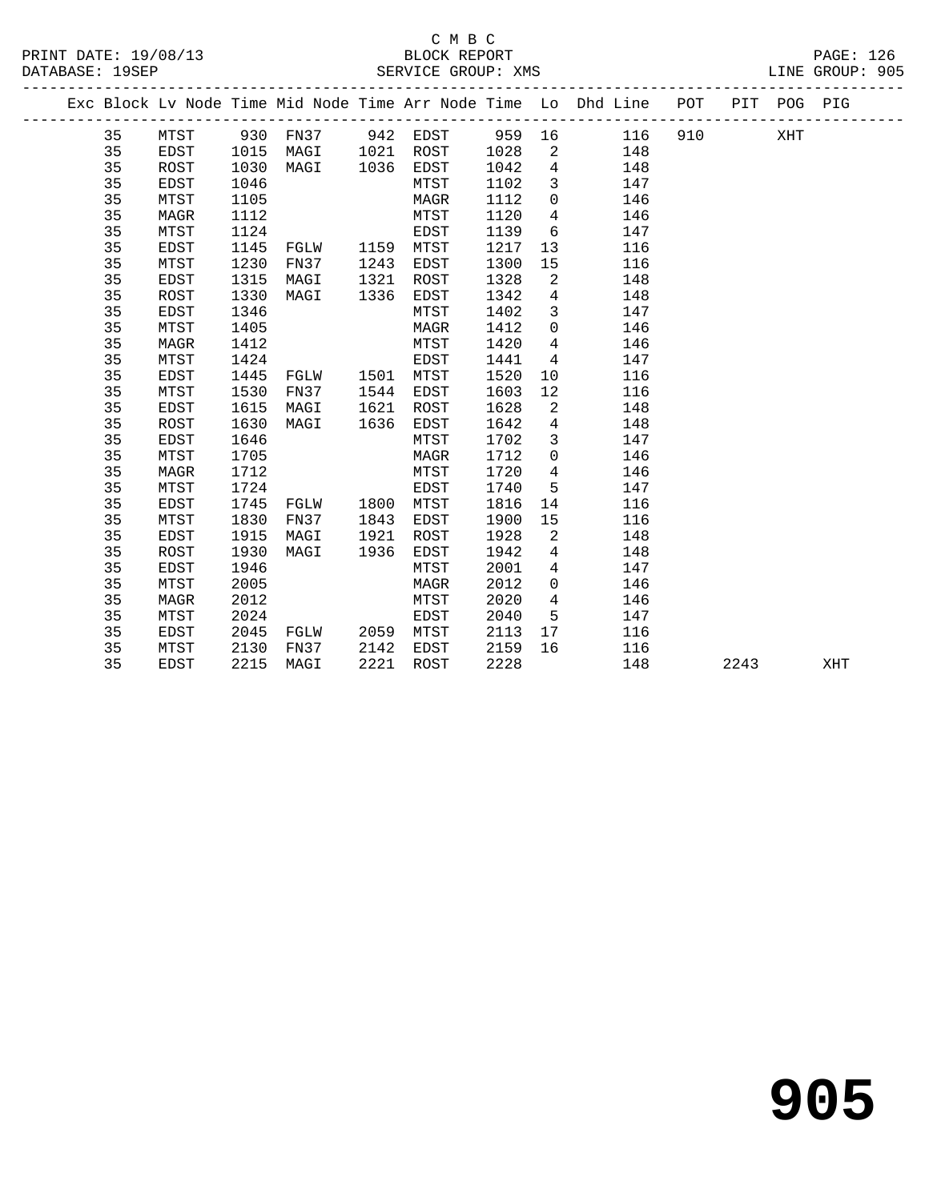C M B C
BLOCK REPORT
SERVICE GROUP: XMS

PRINT DATE: 19/08/13
DATABASE: 19SEP
LINE GROUP: 905

| Exc | Block | Lv Node | Time | Mid Node | Time | Arr Node | Time | Lo | Dhd Line | POT | PIT | POG | PIG |
|---|---|---|---|---|---|---|---|---|---|---|---|---|---|
| | 35 | MTST | 930 | FN37 | 942 | EDST | 959 | 16 | 116 | 910 | | XHT | |
| | 35 | EDST | 1015 | MAGI | 1021 | ROST | 1028 | 2 | 148 | | | | |
| | 35 | ROST | 1030 | MAGI | 1036 | EDST | 1042 | 4 | 148 | | | | |
| | 35 | EDST | 1046 | | | MTST | 1102 | 3 | 147 | | | | |
| | 35 | MTST | 1105 | | | MAGR | 1112 | 0 | 146 | | | | |
| | 35 | MAGR | 1112 | | | MTST | 1120 | 4 | 146 | | | | |
| | 35 | MTST | 1124 | | | EDST | 1139 | 6 | 147 | | | | |
| | 35 | EDST | 1145 | FGLW | 1159 | MTST | 1217 | 13 | 116 | | | | |
| | 35 | MTST | 1230 | FN37 | 1243 | EDST | 1300 | 15 | 116 | | | | |
| | 35 | EDST | 1315 | MAGI | 1321 | ROST | 1328 | 2 | 148 | | | | |
| | 35 | ROST | 1330 | MAGI | 1336 | EDST | 1342 | 4 | 148 | | | | |
| | 35 | EDST | 1346 | | | MTST | 1402 | 3 | 147 | | | | |
| | 35 | MTST | 1405 | | | MAGR | 1412 | 0 | 146 | | | | |
| | 35 | MAGR | 1412 | | | MTST | 1420 | 4 | 146 | | | | |
| | 35 | MTST | 1424 | | | EDST | 1441 | 4 | 147 | | | | |
| | 35 | EDST | 1445 | FGLW | 1501 | MTST | 1520 | 10 | 116 | | | | |
| | 35 | MTST | 1530 | FN37 | 1544 | EDST | 1603 | 12 | 116 | | | | |
| | 35 | EDST | 1615 | MAGI | 1621 | ROST | 1628 | 2 | 148 | | | | |
| | 35 | ROST | 1630 | MAGI | 1636 | EDST | 1642 | 4 | 148 | | | | |
| | 35 | EDST | 1646 | | | MTST | 1702 | 3 | 147 | | | | |
| | 35 | MTST | 1705 | | | MAGR | 1712 | 0 | 146 | | | | |
| | 35 | MAGR | 1712 | | | MTST | 1720 | 4 | 146 | | | | |
| | 35 | MTST | 1724 | | | EDST | 1740 | 5 | 147 | | | | |
| | 35 | EDST | 1745 | FGLW | 1800 | MTST | 1816 | 14 | 116 | | | | |
| | 35 | MTST | 1830 | FN37 | 1843 | EDST | 1900 | 15 | 116 | | | | |
| | 35 | EDST | 1915 | MAGI | 1921 | ROST | 1928 | 2 | 148 | | | | |
| | 35 | ROST | 1930 | MAGI | 1936 | EDST | 1942 | 4 | 148 | | | | |
| | 35 | EDST | 1946 | | | MTST | 2001 | 4 | 147 | | | | |
| | 35 | MTST | 2005 | | | MAGR | 2012 | 0 | 146 | | | | |
| | 35 | MAGR | 2012 | | | MTST | 2020 | 4 | 146 | | | | |
| | 35 | MTST | 2024 | | | EDST | 2040 | 5 | 147 | | | | |
| | 35 | EDST | 2045 | FGLW | 2059 | MTST | 2113 | 17 | 116 | | | | |
| | 35 | MTST | 2130 | FN37 | 2142 | EDST | 2159 | 16 | 116 | | | | |
| | 35 | EDST | 2215 | MAGI | 2221 | ROST | 2228 | | 148 | | 2243 | | XHT |

# 905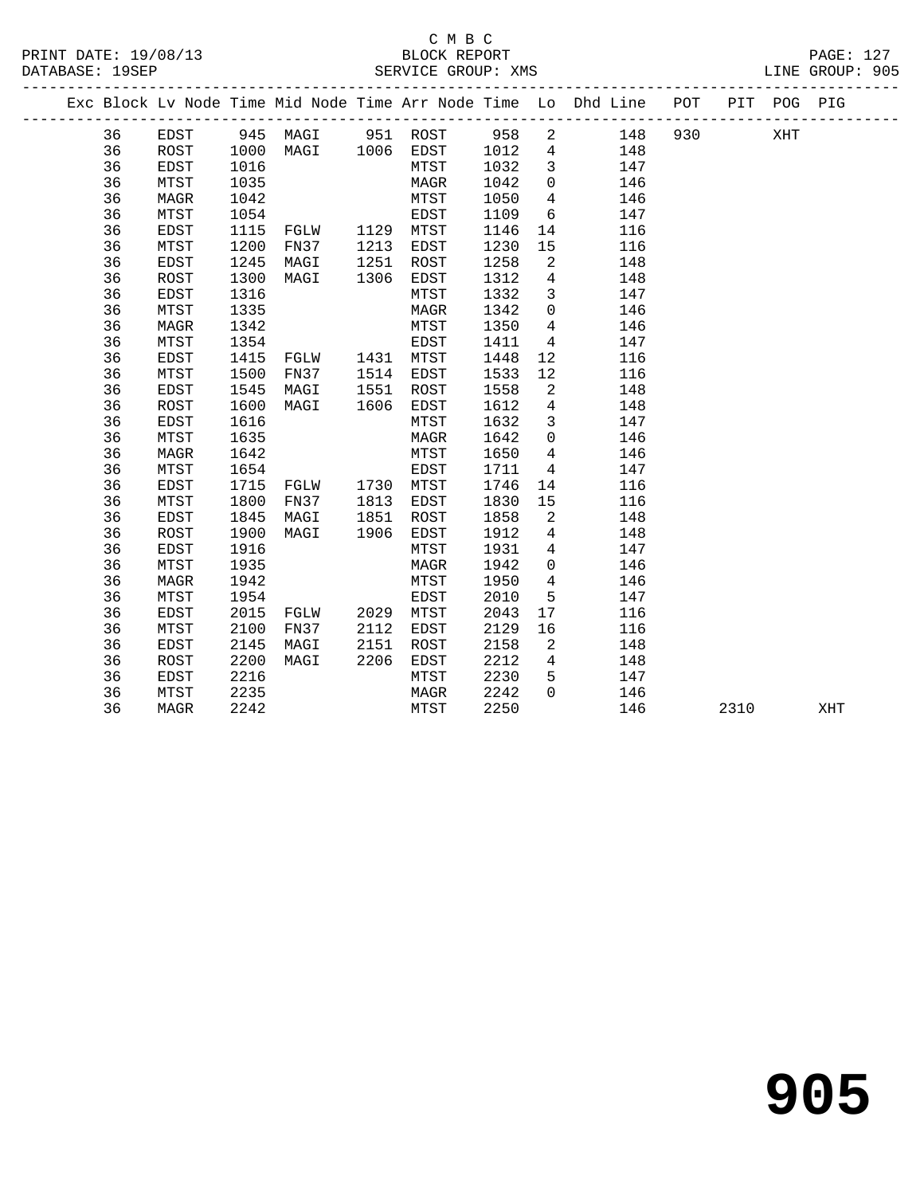C M B C
BLOCK REPORT
SERVICE GROUP: XMS

PRINT DATE: 19/08/13
DATABASE: 19SEP
LINE GROUP: 905

| Exc | Block | Lv | Node | Time | Mid Node | Time | Arr Node | Time | Lo | Dhd Line | POT | PIT | POG | PIG |
|---|---|---|---|---|---|---|---|---|---|---|---|---|---|---|
| | 36 | | EDST | 945 | MAGI | 951 | ROST | 958 | 2 | 148 | 930 | | XHT | |
| | 36 | | ROST | 1000 | MAGI | 1006 | EDST | 1012 | 4 | 148 | | | | |
| | 36 | | EDST | 1016 | | | MTST | 1032 | 3 | 147 | | | | |
| | 36 | | MTST | 1035 | | | MAGR | 1042 | 0 | 146 | | | | |
| | 36 | | MAGR | 1042 | | | MTST | 1050 | 4 | 146 | | | | |
| | 36 | | MTST | 1054 | | | EDST | 1109 | 6 | 147 | | | | |
| | 36 | | EDST | 1115 | FGLW | 1129 | MTST | 1146 | 14 | 116 | | | | |
| | 36 | | MTST | 1200 | FN37 | 1213 | EDST | 1230 | 15 | 116 | | | | |
| | 36 | | EDST | 1245 | MAGI | 1251 | ROST | 1258 | 2 | 148 | | | | |
| | 36 | | ROST | 1300 | MAGI | 1306 | EDST | 1312 | 4 | 148 | | | | |
| | 36 | | EDST | 1316 | | | MTST | 1332 | 3 | 147 | | | | |
| | 36 | | MTST | 1335 | | | MAGR | 1342 | 0 | 146 | | | | |
| | 36 | | MAGR | 1342 | | | MTST | 1350 | 4 | 146 | | | | |
| | 36 | | MTST | 1354 | | | EDST | 1411 | 4 | 147 | | | | |
| | 36 | | EDST | 1415 | FGLW | 1431 | MTST | 1448 | 12 | 116 | | | | |
| | 36 | | MTST | 1500 | FN37 | 1514 | EDST | 1533 | 12 | 116 | | | | |
| | 36 | | EDST | 1545 | MAGI | 1551 | ROST | 1558 | 2 | 148 | | | | |
| | 36 | | ROST | 1600 | MAGI | 1606 | EDST | 1612 | 4 | 148 | | | | |
| | 36 | | EDST | 1616 | | | MTST | 1632 | 3 | 147 | | | | |
| | 36 | | MTST | 1635 | | | MAGR | 1642 | 0 | 146 | | | | |
| | 36 | | MAGR | 1642 | | | MTST | 1650 | 4 | 146 | | | | |
| | 36 | | MTST | 1654 | | | EDST | 1711 | 4 | 147 | | | | |
| | 36 | | EDST | 1715 | FGLW | 1730 | MTST | 1746 | 14 | 116 | | | | |
| | 36 | | MTST | 1800 | FN37 | 1813 | EDST | 1830 | 15 | 116 | | | | |
| | 36 | | EDST | 1845 | MAGI | 1851 | ROST | 1858 | 2 | 148 | | | | |
| | 36 | | ROST | 1900 | MAGI | 1906 | EDST | 1912 | 4 | 148 | | | | |
| | 36 | | EDST | 1916 | | | MTST | 1931 | 4 | 147 | | | | |
| | 36 | | MTST | 1935 | | | MAGR | 1942 | 0 | 146 | | | | |
| | 36 | | MAGR | 1942 | | | MTST | 1950 | 4 | 146 | | | | |
| | 36 | | MTST | 1954 | | | EDST | 2010 | 5 | 147 | | | | |
| | 36 | | EDST | 2015 | FGLW | 2029 | MTST | 2043 | 17 | 116 | | | | |
| | 36 | | MTST | 2100 | FN37 | 2112 | EDST | 2129 | 16 | 116 | | | | |
| | 36 | | EDST | 2145 | MAGI | 2151 | ROST | 2158 | 2 | 148 | | | | |
| | 36 | | ROST | 2200 | MAGI | 2206 | EDST | 2212 | 4 | 148 | | | | |
| | 36 | | EDST | 2216 | | | MTST | 2230 | 5 | 147 | | | | |
| | 36 | | MTST | 2235 | | | MAGR | 2242 | 0 | 146 | | | | |
| | 36 | | MAGR | 2242 | | | MTST | 2250 | | 146 | | 2310 | | XHT |

# 905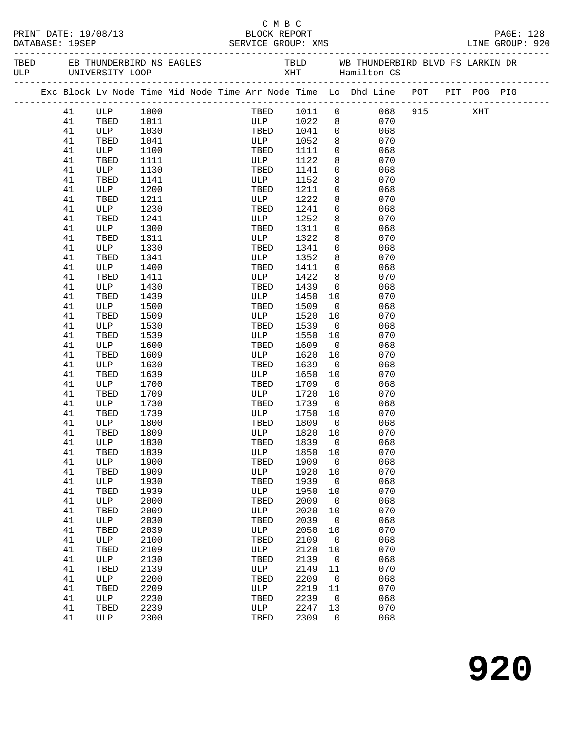C M B C
PRINT DATE: 19/08/13 BLOCK REPORT
DATABASE: 19SEP SERVICE GROUP: XMS LINE GROUP: 920

| TBED | EB THUNDERBIRD NS EAGLES | TBLD | WB THUNDERBIRD BLVD FS LARKIN DR |
|---|---|---|---|
| ULP | UNIVERSITY LOOP | XHT | Hamilton CS |

| Exc | Block | Lv Node | Time | Mid Node | Time | Arr Node | Time | Lo | Dhd Line | POT | PIT | POG | PIG |
|---|---|---|---|---|---|---|---|---|---|---|---|---|---|
| | 41 | ULP | 1000 | | | TBED | 1011 | 0 | 068 | 915 | | XHT | |
| | 41 | TBED | 1011 | | | ULP | 1022 | 8 | 070 | | | | |
| | 41 | ULP | 1030 | | | TBED | 1041 | 0 | 068 | | | | |
| | 41 | TBED | 1041 | | | ULP | 1052 | 8 | 070 | | | | |
| | 41 | ULP | 1100 | | | TBED | 1111 | 0 | 068 | | | | |
| | 41 | TBED | 1111 | | | ULP | 1122 | 8 | 070 | | | | |
| | 41 | ULP | 1130 | | | TBED | 1141 | 0 | 068 | | | | |
| | 41 | TBED | 1141 | | | ULP | 1152 | 8 | 070 | | | | |
| | 41 | ULP | 1200 | | | TBED | 1211 | 0 | 068 | | | | |
| | 41 | TBED | 1211 | | | ULP | 1222 | 8 | 070 | | | | |
| | 41 | ULP | 1230 | | | TBED | 1241 | 0 | 068 | | | | |
| | 41 | TBED | 1241 | | | ULP | 1252 | 8 | 070 | | | | |
| | 41 | ULP | 1300 | | | TBED | 1311 | 0 | 068 | | | | |
| | 41 | TBED | 1311 | | | ULP | 1322 | 8 | 070 | | | | |
| | 41 | ULP | 1330 | | | TBED | 1341 | 0 | 068 | | | | |
| | 41 | TBED | 1341 | | | ULP | 1352 | 8 | 070 | | | | |
| | 41 | ULP | 1400 | | | TBED | 1411 | 0 | 068 | | | | |
| | 41 | TBED | 1411 | | | ULP | 1422 | 8 | 070 | | | | |
| | 41 | ULP | 1430 | | | TBED | 1439 | 0 | 068 | | | | |
| | 41 | TBED | 1439 | | | ULP | 1450 | 10 | 070 | | | | |
| | 41 | ULP | 1500 | | | TBED | 1509 | 0 | 068 | | | | |
| | 41 | TBED | 1509 | | | ULP | 1520 | 10 | 070 | | | | |
| | 41 | ULP | 1530 | | | TBED | 1539 | 0 | 068 | | | | |
| | 41 | TBED | 1539 | | | ULP | 1550 | 10 | 070 | | | | |
| | 41 | ULP | 1600 | | | TBED | 1609 | 0 | 068 | | | | |
| | 41 | TBED | 1609 | | | ULP | 1620 | 10 | 070 | | | | |
| | 41 | ULP | 1630 | | | TBED | 1639 | 0 | 068 | | | | |
| | 41 | TBED | 1639 | | | ULP | 1650 | 10 | 070 | | | | |
| | 41 | ULP | 1700 | | | TBED | 1709 | 0 | 068 | | | | |
| | 41 | TBED | 1709 | | | ULP | 1720 | 10 | 070 | | | | |
| | 41 | ULP | 1730 | | | TBED | 1739 | 0 | 068 | | | | |
| | 41 | TBED | 1739 | | | ULP | 1750 | 10 | 070 | | | | |
| | 41 | ULP | 1800 | | | TBED | 1809 | 0 | 068 | | | | |
| | 41 | TBED | 1809 | | | ULP | 1820 | 10 | 070 | | | | |
| | 41 | ULP | 1830 | | | TBED | 1839 | 0 | 068 | | | | |
| | 41 | TBED | 1839 | | | ULP | 1850 | 10 | 070 | | | | |
| | 41 | ULP | 1900 | | | TBED | 1909 | 0 | 068 | | | | |
| | 41 | TBED | 1909 | | | ULP | 1920 | 10 | 070 | | | | |
| | 41 | ULP | 1930 | | | TBED | 1939 | 0 | 068 | | | | |
| | 41 | TBED | 1939 | | | ULP | 1950 | 10 | 070 | | | | |
| | 41 | ULP | 2000 | | | TBED | 2009 | 0 | 068 | | | | |
| | 41 | TBED | 2009 | | | ULP | 2020 | 10 | 070 | | | | |
| | 41 | ULP | 2030 | | | TBED | 2039 | 0 | 068 | | | | |
| | 41 | TBED | 2039 | | | ULP | 2050 | 10 | 070 | | | | |
| | 41 | ULP | 2100 | | | TBED | 2109 | 0 | 068 | | | | |
| | 41 | TBED | 2109 | | | ULP | 2120 | 10 | 070 | | | | |
| | 41 | ULP | 2130 | | | TBED | 2139 | 0 | 068 | | | | |
| | 41 | TBED | 2139 | | | ULP | 2149 | 11 | 070 | | | | |
| | 41 | ULP | 2200 | | | TBED | 2209 | 0 | 068 | | | | |
| | 41 | TBED | 2209 | | | ULP | 2219 | 11 | 070 | | | | |
| | 41 | ULP | 2230 | | | TBED | 2239 | 0 | 068 | | | | |
| | 41 | TBED | 2239 | | | ULP | 2247 | 13 | 070 | | | | |
| | 41 | ULP | 2300 | | | TBED | 2309 | 0 | 068 | | | | |

# 920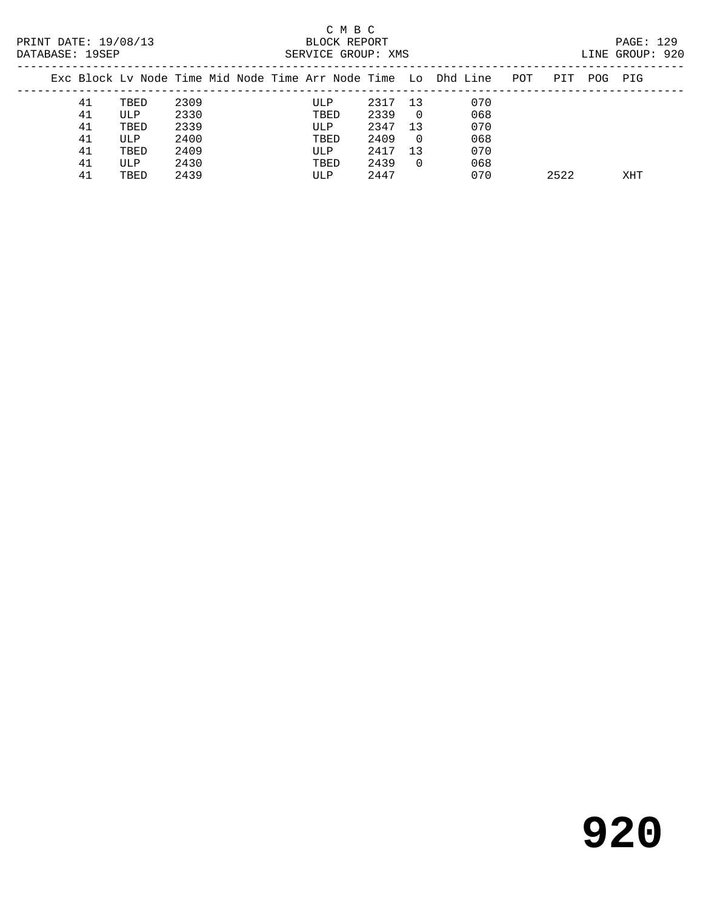| Exc | Block | Lv | Node | Time | Mid Node | Time | Arr Node | Time | Lo | Dhd | Line | POT | PIT | POG | PIG |
|---|---|---|---|---|---|---|---|---|---|---|---|---|---|---|---|
| | 41 | | TBED | 2309 | | | ULP | 2317 | 13 | | 070 | | | | |
| | 41 | | ULP | 2330 | | | TBED | 2339 | 0 | | 068 | | | | |
| | 41 | | TBED | 2339 | | | ULP | 2347 | 13 | | 070 | | | | |
| | 41 | | ULP | 2400 | | | TBED | 2409 | 0 | | 068 | | | | |
| | 41 | | TBED | 2409 | | | ULP | 2417 | 13 | | 070 | | | | |
| | 41 | | ULP | 2430 | | | TBED | 2439 | 0 | | 068 | | | | |
| | 41 | | TBED | 2439 | | | ULP | 2447 | | | 070 | | 2522 | | XHT |

# 920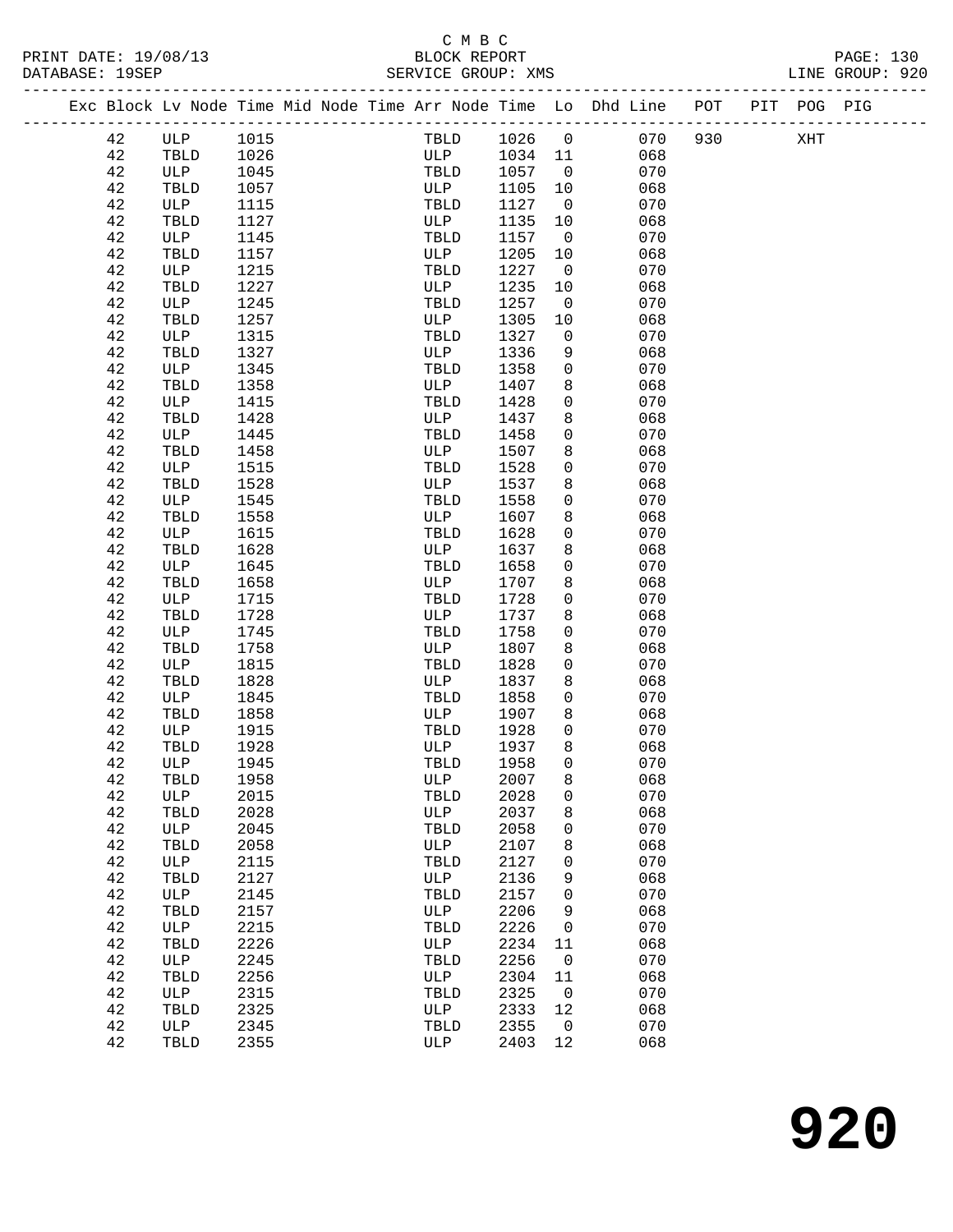C M B C

PRINT DATE: 19/08/13 BLOCK REPORT

DATABASE: 19SEP SERVICE GROUP: XMS LINE GROUP: 920

| Exc | Block | Lv | Node | Time | Mid Node | Time | Arr Node | Time | Lo | Dhd Line | POT | PIT | POG | PIG |
|---|---|---|---|---|---|---|---|---|---|---|---|---|---|---|
| | 42 | | ULP | 1015 | | | TBLD | 1026 | 0 | 070 | 930 | | XHT | |
| | 42 | | TBLD | 1026 | | | ULP | 1034 | 11 | 068 | | | | |
| | 42 | | ULP | 1045 | | | TBLD | 1057 | 0 | 070 | | | | |
| | 42 | | TBLD | 1057 | | | ULP | 1105 | 10 | 068 | | | | |
| | 42 | | ULP | 1115 | | | TBLD | 1127 | 0 | 070 | | | | |
| | 42 | | TBLD | 1127 | | | ULP | 1135 | 10 | 068 | | | | |
| | 42 | | ULP | 1145 | | | TBLD | 1157 | 0 | 070 | | | | |
| | 42 | | TBLD | 1157 | | | ULP | 1205 | 10 | 068 | | | | |
| | 42 | | ULP | 1215 | | | TBLD | 1227 | 0 | 070 | | | | |
| | 42 | | TBLD | 1227 | | | ULP | 1235 | 10 | 068 | | | | |
| | 42 | | ULP | 1245 | | | TBLD | 1257 | 0 | 070 | | | | |
| | 42 | | TBLD | 1257 | | | ULP | 1305 | 10 | 068 | | | | |
| | 42 | | ULP | 1315 | | | TBLD | 1327 | 0 | 070 | | | | |
| | 42 | | TBLD | 1327 | | | ULP | 1336 | 9 | 068 | | | | |
| | 42 | | ULP | 1345 | | | TBLD | 1358 | 0 | 070 | | | | |
| | 42 | | TBLD | 1358 | | | ULP | 1407 | 8 | 068 | | | | |
| | 42 | | ULP | 1415 | | | TBLD | 1428 | 0 | 070 | | | | |
| | 42 | | TBLD | 1428 | | | ULP | 1437 | 8 | 068 | | | | |
| | 42 | | ULP | 1445 | | | TBLD | 1458 | 0 | 070 | | | | |
| | 42 | | TBLD | 1458 | | | ULP | 1507 | 8 | 068 | | | | |
| | 42 | | ULP | 1515 | | | TBLD | 1528 | 0 | 070 | | | | |
| | 42 | | TBLD | 1528 | | | ULP | 1537 | 8 | 068 | | | | |
| | 42 | | ULP | 1545 | | | TBLD | 1558 | 0 | 070 | | | | |
| | 42 | | TBLD | 1558 | | | ULP | 1607 | 8 | 068 | | | | |
| | 42 | | ULP | 1615 | | | TBLD | 1628 | 0 | 070 | | | | |
| | 42 | | TBLD | 1628 | | | ULP | 1637 | 8 | 068 | | | | |
| | 42 | | ULP | 1645 | | | TBLD | 1658 | 0 | 070 | | | | |
| | 42 | | TBLD | 1658 | | | ULP | 1707 | 8 | 068 | | | | |
| | 42 | | ULP | 1715 | | | TBLD | 1728 | 0 | 070 | | | | |
| | 42 | | TBLD | 1728 | | | ULP | 1737 | 8 | 068 | | | | |
| | 42 | | ULP | 1745 | | | TBLD | 1758 | 0 | 070 | | | | |
| | 42 | | TBLD | 1758 | | | ULP | 1807 | 8 | 068 | | | | |
| | 42 | | ULP | 1815 | | | TBLD | 1828 | 0 | 070 | | | | |
| | 42 | | TBLD | 1828 | | | ULP | 1837 | 8 | 068 | | | | |
| | 42 | | ULP | 1845 | | | TBLD | 1858 | 0 | 070 | | | | |
| | 42 | | TBLD | 1858 | | | ULP | 1907 | 8 | 068 | | | | |
| | 42 | | ULP | 1915 | | | TBLD | 1928 | 0 | 070 | | | | |
| | 42 | | TBLD | 1928 | | | ULP | 1937 | 8 | 068 | | | | |
| | 42 | | ULP | 1945 | | | TBLD | 1958 | 0 | 070 | | | | |
| | 42 | | TBLD | 1958 | | | ULP | 2007 | 8 | 068 | | | | |
| | 42 | | ULP | 2015 | | | TBLD | 2028 | 0 | 070 | | | | |
| | 42 | | TBLD | 2028 | | | ULP | 2037 | 8 | 068 | | | | |
| | 42 | | ULP | 2045 | | | TBLD | 2058 | 0 | 070 | | | | |
| | 42 | | TBLD | 2058 | | | ULP | 2107 | 8 | 068 | | | | |
| | 42 | | ULP | 2115 | | | TBLD | 2127 | 0 | 070 | | | | |
| | 42 | | TBLD | 2127 | | | ULP | 2136 | 9 | 068 | | | | |
| | 42 | | ULP | 2145 | | | TBLD | 2157 | 0 | 070 | | | | |
| | 42 | | TBLD | 2157 | | | ULP | 2206 | 9 | 068 | | | | |
| | 42 | | ULP | 2215 | | | TBLD | 2226 | 0 | 070 | | | | |
| | 42 | | TBLD | 2226 | | | ULP | 2234 | 11 | 068 | | | | |
| | 42 | | ULP | 2245 | | | TBLD | 2256 | 0 | 070 | | | | |
| | 42 | | TBLD | 2256 | | | ULP | 2304 | 11 | 068 | | | | |
| | 42 | | ULP | 2315 | | | TBLD | 2325 | 0 | 070 | | | | |
| | 42 | | TBLD | 2325 | | | ULP | 2333 | 12 | 068 | | | | |
| | 42 | | ULP | 2345 | | | TBLD | 2355 | 0 | 070 | | | | |
| | 42 | | TBLD | 2355 | | | ULP | 2403 | 12 | 068 | | | | |

# 920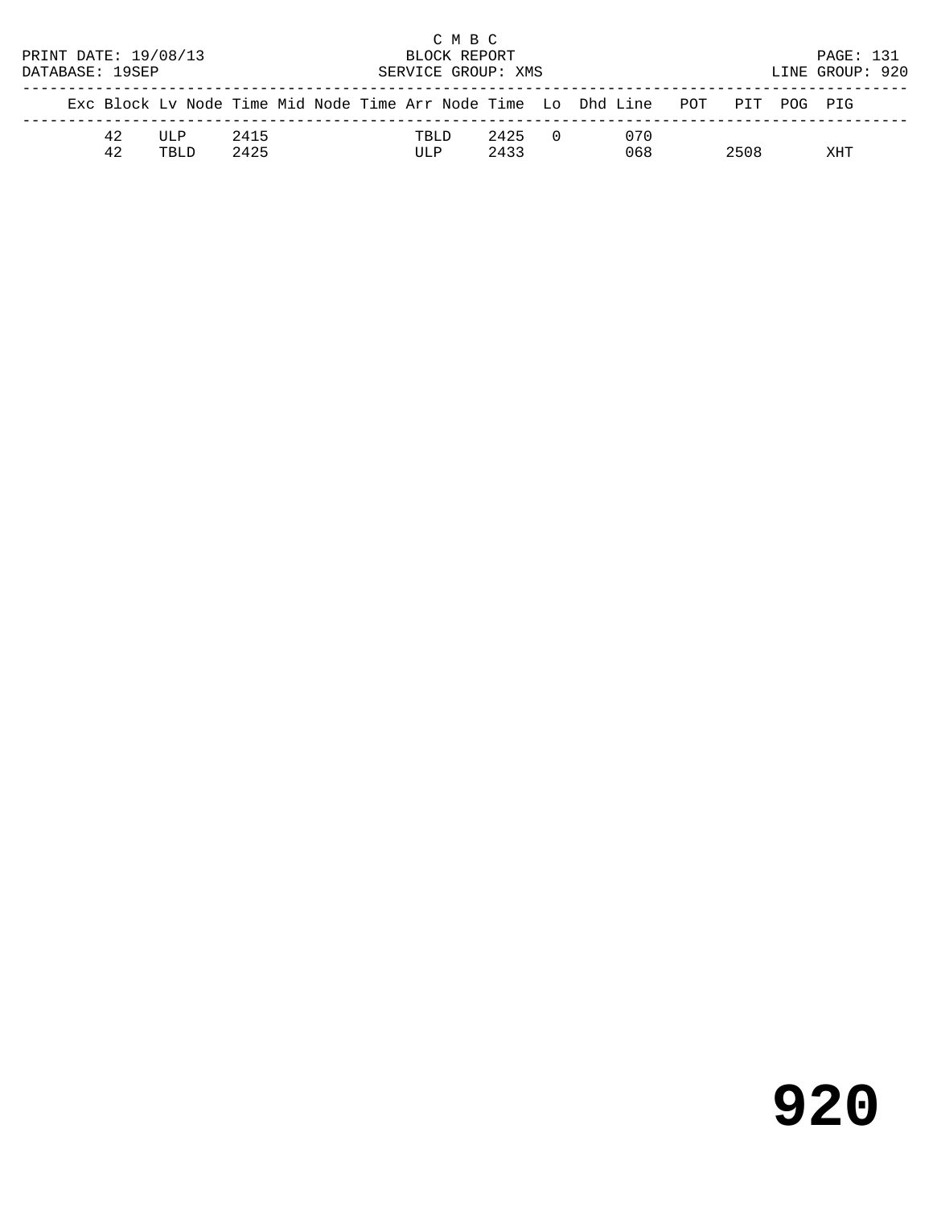C M B C
BLOCK REPORT
SERVICE GROUP: XMS

PRINT DATE: 19/08/13
DATABASE: 19SEP

LINE GROUP: 920

| Exc | Block | Lv Node | Time | Mid Node | Time | Arr Node | Time | Lo | Dhd | Line | POT | PIT | POG | PIG |
|---|---|---|---|---|---|---|---|---|---|---|---|---|---|---|
| | 42 | ULP | 2415 | | | TBLD | 2425 | 0 | | 070 | | | | |
| | 42 | TBLD | 2425 | | | ULP | 2433 | | | 068 | | 2508 | | XHT |

# 920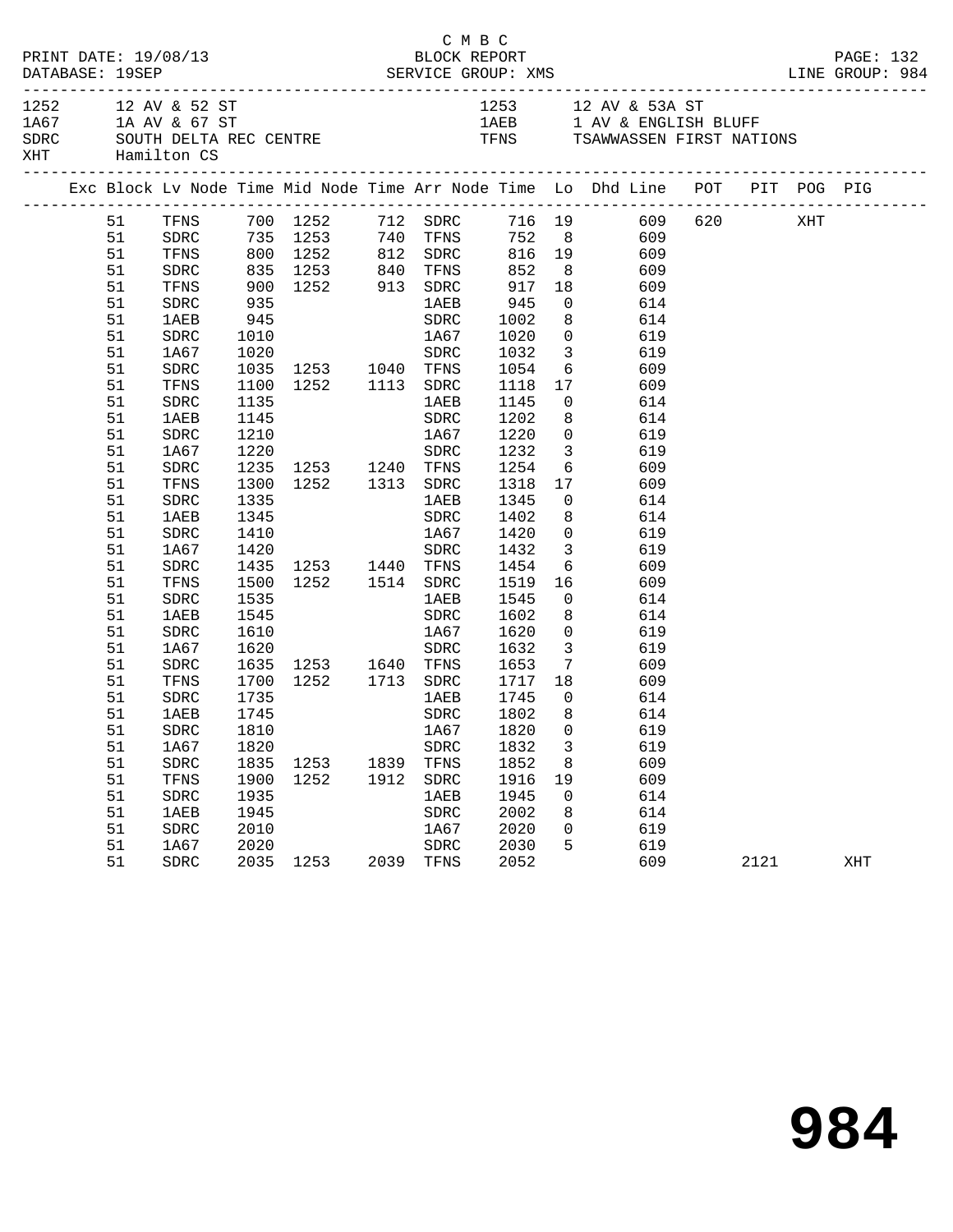C M B C
PRINT DATE: 19/08/13 BLOCK REPORT
DATABASE: 19SEP SERVICE GROUP: XMS LINE GROUP: 984

| | | | |
|---|---|---|---|
| 1252 | 12 AV & 52 ST | 1253 | 12 AV & 53A ST |
| 1A67 | 1A AV & 67 ST | 1AEB | 1 AV & ENGLISH BLUFF |
| SDRC | SOUTH DELTA REC CENTRE | TFNS | TSAWWASSEN FIRST NATIONS |
| XHT | Hamilton CS | | |

| Exc | Block | Lv Node | Time | Mid Node | Time | Arr Node | Time | Lo | Dhd Line | POT | PIT | POG | PIG |
|---|---|---|---|---|---|---|---|---|---|---|---|---|---|
| | 51 | TFNS | 700 | 1252 | 712 | SDRC | 716 | 19 | 609 | 620 | | XHT | |
| | 51 | SDRC | 735 | 1253 | 740 | TFNS | 752 | 8 | 609 | | | | |
| | 51 | TFNS | 800 | 1252 | 812 | SDRC | 816 | 19 | 609 | | | | |
| | 51 | SDRC | 835 | 1253 | 840 | TFNS | 852 | 8 | 609 | | | | |
| | 51 | TFNS | 900 | 1252 | 913 | SDRC | 917 | 18 | 609 | | | | |
| | 51 | SDRC | 935 | | | 1AEB | 945 | 0 | 614 | | | | |
| | 51 | 1AEB | 945 | | | SDRC | 1002 | 8 | 614 | | | | |
| | 51 | SDRC | 1010 | | | 1A67 | 1020 | 0 | 619 | | | | |
| | 51 | 1A67 | 1020 | | | SDRC | 1032 | 3 | 619 | | | | |
| | 51 | SDRC | 1035 | 1253 | 1040 | TFNS | 1054 | 6 | 609 | | | | |
| | 51 | TFNS | 1100 | 1252 | 1113 | SDRC | 1118 | 17 | 609 | | | | |
| | 51 | SDRC | 1135 | | | 1AEB | 1145 | 0 | 614 | | | | |
| | 51 | 1AEB | 1145 | | | SDRC | 1202 | 8 | 614 | | | | |
| | 51 | SDRC | 1210 | | | 1A67 | 1220 | 0 | 619 | | | | |
| | 51 | 1A67 | 1220 | | | SDRC | 1232 | 3 | 619 | | | | |
| | 51 | SDRC | 1235 | 1253 | 1240 | TFNS | 1254 | 6 | 609 | | | | |
| | 51 | TFNS | 1300 | 1252 | 1313 | SDRC | 1318 | 17 | 609 | | | | |
| | 51 | SDRC | 1335 | | | 1AEB | 1345 | 0 | 614 | | | | |
| | 51 | 1AEB | 1345 | | | SDRC | 1402 | 8 | 614 | | | | |
| | 51 | SDRC | 1410 | | | 1A67 | 1420 | 0 | 619 | | | | |
| | 51 | 1A67 | 1420 | | | SDRC | 1432 | 3 | 619 | | | | |
| | 51 | SDRC | 1435 | 1253 | 1440 | TFNS | 1454 | 6 | 609 | | | | |
| | 51 | TFNS | 1500 | 1252 | 1514 | SDRC | 1519 | 16 | 609 | | | | |
| | 51 | SDRC | 1535 | | | 1AEB | 1545 | 0 | 614 | | | | |
| | 51 | 1AEB | 1545 | | | SDRC | 1602 | 8 | 614 | | | | |
| | 51 | SDRC | 1610 | | | 1A67 | 1620 | 0 | 619 | | | | |
| | 51 | 1A67 | 1620 | | | SDRC | 1632 | 3 | 619 | | | | |
| | 51 | SDRC | 1635 | 1253 | 1640 | TFNS | 1653 | 7 | 609 | | | | |
| | 51 | TFNS | 1700 | 1252 | 1713 | SDRC | 1717 | 18 | 609 | | | | |
| | 51 | SDRC | 1735 | | | 1AEB | 1745 | 0 | 614 | | | | |
| | 51 | 1AEB | 1745 | | | SDRC | 1802 | 8 | 614 | | | | |
| | 51 | SDRC | 1810 | | | 1A67 | 1820 | 0 | 619 | | | | |
| | 51 | 1A67 | 1820 | | | SDRC | 1832 | 3 | 619 | | | | |
| | 51 | SDRC | 1835 | 1253 | 1839 | TFNS | 1852 | 8 | 609 | | | | |
| | 51 | TFNS | 1900 | 1252 | 1912 | SDRC | 1916 | 19 | 609 | | | | |
| | 51 | SDRC | 1935 | | | 1AEB | 1945 | 0 | 614 | | | | |
| | 51 | 1AEB | 1945 | | | SDRC | 2002 | 8 | 614 | | | | |
| | 51 | SDRC | 2010 | | | 1A67 | 2020 | 0 | 619 | | | | |
| | 51 | 1A67 | 2020 | | | SDRC | 2030 | 5 | 619 | | | | |
| | 51 | SDRC | 2035 | 1253 | 2039 | TFNS | 2052 | | 609 | | 2121 | | XHT |

984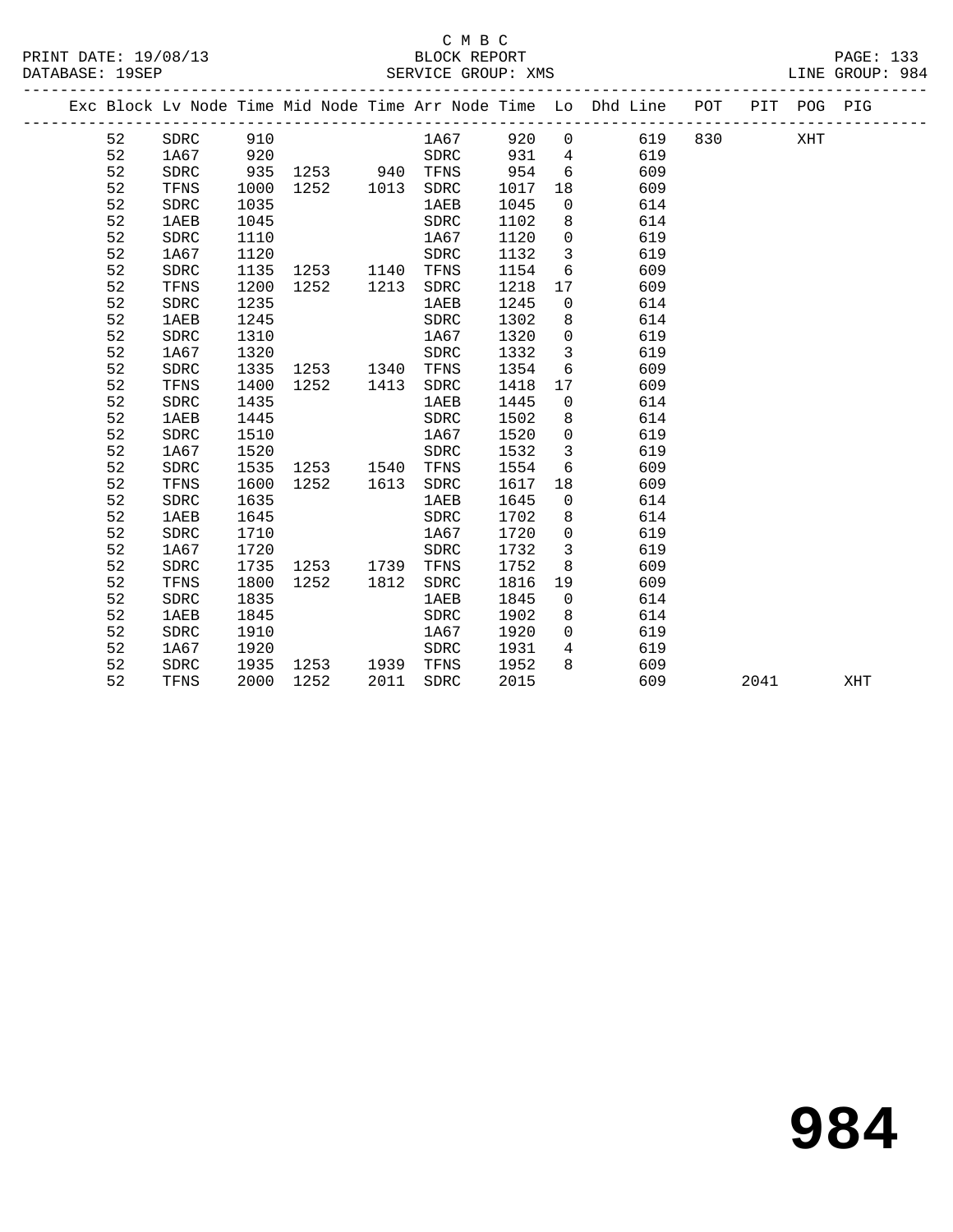C M B C

PRINT DATE: 19/08/13 BLOCK REPORT

DATABASE: 19SEP SERVICE GROUP: XMS LINE GROUP: 984

| Exc | Block | Lv | Node | Time | Mid | Node | Time | Arr | Node | Time | Lo | Dhd | Line | POT | PIT | POG | PIG |
|---|---|---|---|---|---|---|---|---|---|---|---|---|---|---|---|---|---|
| | 52 | | SDRC | 910 | | | | | 1A67 | 920 | 0 | | 619 | 830 | | XHT | |
| | 52 | | 1A67 | 920 | | | | | SDRC | 931 | 4 | | 619 | | | | |
| | 52 | | SDRC | 935 | 1253 | | 940 | | TFNS | 954 | 6 | | 609 | | | | |
| | 52 | | TFNS | 1000 | 1252 | | 1013 | | SDRC | 1017 | 18 | | 609 | | | | |
| | 52 | | SDRC | 1035 | | | | | 1AEB | 1045 | 0 | | 614 | | | | |
| | 52 | | 1AEB | 1045 | | | | | SDRC | 1102 | 8 | | 614 | | | | |
| | 52 | | SDRC | 1110 | | | | | 1A67 | 1120 | 0 | | 619 | | | | |
| | 52 | | 1A67 | 1120 | | | | | SDRC | 1132 | 3 | | 619 | | | | |
| | 52 | | SDRC | 1135 | 1253 | | 1140 | | TFNS | 1154 | 6 | | 609 | | | | |
| | 52 | | TFNS | 1200 | 1252 | | 1213 | | SDRC | 1218 | 17 | | 609 | | | | |
| | 52 | | SDRC | 1235 | | | | | 1AEB | 1245 | 0 | | 614 | | | | |
| | 52 | | 1AEB | 1245 | | | | | SDRC | 1302 | 8 | | 614 | | | | |
| | 52 | | SDRC | 1310 | | | | | 1A67 | 1320 | 0 | | 619 | | | | |
| | 52 | | 1A67 | 1320 | | | | | SDRC | 1332 | 3 | | 619 | | | | |
| | 52 | | SDRC | 1335 | 1253 | | 1340 | | TFNS | 1354 | 6 | | 609 | | | | |
| | 52 | | TFNS | 1400 | 1252 | | 1413 | | SDRC | 1418 | 17 | | 609 | | | | |
| | 52 | | SDRC | 1435 | | | | | 1AEB | 1445 | 0 | | 614 | | | | |
| | 52 | | 1AEB | 1445 | | | | | SDRC | 1502 | 8 | | 614 | | | | |
| | 52 | | SDRC | 1510 | | | | | 1A67 | 1520 | 0 | | 619 | | | | |
| | 52 | | 1A67 | 1520 | | | | | SDRC | 1532 | 3 | | 619 | | | | |
| | 52 | | SDRC | 1535 | 1253 | | 1540 | | TFNS | 1554 | 6 | | 609 | | | | |
| | 52 | | TFNS | 1600 | 1252 | | 1613 | | SDRC | 1617 | 18 | | 609 | | | | |
| | 52 | | SDRC | 1635 | | | | | 1AEB | 1645 | 0 | | 614 | | | | |
| | 52 | | 1AEB | 1645 | | | | | SDRC | 1702 | 8 | | 614 | | | | |
| | 52 | | SDRC | 1710 | | | | | 1A67 | 1720 | 0 | | 619 | | | | |
| | 52 | | 1A67 | 1720 | | | | | SDRC | 1732 | 3 | | 619 | | | | |
| | 52 | | SDRC | 1735 | 1253 | | 1739 | | TFNS | 1752 | 8 | | 609 | | | | |
| | 52 | | TFNS | 1800 | 1252 | | 1812 | | SDRC | 1816 | 19 | | 609 | | | | |
| | 52 | | SDRC | 1835 | | | | | 1AEB | 1845 | 0 | | 614 | | | | |
| | 52 | | 1AEB | 1845 | | | | | SDRC | 1902 | 8 | | 614 | | | | |
| | 52 | | SDRC | 1910 | | | | | 1A67 | 1920 | 0 | | 619 | | | | |
| | 52 | | 1A67 | 1920 | | | | | SDRC | 1931 | 4 | | 619 | | | | |
| | 52 | | SDRC | 1935 | 1253 | | 1939 | | TFNS | 1952 | 8 | | 609 | | | | |
| | 52 | | TFNS | 2000 | 1252 | | 2011 | | SDRC | 2015 | | | 609 | | 2041 | | XHT |

# 984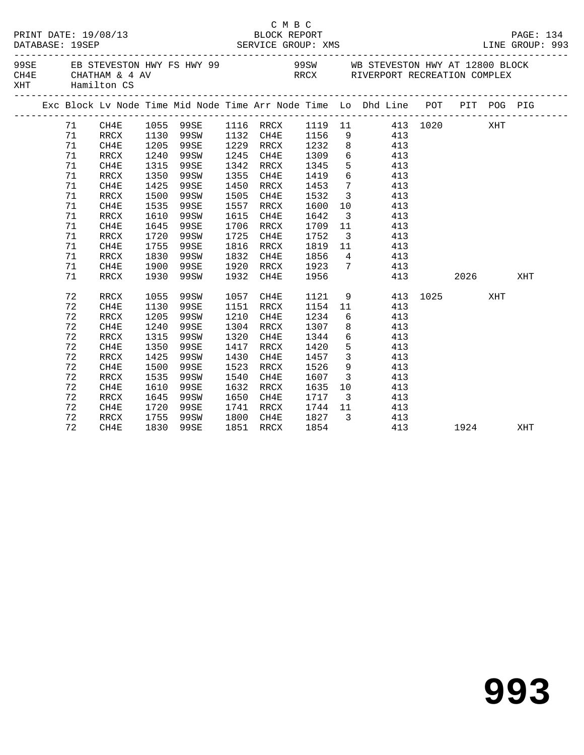C M B C
PRINT DATE: 19/08/13 BLOCK REPORT
DATABASE: 19SEP SERVICE GROUP: XMS LINE GROUP: 993

99SE EB STEVESTON HWY FS HWY 99 — 99SW WB STEVESTON HWY AT 12800 BLOCK
CH4E CHATHAM & 4 AV — RRCX RIVERPORT RECREATION COMPLEX
XHT Hamilton CS

| Exc | Block | Lv Node | Time | Mid Node | Time | Arr Node | Time | Lo | Dhd Line | POT | PIT | POG | PIG |
|---|---|---|---|---|---|---|---|---|---|---|---|---|---|
| | 71 | CH4E | 1055 | 99SE | 1116 | RRCX | 1119 | 11 | 413 | 1020 | | XHT | |
| | 71 | RRCX | 1130 | 99SW | 1132 | CH4E | 1156 | 9 | 413 | | | | |
| | 71 | CH4E | 1205 | 99SE | 1229 | RRCX | 1232 | 8 | 413 | | | | |
| | 71 | RRCX | 1240 | 99SW | 1245 | CH4E | 1309 | 6 | 413 | | | | |
| | 71 | CH4E | 1315 | 99SE | 1342 | RRCX | 1345 | 5 | 413 | | | | |
| | 71 | RRCX | 1350 | 99SW | 1355 | CH4E | 1419 | 6 | 413 | | | | |
| | 71 | CH4E | 1425 | 99SE | 1450 | RRCX | 1453 | 7 | 413 | | | | |
| | 71 | RRCX | 1500 | 99SW | 1505 | CH4E | 1532 | 3 | 413 | | | | |
| | 71 | CH4E | 1535 | 99SE | 1557 | RRCX | 1600 | 10 | 413 | | | | |
| | 71 | RRCX | 1610 | 99SW | 1615 | CH4E | 1642 | 3 | 413 | | | | |
| | 71 | CH4E | 1645 | 99SE | 1706 | RRCX | 1709 | 11 | 413 | | | | |
| | 71 | RRCX | 1720 | 99SW | 1725 | CH4E | 1752 | 3 | 413 | | | | |
| | 71 | CH4E | 1755 | 99SE | 1816 | RRCX | 1819 | 11 | 413 | | | | |
| | 71 | RRCX | 1830 | 99SW | 1832 | CH4E | 1856 | 4 | 413 | | | | |
| | 71 | CH4E | 1900 | 99SE | 1920 | RRCX | 1923 | 7 | 413 | | | | |
| | 71 | RRCX | 1930 | 99SW | 1932 | CH4E | 1956 | | 413 | | 2026 | | XHT |
| | 72 | RRCX | 1055 | 99SW | 1057 | CH4E | 1121 | 9 | 413 | 1025 | | XHT | |
| | 72 | CH4E | 1130 | 99SE | 1151 | RRCX | 1154 | 11 | 413 | | | | |
| | 72 | RRCX | 1205 | 99SW | 1210 | CH4E | 1234 | 6 | 413 | | | | |
| | 72 | CH4E | 1240 | 99SE | 1304 | RRCX | 1307 | 8 | 413 | | | | |
| | 72 | RRCX | 1315 | 99SW | 1320 | CH4E | 1344 | 6 | 413 | | | | |
| | 72 | CH4E | 1350 | 99SE | 1417 | RRCX | 1420 | 5 | 413 | | | | |
| | 72 | RRCX | 1425 | 99SW | 1430 | CH4E | 1457 | 3 | 413 | | | | |
| | 72 | CH4E | 1500 | 99SE | 1523 | RRCX | 1526 | 9 | 413 | | | | |
| | 72 | RRCX | 1535 | 99SW | 1540 | CH4E | 1607 | 3 | 413 | | | | |
| | 72 | CH4E | 1610 | 99SE | 1632 | RRCX | 1635 | 10 | 413 | | | | |
| | 72 | RRCX | 1645 | 99SW | 1650 | CH4E | 1717 | 3 | 413 | | | | |
| | 72 | CH4E | 1720 | 99SE | 1741 | RRCX | 1744 | 11 | 413 | | | | |
| | 72 | RRCX | 1755 | 99SW | 1800 | CH4E | 1827 | 3 | 413 | | | | |
| | 72 | CH4E | 1830 | 99SE | 1851 | RRCX | 1854 | | 413 | | 1924 | | XHT |

993